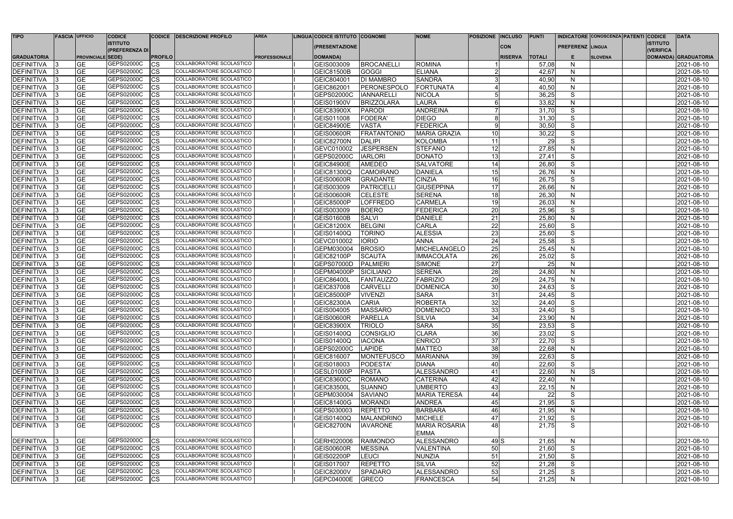| TIPO GRADUATORIA | FASCIA | UFFICIO PROVINCIALE | CODICE ISTITUTO (PREFERENZA DI SEDE) | CODICE PROFILO | DESCRIZIONE PROFILO | AREA PROFESSIONALE | LINGUA | CODICE ISTITUTO (PRESENTAZIONE DOMANDA) | COGNOME | NOME | POSIZIONE | INCLUSO CON RISERVA | PUNTI TOTALI | INDICATORE PREFERENZ E | CONOSCENZA LINGUA SLOVENA | PATENTI | CODICE ISTITUTO (VERIFICA DOMANDA) | DATA GRADUATORIA |
|---|---|---|---|---|---|---|---|---|---|---|---|---|---|---|---|---|---|---|
| DEFINITIVA | 3 | GE | GEPS02000C | CS | COLLABORATORE SCOLASTICO | | I | GEIS003009 | BROCANELLI | ROMINA | 1 | | 57,08 | N | | | | 2021-08-10 |
| DEFINITIVA | 3 | GE | GEPS02000C | CS | COLLABORATORE SCOLASTICO | | I | GEIC81500B | GOGGI | ELIANA | 2 | | 42,67 | N | | | | 2021-08-10 |
| DEFINITIVA | 3 | GE | GEPS02000C | CS | COLLABORATORE SCOLASTICO | | I | GEIC804001 | DI MAMBRO | SANDRA | 3 | | 40,90 | N | | | | 2021-08-10 |
| DEFINITIVA | 3 | GE | GEPS02000C | CS | COLLABORATORE SCOLASTICO | | I | GEIC862001 | PERONESPOLO | FORTUNATA | 4 | | 40,50 | N | | | | 2021-08-10 |
| DEFINITIVA | 3 | GE | GEPS02000C | CS | COLLABORATORE SCOLASTICO | | I | GEPS02000C | IANNARELLI | NICOLA | 5 | | 36,25 | S | | | | 2021-08-10 |
| DEFINITIVA | 3 | GE | GEPS02000C | CS | COLLABORATORE SCOLASTICO | | I | GEIS01900V | BRIZZOLARA | LAURA | 6 | | 33,82 | N | | | | 2021-08-10 |
| DEFINITIVA | 3 | GE | GEPS02000C | CS | COLLABORATORE SCOLASTICO | | I | GEIC83900X | PARODI | ANDREINA | 7 | | 31,70 | S | | | | 2021-08-10 |
| DEFINITIVA | 3 | GE | GEPS02000C | CS | COLLABORATORE SCOLASTICO | | I | GEIS011008 | FODERA' | DIEGO | 8 | | 31,30 | S | | | | 2021-08-10 |
| DEFINITIVA | 3 | GE | GEPS02000C | CS | COLLABORATORE SCOLASTICO | | I | GEIC84900E | VASTA | FEDERICA | 9 | | 30,50 | S | | | | 2021-08-10 |
| DEFINITIVA | 3 | GE | GEPS02000C | CS | COLLABORATORE SCOLASTICO | | I | GEIS00600R | FRATANTONIO | MARIA GRAZIA | 10 | | 30,22 | S | | | | 2021-08-10 |
| DEFINITIVA | 3 | GE | GEPS02000C | CS | COLLABORATORE SCOLASTICO | | I | GEIC82700N | DALIPI | KOLOMBA | 11 | | 29 | S | | | | 2021-08-10 |
| DEFINITIVA | 3 | GE | GEPS02000C | CS | COLLABORATORE SCOLASTICO | | I | GEVC010002 | JESPERSEN | STEFANO | 12 | | 27,85 | N | | | | 2021-08-10 |
| DEFINITIVA | 3 | GE | GEPS02000C | CS | COLLABORATORE SCOLASTICO | | I | GEPS02000C | IARLORI | DONATO | 13 | | 27,41 | S | | | | 2021-08-10 |
| DEFINITIVA | 3 | GE | GEPS02000C | CS | COLLABORATORE SCOLASTICO | | I | GEIC84900E | AMEDEO | SALVATORE | 14 | | 26,80 | S | | | | 2021-08-10 |
| DEFINITIVA | 3 | GE | GEPS02000C | CS | COLLABORATORE SCOLASTICO | | I | GEIC81300Q | CAMOIRANO | DANIELA | 15 | | 26,76 | N | | | | 2021-08-10 |
| DEFINITIVA | 3 | GE | GEPS02000C | CS | COLLABORATORE SCOLASTICO | | I | GEIS00600R | GRADANTE | CINZIA | 16 | | 26,75 | S | | | | 2021-08-10 |
| DEFINITIVA | 3 | GE | GEPS02000C | CS | COLLABORATORE SCOLASTICO | | I | GEIS003009 | PATRICELLI | GIUSEPPINA | 17 | | 26,66 | N | | | | 2021-08-10 |
| DEFINITIVA | 3 | GE | GEPS02000C | CS | COLLABORATORE SCOLASTICO | | I | GEIS00600R | CELESTE | SERENA | 18 | | 26,30 | N | | | | 2021-08-10 |
| DEFINITIVA | 3 | GE | GEPS02000C | CS | COLLABORATORE SCOLASTICO | | I | GEIC85000P | LOFFREDO | CARMELA | 19 | | 26,03 | N | | | | 2021-08-10 |
| DEFINITIVA | 3 | GE | GEPS02000C | CS | COLLABORATORE SCOLASTICO | | I | GEIS003009 | BOERO | FEDERICA | 20 | | 25,96 | S | | | | 2021-08-10 |
| DEFINITIVA | 3 | GE | GEPS02000C | CS | COLLABORATORE SCOLASTICO | | I | GEIS01600B | SALVI | DANIELE | 21 | | 25,80 | N | | | | 2021-08-10 |
| DEFINITIVA | 3 | GE | GEPS02000C | CS | COLLABORATORE SCOLASTICO | | I | GEIC81200X | BELGINI | CARLA | 22 | | 25,60 | S | | | | 2021-08-10 |
| DEFINITIVA | 3 | GE | GEPS02000C | CS | COLLABORATORE SCOLASTICO | | I | GEIS01400Q | TORINO | ALESSIA | 23 | | 25,60 | S | | | | 2021-08-10 |
| DEFINITIVA | 3 | GE | GEPS02000C | CS | COLLABORATORE SCOLASTICO | | I | GEVC010002 | IORIO | ANNA | 24 | | 25,58 | S | | | | 2021-08-10 |
| DEFINITIVA | 3 | GE | GEPS02000C | CS | COLLABORATORE SCOLASTICO | | I | GEPM030004 | BROSIO | MICHELANGELO | 25 | | 25,45 | N | | | | 2021-08-10 |
| DEFINITIVA | 3 | GE | GEPS02000C | CS | COLLABORATORE SCOLASTICO | | I | GEIC82100P | SCAUTA | IMMACOLATA | 26 | | 25,02 | S | | | | 2021-08-10 |
| DEFINITIVA | 3 | GE | GEPS02000C | CS | COLLABORATORE SCOLASTICO | | I | GEPS07000D | PALMIERI | SIMONE | 27 | | 25 | N | | | | 2021-08-10 |
| DEFINITIVA | 3 | GE | GEPS02000C | CS | COLLABORATORE SCOLASTICO | | I | GEPM04000P | SICILIANO | SERENA | 28 | | 24,80 | N | | | | 2021-08-10 |
| DEFINITIVA | 3 | GE | GEPS02000C | CS | COLLABORATORE SCOLASTICO | | I | GEIC86400L | FANTAUZZO | FABRIZIO | 29 | | 24,75 | N | | | | 2021-08-10 |
| DEFINITIVA | 3 | GE | GEPS02000C | CS | COLLABORATORE SCOLASTICO | | I | GEIC837008 | CARVELLI | DOMENICA | 30 | | 24,63 | S | | | | 2021-08-10 |
| DEFINITIVA | 3 | GE | GEPS02000C | CS | COLLABORATORE SCOLASTICO | | I | GEIC85000P | VIVENZI | SARA | 31 | | 24,45 | S | | | | 2021-08-10 |
| DEFINITIVA | 3 | GE | GEPS02000C | CS | COLLABORATORE SCOLASTICO | | I | GEIC82300A | CARIA | ROBERTA | 32 | | 24,40 | S | | | | 2021-08-10 |
| DEFINITIVA | 3 | GE | GEPS02000C | CS | COLLABORATORE SCOLASTICO | | I | GEIS004005 | MASSARO | DOMENICO | 33 | | 24,40 | S | | | | 2021-08-10 |
| DEFINITIVA | 3 | GE | GEPS02000C | CS | COLLABORATORE SCOLASTICO | | I | GEIS00600R | PARELLA | SILVIA | 34 | | 23,90 | N | | | | 2021-08-10 |
| DEFINITIVA | 3 | GE | GEPS02000C | CS | COLLABORATORE SCOLASTICO | | I | GEIC83900X | TRIOLO | SARA | 35 | | 23,53 | S | | | | 2021-08-10 |
| DEFINITIVA | 3 | GE | GEPS02000C | CS | COLLABORATORE SCOLASTICO | | I | GEIS01400Q | CONSIGLIO | CLARA | 36 | | 23,02 | S | | | | 2021-08-10 |
| DEFINITIVA | 3 | GE | GEPS02000C | CS | COLLABORATORE SCOLASTICO | | I | GEIS01400Q | IACONA | ENRICO | 37 | | 22,70 | S | | | | 2021-08-10 |
| DEFINITIVA | 3 | GE | GEPS02000C | CS | COLLABORATORE SCOLASTICO | | I | GEPS02000C | LAPIDE | MATTEO | 38 | | 22,68 | N | | | | 2021-08-10 |
| DEFINITIVA | 3 | GE | GEPS02000C | CS | COLLABORATORE SCOLASTICO | | I | GEIC816007 | MONTEFUSCO | MARIANNA | 39 | | 22,63 | S | | | | 2021-08-10 |
| DEFINITIVA | 3 | GE | GEPS02000C | CS | COLLABORATORE SCOLASTICO | | I | GEIS018003 | PODESTA' | DIANA | 40 | | 22,60 | S | | | | 2021-08-10 |
| DEFINITIVA | 3 | GE | GEPS02000C | CS | COLLABORATORE SCOLASTICO | | I | GESL01000P | PASTA | ALESSANDRO | 41 | | 22,60 | N | S | | | 2021-08-10 |
| DEFINITIVA | 3 | GE | GEPS02000C | CS | COLLABORATORE SCOLASTICO | | I | GEIC83600C | ROMANO | CATERINA | 42 | | 22,40 | N | | | | 2021-08-10 |
| DEFINITIVA | 3 | GE | GEPS02000C | CS | COLLABORATORE SCOLASTICO | | I | GEIC83500L | SUANNO | UMBERTO | 43 | | 22,15 | N | | | | 2021-08-10 |
| DEFINITIVA | 3 | GE | GEPS02000C | CS | COLLABORATORE SCOLASTICO | | I | GEPM030004 | SAVIANO | MARIA TERESA | 44 | | 22 | S | | | | 2021-08-10 |
| DEFINITIVA | 3 | GE | GEPS02000C | CS | COLLABORATORE SCOLASTICO | | I | GEIC81400G | MORANDI | ANDREA | 45 | | 21,95 | S | | | | 2021-08-10 |
| DEFINITIVA | 3 | GE | GEPS02000C | CS | COLLABORATORE SCOLASTICO | | I | GEPS030003 | REPETTO | BARBARA | 46 | | 21,95 | N | | | | 2021-08-10 |
| DEFINITIVA | 3 | GE | GEPS02000C | CS | COLLABORATORE SCOLASTICO | | I | GEIS01400Q | MALANDRINO | MICHELE | 47 | | 21,92 | S | | | | 2021-08-10 |
| DEFINITIVA | 3 | GE | GEPS02000C | CS | COLLABORATORE SCOLASTICO | | I | GEIC82700N | IAVARONE | MARIA ROSARIA EMMA | 48 | | 21,75 | S | | | | 2021-08-10 |
| DEFINITIVA | 3 | GE | GEPS02000C | CS | COLLABORATORE SCOLASTICO | | I | GERH020006 | RAIMONDO | ALESSANDRO | 49 | S | 21,65 | N | | | | 2021-08-10 |
| DEFINITIVA | 3 | GE | GEPS02000C | CS | COLLABORATORE SCOLASTICO | | I | GEIS00600R | MESSINA | VALENTINA | 50 | | 21,60 | S | | | | 2021-08-10 |
| DEFINITIVA | 3 | GE | GEPS02000C | CS | COLLABORATORE SCOLASTICO | | I | GEIS02200P | LEUCI | NUNZIA | 51 | | 21,50 | S | | | | 2021-08-10 |
| DEFINITIVA | 3 | GE | GEPS02000C | CS | COLLABORATORE SCOLASTICO | | I | GEIS017007 | REPETTO | SILVIA | 52 | | 21,28 | S | | | | 2021-08-10 |
| DEFINITIVA | 3 | GE | GEPS02000C | CS | COLLABORATORE SCOLASTICO | | I | GEIC82000V | SPADARO | ALESSANDRO | 53 | | 21,25 | S | | | | 2021-08-10 |
| DEFINITIVA | 3 | GE | GEPS02000C | CS | COLLABORATORE SCOLASTICO | | I | GEPC04000E | GRECO | FRANCESCA | 54 | | 21,25 | N | | | | 2021-08-10 |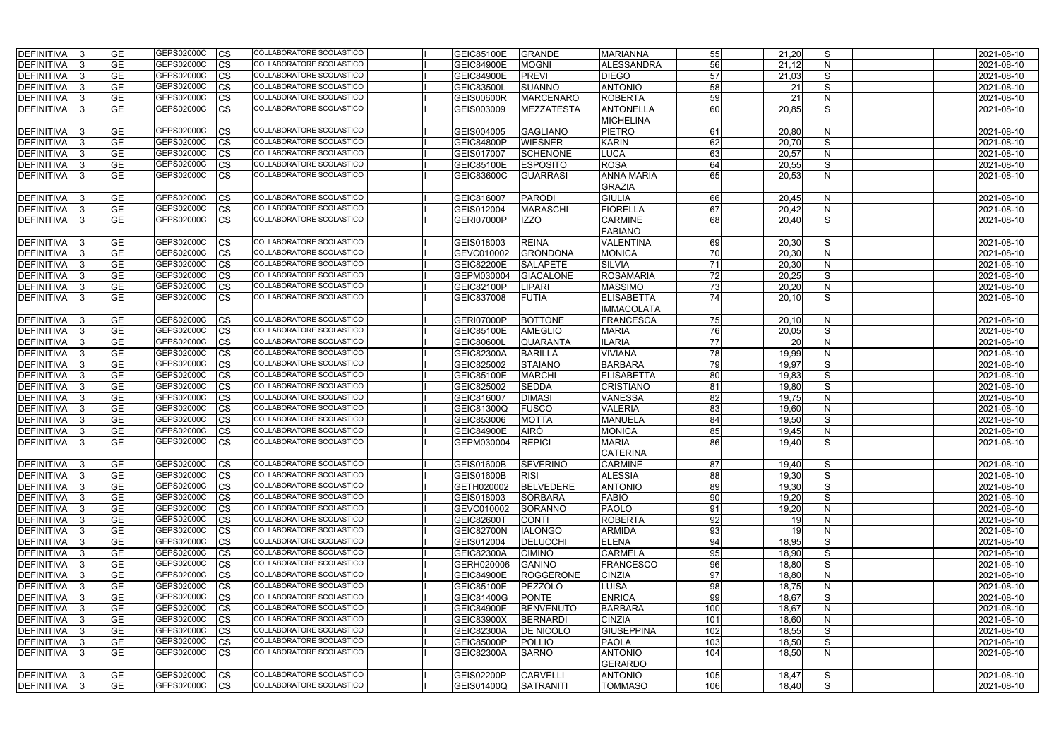| | | | | | | | | | | | | | | | | | | |
|---|---|---|---|---|---|---|---|---|---|---|---|---|---|---|---|---|---|---|
| DEFINITIVA | 3 | GE | GEPS02000C | CS | COLLABORATORE SCOLASTICO | | I | GEIC85100E | GRANDE | MARIANNA | 55 | | 21,20 | S | | | | 2021-08-10 |
| DEFINITIVA | 3 | GE | GEPS02000C | CS | COLLABORATORE SCOLASTICO | | I | GEIC84900E | MOGNI | ALESSANDRA | 56 | | 21,12 | N | | | | 2021-08-10 |
| DEFINITIVA | 3 | GE | GEPS02000C | CS | COLLABORATORE SCOLASTICO | | I | GEIC84900E | PREVI | DIEGO | 57 | | 21,03 | S | | | | 2021-08-10 |
| DEFINITIVA | 3 | GE | GEPS02000C | CS | COLLABORATORE SCOLASTICO | | I | GEIC83500L | SUANNO | ANTONIO | 58 | | 21 | S | | | | 2021-08-10 |
| DEFINITIVA | 3 | GE | GEPS02000C | CS | COLLABORATORE SCOLASTICO | | I | GEIS00600R | MARCENARO | ROBERTA | 59 | | 21 | N | | | | 2021-08-10 |
| DEFINITIVA | 3 | GE | GEPS02000C | CS | COLLABORATORE SCOLASTICO | | I | GEIS003009 | MEZZATESTA | ANTONELLA MICHELINA | 60 | | 20,85 | S | | | | 2021-08-10 |
| DEFINITIVA | 3 | GE | GEPS02000C | CS | COLLABORATORE SCOLASTICO | | I | GEIS004005 | GAGLIANO | PIETRO | 61 | | 20,80 | N | | | | 2021-08-10 |
| DEFINITIVA | 3 | GE | GEPS02000C | CS | COLLABORATORE SCOLASTICO | | I | GEIC84800P | WIESNER | KARIN | 62 | | 20,70 | S | | | | 2021-08-10 |
| DEFINITIVA | 3 | GE | GEPS02000C | CS | COLLABORATORE SCOLASTICO | | I | GEIS017007 | SCHENONE | LUCA | 63 | | 20,57 | N | | | | 2021-08-10 |
| DEFINITIVA | 3 | GE | GEPS02000C | CS | COLLABORATORE SCOLASTICO | | I | GEIC85100E | ESPOSITO | ROSA | 64 | | 20,55 | S | | | | 2021-08-10 |
| DEFINITIVA | 3 | GE | GEPS02000C | CS | COLLABORATORE SCOLASTICO | | I | GEIC83600C | GUARRASI | ANNA MARIA GRAZIA | 65 | | 20,53 | N | | | | 2021-08-10 |
| DEFINITIVA | 3 | GE | GEPS02000C | CS | COLLABORATORE SCOLASTICO | | I | GEIC816007 | PARODI | GIULIA | 66 | | 20,45 | N | | | | 2021-08-10 |
| DEFINITIVA | 3 | GE | GEPS02000C | CS | COLLABORATORE SCOLASTICO | | I | GEIS012004 | MARASCHI | FIORELLA | 67 | | 20,42 | N | | | | 2021-08-10 |
| DEFINITIVA | 3 | GE | GEPS02000C | CS | COLLABORATORE SCOLASTICO | | I | GERI07000P | IZZO | CARMINE FABIANO | 68 | | 20,40 | S | | | | 2021-08-10 |
| DEFINITIVA | 3 | GE | GEPS02000C | CS | COLLABORATORE SCOLASTICO | | I | GEIS018003 | REINA | VALENTINA | 69 | | 20,30 | S | | | | 2021-08-10 |
| DEFINITIVA | 3 | GE | GEPS02000C | CS | COLLABORATORE SCOLASTICO | | I | GEVC010002 | GRONDONA | MONICA | 70 | | 20,30 | N | | | | 2021-08-10 |
| DEFINITIVA | 3 | GE | GEPS02000C | CS | COLLABORATORE SCOLASTICO | | I | GEIC82200E | SALAPETE | SILVIA | 71 | | 20,30 | N | | | | 2021-08-10 |
| DEFINITIVA | 3 | GE | GEPS02000C | CS | COLLABORATORE SCOLASTICO | | I | GEPM030004 | GIACALONE | ROSAMARIA | 72 | | 20,25 | S | | | | 2021-08-10 |
| DEFINITIVA | 3 | GE | GEPS02000C | CS | COLLABORATORE SCOLASTICO | | I | GEIC82100P | LIPARI | MASSIMO | 73 | | 20,20 | N | | | | 2021-08-10 |
| DEFINITIVA | 3 | GE | GEPS02000C | CS | COLLABORATORE SCOLASTICO | | I | GEIC837008 | FUTIA | ELISABETTA IMMACOLATA | 74 | | 20,10 | S | | | | 2021-08-10 |
| DEFINITIVA | 3 | GE | GEPS02000C | CS | COLLABORATORE SCOLASTICO | | I | GERI07000P | BOTTONE | FRANCESCA | 75 | | 20,10 | N | | | | 2021-08-10 |
| DEFINITIVA | 3 | GE | GEPS02000C | CS | COLLABORATORE SCOLASTICO | | I | GEIC85100E | AMEGLIO | MARIA | 76 | | 20,05 | S | | | | 2021-08-10 |
| DEFINITIVA | 3 | GE | GEPS02000C | CS | COLLABORATORE SCOLASTICO | | I | GEIC80600L | QUARANTA | ILARIA | 77 | | 20 | N | | | | 2021-08-10 |
| DEFINITIVA | 3 | GE | GEPS02000C | CS | COLLABORATORE SCOLASTICO | | I | GEIC82300A | BARILLÀ | VIVIANA | 78 | | 19,99 | N | | | | 2021-08-10 |
| DEFINITIVA | 3 | GE | GEPS02000C | CS | COLLABORATORE SCOLASTICO | | I | GEIC825002 | STAIANO | BARBARA | 79 | | 19,97 | S | | | | 2021-08-10 |
| DEFINITIVA | 3 | GE | GEPS02000C | CS | COLLABORATORE SCOLASTICO | | I | GEIC85100E | MARCHI | ELISABETTA | 80 | | 19,83 | S | | | | 2021-08-10 |
| DEFINITIVA | 3 | GE | GEPS02000C | CS | COLLABORATORE SCOLASTICO | | I | GEIC825002 | SEDDA | CRISTIANO | 81 | | 19,80 | S | | | | 2021-08-10 |
| DEFINITIVA | 3 | GE | GEPS02000C | CS | COLLABORATORE SCOLASTICO | | I | GEIC816007 | DIMASI | VANESSA | 82 | | 19,75 | N | | | | 2021-08-10 |
| DEFINITIVA | 3 | GE | GEPS02000C | CS | COLLABORATORE SCOLASTICO | | I | GEIC81300Q | FUSCO | VALERIA | 83 | | 19,60 | N | | | | 2021-08-10 |
| DEFINITIVA | 3 | GE | GEPS02000C | CS | COLLABORATORE SCOLASTICO | | I | GEIC853006 | MOTTA | MANUELA | 84 | | 19,50 | S | | | | 2021-08-10 |
| DEFINITIVA | 3 | GE | GEPS02000C | CS | COLLABORATORE SCOLASTICO | | I | GEIC84900E | AIRÒ | MONICA | 85 | | 19,45 | N | | | | 2021-08-10 |
| DEFINITIVA | 3 | GE | GEPS02000C | CS | COLLABORATORE SCOLASTICO | | I | GEPM030004 | REPICI | MARIA CATERINA | 86 | | 19,40 | S | | | | 2021-08-10 |
| DEFINITIVA | 3 | GE | GEPS02000C | CS | COLLABORATORE SCOLASTICO | | I | GEIS01600B | SEVERINO | CARMINE | 87 | | 19,40 | S | | | | 2021-08-10 |
| DEFINITIVA | 3 | GE | GEPS02000C | CS | COLLABORATORE SCOLASTICO | | I | GEIS01600B | RISI | ALESSIA | 88 | | 19,30 | S | | | | 2021-08-10 |
| DEFINITIVA | 3 | GE | GEPS02000C | CS | COLLABORATORE SCOLASTICO | | I | GETH020002 | BELVEDERE | ANTONIO | 89 | | 19,30 | S | | | | 2021-08-10 |
| DEFINITIVA | 3 | GE | GEPS02000C | CS | COLLABORATORE SCOLASTICO | | I | GEIS018003 | SORBARA | FABIO | 90 | | 19,20 | S | | | | 2021-08-10 |
| DEFINITIVA | 3 | GE | GEPS02000C | CS | COLLABORATORE SCOLASTICO | | I | GEVC010002 | SORANNO | PAOLO | 91 | | 19,20 | N | | | | 2021-08-10 |
| DEFINITIVA | 3 | GE | GEPS02000C | CS | COLLABORATORE SCOLASTICO | | I | GEIC82600T | CONTI | ROBERTA | 92 | | 19 | N | | | | 2021-08-10 |
| DEFINITIVA | 3 | GE | GEPS02000C | CS | COLLABORATORE SCOLASTICO | | I | GEIC82700N | IALONGO | ARMIDA | 93 | | 19 | N | | | | 2021-08-10 |
| DEFINITIVA | 3 | GE | GEPS02000C | CS | COLLABORATORE SCOLASTICO | | I | GEIS012004 | DELUCCHI | ELENA | 94 | | 18,95 | S | | | | 2021-08-10 |
| DEFINITIVA | 3 | GE | GEPS02000C | CS | COLLABORATORE SCOLASTICO | | I | GEIC82300A | CIMINO | CARMELA | 95 | | 18,90 | S | | | | 2021-08-10 |
| DEFINITIVA | 3 | GE | GEPS02000C | CS | COLLABORATORE SCOLASTICO | | I | GERH020006 | GANINO | FRANCESCO | 96 | | 18,80 | S | | | | 2021-08-10 |
| DEFINITIVA | 3 | GE | GEPS02000C | CS | COLLABORATORE SCOLASTICO | | I | GEIC84900E | ROGGERONE | CINZIA | 97 | | 18,80 | N | | | | 2021-08-10 |
| DEFINITIVA | 3 | GE | GEPS02000C | CS | COLLABORATORE SCOLASTICO | | I | GEIC85100E | PEZZOLO | LUISA | 98 | | 18,75 | N | | | | 2021-08-10 |
| DEFINITIVA | 3 | GE | GEPS02000C | CS | COLLABORATORE SCOLASTICO | | I | GEIC81400G | PONTE | ENRICA | 99 | | 18,67 | S | | | | 2021-08-10 |
| DEFINITIVA | 3 | GE | GEPS02000C | CS | COLLABORATORE SCOLASTICO | | I | GEIC84900E | BENVENUTO | BARBARA | 100 | | 18,67 | N | | | | 2021-08-10 |
| DEFINITIVA | 3 | GE | GEPS02000C | CS | COLLABORATORE SCOLASTICO | | I | GEIC83900X | BERNARDI | CINZIA | 101 | | 18,60 | N | | | | 2021-08-10 |
| DEFINITIVA | 3 | GE | GEPS02000C | CS | COLLABORATORE SCOLASTICO | | I | GEIC82300A | DE NICOLO | GIUSEPPINA | 102 | | 18,55 | S | | | | 2021-08-10 |
| DEFINITIVA | 3 | GE | GEPS02000C | CS | COLLABORATORE SCOLASTICO | | I | GEIC85000P | POLLIO | PAOLA | 103 | | 18,50 | S | | | | 2021-08-10 |
| DEFINITIVA | 3 | GE | GEPS02000C | CS | COLLABORATORE SCOLASTICO | | I | GEIC82300A | SARNO | ANTONIO GERARDO | 104 | | 18,50 | N | | | | 2021-08-10 |
| DEFINITIVA | 3 | GE | GEPS02000C | CS | COLLABORATORE SCOLASTICO | | I | GEIS02200P | CARVELLI | ANTONIO | 105 | | 18,47 | S | | | | 2021-08-10 |
| DEFINITIVA | 3 | GE | GEPS02000C | CS | COLLABORATORE SCOLASTICO | | I | GEIS01400Q | SATRANITI | TOMMASO | 106 | | 18,40 | S | | | | 2021-08-10 |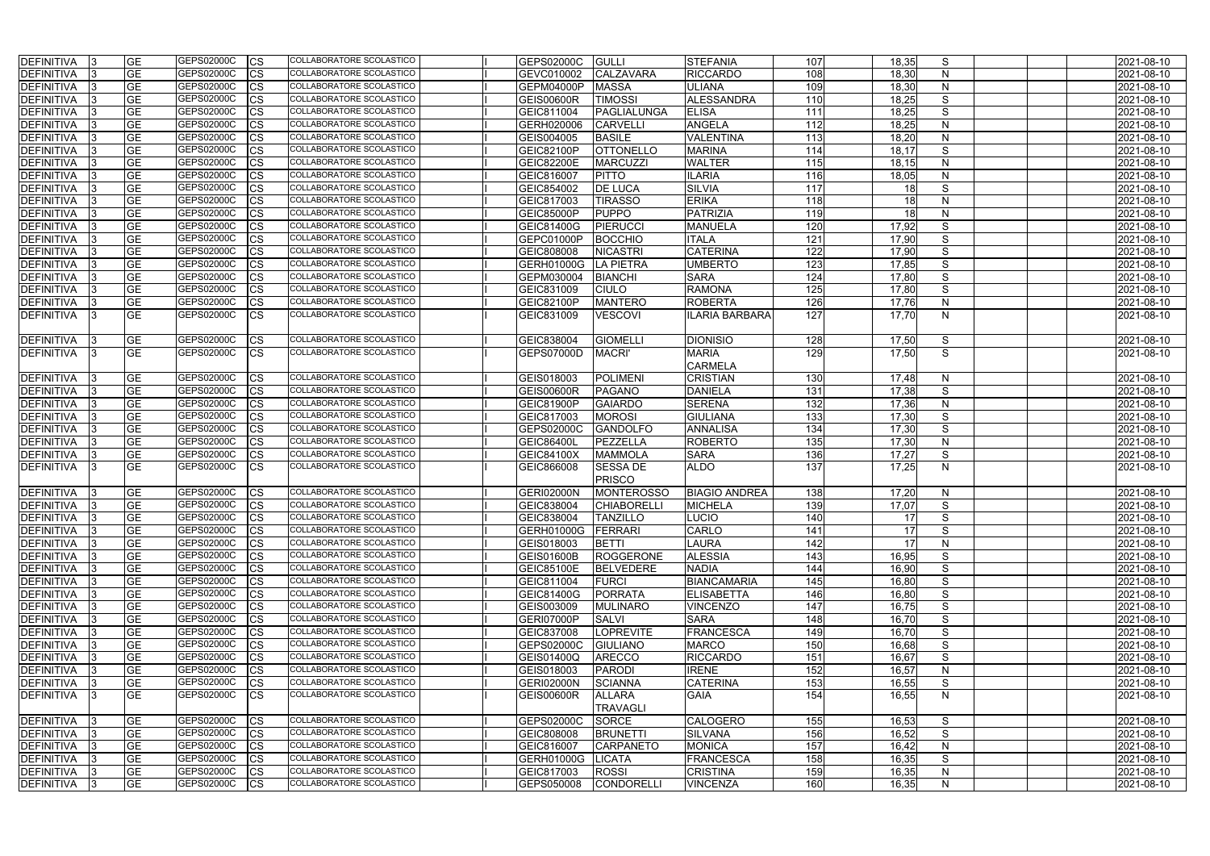| | | | | | | | | | | | | | | | | | | |
|---|---|---|---|---|---|---|---|---|---|---|---|---|---|---|---|---|---|---|
| DEFINITIVA | 3 | GE | GEPS02000C | CS | COLLABORATORE SCOLASTICO | | I | GEPS02000C | GULLI | STEFANIA | 107 | 18,35 | S | | | | | 2021-08-10 |
| DEFINITIVA | 3 | GE | GEPS02000C | CS | COLLABORATORE SCOLASTICO | | I | GEVC010002 | CALZAVARA | RICCARDO | 108 | 18,30 | N | | | | | 2021-08-10 |
| DEFINITIVA | 3 | GE | GEPS02000C | CS | COLLABORATORE SCOLASTICO | | I | GEPM04000P | MASSA | ULIANA | 109 | 18,30 | N | | | | | 2021-08-10 |
| DEFINITIVA | 3 | GE | GEPS02000C | CS | COLLABORATORE SCOLASTICO | | I | GEIS00600R | TIMOSSI | ALESSANDRA | 110 | 18,25 | S | | | | | 2021-08-10 |
| DEFINITIVA | 3 | GE | GEPS02000C | CS | COLLABORATORE SCOLASTICO | | I | GEIC811004 | PAGLIALUNGA | ELISA | 111 | 18,25 | S | | | | | 2021-08-10 |
| DEFINITIVA | 3 | GE | GEPS02000C | CS | COLLABORATORE SCOLASTICO | | I | GERH020006 | CARVELLI | ANGELA | 112 | 18,25 | N | | | | | 2021-08-10 |
| DEFINITIVA | 3 | GE | GEPS02000C | CS | COLLABORATORE SCOLASTICO | | I | GEIS004005 | BASILE | VALENTINA | 113 | 18,20 | N | | | | | 2021-08-10 |
| DEFINITIVA | 3 | GE | GEPS02000C | CS | COLLABORATORE SCOLASTICO | | I | GEIC82100P | OTTONELLO | MARINA | 114 | 18,17 | S | | | | | 2021-08-10 |
| DEFINITIVA | 3 | GE | GEPS02000C | CS | COLLABORATORE SCOLASTICO | | I | GEIC82200E | MARCUZZI | WALTER | 115 | 18,15 | N | | | | | 2021-08-10 |
| DEFINITIVA | 3 | GE | GEPS02000C | CS | COLLABORATORE SCOLASTICO | | I | GEIC816007 | PITTO | ILARIA | 116 | 18,05 | N | | | | | 2021-08-10 |
| DEFINITIVA | 3 | GE | GEPS02000C | CS | COLLABORATORE SCOLASTICO | | I | GEIC854002 | DE LUCA | SILVIA | 117 | 18 | S | | | | | 2021-08-10 |
| DEFINITIVA | 3 | GE | GEPS02000C | CS | COLLABORATORE SCOLASTICO | | I | GEIC817003 | TIRASSO | ERIKA | 118 | 18 | N | | | | | 2021-08-10 |
| DEFINITIVA | 3 | GE | GEPS02000C | CS | COLLABORATORE SCOLASTICO | | I | GEIC85000P | PUPPO | PATRIZIA | 119 | 18 | N | | | | | 2021-08-10 |
| DEFINITIVA | 3 | GE | GEPS02000C | CS | COLLABORATORE SCOLASTICO | | I | GEIC81400G | PIERUCCI | MANUELA | 120 | 17,92 | S | | | | | 2021-08-10 |
| DEFINITIVA | 3 | GE | GEPS02000C | CS | COLLABORATORE SCOLASTICO | | I | GEPC01000P | BOCCHIO | ITALA | 121 | 17,90 | S | | | | | 2021-08-10 |
| DEFINITIVA | 3 | GE | GEPS02000C | CS | COLLABORATORE SCOLASTICO | | I | GEIC808008 | NICASTRI | CATERINA | 122 | 17,90 | S | | | | | 2021-08-10 |
| DEFINITIVA | 3 | GE | GEPS02000C | CS | COLLABORATORE SCOLASTICO | | I | GERH01000G | LA PIETRA | UMBERTO | 123 | 17,85 | S | | | | | 2021-08-10 |
| DEFINITIVA | 3 | GE | GEPS02000C | CS | COLLABORATORE SCOLASTICO | | I | GEPM030004 | BIANCHI | SARA | 124 | 17,80 | S | | | | | 2021-08-10 |
| DEFINITIVA | 3 | GE | GEPS02000C | CS | COLLABORATORE SCOLASTICO | | I | GEIC831009 | CIULO | RAMONA | 125 | 17,80 | S | | | | | 2021-08-10 |
| DEFINITIVA | 3 | GE | GEPS02000C | CS | COLLABORATORE SCOLASTICO | | I | GEIC82100P | MANTERO | ROBERTA | 126 | 17,76 | N | | | | | 2021-08-10 |
| DEFINITIVA | 3 | GE | GEPS02000C | CS | COLLABORATORE SCOLASTICO | | I | GEIC831009 | VESCOVI | ILARIA BARBARA | 127 | 17,70 | N | | | | | 2021-08-10 |
| DEFINITIVA | 3 | GE | GEPS02000C | CS | COLLABORATORE SCOLASTICO | | I | GEIC838004 | GIOMELLI | DIONISIO | 128 | 17,50 | S | | | | | 2021-08-10 |
| DEFINITIVA | 3 | GE | GEPS02000C | CS | COLLABORATORE SCOLASTICO | | I | GEPS07000D | MACRI' | MARIA CARMELA | 129 | 17,50 | S | | | | | 2021-08-10 |
| DEFINITIVA | 3 | GE | GEPS02000C | CS | COLLABORATORE SCOLASTICO | | I | GEIS018003 | POLIMENI | CRISTIAN | 130 | 17,48 | N | | | | | 2021-08-10 |
| DEFINITIVA | 3 | GE | GEPS02000C | CS | COLLABORATORE SCOLASTICO | | I | GEIS00600R | PAGANO | DANIELA | 131 | 17,38 | S | | | | | 2021-08-10 |
| DEFINITIVA | 3 | GE | GEPS02000C | CS | COLLABORATORE SCOLASTICO | | I | GEIC81900P | GAIARDO | SERENA | 132 | 17,36 | N | | | | | 2021-08-10 |
| DEFINITIVA | 3 | GE | GEPS02000C | CS | COLLABORATORE SCOLASTICO | | I | GEIC817003 | MOROSI | GIULIANA | 133 | 17,30 | S | | | | | 2021-08-10 |
| DEFINITIVA | 3 | GE | GEPS02000C | CS | COLLABORATORE SCOLASTICO | | I | GEPS02000C | GANDOLFO | ANNALISA | 134 | 17,30 | S | | | | | 2021-08-10 |
| DEFINITIVA | 3 | GE | GEPS02000C | CS | COLLABORATORE SCOLASTICO | | I | GEIC86400L | PEZZELLA | ROBERTO | 135 | 17,30 | N | | | | | 2021-08-10 |
| DEFINITIVA | 3 | GE | GEPS02000C | CS | COLLABORATORE SCOLASTICO | | I | GEIC84100X | MAMMOLA | SARA | 136 | 17,27 | S | | | | | 2021-08-10 |
| DEFINITIVA | 3 | GE | GEPS02000C | CS | COLLABORATORE SCOLASTICO | | I | GEIC866008 | SESSA DE PRISCO | ALDO | 137 | 17,25 | N | | | | | 2021-08-10 |
| DEFINITIVA | 3 | GE | GEPS02000C | CS | COLLABORATORE SCOLASTICO | | I | GERI02000N | MONTEROSSO | BIAGIO ANDREA | 138 | 17,20 | N | | | | | 2021-08-10 |
| DEFINITIVA | 3 | GE | GEPS02000C | CS | COLLABORATORE SCOLASTICO | | I | GEIC838004 | CHIABORELLI | MICHELA | 139 | 17,07 | S | | | | | 2021-08-10 |
| DEFINITIVA | 3 | GE | GEPS02000C | CS | COLLABORATORE SCOLASTICO | | I | GEIC838004 | TANZILLO | LUCIO | 140 | 17 | S | | | | | 2021-08-10 |
| DEFINITIVA | 3 | GE | GEPS02000C | CS | COLLABORATORE SCOLASTICO | | I | GERH01000G | FERRARI | CARLO | 141 | 17 | S | | | | | 2021-08-10 |
| DEFINITIVA | 3 | GE | GEPS02000C | CS | COLLABORATORE SCOLASTICO | | I | GEIS018003 | BETTI | LAURA | 142 | 17 | N | | | | | 2021-08-10 |
| DEFINITIVA | 3 | GE | GEPS02000C | CS | COLLABORATORE SCOLASTICO | | I | GEIS01600B | ROGGERONE | ALESSIA | 143 | 16,95 | S | | | | | 2021-08-10 |
| DEFINITIVA | 3 | GE | GEPS02000C | CS | COLLABORATORE SCOLASTICO | | I | GEIC85100E | BELVEDERE | NADIA | 144 | 16,90 | S | | | | | 2021-08-10 |
| DEFINITIVA | 3 | GE | GEPS02000C | CS | COLLABORATORE SCOLASTICO | | I | GEIC811004 | FURCI | BIANCAMARIA | 145 | 16,80 | S | | | | | 2021-08-10 |
| DEFINITIVA | 3 | GE | GEPS02000C | CS | COLLABORATORE SCOLASTICO | | I | GEIC81400G | PORRATA | ELISABETTA | 146 | 16,80 | S | | | | | 2021-08-10 |
| DEFINITIVA | 3 | GE | GEPS02000C | CS | COLLABORATORE SCOLASTICO | | I | GEIS003009 | MULINARO | VINCENZO | 147 | 16,75 | S | | | | | 2021-08-10 |
| DEFINITIVA | 3 | GE | GEPS02000C | CS | COLLABORATORE SCOLASTICO | | I | GERI07000P | SALVI | SARA | 148 | 16,70 | S | | | | | 2021-08-10 |
| DEFINITIVA | 3 | GE | GEPS02000C | CS | COLLABORATORE SCOLASTICO | | I | GEIC837008 | LOPREVITE | FRANCESCA | 149 | 16,70 | S | | | | | 2021-08-10 |
| DEFINITIVA | 3 | GE | GEPS02000C | CS | COLLABORATORE SCOLASTICO | | I | GEPS02000C | GIULIANO | MARCO | 150 | 16,68 | S | | | | | 2021-08-10 |
| DEFINITIVA | 3 | GE | GEPS02000C | CS | COLLABORATORE SCOLASTICO | | I | GEIS01400Q | ARECCO | RICCARDO | 151 | 16,67 | S | | | | | 2021-08-10 |
| DEFINITIVA | 3 | GE | GEPS02000C | CS | COLLABORATORE SCOLASTICO | | I | GEIS018003 | PARODI | IRENE | 152 | 16,57 | N | | | | | 2021-08-10 |
| DEFINITIVA | 3 | GE | GEPS02000C | CS | COLLABORATORE SCOLASTICO | | I | GERI02000N | SCIANNA | CATERINA | 153 | 16,55 | S | | | | | 2021-08-10 |
| DEFINITIVA | 3 | GE | GEPS02000C | CS | COLLABORATORE SCOLASTICO | | I | GEIS00600R | ALLARA TRAVAGLI | GAIA | 154 | 16,55 | N | | | | | 2021-08-10 |
| DEFINITIVA | 3 | GE | GEPS02000C | CS | COLLABORATORE SCOLASTICO | | I | GEPS02000C | SORCE | CALOGERO | 155 | 16,53 | S | | | | | 2021-08-10 |
| DEFINITIVA | 3 | GE | GEPS02000C | CS | COLLABORATORE SCOLASTICO | | I | GEIC808008 | BRUNETTI | SILVANA | 156 | 16,52 | S | | | | | 2021-08-10 |
| DEFINITIVA | 3 | GE | GEPS02000C | CS | COLLABORATORE SCOLASTICO | | I | GEIC816007 | CARPANETO | MONICA | 157 | 16,42 | N | | | | | 2021-08-10 |
| DEFINITIVA | 3 | GE | GEPS02000C | CS | COLLABORATORE SCOLASTICO | | I | GERH01000G | LICATA | FRANCESCA | 158 | 16,35 | S | | | | | 2021-08-10 |
| DEFINITIVA | 3 | GE | GEPS02000C | CS | COLLABORATORE SCOLASTICO | | I | GEIC817003 | ROSSI | CRISTINA | 159 | 16,35 | N | | | | | 2021-08-10 |
| DEFINITIVA | 3 | GE | GEPS02000C | CS | COLLABORATORE SCOLASTICO | | I | GEPS050008 | CONDORELLI | VINCENZA | 160 | 16,35 | N | | | | | 2021-08-10 |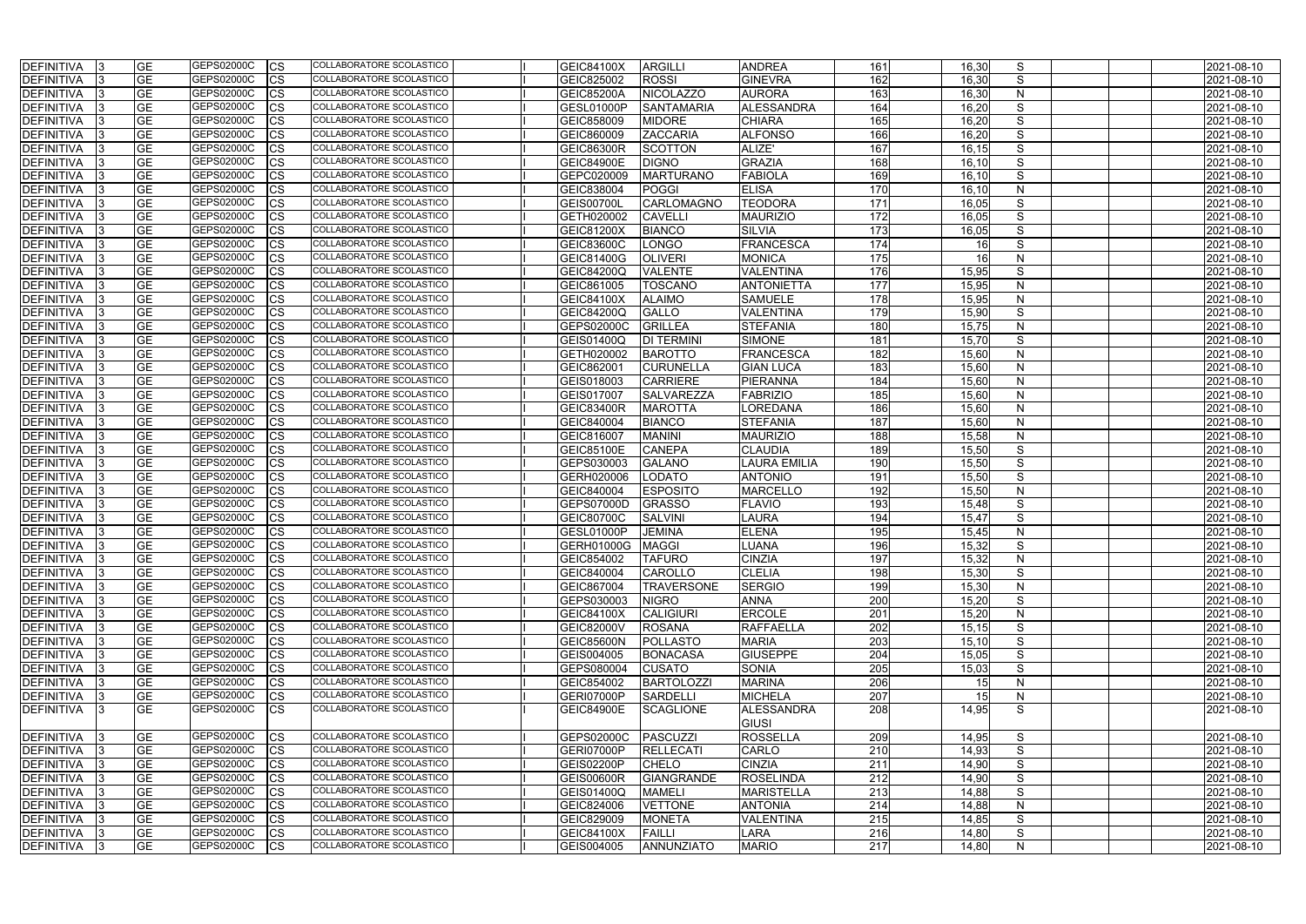| | | | | | | | | | | | | | | | | | | |
|---|---|---|---|---|---|---|---|---|---|---|---|---|---|---|---|---|---|---|
| DEFINITIVA | 3 | GE | GEPS02000C | CS | COLLABORATORE SCOLASTICO | | I | GEIC84100X | ARGILLI | ANDREA | 161 | 16,30 | S | | | | | 2021-08-10 |
| DEFINITIVA | 3 | GE | GEPS02000C | CS | COLLABORATORE SCOLASTICO | | I | GEIC825002 | ROSSI | GINEVRA | 162 | 16,30 | S | | | | | 2021-08-10 |
| DEFINITIVA | 3 | GE | GEPS02000C | CS | COLLABORATORE SCOLASTICO | | I | GEIC85200A | NICOLAZZO | AURORA | 163 | 16,30 | N | | | | | 2021-08-10 |
| DEFINITIVA | 3 | GE | GEPS02000C | CS | COLLABORATORE SCOLASTICO | | I | GESL01000P | SANTAMARIA | ALESSANDRA | 164 | 16,20 | S | | | | | 2021-08-10 |
| DEFINITIVA | 3 | GE | GEPS02000C | CS | COLLABORATORE SCOLASTICO | | I | GEIC858009 | MIDORE | CHIARA | 165 | 16,20 | S | | | | | 2021-08-10 |
| DEFINITIVA | 3 | GE | GEPS02000C | CS | COLLABORATORE SCOLASTICO | | I | GEIC860009 | ZACCARIA | ALFONSO | 166 | 16,20 | S | | | | | 2021-08-10 |
| DEFINITIVA | 3 | GE | GEPS02000C | CS | COLLABORATORE SCOLASTICO | | I | GEIC86300R | SCOTTON | ALIZE' | 167 | 16,15 | S | | | | | 2021-08-10 |
| DEFINITIVA | 3 | GE | GEPS02000C | CS | COLLABORATORE SCOLASTICO | | I | GEIC84900E | DIGNO | GRAZIA | 168 | 16,10 | S | | | | | 2021-08-10 |
| DEFINITIVA | 3 | GE | GEPS02000C | CS | COLLABORATORE SCOLASTICO | | I | GEPC020009 | MARTURANO | FABIOLA | 169 | 16,10 | S | | | | | 2021-08-10 |
| DEFINITIVA | 3 | GE | GEPS02000C | CS | COLLABORATORE SCOLASTICO | | I | GEIC838004 | POGGI | ELISA | 170 | 16,10 | N | | | | | 2021-08-10 |
| DEFINITIVA | 3 | GE | GEPS02000C | CS | COLLABORATORE SCOLASTICO | | I | GEIS00700L | CARLOMAGNO | TEODORA | 171 | 16,05 | S | | | | | 2021-08-10 |
| DEFINITIVA | 3 | GE | GEPS02000C | CS | COLLABORATORE SCOLASTICO | | I | GETH020002 | CAVELLI | MAURIZIO | 172 | 16,05 | S | | | | | 2021-08-10 |
| DEFINITIVA | 3 | GE | GEPS02000C | CS | COLLABORATORE SCOLASTICO | | I | GEIC81200X | BIANCO | SILVIA | 173 | 16,05 | S | | | | | 2021-08-10 |
| DEFINITIVA | 3 | GE | GEPS02000C | CS | COLLABORATORE SCOLASTICO | | I | GEIC83600C | LONGO | FRANCESCA | 174 | 16 | S | | | | | 2021-08-10 |
| DEFINITIVA | 3 | GE | GEPS02000C | CS | COLLABORATORE SCOLASTICO | | I | GEIC81400G | OLIVERI | MONICA | 175 | 16 | N | | | | | 2021-08-10 |
| DEFINITIVA | 3 | GE | GEPS02000C | CS | COLLABORATORE SCOLASTICO | | I | GEIC84200Q | VALENTE | VALENTINA | 176 | 15,95 | S | | | | | 2021-08-10 |
| DEFINITIVA | 3 | GE | GEPS02000C | CS | COLLABORATORE SCOLASTICO | | I | GEIC861005 | TOSCANO | ANTONIETTA | 177 | 15,95 | N | | | | | 2021-08-10 |
| DEFINITIVA | 3 | GE | GEPS02000C | CS | COLLABORATORE SCOLASTICO | | I | GEIC84100X | ALAIMO | SAMUELE | 178 | 15,95 | N | | | | | 2021-08-10 |
| DEFINITIVA | 3 | GE | GEPS02000C | CS | COLLABORATORE SCOLASTICO | | I | GEIC84200Q | GALLO | VALENTINA | 179 | 15,90 | S | | | | | 2021-08-10 |
| DEFINITIVA | 3 | GE | GEPS02000C | CS | COLLABORATORE SCOLASTICO | | I | GEPS02000C | GRILLEA | STEFANIA | 180 | 15,75 | N | | | | | 2021-08-10 |
| DEFINITIVA | 3 | GE | GEPS02000C | CS | COLLABORATORE SCOLASTICO | | I | GEIS01400Q | DI TERMINI | SIMONE | 181 | 15,70 | S | | | | | 2021-08-10 |
| DEFINITIVA | 3 | GE | GEPS02000C | CS | COLLABORATORE SCOLASTICO | | I | GETH020002 | BAROTTO | FRANCESCA | 182 | 15,60 | N | | | | | 2021-08-10 |
| DEFINITIVA | 3 | GE | GEPS02000C | CS | COLLABORATORE SCOLASTICO | | I | GEIC862001 | CURUNELLA | GIAN LUCA | 183 | 15,60 | N | | | | | 2021-08-10 |
| DEFINITIVA | 3 | GE | GEPS02000C | CS | COLLABORATORE SCOLASTICO | | I | GEIS018003 | CARRIERE | PIERANNA | 184 | 15,60 | N | | | | | 2021-08-10 |
| DEFINITIVA | 3 | GE | GEPS02000C | CS | COLLABORATORE SCOLASTICO | | I | GEIS017007 | SALVAREZZA | FABRIZIO | 185 | 15,60 | N | | | | | 2021-08-10 |
| DEFINITIVA | 3 | GE | GEPS02000C | CS | COLLABORATORE SCOLASTICO | | I | GEIC83400R | MAROTTA | LOREDANA | 186 | 15,60 | N | | | | | 2021-08-10 |
| DEFINITIVA | 3 | GE | GEPS02000C | CS | COLLABORATORE SCOLASTICO | | I | GEIC840004 | BIANCO | STEFANIA | 187 | 15,60 | N | | | | | 2021-08-10 |
| DEFINITIVA | 3 | GE | GEPS02000C | CS | COLLABORATORE SCOLASTICO | | I | GEIC816007 | MANINI | MAURIZIO | 188 | 15,58 | N | | | | | 2021-08-10 |
| DEFINITIVA | 3 | GE | GEPS02000C | CS | COLLABORATORE SCOLASTICO | | I | GEIC85100E | CANEPA | CLAUDIA | 189 | 15,50 | S | | | | | 2021-08-10 |
| DEFINITIVA | 3 | GE | GEPS02000C | CS | COLLABORATORE SCOLASTICO | | I | GEPS030003 | GALANO | LAURA EMILIA | 190 | 15,50 | S | | | | | 2021-08-10 |
| DEFINITIVA | 3 | GE | GEPS02000C | CS | COLLABORATORE SCOLASTICO | | I | GERH020006 | LODATO | ANTONIO | 191 | 15,50 | S | | | | | 2021-08-10 |
| DEFINITIVA | 3 | GE | GEPS02000C | CS | COLLABORATORE SCOLASTICO | | I | GEIC840004 | ESPOSITO | MARCELLO | 192 | 15,50 | N | | | | | 2021-08-10 |
| DEFINITIVA | 3 | GE | GEPS02000C | CS | COLLABORATORE SCOLASTICO | | I | GEPS07000D | GRASSO | FLAVIO | 193 | 15,48 | S | | | | | 2021-08-10 |
| DEFINITIVA | 3 | GE | GEPS02000C | CS | COLLABORATORE SCOLASTICO | | I | GEIC80700C | SALVINI | LAURA | 194 | 15,47 | S | | | | | 2021-08-10 |
| DEFINITIVA | 3 | GE | GEPS02000C | CS | COLLABORATORE SCOLASTICO | | I | GESL01000P | JEMINA | ELENA | 195 | 15,45 | N | | | | | 2021-08-10 |
| DEFINITIVA | 3 | GE | GEPS02000C | CS | COLLABORATORE SCOLASTICO | | I | GERH01000G | MAGGI | LUANA | 196 | 15,32 | S | | | | | 2021-08-10 |
| DEFINITIVA | 3 | GE | GEPS02000C | CS | COLLABORATORE SCOLASTICO | | I | GEIC854002 | TAFURO | CINZIA | 197 | 15,32 | N | | | | | 2021-08-10 |
| DEFINITIVA | 3 | GE | GEPS02000C | CS | COLLABORATORE SCOLASTICO | | I | GEIC840004 | CAROLLO | CLELIA | 198 | 15,30 | S | | | | | 2021-08-10 |
| DEFINITIVA | 3 | GE | GEPS02000C | CS | COLLABORATORE SCOLASTICO | | I | GEIC867004 | TRAVERSONE | SERGIO | 199 | 15,30 | N | | | | | 2021-08-10 |
| DEFINITIVA | 3 | GE | GEPS02000C | CS | COLLABORATORE SCOLASTICO | | I | GEPS030003 | NIGRO | ANNA | 200 | 15,20 | S | | | | | 2021-08-10 |
| DEFINITIVA | 3 | GE | GEPS02000C | CS | COLLABORATORE SCOLASTICO | | I | GEIC84100X | CALIGIURI | ERCOLE | 201 | 15,20 | N | | | | | 2021-08-10 |
| DEFINITIVA | 3 | GE | GEPS02000C | CS | COLLABORATORE SCOLASTICO | | I | GEIC82000V | ROSANA | RAFFAELLA | 202 | 15,15 | S | | | | | 2021-08-10 |
| DEFINITIVA | 3 | GE | GEPS02000C | CS | COLLABORATORE SCOLASTICO | | I | GEIC85600N | POLLASTO | MARIA | 203 | 15,10 | S | | | | | 2021-08-10 |
| DEFINITIVA | 3 | GE | GEPS02000C | CS | COLLABORATORE SCOLASTICO | | I | GEIS004005 | BONACASA | GIUSEPPE | 204 | 15,05 | S | | | | | 2021-08-10 |
| DEFINITIVA | 3 | GE | GEPS02000C | CS | COLLABORATORE SCOLASTICO | | I | GEPS080004 | CUSATO | SONIA | 205 | 15,03 | S | | | | | 2021-08-10 |
| DEFINITIVA | 3 | GE | GEPS02000C | CS | COLLABORATORE SCOLASTICO | | I | GEIC854002 | BARTOLOZZI | MARINA | 206 | 15 | N | | | | | 2021-08-10 |
| DEFINITIVA | 3 | GE | GEPS02000C | CS | COLLABORATORE SCOLASTICO | | I | GERI07000P | SARDELLI | MICHELA | 207 | 15 | N | | | | | 2021-08-10 |
| DEFINITIVA | 3 | GE | GEPS02000C | CS | COLLABORATORE SCOLASTICO | | I | GEIC84900E | SCAGLIONE | ALESSANDRA GIUSI | 208 | 14,95 | S | | | | | 2021-08-10 |
| DEFINITIVA | 3 | GE | GEPS02000C | CS | COLLABORATORE SCOLASTICO | | I | GEPS02000C | PASCUZZI | ROSSELLA | 209 | 14,95 | S | | | | | 2021-08-10 |
| DEFINITIVA | 3 | GE | GEPS02000C | CS | COLLABORATORE SCOLASTICO | | I | GERI07000P | RELLECATI | CARLO | 210 | 14,93 | S | | | | | 2021-08-10 |
| DEFINITIVA | 3 | GE | GEPS02000C | CS | COLLABORATORE SCOLASTICO | | I | GEIS02200P | CHELO | CINZIA | 211 | 14,90 | S | | | | | 2021-08-10 |
| DEFINITIVA | 3 | GE | GEPS02000C | CS | COLLABORATORE SCOLASTICO | | I | GEIS00600R | GIANGRANDE | ROSELINDA | 212 | 14,90 | S | | | | | 2021-08-10 |
| DEFINITIVA | 3 | GE | GEPS02000C | CS | COLLABORATORE SCOLASTICO | | I | GEIS01400Q | MAMELI | MARISTELLA | 213 | 14,88 | S | | | | | 2021-08-10 |
| DEFINITIVA | 3 | GE | GEPS02000C | CS | COLLABORATORE SCOLASTICO | | I | GEIC824006 | VETTONE | ANTONIA | 214 | 14,88 | N | | | | | 2021-08-10 |
| DEFINITIVA | 3 | GE | GEPS02000C | CS | COLLABORATORE SCOLASTICO | | I | GEIC829009 | MONETA | VALENTINA | 215 | 14,85 | S | | | | | 2021-08-10 |
| DEFINITIVA | 3 | GE | GEPS02000C | CS | COLLABORATORE SCOLASTICO | | I | GEIC84100X | FAILLI | LARA | 216 | 14,80 | S | | | | | 2021-08-10 |
| DEFINITIVA | 3 | GE | GEPS02000C | CS | COLLABORATORE SCOLASTICO | | I | GEIS004005 | ANNUNZIATO | MARIO | 217 | 14,80 | N | | | | | 2021-08-10 |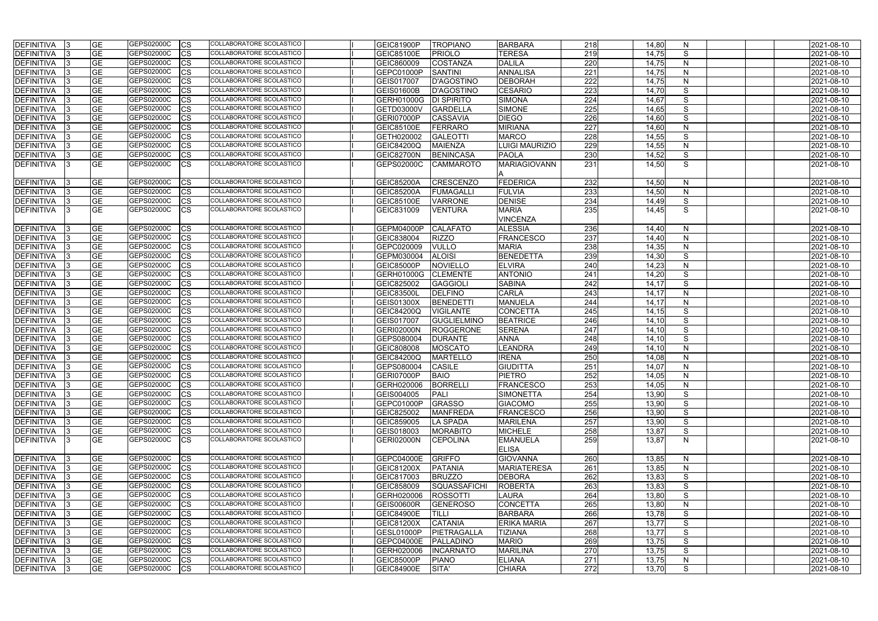| | | | | | | | | | | | | | | | | | | |
|---|---|---|---|---|---|---|---|---|---|---|---|---|---|---|---|---|---|---|
| DEFINITIVA | 3 | GE | GEPS02000C | CS | COLLABORATORE SCOLASTICO | | I | GEIC81900P | TROPIANO | BARBARA | 218 | 14,80 | N | | | | | 2021-08-10 |
| DEFINITIVA | 3 | GE | GEPS02000C | CS | COLLABORATORE SCOLASTICO | | I | GEIC85100E | PRIOLO | TERESA | 219 | 14,75 | S | | | | | 2021-08-10 |
| DEFINITIVA | 3 | GE | GEPS02000C | CS | COLLABORATORE SCOLASTICO | | I | GEIC860009 | COSTANZA | DALILA | 220 | 14,75 | N | | | | | 2021-08-10 |
| DEFINITIVA | 3 | GE | GEPS02000C | CS | COLLABORATORE SCOLASTICO | | I | GEPC01000P | SANTINI | ANNALISA | 221 | 14,75 | N | | | | | 2021-08-10 |
| DEFINITIVA | 3 | GE | GEPS02000C | CS | COLLABORATORE SCOLASTICO | | I | GEIS017007 | D'AGOSTINO | DEBORAH | 222 | 14,75 | N | | | | | 2021-08-10 |
| DEFINITIVA | 3 | GE | GEPS02000C | CS | COLLABORATORE SCOLASTICO | | I | GEIS01600B | D'AGOSTINO | CESARIO | 223 | 14,70 | S | | | | | 2021-08-10 |
| DEFINITIVA | 3 | GE | GEPS02000C | CS | COLLABORATORE SCOLASTICO | | I | GERH01000G | DI SPIRITO | SIMONA | 224 | 14,67 | S | | | | | 2021-08-10 |
| DEFINITIVA | 3 | GE | GEPS02000C | CS | COLLABORATORE SCOLASTICO | | I | GETD03000V | GARDELLA | SIMONE | 225 | 14,65 | S | | | | | 2021-08-10 |
| DEFINITIVA | 3 | GE | GEPS02000C | CS | COLLABORATORE SCOLASTICO | | I | GERI07000P | CASSAVIA | DIEGO | 226 | 14,60 | S | | | | | 2021-08-10 |
| DEFINITIVA | 3 | GE | GEPS02000C | CS | COLLABORATORE SCOLASTICO | | I | GEIC85100E | FERRARO | MIRIANA | 227 | 14,60 | N | | | | | 2021-08-10 |
| DEFINITIVA | 3 | GE | GEPS02000C | CS | COLLABORATORE SCOLASTICO | | I | GETH020002 | GALEOTTI | MARCO | 228 | 14,55 | S | | | | | 2021-08-10 |
| DEFINITIVA | 3 | GE | GEPS02000C | CS | COLLABORATORE SCOLASTICO | | I | GEIC84200Q | MAIENZA | LUIGI MAURIZIO | 229 | 14,55 | N | | | | | 2021-08-10 |
| DEFINITIVA | 3 | GE | GEPS02000C | CS | COLLABORATORE SCOLASTICO | | I | GEIC82700N | BENINCASA | PAOLA | 230 | 14,52 | S | | | | | 2021-08-10 |
| DEFINITIVA | 3 | GE | GEPS02000C | CS | COLLABORATORE SCOLASTICO | | I | GEPS02000C | CAMMAROTO | MARIAGIOVANNA | 231 | 14,50 | S | | | | | 2021-08-10 |
| DEFINITIVA | 3 | GE | GEPS02000C | CS | COLLABORATORE SCOLASTICO | | I | GEIC85200A | CRESCENZO | FEDERICA | 232 | 14,50 | N | | | | | 2021-08-10 |
| DEFINITIVA | 3 | GE | GEPS02000C | CS | COLLABORATORE SCOLASTICO | | I | GEIC85200A | FUMAGALLI | FULVIA | 233 | 14,50 | N | | | | | 2021-08-10 |
| DEFINITIVA | 3 | GE | GEPS02000C | CS | COLLABORATORE SCOLASTICO | | I | GEIC85100E | VARRONE | DENISE | 234 | 14,49 | S | | | | | 2021-08-10 |
| DEFINITIVA | 3 | GE | GEPS02000C | CS | COLLABORATORE SCOLASTICO | | I | GEIC831009 | VENTURA | MARIA VINCENZA | 235 | 14,45 | S | | | | | 2021-08-10 |
| DEFINITIVA | 3 | GE | GEPS02000C | CS | COLLABORATORE SCOLASTICO | | I | GEPM04000P | CALAFATO | ALESSIA | 236 | 14,40 | N | | | | | 2021-08-10 |
| DEFINITIVA | 3 | GE | GEPS02000C | CS | COLLABORATORE SCOLASTICO | | I | GEIC838004 | RIZZO | FRANCESCO | 237 | 14,40 | N | | | | | 2021-08-10 |
| DEFINITIVA | 3 | GE | GEPS02000C | CS | COLLABORATORE SCOLASTICO | | I | GEPC020009 | VULLO | MARIA | 238 | 14,35 | N | | | | | 2021-08-10 |
| DEFINITIVA | 3 | GE | GEPS02000C | CS | COLLABORATORE SCOLASTICO | | I | GEPM030004 | ALOISI | BENEDETTA | 239 | 14,30 | S | | | | | 2021-08-10 |
| DEFINITIVA | 3 | GE | GEPS02000C | CS | COLLABORATORE SCOLASTICO | | I | GEIC85000P | NOVIELLO | ELVIRA | 240 | 14,23 | N | | | | | 2021-08-10 |
| DEFINITIVA | 3 | GE | GEPS02000C | CS | COLLABORATORE SCOLASTICO | | I | GERH01000G | CLEMENTE | ANTONIO | 241 | 14,20 | S | | | | | 2021-08-10 |
| DEFINITIVA | 3 | GE | GEPS02000C | CS | COLLABORATORE SCOLASTICO | | I | GEIC825002 | GAGGIOLI | SABINA | 242 | 14,17 | S | | | | | 2021-08-10 |
| DEFINITIVA | 3 | GE | GEPS02000C | CS | COLLABORATORE SCOLASTICO | | I | GEIC83500L | DELFINO | CARLA | 243 | 14,17 | N | | | | | 2021-08-10 |
| DEFINITIVA | 3 | GE | GEPS02000C | CS | COLLABORATORE SCOLASTICO | | I | GEIS01300X | BENEDETTI | MANUELA | 244 | 14,17 | N | | | | | 2021-08-10 |
| DEFINITIVA | 3 | GE | GEPS02000C | CS | COLLABORATORE SCOLASTICO | | I | GEIC84200Q | VIGILANTE | CONCETTA | 245 | 14,15 | S | | | | | 2021-08-10 |
| DEFINITIVA | 3 | GE | GEPS02000C | CS | COLLABORATORE SCOLASTICO | | I | GEIS017007 | GUGLIELMINO | BEATRICE | 246 | 14,10 | S | | | | | 2021-08-10 |
| DEFINITIVA | 3 | GE | GEPS02000C | CS | COLLABORATORE SCOLASTICO | | I | GERI02000N | ROGGERONE | SERENA | 247 | 14,10 | S | | | | | 2021-08-10 |
| DEFINITIVA | 3 | GE | GEPS02000C | CS | COLLABORATORE SCOLASTICO | | I | GEPS080004 | DURANTE | ANNA | 248 | 14,10 | S | | | | | 2021-08-10 |
| DEFINITIVA | 3 | GE | GEPS02000C | CS | COLLABORATORE SCOLASTICO | | I | GEIC808008 | MOSCATO | LEANDRA | 249 | 14,10 | N | | | | | 2021-08-10 |
| DEFINITIVA | 3 | GE | GEPS02000C | CS | COLLABORATORE SCOLASTICO | | I | GEIC84200Q | MARTELLO | IRENA | 250 | 14,08 | N | | | | | 2021-08-10 |
| DEFINITIVA | 3 | GE | GEPS02000C | CS | COLLABORATORE SCOLASTICO | | I | GEPS080004 | CASILE | GIUDITTA | 251 | 14,07 | N | | | | | 2021-08-10 |
| DEFINITIVA | 3 | GE | GEPS02000C | CS | COLLABORATORE SCOLASTICO | | I | GERI07000P | BAIO | PIETRO | 252 | 14,05 | N | | | | | 2021-08-10 |
| DEFINITIVA | 3 | GE | GEPS02000C | CS | COLLABORATORE SCOLASTICO | | I | GERH020006 | BORRELLI | FRANCESCO | 253 | 14,05 | N | | | | | 2021-08-10 |
| DEFINITIVA | 3 | GE | GEPS02000C | CS | COLLABORATORE SCOLASTICO | | I | GEIS004005 | PALI | SIMONETTA | 254 | 13,90 | S | | | | | 2021-08-10 |
| DEFINITIVA | 3 | GE | GEPS02000C | CS | COLLABORATORE SCOLASTICO | | I | GEPC01000P | GRASSO | GIACOMO | 255 | 13,90 | S | | | | | 2021-08-10 |
| DEFINITIVA | 3 | GE | GEPS02000C | CS | COLLABORATORE SCOLASTICO | | I | GEIC825002 | MANFREDA | FRANCESCO | 256 | 13,90 | S | | | | | 2021-08-10 |
| DEFINITIVA | 3 | GE | GEPS02000C | CS | COLLABORATORE SCOLASTICO | | I | GEIC859005 | LA SPADA | MARILENA | 257 | 13,90 | S | | | | | 2021-08-10 |
| DEFINITIVA | 3 | GE | GEPS02000C | CS | COLLABORATORE SCOLASTICO | | I | GEIS018003 | MORABITO | MICHELE | 258 | 13,87 | S | | | | | 2021-08-10 |
| DEFINITIVA | 3 | GE | GEPS02000C | CS | COLLABORATORE SCOLASTICO | | I | GERI02000N | CEPOLINA | EMANUELA ELISA | 259 | 13,87 | N | | | | | 2021-08-10 |
| DEFINITIVA | 3 | GE | GEPS02000C | CS | COLLABORATORE SCOLASTICO | | I | GEPC04000E | GRIFFO | GIOVANNA | 260 | 13,85 | N | | | | | 2021-08-10 |
| DEFINITIVA | 3 | GE | GEPS02000C | CS | COLLABORATORE SCOLASTICO | | I | GEIC81200X | PATANIA | MARIATERESA | 261 | 13,85 | N | | | | | 2021-08-10 |
| DEFINITIVA | 3 | GE | GEPS02000C | CS | COLLABORATORE SCOLASTICO | | I | GEIC817003 | BRUZZO | DEBORA | 262 | 13,83 | S | | | | | 2021-08-10 |
| DEFINITIVA | 3 | GE | GEPS02000C | CS | COLLABORATORE SCOLASTICO | | I | GEIC858009 | SQUASSAFICHI | ROBERTA | 263 | 13,83 | S | | | | | 2021-08-10 |
| DEFINITIVA | 3 | GE | GEPS02000C | CS | COLLABORATORE SCOLASTICO | | I | GERH020006 | ROSSOTTI | LAURA | 264 | 13,80 | S | | | | | 2021-08-10 |
| DEFINITIVA | 3 | GE | GEPS02000C | CS | COLLABORATORE SCOLASTICO | | I | GEIS00600R | GENEROSO | CONCETTA | 265 | 13,80 | N | | | | | 2021-08-10 |
| DEFINITIVA | 3 | GE | GEPS02000C | CS | COLLABORATORE SCOLASTICO | | I | GEIC84900E | TILLI | BARBARA | 266 | 13,78 | S | | | | | 2021-08-10 |
| DEFINITIVA | 3 | GE | GEPS02000C | CS | COLLABORATORE SCOLASTICO | | I | GEIC81200X | CATANIA | ERIKA MARIA | 267 | 13,77 | S | | | | | 2021-08-10 |
| DEFINITIVA | 3 | GE | GEPS02000C | CS | COLLABORATORE SCOLASTICO | | I | GESL01000P | PIETRAGALLA | TIZIANA | 268 | 13,77 | S | | | | | 2021-08-10 |
| DEFINITIVA | 3 | GE | GEPS02000C | CS | COLLABORATORE SCOLASTICO | | I | GEPC04000E | PALLADINO | MARIO | 269 | 13,75 | S | | | | | 2021-08-10 |
| DEFINITIVA | 3 | GE | GEPS02000C | CS | COLLABORATORE SCOLASTICO | | I | GERH020006 | INCARNATO | MARILINA | 270 | 13,75 | S | | | | | 2021-08-10 |
| DEFINITIVA | 3 | GE | GEPS02000C | CS | COLLABORATORE SCOLASTICO | | I | GEIC85000P | PIANO | ELIANA | 271 | 13,75 | N | | | | | 2021-08-10 |
| DEFINITIVA | 3 | GE | GEPS02000C | CS | COLLABORATORE SCOLASTICO | | I | GEIC84900E | SITA' | CHIARA | 272 | 13,70 | S | | | | | 2021-08-10 |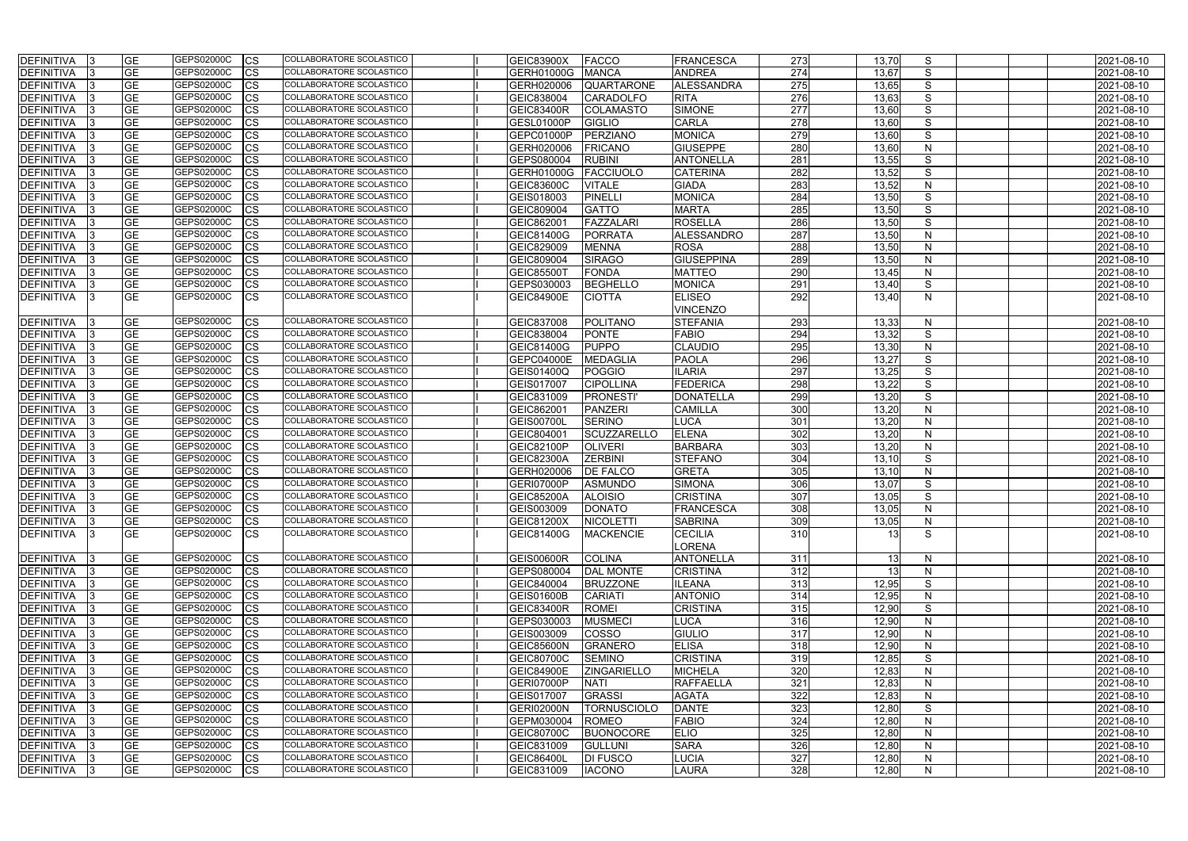| | | | | | | | | | | | | | | | | | | |
|---|---|---|---|---|---|---|---|---|---|---|---|---|---|---|---|---|---|---|
| DEFINITIVA | 3 | GE | GEPS02000C | CS | COLLABORATORE SCOLASTICO | | I | GEIC83900X | FACCO | FRANCESCA | 273 | 13,70 | S | | | | | 2021-08-10 |
| DEFINITIVA | 3 | GE | GEPS02000C | CS | COLLABORATORE SCOLASTICO | | I | GERH01000G | MANCA | ANDREA | 274 | 13,67 | S | | | | | 2021-08-10 |
| DEFINITIVA | 3 | GE | GEPS02000C | CS | COLLABORATORE SCOLASTICO | | I | GERH020006 | QUARTARONE | ALESSANDRA | 275 | 13,65 | S | | | | | 2021-08-10 |
| DEFINITIVA | 3 | GE | GEPS02000C | CS | COLLABORATORE SCOLASTICO | | I | GEIC838004 | CARADOLFO | RITA | 276 | 13,63 | S | | | | | 2021-08-10 |
| DEFINITIVA | 3 | GE | GEPS02000C | CS | COLLABORATORE SCOLASTICO | | I | GEIC83400R | COLAMASTO | SIMONE | 277 | 13,60 | S | | | | | 2021-08-10 |
| DEFINITIVA | 3 | GE | GEPS02000C | CS | COLLABORATORE SCOLASTICO | | I | GESL01000P | GIGLIO | CARLA | 278 | 13,60 | S | | | | | 2021-08-10 |
| DEFINITIVA | 3 | GE | GEPS02000C | CS | COLLABORATORE SCOLASTICO | | I | GEPC01000P | PERZIANO | MONICA | 279 | 13,60 | S | | | | | 2021-08-10 |
| DEFINITIVA | 3 | GE | GEPS02000C | CS | COLLABORATORE SCOLASTICO | | I | GERH020006 | FRICANO | GIUSEPPE | 280 | 13,60 | N | | | | | 2021-08-10 |
| DEFINITIVA | 3 | GE | GEPS02000C | CS | COLLABORATORE SCOLASTICO | | I | GEPS080004 | RUBINI | ANTONELLA | 281 | 13,55 | S | | | | | 2021-08-10 |
| DEFINITIVA | 3 | GE | GEPS02000C | CS | COLLABORATORE SCOLASTICO | | I | GERH01000G | FACCIUOLO | CATERINA | 282 | 13,52 | S | | | | | 2021-08-10 |
| DEFINITIVA | 3 | GE | GEPS02000C | CS | COLLABORATORE SCOLASTICO | | I | GEIC83600C | VITALE | GIADA | 283 | 13,52 | N | | | | | 2021-08-10 |
| DEFINITIVA | 3 | GE | GEPS02000C | CS | COLLABORATORE SCOLASTICO | | I | GEIS018003 | PINELLI | MONICA | 284 | 13,50 | S | | | | | 2021-08-10 |
| DEFINITIVA | 3 | GE | GEPS02000C | CS | COLLABORATORE SCOLASTICO | | I | GEIC809004 | GATTO | MARTA | 285 | 13,50 | S | | | | | 2021-08-10 |
| DEFINITIVA | 3 | GE | GEPS02000C | CS | COLLABORATORE SCOLASTICO | | I | GEIC862001 | FAZZALARI | ROSELLA | 286 | 13,50 | S | | | | | 2021-08-10 |
| DEFINITIVA | 3 | GE | GEPS02000C | CS | COLLABORATORE SCOLASTICO | | I | GEIC81400G | PORRATA | ALESSANDRO | 287 | 13,50 | N | | | | | 2021-08-10 |
| DEFINITIVA | 3 | GE | GEPS02000C | CS | COLLABORATORE SCOLASTICO | | I | GEIC829009 | MENNA | ROSA | 288 | 13,50 | N | | | | | 2021-08-10 |
| DEFINITIVA | 3 | GE | GEPS02000C | CS | COLLABORATORE SCOLASTICO | | I | GEIC809004 | SIRAGO | GIUSEPPINA | 289 | 13,50 | N | | | | | 2021-08-10 |
| DEFINITIVA | 3 | GE | GEPS02000C | CS | COLLABORATORE SCOLASTICO | | I | GEIC85500T | FONDA | MATTEO | 290 | 13,45 | N | | | | | 2021-08-10 |
| DEFINITIVA | 3 | GE | GEPS02000C | CS | COLLABORATORE SCOLASTICO | | I | GEPS030003 | BEGHELLO | MONICA | 291 | 13,40 | S | | | | | 2021-08-10 |
| DEFINITIVA | 3 | GE | GEPS02000C | CS | COLLABORATORE SCOLASTICO | | I | GEIC84900E | CIOTTA | ELISEO VINCENZO | 292 | 13,40 | N | | | | | 2021-08-10 |
| DEFINITIVA | 3 | GE | GEPS02000C | CS | COLLABORATORE SCOLASTICO | | I | GEIC837008 | POLITANO | STEFANIA | 293 | 13,33 | N | | | | | 2021-08-10 |
| DEFINITIVA | 3 | GE | GEPS02000C | CS | COLLABORATORE SCOLASTICO | | I | GEIC838004 | PONTE | FABIO | 294 | 13,32 | S | | | | | 2021-08-10 |
| DEFINITIVA | 3 | GE | GEPS02000C | CS | COLLABORATORE SCOLASTICO | | I | GEIC81400G | PUPPO | CLAUDIO | 295 | 13,30 | N | | | | | 2021-08-10 |
| DEFINITIVA | 3 | GE | GEPS02000C | CS | COLLABORATORE SCOLASTICO | | I | GEPC04000E | MEDAGLIA | PAOLA | 296 | 13,27 | S | | | | | 2021-08-10 |
| DEFINITIVA | 3 | GE | GEPS02000C | CS | COLLABORATORE SCOLASTICO | | I | GEIS01400Q | POGGIO | ILARIA | 297 | 13,25 | S | | | | | 2021-08-10 |
| DEFINITIVA | 3 | GE | GEPS02000C | CS | COLLABORATORE SCOLASTICO | | I | GEIS017007 | CIPOLLINA | FEDERICA | 298 | 13,22 | S | | | | | 2021-08-10 |
| DEFINITIVA | 3 | GE | GEPS02000C | CS | COLLABORATORE SCOLASTICO | | I | GEIC831009 | PRONESTI' | DONATELLA | 299 | 13,20 | S | | | | | 2021-08-10 |
| DEFINITIVA | 3 | GE | GEPS02000C | CS | COLLABORATORE SCOLASTICO | | I | GEIC862001 | PANZERI | CAMILLA | 300 | 13,20 | N | | | | | 2021-08-10 |
| DEFINITIVA | 3 | GE | GEPS02000C | CS | COLLABORATORE SCOLASTICO | | I | GEIS00700L | SERINO | LUCA | 301 | 13,20 | N | | | | | 2021-08-10 |
| DEFINITIVA | 3 | GE | GEPS02000C | CS | COLLABORATORE SCOLASTICO | | I | GEIC804001 | SCUZZARELLO | ELENA | 302 | 13,20 | N | | | | | 2021-08-10 |
| DEFINITIVA | 3 | GE | GEPS02000C | CS | COLLABORATORE SCOLASTICO | | I | GEIC82100P | OLIVERI | BARBARA | 303 | 13,20 | N | | | | | 2021-08-10 |
| DEFINITIVA | 3 | GE | GEPS02000C | CS | COLLABORATORE SCOLASTICO | | I | GEIC82300A | ZERBINI | STEFANO | 304 | 13,10 | S | | | | | 2021-08-10 |
| DEFINITIVA | 3 | GE | GEPS02000C | CS | COLLABORATORE SCOLASTICO | | I | GERH020006 | DE FALCO | GRETA | 305 | 13,10 | N | | | | | 2021-08-10 |
| DEFINITIVA | 3 | GE | GEPS02000C | CS | COLLABORATORE SCOLASTICO | | I | GERI07000P | ASMUNDO | SIMONA | 306 | 13,07 | S | | | | | 2021-08-10 |
| DEFINITIVA | 3 | GE | GEPS02000C | CS | COLLABORATORE SCOLASTICO | | I | GEIC85200A | ALOISIO | CRISTINA | 307 | 13,05 | S | | | | | 2021-08-10 |
| DEFINITIVA | 3 | GE | GEPS02000C | CS | COLLABORATORE SCOLASTICO | | I | GEIS003009 | DONATO | FRANCESCA | 308 | 13,05 | N | | | | | 2021-08-10 |
| DEFINITIVA | 3 | GE | GEPS02000C | CS | COLLABORATORE SCOLASTICO | | I | GEIC81200X | NICOLETTI | SABRINA | 309 | 13,05 | N | | | | | 2021-08-10 |
| DEFINITIVA | 3 | GE | GEPS02000C | CS | COLLABORATORE SCOLASTICO | | I | GEIC81400G | MACKENCIE | CECILIA LORENA | 310 | 13 | S | | | | | 2021-08-10 |
| DEFINITIVA | 3 | GE | GEPS02000C | CS | COLLABORATORE SCOLASTICO | | I | GEIS00600R | COLINA | ANTONELLA | 311 | 13 | N | | | | | 2021-08-10 |
| DEFINITIVA | 3 | GE | GEPS02000C | CS | COLLABORATORE SCOLASTICO | | I | GEPS080004 | DAL MONTE | CRISTINA | 312 | 13 | N | | | | | 2021-08-10 |
| DEFINITIVA | 3 | GE | GEPS02000C | CS | COLLABORATORE SCOLASTICO | | I | GEIC840004 | BRUZZONE | ILEANA | 313 | 12,95 | S | | | | | 2021-08-10 |
| DEFINITIVA | 3 | GE | GEPS02000C | CS | COLLABORATORE SCOLASTICO | | I | GEIS01600B | CARIATI | ANTONIO | 314 | 12,95 | N | | | | | 2021-08-10 |
| DEFINITIVA | 3 | GE | GEPS02000C | CS | COLLABORATORE SCOLASTICO | | I | GEIC83400R | ROMEI | CRISTINA | 315 | 12,90 | S | | | | | 2021-08-10 |
| DEFINITIVA | 3 | GE | GEPS02000C | CS | COLLABORATORE SCOLASTICO | | I | GEPS030003 | MUSMECI | LUCA | 316 | 12,90 | N | | | | | 2021-08-10 |
| DEFINITIVA | 3 | GE | GEPS02000C | CS | COLLABORATORE SCOLASTICO | | I | GEIS003009 | COSSO | GIULIO | 317 | 12,90 | N | | | | | 2021-08-10 |
| DEFINITIVA | 3 | GE | GEPS02000C | CS | COLLABORATORE SCOLASTICO | | I | GEIC85600N | GRANERO | ELISA | 318 | 12,90 | N | | | | | 2021-08-10 |
| DEFINITIVA | 3 | GE | GEPS02000C | CS | COLLABORATORE SCOLASTICO | | I | GEIC80700C | SEMINO | CRISTINA | 319 | 12,85 | S | | | | | 2021-08-10 |
| DEFINITIVA | 3 | GE | GEPS02000C | CS | COLLABORATORE SCOLASTICO | | I | GEIC84900E | ZINGARIELLO | MICHELA | 320 | 12,83 | N | | | | | 2021-08-10 |
| DEFINITIVA | 3 | GE | GEPS02000C | CS | COLLABORATORE SCOLASTICO | | I | GERI07000P | NATI | RAFFAELLA | 321 | 12,83 | N | | | | | 2021-08-10 |
| DEFINITIVA | 3 | GE | GEPS02000C | CS | COLLABORATORE SCOLASTICO | | I | GEIS017007 | GRASSI | AGATA | 322 | 12,83 | N | | | | | 2021-08-10 |
| DEFINITIVA | 3 | GE | GEPS02000C | CS | COLLABORATORE SCOLASTICO | | I | GERI02000N | TORNUSCIOLO | DANTE | 323 | 12,80 | S | | | | | 2021-08-10 |
| DEFINITIVA | 3 | GE | GEPS02000C | CS | COLLABORATORE SCOLASTICO | | I | GEPM030004 | ROMEO | FABIO | 324 | 12,80 | N | | | | | 2021-08-10 |
| DEFINITIVA | 3 | GE | GEPS02000C | CS | COLLABORATORE SCOLASTICO | | I | GEIC80700C | BUONOCORE | ELIO | 325 | 12,80 | N | | | | | 2021-08-10 |
| DEFINITIVA | 3 | GE | GEPS02000C | CS | COLLABORATORE SCOLASTICO | | I | GEIC831009 | GULLUNI | SARA | 326 | 12,80 | N | | | | | 2021-08-10 |
| DEFINITIVA | 3 | GE | GEPS02000C | CS | COLLABORATORE SCOLASTICO | | I | GEIC86400L | DI FUSCO | LUCIA | 327 | 12,80 | N | | | | | 2021-08-10 |
| DEFINITIVA | 3 | GE | GEPS02000C | CS | COLLABORATORE SCOLASTICO | | I | GEIC831009 | IACONO | LAURA | 328 | 12,80 | N | | | | | 2021-08-10 |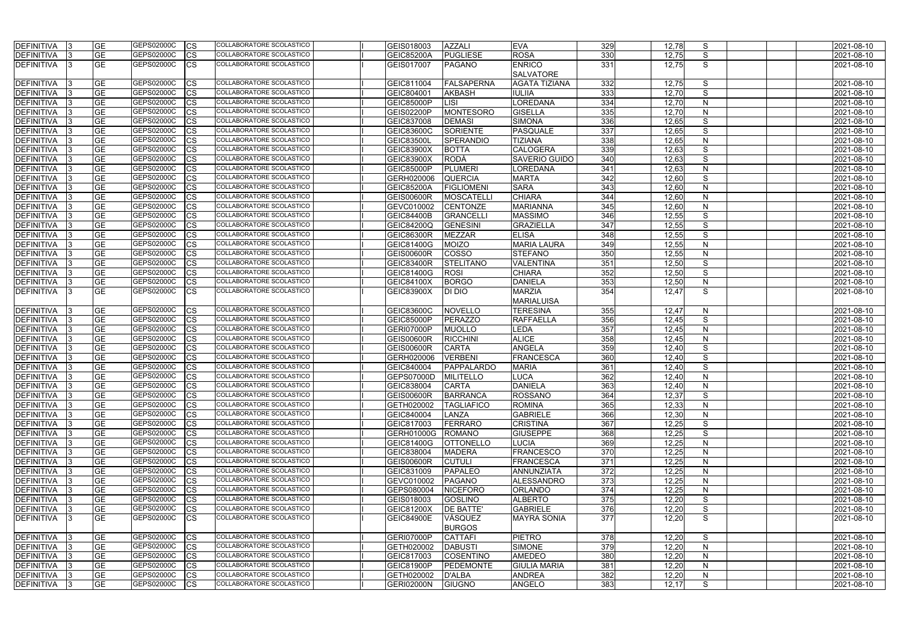| | | | | | | | | | | | | | | | | | | |
|---|---|---|---|---|---|---|---|---|---|---|---|---|---|---|---|---|---|---|
| DEFINITIVA | 3 | GE | GEPS02000C | CS | COLLABORATORE SCOLASTICO | | I | GEIS018003 | AZZALI | EVA | 329 | | 12,78 | S | | | | 2021-08-10 |
| DEFINITIVA | 3 | GE | GEPS02000C | CS | COLLABORATORE SCOLASTICO | | I | GEIC85200A | PUGLIESE | ROSA | 330 | | 12,75 | S | | | | 2021-08-10 |
| DEFINITIVA | 3 | GE | GEPS02000C | CS | COLLABORATORE SCOLASTICO | | I | GEIS017007 | PAGANO | ENRICO SALVATORE | 331 | | 12,75 | S | | | | 2021-08-10 |
| DEFINITIVA | 3 | GE | GEPS02000C | CS | COLLABORATORE SCOLASTICO | | I | GEIC811004 | FALSAPERNA | AGATA TIZIANA | 332 | | 12,75 | S | | | | 2021-08-10 |
| DEFINITIVA | 3 | GE | GEPS02000C | CS | COLLABORATORE SCOLASTICO | | I | GEIC804001 | AKBASH | IULIIA | 333 | | 12,70 | S | | | | 2021-08-10 |
| DEFINITIVA | 3 | GE | GEPS02000C | CS | COLLABORATORE SCOLASTICO | | I | GEIC85000P | LISI | LOREDANA | 334 | | 12,70 | N | | | | 2021-08-10 |
| DEFINITIVA | 3 | GE | GEPS02000C | CS | COLLABORATORE SCOLASTICO | | I | GEIS02200P | MONTESORO | GISELLA | 335 | | 12,70 | N | | | | 2021-08-10 |
| DEFINITIVA | 3 | GE | GEPS02000C | CS | COLLABORATORE SCOLASTICO | | I | GEIC837008 | DEMASI | SIMONA | 336 | | 12,65 | S | | | | 2021-08-10 |
| DEFINITIVA | 3 | GE | GEPS02000C | CS | COLLABORATORE SCOLASTICO | | I | GEIC83600C | SORIENTE | PASQUALE | 337 | | 12,65 | S | | | | 2021-08-10 |
| DEFINITIVA | 3 | GE | GEPS02000C | CS | COLLABORATORE SCOLASTICO | | I | GEIC83500L | SPERANDIO | TIZIANA | 338 | | 12,65 | N | | | | 2021-08-10 |
| DEFINITIVA | 3 | GE | GEPS02000C | CS | COLLABORATORE SCOLASTICO | | I | GEIC83900X | BOTTA | CALOGERA | 339 | | 12,63 | S | | | | 2021-08-10 |
| DEFINITIVA | 3 | GE | GEPS02000C | CS | COLLABORATORE SCOLASTICO | | I | GEIC83900X | RODÀ | SAVERIO GUIDO | 340 | | 12,63 | S | | | | 2021-08-10 |
| DEFINITIVA | 3 | GE | GEPS02000C | CS | COLLABORATORE SCOLASTICO | | I | GEIC85000P | PLUMERI | LOREDANA | 341 | | 12,63 | N | | | | 2021-08-10 |
| DEFINITIVA | 3 | GE | GEPS02000C | CS | COLLABORATORE SCOLASTICO | | I | GERH020006 | QUERCIA | MARTA | 342 | | 12,60 | S | | | | 2021-08-10 |
| DEFINITIVA | 3 | GE | GEPS02000C | CS | COLLABORATORE SCOLASTICO | | I | GEIC85200A | FIGLIOMENI | SARA | 343 | | 12,60 | N | | | | 2021-08-10 |
| DEFINITIVA | 3 | GE | GEPS02000C | CS | COLLABORATORE SCOLASTICO | | I | GEIS00600R | MOSCATELLI | CHIARA | 344 | | 12,60 | N | | | | 2021-08-10 |
| DEFINITIVA | 3 | GE | GEPS02000C | CS | COLLABORATORE SCOLASTICO | | I | GEVC010002 | CENTONZE | MARIANNA | 345 | | 12,60 | N | | | | 2021-08-10 |
| DEFINITIVA | 3 | GE | GEPS02000C | CS | COLLABORATORE SCOLASTICO | | I | GEIC84400B | GRANCELLI | MASSIMO | 346 | | 12,55 | S | | | | 2021-08-10 |
| DEFINITIVA | 3 | GE | GEPS02000C | CS | COLLABORATORE SCOLASTICO | | I | GEIC84200Q | GENESINI | GRAZIELLA | 347 | | 12,55 | S | | | | 2021-08-10 |
| DEFINITIVA | 3 | GE | GEPS02000C | CS | COLLABORATORE SCOLASTICO | | I | GEIC86300R | MEZZAR | ELISA | 348 | | 12,55 | S | | | | 2021-08-10 |
| DEFINITIVA | 3 | GE | GEPS02000C | CS | COLLABORATORE SCOLASTICO | | I | GEIC81400G | MOIZO | MARIA LAURA | 349 | | 12,55 | N | | | | 2021-08-10 |
| DEFINITIVA | 3 | GE | GEPS02000C | CS | COLLABORATORE SCOLASTICO | | I | GEIS00600R | COSSO | STEFANO | 350 | | 12,55 | N | | | | 2021-08-10 |
| DEFINITIVA | 3 | GE | GEPS02000C | CS | COLLABORATORE SCOLASTICO | | I | GEIC83400R | STELITANO | VALENTINA | 351 | | 12,50 | S | | | | 2021-08-10 |
| DEFINITIVA | 3 | GE | GEPS02000C | CS | COLLABORATORE SCOLASTICO | | I | GEIC81400G | ROSI | CHIARA | 352 | | 12,50 | S | | | | 2021-08-10 |
| DEFINITIVA | 3 | GE | GEPS02000C | CS | COLLABORATORE SCOLASTICO | | I | GEIC84100X | BORGO | DANIELA | 353 | | 12,50 | N | | | | 2021-08-10 |
| DEFINITIVA | 3 | GE | GEPS02000C | CS | COLLABORATORE SCOLASTICO | | I | GEIC83900X | DI DIO | MARZIA MARIALUISA | 354 | | 12,47 | S | | | | 2021-08-10 |
| DEFINITIVA | 3 | GE | GEPS02000C | CS | COLLABORATORE SCOLASTICO | | I | GEIC83600C | NOVELLO | TERESINA | 355 | | 12,47 | N | | | | 2021-08-10 |
| DEFINITIVA | 3 | GE | GEPS02000C | CS | COLLABORATORE SCOLASTICO | | I | GEIC85000P | PERAZZO | RAFFAELLA | 356 | | 12,45 | S | | | | 2021-08-10 |
| DEFINITIVA | 3 | GE | GEPS02000C | CS | COLLABORATORE SCOLASTICO | | I | GERI07000P | MUOLLO | LEDA | 357 | | 12,45 | N | | | | 2021-08-10 |
| DEFINITIVA | 3 | GE | GEPS02000C | CS | COLLABORATORE SCOLASTICO | | I | GEIS00600R | RICCHINI | ALICE | 358 | | 12,45 | N | | | | 2021-08-10 |
| DEFINITIVA | 3 | GE | GEPS02000C | CS | COLLABORATORE SCOLASTICO | | I | GEIS00600R | CARTA | ANGELA | 359 | | 12,40 | S | | | | 2021-08-10 |
| DEFINITIVA | 3 | GE | GEPS02000C | CS | COLLABORATORE SCOLASTICO | | I | GERH020006 | VERBENI | FRANCESCA | 360 | | 12,40 | S | | | | 2021-08-10 |
| DEFINITIVA | 3 | GE | GEPS02000C | CS | COLLABORATORE SCOLASTICO | | I | GEIC840004 | PAPPALARDO | MARIA | 361 | | 12,40 | S | | | | 2021-08-10 |
| DEFINITIVA | 3 | GE | GEPS02000C | CS | COLLABORATORE SCOLASTICO | | I | GEPS07000D | MILITELLO | LUCA | 362 | | 12,40 | N | | | | 2021-08-10 |
| DEFINITIVA | 3 | GE | GEPS02000C | CS | COLLABORATORE SCOLASTICO | | I | GEIC838004 | CARTA | DANIELA | 363 | | 12,40 | N | | | | 2021-08-10 |
| DEFINITIVA | 3 | GE | GEPS02000C | CS | COLLABORATORE SCOLASTICO | | I | GEIS00600R | BARRANCA | ROSSANO | 364 | | 12,37 | S | | | | 2021-08-10 |
| DEFINITIVA | 3 | GE | GEPS02000C | CS | COLLABORATORE SCOLASTICO | | I | GETH020002 | TAGLIAFICO | ROMINA | 365 | | 12,33 | N | | | | 2021-08-10 |
| DEFINITIVA | 3 | GE | GEPS02000C | CS | COLLABORATORE SCOLASTICO | | I | GEIC840004 | LANZA | GABRIELE | 366 | | 12,30 | N | | | | 2021-08-10 |
| DEFINITIVA | 3 | GE | GEPS02000C | CS | COLLABORATORE SCOLASTICO | | I | GEIC817003 | FERRARO | CRISTINA | 367 | | 12,25 | S | | | | 2021-08-10 |
| DEFINITIVA | 3 | GE | GEPS02000C | CS | COLLABORATORE SCOLASTICO | | I | GERH01000G | ROMANO | GIUSEPPE | 368 | | 12,25 | S | | | | 2021-08-10 |
| DEFINITIVA | 3 | GE | GEPS02000C | CS | COLLABORATORE SCOLASTICO | | I | GEIC81400G | OTTONELLO | LUCIA | 369 | | 12,25 | N | | | | 2021-08-10 |
| DEFINITIVA | 3 | GE | GEPS02000C | CS | COLLABORATORE SCOLASTICO | | I | GEIC838004 | MADERA | FRANCESCO | 370 | | 12,25 | N | | | | 2021-08-10 |
| DEFINITIVA | 3 | GE | GEPS02000C | CS | COLLABORATORE SCOLASTICO | | I | GEIS00600R | CUTULI | FRANCESCA | 371 | | 12,25 | N | | | | 2021-08-10 |
| DEFINITIVA | 3 | GE | GEPS02000C | CS | COLLABORATORE SCOLASTICO | | I | GEIC831009 | PAPALEO | ANNUNZIATA | 372 | | 12,25 | N | | | | 2021-08-10 |
| DEFINITIVA | 3 | GE | GEPS02000C | CS | COLLABORATORE SCOLASTICO | | I | GEVC010002 | PAGANO | ALESSANDRO | 373 | | 12,25 | N | | | | 2021-08-10 |
| DEFINITIVA | 3 | GE | GEPS02000C | CS | COLLABORATORE SCOLASTICO | | I | GEPS080004 | NICEFORO | ORLANDO | 374 | | 12,25 | N | | | | 2021-08-10 |
| DEFINITIVA | 3 | GE | GEPS02000C | CS | COLLABORATORE SCOLASTICO | | I | GEIS018003 | GOSLINO | ALBERTO | 375 | | 12,20 | S | | | | 2021-08-10 |
| DEFINITIVA | 3 | GE | GEPS02000C | CS | COLLABORATORE SCOLASTICO | | I | GEIC81200X | DE BATTE' | GABRIELE | 376 | | 12,20 | S | | | | 2021-08-10 |
| DEFINITIVA | 3 | GE | GEPS02000C | CS | COLLABORATORE SCOLASTICO | | I | GEIC84900E | VÁSQUEZ BURGOS | MAYRA SONIA | 377 | | 12,20 | S | | | | 2021-08-10 |
| DEFINITIVA | 3 | GE | GEPS02000C | CS | COLLABORATORE SCOLASTICO | | I | GERI07000P | CATTAFI | PIETRO | 378 | | 12,20 | S | | | | 2021-08-10 |
| DEFINITIVA | 3 | GE | GEPS02000C | CS | COLLABORATORE SCOLASTICO | | I | GETH020002 | DABUSTI | SIMONE | 379 | | 12,20 | N | | | | 2021-08-10 |
| DEFINITIVA | 3 | GE | GEPS02000C | CS | COLLABORATORE SCOLASTICO | | I | GEIC817003 | COSENTINO | AMEDEO | 380 | | 12,20 | N | | | | 2021-08-10 |
| DEFINITIVA | 3 | GE | GEPS02000C | CS | COLLABORATORE SCOLASTICO | | I | GEIC81900P | PEDEMONTE | GIULIA MARIA | 381 | | 12,20 | N | | | | 2021-08-10 |
| DEFINITIVA | 3 | GE | GEPS02000C | CS | COLLABORATORE SCOLASTICO | | I | GETH020002 | D'ALBA | ANDREA | 382 | | 12,20 | N | | | | 2021-08-10 |
| DEFINITIVA | 3 | GE | GEPS02000C | CS | COLLABORATORE SCOLASTICO | | I | GERI02000N | GIUGNO | ANGELO | 383 | | 12,17 | S | | | | 2021-08-10 |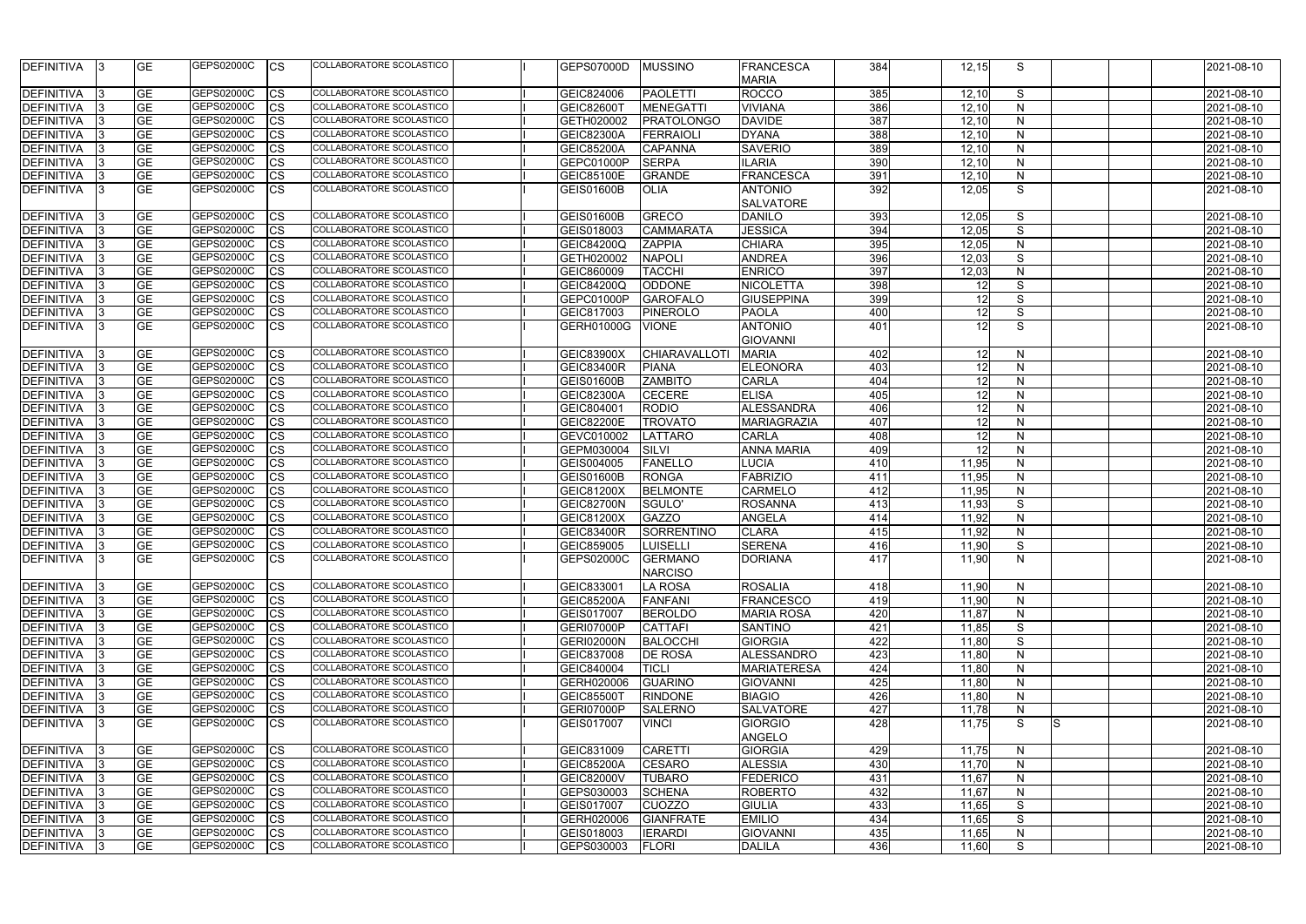| | | | | | | | | | | | | | | | | | | | |
|---|---|---|---|---|---|---|---|---|---|---|---|---|---|---|---|---|---|---|---|
| DEFINITIVA | 3 | GE | GEPS02000C | CS | COLLABORATORE SCOLASTICO | | I | GEPS07000D | MUSSINO | FRANCESCA MARIA | 384 | | 12,15 | S | | | | | 2021-08-10 |
| DEFINITIVA | 3 | GE | GEPS02000C | CS | COLLABORATORE SCOLASTICO | | I | GEIC824006 | PAOLETTI | ROCCO | 385 | | 12,10 | S | | | | | 2021-08-10 |
| DEFINITIVA | 3 | GE | GEPS02000C | CS | COLLABORATORE SCOLASTICO | | I | GEIC82600T | MENEGATTI | VIVIANA | 386 | | 12,10 | N | | | | | 2021-08-10 |
| DEFINITIVA | 3 | GE | GEPS02000C | CS | COLLABORATORE SCOLASTICO | | I | GETH020002 | PRATOLONGO | DAVIDE | 387 | | 12,10 | N | | | | | 2021-08-10 |
| DEFINITIVA | 3 | GE | GEPS02000C | CS | COLLABORATORE SCOLASTICO | | I | GEIC82300A | FERRAIOLI | DYANA | 388 | | 12,10 | N | | | | | 2021-08-10 |
| DEFINITIVA | 3 | GE | GEPS02000C | CS | COLLABORATORE SCOLASTICO | | I | GEIC85200A | CAPANNA | SAVERIO | 389 | | 12,10 | N | | | | | 2021-08-10 |
| DEFINITIVA | 3 | GE | GEPS02000C | CS | COLLABORATORE SCOLASTICO | | I | GEPC01000P | SERPA | ILARIA | 390 | | 12,10 | N | | | | | 2021-08-10 |
| DEFINITIVA | 3 | GE | GEPS02000C | CS | COLLABORATORE SCOLASTICO | | I | GEIC85100E | GRANDE | FRANCESCA | 391 | | 12,10 | N | | | | | 2021-08-10 |
| DEFINITIVA | 3 | GE | GEPS02000C | CS | COLLABORATORE SCOLASTICO | | I | GEIS01600B | OLIA | ANTONIO SALVATORE | 392 | | 12,05 | S | | | | | 2021-08-10 |
| DEFINITIVA | 3 | GE | GEPS02000C | CS | COLLABORATORE SCOLASTICO | | I | GEIS01600B | GRECO | DANILO | 393 | | 12,05 | S | | | | | 2021-08-10 |
| DEFINITIVA | 3 | GE | GEPS02000C | CS | COLLABORATORE SCOLASTICO | | I | GEIS018003 | CAMMARATA | JESSICA | 394 | | 12,05 | S | | | | | 2021-08-10 |
| DEFINITIVA | 3 | GE | GEPS02000C | CS | COLLABORATORE SCOLASTICO | | I | GEIC84200Q | ZAPPIA | CHIARA | 395 | | 12,05 | N | | | | | 2021-08-10 |
| DEFINITIVA | 3 | GE | GEPS02000C | CS | COLLABORATORE SCOLASTICO | | I | GETH020002 | NAPOLI | ANDREA | 396 | | 12,03 | S | | | | | 2021-08-10 |
| DEFINITIVA | 3 | GE | GEPS02000C | CS | COLLABORATORE SCOLASTICO | | I | GEIC860009 | TACCHI | ENRICO | 397 | | 12,03 | N | | | | | 2021-08-10 |
| DEFINITIVA | 3 | GE | GEPS02000C | CS | COLLABORATORE SCOLASTICO | | I | GEIC84200Q | ODDONE | NICOLETTA | 398 | | 12 | S | | | | | 2021-08-10 |
| DEFINITIVA | 3 | GE | GEPS02000C | CS | COLLABORATORE SCOLASTICO | | I | GEPC01000P | GAROFALO | GIUSEPPINA | 399 | | 12 | S | | | | | 2021-08-10 |
| DEFINITIVA | 3 | GE | GEPS02000C | CS | COLLABORATORE SCOLASTICO | | I | GEIC817003 | PINEROLO | PAOLA | 400 | | 12 | S | | | | | 2021-08-10 |
| DEFINITIVA | 3 | GE | GEPS02000C | CS | COLLABORATORE SCOLASTICO | | I | GERH01000G | VIONE | ANTONIO GIOVANNI | 401 | | 12 | S | | | | | 2021-08-10 |
| DEFINITIVA | 3 | GE | GEPS02000C | CS | COLLABORATORE SCOLASTICO | | I | GEIC83900X | CHIARAVALLOTI | MARIA | 402 | | 12 | N | | | | | 2021-08-10 |
| DEFINITIVA | 3 | GE | GEPS02000C | CS | COLLABORATORE SCOLASTICO | | I | GEIC83400R | PIANA | ELEONORA | 403 | | 12 | N | | | | | 2021-08-10 |
| DEFINITIVA | 3 | GE | GEPS02000C | CS | COLLABORATORE SCOLASTICO | | I | GEIS01600B | ZAMBITO | CARLA | 404 | | 12 | N | | | | | 2021-08-10 |
| DEFINITIVA | 3 | GE | GEPS02000C | CS | COLLABORATORE SCOLASTICO | | I | GEIC82300A | CECERE | ELISA | 405 | | 12 | N | | | | | 2021-08-10 |
| DEFINITIVA | 3 | GE | GEPS02000C | CS | COLLABORATORE SCOLASTICO | | I | GEIC804001 | RODIO | ALESSANDRA | 406 | | 12 | N | | | | | 2021-08-10 |
| DEFINITIVA | 3 | GE | GEPS02000C | CS | COLLABORATORE SCOLASTICO | | I | GEIC82200E | TROVATO | MARIAGRAZIA | 407 | | 12 | N | | | | | 2021-08-10 |
| DEFINITIVA | 3 | GE | GEPS02000C | CS | COLLABORATORE SCOLASTICO | | I | GEVC010002 | LATTARO | CARLA | 408 | | 12 | N | | | | | 2021-08-10 |
| DEFINITIVA | 3 | GE | GEPS02000C | CS | COLLABORATORE SCOLASTICO | | I | GEPM030004 | SILVI | ANNA MARIA | 409 | | 12 | N | | | | | 2021-08-10 |
| DEFINITIVA | 3 | GE | GEPS02000C | CS | COLLABORATORE SCOLASTICO | | I | GEIS004005 | FANELLO | LUCIA | 410 | | 11,95 | N | | | | | 2021-08-10 |
| DEFINITIVA | 3 | GE | GEPS02000C | CS | COLLABORATORE SCOLASTICO | | I | GEIS01600B | RONGA | FABRIZIO | 411 | | 11,95 | N | | | | | 2021-08-10 |
| DEFINITIVA | 3 | GE | GEPS02000C | CS | COLLABORATORE SCOLASTICO | | I | GEIC81200X | BELMONTE | CARMELO | 412 | | 11,95 | N | | | | | 2021-08-10 |
| DEFINITIVA | 3 | GE | GEPS02000C | CS | COLLABORATORE SCOLASTICO | | I | GEIC82700N | SGULO' | ROSANNA | 413 | | 11,93 | S | | | | | 2021-08-10 |
| DEFINITIVA | 3 | GE | GEPS02000C | CS | COLLABORATORE SCOLASTICO | | I | GEIC81200X | GAZZO | ANGELA | 414 | | 11,92 | N | | | | | 2021-08-10 |
| DEFINITIVA | 3 | GE | GEPS02000C | CS | COLLABORATORE SCOLASTICO | | I | GEIC83400R | SORRENTINO | CLARA | 415 | | 11,92 | N | | | | | 2021-08-10 |
| DEFINITIVA | 3 | GE | GEPS02000C | CS | COLLABORATORE SCOLASTICO | | I | GEIC859005 | LUISELLI | SERENA | 416 | | 11,90 | S | | | | | 2021-08-10 |
| DEFINITIVA | 3 | GE | GEPS02000C | CS | COLLABORATORE SCOLASTICO | | I | GEPS02000C | GERMANO NARCISO | DORIANA | 417 | | 11,90 | N | | | | | 2021-08-10 |
| DEFINITIVA | 3 | GE | GEPS02000C | CS | COLLABORATORE SCOLASTICO | | I | GEIC833001 | LA ROSA | ROSALIA | 418 | | 11,90 | N | | | | | 2021-08-10 |
| DEFINITIVA | 3 | GE | GEPS02000C | CS | COLLABORATORE SCOLASTICO | | I | GEIC85200A | FANFANI | FRANCESCO | 419 | | 11,90 | N | | | | | 2021-08-10 |
| DEFINITIVA | 3 | GE | GEPS02000C | CS | COLLABORATORE SCOLASTICO | | I | GEIS017007 | BEROLDO | MARIA ROSA | 420 | | 11,87 | N | | | | | 2021-08-10 |
| DEFINITIVA | 3 | GE | GEPS02000C | CS | COLLABORATORE SCOLASTICO | | I | GERI07000P | CATTAFI | SANTINO | 421 | | 11,85 | S | | | | | 2021-08-10 |
| DEFINITIVA | 3 | GE | GEPS02000C | CS | COLLABORATORE SCOLASTICO | | I | GERI02000N | BALOCCHI | GIORGIA | 422 | | 11,80 | S | | | | | 2021-08-10 |
| DEFINITIVA | 3 | GE | GEPS02000C | CS | COLLABORATORE SCOLASTICO | | I | GEIC837008 | DE ROSA | ALESSANDRO | 423 | | 11,80 | N | | | | | 2021-08-10 |
| DEFINITIVA | 3 | GE | GEPS02000C | CS | COLLABORATORE SCOLASTICO | | I | GEIC840004 | TICLI | MARIATERESA | 424 | | 11,80 | N | | | | | 2021-08-10 |
| DEFINITIVA | 3 | GE | GEPS02000C | CS | COLLABORATORE SCOLASTICO | | I | GERH020006 | GUARINO | GIOVANNI | 425 | | 11,80 | N | | | | | 2021-08-10 |
| DEFINITIVA | 3 | GE | GEPS02000C | CS | COLLABORATORE SCOLASTICO | | I | GEIC85500T | RINDONE | BIAGIO | 426 | | 11,80 | N | | | | | 2021-08-10 |
| DEFINITIVA | 3 | GE | GEPS02000C | CS | COLLABORATORE SCOLASTICO | | I | GERI07000P | SALERNO | SALVATORE | 427 | | 11,78 | N | | | | | 2021-08-10 |
| DEFINITIVA | 3 | GE | GEPS02000C | CS | COLLABORATORE SCOLASTICO | | I | GEIS017007 | VINCI | GIORGIO ANGELO | 428 | | 11,75 | S | S | | | | 2021-08-10 |
| DEFINITIVA | 3 | GE | GEPS02000C | CS | COLLABORATORE SCOLASTICO | | I | GEIC831009 | CARETTI | GIORGIA | 429 | | 11,75 | N | | | | | 2021-08-10 |
| DEFINITIVA | 3 | GE | GEPS02000C | CS | COLLABORATORE SCOLASTICO | | I | GEIC85200A | CESARO | ALESSIA | 430 | | 11,70 | N | | | | | 2021-08-10 |
| DEFINITIVA | 3 | GE | GEPS02000C | CS | COLLABORATORE SCOLASTICO | | I | GEIC82000V | TUBARO | FEDERICO | 431 | | 11,67 | N | | | | | 2021-08-10 |
| DEFINITIVA | 3 | GE | GEPS02000C | CS | COLLABORATORE SCOLASTICO | | I | GEPS030003 | SCHENA | ROBERTO | 432 | | 11,67 | N | | | | | 2021-08-10 |
| DEFINITIVA | 3 | GE | GEPS02000C | CS | COLLABORATORE SCOLASTICO | | I | GEIS017007 | CUOZZO | GIULIA | 433 | | 11,65 | S | | | | | 2021-08-10 |
| DEFINITIVA | 3 | GE | GEPS02000C | CS | COLLABORATORE SCOLASTICO | | I | GERH020006 | GIANFRATE | EMILIO | 434 | | 11,65 | S | | | | | 2021-08-10 |
| DEFINITIVA | 3 | GE | GEPS02000C | CS | COLLABORATORE SCOLASTICO | | I | GEIS018003 | IERARDI | GIOVANNI | 435 | | 11,65 | N | | | | | 2021-08-10 |
| DEFINITIVA | 3 | GE | GEPS02000C | CS | COLLABORATORE SCOLASTICO | | I | GEPS030003 | FLORI | DALILA | 436 | | 11,60 | S | | | | | 2021-08-10 |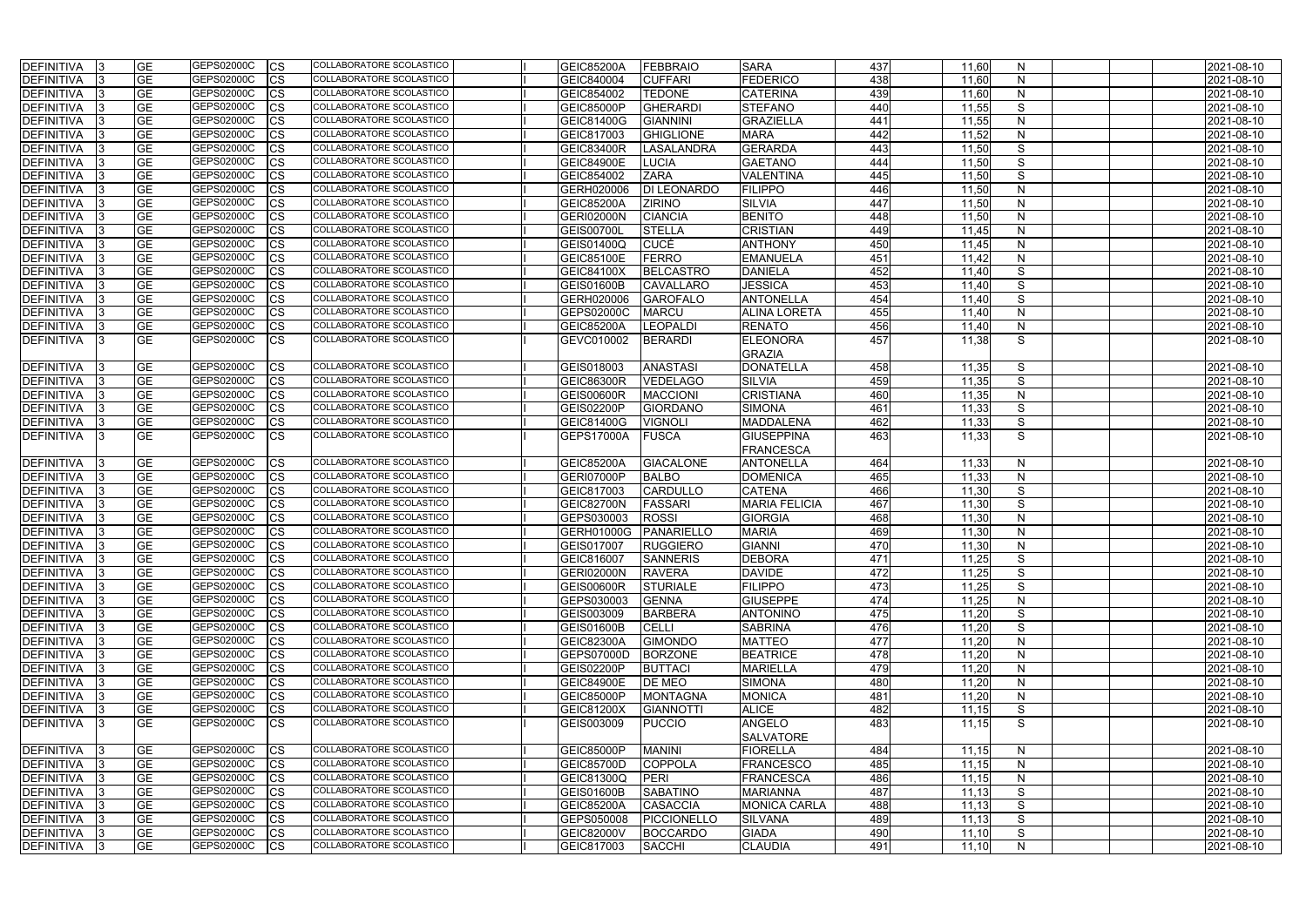| | | | | | | | | | | | | | | | | | |
|---|---|---|---|---|---|---|---|---|---|---|---|---|---|---|---|---|---|
| DEFINITIVA | 3 | GE | GEPS02000C | CS | COLLABORATORE SCOLASTICO | | I | GEIC85200A | FEBBRAIO | SARA | 437 | 11,60 | N | | | | 2021-08-10 |
| DEFINITIVA | 3 | GE | GEPS02000C | CS | COLLABORATORE SCOLASTICO | | I | GEIC840004 | CUFFARI | FEDERICO | 438 | 11,60 | N | | | | 2021-08-10 |
| DEFINITIVA | 3 | GE | GEPS02000C | CS | COLLABORATORE SCOLASTICO | | I | GEIC854002 | TEDONE | CATERINA | 439 | 11,60 | N | | | | 2021-08-10 |
| DEFINITIVA | 3 | GE | GEPS02000C | CS | COLLABORATORE SCOLASTICO | | I | GEIC85000P | GHERARDI | STEFANO | 440 | 11,55 | S | | | | 2021-08-10 |
| DEFINITIVA | 3 | GE | GEPS02000C | CS | COLLABORATORE SCOLASTICO | | I | GEIC81400G | GIANNINI | GRAZIELLA | 441 | 11,55 | N | | | | 2021-08-10 |
| DEFINITIVA | 3 | GE | GEPS02000C | CS | COLLABORATORE SCOLASTICO | | I | GEIC817003 | GHIGLIONE | MARA | 442 | 11,52 | N | | | | 2021-08-10 |
| DEFINITIVA | 3 | GE | GEPS02000C | CS | COLLABORATORE SCOLASTICO | | I | GEIC83400R | LASALANDRA | GERARDA | 443 | 11,50 | S | | | | 2021-08-10 |
| DEFINITIVA | 3 | GE | GEPS02000C | CS | COLLABORATORE SCOLASTICO | | I | GEIC84900E | LUCIA | GAETANO | 444 | 11,50 | S | | | | 2021-08-10 |
| DEFINITIVA | 3 | GE | GEPS02000C | CS | COLLABORATORE SCOLASTICO | | I | GEIC854002 | ZARA | VALENTINA | 445 | 11,50 | S | | | | 2021-08-10 |
| DEFINITIVA | 3 | GE | GEPS02000C | CS | COLLABORATORE SCOLASTICO | | I | GERH020006 | DI LEONARDO | FILIPPO | 446 | 11,50 | N | | | | 2021-08-10 |
| DEFINITIVA | 3 | GE | GEPS02000C | CS | COLLABORATORE SCOLASTICO | | I | GEIC85200A | ZIRINO | SILVIA | 447 | 11,50 | N | | | | 2021-08-10 |
| DEFINITIVA | 3 | GE | GEPS02000C | CS | COLLABORATORE SCOLASTICO | | I | GERI02000N | CIANCIA | BENITO | 448 | 11,50 | N | | | | 2021-08-10 |
| DEFINITIVA | 3 | GE | GEPS02000C | CS | COLLABORATORE SCOLASTICO | | I | GEIS00700L | STELLA | CRISTIAN | 449 | 11,45 | N | | | | 2021-08-10 |
| DEFINITIVA | 3 | GE | GEPS02000C | CS | COLLABORATORE SCOLASTICO | | I | GEIS01400Q | CUCÈ | ANTHONY | 450 | 11,45 | N | | | | 2021-08-10 |
| DEFINITIVA | 3 | GE | GEPS02000C | CS | COLLABORATORE SCOLASTICO | | I | GEIC85100E | FERRO | EMANUELA | 451 | 11,42 | N | | | | 2021-08-10 |
| DEFINITIVA | 3 | GE | GEPS02000C | CS | COLLABORATORE SCOLASTICO | | I | GEIC84100X | BELCASTRO | DANIELA | 452 | 11,40 | S | | | | 2021-08-10 |
| DEFINITIVA | 3 | GE | GEPS02000C | CS | COLLABORATORE SCOLASTICO | | I | GEIS01600B | CAVALLARO | JESSICA | 453 | 11,40 | S | | | | 2021-08-10 |
| DEFINITIVA | 3 | GE | GEPS02000C | CS | COLLABORATORE SCOLASTICO | | I | GERH020006 | GAROFALO | ANTONELLA | 454 | 11,40 | S | | | | 2021-08-10 |
| DEFINITIVA | 3 | GE | GEPS02000C | CS | COLLABORATORE SCOLASTICO | | I | GEPS02000C | MARCU | ALINA LORETA | 455 | 11,40 | N | | | | 2021-08-10 |
| DEFINITIVA | 3 | GE | GEPS02000C | CS | COLLABORATORE SCOLASTICO | | I | GEIC85200A | LEOPALDI | RENATO | 456 | 11,40 | N | | | | 2021-08-10 |
| DEFINITIVA | 3 | GE | GEPS02000C | CS | COLLABORATORE SCOLASTICO | | I | GEVC010002 | BERARDI | ELEONORA GRAZIA | 457 | 11,38 | S | | | | 2021-08-10 |
| DEFINITIVA | 3 | GE | GEPS02000C | CS | COLLABORATORE SCOLASTICO | | I | GEIS018003 | ANASTASI | DONATELLA | 458 | 11,35 | S | | | | 2021-08-10 |
| DEFINITIVA | 3 | GE | GEPS02000C | CS | COLLABORATORE SCOLASTICO | | I | GEIC86300R | VEDELAGO | SILVIA | 459 | 11,35 | S | | | | 2021-08-10 |
| DEFINITIVA | 3 | GE | GEPS02000C | CS | COLLABORATORE SCOLASTICO | | I | GEIS00600R | MACCIONI | CRISTIANA | 460 | 11,35 | N | | | | 2021-08-10 |
| DEFINITIVA | 3 | GE | GEPS02000C | CS | COLLABORATORE SCOLASTICO | | I | GEIS02200P | GIORDANO | SIMONA | 461 | 11,33 | S | | | | 2021-08-10 |
| DEFINITIVA | 3 | GE | GEPS02000C | CS | COLLABORATORE SCOLASTICO | | I | GEIC81400G | VIGNOLI | MADDALENA | 462 | 11,33 | S | | | | 2021-08-10 |
| DEFINITIVA | 3 | GE | GEPS02000C | CS | COLLABORATORE SCOLASTICO | | I | GEPS17000A | FUSCA | GIUSEPPINA FRANCESCA | 463 | 11,33 | S | | | | 2021-08-10 |
| DEFINITIVA | 3 | GE | GEPS02000C | CS | COLLABORATORE SCOLASTICO | | I | GEIC85200A | GIACALONE | ANTONELLA | 464 | 11,33 | N | | | | 2021-08-10 |
| DEFINITIVA | 3 | GE | GEPS02000C | CS | COLLABORATORE SCOLASTICO | | I | GERI07000P | BALBO | DOMENICA | 465 | 11,33 | N | | | | 2021-08-10 |
| DEFINITIVA | 3 | GE | GEPS02000C | CS | COLLABORATORE SCOLASTICO | | I | GEIC817003 | CARDULLO | CATENA | 466 | 11,30 | S | | | | 2021-08-10 |
| DEFINITIVA | 3 | GE | GEPS02000C | CS | COLLABORATORE SCOLASTICO | | I | GEIC82700N | FASSARI | MARIA FELICIA | 467 | 11,30 | S | | | | 2021-08-10 |
| DEFINITIVA | 3 | GE | GEPS02000C | CS | COLLABORATORE SCOLASTICO | | I | GEPS030003 | ROSSI | GIORGIA | 468 | 11,30 | N | | | | 2021-08-10 |
| DEFINITIVA | 3 | GE | GEPS02000C | CS | COLLABORATORE SCOLASTICO | | I | GERH01000G | PANARIELLO | MARIA | 469 | 11,30 | N | | | | 2021-08-10 |
| DEFINITIVA | 3 | GE | GEPS02000C | CS | COLLABORATORE SCOLASTICO | | I | GEIS017007 | RUGGIERO | GIANNI | 470 | 11,30 | N | | | | 2021-08-10 |
| DEFINITIVA | 3 | GE | GEPS02000C | CS | COLLABORATORE SCOLASTICO | | I | GEIC816007 | SANNERIS | DEBORA | 471 | 11,25 | S | | | | 2021-08-10 |
| DEFINITIVA | 3 | GE | GEPS02000C | CS | COLLABORATORE SCOLASTICO | | I | GERI02000N | RAVERA | DAVIDE | 472 | 11,25 | S | | | | 2021-08-10 |
| DEFINITIVA | 3 | GE | GEPS02000C | CS | COLLABORATORE SCOLASTICO | | I | GEIS00600R | STURIALE | FILIPPO | 473 | 11,25 | S | | | | 2021-08-10 |
| DEFINITIVA | 3 | GE | GEPS02000C | CS | COLLABORATORE SCOLASTICO | | I | GEPS030003 | GENNA | GIUSEPPE | 474 | 11,25 | N | | | | 2021-08-10 |
| DEFINITIVA | 3 | GE | GEPS02000C | CS | COLLABORATORE SCOLASTICO | | I | GEIS003009 | BARBERA | ANTONINO | 475 | 11,20 | S | | | | 2021-08-10 |
| DEFINITIVA | 3 | GE | GEPS02000C | CS | COLLABORATORE SCOLASTICO | | I | GEIS01600B | CELLI | SABRINA | 476 | 11,20 | S | | | | 2021-08-10 |
| DEFINITIVA | 3 | GE | GEPS02000C | CS | COLLABORATORE SCOLASTICO | | I | GEIC82300A | GIMONDO | MATTEO | 477 | 11,20 | N | | | | 2021-08-10 |
| DEFINITIVA | 3 | GE | GEPS02000C | CS | COLLABORATORE SCOLASTICO | | I | GEPS07000D | BORZONE | BEATRICE | 478 | 11,20 | N | | | | 2021-08-10 |
| DEFINITIVA | 3 | GE | GEPS02000C | CS | COLLABORATORE SCOLASTICO | | I | GEIS02200P | BUTTACI | MARIELLA | 479 | 11,20 | N | | | | 2021-08-10 |
| DEFINITIVA | 3 | GE | GEPS02000C | CS | COLLABORATORE SCOLASTICO | | I | GEIC84900E | DE MEO | SIMONA | 480 | 11,20 | N | | | | 2021-08-10 |
| DEFINITIVA | 3 | GE | GEPS02000C | CS | COLLABORATORE SCOLASTICO | | I | GEIC85000P | MONTAGNA | MONICA | 481 | 11,20 | N | | | | 2021-08-10 |
| DEFINITIVA | 3 | GE | GEPS02000C | CS | COLLABORATORE SCOLASTICO | | I | GEIC81200X | GIANNOTTI | ALICE | 482 | 11,15 | S | | | | 2021-08-10 |
| DEFINITIVA | 3 | GE | GEPS02000C | CS | COLLABORATORE SCOLASTICO | | I | GEIS003009 | PUCCIO | ANGELO SALVATORE | 483 | 11,15 | S | | | | 2021-08-10 |
| DEFINITIVA | 3 | GE | GEPS02000C | CS | COLLABORATORE SCOLASTICO | | I | GEIC85000P | MANINI | FIORELLA | 484 | 11,15 | N | | | | 2021-08-10 |
| DEFINITIVA | 3 | GE | GEPS02000C | CS | COLLABORATORE SCOLASTICO | | I | GEIC85700D | COPPOLA | FRANCESCO | 485 | 11,15 | N | | | | 2021-08-10 |
| DEFINITIVA | 3 | GE | GEPS02000C | CS | COLLABORATORE SCOLASTICO | | I | GEIC81300Q | PERI | FRANCESCA | 486 | 11,15 | N | | | | 2021-08-10 |
| DEFINITIVA | 3 | GE | GEPS02000C | CS | COLLABORATORE SCOLASTICO | | I | GEIS01600B | SABATINO | MARIANNA | 487 | 11,13 | S | | | | 2021-08-10 |
| DEFINITIVA | 3 | GE | GEPS02000C | CS | COLLABORATORE SCOLASTICO | | I | GEIC85200A | CASACCIA | MONICA CARLA | 488 | 11,13 | S | | | | 2021-08-10 |
| DEFINITIVA | 3 | GE | GEPS02000C | CS | COLLABORATORE SCOLASTICO | | I | GEPS050008 | PICCIONELLO | SILVANA | 489 | 11,13 | S | | | | 2021-08-10 |
| DEFINITIVA | 3 | GE | GEPS02000C | CS | COLLABORATORE SCOLASTICO | | I | GEIC82000V | BOCCARDO | GIADA | 490 | 11,10 | S | | | | 2021-08-10 |
| DEFINITIVA | 3 | GE | GEPS02000C | CS | COLLABORATORE SCOLASTICO | | I | GEIC817003 | SACCHI | CLAUDIA | 491 | 11,10 | N | | | | 2021-08-10 |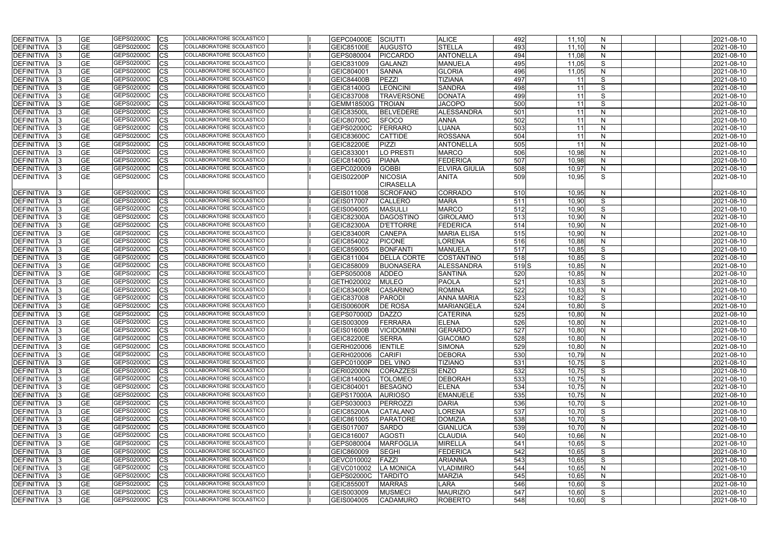| | | | | | | | | | | | | | | | | | | |
|---|---|---|---|---|---|---|---|---|---|---|---|---|---|---|---|---|---|---|
| DEFINITIVA | 3 | GE | GEPS02000C | CS | COLLABORATORE SCOLASTICO | | I | GEPC04000E | SCIUTTI | ALICE | 492 | 11,10 | N | | | | 2021-08-10 |
| DEFINITIVA | 3 | GE | GEPS02000C | CS | COLLABORATORE SCOLASTICO | | I | GEIC85100E | AUGUSTO | STELLA | 493 | 11,10 | N | | | | 2021-08-10 |
| DEFINITIVA | 3 | GE | GEPS02000C | CS | COLLABORATORE SCOLASTICO | | I | GEPS080004 | PICCARDO | ANTONELLA | 494 | 11,08 | N | | | | 2021-08-10 |
| DEFINITIVA | 3 | GE | GEPS02000C | CS | COLLABORATORE SCOLASTICO | | I | GEIC831009 | GALANZI | MANUELA | 495 | 11,05 | S | | | | 2021-08-10 |
| DEFINITIVA | 3 | GE | GEPS02000C | CS | COLLABORATORE SCOLASTICO | | I | GEIC804001 | SANNA | GLORIA | 496 | 11,05 | N | | | | 2021-08-10 |
| DEFINITIVA | 3 | GE | GEPS02000C | CS | COLLABORATORE SCOLASTICO | | I | GEIC84400B | PEZZI | TIZIANA | 497 | 11 | S | | | | 2021-08-10 |
| DEFINITIVA | 3 | GE | GEPS02000C | CS | COLLABORATORE SCOLASTICO | | I | GEIC81400G | LEONCINI | SANDRA | 498 | 11 | S | | | | 2021-08-10 |
| DEFINITIVA | 3 | GE | GEPS02000C | CS | COLLABORATORE SCOLASTICO | | I | GEIC837008 | TRAVERSONE | DONATA | 499 | 11 | S | | | | 2021-08-10 |
| DEFINITIVA | 3 | GE | GEPS02000C | CS | COLLABORATORE SCOLASTICO | | I | GEMM18500G | TROIAN | JACOPO | 500 | 11 | S | | | | 2021-08-10 |
| DEFINITIVA | 3 | GE | GEPS02000C | CS | COLLABORATORE SCOLASTICO | | I | GEIC83500L | BELVEDERE | ALESSANDRA | 501 | 11 | N | | | | 2021-08-10 |
| DEFINITIVA | 3 | GE | GEPS02000C | CS | COLLABORATORE SCOLASTICO | | I | GEIC80700C | SFOCO | ANNA | 502 | 11 | N | | | | 2021-08-10 |
| DEFINITIVA | 3 | GE | GEPS02000C | CS | COLLABORATORE SCOLASTICO | | I | GEPS02000C | FERRARO | LUANA | 503 | 11 | N | | | | 2021-08-10 |
| DEFINITIVA | 3 | GE | GEPS02000C | CS | COLLABORATORE SCOLASTICO | | I | GEIC83600C | CATTIDE | ROSSANA | 504 | 11 | N | | | | 2021-08-10 |
| DEFINITIVA | 3 | GE | GEPS02000C | CS | COLLABORATORE SCOLASTICO | | I | GEIC82200E | PIZZI | ANTONELLA | 505 | 11 | N | | | | 2021-08-10 |
| DEFINITIVA | 3 | GE | GEPS02000C | CS | COLLABORATORE SCOLASTICO | | I | GEIC833001 | LO PRESTI | MARCO | 506 | 10,98 | N | | | | 2021-08-10 |
| DEFINITIVA | 3 | GE | GEPS02000C | CS | COLLABORATORE SCOLASTICO | | I | GEIC81400G | PIANA | FEDERICA | 507 | 10,98 | N | | | | 2021-08-10 |
| DEFINITIVA | 3 | GE | GEPS02000C | CS | COLLABORATORE SCOLASTICO | | I | GEPC020009 | GOBBI | ELVIRA GIULIA | 508 | 10,97 | N | | | | 2021-08-10 |
| DEFINITIVA | 3 | GE | GEPS02000C | CS | COLLABORATORE SCOLASTICO | | I | GEIS02200P | NICOSIA CIRASELLA | ANITA | 509 | 10,95 | S | | | | 2021-08-10 |
| DEFINITIVA | 3 | GE | GEPS02000C | CS | COLLABORATORE SCOLASTICO | | I | GEIS011008 | SCROFANO | CORRADO | 510 | 10,95 | N | | | | 2021-08-10 |
| DEFINITIVA | 3 | GE | GEPS02000C | CS | COLLABORATORE SCOLASTICO | | I | GEIS017007 | CALLERO | MARA | 511 | 10,90 | S | | | | 2021-08-10 |
| DEFINITIVA | 3 | GE | GEPS02000C | CS | COLLABORATORE SCOLASTICO | | I | GEIS004005 | MASULLI | MARCO | 512 | 10,90 | S | | | | 2021-08-10 |
| DEFINITIVA | 3 | GE | GEPS02000C | CS | COLLABORATORE SCOLASTICO | | I | GEIC82300A | DAGOSTINO | GIROLAMO | 513 | 10,90 | N | | | | 2021-08-10 |
| DEFINITIVA | 3 | GE | GEPS02000C | CS | COLLABORATORE SCOLASTICO | | I | GEIC82300A | D'ETTORRE | FEDERICA | 514 | 10,90 | N | | | | 2021-08-10 |
| DEFINITIVA | 3 | GE | GEPS02000C | CS | COLLABORATORE SCOLASTICO | | I | GEIC83400R | CANEPA | MARIA ELISA | 515 | 10,90 | N | | | | 2021-08-10 |
| DEFINITIVA | 3 | GE | GEPS02000C | CS | COLLABORATORE SCOLASTICO | | I | GEIC854002 | PICONE | LORENA | 516 | 10,88 | N | | | | 2021-08-10 |
| DEFINITIVA | 3 | GE | GEPS02000C | CS | COLLABORATORE SCOLASTICO | | I | GEIC859005 | BONFANTI | MANUELA | 517 | 10,85 | S | | | | 2021-08-10 |
| DEFINITIVA | 3 | GE | GEPS02000C | CS | COLLABORATORE SCOLASTICO | | I | GEIC811004 | DELLA CORTE | COSTANTINO | 518 | 10,85 | S | | | | 2021-08-10 |
| DEFINITIVA | 3 | GE | GEPS02000C | CS | COLLABORATORE SCOLASTICO | | I | GEIC858009 | BUONASERA | ALESSANDRA | 519 S | 10,85 | N | | | | 2021-08-10 |
| DEFINITIVA | 3 | GE | GEPS02000C | CS | COLLABORATORE SCOLASTICO | | I | GEPS050008 | ADDEO | SANTINA | 520 | 10,85 | N | | | | 2021-08-10 |
| DEFINITIVA | 3 | GE | GEPS02000C | CS | COLLABORATORE SCOLASTICO | | I | GETH020002 | MULEO | PAOLA | 521 | 10,83 | S | | | | 2021-08-10 |
| DEFINITIVA | 3 | GE | GEPS02000C | CS | COLLABORATORE SCOLASTICO | | I | GEIC83400R | CASARINO | ROMINA | 522 | 10,83 | N | | | | 2021-08-10 |
| DEFINITIVA | 3 | GE | GEPS02000C | CS | COLLABORATORE SCOLASTICO | | I | GEIC837008 | PARODI | ANNA MARIA | 523 | 10,82 | S | | | | 2021-08-10 |
| DEFINITIVA | 3 | GE | GEPS02000C | CS | COLLABORATORE SCOLASTICO | | I | GEIS00600R | DE ROSA | MARIANGELA | 524 | 10,80 | S | | | | 2021-08-10 |
| DEFINITIVA | 3 | GE | GEPS02000C | CS | COLLABORATORE SCOLASTICO | | I | GEPS07000D | DAZZO | CATERINA | 525 | 10,80 | N | | | | 2021-08-10 |
| DEFINITIVA | 3 | GE | GEPS02000C | CS | COLLABORATORE SCOLASTICO | | I | GEIS003009 | FERRARA | ELENA | 526 | 10,80 | N | | | | 2021-08-10 |
| DEFINITIVA | 3 | GE | GEPS02000C | CS | COLLABORATORE SCOLASTICO | | I | GEIS01600B | VICIDOMINI | GERARDO | 527 | 10,80 | N | | | | 2021-08-10 |
| DEFINITIVA | 3 | GE | GEPS02000C | CS | COLLABORATORE SCOLASTICO | | I | GEIC82200E | SERRA | GIACOMO | 528 | 10,80 | N | | | | 2021-08-10 |
| DEFINITIVA | 3 | GE | GEPS02000C | CS | COLLABORATORE SCOLASTICO | | I | GERH020006 | IENTILE | SIMONA | 529 | 10,80 | N | | | | 2021-08-10 |
| DEFINITIVA | 3 | GE | GEPS02000C | CS | COLLABORATORE SCOLASTICO | | I | GERH020006 | CARIFI | DEBORA | 530 | 10,79 | N | | | | 2021-08-10 |
| DEFINITIVA | 3 | GE | GEPS02000C | CS | COLLABORATORE SCOLASTICO | | I | GEPC01000P | DEL VINO | TIZIANO | 531 | 10,75 | S | | | | 2021-08-10 |
| DEFINITIVA | 3 | GE | GEPS02000C | CS | COLLABORATORE SCOLASTICO | | I | GERI02000N | CORAZZESI | ENZO | 532 | 10,75 | S | | | | 2021-08-10 |
| DEFINITIVA | 3 | GE | GEPS02000C | CS | COLLABORATORE SCOLASTICO | | I | GEIC81400G | TOLOMEO | DEBORAH | 533 | 10,75 | N | | | | 2021-08-10 |
| DEFINITIVA | 3 | GE | GEPS02000C | CS | COLLABORATORE SCOLASTICO | | I | GEIC804001 | BESAGNO | ELENA | 534 | 10,75 | N | | | | 2021-08-10 |
| DEFINITIVA | 3 | GE | GEPS02000C | CS | COLLABORATORE SCOLASTICO | | I | GEPS17000A | AURIOSO | EMANUELE | 535 | 10,75 | N | | | | 2021-08-10 |
| DEFINITIVA | 3 | GE | GEPS02000C | CS | COLLABORATORE SCOLASTICO | | I | GEPS030003 | PERROZZI | DARIA | 536 | 10,70 | S | | | | 2021-08-10 |
| DEFINITIVA | 3 | GE | GEPS02000C | CS | COLLABORATORE SCOLASTICO | | I | GEIC85200A | CATALANO | LORENA | 537 | 10,70 | S | | | | 2021-08-10 |
| DEFINITIVA | 3 | GE | GEPS02000C | CS | COLLABORATORE SCOLASTICO | | I | GEIC861005 | PARATORE | DOMIZIA | 538 | 10,70 | S | | | | 2021-08-10 |
| DEFINITIVA | 3 | GE | GEPS02000C | CS | COLLABORATORE SCOLASTICO | | I | GEIS017007 | SARDO | GIANLUCA | 539 | 10,70 | N | | | | 2021-08-10 |
| DEFINITIVA | 3 | GE | GEPS02000C | CS | COLLABORATORE SCOLASTICO | | I | GEIC816007 | AGOSTI | CLAUDIA | 540 | 10,66 | N | | | | 2021-08-10 |
| DEFINITIVA | 3 | GE | GEPS02000C | CS | COLLABORATORE SCOLASTICO | | I | GEPS080004 | MARFOGLIA | MIRELLA | 541 | 10,65 | S | | | | 2021-08-10 |
| DEFINITIVA | 3 | GE | GEPS02000C | CS | COLLABORATORE SCOLASTICO | | I | GEIC860009 | SEGHI | FEDERICA | 542 | 10,65 | S | | | | 2021-08-10 |
| DEFINITIVA | 3 | GE | GEPS02000C | CS | COLLABORATORE SCOLASTICO | | I | GEVC010002 | FAZZI | ARIANNA | 543 | 10,65 | S | | | | 2021-08-10 |
| DEFINITIVA | 3 | GE | GEPS02000C | CS | COLLABORATORE SCOLASTICO | | I | GEVC010002 | LA MONICA | VLADIMIRO | 544 | 10,65 | N | | | | 2021-08-10 |
| DEFINITIVA | 3 | GE | GEPS02000C | CS | COLLABORATORE SCOLASTICO | | I | GEPS02000C | TARDITO | MARZIA | 545 | 10,65 | N | | | | 2021-08-10 |
| DEFINITIVA | 3 | GE | GEPS02000C | CS | COLLABORATORE SCOLASTICO | | I | GEIC85500T | MARRAS | LARA | 546 | 10,60 | S | | | | 2021-08-10 |
| DEFINITIVA | 3 | GE | GEPS02000C | CS | COLLABORATORE SCOLASTICO | | I | GEIS003009 | MUSMECI | MAURIZIO | 547 | 10,60 | S | | | | 2021-08-10 |
| DEFINITIVA | 3 | GE | GEPS02000C | CS | COLLABORATORE SCOLASTICO | | I | GEIS004005 | CADAMURO | ROBERTO | 548 | 10,60 | S | | | | 2021-08-10 |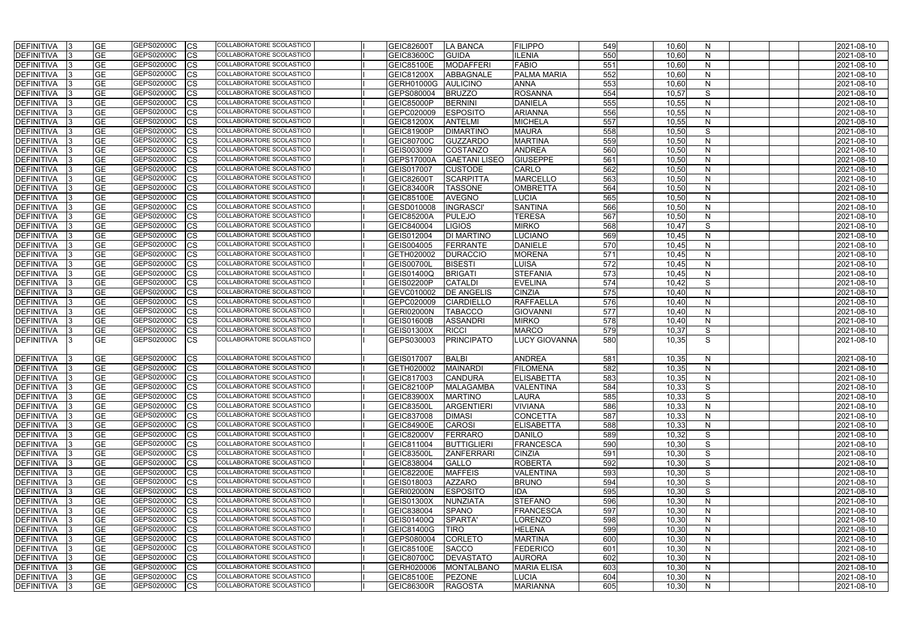| | | | | | | | | | | | | | | | | | | |
|---|---|---|---|---|---|---|---|---|---|---|---|---|---|---|---|---|---|---|
| DEFINITIVA | 3 | GE | GEPS02000C | CS | COLLABORATORE SCOLASTICO | | I | GEIC82600T | LA BANCA | FILIPPO | 549 | 10,60 | N | | | | 2021-08-10 |
| DEFINITIVA | 3 | GE | GEPS02000C | CS | COLLABORATORE SCOLASTICO | | I | GEIC83600C | GUIDA | ILENIA | 550 | 10,60 | N | | | | 2021-08-10 |
| DEFINITIVA | 3 | GE | GEPS02000C | CS | COLLABORATORE SCOLASTICO | | I | GEIC85100E | MODAFFERI | FABIO | 551 | 10,60 | N | | | | 2021-08-10 |
| DEFINITIVA | 3 | GE | GEPS02000C | CS | COLLABORATORE SCOLASTICO | | I | GEIC81200X | ABBAGNALE | PALMA MARIA | 552 | 10,60 | N | | | | 2021-08-10 |
| DEFINITIVA | 3 | GE | GEPS02000C | CS | COLLABORATORE SCOLASTICO | | I | GERH01000G | AULICINO | ANNA | 553 | 10,60 | N | | | | 2021-08-10 |
| DEFINITIVA | 3 | GE | GEPS02000C | CS | COLLABORATORE SCOLASTICO | | I | GEPS080004 | BRUZZO | ROSANNA | 554 | 10,57 | S | | | | 2021-08-10 |
| DEFINITIVA | 3 | GE | GEPS02000C | CS | COLLABORATORE SCOLASTICO | | I | GEIC85000P | BERNINI | DANIELA | 555 | 10,55 | N | | | | 2021-08-10 |
| DEFINITIVA | 3 | GE | GEPS02000C | CS | COLLABORATORE SCOLASTICO | | I | GEPC020009 | ESPOSITO | ARIANNA | 556 | 10,55 | N | | | | 2021-08-10 |
| DEFINITIVA | 3 | GE | GEPS02000C | CS | COLLABORATORE SCOLASTICO | | I | GEIC81200X | ANTELMI | MICHELA | 557 | 10,55 | N | | | | 2021-08-10 |
| DEFINITIVA | 3 | GE | GEPS02000C | CS | COLLABORATORE SCOLASTICO | | I | GEIC81900P | DIMARTINO | MAURA | 558 | 10,50 | S | | | | 2021-08-10 |
| DEFINITIVA | 3 | GE | GEPS02000C | CS | COLLABORATORE SCOLASTICO | | I | GEIC80700C | GUZZARDO | MARTINA | 559 | 10,50 | N | | | | 2021-08-10 |
| DEFINITIVA | 3 | GE | GEPS02000C | CS | COLLABORATORE SCOLASTICO | | I | GEIS003009 | COSTANZO | ANDREA | 560 | 10,50 | N | | | | 2021-08-10 |
| DEFINITIVA | 3 | GE | GEPS02000C | CS | COLLABORATORE SCOLASTICO | | I | GEPS17000A | GAETANI LISEO | GIUSEPPE | 561 | 10,50 | N | | | | 2021-08-10 |
| DEFINITIVA | 3 | GE | GEPS02000C | CS | COLLABORATORE SCOLASTICO | | I | GEIS017007 | CUSTODE | CARLO | 562 | 10,50 | N | | | | 2021-08-10 |
| DEFINITIVA | 3 | GE | GEPS02000C | CS | COLLABORATORE SCOLASTICO | | I | GEIC82600T | SCARPITTA | MARCELLO | 563 | 10,50 | N | | | | 2021-08-10 |
| DEFINITIVA | 3 | GE | GEPS02000C | CS | COLLABORATORE SCOLASTICO | | I | GEIC83400R | TASSONE | OMBRETTA | 564 | 10,50 | N | | | | 2021-08-10 |
| DEFINITIVA | 3 | GE | GEPS02000C | CS | COLLABORATORE SCOLASTICO | | I | GEIC85100E | AVEGNO | LUCIA | 565 | 10,50 | N | | | | 2021-08-10 |
| DEFINITIVA | 3 | GE | GEPS02000C | CS | COLLABORATORE SCOLASTICO | | I | GESD010008 | INGRASCI' | SANTINA | 566 | 10,50 | N | | | | 2021-08-10 |
| DEFINITIVA | 3 | GE | GEPS02000C | CS | COLLABORATORE SCOLASTICO | | I | GEIC85200A | PULEJO | TERESA | 567 | 10,50 | N | | | | 2021-08-10 |
| DEFINITIVA | 3 | GE | GEPS02000C | CS | COLLABORATORE SCOLASTICO | | I | GEIC840004 | LIGIOS | MIRKO | 568 | 10,47 | S | | | | 2021-08-10 |
| DEFINITIVA | 3 | GE | GEPS02000C | CS | COLLABORATORE SCOLASTICO | | I | GEIS012004 | DI MARTINO | LUCIANO | 569 | 10,45 | N | | | | 2021-08-10 |
| DEFINITIVA | 3 | GE | GEPS02000C | CS | COLLABORATORE SCOLASTICO | | I | GEIS004005 | FERRANTE | DANIELE | 570 | 10,45 | N | | | | 2021-08-10 |
| DEFINITIVA | 3 | GE | GEPS02000C | CS | COLLABORATORE SCOLASTICO | | I | GETH020002 | DURACCIO | MORENA | 571 | 10,45 | N | | | | 2021-08-10 |
| DEFINITIVA | 3 | GE | GEPS02000C | CS | COLLABORATORE SCOLASTICO | | I | GEIS00700L | BISESTI | LUISA | 572 | 10,45 | N | | | | 2021-08-10 |
| DEFINITIVA | 3 | GE | GEPS02000C | CS | COLLABORATORE SCOLASTICO | | I | GEIS01400Q | BRIGATI | STEFANIA | 573 | 10,45 | N | | | | 2021-08-10 |
| DEFINITIVA | 3 | GE | GEPS02000C | CS | COLLABORATORE SCOLASTICO | | I | GEIS02200P | CATALDI | EVELINA | 574 | 10,42 | S | | | | 2021-08-10 |
| DEFINITIVA | 3 | GE | GEPS02000C | CS | COLLABORATORE SCOLASTICO | | I | GEVC010002 | DE ANGELIS | CINZIA | 575 | 10,40 | N | | | | 2021-08-10 |
| DEFINITIVA | 3 | GE | GEPS02000C | CS | COLLABORATORE SCOLASTICO | | I | GEPC020009 | CIARDIELLO | RAFFAELLA | 576 | 10,40 | N | | | | 2021-08-10 |
| DEFINITIVA | 3 | GE | GEPS02000C | CS | COLLABORATORE SCOLASTICO | | I | GERI02000N | TABACCO | GIOVANNI | 577 | 10,40 | N | | | | 2021-08-10 |
| DEFINITIVA | 3 | GE | GEPS02000C | CS | COLLABORATORE SCOLASTICO | | I | GEIS01600B | ASSANDRI | MIRKO | 578 | 10,40 | N | | | | 2021-08-10 |
| DEFINITIVA | 3 | GE | GEPS02000C | CS | COLLABORATORE SCOLASTICO | | I | GEIS01300X | RICCI | MARCO | 579 | 10,37 | S | | | | 2021-08-10 |
| DEFINITIVA | 3 | GE | GEPS02000C | CS | COLLABORATORE SCOLASTICO | | I | GEPS030003 | PRINCIPATO | LUCY GIOVANNA | 580 | 10,35 | S | | | | 2021-08-10 |
| DEFINITIVA | 3 | GE | GEPS02000C | CS | COLLABORATORE SCOLASTICO | | I | GEIS017007 | BALBI | ANDREA | 581 | 10,35 | N | | | | 2021-08-10 |
| DEFINITIVA | 3 | GE | GEPS02000C | CS | COLLABORATORE SCOLASTICO | | I | GETH020002 | MAINARDI | FILOMENA | 582 | 10,35 | N | | | | 2021-08-10 |
| DEFINITIVA | 3 | GE | GEPS02000C | CS | COLLABORATORE SCOLASTICO | | I | GEIC817003 | CANDURA | ELISABETTA | 583 | 10,35 | N | | | | 2021-08-10 |
| DEFINITIVA | 3 | GE | GEPS02000C | CS | COLLABORATORE SCOLASTICO | | I | GEIC82100P | MALAGAMBA | VALENTINA | 584 | 10,33 | S | | | | 2021-08-10 |
| DEFINITIVA | 3 | GE | GEPS02000C | CS | COLLABORATORE SCOLASTICO | | I | GEIC83900X | MARTINO | LAURA | 585 | 10,33 | S | | | | 2021-08-10 |
| DEFINITIVA | 3 | GE | GEPS02000C | CS | COLLABORATORE SCOLASTICO | | I | GEIC83500L | ARGENTIERI | VIVIANA | 586 | 10,33 | N | | | | 2021-08-10 |
| DEFINITIVA | 3 | GE | GEPS02000C | CS | COLLABORATORE SCOLASTICO | | I | GEIC837008 | DIMASI | CONCETTA | 587 | 10,33 | N | | | | 2021-08-10 |
| DEFINITIVA | 3 | GE | GEPS02000C | CS | COLLABORATORE SCOLASTICO | | I | GEIC84900E | CAROSI | ELISABETTA | 588 | 10,33 | N | | | | 2021-08-10 |
| DEFINITIVA | 3 | GE | GEPS02000C | CS | COLLABORATORE SCOLASTICO | | I | GEIC82000V | FERRARO | DANILO | 589 | 10,32 | S | | | | 2021-08-10 |
| DEFINITIVA | 3 | GE | GEPS02000C | CS | COLLABORATORE SCOLASTICO | | I | GEIC811004 | BUTTIGLIERI | FRANCESCA | 590 | 10,30 | S | | | | 2021-08-10 |
| DEFINITIVA | 3 | GE | GEPS02000C | CS | COLLABORATORE SCOLASTICO | | I | GEIC83500L | ZANFERRARI | CINZIA | 591 | 10,30 | S | | | | 2021-08-10 |
| DEFINITIVA | 3 | GE | GEPS02000C | CS | COLLABORATORE SCOLASTICO | | I | GEIC838004 | GALLO | ROBERTA | 592 | 10,30 | S | | | | 2021-08-10 |
| DEFINITIVA | 3 | GE | GEPS02000C | CS | COLLABORATORE SCOLASTICO | | I | GEIC82200E | MAFFEIS | VALENTINA | 593 | 10,30 | S | | | | 2021-08-10 |
| DEFINITIVA | 3 | GE | GEPS02000C | CS | COLLABORATORE SCOLASTICO | | I | GEIS018003 | AZZARO | BRUNO | 594 | 10,30 | S | | | | 2021-08-10 |
| DEFINITIVA | 3 | GE | GEPS02000C | CS | COLLABORATORE SCOLASTICO | | I | GERI02000N | ESPOSITO | IDA | 595 | 10,30 | S | | | | 2021-08-10 |
| DEFINITIVA | 3 | GE | GEPS02000C | CS | COLLABORATORE SCOLASTICO | | I | GEIS01300X | NUNZIATA | STEFANO | 596 | 10,30 | N | | | | 2021-08-10 |
| DEFINITIVA | 3 | GE | GEPS02000C | CS | COLLABORATORE SCOLASTICO | | I | GEIC838004 | SPANO | FRANCESCA | 597 | 10,30 | N | | | | 2021-08-10 |
| DEFINITIVA | 3 | GE | GEPS02000C | CS | COLLABORATORE SCOLASTICO | | I | GEIS01400Q | SPARTA' | LORENZO | 598 | 10,30 | N | | | | 2021-08-10 |
| DEFINITIVA | 3 | GE | GEPS02000C | CS | COLLABORATORE SCOLASTICO | | I | GEIC81400G | TIRO | HELENA | 599 | 10,30 | N | | | | 2021-08-10 |
| DEFINITIVA | 3 | GE | GEPS02000C | CS | COLLABORATORE SCOLASTICO | | I | GEPS080004 | CORLETO | MARTINA | 600 | 10,30 | N | | | | 2021-08-10 |
| DEFINITIVA | 3 | GE | GEPS02000C | CS | COLLABORATORE SCOLASTICO | | I | GEIC85100E | SACCO | FEDERICO | 601 | 10,30 | N | | | | 2021-08-10 |
| DEFINITIVA | 3 | GE | GEPS02000C | CS | COLLABORATORE SCOLASTICO | | I | GEIC80700C | DEVASTATO | AURORA | 602 | 10,30 | N | | | | 2021-08-10 |
| DEFINITIVA | 3 | GE | GEPS02000C | CS | COLLABORATORE SCOLASTICO | | I | GERH020006 | MONTALBANO | MARIA ELISA | 603 | 10,30 | N | | | | 2021-08-10 |
| DEFINITIVA | 3 | GE | GEPS02000C | CS | COLLABORATORE SCOLASTICO | | I | GEIC85100E | PEZONE | LUCIA | 604 | 10,30 | N | | | | 2021-08-10 |
| DEFINITIVA | 3 | GE | GEPS02000C | CS | COLLABORATORE SCOLASTICO | | I | GEIC86300R | RAGOSTA | MARIANNA | 605 | 10,30 | N | | | | 2021-08-10 |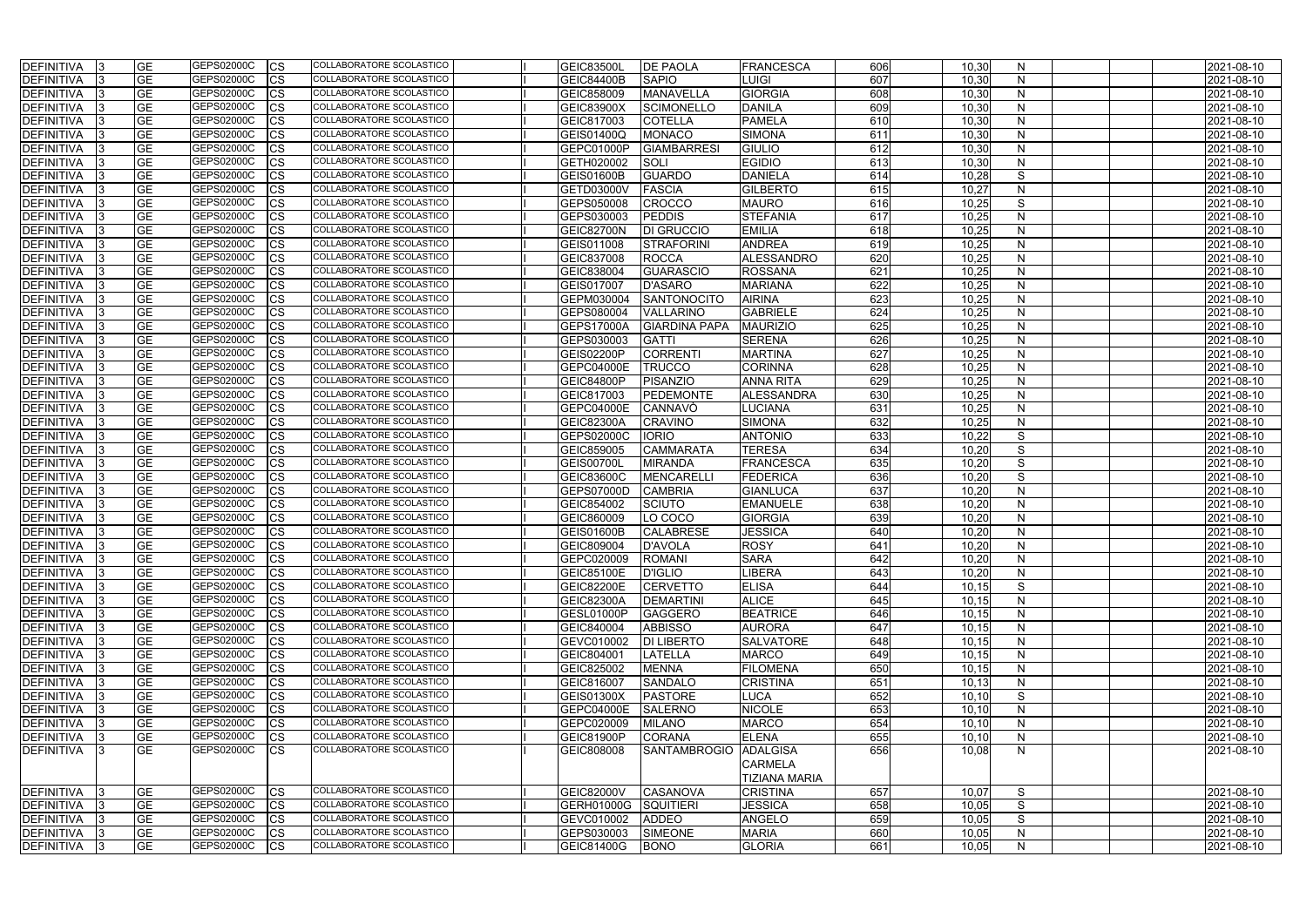| | | | | | | | | | | | | | | | | | | |
|---|---|---|---|---|---|---|---|---|---|---|---|---|---|---|---|---|---|---|
| DEFINITIVA | 3 | GE | GEPS02000C | CS | COLLABORATORE SCOLASTICO | | I | GEIC83500L | DE PAOLA | FRANCESCA | 606 | | 10,30 | N | | | | 2021-08-10 |
| DEFINITIVA | 3 | GE | GEPS02000C | CS | COLLABORATORE SCOLASTICO | | I | GEIC84400B | SAPIO | LUIGI | 607 | | 10,30 | N | | | | 2021-08-10 |
| DEFINITIVA | 3 | GE | GEPS02000C | CS | COLLABORATORE SCOLASTICO | | I | GEIC858009 | MANAVELLA | GIORGIA | 608 | | 10,30 | N | | | | 2021-08-10 |
| DEFINITIVA | 3 | GE | GEPS02000C | CS | COLLABORATORE SCOLASTICO | | I | GEIC83900X | SCIMONELLO | DANILA | 609 | | 10,30 | N | | | | 2021-08-10 |
| DEFINITIVA | 3 | GE | GEPS02000C | CS | COLLABORATORE SCOLASTICO | | I | GEIC817003 | COTELLA | PAMELA | 610 | | 10,30 | N | | | | 2021-08-10 |
| DEFINITIVA | 3 | GE | GEPS02000C | CS | COLLABORATORE SCOLASTICO | | I | GEIS01400Q | MONACO | SIMONA | 611 | | 10,30 | N | | | | 2021-08-10 |
| DEFINITIVA | 3 | GE | GEPS02000C | CS | COLLABORATORE SCOLASTICO | | I | GEPC01000P | GIAMBARRESI | GIULIO | 612 | | 10,30 | N | | | | 2021-08-10 |
| DEFINITIVA | 3 | GE | GEPS02000C | CS | COLLABORATORE SCOLASTICO | | I | GETH020002 | SOLI | EGIDIO | 613 | | 10,30 | N | | | | 2021-08-10 |
| DEFINITIVA | 3 | GE | GEPS02000C | CS | COLLABORATORE SCOLASTICO | | I | GEIS01600B | GUARDO | DANIELA | 614 | | 10,28 | S | | | | 2021-08-10 |
| DEFINITIVA | 3 | GE | GEPS02000C | CS | COLLABORATORE SCOLASTICO | | I | GETD03000V | FASCIA | GILBERTO | 615 | | 10,27 | N | | | | 2021-08-10 |
| DEFINITIVA | 3 | GE | GEPS02000C | CS | COLLABORATORE SCOLASTICO | | I | GEPS050008 | CROCCO | MAURO | 616 | | 10,25 | S | | | | 2021-08-10 |
| DEFINITIVA | 3 | GE | GEPS02000C | CS | COLLABORATORE SCOLASTICO | | I | GEPS030003 | PEDDIS | STEFANIA | 617 | | 10,25 | N | | | | 2021-08-10 |
| DEFINITIVA | 3 | GE | GEPS02000C | CS | COLLABORATORE SCOLASTICO | | I | GEIC82700N | DI GRUCCIO | EMILIA | 618 | | 10,25 | N | | | | 2021-08-10 |
| DEFINITIVA | 3 | GE | GEPS02000C | CS | COLLABORATORE SCOLASTICO | | I | GEIS011008 | STRAFORINI | ANDREA | 619 | | 10,25 | N | | | | 2021-08-10 |
| DEFINITIVA | 3 | GE | GEPS02000C | CS | COLLABORATORE SCOLASTICO | | I | GEIC837008 | ROCCA | ALESSANDRO | 620 | | 10,25 | N | | | | 2021-08-10 |
| DEFINITIVA | 3 | GE | GEPS02000C | CS | COLLABORATORE SCOLASTICO | | I | GEIC838004 | GUARASCIO | ROSSANA | 621 | | 10,25 | N | | | | 2021-08-10 |
| DEFINITIVA | 3 | GE | GEPS02000C | CS | COLLABORATORE SCOLASTICO | | I | GEIS017007 | D'ASARO | MARIANA | 622 | | 10,25 | N | | | | 2021-08-10 |
| DEFINITIVA | 3 | GE | GEPS02000C | CS | COLLABORATORE SCOLASTICO | | I | GEPM030004 | SANTONOCITO | AIRINA | 623 | | 10,25 | N | | | | 2021-08-10 |
| DEFINITIVA | 3 | GE | GEPS02000C | CS | COLLABORATORE SCOLASTICO | | I | GEPS080004 | VALLARINO | GABRIELE | 624 | | 10,25 | N | | | | 2021-08-10 |
| DEFINITIVA | 3 | GE | GEPS02000C | CS | COLLABORATORE SCOLASTICO | | I | GEPS17000A | GIARDINA PAPA | MAURIZIO | 625 | | 10,25 | N | | | | 2021-08-10 |
| DEFINITIVA | 3 | GE | GEPS02000C | CS | COLLABORATORE SCOLASTICO | | I | GEPS030003 | GATTI | SERENA | 626 | | 10,25 | N | | | | 2021-08-10 |
| DEFINITIVA | 3 | GE | GEPS02000C | CS | COLLABORATORE SCOLASTICO | | I | GEIS02200P | CORRENTI | MARTINA | 627 | | 10,25 | N | | | | 2021-08-10 |
| DEFINITIVA | 3 | GE | GEPS02000C | CS | COLLABORATORE SCOLASTICO | | I | GEPC04000E | TRUCCO | CORINNA | 628 | | 10,25 | N | | | | 2021-08-10 |
| DEFINITIVA | 3 | GE | GEPS02000C | CS | COLLABORATORE SCOLASTICO | | I | GEIC84800P | PISANZIO | ANNA RITA | 629 | | 10,25 | N | | | | 2021-08-10 |
| DEFINITIVA | 3 | GE | GEPS02000C | CS | COLLABORATORE SCOLASTICO | | I | GEIC817003 | PEDEMONTE | ALESSANDRA | 630 | | 10,25 | N | | | | 2021-08-10 |
| DEFINITIVA | 3 | GE | GEPS02000C | CS | COLLABORATORE SCOLASTICO | | I | GEPC04000E | CANNAVÒ | LUCIANA | 631 | | 10,25 | N | | | | 2021-08-10 |
| DEFINITIVA | 3 | GE | GEPS02000C | CS | COLLABORATORE SCOLASTICO | | I | GEIC82300A | CRAVINO | SIMONA | 632 | | 10,25 | N | | | | 2021-08-10 |
| DEFINITIVA | 3 | GE | GEPS02000C | CS | COLLABORATORE SCOLASTICO | | I | GEPS02000C | IORIO | ANTONIO | 633 | | 10,22 | S | | | | 2021-08-10 |
| DEFINITIVA | 3 | GE | GEPS02000C | CS | COLLABORATORE SCOLASTICO | | I | GEIC859005 | CAMMARATA | TERESA | 634 | | 10,20 | S | | | | 2021-08-10 |
| DEFINITIVA | 3 | GE | GEPS02000C | CS | COLLABORATORE SCOLASTICO | | I | GEIS00700L | MIRANDA | FRANCESCA | 635 | | 10,20 | S | | | | 2021-08-10 |
| DEFINITIVA | 3 | GE | GEPS02000C | CS | COLLABORATORE SCOLASTICO | | I | GEIC83600C | MENCARELLI | FEDERICA | 636 | | 10,20 | S | | | | 2021-08-10 |
| DEFINITIVA | 3 | GE | GEPS02000C | CS | COLLABORATORE SCOLASTICO | | I | GEPS07000D | CAMBRIA | GIANLUCA | 637 | | 10,20 | N | | | | 2021-08-10 |
| DEFINITIVA | 3 | GE | GEPS02000C | CS | COLLABORATORE SCOLASTICO | | I | GEIC854002 | SCIUTO | EMANUELE | 638 | | 10,20 | N | | | | 2021-08-10 |
| DEFINITIVA | 3 | GE | GEPS02000C | CS | COLLABORATORE SCOLASTICO | | I | GEIC860009 | LO COCO | GIORGIA | 639 | | 10,20 | N | | | | 2021-08-10 |
| DEFINITIVA | 3 | GE | GEPS02000C | CS | COLLABORATORE SCOLASTICO | | I | GEIS01600B | CALABRESE | JESSICA | 640 | | 10,20 | N | | | | 2021-08-10 |
| DEFINITIVA | 3 | GE | GEPS02000C | CS | COLLABORATORE SCOLASTICO | | I | GEIC809004 | D'AVOLA | ROSY | 641 | | 10,20 | N | | | | 2021-08-10 |
| DEFINITIVA | 3 | GE | GEPS02000C | CS | COLLABORATORE SCOLASTICO | | I | GEPC020009 | ROMANI | SARA | 642 | | 10,20 | N | | | | 2021-08-10 |
| DEFINITIVA | 3 | GE | GEPS02000C | CS | COLLABORATORE SCOLASTICO | | I | GEIC85100E | D'IGLIO | LIBERA | 643 | | 10,20 | N | | | | 2021-08-10 |
| DEFINITIVA | 3 | GE | GEPS02000C | CS | COLLABORATORE SCOLASTICO | | I | GEIC82200E | CERVETTO | ELISA | 644 | | 10,15 | S | | | | 2021-08-10 |
| DEFINITIVA | 3 | GE | GEPS02000C | CS | COLLABORATORE SCOLASTICO | | I | GEIC82300A | DEMARTINI | ALICE | 645 | | 10,15 | N | | | | 2021-08-10 |
| DEFINITIVA | 3 | GE | GEPS02000C | CS | COLLABORATORE SCOLASTICO | | I | GESL01000P | GAGGERO | BEATRICE | 646 | | 10,15 | N | | | | 2021-08-10 |
| DEFINITIVA | 3 | GE | GEPS02000C | CS | COLLABORATORE SCOLASTICO | | I | GEIC840004 | ABBISSO | AURORA | 647 | | 10,15 | N | | | | 2021-08-10 |
| DEFINITIVA | 3 | GE | GEPS02000C | CS | COLLABORATORE SCOLASTICO | | I | GEVC010002 | DI LIBERTO | SALVATORE | 648 | | 10,15 | N | | | | 2021-08-10 |
| DEFINITIVA | 3 | GE | GEPS02000C | CS | COLLABORATORE SCOLASTICO | | I | GEIC804001 | LATELLA | MARCO | 649 | | 10,15 | N | | | | 2021-08-10 |
| DEFINITIVA | 3 | GE | GEPS02000C | CS | COLLABORATORE SCOLASTICO | | I | GEIC825002 | MENNA | FILOMENA | 650 | | 10,15 | N | | | | 2021-08-10 |
| DEFINITIVA | 3 | GE | GEPS02000C | CS | COLLABORATORE SCOLASTICO | | I | GEIC816007 | SANDALO | CRISTINA | 651 | | 10,13 | N | | | | 2021-08-10 |
| DEFINITIVA | 3 | GE | GEPS02000C | CS | COLLABORATORE SCOLASTICO | | I | GEIS01300X | PASTORE | LUCA | 652 | | 10,10 | S | | | | 2021-08-10 |
| DEFINITIVA | 3 | GE | GEPS02000C | CS | COLLABORATORE SCOLASTICO | | I | GEPC04000E | SALERNO | NICOLE | 653 | | 10,10 | N | | | | 2021-08-10 |
| DEFINITIVA | 3 | GE | GEPS02000C | CS | COLLABORATORE SCOLASTICO | | I | GEPC020009 | MILANO | MARCO | 654 | | 10,10 | N | | | | 2021-08-10 |
| DEFINITIVA | 3 | GE | GEPS02000C | CS | COLLABORATORE SCOLASTICO | | I | GEIC81900P | CORANA | ELENA | 655 | | 10,10 | N | | | | 2021-08-10 |
| DEFINITIVA | 3 | GE | GEPS02000C | CS | COLLABORATORE SCOLASTICO | | I | GEIC808008 | SANTAMBROGIO | ADALGISA CARMELA TIZIANA MARIA | 656 | | 10,08 | N | | | | 2021-08-10 |
| DEFINITIVA | 3 | GE | GEPS02000C | CS | COLLABORATORE SCOLASTICO | | I | GEIC82000V | CASANOVA | CRISTINA | 657 | | 10,07 | S | | | | 2021-08-10 |
| DEFINITIVA | 3 | GE | GEPS02000C | CS | COLLABORATORE SCOLASTICO | | I | GERH01000G | SQUITIERI | JESSICA | 658 | | 10,05 | S | | | | 2021-08-10 |
| DEFINITIVA | 3 | GE | GEPS02000C | CS | COLLABORATORE SCOLASTICO | | I | GEVC010002 | ADDEO | ANGELO | 659 | | 10,05 | S | | | | 2021-08-10 |
| DEFINITIVA | 3 | GE | GEPS02000C | CS | COLLABORATORE SCOLASTICO | | I | GEPS030003 | SIMEONE | MARIA | 660 | | 10,05 | N | | | | 2021-08-10 |
| DEFINITIVA | 3 | GE | GEPS02000C | CS | COLLABORATORE SCOLASTICO | | I | GEIC81400G | BONO | GLORIA | 661 | | 10,05 | N | | | | 2021-08-10 |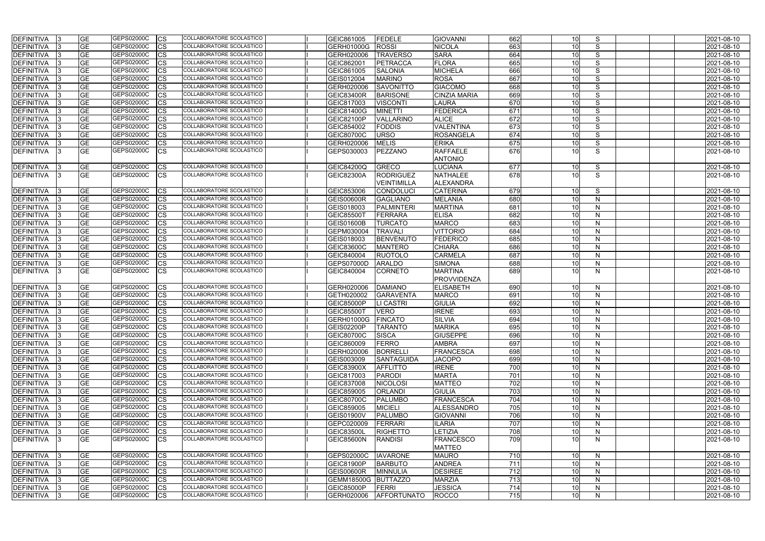| | | | | | | | | | | | | | | | | | | |
|---|---|---|---|---|---|---|---|---|---|---|---|---|---|---|---|---|---|---|
| DEFINITIVA | 3 | GE | GEPS02000C | CS | COLLABORATORE SCOLASTICO | | I | GEIC861005 | FEDELE | GIOVANNI | 662 | | 10 | S | | | | 2021-08-10 |
| DEFINITIVA | 3 | GE | GEPS02000C | CS | COLLABORATORE SCOLASTICO | | I | GERH01000G | ROSSI | NICOLA | 663 | | 10 | S | | | | 2021-08-10 |
| DEFINITIVA | 3 | GE | GEPS02000C | CS | COLLABORATORE SCOLASTICO | | I | GERH020006 | TRAVERSO | SARA | 664 | | 10 | S | | | | 2021-08-10 |
| DEFINITIVA | 3 | GE | GEPS02000C | CS | COLLABORATORE SCOLASTICO | | I | GEIC862001 | PETRACCA | FLORA | 665 | | 10 | S | | | | 2021-08-10 |
| DEFINITIVA | 3 | GE | GEPS02000C | CS | COLLABORATORE SCOLASTICO | | I | GEIC861005 | SALONIA | MICHELA | 666 | | 10 | S | | | | 2021-08-10 |
| DEFINITIVA | 3 | GE | GEPS02000C | CS | COLLABORATORE SCOLASTICO | | I | GEIS012004 | MARINO | ROSA | 667 | | 10 | S | | | | 2021-08-10 |
| DEFINITIVA | 3 | GE | GEPS02000C | CS | COLLABORATORE SCOLASTICO | | I | GERH020006 | SAVONITTO | GIACOMO | 668 | | 10 | S | | | | 2021-08-10 |
| DEFINITIVA | 3 | GE | GEPS02000C | CS | COLLABORATORE SCOLASTICO | | I | GEIC83400R | BARISONE | CINZIA MARIA | 669 | | 10 | S | | | | 2021-08-10 |
| DEFINITIVA | 3 | GE | GEPS02000C | CS | COLLABORATORE SCOLASTICO | | I | GEIC817003 | VISCONTI | LAURA | 670 | | 10 | S | | | | 2021-08-10 |
| DEFINITIVA | 3 | GE | GEPS02000C | CS | COLLABORATORE SCOLASTICO | | I | GEIC81400G | MINETTI | FEDERICA | 671 | | 10 | S | | | | 2021-08-10 |
| DEFINITIVA | 3 | GE | GEPS02000C | CS | COLLABORATORE SCOLASTICO | | I | GEIC82100P | VALLARINO | ALICE | 672 | | 10 | S | | | | 2021-08-10 |
| DEFINITIVA | 3 | GE | GEPS02000C | CS | COLLABORATORE SCOLASTICO | | I | GEIC854002 | FODDIS | VALENTINA | 673 | | 10 | S | | | | 2021-08-10 |
| DEFINITIVA | 3 | GE | GEPS02000C | CS | COLLABORATORE SCOLASTICO | | I | GEIC80700C | URSO | ROSANGELA | 674 | | 10 | S | | | | 2021-08-10 |
| DEFINITIVA | 3 | GE | GEPS02000C | CS | COLLABORATORE SCOLASTICO | | I | GERH020006 | MELIS | ERIKA | 675 | | 10 | S | | | | 2021-08-10 |
| DEFINITIVA | 3 | GE | GEPS02000C | CS | COLLABORATORE SCOLASTICO | | I | GEPS030003 | PEZZANO | RAFFAELE ANTONIO | 676 | | 10 | S | | | | 2021-08-10 |
| DEFINITIVA | 3 | GE | GEPS02000C | CS | COLLABORATORE SCOLASTICO | | I | GEIC84200Q | GRECO | LUCIANA | 677 | | 10 | S | | | | 2021-08-10 |
| DEFINITIVA | 3 | GE | GEPS02000C | CS | COLLABORATORE SCOLASTICO | | I | GEIC82300A | RODRIGUEZ VEINTIMILLA | NATHALEE ALEXANDRA | 678 | | 10 | S | | | | 2021-08-10 |
| DEFINITIVA | 3 | GE | GEPS02000C | CS | COLLABORATORE SCOLASTICO | | I | GEIC853006 | CONDOLUCI | CATERINA | 679 | | 10 | S | | | | 2021-08-10 |
| DEFINITIVA | 3 | GE | GEPS02000C | CS | COLLABORATORE SCOLASTICO | | I | GEIS00600R | GAGLIANO | MELANIA | 680 | | 10 | N | | | | 2021-08-10 |
| DEFINITIVA | 3 | GE | GEPS02000C | CS | COLLABORATORE SCOLASTICO | | I | GEIS018003 | PALMINTERI | MARTINA | 681 | | 10 | N | | | | 2021-08-10 |
| DEFINITIVA | 3 | GE | GEPS02000C | CS | COLLABORATORE SCOLASTICO | | I | GEIC85500T | FERRARA | ELISA | 682 | | 10 | N | | | | 2021-08-10 |
| DEFINITIVA | 3 | GE | GEPS02000C | CS | COLLABORATORE SCOLASTICO | | I | GEIS01600B | TURCATO | MARCO | 683 | | 10 | N | | | | 2021-08-10 |
| DEFINITIVA | 3 | GE | GEPS02000C | CS | COLLABORATORE SCOLASTICO | | I | GEPM030004 | TRAVALI | VITTORIO | 684 | | 10 | N | | | | 2021-08-10 |
| DEFINITIVA | 3 | GE | GEPS02000C | CS | COLLABORATORE SCOLASTICO | | I | GEIS018003 | BENVENUTO | FEDERICO | 685 | | 10 | N | | | | 2021-08-10 |
| DEFINITIVA | 3 | GE | GEPS02000C | CS | COLLABORATORE SCOLASTICO | | I | GEIC83600C | MANTERO | CHIARA | 686 | | 10 | N | | | | 2021-08-10 |
| DEFINITIVA | 3 | GE | GEPS02000C | CS | COLLABORATORE SCOLASTICO | | I | GEIC840004 | RUOTOLO | CARMELA | 687 | | 10 | N | | | | 2021-08-10 |
| DEFINITIVA | 3 | GE | GEPS02000C | CS | COLLABORATORE SCOLASTICO | | I | GEPS07000D | ARALDO | SIMONA | 688 | | 10 | N | | | | 2021-08-10 |
| DEFINITIVA | 3 | GE | GEPS02000C | CS | COLLABORATORE SCOLASTICO | | I | GEIC840004 | CORNETO | MARTINA PROVVIDENZA | 689 | | 10 | N | | | | 2021-08-10 |
| DEFINITIVA | 3 | GE | GEPS02000C | CS | COLLABORATORE SCOLASTICO | | I | GERH020006 | DAMIANO | ELISABETH | 690 | | 10 | N | | | | 2021-08-10 |
| DEFINITIVA | 3 | GE | GEPS02000C | CS | COLLABORATORE SCOLASTICO | | I | GETH020002 | GARAVENTA | MARCO | 691 | | 10 | N | | | | 2021-08-10 |
| DEFINITIVA | 3 | GE | GEPS02000C | CS | COLLABORATORE SCOLASTICO | | I | GEIC85000P | LI CASTRI | GIULIA | 692 | | 10 | N | | | | 2021-08-10 |
| DEFINITIVA | 3 | GE | GEPS02000C | CS | COLLABORATORE SCOLASTICO | | I | GEIC85500T | VERO | IRENE | 693 | | 10 | N | | | | 2021-08-10 |
| DEFINITIVA | 3 | GE | GEPS02000C | CS | COLLABORATORE SCOLASTICO | | I | GERH01000G | FINCATO | SILVIA | 694 | | 10 | N | | | | 2021-08-10 |
| DEFINITIVA | 3 | GE | GEPS02000C | CS | COLLABORATORE SCOLASTICO | | I | GEIS02200P | TARANTO | MARIKA | 695 | | 10 | N | | | | 2021-08-10 |
| DEFINITIVA | 3 | GE | GEPS02000C | CS | COLLABORATORE SCOLASTICO | | I | GEIC80700C | SISCA | GIUSEPPE | 696 | | 10 | N | | | | 2021-08-10 |
| DEFINITIVA | 3 | GE | GEPS02000C | CS | COLLABORATORE SCOLASTICO | | I | GEIC860009 | FERRO | AMBRA | 697 | | 10 | N | | | | 2021-08-10 |
| DEFINITIVA | 3 | GE | GEPS02000C | CS | COLLABORATORE SCOLASTICO | | I | GERH020006 | BORRELLI | FRANCESCA | 698 | | 10 | N | | | | 2021-08-10 |
| DEFINITIVA | 3 | GE | GEPS02000C | CS | COLLABORATORE SCOLASTICO | | I | GEIS003009 | SANTAGUIDA | JACOPO | 699 | | 10 | N | | | | 2021-08-10 |
| DEFINITIVA | 3 | GE | GEPS02000C | CS | COLLABORATORE SCOLASTICO | | I | GEIC83900X | AFFLITTO | IRENE | 700 | | 10 | N | | | | 2021-08-10 |
| DEFINITIVA | 3 | GE | GEPS02000C | CS | COLLABORATORE SCOLASTICO | | I | GEIC817003 | PARODI | MARTA | 701 | | 10 | N | | | | 2021-08-10 |
| DEFINITIVA | 3 | GE | GEPS02000C | CS | COLLABORATORE SCOLASTICO | | I | GEIC837008 | NICOLOSI | MATTEO | 702 | | 10 | N | | | | 2021-08-10 |
| DEFINITIVA | 3 | GE | GEPS02000C | CS | COLLABORATORE SCOLASTICO | | I | GEIC859005 | ORLANDI | GIULIA | 703 | | 10 | N | | | | 2021-08-10 |
| DEFINITIVA | 3 | GE | GEPS02000C | CS | COLLABORATORE SCOLASTICO | | I | GEIC80700C | PALUMBO | FRANCESCA | 704 | | 10 | N | | | | 2021-08-10 |
| DEFINITIVA | 3 | GE | GEPS02000C | CS | COLLABORATORE SCOLASTICO | | I | GEIC859005 | MICIELI | ALESSANDRO | 705 | | 10 | N | | | | 2021-08-10 |
| DEFINITIVA | 3 | GE | GEPS02000C | CS | COLLABORATORE SCOLASTICO | | I | GEIS01900V | PALUMBO | GIOVANNI | 706 | | 10 | N | | | | 2021-08-10 |
| DEFINITIVA | 3 | GE | GEPS02000C | CS | COLLABORATORE SCOLASTICO | | I | GEPC020009 | FERRARI | ILARIA | 707 | | 10 | N | | | | 2021-08-10 |
| DEFINITIVA | 3 | GE | GEPS02000C | CS | COLLABORATORE SCOLASTICO | | I | GEIC83500L | RIGHETTO | LETIZIA | 708 | | 10 | N | | | | 2021-08-10 |
| DEFINITIVA | 3 | GE | GEPS02000C | CS | COLLABORATORE SCOLASTICO | | I | GEIC85600N | RANDISI | FRANCESCO MATTEO | 709 | | 10 | N | | | | 2021-08-10 |
| DEFINITIVA | 3 | GE | GEPS02000C | CS | COLLABORATORE SCOLASTICO | | I | GEPS02000C | IAVARONE | MAURO | 710 | | 10 | N | | | | 2021-08-10 |
| DEFINITIVA | 3 | GE | GEPS02000C | CS | COLLABORATORE SCOLASTICO | | I | GEIC81900P | BARBUTO | ANDREA | 711 | | 10 | N | | | | 2021-08-10 |
| DEFINITIVA | 3 | GE | GEPS02000C | CS | COLLABORATORE SCOLASTICO | | I | GEIS00600R | MINNULIA | DESIREE | 712 | | 10 | N | | | | 2021-08-10 |
| DEFINITIVA | 3 | GE | GEPS02000C | CS | COLLABORATORE SCOLASTICO | | I | GEMM18500G | BUTTAZZO | MARZIA | 713 | | 10 | N | | | | 2021-08-10 |
| DEFINITIVA | 3 | GE | GEPS02000C | CS | COLLABORATORE SCOLASTICO | | I | GEIC85000P | FERRI | JESSICA | 714 | | 10 | N | | | | 2021-08-10 |
| DEFINITIVA | 3 | GE | GEPS02000C | CS | COLLABORATORE SCOLASTICO | | I | GERH020006 | AFFORTUNATO | ROCCO | 715 | | 10 | N | | | | 2021-08-10 |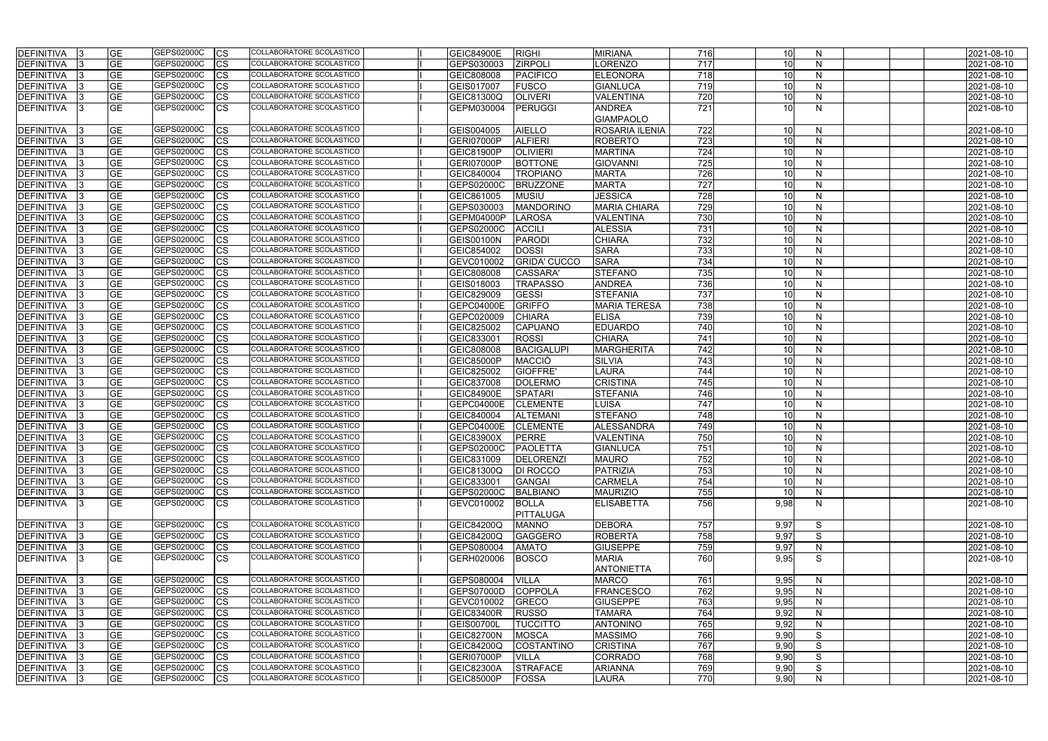| | | | | | | | | | | | | | | | | | | |
|---|---|---|---|---|---|---|---|---|---|---|---|---|---|---|---|---|---|---|
| DEFINITIVA | 3 | GE | GEPS02000C | CS | COLLABORATORE SCOLASTICO | | I | GEIC84900E | RIGHI | MIRIANA | 716 | | 10 | N | | | | 2021-08-10 |
| DEFINITIVA | 3 | GE | GEPS02000C | CS | COLLABORATORE SCOLASTICO | | I | GEPS030003 | ZIRPOLI | LORENZO | 717 | | 10 | N | | | | 2021-08-10 |
| DEFINITIVA | 3 | GE | GEPS02000C | CS | COLLABORATORE SCOLASTICO | | I | GEIC808008 | PACIFICO | ELEONORA | 718 | | 10 | N | | | | 2021-08-10 |
| DEFINITIVA | 3 | GE | GEPS02000C | CS | COLLABORATORE SCOLASTICO | | I | GEIS017007 | FUSCO | GIANLUCA | 719 | | 10 | N | | | | 2021-08-10 |
| DEFINITIVA | 3 | GE | GEPS02000C | CS | COLLABORATORE SCOLASTICO | | I | GEIC81300Q | OLIVERI | VALENTINA | 720 | | 10 | N | | | | 2021-08-10 |
| DEFINITIVA | 3 | GE | GEPS02000C | CS | COLLABORATORE SCOLASTICO | | I | GEPM030004 | PERUGGI | ANDREA GIAMPAOLO | 721 | | 10 | N | | | | 2021-08-10 |
| DEFINITIVA | 3 | GE | GEPS02000C | CS | COLLABORATORE SCOLASTICO | | I | GEIS004005 | AIELLO | ROSARIA ILENIA | 722 | | 10 | N | | | | 2021-08-10 |
| DEFINITIVA | 3 | GE | GEPS02000C | CS | COLLABORATORE SCOLASTICO | | I | GERI07000P | ALFIERI | ROBERTO | 723 | | 10 | N | | | | 2021-08-10 |
| DEFINITIVA | 3 | GE | GEPS02000C | CS | COLLABORATORE SCOLASTICO | | I | GEIC81900P | OLIVIERI | MARTINA | 724 | | 10 | N | | | | 2021-08-10 |
| DEFINITIVA | 3 | GE | GEPS02000C | CS | COLLABORATORE SCOLASTICO | | I | GERI07000P | BOTTONE | GIOVANNI | 725 | | 10 | N | | | | 2021-08-10 |
| DEFINITIVA | 3 | GE | GEPS02000C | CS | COLLABORATORE SCOLASTICO | | I | GEIC840004 | TROPIANO | MARTA | 726 | | 10 | N | | | | 2021-08-10 |
| DEFINITIVA | 3 | GE | GEPS02000C | CS | COLLABORATORE SCOLASTICO | | I | GEPS02000C | BRUZZONE | MARTA | 727 | | 10 | N | | | | 2021-08-10 |
| DEFINITIVA | 3 | GE | GEPS02000C | CS | COLLABORATORE SCOLASTICO | | I | GEIC861005 | MUSIU | JESSICA | 728 | | 10 | N | | | | 2021-08-10 |
| DEFINITIVA | 3 | GE | GEPS02000C | CS | COLLABORATORE SCOLASTICO | | I | GEPS030003 | MANDORINO | MARIA CHIARA | 729 | | 10 | N | | | | 2021-08-10 |
| DEFINITIVA | 3 | GE | GEPS02000C | CS | COLLABORATORE SCOLASTICO | | I | GEPM04000P | LAROSA | VALENTINA | 730 | | 10 | N | | | | 2021-08-10 |
| DEFINITIVA | 3 | GE | GEPS02000C | CS | COLLABORATORE SCOLASTICO | | I | GEPS02000C | ACCILI | ALESSIA | 731 | | 10 | N | | | | 2021-08-10 |
| DEFINITIVA | 3 | GE | GEPS02000C | CS | COLLABORATORE SCOLASTICO | | I | GEIS00100N | PARODI | CHIARA | 732 | | 10 | N | | | | 2021-08-10 |
| DEFINITIVA | 3 | GE | GEPS02000C | CS | COLLABORATORE SCOLASTICO | | I | GEIC854002 | DOSSI | SARA | 733 | | 10 | N | | | | 2021-08-10 |
| DEFINITIVA | 3 | GE | GEPS02000C | CS | COLLABORATORE SCOLASTICO | | I | GEVC010002 | GRIDA' CUCCO | SARA | 734 | | 10 | N | | | | 2021-08-10 |
| DEFINITIVA | 3 | GE | GEPS02000C | CS | COLLABORATORE SCOLASTICO | | I | GEIC808008 | CASSARA' | STEFANO | 735 | | 10 | N | | | | 2021-08-10 |
| DEFINITIVA | 3 | GE | GEPS02000C | CS | COLLABORATORE SCOLASTICO | | I | GEIS018003 | TRAPASSO | ANDREA | 736 | | 10 | N | | | | 2021-08-10 |
| DEFINITIVA | 3 | GE | GEPS02000C | CS | COLLABORATORE SCOLASTICO | | I | GEIC829009 | GESSI | STEFANIA | 737 | | 10 | N | | | | 2021-08-10 |
| DEFINITIVA | 3 | GE | GEPS02000C | CS | COLLABORATORE SCOLASTICO | | I | GEPC04000E | GRIFFO | MARIA TERESA | 738 | | 10 | N | | | | 2021-08-10 |
| DEFINITIVA | 3 | GE | GEPS02000C | CS | COLLABORATORE SCOLASTICO | | I | GEPC020009 | CHIARA | ELISA | 739 | | 10 | N | | | | 2021-08-10 |
| DEFINITIVA | 3 | GE | GEPS02000C | CS | COLLABORATORE SCOLASTICO | | I | GEIC825002 | CAPUANO | EDUARDO | 740 | | 10 | N | | | | 2021-08-10 |
| DEFINITIVA | 3 | GE | GEPS02000C | CS | COLLABORATORE SCOLASTICO | | I | GEIC833001 | ROSSI | CHIARA | 741 | | 10 | N | | | | 2021-08-10 |
| DEFINITIVA | 3 | GE | GEPS02000C | CS | COLLABORATORE SCOLASTICO | | I | GEIC808008 | BACIGALUPI | MARGHERITA | 742 | | 10 | N | | | | 2021-08-10 |
| DEFINITIVA | 3 | GE | GEPS02000C | CS | COLLABORATORE SCOLASTICO | | I | GEIC85000P | MACCIÒ | SILVIA | 743 | | 10 | N | | | | 2021-08-10 |
| DEFINITIVA | 3 | GE | GEPS02000C | CS | COLLABORATORE SCOLASTICO | | I | GEIC825002 | GIOFFRE' | LAURA | 744 | | 10 | N | | | | 2021-08-10 |
| DEFINITIVA | 3 | GE | GEPS02000C | CS | COLLABORATORE SCOLASTICO | | I | GEIC837008 | DOLERMO | CRISTINA | 745 | | 10 | N | | | | 2021-08-10 |
| DEFINITIVA | 3 | GE | GEPS02000C | CS | COLLABORATORE SCOLASTICO | | I | GEIC84900E | SPATARI | STEFANIA | 746 | | 10 | N | | | | 2021-08-10 |
| DEFINITIVA | 3 | GE | GEPS02000C | CS | COLLABORATORE SCOLASTICO | | I | GEPC04000E | CLEMENTE | LUISA | 747 | | 10 | N | | | | 2021-08-10 |
| DEFINITIVA | 3 | GE | GEPS02000C | CS | COLLABORATORE SCOLASTICO | | I | GEIC840004 | ALTEMANI | STEFANO | 748 | | 10 | N | | | | 2021-08-10 |
| DEFINITIVA | 3 | GE | GEPS02000C | CS | COLLABORATORE SCOLASTICO | | I | GEPC04000E | CLEMENTE | ALESSANDRA | 749 | | 10 | N | | | | 2021-08-10 |
| DEFINITIVA | 3 | GE | GEPS02000C | CS | COLLABORATORE SCOLASTICO | | I | GEIC83900X | PERRE | VALENTINA | 750 | | 10 | N | | | | 2021-08-10 |
| DEFINITIVA | 3 | GE | GEPS02000C | CS | COLLABORATORE SCOLASTICO | | I | GEPS02000C | PAOLETTA | GIANLUCA | 751 | | 10 | N | | | | 2021-08-10 |
| DEFINITIVA | 3 | GE | GEPS02000C | CS | COLLABORATORE SCOLASTICO | | I | GEIC831009 | DELORENZI | MAURO | 752 | | 10 | N | | | | 2021-08-10 |
| DEFINITIVA | 3 | GE | GEPS02000C | CS | COLLABORATORE SCOLASTICO | | I | GEIC81300Q | DI ROCCO | PATRIZIA | 753 | | 10 | N | | | | 2021-08-10 |
| DEFINITIVA | 3 | GE | GEPS02000C | CS | COLLABORATORE SCOLASTICO | | I | GEIC833001 | GANGAI | CARMELA | 754 | | 10 | N | | | | 2021-08-10 |
| DEFINITIVA | 3 | GE | GEPS02000C | CS | COLLABORATORE SCOLASTICO | | I | GEPS02000C | BALBIANO | MAURIZIO | 755 | | 10 | N | | | | 2021-08-10 |
| DEFINITIVA | 3 | GE | GEPS02000C | CS | COLLABORATORE SCOLASTICO | | I | GEVC010002 | BOLLA PITTALUGA | ELISABETTA | 756 | | 9,98 | N | | | | 2021-08-10 |
| DEFINITIVA | 3 | GE | GEPS02000C | CS | COLLABORATORE SCOLASTICO | | I | GEIC84200Q | MANNO | DEBORA | 757 | | 9,97 | S | | | | 2021-08-10 |
| DEFINITIVA | 3 | GE | GEPS02000C | CS | COLLABORATORE SCOLASTICO | | I | GEIC84200Q | GAGGERO | ROBERTA | 758 | | 9,97 | S | | | | 2021-08-10 |
| DEFINITIVA | 3 | GE | GEPS02000C | CS | COLLABORATORE SCOLASTICO | | I | GEPS080004 | AMATO | GIUSEPPE | 759 | | 9,97 | N | | | | 2021-08-10 |
| DEFINITIVA | 3 | GE | GEPS02000C | CS | COLLABORATORE SCOLASTICO | | I | GERH020006 | BOSCO | MARIA ANTONIETTA | 760 | | 9,95 | S | | | | 2021-08-10 |
| DEFINITIVA | 3 | GE | GEPS02000C | CS | COLLABORATORE SCOLASTICO | | I | GEPS080004 | VILLA | MARCO | 761 | | 9,95 | N | | | | 2021-08-10 |
| DEFINITIVA | 3 | GE | GEPS02000C | CS | COLLABORATORE SCOLASTICO | | I | GEPS07000D | COPPOLA | FRANCESCO | 762 | | 9,95 | N | | | | 2021-08-10 |
| DEFINITIVA | 3 | GE | GEPS02000C | CS | COLLABORATORE SCOLASTICO | | I | GEVC010002 | GRECO | GIUSEPPE | 763 | | 9,95 | N | | | | 2021-08-10 |
| DEFINITIVA | 3 | GE | GEPS02000C | CS | COLLABORATORE SCOLASTICO | | I | GEIC83400R | RUSSO | TAMARA | 764 | | 9,92 | N | | | | 2021-08-10 |
| DEFINITIVA | 3 | GE | GEPS02000C | CS | COLLABORATORE SCOLASTICO | | I | GEIS00700L | TUCCITTO | ANTONINO | 765 | | 9,92 | N | | | | 2021-08-10 |
| DEFINITIVA | 3 | GE | GEPS02000C | CS | COLLABORATORE SCOLASTICO | | I | GEIC82700N | MOSCA | MASSIMO | 766 | | 9,90 | S | | | | 2021-08-10 |
| DEFINITIVA | 3 | GE | GEPS02000C | CS | COLLABORATORE SCOLASTICO | | I | GEIC84200Q | COSTANTINO | CRISTINA | 767 | | 9,90 | S | | | | 2021-08-10 |
| DEFINITIVA | 3 | GE | GEPS02000C | CS | COLLABORATORE SCOLASTICO | | I | GERI07000P | VILLA | CORRADO | 768 | | 9,90 | S | | | | 2021-08-10 |
| DEFINITIVA | 3 | GE | GEPS02000C | CS | COLLABORATORE SCOLASTICO | | I | GEIC82300A | STRAFACE | ARIANNA | 769 | | 9,90 | S | | | | 2021-08-10 |
| DEFINITIVA | 3 | GE | GEPS02000C | CS | COLLABORATORE SCOLASTICO | | I | GEIC85000P | FOSSA | LAURA | 770 | | 9,90 | N | | | | 2021-08-10 |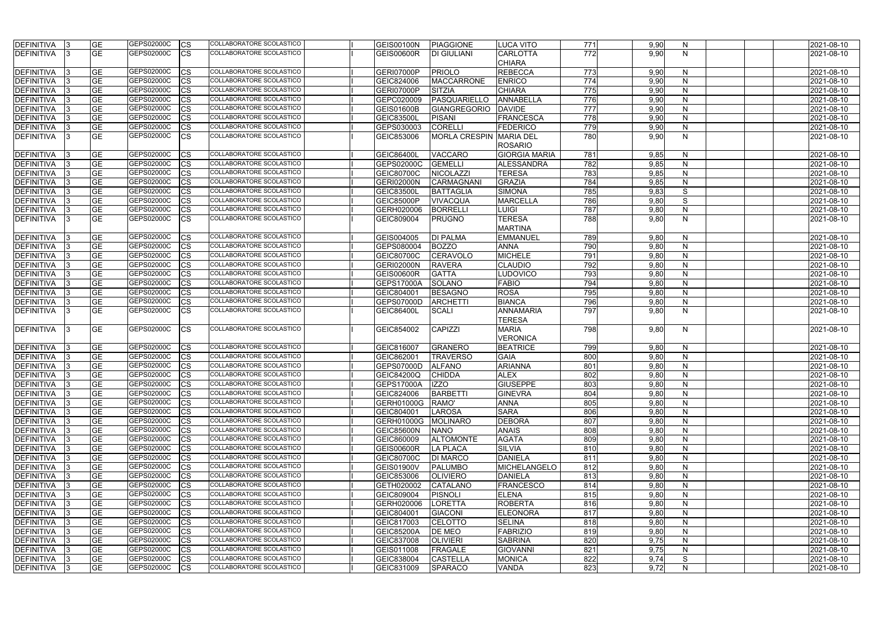| | | | | | | | | | | | | | | | | | | |
|---|---|---|---|---|---|---|---|---|---|---|---|---|---|---|---|---|---|---|
| DEFINITIVA | 3 | GE | GEPS02000C | CS | COLLABORATORE SCOLASTICO | | I | GEIS00100N | PIAGGIONE | LUCA VITO | 771 | | 9,90 | N | | | | 2021-08-10 |
| DEFINITIVA | 3 | GE | GEPS02000C | CS | COLLABORATORE SCOLASTICO | | I | GEIS00600R | DI GIULIANI | CARLOTTA CHIARA | 772 | | 9,90 | N | | | | 2021-08-10 |
| DEFINITIVA | 3 | GE | GEPS02000C | CS | COLLABORATORE SCOLASTICO | | I | GERI07000P | PRIOLO | REBECCA | 773 | | 9,90 | N | | | | 2021-08-10 |
| DEFINITIVA | 3 | GE | GEPS02000C | CS | COLLABORATORE SCOLASTICO | | I | GEIC824006 | MACCARRONE | ENRICO | 774 | | 9,90 | N | | | | 2021-08-10 |
| DEFINITIVA | 3 | GE | GEPS02000C | CS | COLLABORATORE SCOLASTICO | | I | GERI07000P | SITZIA | CHIARA | 775 | | 9,90 | N | | | | 2021-08-10 |
| DEFINITIVA | 3 | GE | GEPS02000C | CS | COLLABORATORE SCOLASTICO | | I | GEPC020009 | PASQUARIELLO | ANNABELLA | 776 | | 9,90 | N | | | | 2021-08-10 |
| DEFINITIVA | 3 | GE | GEPS02000C | CS | COLLABORATORE SCOLASTICO | | I | GEIS01600B | GIANGREGORIO | DAVIDE | 777 | | 9,90 | N | | | | 2021-08-10 |
| DEFINITIVA | 3 | GE | GEPS02000C | CS | COLLABORATORE SCOLASTICO | | I | GEIC83500L | PISANI | FRANCESCA | 778 | | 9,90 | N | | | | 2021-08-10 |
| DEFINITIVA | 3 | GE | GEPS02000C | CS | COLLABORATORE SCOLASTICO | | I | GEPS030003 | CORELLI | FEDERICO | 779 | | 9,90 | N | | | | 2021-08-10 |
| DEFINITIVA | 3 | GE | GEPS02000C | CS | COLLABORATORE SCOLASTICO | | I | GEIC853006 | MORLA CRESPIN | MARIA DEL ROSARIO | 780 | | 9,90 | N | | | | 2021-08-10 |
| DEFINITIVA | 3 | GE | GEPS02000C | CS | COLLABORATORE SCOLASTICO | | I | GEIC86400L | VACCARO | GIORGIA MARIA | 781 | | 9,85 | N | | | | 2021-08-10 |
| DEFINITIVA | 3 | GE | GEPS02000C | CS | COLLABORATORE SCOLASTICO | | I | GEPS02000C | GEMELLI | ALESSANDRA | 782 | | 9,85 | N | | | | 2021-08-10 |
| DEFINITIVA | 3 | GE | GEPS02000C | CS | COLLABORATORE SCOLASTICO | | I | GEIC80700C | NICOLAZZI | TERESA | 783 | | 9,85 | N | | | | 2021-08-10 |
| DEFINITIVA | 3 | GE | GEPS02000C | CS | COLLABORATORE SCOLASTICO | | I | GERI02000N | CARMAGNANI | GRAZIA | 784 | | 9,85 | N | | | | 2021-08-10 |
| DEFINITIVA | 3 | GE | GEPS02000C | CS | COLLABORATORE SCOLASTICO | | I | GEIC83500L | BATTAGLIA | SIMONA | 785 | | 9,83 | S | | | | 2021-08-10 |
| DEFINITIVA | 3 | GE | GEPS02000C | CS | COLLABORATORE SCOLASTICO | | I | GEIC85000P | VIVACQUA | MARCELLA | 786 | | 9,80 | S | | | | 2021-08-10 |
| DEFINITIVA | 3 | GE | GEPS02000C | CS | COLLABORATORE SCOLASTICO | | I | GERH020006 | BORRELLI | LUIGI | 787 | | 9,80 | N | | | | 2021-08-10 |
| DEFINITIVA | 3 | GE | GEPS02000C | CS | COLLABORATORE SCOLASTICO | | I | GEIC809004 | PRUGNO | TERESA MARTINA | 788 | | 9,80 | N | | | | 2021-08-10 |
| DEFINITIVA | 3 | GE | GEPS02000C | CS | COLLABORATORE SCOLASTICO | | I | GEIS004005 | DI PALMA | EMMANUEL | 789 | | 9,80 | N | | | | 2021-08-10 |
| DEFINITIVA | 3 | GE | GEPS02000C | CS | COLLABORATORE SCOLASTICO | | I | GEPS080004 | BOZZO | ANNA | 790 | | 9,80 | N | | | | 2021-08-10 |
| DEFINITIVA | 3 | GE | GEPS02000C | CS | COLLABORATORE SCOLASTICO | | I | GEIC80700C | CERAVOLO | MICHELE | 791 | | 9,80 | N | | | | 2021-08-10 |
| DEFINITIVA | 3 | GE | GEPS02000C | CS | COLLABORATORE SCOLASTICO | | I | GERI02000N | RAVERA | CLAUDIO | 792 | | 9,80 | N | | | | 2021-08-10 |
| DEFINITIVA | 3 | GE | GEPS02000C | CS | COLLABORATORE SCOLASTICO | | I | GEIS00600R | GATTA | LUDOVICO | 793 | | 9,80 | N | | | | 2021-08-10 |
| DEFINITIVA | 3 | GE | GEPS02000C | CS | COLLABORATORE SCOLASTICO | | I | GEPS17000A | SOLANO | FABIO | 794 | | 9,80 | N | | | | 2021-08-10 |
| DEFINITIVA | 3 | GE | GEPS02000C | CS | COLLABORATORE SCOLASTICO | | I | GEIC804001 | BESAGNO | ROSA | 795 | | 9,80 | N | | | | 2021-08-10 |
| DEFINITIVA | 3 | GE | GEPS02000C | CS | COLLABORATORE SCOLASTICO | | I | GEPS07000D | ARCHETTI | BIANCA | 796 | | 9,80 | N | | | | 2021-08-10 |
| DEFINITIVA | 3 | GE | GEPS02000C | CS | COLLABORATORE SCOLASTICO | | I | GEIC86400L | SCALI | ANNAMARIA TERESA | 797 | | 9,80 | N | | | | 2021-08-10 |
| DEFINITIVA | 3 | GE | GEPS02000C | CS | COLLABORATORE SCOLASTICO | | I | GEIC854002 | CAPIZZI | MARIA VERONICA | 798 | | 9,80 | N | | | | 2021-08-10 |
| DEFINITIVA | 3 | GE | GEPS02000C | CS | COLLABORATORE SCOLASTICO | | I | GEIC816007 | GRANERO | BEATRICE | 799 | | 9,80 | N | | | | 2021-08-10 |
| DEFINITIVA | 3 | GE | GEPS02000C | CS | COLLABORATORE SCOLASTICO | | I | GEIC862001 | TRAVERSO | GAIA | 800 | | 9,80 | N | | | | 2021-08-10 |
| DEFINITIVA | 3 | GE | GEPS02000C | CS | COLLABORATORE SCOLASTICO | | I | GEPS07000D | ALFANO | ARIANNA | 801 | | 9,80 | N | | | | 2021-08-10 |
| DEFINITIVA | 3 | GE | GEPS02000C | CS | COLLABORATORE SCOLASTICO | | I | GEIC84200Q | CHIDDA | ALEX | 802 | | 9,80 | N | | | | 2021-08-10 |
| DEFINITIVA | 3 | GE | GEPS02000C | CS | COLLABORATORE SCOLASTICO | | I | GEPS17000A | IZZO | GIUSEPPE | 803 | | 9,80 | N | | | | 2021-08-10 |
| DEFINITIVA | 3 | GE | GEPS02000C | CS | COLLABORATORE SCOLASTICO | | I | GEIC824006 | BARBETTI | GINEVRA | 804 | | 9,80 | N | | | | 2021-08-10 |
| DEFINITIVA | 3 | GE | GEPS02000C | CS | COLLABORATORE SCOLASTICO | | I | GERH01000G | RAMO' | ANNA | 805 | | 9,80 | N | | | | 2021-08-10 |
| DEFINITIVA | 3 | GE | GEPS02000C | CS | COLLABORATORE SCOLASTICO | | I | GEIC804001 | LAROSA | SARA | 806 | | 9,80 | N | | | | 2021-08-10 |
| DEFINITIVA | 3 | GE | GEPS02000C | CS | COLLABORATORE SCOLASTICO | | I | GERH01000G | MOLINARO | DEBORA | 807 | | 9,80 | N | | | | 2021-08-10 |
| DEFINITIVA | 3 | GE | GEPS02000C | CS | COLLABORATORE SCOLASTICO | | I | GEIC85600N | NANO | ANAIS | 808 | | 9,80 | N | | | | 2021-08-10 |
| DEFINITIVA | 3 | GE | GEPS02000C | CS | COLLABORATORE SCOLASTICO | | I | GEIC860009 | ALTOMONTE | AGATA | 809 | | 9,80 | N | | | | 2021-08-10 |
| DEFINITIVA | 3 | GE | GEPS02000C | CS | COLLABORATORE SCOLASTICO | | I | GEIS00600R | LA PLACA | SILVIA | 810 | | 9,80 | N | | | | 2021-08-10 |
| DEFINITIVA | 3 | GE | GEPS02000C | CS | COLLABORATORE SCOLASTICO | | I | GEIC80700C | DI MARCO | DANIELA | 811 | | 9,80 | N | | | | 2021-08-10 |
| DEFINITIVA | 3 | GE | GEPS02000C | CS | COLLABORATORE SCOLASTICO | | I | GEIS01900V | PALUMBO | MICHELANGELO | 812 | | 9,80 | N | | | | 2021-08-10 |
| DEFINITIVA | 3 | GE | GEPS02000C | CS | COLLABORATORE SCOLASTICO | | I | GEIC853006 | OLIVIERO | DANIELA | 813 | | 9,80 | N | | | | 2021-08-10 |
| DEFINITIVA | 3 | GE | GEPS02000C | CS | COLLABORATORE SCOLASTICO | | I | GETH020002 | CATALANO | FRANCESCO | 814 | | 9,80 | N | | | | 2021-08-10 |
| DEFINITIVA | 3 | GE | GEPS02000C | CS | COLLABORATORE SCOLASTICO | | I | GEIC809004 | PISNOLI | ELENA | 815 | | 9,80 | N | | | | 2021-08-10 |
| DEFINITIVA | 3 | GE | GEPS02000C | CS | COLLABORATORE SCOLASTICO | | I | GERH020006 | LORETTA | ROBERTA | 816 | | 9,80 | N | | | | 2021-08-10 |
| DEFINITIVA | 3 | GE | GEPS02000C | CS | COLLABORATORE SCOLASTICO | | I | GEIC804001 | GIACONI | ELEONORA | 817 | | 9,80 | N | | | | 2021-08-10 |
| DEFINITIVA | 3 | GE | GEPS02000C | CS | COLLABORATORE SCOLASTICO | | I | GEIC817003 | CELOTTO | SELINA | 818 | | 9,80 | N | | | | 2021-08-10 |
| DEFINITIVA | 3 | GE | GEPS02000C | CS | COLLABORATORE SCOLASTICO | | I | GEIC85200A | DE MEO | FABRIZIO | 819 | | 9,80 | N | | | | 2021-08-10 |
| DEFINITIVA | 3 | GE | GEPS02000C | CS | COLLABORATORE SCOLASTICO | | I | GEIC837008 | OLIVIERI | SABRINA | 820 | | 9,75 | N | | | | 2021-08-10 |
| DEFINITIVA | 3 | GE | GEPS02000C | CS | COLLABORATORE SCOLASTICO | | I | GEIS011008 | FRAGALE | GIOVANNI | 821 | | 9,75 | N | | | | 2021-08-10 |
| DEFINITIVA | 3 | GE | GEPS02000C | CS | COLLABORATORE SCOLASTICO | | I | GEIC838004 | CASTELLA | MONICA | 822 | | 9,74 | S | | | | 2021-08-10 |
| DEFINITIVA | 3 | GE | GEPS02000C | CS | COLLABORATORE SCOLASTICO | | I | GEIC831009 | SPARACO | VANDA | 823 | | 9,72 | N | | | | 2021-08-10 |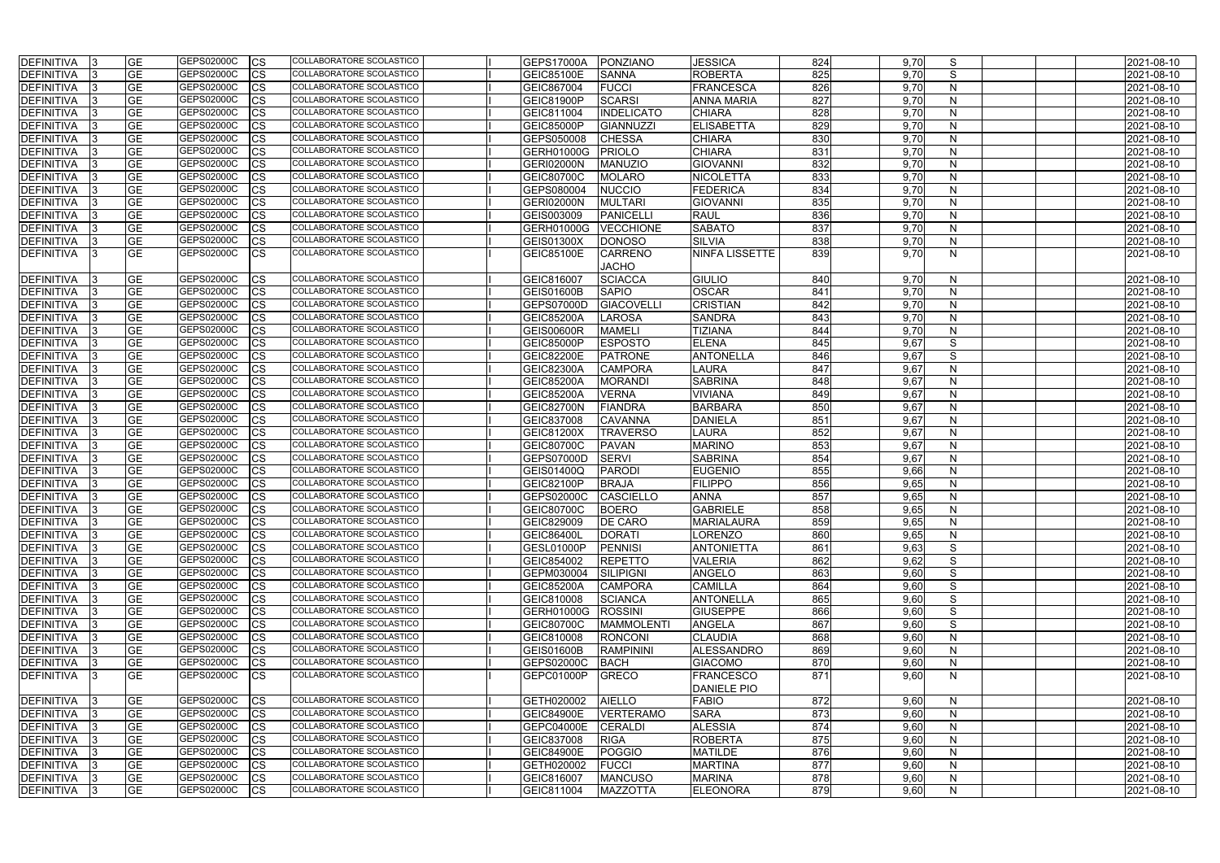| | | | | | | | | | | | | | | | | | | |
|---|---|---|---|---|---|---|---|---|---|---|---|---|---|---|---|---|---|---|
| DEFINITIVA | 3 | GE | GEPS02000C | CS | COLLABORATORE SCOLASTICO | | I | GEPS17000A | PONZIANO | JESSICA | 824 | 9,70 | S | | | | 2021-08-10 |
| DEFINITIVA | 3 | GE | GEPS02000C | CS | COLLABORATORE SCOLASTICO | | I | GEIC85100E | SANNA | ROBERTA | 825 | 9,70 | S | | | | 2021-08-10 |
| DEFINITIVA | 3 | GE | GEPS02000C | CS | COLLABORATORE SCOLASTICO | | I | GEIC867004 | FUCCI | FRANCESCA | 826 | 9,70 | N | | | | 2021-08-10 |
| DEFINITIVA | 3 | GE | GEPS02000C | CS | COLLABORATORE SCOLASTICO | | I | GEIC81900P | SCARSI | ANNA MARIA | 827 | 9,70 | N | | | | 2021-08-10 |
| DEFINITIVA | 3 | GE | GEPS02000C | CS | COLLABORATORE SCOLASTICO | | I | GEIC811004 | INDELICATO | CHIARA | 828 | 9,70 | N | | | | 2021-08-10 |
| DEFINITIVA | 3 | GE | GEPS02000C | CS | COLLABORATORE SCOLASTICO | | I | GEIC85000P | GIANNUZZI | ELISABETTA | 829 | 9,70 | N | | | | 2021-08-10 |
| DEFINITIVA | 3 | GE | GEPS02000C | CS | COLLABORATORE SCOLASTICO | | I | GEPS050008 | CHESSA | CHIARA | 830 | 9,70 | N | | | | 2021-08-10 |
| DEFINITIVA | 3 | GE | GEPS02000C | CS | COLLABORATORE SCOLASTICO | | I | GERH01000G | PRIOLO | CHIARA | 831 | 9,70 | N | | | | 2021-08-10 |
| DEFINITIVA | 3 | GE | GEPS02000C | CS | COLLABORATORE SCOLASTICO | | I | GERI02000N | MANUZIO | GIOVANNI | 832 | 9,70 | N | | | | 2021-08-10 |
| DEFINITIVA | 3 | GE | GEPS02000C | CS | COLLABORATORE SCOLASTICO | | I | GEIC80700C | MOLARO | NICOLETTA | 833 | 9,70 | N | | | | 2021-08-10 |
| DEFINITIVA | 3 | GE | GEPS02000C | CS | COLLABORATORE SCOLASTICO | | I | GEPS080004 | NUCCIO | FEDERICA | 834 | 9,70 | N | | | | 2021-08-10 |
| DEFINITIVA | 3 | GE | GEPS02000C | CS | COLLABORATORE SCOLASTICO | | I | GERI02000N | MULTARI | GIOVANNI | 835 | 9,70 | N | | | | 2021-08-10 |
| DEFINITIVA | 3 | GE | GEPS02000C | CS | COLLABORATORE SCOLASTICO | | I | GEIS003009 | PANICELLI | RAUL | 836 | 9,70 | N | | | | 2021-08-10 |
| DEFINITIVA | 3 | GE | GEPS02000C | CS | COLLABORATORE SCOLASTICO | | I | GERH01000G | VECCHIONE | SABATO | 837 | 9,70 | N | | | | 2021-08-10 |
| DEFINITIVA | 3 | GE | GEPS02000C | CS | COLLABORATORE SCOLASTICO | | I | GEIS01300X | DONOSO | SILVIA | 838 | 9,70 | N | | | | 2021-08-10 |
| DEFINITIVA | 3 | GE | GEPS02000C | CS | COLLABORATORE SCOLASTICO | | I | GEIC85100E | CARRENO JACHO | NINFA LISSETTE | 839 | 9,70 | N | | | | 2021-08-10 |
| DEFINITIVA | 3 | GE | GEPS02000C | CS | COLLABORATORE SCOLASTICO | | I | GEIC816007 | SCIACCA | GIULIO | 840 | 9,70 | N | | | | 2021-08-10 |
| DEFINITIVA | 3 | GE | GEPS02000C | CS | COLLABORATORE SCOLASTICO | | I | GEIS01600B | SAPIO | OSCAR | 841 | 9,70 | N | | | | 2021-08-10 |
| DEFINITIVA | 3 | GE | GEPS02000C | CS | COLLABORATORE SCOLASTICO | | I | GEPS07000D | GIACOVELLI | CRISTIAN | 842 | 9,70 | N | | | | 2021-08-10 |
| DEFINITIVA | 3 | GE | GEPS02000C | CS | COLLABORATORE SCOLASTICO | | I | GEIC85200A | LAROSA | SANDRA | 843 | 9,70 | N | | | | 2021-08-10 |
| DEFINITIVA | 3 | GE | GEPS02000C | CS | COLLABORATORE SCOLASTICO | | I | GEIS00600R | MAMELI | TIZIANA | 844 | 9,70 | N | | | | 2021-08-10 |
| DEFINITIVA | 3 | GE | GEPS02000C | CS | COLLABORATORE SCOLASTICO | | I | GEIC85000P | ESPOSTO | ELENA | 845 | 9,67 | S | | | | 2021-08-10 |
| DEFINITIVA | 3 | GE | GEPS02000C | CS | COLLABORATORE SCOLASTICO | | I | GEIC82200E | PATRONE | ANTONELLA | 846 | 9,67 | S | | | | 2021-08-10 |
| DEFINITIVA | 3 | GE | GEPS02000C | CS | COLLABORATORE SCOLASTICO | | I | GEIC82300A | CAMPORA | LAURA | 847 | 9,67 | N | | | | 2021-08-10 |
| DEFINITIVA | 3 | GE | GEPS02000C | CS | COLLABORATORE SCOLASTICO | | I | GEIC85200A | MORANDI | SABRINA | 848 | 9,67 | N | | | | 2021-08-10 |
| DEFINITIVA | 3 | GE | GEPS02000C | CS | COLLABORATORE SCOLASTICO | | I | GEIC85200A | VERNA | VIVIANA | 849 | 9,67 | N | | | | 2021-08-10 |
| DEFINITIVA | 3 | GE | GEPS02000C | CS | COLLABORATORE SCOLASTICO | | I | GEIC82700N | FIANDRA | BARBARA | 850 | 9,67 | N | | | | 2021-08-10 |
| DEFINITIVA | 3 | GE | GEPS02000C | CS | COLLABORATORE SCOLASTICO | | I | GEIC837008 | CAVANNA | DANIELA | 851 | 9,67 | N | | | | 2021-08-10 |
| DEFINITIVA | 3 | GE | GEPS02000C | CS | COLLABORATORE SCOLASTICO | | I | GEIC81200X | TRAVERSO | LAURA | 852 | 9,67 | N | | | | 2021-08-10 |
| DEFINITIVA | 3 | GE | GEPS02000C | CS | COLLABORATORE SCOLASTICO | | I | GEIC80700C | PAVAN | MARINO | 853 | 9,67 | N | | | | 2021-08-10 |
| DEFINITIVA | 3 | GE | GEPS02000C | CS | COLLABORATORE SCOLASTICO | | I | GEPS07000D | SERVI | SABRINA | 854 | 9,67 | N | | | | 2021-08-10 |
| DEFINITIVA | 3 | GE | GEPS02000C | CS | COLLABORATORE SCOLASTICO | | I | GEIS01400Q | PARODI | EUGENIO | 855 | 9,66 | N | | | | 2021-08-10 |
| DEFINITIVA | 3 | GE | GEPS02000C | CS | COLLABORATORE SCOLASTICO | | I | GEIC82100P | BRAJA | FILIPPO | 856 | 9,65 | N | | | | 2021-08-10 |
| DEFINITIVA | 3 | GE | GEPS02000C | CS | COLLABORATORE SCOLASTICO | | I | GEPS02000C | CASCIELLO | ANNA | 857 | 9,65 | N | | | | 2021-08-10 |
| DEFINITIVA | 3 | GE | GEPS02000C | CS | COLLABORATORE SCOLASTICO | | I | GEIC80700C | BOERO | GABRIELE | 858 | 9,65 | N | | | | 2021-08-10 |
| DEFINITIVA | 3 | GE | GEPS02000C | CS | COLLABORATORE SCOLASTICO | | I | GEIC829009 | DE CARO | MARIALAURA | 859 | 9,65 | N | | | | 2021-08-10 |
| DEFINITIVA | 3 | GE | GEPS02000C | CS | COLLABORATORE SCOLASTICO | | I | GEIC86400L | DORATI | LORENZO | 860 | 9,65 | N | | | | 2021-08-10 |
| DEFINITIVA | 3 | GE | GEPS02000C | CS | COLLABORATORE SCOLASTICO | | I | GESL01000P | PENNISI | ANTONIETTA | 861 | 9,63 | S | | | | 2021-08-10 |
| DEFINITIVA | 3 | GE | GEPS02000C | CS | COLLABORATORE SCOLASTICO | | I | GEIC854002 | REPETTO | VALERIA | 862 | 9,62 | S | | | | 2021-08-10 |
| DEFINITIVA | 3 | GE | GEPS02000C | CS | COLLABORATORE SCOLASTICO | | I | GEPM030004 | SILIPIGNI | ANGELO | 863 | 9,60 | S | | | | 2021-08-10 |
| DEFINITIVA | 3 | GE | GEPS02000C | CS | COLLABORATORE SCOLASTICO | | I | GEIC85200A | CAMPORA | CAMILLA | 864 | 9,60 | S | | | | 2021-08-10 |
| DEFINITIVA | 3 | GE | GEPS02000C | CS | COLLABORATORE SCOLASTICO | | I | GEIC810008 | SCIANCA | ANTONELLA | 865 | 9,60 | S | | | | 2021-08-10 |
| DEFINITIVA | 3 | GE | GEPS02000C | CS | COLLABORATORE SCOLASTICO | | I | GERH01000G | ROSSINI | GIUSEPPE | 866 | 9,60 | S | | | | 2021-08-10 |
| DEFINITIVA | 3 | GE | GEPS02000C | CS | COLLABORATORE SCOLASTICO | | I | GEIC80700C | MAMMOLENTI | ANGELA | 867 | 9,60 | S | | | | 2021-08-10 |
| DEFINITIVA | 3 | GE | GEPS02000C | CS | COLLABORATORE SCOLASTICO | | I | GEIC810008 | RONCONI | CLAUDIA | 868 | 9,60 | N | | | | 2021-08-10 |
| DEFINITIVA | 3 | GE | GEPS02000C | CS | COLLABORATORE SCOLASTICO | | I | GEIS01600B | RAMPININI | ALESSANDRO | 869 | 9,60 | N | | | | 2021-08-10 |
| DEFINITIVA | 3 | GE | GEPS02000C | CS | COLLABORATORE SCOLASTICO | | I | GEPS02000C | BACH | GIACOMO | 870 | 9,60 | N | | | | 2021-08-10 |
| DEFINITIVA | 3 | GE | GEPS02000C | CS | COLLABORATORE SCOLASTICO | | I | GEPC01000P | GRECO | FRANCESCO DANIELE PIO | 871 | 9,60 | N | | | | 2021-08-10 |
| DEFINITIVA | 3 | GE | GEPS02000C | CS | COLLABORATORE SCOLASTICO | | I | GETH020002 | AIELLO | FABIO | 872 | 9,60 | N | | | | 2021-08-10 |
| DEFINITIVA | 3 | GE | GEPS02000C | CS | COLLABORATORE SCOLASTICO | | I | GEIC84900E | VERTERAMO | SARA | 873 | 9,60 | N | | | | 2021-08-10 |
| DEFINITIVA | 3 | GE | GEPS02000C | CS | COLLABORATORE SCOLASTICO | | I | GEPC04000E | CERALDI | ALESSIA | 874 | 9,60 | N | | | | 2021-08-10 |
| DEFINITIVA | 3 | GE | GEPS02000C | CS | COLLABORATORE SCOLASTICO | | I | GEIC837008 | RIGA | ROBERTA | 875 | 9,60 | N | | | | 2021-08-10 |
| DEFINITIVA | 3 | GE | GEPS02000C | CS | COLLABORATORE SCOLASTICO | | I | GEIC84900E | POGGIO | MATILDE | 876 | 9,60 | N | | | | 2021-08-10 |
| DEFINITIVA | 3 | GE | GEPS02000C | CS | COLLABORATORE SCOLASTICO | | I | GETH020002 | FUCCI | MARTINA | 877 | 9,60 | N | | | | 2021-08-10 |
| DEFINITIVA | 3 | GE | GEPS02000C | CS | COLLABORATORE SCOLASTICO | | I | GEIC816007 | MANCUSO | MARINA | 878 | 9,60 | N | | | | 2021-08-10 |
| DEFINITIVA | 3 | GE | GEPS02000C | CS | COLLABORATORE SCOLASTICO | | I | GEIC811004 | MAZZOTTA | ELEONORA | 879 | 9,60 | N | | | | 2021-08-10 |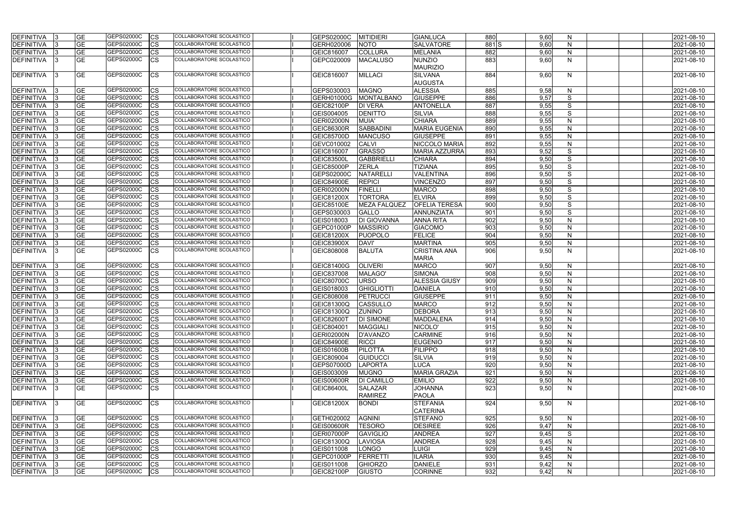| | | | | | | | | | | | | | | | | | |
|---|---|---|---|---|---|---|---|---|---|---|---|---|---|---|---|---|---|
| DEFINITIVA | 3 | GE | GEPS02000C | CS | COLLABORATORE SCOLASTICO | | I | GEPS02000C | MITIDIERI | GIANLUCA | 880 | | 9,60 | N | | | 2021-08-10 |
| DEFINITIVA | 3 | GE | GEPS02000C | CS | COLLABORATORE SCOLASTICO | | I | GERH020006 | NOTO | SALVATORE | 881 | S | 9,60 | N | | | 2021-08-10 |
| DEFINITIVA | 3 | GE | GEPS02000C | CS | COLLABORATORE SCOLASTICO | | I | GEIC816007 | COLLURA | MELANIA | 882 | | 9,60 | N | | | 2021-08-10 |
| DEFINITIVA | 3 | GE | GEPS02000C | CS | COLLABORATORE SCOLASTICO | | I | GEPC020009 | MACALUSO | NUNZIO MAURIZIO | 883 | | 9,60 | N | | | 2021-08-10 |
| DEFINITIVA | 3 | GE | GEPS02000C | CS | COLLABORATORE SCOLASTICO | | I | GEIC816007 | MILLACI | SILVANA AUGUSTA | 884 | | 9,60 | N | | | 2021-08-10 |
| DEFINITIVA | 3 | GE | GEPS02000C | CS | COLLABORATORE SCOLASTICO | | I | GEPS030003 | MAGNO | ALESSIA | 885 | | 9,58 | N | | | 2021-08-10 |
| DEFINITIVA | 3 | GE | GEPS02000C | CS | COLLABORATORE SCOLASTICO | | I | GERH01000G | MONTALBANO | GIUSEPPE | 886 | | 9,57 | S | | | 2021-08-10 |
| DEFINITIVA | 3 | GE | GEPS02000C | CS | COLLABORATORE SCOLASTICO | | I | GEIC82100P | DI VERA | ANTONELLA | 887 | | 9,55 | S | | | 2021-08-10 |
| DEFINITIVA | 3 | GE | GEPS02000C | CS | COLLABORATORE SCOLASTICO | | I | GEIS004005 | DENITTO | SILVIA | 888 | | 9,55 | S | | | 2021-08-10 |
| DEFINITIVA | 3 | GE | GEPS02000C | CS | COLLABORATORE SCOLASTICO | | I | GERI02000N | MUIA' | CHIARA | 889 | | 9,55 | N | | | 2021-08-10 |
| DEFINITIVA | 3 | GE | GEPS02000C | CS | COLLABORATORE SCOLASTICO | | I | GEIC86300R | SABBADINI | MARIA EUGENIA | 890 | | 9,55 | N | | | 2021-08-10 |
| DEFINITIVA | 3 | GE | GEPS02000C | CS | COLLABORATORE SCOLASTICO | | I | GEIC85700D | MANCUSO | GIUSEPPE | 891 | | 9,55 | N | | | 2021-08-10 |
| DEFINITIVA | 3 | GE | GEPS02000C | CS | COLLABORATORE SCOLASTICO | | I | GEVC010002 | CALVI | NICCOLO MARIA | 892 | | 9,55 | N | | | 2021-08-10 |
| DEFINITIVA | 3 | GE | GEPS02000C | CS | COLLABORATORE SCOLASTICO | | I | GEIC816007 | GRASSO | MARIA AZZURRA | 893 | | 9,52 | S | | | 2021-08-10 |
| DEFINITIVA | 3 | GE | GEPS02000C | CS | COLLABORATORE SCOLASTICO | | I | GEIC83500L | GABBRIELLI | CHIARA | 894 | | 9,50 | S | | | 2021-08-10 |
| DEFINITIVA | 3 | GE | GEPS02000C | CS | COLLABORATORE SCOLASTICO | | I | GEIC85000P | ZERLA | TIZIANA | 895 | | 9,50 | S | | | 2021-08-10 |
| DEFINITIVA | 3 | GE | GEPS02000C | CS | COLLABORATORE SCOLASTICO | | I | GEPS02000C | NATARELLI | VALENTINA | 896 | | 9,50 | S | | | 2021-08-10 |
| DEFINITIVA | 3 | GE | GEPS02000C | CS | COLLABORATORE SCOLASTICO | | I | GEIC84900E | REPICI | VINCENZO | 897 | | 9,50 | S | | | 2021-08-10 |
| DEFINITIVA | 3 | GE | GEPS02000C | CS | COLLABORATORE SCOLASTICO | | I | GERI02000N | FINELLI | MARCO | 898 | | 9,50 | S | | | 2021-08-10 |
| DEFINITIVA | 3 | GE | GEPS02000C | CS | COLLABORATORE SCOLASTICO | | I | GEIC81200X | TORTORA | ELVIRA | 899 | | 9,50 | S | | | 2021-08-10 |
| DEFINITIVA | 3 | GE | GEPS02000C | CS | COLLABORATORE SCOLASTICO | | I | GEIC85100E | MEZA FALQUEZ | OFELIA TERESA | 900 | | 9,50 | S | | | 2021-08-10 |
| DEFINITIVA | 3 | GE | GEPS02000C | CS | COLLABORATORE SCOLASTICO | | I | GEPS030003 | GALLO | ANNUNZIATA | 901 | | 9,50 | S | | | 2021-08-10 |
| DEFINITIVA | 3 | GE | GEPS02000C | CS | COLLABORATORE SCOLASTICO | | I | GEIS018003 | DI GIOVANNA | ANNA RITA | 902 | | 9,50 | N | | | 2021-08-10 |
| DEFINITIVA | 3 | GE | GEPS02000C | CS | COLLABORATORE SCOLASTICO | | I | GEPC01000P | MASSIRIO | GIACOMO | 903 | | 9,50 | N | | | 2021-08-10 |
| DEFINITIVA | 3 | GE | GEPS02000C | CS | COLLABORATORE SCOLASTICO | | I | GEIC81200X | PUOPOLO | FELICE | 904 | | 9,50 | N | | | 2021-08-10 |
| DEFINITIVA | 3 | GE | GEPS02000C | CS | COLLABORATORE SCOLASTICO | | I | GEIC83900X | DAVI' | MARTINA | 905 | | 9,50 | N | | | 2021-08-10 |
| DEFINITIVA | 3 | GE | GEPS02000C | CS | COLLABORATORE SCOLASTICO | | I | GEIC808008 | BALUTA | CRISTINA ANA MARIA | 906 | | 9,50 | N | | | 2021-08-10 |
| DEFINITIVA | 3 | GE | GEPS02000C | CS | COLLABORATORE SCOLASTICO | | I | GEIC81400G | OLIVERI | MARCO | 907 | | 9,50 | N | | | 2021-08-10 |
| DEFINITIVA | 3 | GE | GEPS02000C | CS | COLLABORATORE SCOLASTICO | | I | GEIC837008 | MALAGO' | SIMONA | 908 | | 9,50 | N | | | 2021-08-10 |
| DEFINITIVA | 3 | GE | GEPS02000C | CS | COLLABORATORE SCOLASTICO | | I | GEIC80700C | URSO | ALESSIA GIUSY | 909 | | 9,50 | N | | | 2021-08-10 |
| DEFINITIVA | 3 | GE | GEPS02000C | CS | COLLABORATORE SCOLASTICO | | I | GEIS018003 | GHIGLIOTTI | DANIELA | 910 | | 9,50 | N | | | 2021-08-10 |
| DEFINITIVA | 3 | GE | GEPS02000C | CS | COLLABORATORE SCOLASTICO | | I | GEIC808008 | PETRUCCI | GIUSEPPE | 911 | | 9,50 | N | | | 2021-08-10 |
| DEFINITIVA | 3 | GE | GEPS02000C | CS | COLLABORATORE SCOLASTICO | | I | GEIC81300Q | CASSULLO | MARCO | 912 | | 9,50 | N | | | 2021-08-10 |
| DEFINITIVA | 3 | GE | GEPS02000C | CS | COLLABORATORE SCOLASTICO | | I | GEIC81300Q | ZUNINO | DEBORA | 913 | | 9,50 | N | | | 2021-08-10 |
| DEFINITIVA | 3 | GE | GEPS02000C | CS | COLLABORATORE SCOLASTICO | | I | GEIC82600T | DI SIMONE | MADDALENA | 914 | | 9,50 | N | | | 2021-08-10 |
| DEFINITIVA | 3 | GE | GEPS02000C | CS | COLLABORATORE SCOLASTICO | | I | GEIC804001 | MAGGIALI | NICOLO' | 915 | | 9,50 | N | | | 2021-08-10 |
| DEFINITIVA | 3 | GE | GEPS02000C | CS | COLLABORATORE SCOLASTICO | | I | GERI02000N | D'AVANZO | CARMINE | 916 | | 9,50 | N | | | 2021-08-10 |
| DEFINITIVA | 3 | GE | GEPS02000C | CS | COLLABORATORE SCOLASTICO | | I | GEIC84900E | RICCI | EUGENIO | 917 | | 9,50 | N | | | 2021-08-10 |
| DEFINITIVA | 3 | GE | GEPS02000C | CS | COLLABORATORE SCOLASTICO | | I | GEIS01600B | PILOTTA | FILIPPO | 918 | | 9,50 | N | | | 2021-08-10 |
| DEFINITIVA | 3 | GE | GEPS02000C | CS | COLLABORATORE SCOLASTICO | | I | GEIC809004 | GUIDUCCI | SILVIA | 919 | | 9,50 | N | | | 2021-08-10 |
| DEFINITIVA | 3 | GE | GEPS02000C | CS | COLLABORATORE SCOLASTICO | | I | GEPS07000D | LAPORTA | LUCA | 920 | | 9,50 | N | | | 2021-08-10 |
| DEFINITIVA | 3 | GE | GEPS02000C | CS | COLLABORATORE SCOLASTICO | | I | GEIS003009 | MUGNO | MARIA GRAZIA | 921 | | 9,50 | N | | | 2021-08-10 |
| DEFINITIVA | 3 | GE | GEPS02000C | CS | COLLABORATORE SCOLASTICO | | I | GEIS00600R | DI CAMILLO | EMILIO | 922 | | 9,50 | N | | | 2021-08-10 |
| DEFINITIVA | 3 | GE | GEPS02000C | CS | COLLABORATORE SCOLASTICO | | I | GEIC86400L | SALAZAR RAMIREZ | JOHANNA PAOLA | 923 | | 9,50 | N | | | 2021-08-10 |
| DEFINITIVA | 3 | GE | GEPS02000C | CS | COLLABORATORE SCOLASTICO | | I | GEIC81200X | BONDI | STEFANIA CATERINA | 924 | | 9,50 | N | | | 2021-08-10 |
| DEFINITIVA | 3 | GE | GEPS02000C | CS | COLLABORATORE SCOLASTICO | | I | GETH020002 | AGNINI | STEFANO | 925 | | 9,50 | N | | | 2021-08-10 |
| DEFINITIVA | 3 | GE | GEPS02000C | CS | COLLABORATORE SCOLASTICO | | I | GEIS00600R | TESORO | DESIREE | 926 | | 9,47 | N | | | 2021-08-10 |
| DEFINITIVA | 3 | GE | GEPS02000C | CS | COLLABORATORE SCOLASTICO | | I | GERI07000P | GAVIGLIO | ANDREA | 927 | | 9,45 | S | | | 2021-08-10 |
| DEFINITIVA | 3 | GE | GEPS02000C | CS | COLLABORATORE SCOLASTICO | | I | GEIC81300Q | LAVIOSA | ANDREA | 928 | | 9,45 | N | | | 2021-08-10 |
| DEFINITIVA | 3 | GE | GEPS02000C | CS | COLLABORATORE SCOLASTICO | | I | GEIS011008 | LONGO | LUIGI | 929 | | 9,45 | N | | | 2021-08-10 |
| DEFINITIVA | 3 | GE | GEPS02000C | CS | COLLABORATORE SCOLASTICO | | I | GEPC01000P | FERRETTI | ILARIA | 930 | | 9,45 | N | | | 2021-08-10 |
| DEFINITIVA | 3 | GE | GEPS02000C | CS | COLLABORATORE SCOLASTICO | | I | GEIS011008 | GHIORZO | DANIELE | 931 | | 9,42 | N | | | 2021-08-10 |
| DEFINITIVA | 3 | GE | GEPS02000C | CS | COLLABORATORE SCOLASTICO | | I | GEIC82100P | GIUSTO | CORINNE | 932 | | 9,42 | N | | | 2021-08-10 |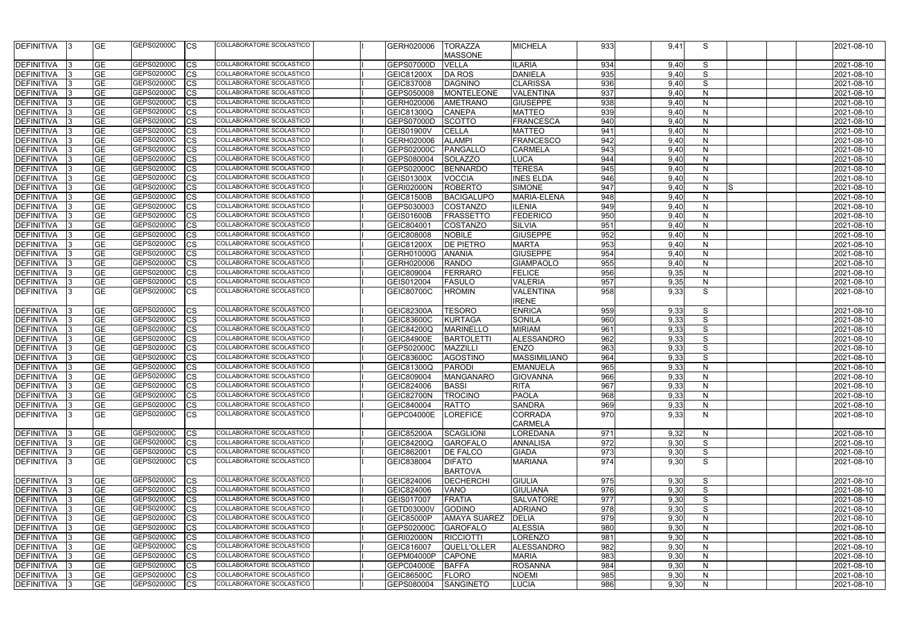| | | | | | | | | | | | | | | | | | | |
|---|---|---|---|---|---|---|---|---|---|---|---|---|---|---|---|---|---|---|
| DEFINITIVA | 3 | GE | GEPS02000C | CS | COLLABORATORE SCOLASTICO | | I | GERH020006 | TORAZZA MASSONE | MICHELA | 933 | 9,41 | S | | | | | 2021-08-10 |
| DEFINITIVA | 3 | GE | GEPS02000C | CS | COLLABORATORE SCOLASTICO | | I | GEPS07000D | VELLA | ILARIA | 934 | 9,40 | S | | | | | 2021-08-10 |
| DEFINITIVA | 3 | GE | GEPS02000C | CS | COLLABORATORE SCOLASTICO | | I | GEIC81200X | DA ROS | DANIELA | 935 | 9,40 | S | | | | | 2021-08-10 |
| DEFINITIVA | 3 | GE | GEPS02000C | CS | COLLABORATORE SCOLASTICO | | I | GEIC837008 | DAGNINO | CLARISSA | 936 | 9,40 | S | | | | | 2021-08-10 |
| DEFINITIVA | 3 | GE | GEPS02000C | CS | COLLABORATORE SCOLASTICO | | I | GEPS050008 | MONTELEONE | VALENTINA | 937 | 9,40 | N | | | | | 2021-08-10 |
| DEFINITIVA | 3 | GE | GEPS02000C | CS | COLLABORATORE SCOLASTICO | | I | GERH020006 | AMETRANO | GIUSEPPE | 938 | 9,40 | N | | | | | 2021-08-10 |
| DEFINITIVA | 3 | GE | GEPS02000C | CS | COLLABORATORE SCOLASTICO | | I | GEIC81300Q | CANEPA | MATTEO | 939 | 9,40 | N | | | | | 2021-08-10 |
| DEFINITIVA | 3 | GE | GEPS02000C | CS | COLLABORATORE SCOLASTICO | | I | GEPS07000D | SCOTTO | FRANCESCA | 940 | 9,40 | N | | | | | 2021-08-10 |
| DEFINITIVA | 3 | GE | GEPS02000C | CS | COLLABORATORE SCOLASTICO | | I | GEIS01900V | CELLA | MATTEO | 941 | 9,40 | N | | | | | 2021-08-10 |
| DEFINITIVA | 3 | GE | GEPS02000C | CS | COLLABORATORE SCOLASTICO | | I | GERH020006 | ALAMPI | FRANCESCO | 942 | 9,40 | N | | | | | 2021-08-10 |
| DEFINITIVA | 3 | GE | GEPS02000C | CS | COLLABORATORE SCOLASTICO | | I | GEPS02000C | PANGALLO | CARMELA | 943 | 9,40 | N | | | | | 2021-08-10 |
| DEFINITIVA | 3 | GE | GEPS02000C | CS | COLLABORATORE SCOLASTICO | | I | GEPS080004 | SOLAZZO | LUCA | 944 | 9,40 | N | | | | | 2021-08-10 |
| DEFINITIVA | 3 | GE | GEPS02000C | CS | COLLABORATORE SCOLASTICO | | I | GEPS02000C | BENNARDO | TERESA | 945 | 9,40 | N | | | | | 2021-08-10 |
| DEFINITIVA | 3 | GE | GEPS02000C | CS | COLLABORATORE SCOLASTICO | | I | GEIS01300X | VOCCIA | INES ELDA | 946 | 9,40 | N | | | | | 2021-08-10 |
| DEFINITIVA | 3 | GE | GEPS02000C | CS | COLLABORATORE SCOLASTICO | | I | GERI02000N | ROBERTO | SIMONE | 947 | 9,40 | N | S | | | | 2021-08-10 |
| DEFINITIVA | 3 | GE | GEPS02000C | CS | COLLABORATORE SCOLASTICO | | I | GEIC81500B | BACIGALUPO | MARIA-ELENA | 948 | 9,40 | N | | | | | 2021-08-10 |
| DEFINITIVA | 3 | GE | GEPS02000C | CS | COLLABORATORE SCOLASTICO | | I | GEPS030003 | COSTANZO | ILENIA | 949 | 9,40 | N | | | | | 2021-08-10 |
| DEFINITIVA | 3 | GE | GEPS02000C | CS | COLLABORATORE SCOLASTICO | | I | GEIS01600B | FRASSETTO | FEDERICO | 950 | 9,40 | N | | | | | 2021-08-10 |
| DEFINITIVA | 3 | GE | GEPS02000C | CS | COLLABORATORE SCOLASTICO | | I | GEIC804001 | COSTANZO | SILVIA | 951 | 9,40 | N | | | | | 2021-08-10 |
| DEFINITIVA | 3 | GE | GEPS02000C | CS | COLLABORATORE SCOLASTICO | | I | GEIC808008 | NOBILE | GIUSEPPE | 952 | 9,40 | N | | | | | 2021-08-10 |
| DEFINITIVA | 3 | GE | GEPS02000C | CS | COLLABORATORE SCOLASTICO | | I | GEIC81200X | DE PIETRO | MARTA | 953 | 9,40 | N | | | | | 2021-08-10 |
| DEFINITIVA | 3 | GE | GEPS02000C | CS | COLLABORATORE SCOLASTICO | | I | GERH01000G | ANANIA | GIUSEPPE | 954 | 9,40 | N | | | | | 2021-08-10 |
| DEFINITIVA | 3 | GE | GEPS02000C | CS | COLLABORATORE SCOLASTICO | | I | GERH020006 | RANDO | GIAMPAOLO | 955 | 9,40 | N | | | | | 2021-08-10 |
| DEFINITIVA | 3 | GE | GEPS02000C | CS | COLLABORATORE SCOLASTICO | | I | GEIC809004 | FERRARO | FELICE | 956 | 9,35 | N | | | | | 2021-08-10 |
| DEFINITIVA | 3 | GE | GEPS02000C | CS | COLLABORATORE SCOLASTICO | | I | GEIS012004 | FASULO | VALERIA | 957 | 9,35 | N | | | | | 2021-08-10 |
| DEFINITIVA | 3 | GE | GEPS02000C | CS | COLLABORATORE SCOLASTICO | | I | GEIC80700C | HROMIN | VALENTINA IRENE | 958 | 9,33 | S | | | | | 2021-08-10 |
| DEFINITIVA | 3 | GE | GEPS02000C | CS | COLLABORATORE SCOLASTICO | | I | GEIC82300A | TESORO | ENRICA | 959 | 9,33 | S | | | | | 2021-08-10 |
| DEFINITIVA | 3 | GE | GEPS02000C | CS | COLLABORATORE SCOLASTICO | | I | GEIC83600C | KURTAGA | SONILA | 960 | 9,33 | S | | | | | 2021-08-10 |
| DEFINITIVA | 3 | GE | GEPS02000C | CS | COLLABORATORE SCOLASTICO | | I | GEIC84200Q | MARINELLO | MIRIAM | 961 | 9,33 | S | | | | | 2021-08-10 |
| DEFINITIVA | 3 | GE | GEPS02000C | CS | COLLABORATORE SCOLASTICO | | I | GEIC84900E | BARTOLETTI | ALESSANDRO | 962 | 9,33 | S | | | | | 2021-08-10 |
| DEFINITIVA | 3 | GE | GEPS02000C | CS | COLLABORATORE SCOLASTICO | | I | GEPS02000C | MAZZILLI | ENZO | 963 | 9,33 | S | | | | | 2021-08-10 |
| DEFINITIVA | 3 | GE | GEPS02000C | CS | COLLABORATORE SCOLASTICO | | I | GEIC83600C | AGOSTINO | MASSIMILIANO | 964 | 9,33 | S | | | | | 2021-08-10 |
| DEFINITIVA | 3 | GE | GEPS02000C | CS | COLLABORATORE SCOLASTICO | | I | GEIC81300Q | PARODI | EMANUELA | 965 | 9,33 | N | | | | | 2021-08-10 |
| DEFINITIVA | 3 | GE | GEPS02000C | CS | COLLABORATORE SCOLASTICO | | I | GEIC809004 | MANGANARO | GIOVANNA | 966 | 9,33 | N | | | | | 2021-08-10 |
| DEFINITIVA | 3 | GE | GEPS02000C | CS | COLLABORATORE SCOLASTICO | | I | GEIC824006 | BASSI | RITA | 967 | 9,33 | N | | | | | 2021-08-10 |
| DEFINITIVA | 3 | GE | GEPS02000C | CS | COLLABORATORE SCOLASTICO | | I | GEIC82700N | TROCINO | PAOLA | 968 | 9,33 | N | | | | | 2021-08-10 |
| DEFINITIVA | 3 | GE | GEPS02000C | CS | COLLABORATORE SCOLASTICO | | I | GEIC840004 | RATTO | SANDRA | 969 | 9,33 | N | | | | | 2021-08-10 |
| DEFINITIVA | 3 | GE | GEPS02000C | CS | COLLABORATORE SCOLASTICO | | I | GEPC04000E | LOREFICE | CORRADA CARMELA | 970 | 9,33 | N | | | | | 2021-08-10 |
| DEFINITIVA | 3 | GE | GEPS02000C | CS | COLLABORATORE SCOLASTICO | | I | GEIC85200A | SCAGLIONI | LOREDANA | 971 | 9,32 | N | | | | | 2021-08-10 |
| DEFINITIVA | 3 | GE | GEPS02000C | CS | COLLABORATORE SCOLASTICO | | I | GEIC84200Q | GAROFALO | ANNALISA | 972 | 9,30 | S | | | | | 2021-08-10 |
| DEFINITIVA | 3 | GE | GEPS02000C | CS | COLLABORATORE SCOLASTICO | | I | GEIC862001 | DE FALCO | GIADA | 973 | 9,30 | S | | | | | 2021-08-10 |
| DEFINITIVA | 3 | GE | GEPS02000C | CS | COLLABORATORE SCOLASTICO | | I | GEIC838004 | DIFATO BARTOVA | MARIANA | 974 | 9,30 | S | | | | | 2021-08-10 |
| DEFINITIVA | 3 | GE | GEPS02000C | CS | COLLABORATORE SCOLASTICO | | I | GEIC824006 | DECHERCHI | GIULIA | 975 | 9,30 | S | | | | | 2021-08-10 |
| DEFINITIVA | 3 | GE | GEPS02000C | CS | COLLABORATORE SCOLASTICO | | I | GEIC824006 | VANO | GIULIANA | 976 | 9,30 | S | | | | | 2021-08-10 |
| DEFINITIVA | 3 | GE | GEPS02000C | CS | COLLABORATORE SCOLASTICO | | I | GEIS017007 | FRATIA | SALVATORE | 977 | 9,30 | S | | | | | 2021-08-10 |
| DEFINITIVA | 3 | GE | GEPS02000C | CS | COLLABORATORE SCOLASTICO | | I | GETD03000V | GODINO | ADRIANO | 978 | 9,30 | S | | | | | 2021-08-10 |
| DEFINITIVA | 3 | GE | GEPS02000C | CS | COLLABORATORE SCOLASTICO | | I | GEIC85000P | AMAYA SUAREZ | DELIA | 979 | 9,30 | N | | | | | 2021-08-10 |
| DEFINITIVA | 3 | GE | GEPS02000C | CS | COLLABORATORE SCOLASTICO | | I | GEPS02000C | GAROFALO | ALESSIA | 980 | 9,30 | N | | | | | 2021-08-10 |
| DEFINITIVA | 3 | GE | GEPS02000C | CS | COLLABORATORE SCOLASTICO | | I | GERI02000N | RICCIOTTI | LORENZO | 981 | 9,30 | N | | | | | 2021-08-10 |
| DEFINITIVA | 3 | GE | GEPS02000C | CS | COLLABORATORE SCOLASTICO | | I | GEIC816007 | QUELL'OLLER | ALESSANDRO | 982 | 9,30 | N | | | | | 2021-08-10 |
| DEFINITIVA | 3 | GE | GEPS02000C | CS | COLLABORATORE SCOLASTICO | | I | GEPM04000P | CAPONE | MARIA | 983 | 9,30 | N | | | | | 2021-08-10 |
| DEFINITIVA | 3 | GE | GEPS02000C | CS | COLLABORATORE SCOLASTICO | | I | GEPC04000E | BAFFA | ROSANNA | 984 | 9,30 | N | | | | | 2021-08-10 |
| DEFINITIVA | 3 | GE | GEPS02000C | CS | COLLABORATORE SCOLASTICO | | I | GEIC86500C | FLORO | NOEMI | 985 | 9,30 | N | | | | | 2021-08-10 |
| DEFINITIVA | 3 | GE | GEPS02000C | CS | COLLABORATORE SCOLASTICO | | I | GEPS080004 | SANGINETO | LUCIA | 986 | 9,30 | N | | | | | 2021-08-10 |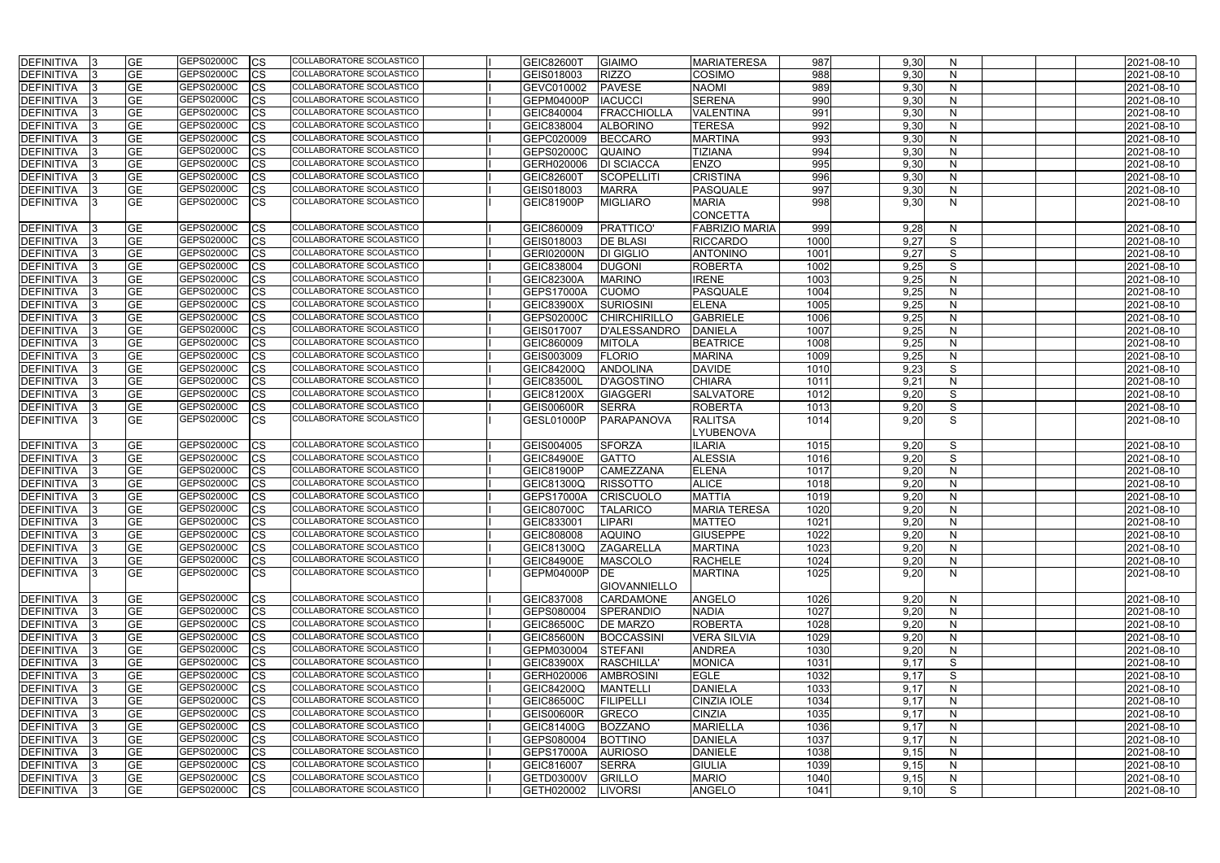| | | | | | | | | | | | | | | | | | | |
|---|---|---|---|---|---|---|---|---|---|---|---|---|---|---|---|---|---|---|
| DEFINITIVA | 3 | GE | GEPS02000C | CS | COLLABORATORE SCOLASTICO | | I | GEIC82600T | GIAIMO | MARIATERESA | 987 | 9,30 | N | | | | 2021-08-10 |
| DEFINITIVA | 3 | GE | GEPS02000C | CS | COLLABORATORE SCOLASTICO | | I | GEIS018003 | RIZZO | COSIMO | 988 | 9,30 | N | | | | 2021-08-10 |
| DEFINITIVA | 3 | GE | GEPS02000C | CS | COLLABORATORE SCOLASTICO | | I | GEVC010002 | PAVESE | NAOMI | 989 | 9,30 | N | | | | 2021-08-10 |
| DEFINITIVA | 3 | GE | GEPS02000C | CS | COLLABORATORE SCOLASTICO | | I | GEPM04000P | IACUCCI | SERENA | 990 | 9,30 | N | | | | 2021-08-10 |
| DEFINITIVA | 3 | GE | GEPS02000C | CS | COLLABORATORE SCOLASTICO | | I | GEIC840004 | FRACCHIOLLA | VALENTINA | 991 | 9,30 | N | | | | 2021-08-10 |
| DEFINITIVA | 3 | GE | GEPS02000C | CS | COLLABORATORE SCOLASTICO | | I | GEIC838004 | ALBORINO | TERESA | 992 | 9,30 | N | | | | 2021-08-10 |
| DEFINITIVA | 3 | GE | GEPS02000C | CS | COLLABORATORE SCOLASTICO | | I | GEPC020009 | BECCARO | MARTINA | 993 | 9,30 | N | | | | 2021-08-10 |
| DEFINITIVA | 3 | GE | GEPS02000C | CS | COLLABORATORE SCOLASTICO | | I | GEPS02000C | QUAINO | TIZIANA | 994 | 9,30 | N | | | | 2021-08-10 |
| DEFINITIVA | 3 | GE | GEPS02000C | CS | COLLABORATORE SCOLASTICO | | I | GERH020006 | DI SCIACCA | ENZO | 995 | 9,30 | N | | | | 2021-08-10 |
| DEFINITIVA | 3 | GE | GEPS02000C | CS | COLLABORATORE SCOLASTICO | | I | GEIC82600T | SCOPELLITI | CRISTINA | 996 | 9,30 | N | | | | 2021-08-10 |
| DEFINITIVA | 3 | GE | GEPS02000C | CS | COLLABORATORE SCOLASTICO | | I | GEIS018003 | MARRA | PASQUALE | 997 | 9,30 | N | | | | 2021-08-10 |
| DEFINITIVA | 3 | GE | GEPS02000C | CS | COLLABORATORE SCOLASTICO | | I | GEIC81900P | MIGLIARO | MARIA CONCETTA | 998 | 9,30 | N | | | | 2021-08-10 |
| DEFINITIVA | 3 | GE | GEPS02000C | CS | COLLABORATORE SCOLASTICO | | I | GEIC860009 | PRATTICO' | FABRIZIO MARIA | 999 | 9,28 | N | | | | 2021-08-10 |
| DEFINITIVA | 3 | GE | GEPS02000C | CS | COLLABORATORE SCOLASTICO | | I | GEIS018003 | DE BLASI | RICCARDO | 1000 | 9,27 | S | | | | 2021-08-10 |
| DEFINITIVA | 3 | GE | GEPS02000C | CS | COLLABORATORE SCOLASTICO | | I | GERI02000N | DI GIGLIO | ANTONINO | 1001 | 9,27 | S | | | | 2021-08-10 |
| DEFINITIVA | 3 | GE | GEPS02000C | CS | COLLABORATORE SCOLASTICO | | I | GEIC838004 | DUGONI | ROBERTA | 1002 | 9,25 | S | | | | 2021-08-10 |
| DEFINITIVA | 3 | GE | GEPS02000C | CS | COLLABORATORE SCOLASTICO | | I | GEIC82300A | MARINO | IRENE | 1003 | 9,25 | N | | | | 2021-08-10 |
| DEFINITIVA | 3 | GE | GEPS02000C | CS | COLLABORATORE SCOLASTICO | | I | GEPS17000A | CUOMO | PASQUALE | 1004 | 9,25 | N | | | | 2021-08-10 |
| DEFINITIVA | 3 | GE | GEPS02000C | CS | COLLABORATORE SCOLASTICO | | I | GEIC83900X | SURIOSINI | ELENA | 1005 | 9,25 | N | | | | 2021-08-10 |
| DEFINITIVA | 3 | GE | GEPS02000C | CS | COLLABORATORE SCOLASTICO | | I | GEPS02000C | CHIRCHIRILLO | GABRIELE | 1006 | 9,25 | N | | | | 2021-08-10 |
| DEFINITIVA | 3 | GE | GEPS02000C | CS | COLLABORATORE SCOLASTICO | | I | GEIS017007 | D'ALESSANDRO | DANIELA | 1007 | 9,25 | N | | | | 2021-08-10 |
| DEFINITIVA | 3 | GE | GEPS02000C | CS | COLLABORATORE SCOLASTICO | | I | GEIC860009 | MITOLA | BEATRICE | 1008 | 9,25 | N | | | | 2021-08-10 |
| DEFINITIVA | 3 | GE | GEPS02000C | CS | COLLABORATORE SCOLASTICO | | I | GEIS003009 | FLORIO | MARINA | 1009 | 9,25 | N | | | | 2021-08-10 |
| DEFINITIVA | 3 | GE | GEPS02000C | CS | COLLABORATORE SCOLASTICO | | I | GEIC84200Q | ANDOLINA | DAVIDE | 1010 | 9,23 | S | | | | 2021-08-10 |
| DEFINITIVA | 3 | GE | GEPS02000C | CS | COLLABORATORE SCOLASTICO | | I | GEIC83500L | D'AGOSTINO | CHIARA | 1011 | 9,21 | N | | | | 2021-08-10 |
| DEFINITIVA | 3 | GE | GEPS02000C | CS | COLLABORATORE SCOLASTICO | | I | GEIC81200X | GIAGGERI | SALVATORE | 1012 | 9,20 | S | | | | 2021-08-10 |
| DEFINITIVA | 3 | GE | GEPS02000C | CS | COLLABORATORE SCOLASTICO | | I | GEIS00600R | SERRA | ROBERTA | 1013 | 9,20 | S | | | | 2021-08-10 |
| DEFINITIVA | 3 | GE | GEPS02000C | CS | COLLABORATORE SCOLASTICO | | I | GESL01000P | PARAPANOVA | RALITSA LYUBENOVA | 1014 | 9,20 | S | | | | 2021-08-10 |
| DEFINITIVA | 3 | GE | GEPS02000C | CS | COLLABORATORE SCOLASTICO | | I | GEIS004005 | SFORZA | ILARIA | 1015 | 9,20 | S | | | | 2021-08-10 |
| DEFINITIVA | 3 | GE | GEPS02000C | CS | COLLABORATORE SCOLASTICO | | I | GEIC84900E | GATTO | ALESSIA | 1016 | 9,20 | S | | | | 2021-08-10 |
| DEFINITIVA | 3 | GE | GEPS02000C | CS | COLLABORATORE SCOLASTICO | | I | GEIC81900P | CAMEZZANA | ELENA | 1017 | 9,20 | N | | | | 2021-08-10 |
| DEFINITIVA | 3 | GE | GEPS02000C | CS | COLLABORATORE SCOLASTICO | | I | GEIC81300Q | RISSOTTO | ALICE | 1018 | 9,20 | N | | | | 2021-08-10 |
| DEFINITIVA | 3 | GE | GEPS02000C | CS | COLLABORATORE SCOLASTICO | | I | GEPS17000A | CRISCUOLO | MATTIA | 1019 | 9,20 | N | | | | 2021-08-10 |
| DEFINITIVA | 3 | GE | GEPS02000C | CS | COLLABORATORE SCOLASTICO | | I | GEIC80700C | TALARICO | MARIA TERESA | 1020 | 9,20 | N | | | | 2021-08-10 |
| DEFINITIVA | 3 | GE | GEPS02000C | CS | COLLABORATORE SCOLASTICO | | I | GEIC833001 | LIPARI | MATTEO | 1021 | 9,20 | N | | | | 2021-08-10 |
| DEFINITIVA | 3 | GE | GEPS02000C | CS | COLLABORATORE SCOLASTICO | | I | GEIC808008 | AQUINO | GIUSEPPE | 1022 | 9,20 | N | | | | 2021-08-10 |
| DEFINITIVA | 3 | GE | GEPS02000C | CS | COLLABORATORE SCOLASTICO | | I | GEIC81300Q | ZAGARELLA | MARTINA | 1023 | 9,20 | N | | | | 2021-08-10 |
| DEFINITIVA | 3 | GE | GEPS02000C | CS | COLLABORATORE SCOLASTICO | | I | GEIC84900E | MASCOLO | RACHELE | 1024 | 9,20 | N | | | | 2021-08-10 |
| DEFINITIVA | 3 | GE | GEPS02000C | CS | COLLABORATORE SCOLASTICO | | I | GEPM04000P | DE GIOVANNIELLO | MARTINA | 1025 | 9,20 | N | | | | 2021-08-10 |
| DEFINITIVA | 3 | GE | GEPS02000C | CS | COLLABORATORE SCOLASTICO | | I | GEIC837008 | CARDAMONE | ANGELO | 1026 | 9,20 | N | | | | 2021-08-10 |
| DEFINITIVA | 3 | GE | GEPS02000C | CS | COLLABORATORE SCOLASTICO | | I | GEPS080004 | SPERANDIO | NADIA | 1027 | 9,20 | N | | | | 2021-08-10 |
| DEFINITIVA | 3 | GE | GEPS02000C | CS | COLLABORATORE SCOLASTICO | | I | GEIC86500C | DE MARZO | ROBERTA | 1028 | 9,20 | N | | | | 2021-08-10 |
| DEFINITIVA | 3 | GE | GEPS02000C | CS | COLLABORATORE SCOLASTICO | | I | GEIC85600N | BOCCASSINI | VERA SILVIA | 1029 | 9,20 | N | | | | 2021-08-10 |
| DEFINITIVA | 3 | GE | GEPS02000C | CS | COLLABORATORE SCOLASTICO | | I | GEPM030004 | STEFANI | ANDREA | 1030 | 9,20 | N | | | | 2021-08-10 |
| DEFINITIVA | 3 | GE | GEPS02000C | CS | COLLABORATORE SCOLASTICO | | I | GEIC83900X | RASCHILLA' | MONICA | 1031 | 9,17 | S | | | | 2021-08-10 |
| DEFINITIVA | 3 | GE | GEPS02000C | CS | COLLABORATORE SCOLASTICO | | I | GERH020006 | AMBROSINI | EGLE | 1032 | 9,17 | S | | | | 2021-08-10 |
| DEFINITIVA | 3 | GE | GEPS02000C | CS | COLLABORATORE SCOLASTICO | | I | GEIC84200Q | MANTELLI | DANIELA | 1033 | 9,17 | N | | | | 2021-08-10 |
| DEFINITIVA | 3 | GE | GEPS02000C | CS | COLLABORATORE SCOLASTICO | | I | GEIC86500C | FILIPELLI | CINZIA IOLE | 1034 | 9,17 | N | | | | 2021-08-10 |
| DEFINITIVA | 3 | GE | GEPS02000C | CS | COLLABORATORE SCOLASTICO | | I | GEIS00600R | GRECO | CINZIA | 1035 | 9,17 | N | | | | 2021-08-10 |
| DEFINITIVA | 3 | GE | GEPS02000C | CS | COLLABORATORE SCOLASTICO | | I | GEIC81400G | BOZZANO | MARIELLA | 1036 | 9,17 | N | | | | 2021-08-10 |
| DEFINITIVA | 3 | GE | GEPS02000C | CS | COLLABORATORE SCOLASTICO | | I | GEPS080004 | BOTTINO | DANIELA | 1037 | 9,17 | N | | | | 2021-08-10 |
| DEFINITIVA | 3 | GE | GEPS02000C | CS | COLLABORATORE SCOLASTICO | | I | GEPS17000A | AURIOSO | DANIELE | 1038 | 9,15 | N | | | | 2021-08-10 |
| DEFINITIVA | 3 | GE | GEPS02000C | CS | COLLABORATORE SCOLASTICO | | I | GEIC816007 | SERRA | GIULIA | 1039 | 9,15 | N | | | | 2021-08-10 |
| DEFINITIVA | 3 | GE | GEPS02000C | CS | COLLABORATORE SCOLASTICO | | I | GETD03000V | GRILLO | MARIO | 1040 | 9,15 | N | | | | 2021-08-10 |
| DEFINITIVA | 3 | GE | GEPS02000C | CS | COLLABORATORE SCOLASTICO | | I | GETH020002 | LIVORSI | ANGELO | 1041 | 9,10 | S | | | | 2021-08-10 |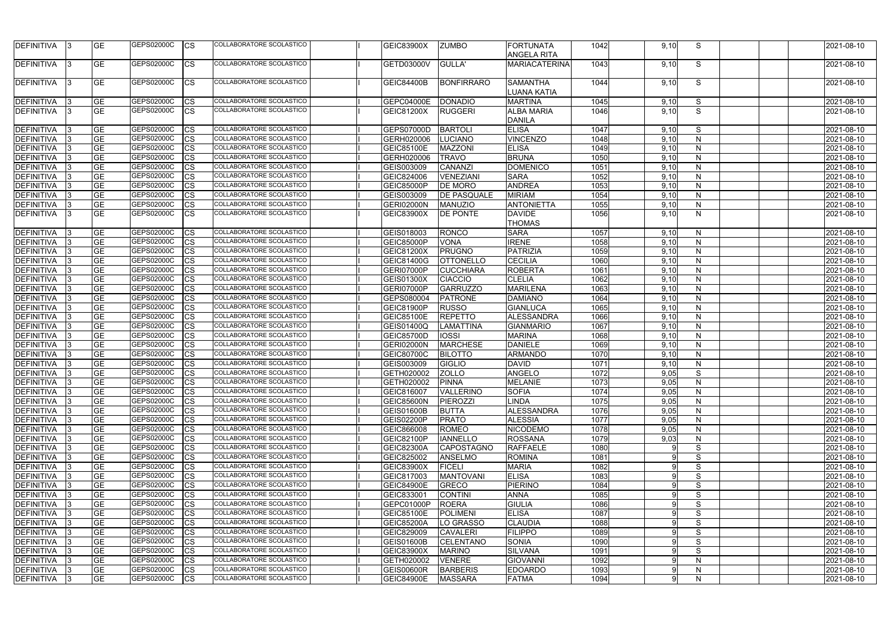| | | | | | | | | | | | | | | | | | |
|---|---|---|---|---|---|---|---|---|---|---|---|---|---|---|---|---|---|
| DEFINITIVA | 3 | GE | GEPS02000C | CS | COLLABORATORE SCOLASTICO | | I | GEIC83900X | ZUMBO | FORTUNATA ANGELA RITA | 1042 | | 9,10 | S | | | 2021-08-10 |
| DEFINITIVA | 3 | GE | GEPS02000C | CS | COLLABORATORE SCOLASTICO | | I | GETD03000V | GULLA' | MARIACATERINA | 1043 | | 9,10 | S | | | 2021-08-10 |
| DEFINITIVA | 3 | GE | GEPS02000C | CS | COLLABORATORE SCOLASTICO | | I | GEIC84400B | BONFIRRARO | SAMANTHA LUANA KATIA | 1044 | | 9,10 | S | | | 2021-08-10 |
| DEFINITIVA | 3 | GE | GEPS02000C | CS | COLLABORATORE SCOLASTICO | | I | GEPC04000E | DONADIO | MARTINA | 1045 | | 9,10 | S | | | 2021-08-10 |
| DEFINITIVA | 3 | GE | GEPS02000C | CS | COLLABORATORE SCOLASTICO | | I | GEIC81200X | RUGGERI | ALBA MARIA DANILA | 1046 | | 9,10 | S | | | 2021-08-10 |
| DEFINITIVA | 3 | GE | GEPS02000C | CS | COLLABORATORE SCOLASTICO | | I | GEPS07000D | BARTOLI | ELISA | 1047 | | 9,10 | S | | | 2021-08-10 |
| DEFINITIVA | 3 | GE | GEPS02000C | CS | COLLABORATORE SCOLASTICO | | I | GERH020006 | LUCIANO | VINCENZO | 1048 | | 9,10 | N | | | 2021-08-10 |
| DEFINITIVA | 3 | GE | GEPS02000C | CS | COLLABORATORE SCOLASTICO | | I | GEIC85100E | MAZZONI | ELISA | 1049 | | 9,10 | N | | | 2021-08-10 |
| DEFINITIVA | 3 | GE | GEPS02000C | CS | COLLABORATORE SCOLASTICO | | I | GERH020006 | TRAVO | BRUNA | 1050 | | 9,10 | N | | | 2021-08-10 |
| DEFINITIVA | 3 | GE | GEPS02000C | CS | COLLABORATORE SCOLASTICO | | I | GEIS003009 | CANANZI | DOMENICO | 1051 | | 9,10 | N | | | 2021-08-10 |
| DEFINITIVA | 3 | GE | GEPS02000C | CS | COLLABORATORE SCOLASTICO | | I | GEIC824006 | VENEZIANI | SARA | 1052 | | 9,10 | N | | | 2021-08-10 |
| DEFINITIVA | 3 | GE | GEPS02000C | CS | COLLABORATORE SCOLASTICO | | I | GEIC85000P | DE MORO | ANDREA | 1053 | | 9,10 | N | | | 2021-08-10 |
| DEFINITIVA | 3 | GE | GEPS02000C | CS | COLLABORATORE SCOLASTICO | | I | GEIS003009 | DE PASQUALE | MIRIAM | 1054 | | 9,10 | N | | | 2021-08-10 |
| DEFINITIVA | 3 | GE | GEPS02000C | CS | COLLABORATORE SCOLASTICO | | I | GERI02000N | MANUZIO | ANTONIETTA | 1055 | | 9,10 | N | | | 2021-08-10 |
| DEFINITIVA | 3 | GE | GEPS02000C | CS | COLLABORATORE SCOLASTICO | | I | GEIC83900X | DE PONTE | DAVIDE THOMAS | 1056 | | 9,10 | N | | | 2021-08-10 |
| DEFINITIVA | 3 | GE | GEPS02000C | CS | COLLABORATORE SCOLASTICO | | I | GEIS018003 | RONCO | SARA | 1057 | | 9,10 | N | | | 2021-08-10 |
| DEFINITIVA | 3 | GE | GEPS02000C | CS | COLLABORATORE SCOLASTICO | | I | GEIC85000P | VONA | IRENE | 1058 | | 9,10 | N | | | 2021-08-10 |
| DEFINITIVA | 3 | GE | GEPS02000C | CS | COLLABORATORE SCOLASTICO | | I | GEIC81200X | PRUGNO | PATRIZIA | 1059 | | 9,10 | N | | | 2021-08-10 |
| DEFINITIVA | 3 | GE | GEPS02000C | CS | COLLABORATORE SCOLASTICO | | I | GEIC81400G | OTTONELLO | CECILIA | 1060 | | 9,10 | N | | | 2021-08-10 |
| DEFINITIVA | 3 | GE | GEPS02000C | CS | COLLABORATORE SCOLASTICO | | I | GERI07000P | CUCCHIARA | ROBERTA | 1061 | | 9,10 | N | | | 2021-08-10 |
| DEFINITIVA | 3 | GE | GEPS02000C | CS | COLLABORATORE SCOLASTICO | | I | GEIS01300X | CIACCIO | CLELIA | 1062 | | 9,10 | N | | | 2021-08-10 |
| DEFINITIVA | 3 | GE | GEPS02000C | CS | COLLABORATORE SCOLASTICO | | I | GERI07000P | GARRUZZO | MARILENA | 1063 | | 9,10 | N | | | 2021-08-10 |
| DEFINITIVA | 3 | GE | GEPS02000C | CS | COLLABORATORE SCOLASTICO | | I | GEPS080004 | PATRONE | DAMIANO | 1064 | | 9,10 | N | | | 2021-08-10 |
| DEFINITIVA | 3 | GE | GEPS02000C | CS | COLLABORATORE SCOLASTICO | | I | GEIC81900P | RUSSO | GIANLUCA | 1065 | | 9,10 | N | | | 2021-08-10 |
| DEFINITIVA | 3 | GE | GEPS02000C | CS | COLLABORATORE SCOLASTICO | | I | GEIC85100E | REPETTO | ALESSANDRA | 1066 | | 9,10 | N | | | 2021-08-10 |
| DEFINITIVA | 3 | GE | GEPS02000C | CS | COLLABORATORE SCOLASTICO | | I | GEIS01400Q | LAMATTINA | GIANMARIO | 1067 | | 9,10 | N | | | 2021-08-10 |
| DEFINITIVA | 3 | GE | GEPS02000C | CS | COLLABORATORE SCOLASTICO | | I | GEIC85700D | IOSSI | MARINA | 1068 | | 9,10 | N | | | 2021-08-10 |
| DEFINITIVA | 3 | GE | GEPS02000C | CS | COLLABORATORE SCOLASTICO | | I | GERI02000N | MARCHESE | DANIELE | 1069 | | 9,10 | N | | | 2021-08-10 |
| DEFINITIVA | 3 | GE | GEPS02000C | CS | COLLABORATORE SCOLASTICO | | I | GEIC80700C | BILOTTO | ARMANDO | 1070 | | 9,10 | N | | | 2021-08-10 |
| DEFINITIVA | 3 | GE | GEPS02000C | CS | COLLABORATORE SCOLASTICO | | I | GEIS003009 | GIGLIO | DAVID | 1071 | | 9,10 | N | | | 2021-08-10 |
| DEFINITIVA | 3 | GE | GEPS02000C | CS | COLLABORATORE SCOLASTICO | | I | GETH020002 | ZOLLO | ANGELO | 1072 | | 9,05 | S | | | 2021-08-10 |
| DEFINITIVA | 3 | GE | GEPS02000C | CS | COLLABORATORE SCOLASTICO | | I | GETH020002 | PINNA | MELANIE | 1073 | | 9,05 | N | | | 2021-08-10 |
| DEFINITIVA | 3 | GE | GEPS02000C | CS | COLLABORATORE SCOLASTICO | | I | GEIC816007 | VALLERINO | SOFIA | 1074 | | 9,05 | N | | | 2021-08-10 |
| DEFINITIVA | 3 | GE | GEPS02000C | CS | COLLABORATORE SCOLASTICO | | I | GEIC85600N | PIEROZZI | LINDA | 1075 | | 9,05 | N | | | 2021-08-10 |
| DEFINITIVA | 3 | GE | GEPS02000C | CS | COLLABORATORE SCOLASTICO | | I | GEIS01600B | BUTTA | ALESSANDRA | 1076 | | 9,05 | N | | | 2021-08-10 |
| DEFINITIVA | 3 | GE | GEPS02000C | CS | COLLABORATORE SCOLASTICO | | I | GEIS02200P | PRATO | ALESSIA | 1077 | | 9,05 | N | | | 2021-08-10 |
| DEFINITIVA | 3 | GE | GEPS02000C | CS | COLLABORATORE SCOLASTICO | | I | GEIC866008 | ROMEO | NICODEMO | 1078 | | 9,05 | N | | | 2021-08-10 |
| DEFINITIVA | 3 | GE | GEPS02000C | CS | COLLABORATORE SCOLASTICO | | I | GEIC82100P | IANNELLO | ROSSANA | 1079 | | 9,03 | N | | | 2021-08-10 |
| DEFINITIVA | 3 | GE | GEPS02000C | CS | COLLABORATORE SCOLASTICO | | I | GEIC82300A | CAPOSTAGNO | RAFFAELE | 1080 | | 9 | S | | | 2021-08-10 |
| DEFINITIVA | 3 | GE | GEPS02000C | CS | COLLABORATORE SCOLASTICO | | I | GEIC825002 | ANSELMO | ROMINA | 1081 | | 9 | S | | | 2021-08-10 |
| DEFINITIVA | 3 | GE | GEPS02000C | CS | COLLABORATORE SCOLASTICO | | I | GEIC83900X | FICELI | MARIA | 1082 | | 9 | S | | | 2021-08-10 |
| DEFINITIVA | 3 | GE | GEPS02000C | CS | COLLABORATORE SCOLASTICO | | I | GEIC817003 | MANTOVANI | ELISA | 1083 | | 9 | S | | | 2021-08-10 |
| DEFINITIVA | 3 | GE | GEPS02000C | CS | COLLABORATORE SCOLASTICO | | I | GEIC84900E | GRECO | PIERINO | 1084 | | 9 | S | | | 2021-08-10 |
| DEFINITIVA | 3 | GE | GEPS02000C | CS | COLLABORATORE SCOLASTICO | | I | GEIC833001 | CONTINI | ANNA | 1085 | | 9 | S | | | 2021-08-10 |
| DEFINITIVA | 3 | GE | GEPS02000C | CS | COLLABORATORE SCOLASTICO | | I | GEPC01000P | ROERA | GIULIA | 1086 | | 9 | S | | | 2021-08-10 |
| DEFINITIVA | 3 | GE | GEPS02000C | CS | COLLABORATORE SCOLASTICO | | I | GEIC85100E | POLIMENI | ELISA | 1087 | | 9 | S | | | 2021-08-10 |
| DEFINITIVA | 3 | GE | GEPS02000C | CS | COLLABORATORE SCOLASTICO | | I | GEIC85200A | LO GRASSO | CLAUDIA | 1088 | | 9 | S | | | 2021-08-10 |
| DEFINITIVA | 3 | GE | GEPS02000C | CS | COLLABORATORE SCOLASTICO | | I | GEIC829009 | CAVALERI | FILIPPO | 1089 | | 9 | S | | | 2021-08-10 |
| DEFINITIVA | 3 | GE | GEPS02000C | CS | COLLABORATORE SCOLASTICO | | I | GEIS01600B | CELENTANO | SONIA | 1090 | | 9 | S | | | 2021-08-10 |
| DEFINITIVA | 3 | GE | GEPS02000C | CS | COLLABORATORE SCOLASTICO | | I | GEIC83900X | MARINO | SILVANA | 1091 | | 9 | S | | | 2021-08-10 |
| DEFINITIVA | 3 | GE | GEPS02000C | CS | COLLABORATORE SCOLASTICO | | I | GETH020002 | VENERE | GIOVANNI | 1092 | | 9 | N | | | 2021-08-10 |
| DEFINITIVA | 3 | GE | GEPS02000C | CS | COLLABORATORE SCOLASTICO | | I | GEIS00600R | BARBERIS | EDOARDO | 1093 | | 9 | N | | | 2021-08-10 |
| DEFINITIVA | 3 | GE | GEPS02000C | CS | COLLABORATORE SCOLASTICO | | I | GEIC84900E | MASSARA | FATMA | 1094 | | 9 | N | | | 2021-08-10 |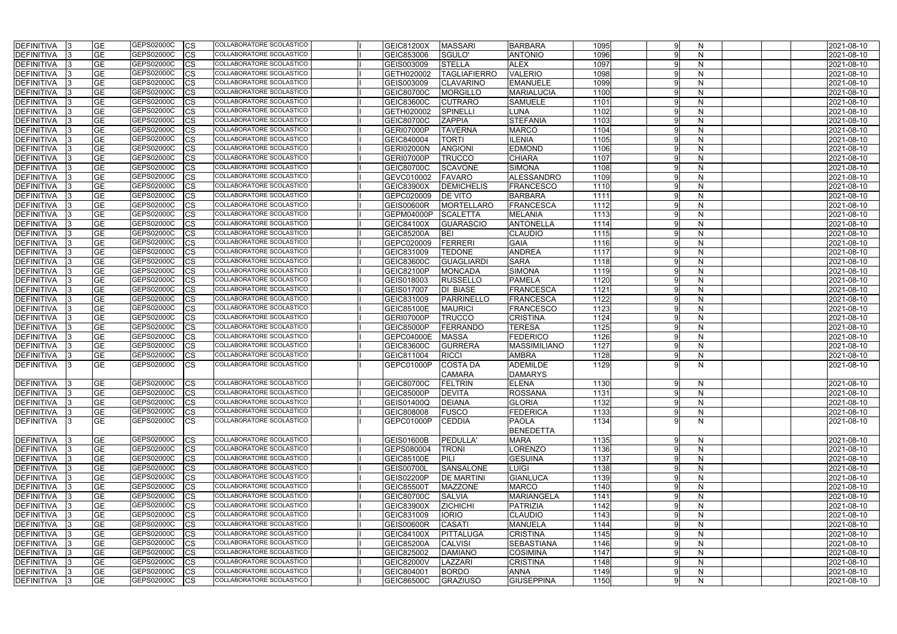| | | | | | | | | | | | | | | | | | | |
|---|---|---|---|---|---|---|---|---|---|---|---|---|---|---|---|---|---|---|
| DEFINITIVA | 3 | GE | GEPS02000C | CS | COLLABORATORE SCOLASTICO | | I | GEIC81200X | MASSARI | BARBARA | 1095 | | 9 | N | | | | 2021-08-10 |
| DEFINITIVA | 3 | GE | GEPS02000C | CS | COLLABORATORE SCOLASTICO | | I | GEIC853006 | SGULO' | ANTONIO | 1096 | | 9 | N | | | | 2021-08-10 |
| DEFINITIVA | 3 | GE | GEPS02000C | CS | COLLABORATORE SCOLASTICO | | I | GEIS003009 | STELLA | ALEX | 1097 | | 9 | N | | | | 2021-08-10 |
| DEFINITIVA | 3 | GE | GEPS02000C | CS | COLLABORATORE SCOLASTICO | | I | GETH020002 | TAGLIAFIERRO | VALERIO | 1098 | | 9 | N | | | | 2021-08-10 |
| DEFINITIVA | 3 | GE | GEPS02000C | CS | COLLABORATORE SCOLASTICO | | I | GEIS003009 | CLAVARINO | EMANUELE | 1099 | | 9 | N | | | | 2021-08-10 |
| DEFINITIVA | 3 | GE | GEPS02000C | CS | COLLABORATORE SCOLASTICO | | I | GEIC80700C | MORGILLO | MARIALUCIA | 1100 | | 9 | N | | | | 2021-08-10 |
| DEFINITIVA | 3 | GE | GEPS02000C | CS | COLLABORATORE SCOLASTICO | | I | GEIC83600C | CUTRARO | SAMUELE | 1101 | | 9 | N | | | | 2021-08-10 |
| DEFINITIVA | 3 | GE | GEPS02000C | CS | COLLABORATORE SCOLASTICO | | I | GETH020002 | SPINELLI | LUNA | 1102 | | 9 | N | | | | 2021-08-10 |
| DEFINITIVA | 3 | GE | GEPS02000C | CS | COLLABORATORE SCOLASTICO | | I | GEIC80700C | ZAPPIA | STEFANIA | 1103 | | 9 | N | | | | 2021-08-10 |
| DEFINITIVA | 3 | GE | GEPS02000C | CS | COLLABORATORE SCOLASTICO | | I | GERI07000P | TAVERNA | MARCO | 1104 | | 9 | N | | | | 2021-08-10 |
| DEFINITIVA | 3 | GE | GEPS02000C | CS | COLLABORATORE SCOLASTICO | | I | GEIC840004 | TORTI | ILENIA | 1105 | | 9 | N | | | | 2021-08-10 |
| DEFINITIVA | 3 | GE | GEPS02000C | CS | COLLABORATORE SCOLASTICO | | I | GERI02000N | ANGIONI | EDMOND | 1106 | | 9 | N | | | | 2021-08-10 |
| DEFINITIVA | 3 | GE | GEPS02000C | CS | COLLABORATORE SCOLASTICO | | I | GERI07000P | TRUCCO | CHIARA | 1107 | | 9 | N | | | | 2021-08-10 |
| DEFINITIVA | 3 | GE | GEPS02000C | CS | COLLABORATORE SCOLASTICO | | I | GEIC80700C | SCAVONE | SIMONA | 1108 | | 9 | N | | | | 2021-08-10 |
| DEFINITIVA | 3 | GE | GEPS02000C | CS | COLLABORATORE SCOLASTICO | | I | GEVC010002 | FAVARO | ALESSANDRO | 1109 | | 9 | N | | | | 2021-08-10 |
| DEFINITIVA | 3 | GE | GEPS02000C | CS | COLLABORATORE SCOLASTICO | | I | GEIC83900X | DEMICHELIS | FRANCESCO | 1110 | | 9 | N | | | | 2021-08-10 |
| DEFINITIVA | 3 | GE | GEPS02000C | CS | COLLABORATORE SCOLASTICO | | I | GEPC020009 | DE VITO | BARBARA | 1111 | | 9 | N | | | | 2021-08-10 |
| DEFINITIVA | 3 | GE | GEPS02000C | CS | COLLABORATORE SCOLASTICO | | I | GEIS00600R | MORTELLARO | FRANCESCA | 1112 | | 9 | N | | | | 2021-08-10 |
| DEFINITIVA | 3 | GE | GEPS02000C | CS | COLLABORATORE SCOLASTICO | | I | GEPM04000P | SCALETTA | MELANIA | 1113 | | 9 | N | | | | 2021-08-10 |
| DEFINITIVA | 3 | GE | GEPS02000C | CS | COLLABORATORE SCOLASTICO | | I | GEIC84100X | GUARASCIO | ANTONELLA | 1114 | | 9 | N | | | | 2021-08-10 |
| DEFINITIVA | 3 | GE | GEPS02000C | CS | COLLABORATORE SCOLASTICO | | I | GEIC85200A | BEI | CLAUDIO | 1115 | | 9 | N | | | | 2021-08-10 |
| DEFINITIVA | 3 | GE | GEPS02000C | CS | COLLABORATORE SCOLASTICO | | I | GEPC020009 | FERRERI | GAIA | 1116 | | 9 | N | | | | 2021-08-10 |
| DEFINITIVA | 3 | GE | GEPS02000C | CS | COLLABORATORE SCOLASTICO | | I | GEIC831009 | TEDONE | ANDREA | 1117 | | 9 | N | | | | 2021-08-10 |
| DEFINITIVA | 3 | GE | GEPS02000C | CS | COLLABORATORE SCOLASTICO | | I | GEIC83600C | GUAGLIARDI | SARA | 1118 | | 9 | N | | | | 2021-08-10 |
| DEFINITIVA | 3 | GE | GEPS02000C | CS | COLLABORATORE SCOLASTICO | | I | GEIC82100P | MONCADA | SIMONA | 1119 | | 9 | N | | | | 2021-08-10 |
| DEFINITIVA | 3 | GE | GEPS02000C | CS | COLLABORATORE SCOLASTICO | | I | GEIS018003 | RUSSELLO | PAMELA | 1120 | | 9 | N | | | | 2021-08-10 |
| DEFINITIVA | 3 | GE | GEPS02000C | CS | COLLABORATORE SCOLASTICO | | I | GEIS017007 | DI BIASE | FRANCESCA | 1121 | | 9 | N | | | | 2021-08-10 |
| DEFINITIVA | 3 | GE | GEPS02000C | CS | COLLABORATORE SCOLASTICO | | I | GEIC831009 | PARRINELLO | FRANCESCA | 1122 | | 9 | N | | | | 2021-08-10 |
| DEFINITIVA | 3 | GE | GEPS02000C | CS | COLLABORATORE SCOLASTICO | | I | GEIC85100E | MAURICI | FRANCESCO | 1123 | | 9 | N | | | | 2021-08-10 |
| DEFINITIVA | 3 | GE | GEPS02000C | CS | COLLABORATORE SCOLASTICO | | I | GERI07000P | TRUCCO | CRISTINA | 1124 | | 9 | N | | | | 2021-08-10 |
| DEFINITIVA | 3 | GE | GEPS02000C | CS | COLLABORATORE SCOLASTICO | | I | GEIC85000P | FERRANDO | TERESA | 1125 | | 9 | N | | | | 2021-08-10 |
| DEFINITIVA | 3 | GE | GEPS02000C | CS | COLLABORATORE SCOLASTICO | | I | GEPC04000E | MASSA | FEDERICO | 1126 | | 9 | N | | | | 2021-08-10 |
| DEFINITIVA | 3 | GE | GEPS02000C | CS | COLLABORATORE SCOLASTICO | | I | GEIC83600C | GURRERA | MASSIMILIANO | 1127 | | 9 | N | | | | 2021-08-10 |
| DEFINITIVA | 3 | GE | GEPS02000C | CS | COLLABORATORE SCOLASTICO | | I | GEIC811004 | RICCI | AMBRA | 1128 | | 9 | N | | | | 2021-08-10 |
| DEFINITIVA | 3 | GE | GEPS02000C | CS | COLLABORATORE SCOLASTICO | | I | GEPC01000P | COSTA DA CAMARA | ADEMILDE DAMARYS | 1129 | | 9 | N | | | | 2021-08-10 |
| DEFINITIVA | 3 | GE | GEPS02000C | CS | COLLABORATORE SCOLASTICO | | I | GEIC80700C | FELTRIN | ELENA | 1130 | | 9 | N | | | | 2021-08-10 |
| DEFINITIVA | 3 | GE | GEPS02000C | CS | COLLABORATORE SCOLASTICO | | I | GEIC85000P | DEVITA | ROSSANA | 1131 | | 9 | N | | | | 2021-08-10 |
| DEFINITIVA | 3 | GE | GEPS02000C | CS | COLLABORATORE SCOLASTICO | | I | GEIS01400Q | DEIANA | GLORIA | 1132 | | 9 | N | | | | 2021-08-10 |
| DEFINITIVA | 3 | GE | GEPS02000C | CS | COLLABORATORE SCOLASTICO | | I | GEIC808008 | FUSCO | FEDERICA | 1133 | | 9 | N | | | | 2021-08-10 |
| DEFINITIVA | 3 | GE | GEPS02000C | CS | COLLABORATORE SCOLASTICO | | I | GEPC01000P | CEDDIA | PAOLA BENEDETTA | 1134 | | 9 | N | | | | 2021-08-10 |
| DEFINITIVA | 3 | GE | GEPS02000C | CS | COLLABORATORE SCOLASTICO | | I | GEIS01600B | PEDULLA' | MARA | 1135 | | 9 | N | | | | 2021-08-10 |
| DEFINITIVA | 3 | GE | GEPS02000C | CS | COLLABORATORE SCOLASTICO | | I | GEPS080004 | TRONI | LORENZO | 1136 | | 9 | N | | | | 2021-08-10 |
| DEFINITIVA | 3 | GE | GEPS02000C | CS | COLLABORATORE SCOLASTICO | | I | GEIC85100E | PILI | GESUINA | 1137 | | 9 | N | | | | 2021-08-10 |
| DEFINITIVA | 3 | GE | GEPS02000C | CS | COLLABORATORE SCOLASTICO | | I | GEIS00700L | SANSALONE | LUIGI | 1138 | | 9 | N | | | | 2021-08-10 |
| DEFINITIVA | 3 | GE | GEPS02000C | CS | COLLABORATORE SCOLASTICO | | I | GEIS02200P | DE MARTINI | GIANLUCA | 1139 | | 9 | N | | | | 2021-08-10 |
| DEFINITIVA | 3 | GE | GEPS02000C | CS | COLLABORATORE SCOLASTICO | | I | GEIC85500T | MAZZONE | MARCO | 1140 | | 9 | N | | | | 2021-08-10 |
| DEFINITIVA | 3 | GE | GEPS02000C | CS | COLLABORATORE SCOLASTICO | | I | GEIC80700C | SALVIA | MARIANGELA | 1141 | | 9 | N | | | | 2021-08-10 |
| DEFINITIVA | 3 | GE | GEPS02000C | CS | COLLABORATORE SCOLASTICO | | I | GEIC83900X | ZICHICHI | PATRIZIA | 1142 | | 9 | N | | | | 2021-08-10 |
| DEFINITIVA | 3 | GE | GEPS02000C | CS | COLLABORATORE SCOLASTICO | | I | GEIC831009 | IORIO | CLAUDIO | 1143 | | 9 | N | | | | 2021-08-10 |
| DEFINITIVA | 3 | GE | GEPS02000C | CS | COLLABORATORE SCOLASTICO | | I | GEIS00600R | CASATI | MANUELA | 1144 | | 9 | N | | | | 2021-08-10 |
| DEFINITIVA | 3 | GE | GEPS02000C | CS | COLLABORATORE SCOLASTICO | | I | GEIC84100X | PITTALUGA | CRISTINA | 1145 | | 9 | N | | | | 2021-08-10 |
| DEFINITIVA | 3 | GE | GEPS02000C | CS | COLLABORATORE SCOLASTICO | | I | GEIC85200A | CALVISI | SEBASTIANA | 1146 | | 9 | N | | | | 2021-08-10 |
| DEFINITIVA | 3 | GE | GEPS02000C | CS | COLLABORATORE SCOLASTICO | | I | GEIC825002 | DAMIANO | COSIMINA | 1147 | | 9 | N | | | | 2021-08-10 |
| DEFINITIVA | 3 | GE | GEPS02000C | CS | COLLABORATORE SCOLASTICO | | I | GEIC82000V | LAZZARI | CRISTINA | 1148 | | 9 | N | | | | 2021-08-10 |
| DEFINITIVA | 3 | GE | GEPS02000C | CS | COLLABORATORE SCOLASTICO | | I | GEIC804001 | BORDO | ANNA | 1149 | | 9 | N | | | | 2021-08-10 |
| DEFINITIVA | 3 | GE | GEPS02000C | CS | COLLABORATORE SCOLASTICO | | I | GEIC86500C | GRAZIUSO | GIUSEPPINA | 1150 | | 9 | N | | | | 2021-08-10 |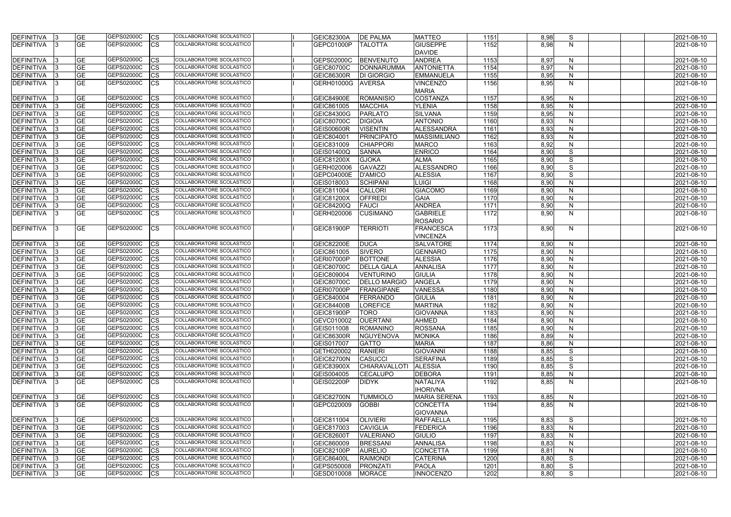| | | | | | | | | | | | | | | | | | | |
|---|---|---|---|---|---|---|---|---|---|---|---|---|---|---|---|---|---|---|
| DEFINITIVA | 3 | GE | GEPS02000C | CS | COLLABORATORE SCOLASTICO | | I | GEIC82300A | DE PALMA | MATTEO | 1151 | | 8,98 | S | | | | 2021-08-10 |
| DEFINITIVA | 3 | GE | GEPS02000C | CS | COLLABORATORE SCOLASTICO | | I | GEPC01000P | TALOTTA | GIUSEPPE DAVIDE | 1152 | | 8,98 | N | | | | 2021-08-10 |
| DEFINITIVA | 3 | GE | GEPS02000C | CS | COLLABORATORE SCOLASTICO | | I | GEPS02000C | BENVENUTO | ANDREA | 1153 | | 8,97 | N | | | | 2021-08-10 |
| DEFINITIVA | 3 | GE | GEPS02000C | CS | COLLABORATORE SCOLASTICO | | I | GEIC80700C | DONNARUMMA | ANTONIETTA | 1154 | | 8,97 | N | | | | 2021-08-10 |
| DEFINITIVA | 3 | GE | GEPS02000C | CS | COLLABORATORE SCOLASTICO | | I | GEIC86300R | DI GIORGIO | EMMANUELA | 1155 | | 8,95 | N | | | | 2021-08-10 |
| DEFINITIVA | 3 | GE | GEPS02000C | CS | COLLABORATORE SCOLASTICO | | I | GERH01000G | AVERSA | VINCENZO MARIA | 1156 | | 8,95 | N | | | | 2021-08-10 |
| DEFINITIVA | 3 | GE | GEPS02000C | CS | COLLABORATORE SCOLASTICO | | I | GEIC84900E | ROMANISIO | COSTANZA | 1157 | | 8,95 | N | | | | 2021-08-10 |
| DEFINITIVA | 3 | GE | GEPS02000C | CS | COLLABORATORE SCOLASTICO | | I | GEIC861005 | MACCHIA | YLENIA | 1158 | | 8,95 | N | | | | 2021-08-10 |
| DEFINITIVA | 3 | GE | GEPS02000C | CS | COLLABORATORE SCOLASTICO | | I | GEIC84300G | PARLATO | SILVANA | 1159 | | 8,95 | N | | | | 2021-08-10 |
| DEFINITIVA | 3 | GE | GEPS02000C | CS | COLLABORATORE SCOLASTICO | | I | GEIC80700C | DIGIOIA | ANTONIO | 1160 | | 8,93 | N | | | | 2021-08-10 |
| DEFINITIVA | 3 | GE | GEPS02000C | CS | COLLABORATORE SCOLASTICO | | I | GEIS00600R | VISENTIN | ALESSANDRA | 1161 | | 8,93 | N | | | | 2021-08-10 |
| DEFINITIVA | 3 | GE | GEPS02000C | CS | COLLABORATORE SCOLASTICO | | I | GEIC804001 | PRINCIPATO | MASSIMILIANO | 1162 | | 8,93 | N | | | | 2021-08-10 |
| DEFINITIVA | 3 | GE | GEPS02000C | CS | COLLABORATORE SCOLASTICO | | I | GEIC831009 | CHIAPPORI | MARCO | 1163 | | 8,92 | N | | | | 2021-08-10 |
| DEFINITIVA | 3 | GE | GEPS02000C | CS | COLLABORATORE SCOLASTICO | | I | GEIS01400Q | SANNA | ENRICO | 1164 | | 8,90 | S | | | | 2021-08-10 |
| DEFINITIVA | 3 | GE | GEPS02000C | CS | COLLABORATORE SCOLASTICO | | I | GEIC81200X | GJOKA | ALMA | 1165 | | 8,90 | S | | | | 2021-08-10 |
| DEFINITIVA | 3 | GE | GEPS02000C | CS | COLLABORATORE SCOLASTICO | | I | GERH020006 | GAVAZZI | ALESSANDRO | 1166 | | 8,90 | S | | | | 2021-08-10 |
| DEFINITIVA | 3 | GE | GEPS02000C | CS | COLLABORATORE SCOLASTICO | | I | GEPC04000E | D'AMICO | ALESSIA | 1167 | | 8,90 | S | | | | 2021-08-10 |
| DEFINITIVA | 3 | GE | GEPS02000C | CS | COLLABORATORE SCOLASTICO | | I | GEIS018003 | SCHIPANI | LUIGI | 1168 | | 8,90 | N | | | | 2021-08-10 |
| DEFINITIVA | 3 | GE | GEPS02000C | CS | COLLABORATORE SCOLASTICO | | I | GEIC811004 | CALLORI | GIACOMO | 1169 | | 8,90 | N | | | | 2021-08-10 |
| DEFINITIVA | 3 | GE | GEPS02000C | CS | COLLABORATORE SCOLASTICO | | I | GEIC81200X | OFFREDI | GAIA | 1170 | | 8,90 | N | | | | 2021-08-10 |
| DEFINITIVA | 3 | GE | GEPS02000C | CS | COLLABORATORE SCOLASTICO | | I | GEIC84200Q | FAUCI | ANDREA | 1171 | | 8,90 | N | | | | 2021-08-10 |
| DEFINITIVA | 3 | GE | GEPS02000C | CS | COLLABORATORE SCOLASTICO | | I | GERH020006 | CUSIMANO | GABRIELE ROSARIO | 1172 | | 8,90 | N | | | | 2021-08-10 |
| DEFINITIVA | 3 | GE | GEPS02000C | CS | COLLABORATORE SCOLASTICO | | I | GEIC81900P | TERRIOTI | FRANCESCA VINCENZA | 1173 | | 8,90 | N | | | | 2021-08-10 |
| DEFINITIVA | 3 | GE | GEPS02000C | CS | COLLABORATORE SCOLASTICO | | I | GEIC82200E | DUCA | SALVATORE | 1174 | | 8,90 | N | | | | 2021-08-10 |
| DEFINITIVA | 3 | GE | GEPS02000C | CS | COLLABORATORE SCOLASTICO | | I | GEIC861005 | SIVERO | GENNARO | 1175 | | 8,90 | N | | | | 2021-08-10 |
| DEFINITIVA | 3 | GE | GEPS02000C | CS | COLLABORATORE SCOLASTICO | | I | GERI07000P | BOTTONE | ALESSIA | 1176 | | 8,90 | N | | | | 2021-08-10 |
| DEFINITIVA | 3 | GE | GEPS02000C | CS | COLLABORATORE SCOLASTICO | | I | GEIC80700C | DELLA GALA | ANNALISA | 1177 | | 8,90 | N | | | | 2021-08-10 |
| DEFINITIVA | 3 | GE | GEPS02000C | CS | COLLABORATORE SCOLASTICO | | I | GEIC809004 | VENTURINO | GIULIA | 1178 | | 8,90 | N | | | | 2021-08-10 |
| DEFINITIVA | 3 | GE | GEPS02000C | CS | COLLABORATORE SCOLASTICO | | I | GEIC80700C | DELLO MARGIO | ANGELA | 1179 | | 8,90 | N | | | | 2021-08-10 |
| DEFINITIVA | 3 | GE | GEPS02000C | CS | COLLABORATORE SCOLASTICO | | I | GERI07000P | FRANGIPANE | VANESSA | 1180 | | 8,90 | N | | | | 2021-08-10 |
| DEFINITIVA | 3 | GE | GEPS02000C | CS | COLLABORATORE SCOLASTICO | | I | GEIC840004 | FERRANDO | GIULIA | 1181 | | 8,90 | N | | | | 2021-08-10 |
| DEFINITIVA | 3 | GE | GEPS02000C | CS | COLLABORATORE SCOLASTICO | | I | GEIC84400B | LOREFICE | MARTINA | 1182 | | 8,90 | N | | | | 2021-08-10 |
| DEFINITIVA | 3 | GE | GEPS02000C | CS | COLLABORATORE SCOLASTICO | | I | GEIC81900P | TORO | GIOVANNA | 1183 | | 8,90 | N | | | | 2021-08-10 |
| DEFINITIVA | 3 | GE | GEPS02000C | CS | COLLABORATORE SCOLASTICO | | I | GEVC010002 | OUERTANI | AHMED | 1184 | | 8,90 | N | | | | 2021-08-10 |
| DEFINITIVA | 3 | GE | GEPS02000C | CS | COLLABORATORE SCOLASTICO | | I | GEIS011008 | ROMANINO | ROSSANA | 1185 | | 8,90 | N | | | | 2021-08-10 |
| DEFINITIVA | 3 | GE | GEPS02000C | CS | COLLABORATORE SCOLASTICO | | I | GEIC86300R | NGUYENOVA | MONIKA | 1186 | | 8,89 | N | | | | 2021-08-10 |
| DEFINITIVA | 3 | GE | GEPS02000C | CS | COLLABORATORE SCOLASTICO | | I | GEIS017007 | GATTO | MARIA | 1187 | | 8,86 | N | | | | 2021-08-10 |
| DEFINITIVA | 3 | GE | GEPS02000C | CS | COLLABORATORE SCOLASTICO | | I | GETH020002 | RANIERI | GIOVANNI | 1188 | | 8,85 | S | | | | 2021-08-10 |
| DEFINITIVA | 3 | GE | GEPS02000C | CS | COLLABORATORE SCOLASTICO | | I | GEIC82700N | CASUCCI | SERAFINA | 1189 | | 8,85 | S | | | | 2021-08-10 |
| DEFINITIVA | 3 | GE | GEPS02000C | CS | COLLABORATORE SCOLASTICO | | I | GEIC83900X | CHIARAVALLOTI | ALESSIA | 1190 | | 8,85 | S | | | | 2021-08-10 |
| DEFINITIVA | 3 | GE | GEPS02000C | CS | COLLABORATORE SCOLASTICO | | I | GEIS004005 | CECALUPO | DEBORA | 1191 | | 8,85 | N | | | | 2021-08-10 |
| DEFINITIVA | 3 | GE | GEPS02000C | CS | COLLABORATORE SCOLASTICO | | I | GEIS02200P | DIDYK | NATALIYA IHORIVNA | 1192 | | 8,85 | N | | | | 2021-08-10 |
| DEFINITIVA | 3 | GE | GEPS02000C | CS | COLLABORATORE SCOLASTICO | | I | GEIC82700N | TUMMIOLO | MARIA SERENA | 1193 | | 8,85 | N | | | | 2021-08-10 |
| DEFINITIVA | 3 | GE | GEPS02000C | CS | COLLABORATORE SCOLASTICO | | I | GEPC020009 | GOBBI | CONCETTA GIOVANNA | 1194 | | 8,85 | N | | | | 2021-08-10 |
| DEFINITIVA | 3 | GE | GEPS02000C | CS | COLLABORATORE SCOLASTICO | | I | GEIC811004 | OLIVIERI | RAFFAELLA | 1195 | | 8,83 | S | | | | 2021-08-10 |
| DEFINITIVA | 3 | GE | GEPS02000C | CS | COLLABORATORE SCOLASTICO | | I | GEIC817003 | CAVIGLIA | FEDERICA | 1196 | | 8,83 | N | | | | 2021-08-10 |
| DEFINITIVA | 3 | GE | GEPS02000C | CS | COLLABORATORE SCOLASTICO | | I | GEIC82600T | VALERIANO | GIULIO | 1197 | | 8,83 | N | | | | 2021-08-10 |
| DEFINITIVA | 3 | GE | GEPS02000C | CS | COLLABORATORE SCOLASTICO | | I | GEIC860009 | BRESSANI | ANNALISA | 1198 | | 8,83 | N | | | | 2021-08-10 |
| DEFINITIVA | 3 | GE | GEPS02000C | CS | COLLABORATORE SCOLASTICO | | I | GEIC82100P | AURELIO | CONCETTA | 1199 | | 8,81 | N | | | | 2021-08-10 |
| DEFINITIVA | 3 | GE | GEPS02000C | CS | COLLABORATORE SCOLASTICO | | I | GEIC86400L | RAIMONDI | CATERINA | 1200 | | 8,80 | S | | | | 2021-08-10 |
| DEFINITIVA | 3 | GE | GEPS02000C | CS | COLLABORATORE SCOLASTICO | | I | GEPS050008 | PRONZATI | PAOLA | 1201 | | 8,80 | S | | | | 2021-08-10 |
| DEFINITIVA | 3 | GE | GEPS02000C | CS | COLLABORATORE SCOLASTICO | | I | GESD010008 | MORACE | INNOCENZO | 1202 | | 8,80 | S | | | | 2021-08-10 |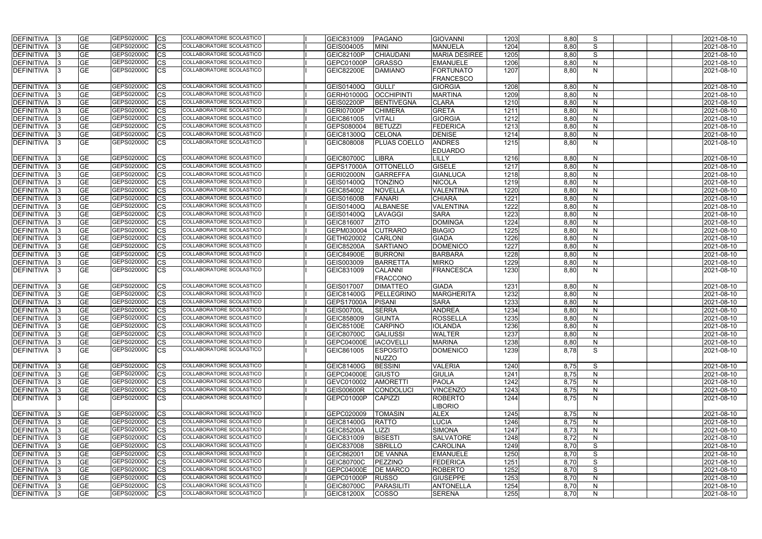| | | | | | | | | | | | | | | | | | | |
|---|---|---|---|---|---|---|---|---|---|---|---|---|---|---|---|---|---|---|
| DEFINITIVA | 3 | GE | GEPS02000C | CS | COLLABORATORE SCOLASTICO | | I | GEIC831009 | PAGANO | GIOVANNI | 1203 | | 8,80 | S | | | | 2021-08-10 |
| DEFINITIVA | 3 | GE | GEPS02000C | CS | COLLABORATORE SCOLASTICO | | I | GEIS004005 | MINI | MANUELA | 1204 | | 8,80 | S | | | | 2021-08-10 |
| DEFINITIVA | 3 | GE | GEPS02000C | CS | COLLABORATORE SCOLASTICO | | I | GEIC82100P | CHIAUDANI | MARIA DESIREE | 1205 | | 8,80 | S | | | | 2021-08-10 |
| DEFINITIVA | 3 | GE | GEPS02000C | CS | COLLABORATORE SCOLASTICO | | I | GEPC01000P | GRASSO | EMANUELE | 1206 | | 8,80 | N | | | | 2021-08-10 |
| DEFINITIVA | 3 | GE | GEPS02000C | CS | COLLABORATORE SCOLASTICO | | I | GEIC82200E | DAMIANO | FORTUNATO FRANCESCO | 1207 | | 8,80 | N | | | | 2021-08-10 |
| DEFINITIVA | 3 | GE | GEPS02000C | CS | COLLABORATORE SCOLASTICO | | I | GEIS01400Q | GULLI' | GIORGIA | 1208 | | 8,80 | N | | | | 2021-08-10 |
| DEFINITIVA | 3 | GE | GEPS02000C | CS | COLLABORATORE SCOLASTICO | | I | GERH01000G | OCCHIPINTI | MARTINA | 1209 | | 8,80 | N | | | | 2021-08-10 |
| DEFINITIVA | 3 | GE | GEPS02000C | CS | COLLABORATORE SCOLASTICO | | I | GEIS02200P | BENTIVEGNA | CLARA | 1210 | | 8,80 | N | | | | 2021-08-10 |
| DEFINITIVA | 3 | GE | GEPS02000C | CS | COLLABORATORE SCOLASTICO | | I | GERI07000P | CHIMERA | GRETA | 1211 | | 8,80 | N | | | | 2021-08-10 |
| DEFINITIVA | 3 | GE | GEPS02000C | CS | COLLABORATORE SCOLASTICO | | I | GEIC861005 | VITALI | GIORGIA | 1212 | | 8,80 | N | | | | 2021-08-10 |
| DEFINITIVA | 3 | GE | GEPS02000C | CS | COLLABORATORE SCOLASTICO | | I | GEPS080004 | BETUZZI | FEDERICA | 1213 | | 8,80 | N | | | | 2021-08-10 |
| DEFINITIVA | 3 | GE | GEPS02000C | CS | COLLABORATORE SCOLASTICO | | I | GEIC81300Q | CELONA | DENISE | 1214 | | 8,80 | N | | | | 2021-08-10 |
| DEFINITIVA | 3 | GE | GEPS02000C | CS | COLLABORATORE SCOLASTICO | | I | GEIC808008 | PLUAS COELLO | ANDRES EDUARDO | 1215 | | 8,80 | N | | | | 2021-08-10 |
| DEFINITIVA | 3 | GE | GEPS02000C | CS | COLLABORATORE SCOLASTICO | | I | GEIC80700C | LIBRA | LILLY | 1216 | | 8,80 | N | | | | 2021-08-10 |
| DEFINITIVA | 3 | GE | GEPS02000C | CS | COLLABORATORE SCOLASTICO | | I | GEPS17000A | OTTONELLO | GISELE | 1217 | | 8,80 | N | | | | 2021-08-10 |
| DEFINITIVA | 3 | GE | GEPS02000C | CS | COLLABORATORE SCOLASTICO | | I | GERI02000N | GARREFFA | GIANLUCA | 1218 | | 8,80 | N | | | | 2021-08-10 |
| DEFINITIVA | 3 | GE | GEPS02000C | CS | COLLABORATORE SCOLASTICO | | I | GEIS01400Q | TONZINO | NICOLA | 1219 | | 8,80 | N | | | | 2021-08-10 |
| DEFINITIVA | 3 | GE | GEPS02000C | CS | COLLABORATORE SCOLASTICO | | I | GEIC854002 | NOVELLA | VALENTINA | 1220 | | 8,80 | N | | | | 2021-08-10 |
| DEFINITIVA | 3 | GE | GEPS02000C | CS | COLLABORATORE SCOLASTICO | | I | GEIS01600B | FANARI | CHIARA | 1221 | | 8,80 | N | | | | 2021-08-10 |
| DEFINITIVA | 3 | GE | GEPS02000C | CS | COLLABORATORE SCOLASTICO | | I | GEIS01400Q | ALBANESE | VALENTINA | 1222 | | 8,80 | N | | | | 2021-08-10 |
| DEFINITIVA | 3 | GE | GEPS02000C | CS | COLLABORATORE SCOLASTICO | | I | GEIS01400Q | LAVAGGI | SARA | 1223 | | 8,80 | N | | | | 2021-08-10 |
| DEFINITIVA | 3 | GE | GEPS02000C | CS | COLLABORATORE SCOLASTICO | | I | GEIC816007 | ZITO | DOMINGA | 1224 | | 8,80 | N | | | | 2021-08-10 |
| DEFINITIVA | 3 | GE | GEPS02000C | CS | COLLABORATORE SCOLASTICO | | I | GEPM030004 | CUTRARO | BIAGIO | 1225 | | 8,80 | N | | | | 2021-08-10 |
| DEFINITIVA | 3 | GE | GEPS02000C | CS | COLLABORATORE SCOLASTICO | | I | GETH020002 | CARLONI | GIADA | 1226 | | 8,80 | N | | | | 2021-08-10 |
| DEFINITIVA | 3 | GE | GEPS02000C | CS | COLLABORATORE SCOLASTICO | | I | GEIC85200A | SARTIANO | DOMENICO | 1227 | | 8,80 | N | | | | 2021-08-10 |
| DEFINITIVA | 3 | GE | GEPS02000C | CS | COLLABORATORE SCOLASTICO | | I | GEIC84900E | BURRONI | BARBARA | 1228 | | 8,80 | N | | | | 2021-08-10 |
| DEFINITIVA | 3 | GE | GEPS02000C | CS | COLLABORATORE SCOLASTICO | | I | GEIS003009 | BARRETTA | MIRKO | 1229 | | 8,80 | N | | | | 2021-08-10 |
| DEFINITIVA | 3 | GE | GEPS02000C | CS | COLLABORATORE SCOLASTICO | | I | GEIC831009 | CALANNI FRACCONO | FRANCESCA | 1230 | | 8,80 | N | | | | 2021-08-10 |
| DEFINITIVA | 3 | GE | GEPS02000C | CS | COLLABORATORE SCOLASTICO | | I | GEIS017007 | DIMATTEO | GIADA | 1231 | | 8,80 | N | | | | 2021-08-10 |
| DEFINITIVA | 3 | GE | GEPS02000C | CS | COLLABORATORE SCOLASTICO | | I | GEIC81400G | PELLEGRINO | MARGHERITA | 1232 | | 8,80 | N | | | | 2021-08-10 |
| DEFINITIVA | 3 | GE | GEPS02000C | CS | COLLABORATORE SCOLASTICO | | I | GEPS17000A | PISANI | SARA | 1233 | | 8,80 | N | | | | 2021-08-10 |
| DEFINITIVA | 3 | GE | GEPS02000C | CS | COLLABORATORE SCOLASTICO | | I | GEIS00700L | SERRA | ANDREA | 1234 | | 8,80 | N | | | | 2021-08-10 |
| DEFINITIVA | 3 | GE | GEPS02000C | CS | COLLABORATORE SCOLASTICO | | I | GEIC858009 | GIUNTA | ROSSELLA | 1235 | | 8,80 | N | | | | 2021-08-10 |
| DEFINITIVA | 3 | GE | GEPS02000C | CS | COLLABORATORE SCOLASTICO | | I | GEIC85100E | CARPINO | IOLANDA | 1236 | | 8,80 | N | | | | 2021-08-10 |
| DEFINITIVA | 3 | GE | GEPS02000C | CS | COLLABORATORE SCOLASTICO | | I | GEIC80700C | GALIUSSI | WALTER | 1237 | | 8,80 | N | | | | 2021-08-10 |
| DEFINITIVA | 3 | GE | GEPS02000C | CS | COLLABORATORE SCOLASTICO | | I | GEPC04000E | IACOVELLI | MARINA | 1238 | | 8,80 | N | | | | 2021-08-10 |
| DEFINITIVA | 3 | GE | GEPS02000C | CS | COLLABORATORE SCOLASTICO | | I | GEIC861005 | ESPOSITO NUZZO | DOMENICO | 1239 | | 8,78 | S | | | | 2021-08-10 |
| DEFINITIVA | 3 | GE | GEPS02000C | CS | COLLABORATORE SCOLASTICO | | I | GEIC81400G | BESSINI | VALERIA | 1240 | | 8,75 | S | | | | 2021-08-10 |
| DEFINITIVA | 3 | GE | GEPS02000C | CS | COLLABORATORE SCOLASTICO | | I | GEPC04000E | GIUSTO | GIULIA | 1241 | | 8,75 | N | | | | 2021-08-10 |
| DEFINITIVA | 3 | GE | GEPS02000C | CS | COLLABORATORE SCOLASTICO | | I | GEVC010002 | AMORETTI | PAOLA | 1242 | | 8,75 | N | | | | 2021-08-10 |
| DEFINITIVA | 3 | GE | GEPS02000C | CS | COLLABORATORE SCOLASTICO | | I | GEIS00600R | CONDOLUCI | VINCENZO | 1243 | | 8,75 | N | | | | 2021-08-10 |
| DEFINITIVA | 3 | GE | GEPS02000C | CS | COLLABORATORE SCOLASTICO | | I | GEPC01000P | CAPIZZI | ROBERTO LIBORIO | 1244 | | 8,75 | N | | | | 2021-08-10 |
| DEFINITIVA | 3 | GE | GEPS02000C | CS | COLLABORATORE SCOLASTICO | | I | GEPC020009 | TOMASIN | ALEX | 1245 | | 8,75 | N | | | | 2021-08-10 |
| DEFINITIVA | 3 | GE | GEPS02000C | CS | COLLABORATORE SCOLASTICO | | I | GEIC81400G | RATTO | LUCIA | 1246 | | 8,75 | N | | | | 2021-08-10 |
| DEFINITIVA | 3 | GE | GEPS02000C | CS | COLLABORATORE SCOLASTICO | | I | GEIC85200A | LIZZI | SIMONA | 1247 | | 8,73 | N | | | | 2021-08-10 |
| DEFINITIVA | 3 | GE | GEPS02000C | CS | COLLABORATORE SCOLASTICO | | I | GEIC831009 | BISESTI | SALVATORE | 1248 | | 8,72 | N | | | | 2021-08-10 |
| DEFINITIVA | 3 | GE | GEPS02000C | CS | COLLABORATORE SCOLASTICO | | I | GEIC837008 | SBRILLO | CAROLINA | 1249 | | 8,70 | S | | | | 2021-08-10 |
| DEFINITIVA | 3 | GE | GEPS02000C | CS | COLLABORATORE SCOLASTICO | | I | GEIC862001 | DE VANNA | EMANUELE | 1250 | | 8,70 | S | | | | 2021-08-10 |
| DEFINITIVA | 3 | GE | GEPS02000C | CS | COLLABORATORE SCOLASTICO | | I | GEIC80700C | PEZZINO | FEDERICA | 1251 | | 8,70 | S | | | | 2021-08-10 |
| DEFINITIVA | 3 | GE | GEPS02000C | CS | COLLABORATORE SCOLASTICO | | I | GEPC04000E | DE MARCO | ROBERTO | 1252 | | 8,70 | S | | | | 2021-08-10 |
| DEFINITIVA | 3 | GE | GEPS02000C | CS | COLLABORATORE SCOLASTICO | | I | GEPC01000P | RUSSO | GIUSEPPE | 1253 | | 8,70 | N | | | | 2021-08-10 |
| DEFINITIVA | 3 | GE | GEPS02000C | CS | COLLABORATORE SCOLASTICO | | I | GEIC80700C | PARASILITI | ANTONELLA | 1254 | | 8,70 | N | | | | 2021-08-10 |
| DEFINITIVA | 3 | GE | GEPS02000C | CS | COLLABORATORE SCOLASTICO | | I | GEIC81200X | COSSO | SERENA | 1255 | | 8,70 | N | | | | 2021-08-10 |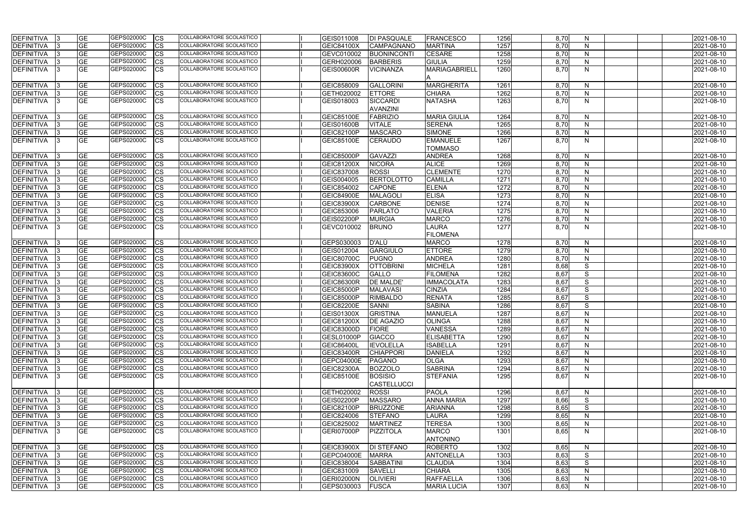| | | | | | | | | | | | | | | | | | | |
|---|---|---|---|---|---|---|---|---|---|---|---|---|---|---|---|---|---|---|
| DEFINITIVA | 3 | GE | GEPS02000C | CS | COLLABORATORE SCOLASTICO | | I | GEIS011008 | DI PASQUALE | FRANCESCO | 1256 | | 8,70 | N | | | | 2021-08-10 |
| DEFINITIVA | 3 | GE | GEPS02000C | CS | COLLABORATORE SCOLASTICO | | I | GEIC84100X | CAMPAGNANO | MARTINA | 1257 | | 8,70 | N | | | | 2021-08-10 |
| DEFINITIVA | 3 | GE | GEPS02000C | CS | COLLABORATORE SCOLASTICO | | I | GEVC010002 | BUONINCONTI | CESARE | 1258 | | 8,70 | N | | | | 2021-08-10 |
| DEFINITIVA | 3 | GE | GEPS02000C | CS | COLLABORATORE SCOLASTICO | | I | GERH020006 | BARBERIS | GIULIA | 1259 | | 8,70 | N | | | | 2021-08-10 |
| DEFINITIVA | 3 | GE | GEPS02000C | CS | COLLABORATORE SCOLASTICO | | I | GEIS00600R | VICINANZA | MARIAGABRIELLA | 1260 | | 8,70 | N | | | | 2021-08-10 |
| DEFINITIVA | 3 | GE | GEPS02000C | CS | COLLABORATORE SCOLASTICO | | I | GEIC858009 | GALLORINI | MARGHERITA | 1261 | | 8,70 | N | | | | 2021-08-10 |
| DEFINITIVA | 3 | GE | GEPS02000C | CS | COLLABORATORE SCOLASTICO | | I | GETH020002 | ETTORE | CHIARA | 1262 | | 8,70 | N | | | | 2021-08-10 |
| DEFINITIVA | 3 | GE | GEPS02000C | CS | COLLABORATORE SCOLASTICO | | I | GEIS018003 | SICCARDI AVANZINI | NATASHA | 1263 | | 8,70 | N | | | | 2021-08-10 |
| DEFINITIVA | 3 | GE | GEPS02000C | CS | COLLABORATORE SCOLASTICO | | I | GEIC85100E | FABRIZIO | MARIA GIULIA | 1264 | | 8,70 | N | | | | 2021-08-10 |
| DEFINITIVA | 3 | GE | GEPS02000C | CS | COLLABORATORE SCOLASTICO | | I | GEIS01600B | VITALE | SERENA | 1265 | | 8,70 | N | | | | 2021-08-10 |
| DEFINITIVA | 3 | GE | GEPS02000C | CS | COLLABORATORE SCOLASTICO | | I | GEIC82100P | MASCARO | SIMONE | 1266 | | 8,70 | N | | | | 2021-08-10 |
| DEFINITIVA | 3 | GE | GEPS02000C | CS | COLLABORATORE SCOLASTICO | | I | GEIC85100E | CERAUDO | EMANUELE TOMMASO | 1267 | | 8,70 | N | | | | 2021-08-10 |
| DEFINITIVA | 3 | GE | GEPS02000C | CS | COLLABORATORE SCOLASTICO | | I | GEIC85000P | GAVAZZI | ANDREA | 1268 | | 8,70 | N | | | | 2021-08-10 |
| DEFINITIVA | 3 | GE | GEPS02000C | CS | COLLABORATORE SCOLASTICO | | I | GEIC81200X | NICORA | ALICE | 1269 | | 8,70 | N | | | | 2021-08-10 |
| DEFINITIVA | 3 | GE | GEPS02000C | CS | COLLABORATORE SCOLASTICO | | I | GEIC837008 | ROSSI | CLEMENTE | 1270 | | 8,70 | N | | | | 2021-08-10 |
| DEFINITIVA | 3 | GE | GEPS02000C | CS | COLLABORATORE SCOLASTICO | | I | GEIS004005 | BERTOLOTTO | CAMILLA | 1271 | | 8,70 | N | | | | 2021-08-10 |
| DEFINITIVA | 3 | GE | GEPS02000C | CS | COLLABORATORE SCOLASTICO | | I | GEIC854002 | CAPONE | ELENA | 1272 | | 8,70 | N | | | | 2021-08-10 |
| DEFINITIVA | 3 | GE | GEPS02000C | CS | COLLABORATORE SCOLASTICO | | I | GEIC84900E | MALAGOLI | ELISA | 1273 | | 8,70 | N | | | | 2021-08-10 |
| DEFINITIVA | 3 | GE | GEPS02000C | CS | COLLABORATORE SCOLASTICO | | I | GEIC83900X | CARBONE | DENISE | 1274 | | 8,70 | N | | | | 2021-08-10 |
| DEFINITIVA | 3 | GE | GEPS02000C | CS | COLLABORATORE SCOLASTICO | | I | GEIC853006 | PARLATO | VALERIA | 1275 | | 8,70 | N | | | | 2021-08-10 |
| DEFINITIVA | 3 | GE | GEPS02000C | CS | COLLABORATORE SCOLASTICO | | I | GEIS02200P | MURGIA | MARCO | 1276 | | 8,70 | N | | | | 2021-08-10 |
| DEFINITIVA | 3 | GE | GEPS02000C | CS | COLLABORATORE SCOLASTICO | | I | GEVC010002 | BRUNO | LAURA FILOMENA | 1277 | | 8,70 | N | | | | 2021-08-10 |
| DEFINITIVA | 3 | GE | GEPS02000C | CS | COLLABORATORE SCOLASTICO | | I | GEPS030003 | D'ALÙ | MARCO | 1278 | | 8,70 | N | | | | 2021-08-10 |
| DEFINITIVA | 3 | GE | GEPS02000C | CS | COLLABORATORE SCOLASTICO | | I | GEIS012004 | GARGIULO | ETTORE | 1279 | | 8,70 | N | | | | 2021-08-10 |
| DEFINITIVA | 3 | GE | GEPS02000C | CS | COLLABORATORE SCOLASTICO | | I | GEIC80700C | PUGNO | ANDREA | 1280 | | 8,70 | N | | | | 2021-08-10 |
| DEFINITIVA | 3 | GE | GEPS02000C | CS | COLLABORATORE SCOLASTICO | | I | GEIC83900X | OTTOBRINI | MICHELA | 1281 | | 8,68 | S | | | | 2021-08-10 |
| DEFINITIVA | 3 | GE | GEPS02000C | CS | COLLABORATORE SCOLASTICO | | I | GEIC83600C | GALLO | FILOMENA | 1282 | | 8,67 | S | | | | 2021-08-10 |
| DEFINITIVA | 3 | GE | GEPS02000C | CS | COLLABORATORE SCOLASTICO | | I | GEIC86300R | DE MALDE' | IMMACOLATA | 1283 | | 8,67 | S | | | | 2021-08-10 |
| DEFINITIVA | 3 | GE | GEPS02000C | CS | COLLABORATORE SCOLASTICO | | I | GEIC85000P | MALAVASI | CINZIA | 1284 | | 8,67 | S | | | | 2021-08-10 |
| DEFINITIVA | 3 | GE | GEPS02000C | CS | COLLABORATORE SCOLASTICO | | I | GEIC85000P | RIMBALDO | RENATA | 1285 | | 8,67 | S | | | | 2021-08-10 |
| DEFINITIVA | 3 | GE | GEPS02000C | CS | COLLABORATORE SCOLASTICO | | I | GEIC82200E | SANNI | SABINA | 1286 | | 8,67 | S | | | | 2021-08-10 |
| DEFINITIVA | 3 | GE | GEPS02000C | CS | COLLABORATORE SCOLASTICO | | I | GEIS01300X | GRISTINA | MANUELA | 1287 | | 8,67 | N | | | | 2021-08-10 |
| DEFINITIVA | 3 | GE | GEPS02000C | CS | COLLABORATORE SCOLASTICO | | I | GEIC81200X | DE AGAZIO | OLINGA | 1288 | | 8,67 | N | | | | 2021-08-10 |
| DEFINITIVA | 3 | GE | GEPS02000C | CS | COLLABORATORE SCOLASTICO | | I | GEIC83000D | FIORE | VANESSA | 1289 | | 8,67 | N | | | | 2021-08-10 |
| DEFINITIVA | 3 | GE | GEPS02000C | CS | COLLABORATORE SCOLASTICO | | I | GESL01000P | GIACCO | ELISABETTA | 1290 | | 8,67 | N | | | | 2021-08-10 |
| DEFINITIVA | 3 | GE | GEPS02000C | CS | COLLABORATORE SCOLASTICO | | I | GEIC86400L | IEVOLELLA | ISABELLA | 1291 | | 8,67 | N | | | | 2021-08-10 |
| DEFINITIVA | 3 | GE | GEPS02000C | CS | COLLABORATORE SCOLASTICO | | I | GEIC83400R | CHIAPPORI | DANIELA | 1292 | | 8,67 | N | | | | 2021-08-10 |
| DEFINITIVA | 3 | GE | GEPS02000C | CS | COLLABORATORE SCOLASTICO | | I | GEPC04000E | PAGANO | OLGA | 1293 | | 8,67 | N | | | | 2021-08-10 |
| DEFINITIVA | 3 | GE | GEPS02000C | CS | COLLABORATORE SCOLASTICO | | I | GEIC82300A | BOZZOLO | SABRINA | 1294 | | 8,67 | N | | | | 2021-08-10 |
| DEFINITIVA | 3 | GE | GEPS02000C | CS | COLLABORATORE SCOLASTICO | | I | GEIC85100E | BOSISIO CASTELLUCCI | STEFANIA | 1295 | | 8,67 | N | | | | 2021-08-10 |
| DEFINITIVA | 3 | GE | GEPS02000C | CS | COLLABORATORE SCOLASTICO | | I | GETH020002 | ROSSI | PAOLA | 1296 | | 8,67 | N | | | | 2021-08-10 |
| DEFINITIVA | 3 | GE | GEPS02000C | CS | COLLABORATORE SCOLASTICO | | I | GEIS02200P | MASSARO | ANNA MARIA | 1297 | | 8,66 | S | | | | 2021-08-10 |
| DEFINITIVA | 3 | GE | GEPS02000C | CS | COLLABORATORE SCOLASTICO | | I | GEIC82100P | BRUZZONE | ARIANNA | 1298 | | 8,65 | S | | | | 2021-08-10 |
| DEFINITIVA | 3 | GE | GEPS02000C | CS | COLLABORATORE SCOLASTICO | | I | GEIC824006 | STEFANO | LAURA | 1299 | | 8,65 | N | | | | 2021-08-10 |
| DEFINITIVA | 3 | GE | GEPS02000C | CS | COLLABORATORE SCOLASTICO | | I | GEIC825002 | MARTINEZ | TERESA | 1300 | | 8,65 | N | | | | 2021-08-10 |
| DEFINITIVA | 3 | GE | GEPS02000C | CS | COLLABORATORE SCOLASTICO | | I | GERI07000P | PIZZITOLA | MARCO ANTONINO | 1301 | | 8,65 | N | | | | 2021-08-10 |
| DEFINITIVA | 3 | GE | GEPS02000C | CS | COLLABORATORE SCOLASTICO | | I | GEIC83900X | DI STEFANO | ROBERTO | 1302 | | 8,65 | N | | | | 2021-08-10 |
| DEFINITIVA | 3 | GE | GEPS02000C | CS | COLLABORATORE SCOLASTICO | | I | GEPC04000E | MARRA | ANTONELLA | 1303 | | 8,63 | S | | | | 2021-08-10 |
| DEFINITIVA | 3 | GE | GEPS02000C | CS | COLLABORATORE SCOLASTICO | | I | GEIC838004 | SABBATINI | CLAUDIA | 1304 | | 8,63 | S | | | | 2021-08-10 |
| DEFINITIVA | 3 | GE | GEPS02000C | CS | COLLABORATORE SCOLASTICO | | I | GEIC831009 | SAVELLI | CHIARA | 1305 | | 8,63 | N | | | | 2021-08-10 |
| DEFINITIVA | 3 | GE | GEPS02000C | CS | COLLABORATORE SCOLASTICO | | I | GERI02000N | OLIVIERI | RAFFAELLA | 1306 | | 8,63 | N | | | | 2021-08-10 |
| DEFINITIVA | 3 | GE | GEPS02000C | CS | COLLABORATORE SCOLASTICO | | I | GEPS030003 | FUSCA | MARIA LUCIA | 1307 | | 8,63 | N | | | | 2021-08-10 |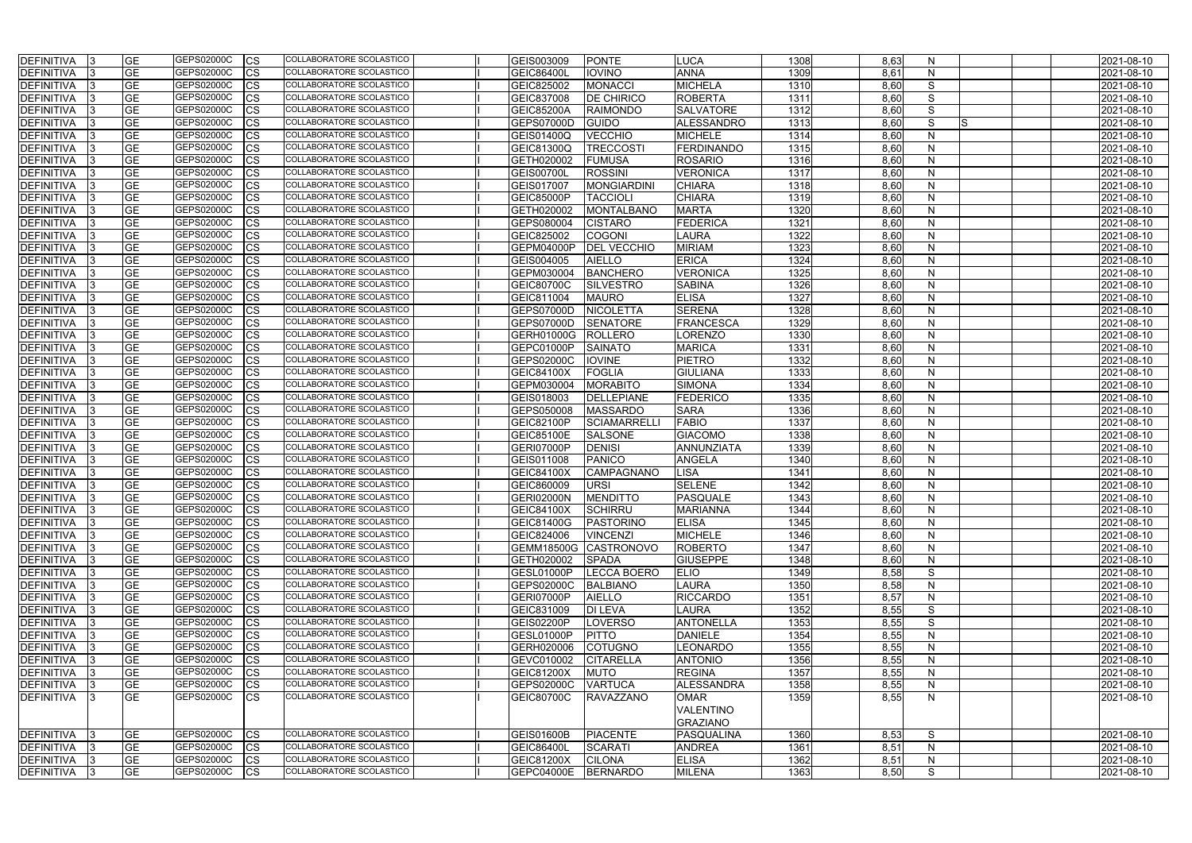| | | | | | | | | | | | | | | | | | | |
|---|---|---|---|---|---|---|---|---|---|---|---|---|---|---|---|---|---|---|
| DEFINITIVA | 3 | GE | GEPS02000C | CS | COLLABORATORE SCOLASTICO | | I | GEIS003009 | PONTE | LUCA | 1308 | | 8,63 | N | | | | 2021-08-10 |
| DEFINITIVA | 3 | GE | GEPS02000C | CS | COLLABORATORE SCOLASTICO | | I | GEIC86400L | IOVINO | ANNA | 1309 | | 8,61 | N | | | | 2021-08-10 |
| DEFINITIVA | 3 | GE | GEPS02000C | CS | COLLABORATORE SCOLASTICO | | I | GEIC825002 | MONACCI | MICHELA | 1310 | | 8,60 | S | | | | 2021-08-10 |
| DEFINITIVA | 3 | GE | GEPS02000C | CS | COLLABORATORE SCOLASTICO | | I | GEIC837008 | DE CHIRICO | ROBERTA | 1311 | | 8,60 | S | | | | 2021-08-10 |
| DEFINITIVA | 3 | GE | GEPS02000C | CS | COLLABORATORE SCOLASTICO | | I | GEIC85200A | RAIMONDO | SALVATORE | 1312 | | 8,60 | S | | | | 2021-08-10 |
| DEFINITIVA | 3 | GE | GEPS02000C | CS | COLLABORATORE SCOLASTICO | | I | GEPS07000D | GUIDO | ALESSANDRO | 1313 | | 8,60 | S | S | | | 2021-08-10 |
| DEFINITIVA | 3 | GE | GEPS02000C | CS | COLLABORATORE SCOLASTICO | | I | GEIS01400Q | VECCHIO | MICHELE | 1314 | | 8,60 | N | | | | 2021-08-10 |
| DEFINITIVA | 3 | GE | GEPS02000C | CS | COLLABORATORE SCOLASTICO | | I | GEIC81300Q | TRECCOSTI | FERDINANDO | 1315 | | 8,60 | N | | | | 2021-08-10 |
| DEFINITIVA | 3 | GE | GEPS02000C | CS | COLLABORATORE SCOLASTICO | | I | GETH020002 | FUMUSA | ROSARIO | 1316 | | 8,60 | N | | | | 2021-08-10 |
| DEFINITIVA | 3 | GE | GEPS02000C | CS | COLLABORATORE SCOLASTICO | | I | GEIS00700L | ROSSINI | VERONICA | 1317 | | 8,60 | N | | | | 2021-08-10 |
| DEFINITIVA | 3 | GE | GEPS02000C | CS | COLLABORATORE SCOLASTICO | | I | GEIS017007 | MONGIARDINI | CHIARA | 1318 | | 8,60 | N | | | | 2021-08-10 |
| DEFINITIVA | 3 | GE | GEPS02000C | CS | COLLABORATORE SCOLASTICO | | I | GEIC85000P | TACCIOLI | CHIARA | 1319 | | 8,60 | N | | | | 2021-08-10 |
| DEFINITIVA | 3 | GE | GEPS02000C | CS | COLLABORATORE SCOLASTICO | | I | GETH020002 | MONTALBANO | MARTA | 1320 | | 8,60 | N | | | | 2021-08-10 |
| DEFINITIVA | 3 | GE | GEPS02000C | CS | COLLABORATORE SCOLASTICO | | I | GEPS080004 | CISTARO | FEDERICA | 1321 | | 8,60 | N | | | | 2021-08-10 |
| DEFINITIVA | 3 | GE | GEPS02000C | CS | COLLABORATORE SCOLASTICO | | I | GEIC825002 | COGONI | LAURA | 1322 | | 8,60 | N | | | | 2021-08-10 |
| DEFINITIVA | 3 | GE | GEPS02000C | CS | COLLABORATORE SCOLASTICO | | I | GEPM04000P | DEL VECCHIO | MIRIAM | 1323 | | 8,60 | N | | | | 2021-08-10 |
| DEFINITIVA | 3 | GE | GEPS02000C | CS | COLLABORATORE SCOLASTICO | | I | GEIS004005 | AIELLO | ERICA | 1324 | | 8,60 | N | | | | 2021-08-10 |
| DEFINITIVA | 3 | GE | GEPS02000C | CS | COLLABORATORE SCOLASTICO | | I | GEPM030004 | BANCHERO | VERONICA | 1325 | | 8,60 | N | | | | 2021-08-10 |
| DEFINITIVA | 3 | GE | GEPS02000C | CS | COLLABORATORE SCOLASTICO | | I | GEIC80700C | SILVESTRO | SABINA | 1326 | | 8,60 | N | | | | 2021-08-10 |
| DEFINITIVA | 3 | GE | GEPS02000C | CS | COLLABORATORE SCOLASTICO | | I | GEIC811004 | MAURO | ELISA | 1327 | | 8,60 | N | | | | 2021-08-10 |
| DEFINITIVA | 3 | GE | GEPS02000C | CS | COLLABORATORE SCOLASTICO | | I | GEPS07000D | NICOLETTA | SERENA | 1328 | | 8,60 | N | | | | 2021-08-10 |
| DEFINITIVA | 3 | GE | GEPS02000C | CS | COLLABORATORE SCOLASTICO | | I | GEPS07000D | SENATORE | FRANCESCA | 1329 | | 8,60 | N | | | | 2021-08-10 |
| DEFINITIVA | 3 | GE | GEPS02000C | CS | COLLABORATORE SCOLASTICO | | I | GERH01000G | ROLLERO | LORENZO | 1330 | | 8,60 | N | | | | 2021-08-10 |
| DEFINITIVA | 3 | GE | GEPS02000C | CS | COLLABORATORE SCOLASTICO | | I | GEPC01000P | SAINATO | MARICA | 1331 | | 8,60 | N | | | | 2021-08-10 |
| DEFINITIVA | 3 | GE | GEPS02000C | CS | COLLABORATORE SCOLASTICO | | I | GEPS02000C | IOVINE | PIETRO | 1332 | | 8,60 | N | | | | 2021-08-10 |
| DEFINITIVA | 3 | GE | GEPS02000C | CS | COLLABORATORE SCOLASTICO | | I | GEIC84100X | FOGLIA | GIULIANA | 1333 | | 8,60 | N | | | | 2021-08-10 |
| DEFINITIVA | 3 | GE | GEPS02000C | CS | COLLABORATORE SCOLASTICO | | I | GEPM030004 | MORABITO | SIMONA | 1334 | | 8,60 | N | | | | 2021-08-10 |
| DEFINITIVA | 3 | GE | GEPS02000C | CS | COLLABORATORE SCOLASTICO | | I | GEIS018003 | DELLEPIANE | FEDERICO | 1335 | | 8,60 | N | | | | 2021-08-10 |
| DEFINITIVA | 3 | GE | GEPS02000C | CS | COLLABORATORE SCOLASTICO | | I | GEPS050008 | MASSARDO | SARA | 1336 | | 8,60 | N | | | | 2021-08-10 |
| DEFINITIVA | 3 | GE | GEPS02000C | CS | COLLABORATORE SCOLASTICO | | I | GEIC82100P | SCIAMARRELLI | FABIO | 1337 | | 8,60 | N | | | | 2021-08-10 |
| DEFINITIVA | 3 | GE | GEPS02000C | CS | COLLABORATORE SCOLASTICO | | I | GEIC85100E | SALSONE | GIACOMO | 1338 | | 8,60 | N | | | | 2021-08-10 |
| DEFINITIVA | 3 | GE | GEPS02000C | CS | COLLABORATORE SCOLASTICO | | I | GERI07000P | DENISI | ANNUNZIATA | 1339 | | 8,60 | N | | | | 2021-08-10 |
| DEFINITIVA | 3 | GE | GEPS02000C | CS | COLLABORATORE SCOLASTICO | | I | GEIS011008 | PANICO | ANGELA | 1340 | | 8,60 | N | | | | 2021-08-10 |
| DEFINITIVA | 3 | GE | GEPS02000C | CS | COLLABORATORE SCOLASTICO | | I | GEIC84100X | CAMPAGNANO | LISA | 1341 | | 8,60 | N | | | | 2021-08-10 |
| DEFINITIVA | 3 | GE | GEPS02000C | CS | COLLABORATORE SCOLASTICO | | I | GEIC860009 | URSI | SELENE | 1342 | | 8,60 | N | | | | 2021-08-10 |
| DEFINITIVA | 3 | GE | GEPS02000C | CS | COLLABORATORE SCOLASTICO | | I | GERI02000N | MENDITTO | PASQUALE | 1343 | | 8,60 | N | | | | 2021-08-10 |
| DEFINITIVA | 3 | GE | GEPS02000C | CS | COLLABORATORE SCOLASTICO | | I | GEIC84100X | SCHIRRU | MARIANNA | 1344 | | 8,60 | N | | | | 2021-08-10 |
| DEFINITIVA | 3 | GE | GEPS02000C | CS | COLLABORATORE SCOLASTICO | | I | GEIC81400G | PASTORINO | ELISA | 1345 | | 8,60 | N | | | | 2021-08-10 |
| DEFINITIVA | 3 | GE | GEPS02000C | CS | COLLABORATORE SCOLASTICO | | I | GEIC824006 | VINCENZI | MICHELE | 1346 | | 8,60 | N | | | | 2021-08-10 |
| DEFINITIVA | 3 | GE | GEPS02000C | CS | COLLABORATORE SCOLASTICO | | I | GEMM18500G | CASTRONOVO | ROBERTO | 1347 | | 8,60 | N | | | | 2021-08-10 |
| DEFINITIVA | 3 | GE | GEPS02000C | CS | COLLABORATORE SCOLASTICO | | I | GETH020002 | SPADA | GIUSEPPE | 1348 | | 8,60 | N | | | | 2021-08-10 |
| DEFINITIVA | 3 | GE | GEPS02000C | CS | COLLABORATORE SCOLASTICO | | I | GESL01000P | LECCA BOERO | ELIO | 1349 | | 8,58 | S | | | | 2021-08-10 |
| DEFINITIVA | 3 | GE | GEPS02000C | CS | COLLABORATORE SCOLASTICO | | I | GEPS02000C | BALBIANO | LAURA | 1350 | | 8,58 | N | | | | 2021-08-10 |
| DEFINITIVA | 3 | GE | GEPS02000C | CS | COLLABORATORE SCOLASTICO | | I | GERI07000P | AIELLO | RICCARDO | 1351 | | 8,57 | N | | | | 2021-08-10 |
| DEFINITIVA | 3 | GE | GEPS02000C | CS | COLLABORATORE SCOLASTICO | | I | GEIC831009 | DI LEVA | LAURA | 1352 | | 8,55 | S | | | | 2021-08-10 |
| DEFINITIVA | 3 | GE | GEPS02000C | CS | COLLABORATORE SCOLASTICO | | I | GEIS02200P | LOVERSO | ANTONELLA | 1353 | | 8,55 | S | | | | 2021-08-10 |
| DEFINITIVA | 3 | GE | GEPS02000C | CS | COLLABORATORE SCOLASTICO | | I | GESL01000P | PITTO | DANIELE | 1354 | | 8,55 | N | | | | 2021-08-10 |
| DEFINITIVA | 3 | GE | GEPS02000C | CS | COLLABORATORE SCOLASTICO | | I | GERH020006 | COTUGNO | LEONARDO | 1355 | | 8,55 | N | | | | 2021-08-10 |
| DEFINITIVA | 3 | GE | GEPS02000C | CS | COLLABORATORE SCOLASTICO | | I | GEVC010002 | CITARELLA | ANTONIO | 1356 | | 8,55 | N | | | | 2021-08-10 |
| DEFINITIVA | 3 | GE | GEPS02000C | CS | COLLABORATORE SCOLASTICO | | I | GEIC81200X | MUTO | REGINA | 1357 | | 8,55 | N | | | | 2021-08-10 |
| DEFINITIVA | 3 | GE | GEPS02000C | CS | COLLABORATORE SCOLASTICO | | I | GEPS02000C | VARTUCA | ALESSANDRA | 1358 | | 8,55 | N | | | | 2021-08-10 |
| DEFINITIVA | 3 | GE | GEPS02000C | CS | COLLABORATORE SCOLASTICO | | I | GEIC80700C | RAVAZZANO | OMAR VALENTINO GRAZIANO | 1359 | | 8,55 | N | | | | 2021-08-10 |
| DEFINITIVA | 3 | GE | GEPS02000C | CS | COLLABORATORE SCOLASTICO | | I | GEIS01600B | PIACENTE | PASQUALINA | 1360 | | 8,53 | S | | | | 2021-08-10 |
| DEFINITIVA | 3 | GE | GEPS02000C | CS | COLLABORATORE SCOLASTICO | | I | GEIC86400L | SCARATI | ANDREA | 1361 | | 8,51 | N | | | | 2021-08-10 |
| DEFINITIVA | 3 | GE | GEPS02000C | CS | COLLABORATORE SCOLASTICO | | I | GEIC81200X | CILONA | ELISA | 1362 | | 8,51 | N | | | | 2021-08-10 |
| DEFINITIVA | 3 | GE | GEPS02000C | CS | COLLABORATORE SCOLASTICO | | I | GEPC04000E | BERNARDO | MILENA | 1363 | | 8,50 | S | | | | 2021-08-10 |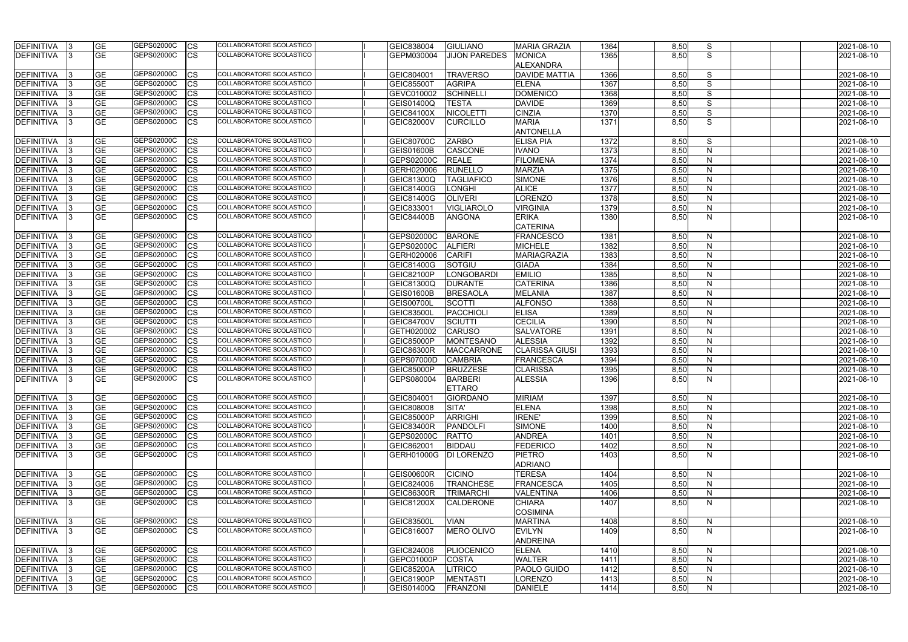| | | | | | | | | | | | | | | | | | | |
|---|---|---|---|---|---|---|---|---|---|---|---|---|---|---|---|---|---|---|
| DEFINITIVA | 3 | GE | GEPS02000C | CS | COLLABORATORE SCOLASTICO | | I | GEIC838004 | GIULIANO | MARIA GRAZIA | 1364 | | 8,50 | S | | | | 2021-08-10 |
| DEFINITIVA | 3 | GE | GEPS02000C | CS | COLLABORATORE SCOLASTICO | | I | GEPM030004 | JIJON PAREDES | MONICA ALEXANDRA | 1365 | | 8,50 | S | | | | 2021-08-10 |
| DEFINITIVA | 3 | GE | GEPS02000C | CS | COLLABORATORE SCOLASTICO | | I | GEIC804001 | TRAVERSO | DAVIDE MATTIA | 1366 | | 8,50 | S | | | | 2021-08-10 |
| DEFINITIVA | 3 | GE | GEPS02000C | CS | COLLABORATORE SCOLASTICO | | I | GEIC85500T | AGRIPA | ELENA | 1367 | | 8,50 | S | | | | 2021-08-10 |
| DEFINITIVA | 3 | GE | GEPS02000C | CS | COLLABORATORE SCOLASTICO | | I | GEVC010002 | SCHINELLI | DOMENICO | 1368 | | 8,50 | S | | | | 2021-08-10 |
| DEFINITIVA | 3 | GE | GEPS02000C | CS | COLLABORATORE SCOLASTICO | | I | GEIS01400Q | TESTA | DAVIDE | 1369 | | 8,50 | S | | | | 2021-08-10 |
| DEFINITIVA | 3 | GE | GEPS02000C | CS | COLLABORATORE SCOLASTICO | | I | GEIC84100X | NICOLETTI | CINZIA | 1370 | | 8,50 | S | | | | 2021-08-10 |
| DEFINITIVA | 3 | GE | GEPS02000C | CS | COLLABORATORE SCOLASTICO | | I | GEIC82000V | CURCILLO | MARIA ANTONELLA | 1371 | | 8,50 | S | | | | 2021-08-10 |
| DEFINITIVA | 3 | GE | GEPS02000C | CS | COLLABORATORE SCOLASTICO | | I | GEIC80700C | ZARBO | ELISA PIA | 1372 | | 8,50 | S | | | | 2021-08-10 |
| DEFINITIVA | 3 | GE | GEPS02000C | CS | COLLABORATORE SCOLASTICO | | I | GEIS01600B | CASCONE | IVANO | 1373 | | 8,50 | N | | | | 2021-08-10 |
| DEFINITIVA | 3 | GE | GEPS02000C | CS | COLLABORATORE SCOLASTICO | | I | GEPS02000C | REALE | FILOMENA | 1374 | | 8,50 | N | | | | 2021-08-10 |
| DEFINITIVA | 3 | GE | GEPS02000C | CS | COLLABORATORE SCOLASTICO | | I | GERH020006 | RUNELLO | MARZIA | 1375 | | 8,50 | N | | | | 2021-08-10 |
| DEFINITIVA | 3 | GE | GEPS02000C | CS | COLLABORATORE SCOLASTICO | | I | GEIC81300Q | TAGLIAFICO | SIMONE | 1376 | | 8,50 | N | | | | 2021-08-10 |
| DEFINITIVA | 3 | GE | GEPS02000C | CS | COLLABORATORE SCOLASTICO | | I | GEIC81400G | LONGHI | ALICE | 1377 | | 8,50 | N | | | | 2021-08-10 |
| DEFINITIVA | 3 | GE | GEPS02000C | CS | COLLABORATORE SCOLASTICO | | I | GEIC81400G | OLIVERI | LORENZO | 1378 | | 8,50 | N | | | | 2021-08-10 |
| DEFINITIVA | 3 | GE | GEPS02000C | CS | COLLABORATORE SCOLASTICO | | I | GEIC833001 | VIGLIAROLO | VIRGINIA | 1379 | | 8,50 | N | | | | 2021-08-10 |
| DEFINITIVA | 3 | GE | GEPS02000C | CS | COLLABORATORE SCOLASTICO | | I | GEIC84400B | ANGONA | ERIKA CATERINA | 1380 | | 8,50 | N | | | | 2021-08-10 |
| DEFINITIVA | 3 | GE | GEPS02000C | CS | COLLABORATORE SCOLASTICO | | I | GEPS02000C | BARONE | FRANCESCO | 1381 | | 8,50 | N | | | | 2021-08-10 |
| DEFINITIVA | 3 | GE | GEPS02000C | CS | COLLABORATORE SCOLASTICO | | I | GEPS02000C | ALFIERI | MICHELE | 1382 | | 8,50 | N | | | | 2021-08-10 |
| DEFINITIVA | 3 | GE | GEPS02000C | CS | COLLABORATORE SCOLASTICO | | I | GERH020006 | CARIFI | MARIAGRAZIA | 1383 | | 8,50 | N | | | | 2021-08-10 |
| DEFINITIVA | 3 | GE | GEPS02000C | CS | COLLABORATORE SCOLASTICO | | I | GEIC81400G | SOTGIU | GIADA | 1384 | | 8,50 | N | | | | 2021-08-10 |
| DEFINITIVA | 3 | GE | GEPS02000C | CS | COLLABORATORE SCOLASTICO | | I | GEIC82100P | LONGOBARDI | EMILIO | 1385 | | 8,50 | N | | | | 2021-08-10 |
| DEFINITIVA | 3 | GE | GEPS02000C | CS | COLLABORATORE SCOLASTICO | | I | GEIC81300Q | DURANTE | CATERINA | 1386 | | 8,50 | N | | | | 2021-08-10 |
| DEFINITIVA | 3 | GE | GEPS02000C | CS | COLLABORATORE SCOLASTICO | | I | GEIS01600B | BRESAOLA | MELANIA | 1387 | | 8,50 | N | | | | 2021-08-10 |
| DEFINITIVA | 3 | GE | GEPS02000C | CS | COLLABORATORE SCOLASTICO | | I | GEIS00700L | SCOTTI | ALFONSO | 1388 | | 8,50 | N | | | | 2021-08-10 |
| DEFINITIVA | 3 | GE | GEPS02000C | CS | COLLABORATORE SCOLASTICO | | I | GEIC83500L | PACCHIOLI | ELISA | 1389 | | 8,50 | N | | | | 2021-08-10 |
| DEFINITIVA | 3 | GE | GEPS02000C | CS | COLLABORATORE SCOLASTICO | | I | GEIC84700V | SCIUTTI | CECILIA | 1390 | | 8,50 | N | | | | 2021-08-10 |
| DEFINITIVA | 3 | GE | GEPS02000C | CS | COLLABORATORE SCOLASTICO | | I | GETH020002 | CARUSO | SALVATORE | 1391 | | 8,50 | N | | | | 2021-08-10 |
| DEFINITIVA | 3 | GE | GEPS02000C | CS | COLLABORATORE SCOLASTICO | | I | GEIC85000P | MONTESANO | ALESSIA | 1392 | | 8,50 | N | | | | 2021-08-10 |
| DEFINITIVA | 3 | GE | GEPS02000C | CS | COLLABORATORE SCOLASTICO | | I | GEIC86300R | MACCARRONE | CLARISSA GIUSI | 1393 | | 8,50 | N | | | | 2021-08-10 |
| DEFINITIVA | 3 | GE | GEPS02000C | CS | COLLABORATORE SCOLASTICO | | I | GEPS07000D | CAMBRIA | FRANCESCA | 1394 | | 8,50 | N | | | | 2021-08-10 |
| DEFINITIVA | 3 | GE | GEPS02000C | CS | COLLABORATORE SCOLASTICO | | I | GEIC85000P | BRUZZESE | CLARISSA | 1395 | | 8,50 | N | | | | 2021-08-10 |
| DEFINITIVA | 3 | GE | GEPS02000C | CS | COLLABORATORE SCOLASTICO | | I | GEPS080004 | BARBERI ETTARO | ALESSIA | 1396 | | 8,50 | N | | | | 2021-08-10 |
| DEFINITIVA | 3 | GE | GEPS02000C | CS | COLLABORATORE SCOLASTICO | | I | GEIC804001 | GIORDANO | MIRIAM | 1397 | | 8,50 | N | | | | 2021-08-10 |
| DEFINITIVA | 3 | GE | GEPS02000C | CS | COLLABORATORE SCOLASTICO | | I | GEIC808008 | SITA' | ELENA | 1398 | | 8,50 | N | | | | 2021-08-10 |
| DEFINITIVA | 3 | GE | GEPS02000C | CS | COLLABORATORE SCOLASTICO | | I | GEIC85000P | ARRIGHI | IRENE' | 1399 | | 8,50 | N | | | | 2021-08-10 |
| DEFINITIVA | 3 | GE | GEPS02000C | CS | COLLABORATORE SCOLASTICO | | I | GEIC83400R | PANDOLFI | SIMONE | 1400 | | 8,50 | N | | | | 2021-08-10 |
| DEFINITIVA | 3 | GE | GEPS02000C | CS | COLLABORATORE SCOLASTICO | | I | GEPS02000C | RATTO | ANDREA | 1401 | | 8,50 | N | | | | 2021-08-10 |
| DEFINITIVA | 3 | GE | GEPS02000C | CS | COLLABORATORE SCOLASTICO | | I | GEIC862001 | BIDDAU | FEDERICO | 1402 | | 8,50 | N | | | | 2021-08-10 |
| DEFINITIVA | 3 | GE | GEPS02000C | CS | COLLABORATORE SCOLASTICO | | I | GERH01000G | DI LORENZO | PIETRO ADRIANO | 1403 | | 8,50 | N | | | | 2021-08-10 |
| DEFINITIVA | 3 | GE | GEPS02000C | CS | COLLABORATORE SCOLASTICO | | I | GEIS00600R | CICINO | TERESA | 1404 | | 8,50 | N | | | | 2021-08-10 |
| DEFINITIVA | 3 | GE | GEPS02000C | CS | COLLABORATORE SCOLASTICO | | I | GEIC824006 | TRANCHESE | FRANCESCA | 1405 | | 8,50 | N | | | | 2021-08-10 |
| DEFINITIVA | 3 | GE | GEPS02000C | CS | COLLABORATORE SCOLASTICO | | I | GEIC86300R | TRIMARCHI | VALENTINA | 1406 | | 8,50 | N | | | | 2021-08-10 |
| DEFINITIVA | 3 | GE | GEPS02000C | CS | COLLABORATORE SCOLASTICO | | I | GEIC81200X | CALDERONE | CHIARA COSIMINA | 1407 | | 8,50 | N | | | | 2021-08-10 |
| DEFINITIVA | 3 | GE | GEPS02000C | CS | COLLABORATORE SCOLASTICO | | I | GEIC83500L | VIAN | MARTINA | 1408 | | 8,50 | N | | | | 2021-08-10 |
| DEFINITIVA | 3 | GE | GEPS02000C | CS | COLLABORATORE SCOLASTICO | | I | GEIC816007 | MERO OLIVO | EVILYN ANDREINA | 1409 | | 8,50 | N | | | | 2021-08-10 |
| DEFINITIVA | 3 | GE | GEPS02000C | CS | COLLABORATORE SCOLASTICO | | I | GEIC824006 | PLIOCENICO | ELENA | 1410 | | 8,50 | N | | | | 2021-08-10 |
| DEFINITIVA | 3 | GE | GEPS02000C | CS | COLLABORATORE SCOLASTICO | | I | GEPC01000P | COSTA | WALTER | 1411 | | 8,50 | N | | | | 2021-08-10 |
| DEFINITIVA | 3 | GE | GEPS02000C | CS | COLLABORATORE SCOLASTICO | | I | GEIC85200A | LITRICO | PAOLO GUIDO | 1412 | | 8,50 | N | | | | 2021-08-10 |
| DEFINITIVA | 3 | GE | GEPS02000C | CS | COLLABORATORE SCOLASTICO | | I | GEIC81900P | MENTASTI | LORENZO | 1413 | | 8,50 | N | | | | 2021-08-10 |
| DEFINITIVA | 3 | GE | GEPS02000C | CS | COLLABORATORE SCOLASTICO | | I | GEIS01400Q | FRANZONI | DANIELE | 1414 | | 8,50 | N | | | | 2021-08-10 |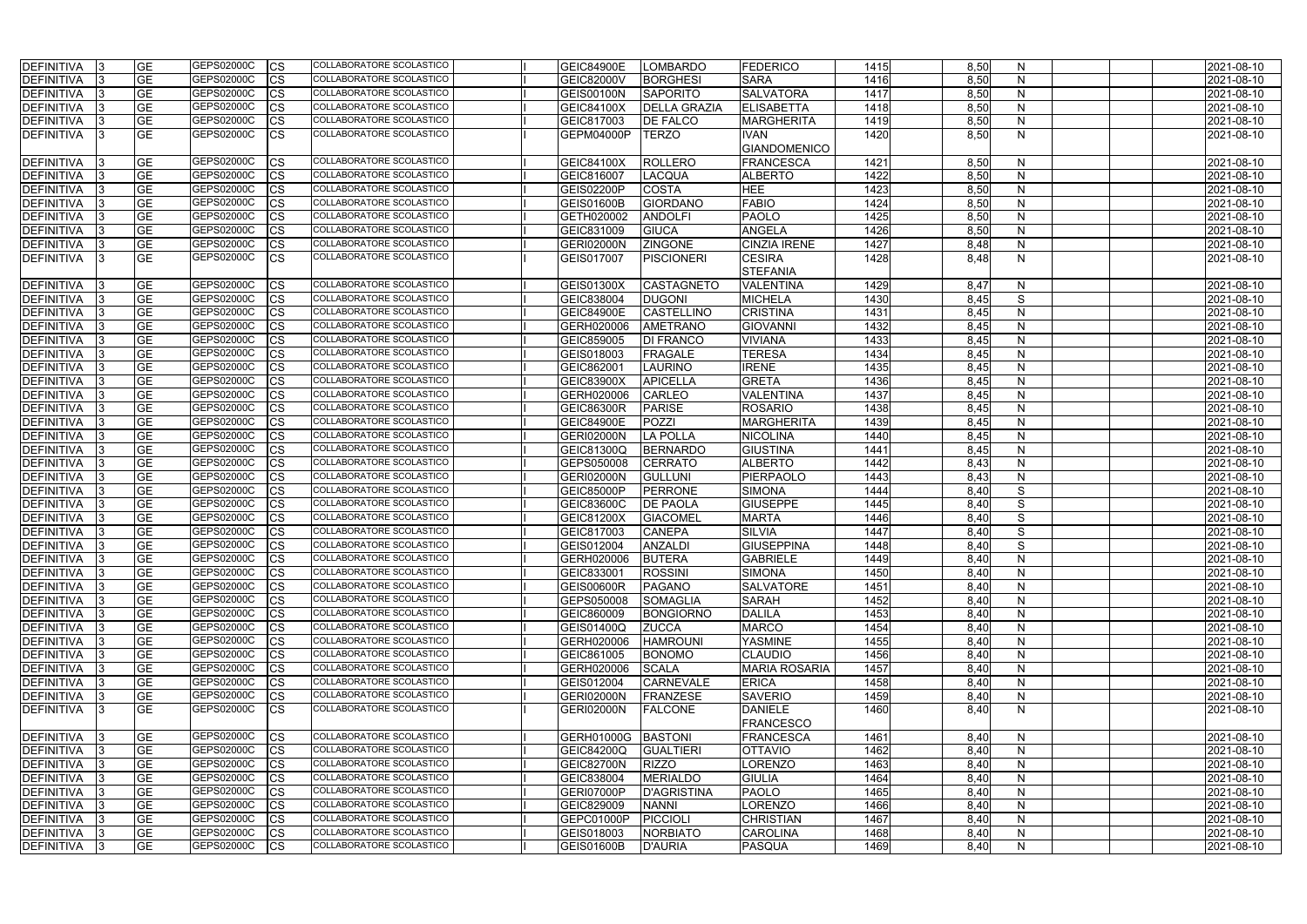| | | | | | | | | | | | | | | | | | |
|---|---|---|---|---|---|---|---|---|---|---|---|---|---|---|---|---|---|
| DEFINITIVA | 3 | GE | GEPS02000C | CS | COLLABORATORE SCOLASTICO | | I | GEIC84900E | LOMBARDO | FEDERICO | 1415 | 8,50 | N | | | | 2021-08-10 |
| DEFINITIVA | 3 | GE | GEPS02000C | CS | COLLABORATORE SCOLASTICO | | I | GEIC82000V | BORGHESI | SARA | 1416 | 8,50 | N | | | | 2021-08-10 |
| DEFINITIVA | 3 | GE | GEPS02000C | CS | COLLABORATORE SCOLASTICO | | I | GEIS00100N | SAPORITO | SALVATORA | 1417 | 8,50 | N | | | | 2021-08-10 |
| DEFINITIVA | 3 | GE | GEPS02000C | CS | COLLABORATORE SCOLASTICO | | I | GEIC84100X | DELLA GRAZIA | ELISABETTA | 1418 | 8,50 | N | | | | 2021-08-10 |
| DEFINITIVA | 3 | GE | GEPS02000C | CS | COLLABORATORE SCOLASTICO | | I | GEIC817003 | DE FALCO | MARGHERITA | 1419 | 8,50 | N | | | | 2021-08-10 |
| DEFINITIVA | 3 | GE | GEPS02000C | CS | COLLABORATORE SCOLASTICO | | I | GEPM04000P | TERZO | IVAN GIANDOMENICO | 1420 | 8,50 | N | | | | 2021-08-10 |
| DEFINITIVA | 3 | GE | GEPS02000C | CS | COLLABORATORE SCOLASTICO | | I | GEIC84100X | ROLLERO | FRANCESCA | 1421 | 8,50 | N | | | | 2021-08-10 |
| DEFINITIVA | 3 | GE | GEPS02000C | CS | COLLABORATORE SCOLASTICO | | I | GEIC816007 | LACQUA | ALBERTO | 1422 | 8,50 | N | | | | 2021-08-10 |
| DEFINITIVA | 3 | GE | GEPS02000C | CS | COLLABORATORE SCOLASTICO | | I | GEIS02200P | COSTA | HEE | 1423 | 8,50 | N | | | | 2021-08-10 |
| DEFINITIVA | 3 | GE | GEPS02000C | CS | COLLABORATORE SCOLASTICO | | I | GEIS01600B | GIORDANO | FABIO | 1424 | 8,50 | N | | | | 2021-08-10 |
| DEFINITIVA | 3 | GE | GEPS02000C | CS | COLLABORATORE SCOLASTICO | | I | GETH020002 | ANDOLFI | PAOLO | 1425 | 8,50 | N | | | | 2021-08-10 |
| DEFINITIVA | 3 | GE | GEPS02000C | CS | COLLABORATORE SCOLASTICO | | I | GEIC831009 | GIUCA | ANGELA | 1426 | 8,50 | N | | | | 2021-08-10 |
| DEFINITIVA | 3 | GE | GEPS02000C | CS | COLLABORATORE SCOLASTICO | | I | GERI02000N | ZINGONE | CINZIA IRENE | 1427 | 8,48 | N | | | | 2021-08-10 |
| DEFINITIVA | 3 | GE | GEPS02000C | CS | COLLABORATORE SCOLASTICO | | I | GEIS017007 | PISCIONERI | CESIRA STEFANIA | 1428 | 8,48 | N | | | | 2021-08-10 |
| DEFINITIVA | 3 | GE | GEPS02000C | CS | COLLABORATORE SCOLASTICO | | I | GEIS01300X | CASTAGNETO | VALENTINA | 1429 | 8,47 | N | | | | 2021-08-10 |
| DEFINITIVA | 3 | GE | GEPS02000C | CS | COLLABORATORE SCOLASTICO | | I | GEIC838004 | DUGONI | MICHELA | 1430 | 8,45 | S | | | | 2021-08-10 |
| DEFINITIVA | 3 | GE | GEPS02000C | CS | COLLABORATORE SCOLASTICO | | I | GEIC84900E | CASTELLINO | CRISTINA | 1431 | 8,45 | N | | | | 2021-08-10 |
| DEFINITIVA | 3 | GE | GEPS02000C | CS | COLLABORATORE SCOLASTICO | | I | GERH020006 | AMETRANO | GIOVANNI | 1432 | 8,45 | N | | | | 2021-08-10 |
| DEFINITIVA | 3 | GE | GEPS02000C | CS | COLLABORATORE SCOLASTICO | | I | GEIC859005 | DI FRANCO | VIVIANA | 1433 | 8,45 | N | | | | 2021-08-10 |
| DEFINITIVA | 3 | GE | GEPS02000C | CS | COLLABORATORE SCOLASTICO | | I | GEIS018003 | FRAGALE | TERESA | 1434 | 8,45 | N | | | | 2021-08-10 |
| DEFINITIVA | 3 | GE | GEPS02000C | CS | COLLABORATORE SCOLASTICO | | I | GEIC862001 | LAURINO | IRENE | 1435 | 8,45 | N | | | | 2021-08-10 |
| DEFINITIVA | 3 | GE | GEPS02000C | CS | COLLABORATORE SCOLASTICO | | I | GEIC83900X | APICELLA | GRETA | 1436 | 8,45 | N | | | | 2021-08-10 |
| DEFINITIVA | 3 | GE | GEPS02000C | CS | COLLABORATORE SCOLASTICO | | I | GERH020006 | CARLEO | VALENTINA | 1437 | 8,45 | N | | | | 2021-08-10 |
| DEFINITIVA | 3 | GE | GEPS02000C | CS | COLLABORATORE SCOLASTICO | | I | GEIC86300R | PARISE | ROSARIO | 1438 | 8,45 | N | | | | 2021-08-10 |
| DEFINITIVA | 3 | GE | GEPS02000C | CS | COLLABORATORE SCOLASTICO | | I | GEIC84900E | POZZI | MARGHERITA | 1439 | 8,45 | N | | | | 2021-08-10 |
| DEFINITIVA | 3 | GE | GEPS02000C | CS | COLLABORATORE SCOLASTICO | | I | GERI02000N | LA POLLA | NICOLINA | 1440 | 8,45 | N | | | | 2021-08-10 |
| DEFINITIVA | 3 | GE | GEPS02000C | CS | COLLABORATORE SCOLASTICO | | I | GEIC81300Q | BERNARDO | GIUSTINA | 1441 | 8,45 | N | | | | 2021-08-10 |
| DEFINITIVA | 3 | GE | GEPS02000C | CS | COLLABORATORE SCOLASTICO | | I | GEPS050008 | CERRATO | ALBERTO | 1442 | 8,43 | N | | | | 2021-08-10 |
| DEFINITIVA | 3 | GE | GEPS02000C | CS | COLLABORATORE SCOLASTICO | | I | GERI02000N | GULLUNI | PIERPAOLO | 1443 | 8,43 | N | | | | 2021-08-10 |
| DEFINITIVA | 3 | GE | GEPS02000C | CS | COLLABORATORE SCOLASTICO | | I | GEIC85000P | PERRONE | SIMONA | 1444 | 8,40 | S | | | | 2021-08-10 |
| DEFINITIVA | 3 | GE | GEPS02000C | CS | COLLABORATORE SCOLASTICO | | I | GEIC83600C | DE PAOLA | GIUSEPPE | 1445 | 8,40 | S | | | | 2021-08-10 |
| DEFINITIVA | 3 | GE | GEPS02000C | CS | COLLABORATORE SCOLASTICO | | I | GEIC81200X | GIACOMEL | MARTA | 1446 | 8,40 | S | | | | 2021-08-10 |
| DEFINITIVA | 3 | GE | GEPS02000C | CS | COLLABORATORE SCOLASTICO | | I | GEIC817003 | CANEPA | SILVIA | 1447 | 8,40 | S | | | | 2021-08-10 |
| DEFINITIVA | 3 | GE | GEPS02000C | CS | COLLABORATORE SCOLASTICO | | I | GEIS012004 | ANZALDI | GIUSEPPINA | 1448 | 8,40 | S | | | | 2021-08-10 |
| DEFINITIVA | 3 | GE | GEPS02000C | CS | COLLABORATORE SCOLASTICO | | I | GERH020006 | BUTERA | GABRIELE | 1449 | 8,40 | N | | | | 2021-08-10 |
| DEFINITIVA | 3 | GE | GEPS02000C | CS | COLLABORATORE SCOLASTICO | | I | GEIC833001 | ROSSINI | SIMONA | 1450 | 8,40 | N | | | | 2021-08-10 |
| DEFINITIVA | 3 | GE | GEPS02000C | CS | COLLABORATORE SCOLASTICO | | I | GEIS00600R | PAGANO | SALVATORE | 1451 | 8,40 | N | | | | 2021-08-10 |
| DEFINITIVA | 3 | GE | GEPS02000C | CS | COLLABORATORE SCOLASTICO | | I | GEPS050008 | SOMAGLIA | SARAH | 1452 | 8,40 | N | | | | 2021-08-10 |
| DEFINITIVA | 3 | GE | GEPS02000C | CS | COLLABORATORE SCOLASTICO | | I | GEIC860009 | BONGIORNO | DALILA | 1453 | 8,40 | N | | | | 2021-08-10 |
| DEFINITIVA | 3 | GE | GEPS02000C | CS | COLLABORATORE SCOLASTICO | | I | GEIS01400Q | ZUCCA | MARCO | 1454 | 8,40 | N | | | | 2021-08-10 |
| DEFINITIVA | 3 | GE | GEPS02000C | CS | COLLABORATORE SCOLASTICO | | I | GERH020006 | HAMROUNI | YASMINE | 1455 | 8,40 | N | | | | 2021-08-10 |
| DEFINITIVA | 3 | GE | GEPS02000C | CS | COLLABORATORE SCOLASTICO | | I | GEIC861005 | BONOMO | CLAUDIO | 1456 | 8,40 | N | | | | 2021-08-10 |
| DEFINITIVA | 3 | GE | GEPS02000C | CS | COLLABORATORE SCOLASTICO | | I | GERH020006 | SCALA | MARIA ROSARIA | 1457 | 8,40 | N | | | | 2021-08-10 |
| DEFINITIVA | 3 | GE | GEPS02000C | CS | COLLABORATORE SCOLASTICO | | I | GEIS012004 | CARNEVALE | ERICA | 1458 | 8,40 | N | | | | 2021-08-10 |
| DEFINITIVA | 3 | GE | GEPS02000C | CS | COLLABORATORE SCOLASTICO | | I | GERI02000N | FRANZESE | SAVERIO | 1459 | 8,40 | N | | | | 2021-08-10 |
| DEFINITIVA | 3 | GE | GEPS02000C | CS | COLLABORATORE SCOLASTICO | | I | GERI02000N | FALCONE | DANIELE FRANCESCO | 1460 | 8,40 | N | | | | 2021-08-10 |
| DEFINITIVA | 3 | GE | GEPS02000C | CS | COLLABORATORE SCOLASTICO | | I | GERH01000G | BASTONI | FRANCESCA | 1461 | 8,40 | N | | | | 2021-08-10 |
| DEFINITIVA | 3 | GE | GEPS02000C | CS | COLLABORATORE SCOLASTICO | | I | GEIC84200Q | GUALTIERI | OTTAVIO | 1462 | 8,40 | N | | | | 2021-08-10 |
| DEFINITIVA | 3 | GE | GEPS02000C | CS | COLLABORATORE SCOLASTICO | | I | GEIC82700N | RIZZO | LORENZO | 1463 | 8,40 | N | | | | 2021-08-10 |
| DEFINITIVA | 3 | GE | GEPS02000C | CS | COLLABORATORE SCOLASTICO | | I | GEIC838004 | MERIALDO | GIULIA | 1464 | 8,40 | N | | | | 2021-08-10 |
| DEFINITIVA | 3 | GE | GEPS02000C | CS | COLLABORATORE SCOLASTICO | | I | GERI07000P | D'AGRISTINA | PAOLO | 1465 | 8,40 | N | | | | 2021-08-10 |
| DEFINITIVA | 3 | GE | GEPS02000C | CS | COLLABORATORE SCOLASTICO | | I | GEIC829009 | NANNI | LORENZO | 1466 | 8,40 | N | | | | 2021-08-10 |
| DEFINITIVA | 3 | GE | GEPS02000C | CS | COLLABORATORE SCOLASTICO | | I | GEPC01000P | PICCIOLI | CHRISTIAN | 1467 | 8,40 | N | | | | 2021-08-10 |
| DEFINITIVA | 3 | GE | GEPS02000C | CS | COLLABORATORE SCOLASTICO | | I | GEIS018003 | NORBIATO | CAROLINA | 1468 | 8,40 | N | | | | 2021-08-10 |
| DEFINITIVA | 3 | GE | GEPS02000C | CS | COLLABORATORE SCOLASTICO | | I | GEIS01600B | D'AURIA | PASQUA | 1469 | 8,40 | N | | | | 2021-08-10 |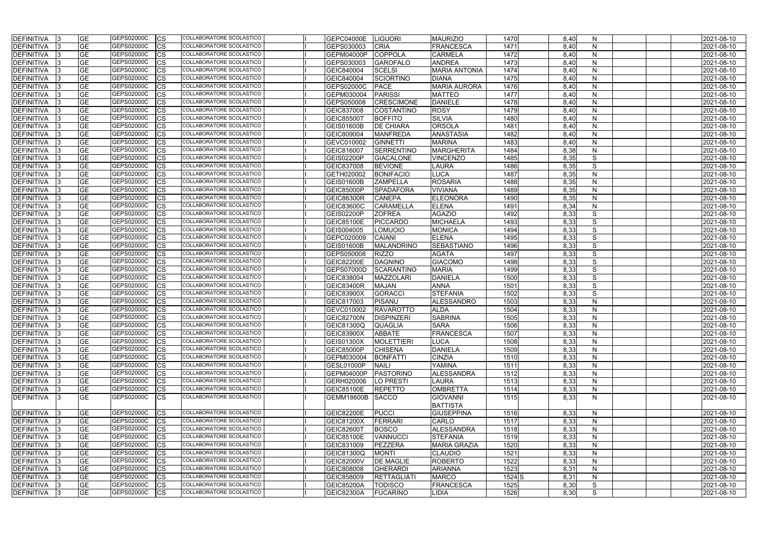| | | | | | | | | | | | | | | | | | |
|---|---|---|---|---|---|---|---|---|---|---|---|---|---|---|---|---|---|
| DEFINITIVA | 3 | GE | GEPS02000C | CS | COLLABORATORE SCOLASTICO | | I | GEPC04000E | LIGUORI | MAURIZIO | 1470 | 8,40 | N | | | | 2021-08-10 |
| DEFINITIVA | 3 | GE | GEPS02000C | CS | COLLABORATORE SCOLASTICO | | I | GEPS030003 | CRIA | FRANCESCA | 1471 | 8,40 | N | | | | 2021-08-10 |
| DEFINITIVA | 3 | GE | GEPS02000C | CS | COLLABORATORE SCOLASTICO | | I | GEPM04000P | COPPOLA | CARMELA | 1472 | 8,40 | N | | | | 2021-08-10 |
| DEFINITIVA | 3 | GE | GEPS02000C | CS | COLLABORATORE SCOLASTICO | | I | GEPS030003 | GAROFALO | ANDREA | 1473 | 8,40 | N | | | | 2021-08-10 |
| DEFINITIVA | 3 | GE | GEPS02000C | CS | COLLABORATORE SCOLASTICO | | I | GEIC840004 | SCELSI | MARIA ANTONIA | 1474 | 8,40 | N | | | | 2021-08-10 |
| DEFINITIVA | 3 | GE | GEPS02000C | CS | COLLABORATORE SCOLASTICO | | I | GEIC840004 | SCIORTINO | DIANA | 1475 | 8,40 | N | | | | 2021-08-10 |
| DEFINITIVA | 3 | GE | GEPS02000C | CS | COLLABORATORE SCOLASTICO | | I | GEPS02000C | PACE | MARIA AURORA | 1476 | 8,40 | N | | | | 2021-08-10 |
| DEFINITIVA | 3 | GE | GEPS02000C | CS | COLLABORATORE SCOLASTICO | | I | GEPM030004 | PARISSI | MATTEO | 1477 | 8,40 | N | | | | 2021-08-10 |
| DEFINITIVA | 3 | GE | GEPS02000C | CS | COLLABORATORE SCOLASTICO | | I | GEPS050008 | CRESCIMONE | DANIELE | 1478 | 8,40 | N | | | | 2021-08-10 |
| DEFINITIVA | 3 | GE | GEPS02000C | CS | COLLABORATORE SCOLASTICO | | I | GEIC837008 | COSTANTINO | ROSY | 1479 | 8,40 | N | | | | 2021-08-10 |
| DEFINITIVA | 3 | GE | GEPS02000C | CS | COLLABORATORE SCOLASTICO | | I | GEIC85500T | BOFFITO | SILVIA | 1480 | 8,40 | N | | | | 2021-08-10 |
| DEFINITIVA | 3 | GE | GEPS02000C | CS | COLLABORATORE SCOLASTICO | | I | GEIS01600B | DE CHIARA | ORSOLA | 1481 | 8,40 | N | | | | 2021-08-10 |
| DEFINITIVA | 3 | GE | GEPS02000C | CS | COLLABORATORE SCOLASTICO | | I | GEIC809004 | MANFREDA | ANASTASIA | 1482 | 8,40 | N | | | | 2021-08-10 |
| DEFINITIVA | 3 | GE | GEPS02000C | CS | COLLABORATORE SCOLASTICO | | I | GEVC010002 | GINNETTI | MARINA | 1483 | 8,40 | N | | | | 2021-08-10 |
| DEFINITIVA | 3 | GE | GEPS02000C | CS | COLLABORATORE SCOLASTICO | | I | GEIC816007 | SERRENTINO | MARGHERITA | 1484 | 8,38 | N | | | | 2021-08-10 |
| DEFINITIVA | 3 | GE | GEPS02000C | CS | COLLABORATORE SCOLASTICO | | I | GEIS02200P | GIACALONE | VINCENZO | 1485 | 8,35 | S | | | | 2021-08-10 |
| DEFINITIVA | 3 | GE | GEPS02000C | CS | COLLABORATORE SCOLASTICO | | I | GEIC837008 | BEVIONE | LAURA | 1486 | 8,35 | S | | | | 2021-08-10 |
| DEFINITIVA | 3 | GE | GEPS02000C | CS | COLLABORATORE SCOLASTICO | | I | GETH020002 | BONIFACIO | LUCA | 1487 | 8,35 | N | | | | 2021-08-10 |
| DEFINITIVA | 3 | GE | GEPS02000C | CS | COLLABORATORE SCOLASTICO | | I | GEIS01600B | ZAMPELLA | ROSARIA | 1488 | 8,35 | N | | | | 2021-08-10 |
| DEFINITIVA | 3 | GE | GEPS02000C | CS | COLLABORATORE SCOLASTICO | | I | GEIC85000P | SPADAFORA | VIVIANA | 1489 | 8,35 | N | | | | 2021-08-10 |
| DEFINITIVA | 3 | GE | GEPS02000C | CS | COLLABORATORE SCOLASTICO | | I | GEIC86300R | CANEPA | ELEONORA | 1490 | 8,35 | N | | | | 2021-08-10 |
| DEFINITIVA | 3 | GE | GEPS02000C | CS | COLLABORATORE SCOLASTICO | | I | GEIC83600C | CARAMELLA | ELENA | 1491 | 8,34 | N | | | | 2021-08-10 |
| DEFINITIVA | 3 | GE | GEPS02000C | CS | COLLABORATORE SCOLASTICO | | I | GEIS02200P | ZOFREA | AGAZIO | 1492 | 8,33 | S | | | | 2021-08-10 |
| DEFINITIVA | 3 | GE | GEPS02000C | CS | COLLABORATORE SCOLASTICO | | I | GEIC85100E | PICCARDO | MICHAELA | 1493 | 8,33 | S | | | | 2021-08-10 |
| DEFINITIVA | 3 | GE | GEPS02000C | CS | COLLABORATORE SCOLASTICO | | I | GEIS004005 | LOMUOIO | MONICA | 1494 | 8,33 | S | | | | 2021-08-10 |
| DEFINITIVA | 3 | GE | GEPS02000C | CS | COLLABORATORE SCOLASTICO | | I | GEPC020009 | CAIANI | ELENA | 1495 | 8,33 | S | | | | 2021-08-10 |
| DEFINITIVA | 3 | GE | GEPS02000C | CS | COLLABORATORE SCOLASTICO | | I | GEIS01600B | MALANDRINO | SEBASTIANO | 1496 | 8,33 | S | | | | 2021-08-10 |
| DEFINITIVA | 3 | GE | GEPS02000C | CS | COLLABORATORE SCOLASTICO | | I | GEPS050008 | RIZZO | AGATA | 1497 | 8,33 | S | | | | 2021-08-10 |
| DEFINITIVA | 3 | GE | GEPS02000C | CS | COLLABORATORE SCOLASTICO | | I | GEIC82200E | DAGNINO | GIACOMO | 1498 | 8,33 | S | | | | 2021-08-10 |
| DEFINITIVA | 3 | GE | GEPS02000C | CS | COLLABORATORE SCOLASTICO | | I | GEPS07000D | SCARANTINO | MARIA | 1499 | 8,33 | S | | | | 2021-08-10 |
| DEFINITIVA | 3 | GE | GEPS02000C | CS | COLLABORATORE SCOLASTICO | | I | GEIC838004 | MAZZOLARI | DANIELA | 1500 | 8,33 | S | | | | 2021-08-10 |
| DEFINITIVA | 3 | GE | GEPS02000C | CS | COLLABORATORE SCOLASTICO | | I | GEIC83400R | MAJAN | ANNA | 1501 | 8,33 | S | | | | 2021-08-10 |
| DEFINITIVA | 3 | GE | GEPS02000C | CS | COLLABORATORE SCOLASTICO | | I | GEIC83900X | GORACCI | STEFANIA | 1502 | 8,33 | S | | | | 2021-08-10 |
| DEFINITIVA | 3 | GE | GEPS02000C | CS | COLLABORATORE SCOLASTICO | | I | GEIC817003 | PISANU | ALESSANDRO | 1503 | 8,33 | N | | | | 2021-08-10 |
| DEFINITIVA | 3 | GE | GEPS02000C | CS | COLLABORATORE SCOLASTICO | | I | GEVC010002 | RAVAROTTO | ALDA | 1504 | 8,33 | N | | | | 2021-08-10 |
| DEFINITIVA | 3 | GE | GEPS02000C | CS | COLLABORATORE SCOLASTICO | | I | GEIC82700N | DISPINZERI | SABRINA | 1505 | 8,33 | N | | | | 2021-08-10 |
| DEFINITIVA | 3 | GE | GEPS02000C | CS | COLLABORATORE SCOLASTICO | | I | GEIC81300Q | QUAGLIA | SARA | 1506 | 8,33 | N | | | | 2021-08-10 |
| DEFINITIVA | 3 | GE | GEPS02000C | CS | COLLABORATORE SCOLASTICO | | I | GEIC83900X | ABBATE | FRANCESCA | 1507 | 8,33 | N | | | | 2021-08-10 |
| DEFINITIVA | 3 | GE | GEPS02000C | CS | COLLABORATORE SCOLASTICO | | I | GEIS01300X | MOLETTIERI | LUCA | 1508 | 8,33 | N | | | | 2021-08-10 |
| DEFINITIVA | 3 | GE | GEPS02000C | CS | COLLABORATORE SCOLASTICO | | I | GEIC85000P | CHISENA | DANIELA | 1509 | 8,33 | N | | | | 2021-08-10 |
| DEFINITIVA | 3 | GE | GEPS02000C | CS | COLLABORATORE SCOLASTICO | | I | GEPM030004 | BONFATTI | CINZIA | 1510 | 8,33 | N | | | | 2021-08-10 |
| DEFINITIVA | 3 | GE | GEPS02000C | CS | COLLABORATORE SCOLASTICO | | I | GESL01000P | NAILI | YAMINA | 1511 | 8,33 | N | | | | 2021-08-10 |
| DEFINITIVA | 3 | GE | GEPS02000C | CS | COLLABORATORE SCOLASTICO | | I | GEPM04000P | PASTORINO | ALESSANDRA | 1512 | 8,33 | N | | | | 2021-08-10 |
| DEFINITIVA | 3 | GE | GEPS02000C | CS | COLLABORATORE SCOLASTICO | | I | GERH020006 | LO PRESTI | LAURA | 1513 | 8,33 | N | | | | 2021-08-10 |
| DEFINITIVA | 3 | GE | GEPS02000C | CS | COLLABORATORE SCOLASTICO | | I | GEIC85100E | REPETTO | OMBRETTA | 1514 | 8,33 | N | | | | 2021-08-10 |
| DEFINITIVA | 3 | GE | GEPS02000C | CS | COLLABORATORE SCOLASTICO | | I | GEMM18600B | SACCO | GIOVANNI BATTISTA | 1515 | 8,33 | N | | | | 2021-08-10 |
| DEFINITIVA | 3 | GE | GEPS02000C | CS | COLLABORATORE SCOLASTICO | | I | GEIC82200E | PUCCI | GIUSEPPINA | 1516 | 8,33 | N | | | | 2021-08-10 |
| DEFINITIVA | 3 | GE | GEPS02000C | CS | COLLABORATORE SCOLASTICO | | I | GEIC81200X | FERRARI | CARLO | 1517 | 8,33 | N | | | | 2021-08-10 |
| DEFINITIVA | 3 | GE | GEPS02000C | CS | COLLABORATORE SCOLASTICO | | I | GEIC82600T | BOSCO | ALESSANDRA | 1518 | 8,33 | N | | | | 2021-08-10 |
| DEFINITIVA | 3 | GE | GEPS02000C | CS | COLLABORATORE SCOLASTICO | | I | GEIC85100E | VANNUCCI | STEFANIA | 1519 | 8,33 | N | | | | 2021-08-10 |
| DEFINITIVA | 3 | GE | GEPS02000C | CS | COLLABORATORE SCOLASTICO | | I | GEIC831009 | PEZZERA | MARIA GRAZIA | 1520 | 8,33 | N | | | | 2021-08-10 |
| DEFINITIVA | 3 | GE | GEPS02000C | CS | COLLABORATORE SCOLASTICO | | I | GEIC81300Q | MONTI | CLAUDIO | 1521 | 8,33 | N | | | | 2021-08-10 |
| DEFINITIVA | 3 | GE | GEPS02000C | CS | COLLABORATORE SCOLASTICO | | I | GEIC82000V | DE MAGLIE | ROBERTO | 1522 | 8,33 | N | | | | 2021-08-10 |
| DEFINITIVA | 3 | GE | GEPS02000C | CS | COLLABORATORE SCOLASTICO | | I | GEIC808008 | GHERARDI | ARIANNA | 1523 | 8,31 | N | | | | 2021-08-10 |
| DEFINITIVA | 3 | GE | GEPS02000C | CS | COLLABORATORE SCOLASTICO | | I | GEIC858009 | RETTAGLIATI | MARCO | 1524 S | 8,31 | N | | | | 2021-08-10 |
| DEFINITIVA | 3 | GE | GEPS02000C | CS | COLLABORATORE SCOLASTICO | | I | GEIC85200A | TODISCO | FRANCESCA | 1525 | 8,30 | S | | | | 2021-08-10 |
| DEFINITIVA | 3 | GE | GEPS02000C | CS | COLLABORATORE SCOLASTICO | | I | GEIC82300A | FUCARINO | LIDIA | 1526 | 8,30 | S | | | | 2021-08-10 |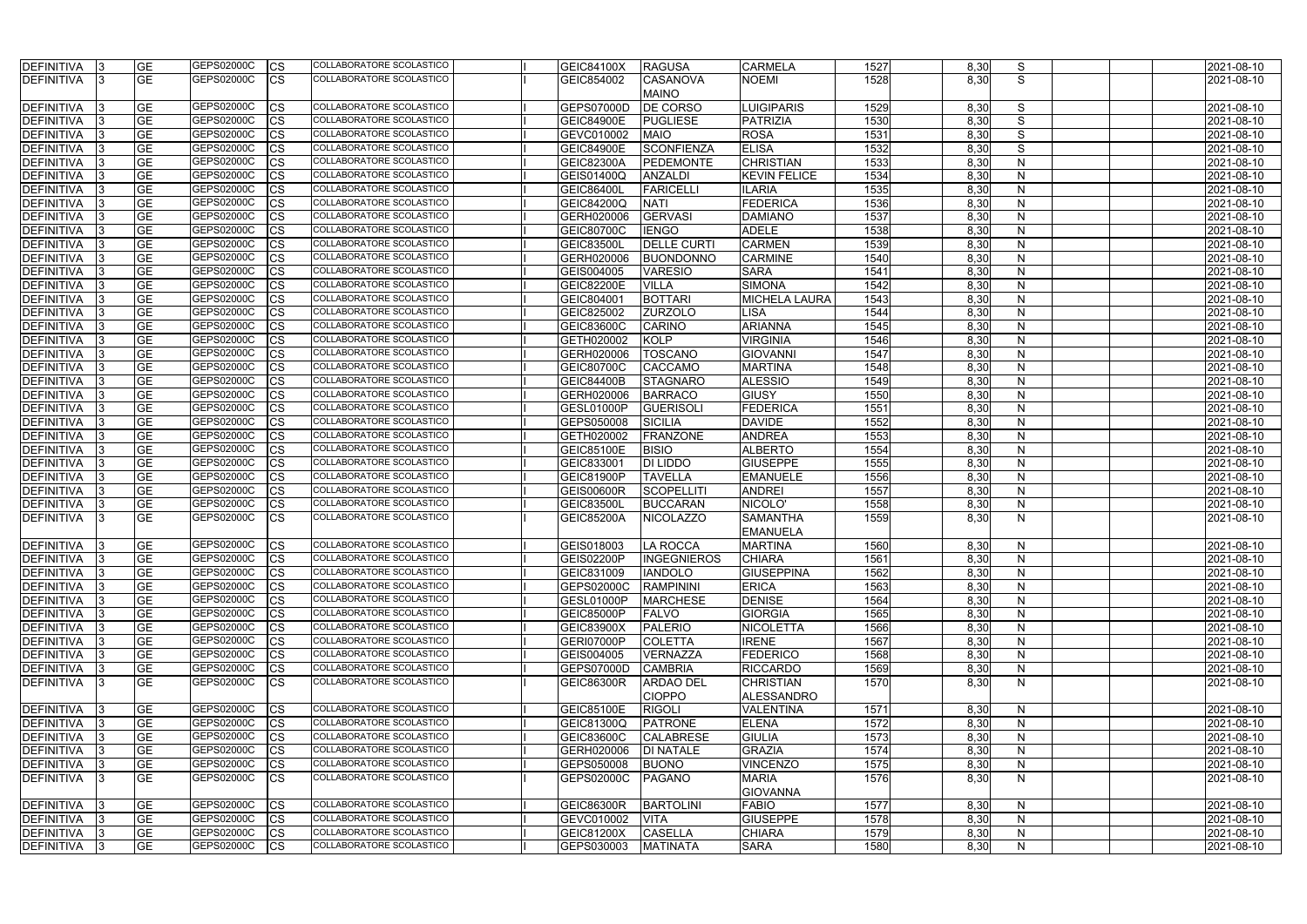| | | | | | | | | | | | | | | | | | | |
|---|---|---|---|---|---|---|---|---|---|---|---|---|---|---|---|---|---|---|
| DEFINITIVA | 3 | GE | GEPS02000C | CS | COLLABORATORE SCOLASTICO | | I | GEIC84100X | RAGUSA | CARMELA | 1527 | | 8,30 | S | | | | 2021-08-10 |
| DEFINITIVA | 3 | GE | GEPS02000C | CS | COLLABORATORE SCOLASTICO | | I | GEIC854002 | CASANOVA MAINO | NOEMI | 1528 | | 8,30 | S | | | | 2021-08-10 |
| DEFINITIVA | 3 | GE | GEPS02000C | CS | COLLABORATORE SCOLASTICO | | I | GEPS07000D | DE CORSO | LUIGIPARIS | 1529 | | 8,30 | S | | | | 2021-08-10 |
| DEFINITIVA | 3 | GE | GEPS02000C | CS | COLLABORATORE SCOLASTICO | | I | GEIC84900E | PUGLIESE | PATRIZIA | 1530 | | 8,30 | S | | | | 2021-08-10 |
| DEFINITIVA | 3 | GE | GEPS02000C | CS | COLLABORATORE SCOLASTICO | | I | GEVC010002 | MAIO | ROSA | 1531 | | 8,30 | S | | | | 2021-08-10 |
| DEFINITIVA | 3 | GE | GEPS02000C | CS | COLLABORATORE SCOLASTICO | | I | GEIC84900E | SCONFIENZA | ELISA | 1532 | | 8,30 | S | | | | 2021-08-10 |
| DEFINITIVA | 3 | GE | GEPS02000C | CS | COLLABORATORE SCOLASTICO | | I | GEIC82300A | PEDEMONTE | CHRISTIAN | 1533 | | 8,30 | N | | | | 2021-08-10 |
| DEFINITIVA | 3 | GE | GEPS02000C | CS | COLLABORATORE SCOLASTICO | | I | GEIS01400Q | ANZALDI | KEVIN FELICE | 1534 | | 8,30 | N | | | | 2021-08-10 |
| DEFINITIVA | 3 | GE | GEPS02000C | CS | COLLABORATORE SCOLASTICO | | I | GEIC86400L | FARICELLI | ILARIA | 1535 | | 8,30 | N | | | | 2021-08-10 |
| DEFINITIVA | 3 | GE | GEPS02000C | CS | COLLABORATORE SCOLASTICO | | I | GEIC84200Q | NATI | FEDERICA | 1536 | | 8,30 | N | | | | 2021-08-10 |
| DEFINITIVA | 3 | GE | GEPS02000C | CS | COLLABORATORE SCOLASTICO | | I | GERH020006 | GERVASI | DAMIANO | 1537 | | 8,30 | N | | | | 2021-08-10 |
| DEFINITIVA | 3 | GE | GEPS02000C | CS | COLLABORATORE SCOLASTICO | | I | GEIC80700C | IENGO | ADELE | 1538 | | 8,30 | N | | | | 2021-08-10 |
| DEFINITIVA | 3 | GE | GEPS02000C | CS | COLLABORATORE SCOLASTICO | | I | GEIC83500L | DELLE CURTI | CARMEN | 1539 | | 8,30 | N | | | | 2021-08-10 |
| DEFINITIVA | 3 | GE | GEPS02000C | CS | COLLABORATORE SCOLASTICO | | I | GERH020006 | BUONDONNO | CARMINE | 1540 | | 8,30 | N | | | | 2021-08-10 |
| DEFINITIVA | 3 | GE | GEPS02000C | CS | COLLABORATORE SCOLASTICO | | I | GEIS004005 | VARESIO | SARA | 1541 | | 8,30 | N | | | | 2021-08-10 |
| DEFINITIVA | 3 | GE | GEPS02000C | CS | COLLABORATORE SCOLASTICO | | I | GEIC82200E | VILLA | SIMONA | 1542 | | 8,30 | N | | | | 2021-08-10 |
| DEFINITIVA | 3 | GE | GEPS02000C | CS | COLLABORATORE SCOLASTICO | | I | GEIC804001 | BOTTARI | MICHELA LAURA | 1543 | | 8,30 | N | | | | 2021-08-10 |
| DEFINITIVA | 3 | GE | GEPS02000C | CS | COLLABORATORE SCOLASTICO | | I | GEIC825002 | ZURZOLO | LISA | 1544 | | 8,30 | N | | | | 2021-08-10 |
| DEFINITIVA | 3 | GE | GEPS02000C | CS | COLLABORATORE SCOLASTICO | | I | GEIC83600C | CARINO | ARIANNA | 1545 | | 8,30 | N | | | | 2021-08-10 |
| DEFINITIVA | 3 | GE | GEPS02000C | CS | COLLABORATORE SCOLASTICO | | I | GETH020002 | KOLP | VIRGINIA | 1546 | | 8,30 | N | | | | 2021-08-10 |
| DEFINITIVA | 3 | GE | GEPS02000C | CS | COLLABORATORE SCOLASTICO | | I | GERH020006 | TOSCANO | GIOVANNI | 1547 | | 8,30 | N | | | | 2021-08-10 |
| DEFINITIVA | 3 | GE | GEPS02000C | CS | COLLABORATORE SCOLASTICO | | I | GEIC80700C | CACCAMO | MARTINA | 1548 | | 8,30 | N | | | | 2021-08-10 |
| DEFINITIVA | 3 | GE | GEPS02000C | CS | COLLABORATORE SCOLASTICO | | I | GEIC84400B | STAGNARO | ALESSIO | 1549 | | 8,30 | N | | | | 2021-08-10 |
| DEFINITIVA | 3 | GE | GEPS02000C | CS | COLLABORATORE SCOLASTICO | | I | GERH020006 | BARRACO | GIUSY | 1550 | | 8,30 | N | | | | 2021-08-10 |
| DEFINITIVA | 3 | GE | GEPS02000C | CS | COLLABORATORE SCOLASTICO | | I | GESL01000P | GUERISOLI | FEDERICA | 1551 | | 8,30 | N | | | | 2021-08-10 |
| DEFINITIVA | 3 | GE | GEPS02000C | CS | COLLABORATORE SCOLASTICO | | I | GEPS050008 | SICILIA | DAVIDE | 1552 | | 8,30 | N | | | | 2021-08-10 |
| DEFINITIVA | 3 | GE | GEPS02000C | CS | COLLABORATORE SCOLASTICO | | I | GETH020002 | FRANZONE | ANDREA | 1553 | | 8,30 | N | | | | 2021-08-10 |
| DEFINITIVA | 3 | GE | GEPS02000C | CS | COLLABORATORE SCOLASTICO | | I | GEIC85100E | BISIO | ALBERTO | 1554 | | 8,30 | N | | | | 2021-08-10 |
| DEFINITIVA | 3 | GE | GEPS02000C | CS | COLLABORATORE SCOLASTICO | | I | GEIC833001 | DI LIDDO | GIUSEPPE | 1555 | | 8,30 | N | | | | 2021-08-10 |
| DEFINITIVA | 3 | GE | GEPS02000C | CS | COLLABORATORE SCOLASTICO | | I | GEIC81900P | TAVELLA | EMANUELE | 1556 | | 8,30 | N | | | | 2021-08-10 |
| DEFINITIVA | 3 | GE | GEPS02000C | CS | COLLABORATORE SCOLASTICO | | I | GEIS00600R | SCOPELLITI | ANDREI | 1557 | | 8,30 | N | | | | 2021-08-10 |
| DEFINITIVA | 3 | GE | GEPS02000C | CS | COLLABORATORE SCOLASTICO | | I | GEIC83500L | BUCCARAN | NICOLO' | 1558 | | 8,30 | N | | | | 2021-08-10 |
| DEFINITIVA | 3 | GE | GEPS02000C | CS | COLLABORATORE SCOLASTICO | | I | GEIC85200A | NICOLAZZO | SAMANTHA EMANUELA | 1559 | | 8,30 | N | | | | 2021-08-10 |
| DEFINITIVA | 3 | GE | GEPS02000C | CS | COLLABORATORE SCOLASTICO | | I | GEIS018003 | LA ROCCA | MARTINA | 1560 | | 8,30 | N | | | | 2021-08-10 |
| DEFINITIVA | 3 | GE | GEPS02000C | CS | COLLABORATORE SCOLASTICO | | I | GEIS02200P | INGEGNIEROS | CHIARA | 1561 | | 8,30 | N | | | | 2021-08-10 |
| DEFINITIVA | 3 | GE | GEPS02000C | CS | COLLABORATORE SCOLASTICO | | I | GEIC831009 | IANDOLO | GIUSEPPINA | 1562 | | 8,30 | N | | | | 2021-08-10 |
| DEFINITIVA | 3 | GE | GEPS02000C | CS | COLLABORATORE SCOLASTICO | | I | GEPS02000C | RAMPININI | ERICA | 1563 | | 8,30 | N | | | | 2021-08-10 |
| DEFINITIVA | 3 | GE | GEPS02000C | CS | COLLABORATORE SCOLASTICO | | I | GESL01000P | MARCHESE | DENISE | 1564 | | 8,30 | N | | | | 2021-08-10 |
| DEFINITIVA | 3 | GE | GEPS02000C | CS | COLLABORATORE SCOLASTICO | | I | GEIC85000P | FALVO | GIORGIA | 1565 | | 8,30 | N | | | | 2021-08-10 |
| DEFINITIVA | 3 | GE | GEPS02000C | CS | COLLABORATORE SCOLASTICO | | I | GEIC83900X | PALERIO | NICOLETTA | 1566 | | 8,30 | N | | | | 2021-08-10 |
| DEFINITIVA | 3 | GE | GEPS02000C | CS | COLLABORATORE SCOLASTICO | | I | GERI07000P | COLETTA | IRENE | 1567 | | 8,30 | N | | | | 2021-08-10 |
| DEFINITIVA | 3 | GE | GEPS02000C | CS | COLLABORATORE SCOLASTICO | | I | GEIS004005 | VERNAZZA | FEDERICO | 1568 | | 8,30 | N | | | | 2021-08-10 |
| DEFINITIVA | 3 | GE | GEPS02000C | CS | COLLABORATORE SCOLASTICO | | I | GEPS07000D | CAMBRIA | RICCARDO | 1569 | | 8,30 | N | | | | 2021-08-10 |
| DEFINITIVA | 3 | GE | GEPS02000C | CS | COLLABORATORE SCOLASTICO | | I | GEIC86300R | ARDAO DEL CIOPPO | CHRISTIAN ALESSANDRO | 1570 | | 8,30 | N | | | | 2021-08-10 |
| DEFINITIVA | 3 | GE | GEPS02000C | CS | COLLABORATORE SCOLASTICO | | I | GEIC85100E | RIGOLI | VALENTINA | 1571 | | 8,30 | N | | | | 2021-08-10 |
| DEFINITIVA | 3 | GE | GEPS02000C | CS | COLLABORATORE SCOLASTICO | | I | GEIC81300Q | PATRONE | ELENA | 1572 | | 8,30 | N | | | | 2021-08-10 |
| DEFINITIVA | 3 | GE | GEPS02000C | CS | COLLABORATORE SCOLASTICO | | I | GEIC83600C | CALABRESE | GIULIA | 1573 | | 8,30 | N | | | | 2021-08-10 |
| DEFINITIVA | 3 | GE | GEPS02000C | CS | COLLABORATORE SCOLASTICO | | I | GERH020006 | DI NATALE | GRAZIA | 1574 | | 8,30 | N | | | | 2021-08-10 |
| DEFINITIVA | 3 | GE | GEPS02000C | CS | COLLABORATORE SCOLASTICO | | I | GEPS050008 | BUONO | VINCENZO | 1575 | | 8,30 | N | | | | 2021-08-10 |
| DEFINITIVA | 3 | GE | GEPS02000C | CS | COLLABORATORE SCOLASTICO | | I | GEPS02000C | PAGANO | MARIA GIOVANNA | 1576 | | 8,30 | N | | | | 2021-08-10 |
| DEFINITIVA | 3 | GE | GEPS02000C | CS | COLLABORATORE SCOLASTICO | | I | GEIC86300R | BARTOLINI | FABIO | 1577 | | 8,30 | N | | | | 2021-08-10 |
| DEFINITIVA | 3 | GE | GEPS02000C | CS | COLLABORATORE SCOLASTICO | | I | GEVC010002 | VITA | GIUSEPPE | 1578 | | 8,30 | N | | | | 2021-08-10 |
| DEFINITIVA | 3 | GE | GEPS02000C | CS | COLLABORATORE SCOLASTICO | | I | GEIC81200X | CASELLA | CHIARA | 1579 | | 8,30 | N | | | | 2021-08-10 |
| DEFINITIVA | 3 | GE | GEPS02000C | CS | COLLABORATORE SCOLASTICO | | I | GEPS030003 | MATINATA | SARA | 1580 | | 8,30 | N | | | | 2021-08-10 |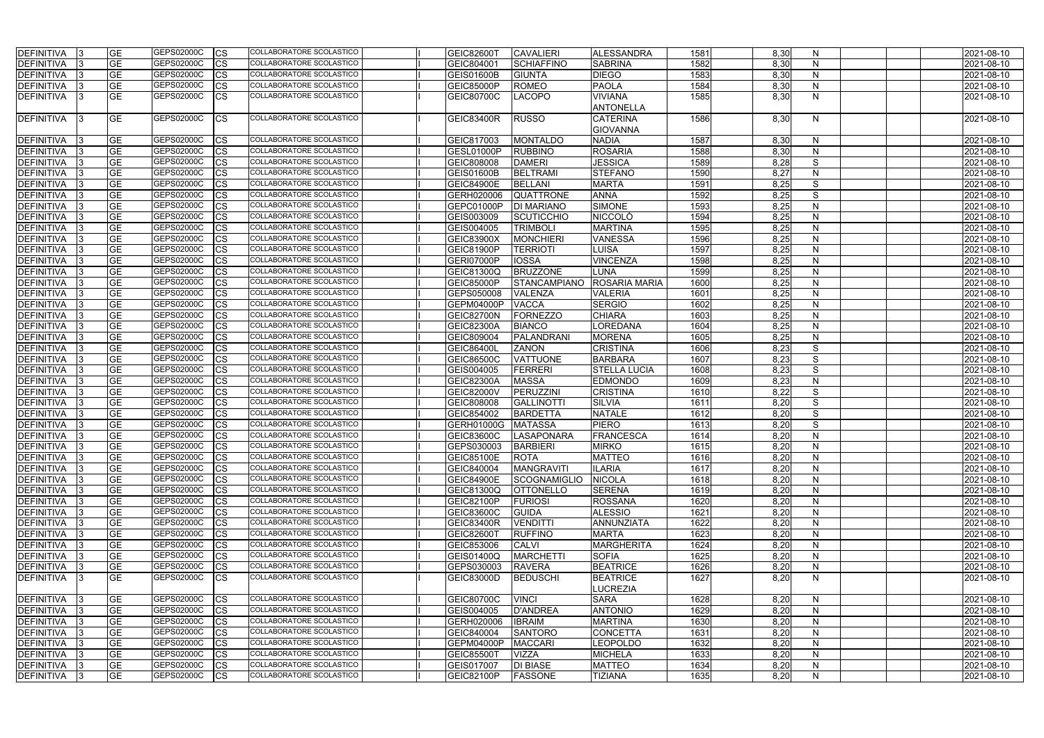| | | | | | | | | | | | | | | | | | | |
|---|---|---|---|---|---|---|---|---|---|---|---|---|---|---|---|---|---|---|
| DEFINITIVA | 3 | GE | GEPS02000C | CS | COLLABORATORE SCOLASTICO | | I | GEIC82600T | CAVALIERI | ALESSANDRA | 1581 | | 8,30 | N | | | | 2021-08-10 |
| DEFINITIVA | 3 | GE | GEPS02000C | CS | COLLABORATORE SCOLASTICO | | I | GEIC804001 | SCHIAFFINO | SABRINA | 1582 | | 8,30 | N | | | | 2021-08-10 |
| DEFINITIVA | 3 | GE | GEPS02000C | CS | COLLABORATORE SCOLASTICO | | I | GEIS01600B | GIUNTA | DIEGO | 1583 | | 8,30 | N | | | | 2021-08-10 |
| DEFINITIVA | 3 | GE | GEPS02000C | CS | COLLABORATORE SCOLASTICO | | I | GEIC85000P | ROMEO | PAOLA | 1584 | | 8,30 | N | | | | 2021-08-10 |
| DEFINITIVA | 3 | GE | GEPS02000C | CS | COLLABORATORE SCOLASTICO | | I | GEIC80700C | LACOPO | VIVIANA ANTONELLA | 1585 | | 8,30 | N | | | | 2021-08-10 |
| DEFINITIVA | 3 | GE | GEPS02000C | CS | COLLABORATORE SCOLASTICO | | I | GEIC83400R | RUSSO | CATERINA GIOVANNA | 1586 | | 8,30 | N | | | | 2021-08-10 |
| DEFINITIVA | 3 | GE | GEPS02000C | CS | COLLABORATORE SCOLASTICO | | I | GEIC817003 | MONTALDO | NADIA | 1587 | | 8,30 | N | | | | 2021-08-10 |
| DEFINITIVA | 3 | GE | GEPS02000C | CS | COLLABORATORE SCOLASTICO | | I | GESL01000P | RUBBINO | ROSARIA | 1588 | | 8,30 | N | | | | 2021-08-10 |
| DEFINITIVA | 3 | GE | GEPS02000C | CS | COLLABORATORE SCOLASTICO | | I | GEIC808008 | DAMERI | JESSICA | 1589 | | 8,28 | S | | | | 2021-08-10 |
| DEFINITIVA | 3 | GE | GEPS02000C | CS | COLLABORATORE SCOLASTICO | | I | GEIS01600B | BELTRAMI | STEFANO | 1590 | | 8,27 | N | | | | 2021-08-10 |
| DEFINITIVA | 3 | GE | GEPS02000C | CS | COLLABORATORE SCOLASTICO | | I | GEIC84900E | BELLANI | MARTA | 1591 | | 8,25 | S | | | | 2021-08-10 |
| DEFINITIVA | 3 | GE | GEPS02000C | CS | COLLABORATORE SCOLASTICO | | I | GERH020006 | QUATTRONE | ANNA | 1592 | | 8,25 | S | | | | 2021-08-10 |
| DEFINITIVA | 3 | GE | GEPS02000C | CS | COLLABORATORE SCOLASTICO | | I | GEPC01000P | DI MARIANO | SIMONE | 1593 | | 8,25 | N | | | | 2021-08-10 |
| DEFINITIVA | 3 | GE | GEPS02000C | CS | COLLABORATORE SCOLASTICO | | I | GEIS003009 | SCUTICCHIO | NICCOLÒ | 1594 | | 8,25 | N | | | | 2021-08-10 |
| DEFINITIVA | 3 | GE | GEPS02000C | CS | COLLABORATORE SCOLASTICO | | I | GEIS004005 | TRIMBOLI | MARTINA | 1595 | | 8,25 | N | | | | 2021-08-10 |
| DEFINITIVA | 3 | GE | GEPS02000C | CS | COLLABORATORE SCOLASTICO | | I | GEIC83900X | MONCHIERI | VANESSA | 1596 | | 8,25 | N | | | | 2021-08-10 |
| DEFINITIVA | 3 | GE | GEPS02000C | CS | COLLABORATORE SCOLASTICO | | I | GEIC81900P | TERRIOTI | LUISA | 1597 | | 8,25 | N | | | | 2021-08-10 |
| DEFINITIVA | 3 | GE | GEPS02000C | CS | COLLABORATORE SCOLASTICO | | I | GERI07000P | IOSSA | VINCENZA | 1598 | | 8,25 | N | | | | 2021-08-10 |
| DEFINITIVA | 3 | GE | GEPS02000C | CS | COLLABORATORE SCOLASTICO | | I | GEIC81300Q | BRUZZONE | LUNA | 1599 | | 8,25 | N | | | | 2021-08-10 |
| DEFINITIVA | 3 | GE | GEPS02000C | CS | COLLABORATORE SCOLASTICO | | I | GEIC85000P | STANCAMPIANO | ROSARIA MARIA | 1600 | | 8,25 | N | | | | 2021-08-10 |
| DEFINITIVA | 3 | GE | GEPS02000C | CS | COLLABORATORE SCOLASTICO | | I | GEPS050008 | VALENZA | VALERIA | 1601 | | 8,25 | N | | | | 2021-08-10 |
| DEFINITIVA | 3 | GE | GEPS02000C | CS | COLLABORATORE SCOLASTICO | | I | GEPM04000P | VACCA | SERGIO | 1602 | | 8,25 | N | | | | 2021-08-10 |
| DEFINITIVA | 3 | GE | GEPS02000C | CS | COLLABORATORE SCOLASTICO | | I | GEIC82700N | FORNEZZO | CHIARA | 1603 | | 8,25 | N | | | | 2021-08-10 |
| DEFINITIVA | 3 | GE | GEPS02000C | CS | COLLABORATORE SCOLASTICO | | I | GEIC82300A | BIANCO | LOREDANA | 1604 | | 8,25 | N | | | | 2021-08-10 |
| DEFINITIVA | 3 | GE | GEPS02000C | CS | COLLABORATORE SCOLASTICO | | I | GEIC809004 | PALANDRANI | MORENA | 1605 | | 8,25 | N | | | | 2021-08-10 |
| DEFINITIVA | 3 | GE | GEPS02000C | CS | COLLABORATORE SCOLASTICO | | I | GEIC86400L | ZANON | CRISTINA | 1606 | | 8,23 | S | | | | 2021-08-10 |
| DEFINITIVA | 3 | GE | GEPS02000C | CS | COLLABORATORE SCOLASTICO | | I | GEIC86500C | VATTUONE | BARBARA | 1607 | | 8,23 | S | | | | 2021-08-10 |
| DEFINITIVA | 3 | GE | GEPS02000C | CS | COLLABORATORE SCOLASTICO | | I | GEIS004005 | FERRERI | STELLA LUCIA | 1608 | | 8,23 | S | | | | 2021-08-10 |
| DEFINITIVA | 3 | GE | GEPS02000C | CS | COLLABORATORE SCOLASTICO | | I | GEIC82300A | MASSA | EDMONDO | 1609 | | 8,23 | N | | | | 2021-08-10 |
| DEFINITIVA | 3 | GE | GEPS02000C | CS | COLLABORATORE SCOLASTICO | | I | GEIC82000V | PERUZZINI | CRISTINA | 1610 | | 8,22 | S | | | | 2021-08-10 |
| DEFINITIVA | 3 | GE | GEPS02000C | CS | COLLABORATORE SCOLASTICO | | I | GEIC808008 | GALLINOTTI | SILVIA | 1611 | | 8,20 | S | | | | 2021-08-10 |
| DEFINITIVA | 3 | GE | GEPS02000C | CS | COLLABORATORE SCOLASTICO | | I | GEIC854002 | BARDETTA | NATALE | 1612 | | 8,20 | S | | | | 2021-08-10 |
| DEFINITIVA | 3 | GE | GEPS02000C | CS | COLLABORATORE SCOLASTICO | | I | GERH01000G | MATASSA | PIERO | 1613 | | 8,20 | S | | | | 2021-08-10 |
| DEFINITIVA | 3 | GE | GEPS02000C | CS | COLLABORATORE SCOLASTICO | | I | GEIC83600C | LASAPONARA | FRANCESCA | 1614 | | 8,20 | N | | | | 2021-08-10 |
| DEFINITIVA | 3 | GE | GEPS02000C | CS | COLLABORATORE SCOLASTICO | | I | GEPS030003 | BARBIERI | MIRKO | 1615 | | 8,20 | N | | | | 2021-08-10 |
| DEFINITIVA | 3 | GE | GEPS02000C | CS | COLLABORATORE SCOLASTICO | | I | GEIC85100E | ROTA | MATTEO | 1616 | | 8,20 | N | | | | 2021-08-10 |
| DEFINITIVA | 3 | GE | GEPS02000C | CS | COLLABORATORE SCOLASTICO | | I | GEIC840004 | MANGRAVITI | ILARIA | 1617 | | 8,20 | N | | | | 2021-08-10 |
| DEFINITIVA | 3 | GE | GEPS02000C | CS | COLLABORATORE SCOLASTICO | | I | GEIC84900E | SCOGNAMIGLIO | NICOLA | 1618 | | 8,20 | N | | | | 2021-08-10 |
| DEFINITIVA | 3 | GE | GEPS02000C | CS | COLLABORATORE SCOLASTICO | | I | GEIC81300Q | OTTONELLO | SERENA | 1619 | | 8,20 | N | | | | 2021-08-10 |
| DEFINITIVA | 3 | GE | GEPS02000C | CS | COLLABORATORE SCOLASTICO | | I | GEIC82100P | FURIOSI | ROSSANA | 1620 | | 8,20 | N | | | | 2021-08-10 |
| DEFINITIVA | 3 | GE | GEPS02000C | CS | COLLABORATORE SCOLASTICO | | I | GEIC83600C | GUIDA | ALESSIO | 1621 | | 8,20 | N | | | | 2021-08-10 |
| DEFINITIVA | 3 | GE | GEPS02000C | CS | COLLABORATORE SCOLASTICO | | I | GEIC83400R | VENDITTI | ANNUNZIATA | 1622 | | 8,20 | N | | | | 2021-08-10 |
| DEFINITIVA | 3 | GE | GEPS02000C | CS | COLLABORATORE SCOLASTICO | | I | GEIC82600T | RUFFINO | MARTA | 1623 | | 8,20 | N | | | | 2021-08-10 |
| DEFINITIVA | 3 | GE | GEPS02000C | CS | COLLABORATORE SCOLASTICO | | I | GEIC853006 | CALVI | MARGHERITA | 1624 | | 8,20 | N | | | | 2021-08-10 |
| DEFINITIVA | 3 | GE | GEPS02000C | CS | COLLABORATORE SCOLASTICO | | I | GEIS01400Q | MARCHETTI | SOFIA | 1625 | | 8,20 | N | | | | 2021-08-10 |
| DEFINITIVA | 3 | GE | GEPS02000C | CS | COLLABORATORE SCOLASTICO | | I | GEPS030003 | RAVERA | BEATRICE | 1626 | | 8,20 | N | | | | 2021-08-10 |
| DEFINITIVA | 3 | GE | GEPS02000C | CS | COLLABORATORE SCOLASTICO | | I | GEIC83000D | BEDUSCHI | BEATRICE LUCREZIA | 1627 | | 8,20 | N | | | | 2021-08-10 |
| DEFINITIVA | 3 | GE | GEPS02000C | CS | COLLABORATORE SCOLASTICO | | I | GEIC80700C | VINCI | SARA | 1628 | | 8,20 | N | | | | 2021-08-10 |
| DEFINITIVA | 3 | GE | GEPS02000C | CS | COLLABORATORE SCOLASTICO | | I | GEIS004005 | D'ANDREA | ANTONIO | 1629 | | 8,20 | N | | | | 2021-08-10 |
| DEFINITIVA | 3 | GE | GEPS02000C | CS | COLLABORATORE SCOLASTICO | | I | GERH020006 | IBRAIM | MARTINA | 1630 | | 8,20 | N | | | | 2021-08-10 |
| DEFINITIVA | 3 | GE | GEPS02000C | CS | COLLABORATORE SCOLASTICO | | I | GEIC840004 | SANTORO | CONCETTA | 1631 | | 8,20 | N | | | | 2021-08-10 |
| DEFINITIVA | 3 | GE | GEPS02000C | CS | COLLABORATORE SCOLASTICO | | I | GEPM04000P | MACCARI | LEOPOLDO | 1632 | | 8,20 | N | | | | 2021-08-10 |
| DEFINITIVA | 3 | GE | GEPS02000C | CS | COLLABORATORE SCOLASTICO | | I | GEIC85500T | VIZZA | MICHELA | 1633 | | 8,20 | N | | | | 2021-08-10 |
| DEFINITIVA | 3 | GE | GEPS02000C | CS | COLLABORATORE SCOLASTICO | | I | GEIS017007 | DI BIASE | MATTEO | 1634 | | 8,20 | N | | | | 2021-08-10 |
| DEFINITIVA | 3 | GE | GEPS02000C | CS | COLLABORATORE SCOLASTICO | | I | GEIC82100P | FASSONE | TIZIANA | 1635 | | 8,20 | N | | | | 2021-08-10 |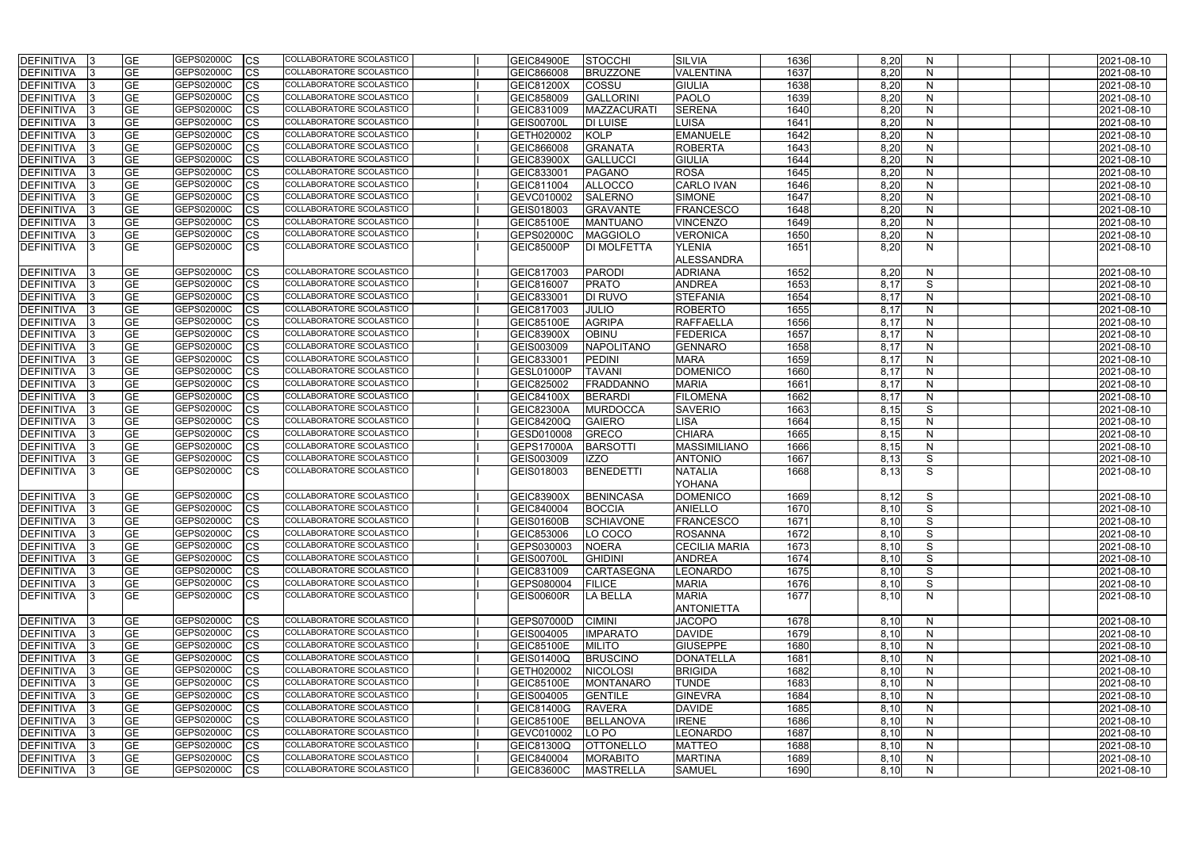| | | | | | | | | | | | | | | | | | | |
|---|---|---|---|---|---|---|---|---|---|---|---|---|---|---|---|---|---|---|
| DEFINITIVA | 3 | GE | GEPS02000C | CS | COLLABORATORE SCOLASTICO | | I | GEIC84900E | STOCCHI | SILVIA | 1636 | 8,20 | N | | | | 2021-08-10 |
| DEFINITIVA | 3 | GE | GEPS02000C | CS | COLLABORATORE SCOLASTICO | | I | GEIC866008 | BRUZZONE | VALENTINA | 1637 | 8,20 | N | | | | 2021-08-10 |
| DEFINITIVA | 3 | GE | GEPS02000C | CS | COLLABORATORE SCOLASTICO | | I | GEIC81200X | COSSU | GIULIA | 1638 | 8,20 | N | | | | 2021-08-10 |
| DEFINITIVA | 3 | GE | GEPS02000C | CS | COLLABORATORE SCOLASTICO | | I | GEIC858009 | GALLORINI | PAOLO | 1639 | 8,20 | N | | | | 2021-08-10 |
| DEFINITIVA | 3 | GE | GEPS02000C | CS | COLLABORATORE SCOLASTICO | | I | GEIC831009 | MAZZACURATI | SERENA | 1640 | 8,20 | N | | | | 2021-08-10 |
| DEFINITIVA | 3 | GE | GEPS02000C | CS | COLLABORATORE SCOLASTICO | | I | GEIS00700L | DI LUISE | LUISA | 1641 | 8,20 | N | | | | 2021-08-10 |
| DEFINITIVA | 3 | GE | GEPS02000C | CS | COLLABORATORE SCOLASTICO | | I | GETH020002 | KOLP | EMANUELE | 1642 | 8,20 | N | | | | 2021-08-10 |
| DEFINITIVA | 3 | GE | GEPS02000C | CS | COLLABORATORE SCOLASTICO | | I | GEIC866008 | GRANATA | ROBERTA | 1643 | 8,20 | N | | | | 2021-08-10 |
| DEFINITIVA | 3 | GE | GEPS02000C | CS | COLLABORATORE SCOLASTICO | | I | GEIC83900X | GALLUCCI | GIULIA | 1644 | 8,20 | N | | | | 2021-08-10 |
| DEFINITIVA | 3 | GE | GEPS02000C | CS | COLLABORATORE SCOLASTICO | | I | GEIC833001 | PAGANO | ROSA | 1645 | 8,20 | N | | | | 2021-08-10 |
| DEFINITIVA | 3 | GE | GEPS02000C | CS | COLLABORATORE SCOLASTICO | | I | GEIC811004 | ALLOCCO | CARLO IVAN | 1646 | 8,20 | N | | | | 2021-08-10 |
| DEFINITIVA | 3 | GE | GEPS02000C | CS | COLLABORATORE SCOLASTICO | | I | GEVC010002 | SALERNO | SIMONE | 1647 | 8,20 | N | | | | 2021-08-10 |
| DEFINITIVA | 3 | GE | GEPS02000C | CS | COLLABORATORE SCOLASTICO | | I | GEIS018003 | GRAVANTE | FRANCESCO | 1648 | 8,20 | N | | | | 2021-08-10 |
| DEFINITIVA | 3 | GE | GEPS02000C | CS | COLLABORATORE SCOLASTICO | | I | GEIC85100E | MANTUANO | VINCENZO | 1649 | 8,20 | N | | | | 2021-08-10 |
| DEFINITIVA | 3 | GE | GEPS02000C | CS | COLLABORATORE SCOLASTICO | | I | GEPS02000C | MAGGIOLO | VERONICA | 1650 | 8,20 | N | | | | 2021-08-10 |
| DEFINITIVA | 3 | GE | GEPS02000C | CS | COLLABORATORE SCOLASTICO | | I | GEIC85000P | DI MOLFETTA | YLENIA ALESSANDRA | 1651 | 8,20 | N | | | | 2021-08-10 |
| DEFINITIVA | 3 | GE | GEPS02000C | CS | COLLABORATORE SCOLASTICO | | I | GEIC817003 | PARODI | ADRIANA | 1652 | 8,20 | N | | | | 2021-08-10 |
| DEFINITIVA | 3 | GE | GEPS02000C | CS | COLLABORATORE SCOLASTICO | | I | GEIC816007 | PRATO | ANDREA | 1653 | 8,17 | S | | | | 2021-08-10 |
| DEFINITIVA | 3 | GE | GEPS02000C | CS | COLLABORATORE SCOLASTICO | | I | GEIC833001 | DI RUVO | STEFANIA | 1654 | 8,17 | N | | | | 2021-08-10 |
| DEFINITIVA | 3 | GE | GEPS02000C | CS | COLLABORATORE SCOLASTICO | | I | GEIC817003 | JULIO | ROBERTO | 1655 | 8,17 | N | | | | 2021-08-10 |
| DEFINITIVA | 3 | GE | GEPS02000C | CS | COLLABORATORE SCOLASTICO | | I | GEIC85100E | AGRIPA | RAFFAELLA | 1656 | 8,17 | N | | | | 2021-08-10 |
| DEFINITIVA | 3 | GE | GEPS02000C | CS | COLLABORATORE SCOLASTICO | | I | GEIC83900X | OBINU | FEDERICA | 1657 | 8,17 | N | | | | 2021-08-10 |
| DEFINITIVA | 3 | GE | GEPS02000C | CS | COLLABORATORE SCOLASTICO | | I | GEIS003009 | NAPOLITANO | GENNARO | 1658 | 8,17 | N | | | | 2021-08-10 |
| DEFINITIVA | 3 | GE | GEPS02000C | CS | COLLABORATORE SCOLASTICO | | I | GEIC833001 | PEDINI | MARA | 1659 | 8,17 | N | | | | 2021-08-10 |
| DEFINITIVA | 3 | GE | GEPS02000C | CS | COLLABORATORE SCOLASTICO | | I | GESL01000P | TAVANI | DOMENICO | 1660 | 8,17 | N | | | | 2021-08-10 |
| DEFINITIVA | 3 | GE | GEPS02000C | CS | COLLABORATORE SCOLASTICO | | I | GEIC825002 | FRADDANNO | MARIA | 1661 | 8,17 | N | | | | 2021-08-10 |
| DEFINITIVA | 3 | GE | GEPS02000C | CS | COLLABORATORE SCOLASTICO | | I | GEIC84100X | BERARDI | FILOMENA | 1662 | 8,17 | N | | | | 2021-08-10 |
| DEFINITIVA | 3 | GE | GEPS02000C | CS | COLLABORATORE SCOLASTICO | | I | GEIC82300A | MURDOCCA | SAVERIO | 1663 | 8,15 | S | | | | 2021-08-10 |
| DEFINITIVA | 3 | GE | GEPS02000C | CS | COLLABORATORE SCOLASTICO | | I | GEIC84200Q | GAIERO | LISA | 1664 | 8,15 | N | | | | 2021-08-10 |
| DEFINITIVA | 3 | GE | GEPS02000C | CS | COLLABORATORE SCOLASTICO | | I | GESD010008 | GRECO | CHIARA | 1665 | 8,15 | N | | | | 2021-08-10 |
| DEFINITIVA | 3 | GE | GEPS02000C | CS | COLLABORATORE SCOLASTICO | | I | GEPS17000A | BARSOTTI | MASSIMILIANO | 1666 | 8,15 | N | | | | 2021-08-10 |
| DEFINITIVA | 3 | GE | GEPS02000C | CS | COLLABORATORE SCOLASTICO | | I | GEIS003009 | IZZO | ANTONIO | 1667 | 8,13 | S | | | | 2021-08-10 |
| DEFINITIVA | 3 | GE | GEPS02000C | CS | COLLABORATORE SCOLASTICO | | I | GEIS018003 | BENEDETTI | NATALIA YOHANA | 1668 | 8,13 | S | | | | 2021-08-10 |
| DEFINITIVA | 3 | GE | GEPS02000C | CS | COLLABORATORE SCOLASTICO | | I | GEIC83900X | BENINCASA | DOMENICO | 1669 | 8,12 | S | | | | 2021-08-10 |
| DEFINITIVA | 3 | GE | GEPS02000C | CS | COLLABORATORE SCOLASTICO | | I | GEIC840004 | BOCCIA | ANIELLO | 1670 | 8,10 | S | | | | 2021-08-10 |
| DEFINITIVA | 3 | GE | GEPS02000C | CS | COLLABORATORE SCOLASTICO | | I | GEIS01600B | SCHIAVONE | FRANCESCO | 1671 | 8,10 | S | | | | 2021-08-10 |
| DEFINITIVA | 3 | GE | GEPS02000C | CS | COLLABORATORE SCOLASTICO | | I | GEIC853006 | LO COCO | ROSANNA | 1672 | 8,10 | S | | | | 2021-08-10 |
| DEFINITIVA | 3 | GE | GEPS02000C | CS | COLLABORATORE SCOLASTICO | | I | GEPS030003 | NOERA | CECILIA MARIA | 1673 | 8,10 | S | | | | 2021-08-10 |
| DEFINITIVA | 3 | GE | GEPS02000C | CS | COLLABORATORE SCOLASTICO | | I | GEIS00700L | GHIDINI | ANDREA | 1674 | 8,10 | S | | | | 2021-08-10 |
| DEFINITIVA | 3 | GE | GEPS02000C | CS | COLLABORATORE SCOLASTICO | | I | GEIC831009 | CARTASEGNA | LEONARDO | 1675 | 8,10 | S | | | | 2021-08-10 |
| DEFINITIVA | 3 | GE | GEPS02000C | CS | COLLABORATORE SCOLASTICO | | I | GEPS080004 | FILICE | MARIA | 1676 | 8,10 | S | | | | 2021-08-10 |
| DEFINITIVA | 3 | GE | GEPS02000C | CS | COLLABORATORE SCOLASTICO | | I | GEIS00600R | LA BELLA | MARIA ANTONIETTA | 1677 | 8,10 | N | | | | 2021-08-10 |
| DEFINITIVA | 3 | GE | GEPS02000C | CS | COLLABORATORE SCOLASTICO | | I | GEPS07000D | CIMINI | JACOPO | 1678 | 8,10 | N | | | | 2021-08-10 |
| DEFINITIVA | 3 | GE | GEPS02000C | CS | COLLABORATORE SCOLASTICO | | I | GEIS004005 | IMPARATO | DAVIDE | 1679 | 8,10 | N | | | | 2021-08-10 |
| DEFINITIVA | 3 | GE | GEPS02000C | CS | COLLABORATORE SCOLASTICO | | I | GEIC85100E | MILITO | GIUSEPPE | 1680 | 8,10 | N | | | | 2021-08-10 |
| DEFINITIVA | 3 | GE | GEPS02000C | CS | COLLABORATORE SCOLASTICO | | I | GEIS01400Q | BRUSCINO | DONATELLA | 1681 | 8,10 | N | | | | 2021-08-10 |
| DEFINITIVA | 3 | GE | GEPS02000C | CS | COLLABORATORE SCOLASTICO | | I | GETH020002 | NICOLOSI | BRIGIDA | 1682 | 8,10 | N | | | | 2021-08-10 |
| DEFINITIVA | 3 | GE | GEPS02000C | CS | COLLABORATORE SCOLASTICO | | I | GEIC85100E | MONTANARO | TUNDE | 1683 | 8,10 | N | | | | 2021-08-10 |
| DEFINITIVA | 3 | GE | GEPS02000C | CS | COLLABORATORE SCOLASTICO | | I | GEIS004005 | GENTILE | GINEVRA | 1684 | 8,10 | N | | | | 2021-08-10 |
| DEFINITIVA | 3 | GE | GEPS02000C | CS | COLLABORATORE SCOLASTICO | | I | GEIC81400G | RAVERA | DAVIDE | 1685 | 8,10 | N | | | | 2021-08-10 |
| DEFINITIVA | 3 | GE | GEPS02000C | CS | COLLABORATORE SCOLASTICO | | I | GEIC85100E | BELLANOVA | IRENE | 1686 | 8,10 | N | | | | 2021-08-10 |
| DEFINITIVA | 3 | GE | GEPS02000C | CS | COLLABORATORE SCOLASTICO | | I | GEVC010002 | LO PO | LEONARDO | 1687 | 8,10 | N | | | | 2021-08-10 |
| DEFINITIVA | 3 | GE | GEPS02000C | CS | COLLABORATORE SCOLASTICO | | I | GEIC81300Q | OTTONELLO | MATTEO | 1688 | 8,10 | N | | | | 2021-08-10 |
| DEFINITIVA | 3 | GE | GEPS02000C | CS | COLLABORATORE SCOLASTICO | | I | GEIC840004 | MORABITO | MARTINA | 1689 | 8,10 | N | | | | 2021-08-10 |
| DEFINITIVA | 3 | GE | GEPS02000C | CS | COLLABORATORE SCOLASTICO | | I | GEIC83600C | MASTRELLA | SAMUEL | 1690 | 8,10 | N | | | | 2021-08-10 |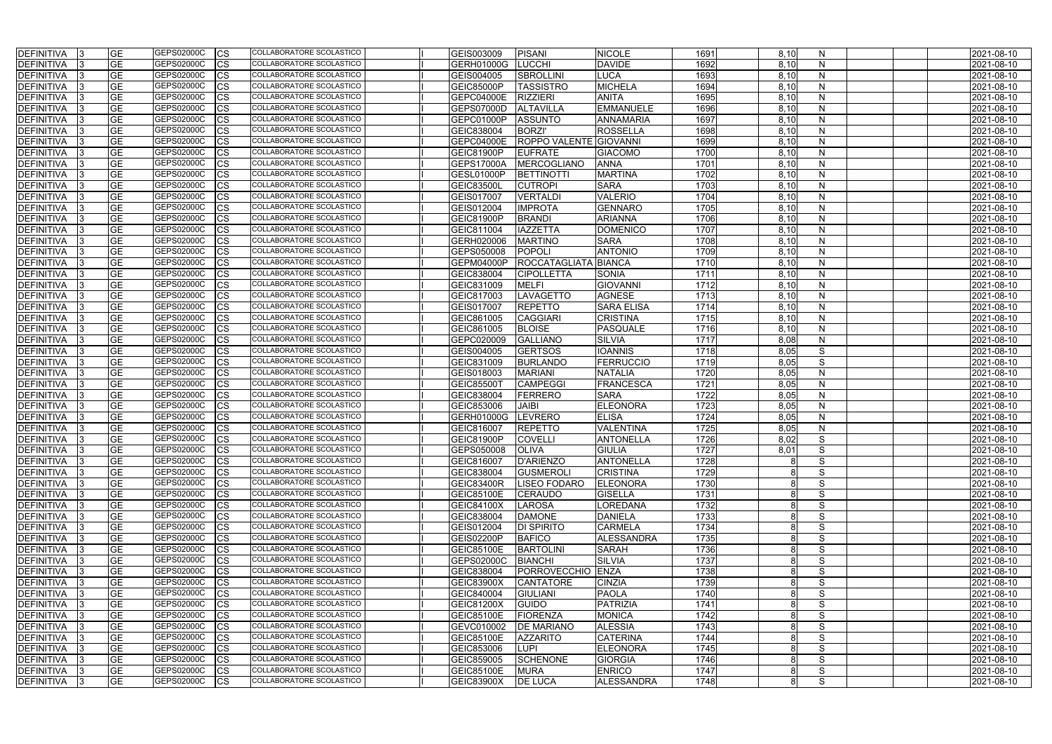| | | | | | | | | | | | | | | | | | | | |
|---|---|---|---|---|---|---|---|---|---|---|---|---|---|---|---|---|---|---|---|
| DEFINITIVA | 3 | GE | GEPS02000C | CS | COLLABORATORE SCOLASTICO | | I | GEIS003009 | PISANI | NICOLE | 1691 | | 8,10 | N | | | | 2021-08-10 |
| DEFINITIVA | 3 | GE | GEPS02000C | CS | COLLABORATORE SCOLASTICO | | I | GERH01000G | LUCCHI | DAVIDE | 1692 | | 8,10 | N | | | | 2021-08-10 |
| DEFINITIVA | 3 | GE | GEPS02000C | CS | COLLABORATORE SCOLASTICO | | I | GEIS004005 | SBROLLINI | LUCA | 1693 | | 8,10 | N | | | | 2021-08-10 |
| DEFINITIVA | 3 | GE | GEPS02000C | CS | COLLABORATORE SCOLASTICO | | I | GEIC85000P | TASSISTRO | MICHELA | 1694 | | 8,10 | N | | | | 2021-08-10 |
| DEFINITIVA | 3 | GE | GEPS02000C | CS | COLLABORATORE SCOLASTICO | | I | GEPC04000E | RIZZIERI | ANITA | 1695 | | 8,10 | N | | | | 2021-08-10 |
| DEFINITIVA | 3 | GE | GEPS02000C | CS | COLLABORATORE SCOLASTICO | | I | GEPS07000D | ALTAVILLA | EMMANUELE | 1696 | | 8,10 | N | | | | 2021-08-10 |
| DEFINITIVA | 3 | GE | GEPS02000C | CS | COLLABORATORE SCOLASTICO | | I | GEPC01000P | ASSUNTO | ANNAMARIA | 1697 | | 8,10 | N | | | | 2021-08-10 |
| DEFINITIVA | 3 | GE | GEPS02000C | CS | COLLABORATORE SCOLASTICO | | I | GEIC838004 | BORZI' | ROSSELLA | 1698 | | 8,10 | N | | | | 2021-08-10 |
| DEFINITIVA | 3 | GE | GEPS02000C | CS | COLLABORATORE SCOLASTICO | | I | GEPC04000E | ROPPO VALENTE | GIOVANNI | 1699 | | 8,10 | N | | | | 2021-08-10 |
| DEFINITIVA | 3 | GE | GEPS02000C | CS | COLLABORATORE SCOLASTICO | | I | GEIC81900P | EUFRATE | GIACOMO | 1700 | | 8,10 | N | | | | 2021-08-10 |
| DEFINITIVA | 3 | GE | GEPS02000C | CS | COLLABORATORE SCOLASTICO | | I | GEPS17000A | MERCOGLIANO | ANNA | 1701 | | 8,10 | N | | | | 2021-08-10 |
| DEFINITIVA | 3 | GE | GEPS02000C | CS | COLLABORATORE SCOLASTICO | | I | GESL01000P | BETTINOTTI | MARTINA | 1702 | | 8,10 | N | | | | 2021-08-10 |
| DEFINITIVA | 3 | GE | GEPS02000C | CS | COLLABORATORE SCOLASTICO | | I | GEIC83500L | CUTROPI | SARA | 1703 | | 8,10 | N | | | | 2021-08-10 |
| DEFINITIVA | 3 | GE | GEPS02000C | CS | COLLABORATORE SCOLASTICO | | I | GEIS017007 | VERTALDI | VALERIO | 1704 | | 8,10 | N | | | | 2021-08-10 |
| DEFINITIVA | 3 | GE | GEPS02000C | CS | COLLABORATORE SCOLASTICO | | I | GEIS012004 | IMPROTA | GENNARO | 1705 | | 8,10 | N | | | | 2021-08-10 |
| DEFINITIVA | 3 | GE | GEPS02000C | CS | COLLABORATORE SCOLASTICO | | I | GEIC81900P | BRANDI | ARIANNA | 1706 | | 8,10 | N | | | | 2021-08-10 |
| DEFINITIVA | 3 | GE | GEPS02000C | CS | COLLABORATORE SCOLASTICO | | I | GEIC811004 | IAZZETTA | DOMENICO | 1707 | | 8,10 | N | | | | 2021-08-10 |
| DEFINITIVA | 3 | GE | GEPS02000C | CS | COLLABORATORE SCOLASTICO | | I | GERH020006 | MARTINO | SARA | 1708 | | 8,10 | N | | | | 2021-08-10 |
| DEFINITIVA | 3 | GE | GEPS02000C | CS | COLLABORATORE SCOLASTICO | | I | GEPS050008 | POPOLI | ANTONIO | 1709 | | 8,10 | N | | | | 2021-08-10 |
| DEFINITIVA | 3 | GE | GEPS02000C | CS | COLLABORATORE SCOLASTICO | | I | GEPM04000P | ROCCATAGLIATA | BIANCA | 1710 | | 8,10 | N | | | | 2021-08-10 |
| DEFINITIVA | 3 | GE | GEPS02000C | CS | COLLABORATORE SCOLASTICO | | I | GEIC838004 | CIPOLLETTA | SONIA | 1711 | | 8,10 | N | | | | 2021-08-10 |
| DEFINITIVA | 3 | GE | GEPS02000C | CS | COLLABORATORE SCOLASTICO | | I | GEIC831009 | MELFI | GIOVANNI | 1712 | | 8,10 | N | | | | 2021-08-10 |
| DEFINITIVA | 3 | GE | GEPS02000C | CS | COLLABORATORE SCOLASTICO | | I | GEIC817003 | LAVAGETTO | AGNESE | 1713 | | 8,10 | N | | | | 2021-08-10 |
| DEFINITIVA | 3 | GE | GEPS02000C | CS | COLLABORATORE SCOLASTICO | | I | GEIS017007 | REPETTO | SARA ELISA | 1714 | | 8,10 | N | | | | 2021-08-10 |
| DEFINITIVA | 3 | GE | GEPS02000C | CS | COLLABORATORE SCOLASTICO | | I | GEIC861005 | CAGGIARI | CRISTINA | 1715 | | 8,10 | N | | | | 2021-08-10 |
| DEFINITIVA | 3 | GE | GEPS02000C | CS | COLLABORATORE SCOLASTICO | | I | GEIC861005 | BLOISE | PASQUALE | 1716 | | 8,10 | N | | | | 2021-08-10 |
| DEFINITIVA | 3 | GE | GEPS02000C | CS | COLLABORATORE SCOLASTICO | | I | GEPC020009 | GALLIANO | SILVIA | 1717 | | 8,08 | N | | | | 2021-08-10 |
| DEFINITIVA | 3 | GE | GEPS02000C | CS | COLLABORATORE SCOLASTICO | | I | GEIS004005 | GERTSOS | IOANNIS | 1718 | | 8,05 | S | | | | 2021-08-10 |
| DEFINITIVA | 3 | GE | GEPS02000C | CS | COLLABORATORE SCOLASTICO | | I | GEIC831009 | BURLANDO | FERRUCCIO | 1719 | | 8,05 | S | | | | 2021-08-10 |
| DEFINITIVA | 3 | GE | GEPS02000C | CS | COLLABORATORE SCOLASTICO | | I | GEIS018003 | MARIANI | NATALIA | 1720 | | 8,05 | N | | | | 2021-08-10 |
| DEFINITIVA | 3 | GE | GEPS02000C | CS | COLLABORATORE SCOLASTICO | | I | GEIC85500T | CAMPEGGI | FRANCESCA | 1721 | | 8,05 | N | | | | 2021-08-10 |
| DEFINITIVA | 3 | GE | GEPS02000C | CS | COLLABORATORE SCOLASTICO | | I | GEIC838004 | FERRERO | SARA | 1722 | | 8,05 | N | | | | 2021-08-10 |
| DEFINITIVA | 3 | GE | GEPS02000C | CS | COLLABORATORE SCOLASTICO | | I | GEIC853006 | JAIBI | ELEONORA | 1723 | | 8,05 | N | | | | 2021-08-10 |
| DEFINITIVA | 3 | GE | GEPS02000C | CS | COLLABORATORE SCOLASTICO | | I | GERH01000G | LEVRERO | ELISA | 1724 | | 8,05 | N | | | | 2021-08-10 |
| DEFINITIVA | 3 | GE | GEPS02000C | CS | COLLABORATORE SCOLASTICO | | I | GEIC816007 | REPETTO | VALENTINA | 1725 | | 8,05 | N | | | | 2021-08-10 |
| DEFINITIVA | 3 | GE | GEPS02000C | CS | COLLABORATORE SCOLASTICO | | I | GEIC81900P | COVELLI | ANTONELLA | 1726 | | 8,02 | S | | | | 2021-08-10 |
| DEFINITIVA | 3 | GE | GEPS02000C | CS | COLLABORATORE SCOLASTICO | | I | GEPS050008 | OLIVA | GIULIA | 1727 | | 8,01 | S | | | | 2021-08-10 |
| DEFINITIVA | 3 | GE | GEPS02000C | CS | COLLABORATORE SCOLASTICO | | I | GEIC816007 | D'ARIENZO | ANTONELLA | 1728 | | 8 | S | | | | 2021-08-10 |
| DEFINITIVA | 3 | GE | GEPS02000C | CS | COLLABORATORE SCOLASTICO | | I | GEIC838004 | GUSMEROLI | CRISTINA | 1729 | | 8 | S | | | | 2021-08-10 |
| DEFINITIVA | 3 | GE | GEPS02000C | CS | COLLABORATORE SCOLASTICO | | I | GEIC83400R | LISEO FODARO | ELEONORA | 1730 | | 8 | S | | | | 2021-08-10 |
| DEFINITIVA | 3 | GE | GEPS02000C | CS | COLLABORATORE SCOLASTICO | | I | GEIC85100E | CERAUDO | GISELLA | 1731 | | 8 | S | | | | 2021-08-10 |
| DEFINITIVA | 3 | GE | GEPS02000C | CS | COLLABORATORE SCOLASTICO | | I | GEIC84100X | LAROSA | LOREDANA | 1732 | | 8 | S | | | | 2021-08-10 |
| DEFINITIVA | 3 | GE | GEPS02000C | CS | COLLABORATORE SCOLASTICO | | I | GEIC838004 | DAMONE | DANIELA | 1733 | | 8 | S | | | | 2021-08-10 |
| DEFINITIVA | 3 | GE | GEPS02000C | CS | COLLABORATORE SCOLASTICO | | I | GEIS012004 | DI SPIRITO | CARMELA | 1734 | | 8 | S | | | | 2021-08-10 |
| DEFINITIVA | 3 | GE | GEPS02000C | CS | COLLABORATORE SCOLASTICO | | I | GEIS02200P | BAFICO | ALESSANDRA | 1735 | | 8 | S | | | | 2021-08-10 |
| DEFINITIVA | 3 | GE | GEPS02000C | CS | COLLABORATORE SCOLASTICO | | I | GEIC85100E | BARTOLINI | SARAH | 1736 | | 8 | S | | | | 2021-08-10 |
| DEFINITIVA | 3 | GE | GEPS02000C | CS | COLLABORATORE SCOLASTICO | | I | GEPS02000C | BIANCHI | SILVIA | 1737 | | 8 | S | | | | 2021-08-10 |
| DEFINITIVA | 3 | GE | GEPS02000C | CS | COLLABORATORE SCOLASTICO | | I | GEIC838004 | PORROVECCHIO | ENZA | 1738 | | 8 | S | | | | 2021-08-10 |
| DEFINITIVA | 3 | GE | GEPS02000C | CS | COLLABORATORE SCOLASTICO | | I | GEIC83900X | CANTATORE | CINZIA | 1739 | | 8 | S | | | | 2021-08-10 |
| DEFINITIVA | 3 | GE | GEPS02000C | CS | COLLABORATORE SCOLASTICO | | I | GEIC840004 | GIULIANI | PAOLA | 1740 | | 8 | S | | | | 2021-08-10 |
| DEFINITIVA | 3 | GE | GEPS02000C | CS | COLLABORATORE SCOLASTICO | | I | GEIC81200X | GUIDO | PATRIZIA | 1741 | | 8 | S | | | | 2021-08-10 |
| DEFINITIVA | 3 | GE | GEPS02000C | CS | COLLABORATORE SCOLASTICO | | I | GEIC85100E | FIORENZA | MONICA | 1742 | | 8 | S | | | | 2021-08-10 |
| DEFINITIVA | 3 | GE | GEPS02000C | CS | COLLABORATORE SCOLASTICO | | I | GEVC010002 | DE MARIANO | ALESSIA | 1743 | | 8 | S | | | | 2021-08-10 |
| DEFINITIVA | 3 | GE | GEPS02000C | CS | COLLABORATORE SCOLASTICO | | I | GEIC85100E | AZZARITO | CATERINA | 1744 | | 8 | S | | | | 2021-08-10 |
| DEFINITIVA | 3 | GE | GEPS02000C | CS | COLLABORATORE SCOLASTICO | | I | GEIC853006 | LUPI | ELEONORA | 1745 | | 8 | S | | | | 2021-08-10 |
| DEFINITIVA | 3 | GE | GEPS02000C | CS | COLLABORATORE SCOLASTICO | | I | GEIC859005 | SCHENONE | GIORGIA | 1746 | | 8 | S | | | | 2021-08-10 |
| DEFINITIVA | 3 | GE | GEPS02000C | CS | COLLABORATORE SCOLASTICO | | I | GEIC85100E | MURA | ENRICO | 1747 | | 8 | S | | | | 2021-08-10 |
| DEFINITIVA | 3 | GE | GEPS02000C | CS | COLLABORATORE SCOLASTICO | | I | GEIC83900X | DE LUCA | ALESSANDRA | 1748 | | 8 | S | | | | 2021-08-10 |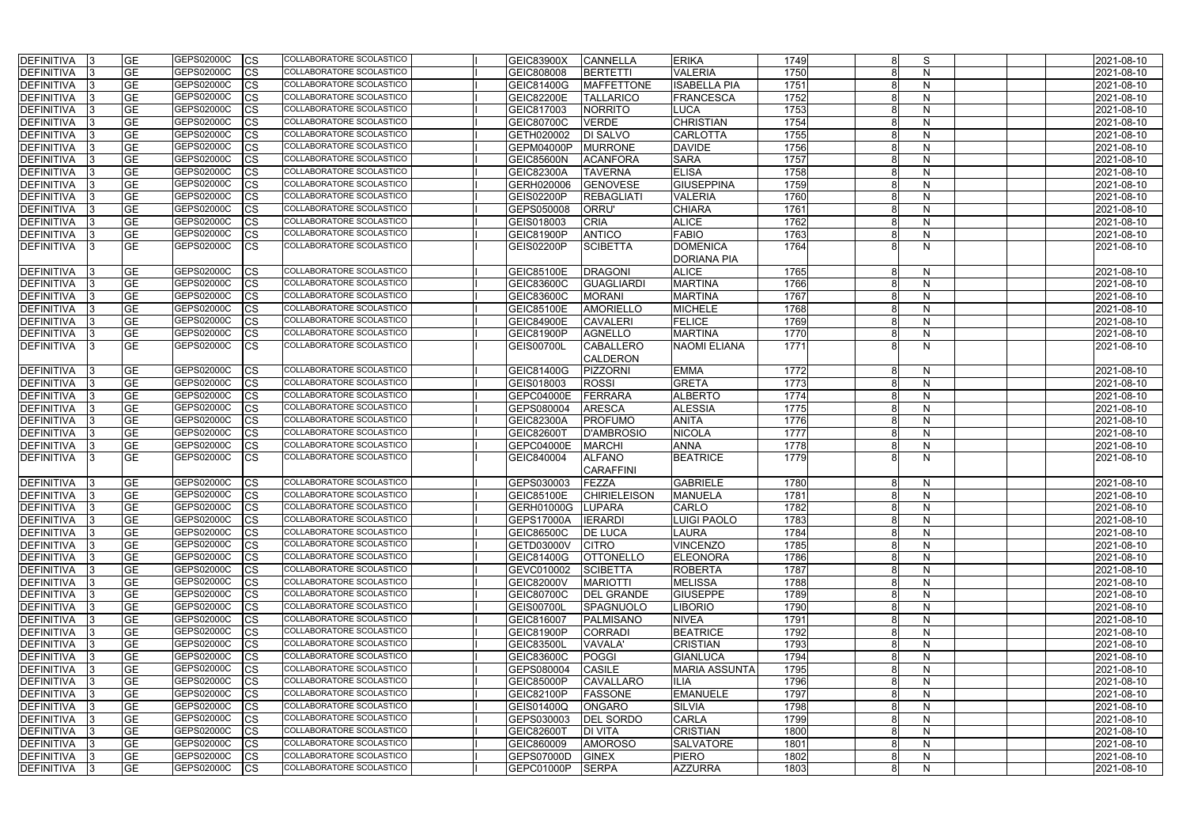| | | | | | | | | | | | | | | | | | |
|---|---|---|---|---|---|---|---|---|---|---|---|---|---|---|---|---|---|
| DEFINITIVA | 3 | GE | GEPS02000C | CS | COLLABORATORE SCOLASTICO | | I | GEIC83900X | CANNELLA | ERIKA | 1749 | | 8 | S | | | 2021-08-10 |
| DEFINITIVA | 3 | GE | GEPS02000C | CS | COLLABORATORE SCOLASTICO | | I | GEIC808008 | BERTETTI | VALERIA | 1750 | | 8 | N | | | 2021-08-10 |
| DEFINITIVA | 3 | GE | GEPS02000C | CS | COLLABORATORE SCOLASTICO | | I | GEIC81400G | MAFFETTONE | ISABELLA PIA | 1751 | | 8 | N | | | 2021-08-10 |
| DEFINITIVA | 3 | GE | GEPS02000C | CS | COLLABORATORE SCOLASTICO | | I | GEIC82200E | TALLARICO | FRANCESCA | 1752 | | 8 | N | | | 2021-08-10 |
| DEFINITIVA | 3 | GE | GEPS02000C | CS | COLLABORATORE SCOLASTICO | | I | GEIC817003 | NORRITO | LUCA | 1753 | | 8 | N | | | 2021-08-10 |
| DEFINITIVA | 3 | GE | GEPS02000C | CS | COLLABORATORE SCOLASTICO | | I | GEIC80700C | VERDE | CHRISTIAN | 1754 | | 8 | N | | | 2021-08-10 |
| DEFINITIVA | 3 | GE | GEPS02000C | CS | COLLABORATORE SCOLASTICO | | I | GETH020002 | DI SALVO | CARLOTTA | 1755 | | 8 | N | | | 2021-08-10 |
| DEFINITIVA | 3 | GE | GEPS02000C | CS | COLLABORATORE SCOLASTICO | | I | GEPM04000P | MURRONE | DAVIDE | 1756 | | 8 | N | | | 2021-08-10 |
| DEFINITIVA | 3 | GE | GEPS02000C | CS | COLLABORATORE SCOLASTICO | | I | GEIC85600N | ACANFORA | SARA | 1757 | | 8 | N | | | 2021-08-10 |
| DEFINITIVA | 3 | GE | GEPS02000C | CS | COLLABORATORE SCOLASTICO | | I | GEIC82300A | TAVERNA | ELISA | 1758 | | 8 | N | | | 2021-08-10 |
| DEFINITIVA | 3 | GE | GEPS02000C | CS | COLLABORATORE SCOLASTICO | | I | GERH020006 | GENOVESE | GIUSEPPINA | 1759 | | 8 | N | | | 2021-08-10 |
| DEFINITIVA | 3 | GE | GEPS02000C | CS | COLLABORATORE SCOLASTICO | | I | GEIS02200P | REBAGLIATI | VALERIA | 1760 | | 8 | N | | | 2021-08-10 |
| DEFINITIVA | 3 | GE | GEPS02000C | CS | COLLABORATORE SCOLASTICO | | I | GEPS050008 | ORRU' | CHIARA | 1761 | | 8 | N | | | 2021-08-10 |
| DEFINITIVA | 3 | GE | GEPS02000C | CS | COLLABORATORE SCOLASTICO | | I | GEIS018003 | CRIA | ALICE | 1762 | | 8 | N | | | 2021-08-10 |
| DEFINITIVA | 3 | GE | GEPS02000C | CS | COLLABORATORE SCOLASTICO | | I | GEIC81900P | ANTICO | FABIO | 1763 | | 8 | N | | | 2021-08-10 |
| DEFINITIVA | 3 | GE | GEPS02000C | CS | COLLABORATORE SCOLASTICO | | I | GEIS02200P | SCIBETTA | DOMENICA DORIANA PIA | 1764 | | 8 | N | | | 2021-08-10 |
| DEFINITIVA | 3 | GE | GEPS02000C | CS | COLLABORATORE SCOLASTICO | | I | GEIC85100E | DRAGONI | ALICE | 1765 | | 8 | N | | | 2021-08-10 |
| DEFINITIVA | 3 | GE | GEPS02000C | CS | COLLABORATORE SCOLASTICO | | I | GEIC83600C | GUAGLIARDI | MARTINA | 1766 | | 8 | N | | | 2021-08-10 |
| DEFINITIVA | 3 | GE | GEPS02000C | CS | COLLABORATORE SCOLASTICO | | I | GEIC83600C | MORANI | MARTINA | 1767 | | 8 | N | | | 2021-08-10 |
| DEFINITIVA | 3 | GE | GEPS02000C | CS | COLLABORATORE SCOLASTICO | | I | GEIC85100E | AMORIELLO | MICHELE | 1768 | | 8 | N | | | 2021-08-10 |
| DEFINITIVA | 3 | GE | GEPS02000C | CS | COLLABORATORE SCOLASTICO | | I | GEIC84900E | CAVALERI | FELICE | 1769 | | 8 | N | | | 2021-08-10 |
| DEFINITIVA | 3 | GE | GEPS02000C | CS | COLLABORATORE SCOLASTICO | | I | GEIC81900P | AGNELLO | MARTINA | 1770 | | 8 | N | | | 2021-08-10 |
| DEFINITIVA | 3 | GE | GEPS02000C | CS | COLLABORATORE SCOLASTICO | | I | GEIS00700L | CABALLERO CALDERON | NAOMI ELIANA | 1771 | | 8 | N | | | 2021-08-10 |
| DEFINITIVA | 3 | GE | GEPS02000C | CS | COLLABORATORE SCOLASTICO | | I | GEIC81400G | PIZZORNI | EMMA | 1772 | | 8 | N | | | 2021-08-10 |
| DEFINITIVA | 3 | GE | GEPS02000C | CS | COLLABORATORE SCOLASTICO | | I | GEIS018003 | ROSSI | GRETA | 1773 | | 8 | N | | | 2021-08-10 |
| DEFINITIVA | 3 | GE | GEPS02000C | CS | COLLABORATORE SCOLASTICO | | I | GEPC04000E | FERRARA | ALBERTO | 1774 | | 8 | N | | | 2021-08-10 |
| DEFINITIVA | 3 | GE | GEPS02000C | CS | COLLABORATORE SCOLASTICO | | I | GEPS080004 | ARESCA | ALESSIA | 1775 | | 8 | N | | | 2021-08-10 |
| DEFINITIVA | 3 | GE | GEPS02000C | CS | COLLABORATORE SCOLASTICO | | I | GEIC82300A | PROFUMO | ANITA | 1776 | | 8 | N | | | 2021-08-10 |
| DEFINITIVA | 3 | GE | GEPS02000C | CS | COLLABORATORE SCOLASTICO | | I | GEIC82600T | D'AMBROSIO | NICOLA | 1777 | | 8 | N | | | 2021-08-10 |
| DEFINITIVA | 3 | GE | GEPS02000C | CS | COLLABORATORE SCOLASTICO | | I | GEPC04000E | MARCHI | ANNA | 1778 | | 8 | N | | | 2021-08-10 |
| DEFINITIVA | 3 | GE | GEPS02000C | CS | COLLABORATORE SCOLASTICO | | I | GEIC840004 | ALFANO CARAFFINI | BEATRICE | 1779 | | 8 | N | | | 2021-08-10 |
| DEFINITIVA | 3 | GE | GEPS02000C | CS | COLLABORATORE SCOLASTICO | | I | GEPS030003 | FEZZA | GABRIELE | 1780 | | 8 | N | | | 2021-08-10 |
| DEFINITIVA | 3 | GE | GEPS02000C | CS | COLLABORATORE SCOLASTICO | | I | GEIC85100E | CHIRIELEISON | MANUELA | 1781 | | 8 | N | | | 2021-08-10 |
| DEFINITIVA | 3 | GE | GEPS02000C | CS | COLLABORATORE SCOLASTICO | | I | GERH01000G | LUPARA | CARLO | 1782 | | 8 | N | | | 2021-08-10 |
| DEFINITIVA | 3 | GE | GEPS02000C | CS | COLLABORATORE SCOLASTICO | | I | GEPS17000A | IERARDI | LUIGI PAOLO | 1783 | | 8 | N | | | 2021-08-10 |
| DEFINITIVA | 3 | GE | GEPS02000C | CS | COLLABORATORE SCOLASTICO | | I | GEIC86500C | DE LUCA | LAURA | 1784 | | 8 | N | | | 2021-08-10 |
| DEFINITIVA | 3 | GE | GEPS02000C | CS | COLLABORATORE SCOLASTICO | | I | GETD03000V | CITRO | VINCENZO | 1785 | | 8 | N | | | 2021-08-10 |
| DEFINITIVA | 3 | GE | GEPS02000C | CS | COLLABORATORE SCOLASTICO | | I | GEIC81400G | OTTONELLO | ELEONORA | 1786 | | 8 | N | | | 2021-08-10 |
| DEFINITIVA | 3 | GE | GEPS02000C | CS | COLLABORATORE SCOLASTICO | | I | GEVC010002 | SCIBETTA | ROBERTA | 1787 | | 8 | N | | | 2021-08-10 |
| DEFINITIVA | 3 | GE | GEPS02000C | CS | COLLABORATORE SCOLASTICO | | I | GEIC82000V | MARIOTTI | MELISSA | 1788 | | 8 | N | | | 2021-08-10 |
| DEFINITIVA | 3 | GE | GEPS02000C | CS | COLLABORATORE SCOLASTICO | | I | GEIC80700C | DEL GRANDE | GIUSEPPE | 1789 | | 8 | N | | | 2021-08-10 |
| DEFINITIVA | 3 | GE | GEPS02000C | CS | COLLABORATORE SCOLASTICO | | I | GEIS00700L | SPAGNUOLO | LIBORIO | 1790 | | 8 | N | | | 2021-08-10 |
| DEFINITIVA | 3 | GE | GEPS02000C | CS | COLLABORATORE SCOLASTICO | | I | GEIC816007 | PALMISANO | NIVEA | 1791 | | 8 | N | | | 2021-08-10 |
| DEFINITIVA | 3 | GE | GEPS02000C | CS | COLLABORATORE SCOLASTICO | | I | GEIC81900P | CORRADI | BEATRICE | 1792 | | 8 | N | | | 2021-08-10 |
| DEFINITIVA | 3 | GE | GEPS02000C | CS | COLLABORATORE SCOLASTICO | | I | GEIC83500L | VAVALA' | CRISTIAN | 1793 | | 8 | N | | | 2021-08-10 |
| DEFINITIVA | 3 | GE | GEPS02000C | CS | COLLABORATORE SCOLASTICO | | I | GEIC83600C | POGGI | GIANLUCA | 1794 | | 8 | N | | | 2021-08-10 |
| DEFINITIVA | 3 | GE | GEPS02000C | CS | COLLABORATORE SCOLASTICO | | I | GEPS080004 | CASILE | MARIA ASSUNTA | 1795 | | 8 | N | | | 2021-08-10 |
| DEFINITIVA | 3 | GE | GEPS02000C | CS | COLLABORATORE SCOLASTICO | | I | GEIC85000P | CAVALLARO | ILIA | 1796 | | 8 | N | | | 2021-08-10 |
| DEFINITIVA | 3 | GE | GEPS02000C | CS | COLLABORATORE SCOLASTICO | | I | GEIC82100P | FASSONE | EMANUELE | 1797 | | 8 | N | | | 2021-08-10 |
| DEFINITIVA | 3 | GE | GEPS02000C | CS | COLLABORATORE SCOLASTICO | | I | GEIS01400Q | ONGARO | SILVIA | 1798 | | 8 | N | | | 2021-08-10 |
| DEFINITIVA | 3 | GE | GEPS02000C | CS | COLLABORATORE SCOLASTICO | | I | GEPS030003 | DEL SORDO | CARLA | 1799 | | 8 | N | | | 2021-08-10 |
| DEFINITIVA | 3 | GE | GEPS02000C | CS | COLLABORATORE SCOLASTICO | | I | GEIC82600T | DI VITA | CRISTIAN | 1800 | | 8 | N | | | 2021-08-10 |
| DEFINITIVA | 3 | GE | GEPS02000C | CS | COLLABORATORE SCOLASTICO | | I | GEIC860009 | AMOROSO | SALVATORE | 1801 | | 8 | N | | | 2021-08-10 |
| DEFINITIVA | 3 | GE | GEPS02000C | CS | COLLABORATORE SCOLASTICO | | I | GEPS07000D | GINEX | PIERO | 1802 | | 8 | N | | | 2021-08-10 |
| DEFINITIVA | 3 | GE | GEPS02000C | CS | COLLABORATORE SCOLASTICO | | I | GEPC01000P | SERPA | AZZURRA | 1803 | | 8 | N | | | 2021-08-10 |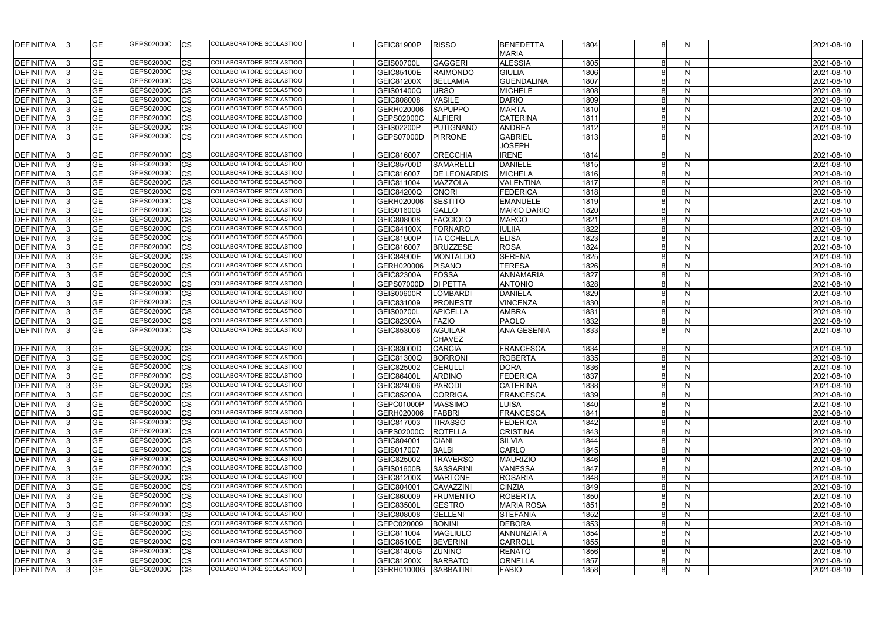| | | | | | | | | | | | | | | | | | | |
|---|---|---|---|---|---|---|---|---|---|---|---|---|---|---|---|---|---|---|
| DEFINITIVA | 3 | GE | GEPS02000C | CS | COLLABORATORE SCOLASTICO | | I | GEIC81900P | RISSO | BENEDETTA MARIA | 1804 | | 8 | N | | | | 2021-08-10 |
| DEFINITIVA | 3 | GE | GEPS02000C | CS | COLLABORATORE SCOLASTICO | | I | GEIS00700L | GAGGERI | ALESSIA | 1805 | | 8 | N | | | | 2021-08-10 |
| DEFINITIVA | 3 | GE | GEPS02000C | CS | COLLABORATORE SCOLASTICO | | I | GEIC85100E | RAIMONDO | GIULIA | 1806 | | 8 | N | | | | 2021-08-10 |
| DEFINITIVA | 3 | GE | GEPS02000C | CS | COLLABORATORE SCOLASTICO | | I | GEIC81200X | BELLAMIA | GUENDALINA | 1807 | | 8 | N | | | | 2021-08-10 |
| DEFINITIVA | 3 | GE | GEPS02000C | CS | COLLABORATORE SCOLASTICO | | I | GEIS01400Q | URSO | MICHELE | 1808 | | 8 | N | | | | 2021-08-10 |
| DEFINITIVA | 3 | GE | GEPS02000C | CS | COLLABORATORE SCOLASTICO | | I | GEIC808008 | VASILE | DARIO | 1809 | | 8 | N | | | | 2021-08-10 |
| DEFINITIVA | 3 | GE | GEPS02000C | CS | COLLABORATORE SCOLASTICO | | I | GERH020006 | SAPUPPO | MARTA | 1810 | | 8 | N | | | | 2021-08-10 |
| DEFINITIVA | 3 | GE | GEPS02000C | CS | COLLABORATORE SCOLASTICO | | I | GEPS02000C | ALFIERI | CATERINA | 1811 | | 8 | N | | | | 2021-08-10 |
| DEFINITIVA | 3 | GE | GEPS02000C | CS | COLLABORATORE SCOLASTICO | | I | GEIS02200P | PUTIGNANO | ANDREA | 1812 | | 8 | N | | | | 2021-08-10 |
| DEFINITIVA | 3 | GE | GEPS02000C | CS | COLLABORATORE SCOLASTICO | | I | GEPS07000D | PIRRONE | GABRIEL JOSEPH | 1813 | | 8 | N | | | | 2021-08-10 |
| DEFINITIVA | 3 | GE | GEPS02000C | CS | COLLABORATORE SCOLASTICO | | I | GEIC816007 | ORECCHIA | IRENE | 1814 | | 8 | N | | | | 2021-08-10 |
| DEFINITIVA | 3 | GE | GEPS02000C | CS | COLLABORATORE SCOLASTICO | | I | GEIC85700D | SAMARELLI | DANIELE | 1815 | | 8 | N | | | | 2021-08-10 |
| DEFINITIVA | 3 | GE | GEPS02000C | CS | COLLABORATORE SCOLASTICO | | I | GEIC816007 | DE LEONARDIS | MICHELA | 1816 | | 8 | N | | | | 2021-08-10 |
| DEFINITIVA | 3 | GE | GEPS02000C | CS | COLLABORATORE SCOLASTICO | | I | GEIC811004 | MAZZOLA | VALENTINA | 1817 | | 8 | N | | | | 2021-08-10 |
| DEFINITIVA | 3 | GE | GEPS02000C | CS | COLLABORATORE SCOLASTICO | | I | GEIC84200Q | ONORI | FEDERICA | 1818 | | 8 | N | | | | 2021-08-10 |
| DEFINITIVA | 3 | GE | GEPS02000C | CS | COLLABORATORE SCOLASTICO | | I | GERH020006 | SESTITO | EMANUELE | 1819 | | 8 | N | | | | 2021-08-10 |
| DEFINITIVA | 3 | GE | GEPS02000C | CS | COLLABORATORE SCOLASTICO | | I | GEIS01600B | GALLO | MARIO DARIO | 1820 | | 8 | N | | | | 2021-08-10 |
| DEFINITIVA | 3 | GE | GEPS02000C | CS | COLLABORATORE SCOLASTICO | | I | GEIC808008 | FACCIOLO | MARCO | 1821 | | 8 | N | | | | 2021-08-10 |
| DEFINITIVA | 3 | GE | GEPS02000C | CS | COLLABORATORE SCOLASTICO | | I | GEIC84100X | FORNARO | IULIIA | 1822 | | 8 | N | | | | 2021-08-10 |
| DEFINITIVA | 3 | GE | GEPS02000C | CS | COLLABORATORE SCOLASTICO | | I | GEIC81900P | TA CCHELLA | ELISA | 1823 | | 8 | N | | | | 2021-08-10 |
| DEFINITIVA | 3 | GE | GEPS02000C | CS | COLLABORATORE SCOLASTICO | | I | GEIC816007 | BRUZZESE | ROSA | 1824 | | 8 | N | | | | 2021-08-10 |
| DEFINITIVA | 3 | GE | GEPS02000C | CS | COLLABORATORE SCOLASTICO | | I | GEIC84900E | MONTALDO | SERENA | 1825 | | 8 | N | | | | 2021-08-10 |
| DEFINITIVA | 3 | GE | GEPS02000C | CS | COLLABORATORE SCOLASTICO | | I | GERH020006 | PISANO | TERESA | 1826 | | 8 | N | | | | 2021-08-10 |
| DEFINITIVA | 3 | GE | GEPS02000C | CS | COLLABORATORE SCOLASTICO | | I | GEIC82300A | FOSSA | ANNAMARIA | 1827 | | 8 | N | | | | 2021-08-10 |
| DEFINITIVA | 3 | GE | GEPS02000C | CS | COLLABORATORE SCOLASTICO | | I | GEPS07000D | DI PETTA | ANTONIO | 1828 | | 8 | N | | | | 2021-08-10 |
| DEFINITIVA | 3 | GE | GEPS02000C | CS | COLLABORATORE SCOLASTICO | | I | GEIS00600R | LOMBARDI | DANIELA | 1829 | | 8 | N | | | | 2021-08-10 |
| DEFINITIVA | 3 | GE | GEPS02000C | CS | COLLABORATORE SCOLASTICO | | I | GEIC831009 | PRONESTI' | VINCENZA | 1830 | | 8 | N | | | | 2021-08-10 |
| DEFINITIVA | 3 | GE | GEPS02000C | CS | COLLABORATORE SCOLASTICO | | I | GEIS00700L | APICELLA | AMBRA | 1831 | | 8 | N | | | | 2021-08-10 |
| DEFINITIVA | 3 | GE | GEPS02000C | CS | COLLABORATORE SCOLASTICO | | I | GEIC82300A | FAZIO | PAOLO | 1832 | | 8 | N | | | | 2021-08-10 |
| DEFINITIVA | 3 | GE | GEPS02000C | CS | COLLABORATORE SCOLASTICO | | I | GEIC853006 | AGUILAR CHAVEZ | ANA GESENIA | 1833 | | 8 | N | | | | 2021-08-10 |
| DEFINITIVA | 3 | GE | GEPS02000C | CS | COLLABORATORE SCOLASTICO | | I | GEIC83000D | CARCIA | FRANCESCA | 1834 | | 8 | N | | | | 2021-08-10 |
| DEFINITIVA | 3 | GE | GEPS02000C | CS | COLLABORATORE SCOLASTICO | | I | GEIC81300Q | BORRONI | ROBERTA | 1835 | | 8 | N | | | | 2021-08-10 |
| DEFINITIVA | 3 | GE | GEPS02000C | CS | COLLABORATORE SCOLASTICO | | I | GEIC825002 | CERULLI | DORA | 1836 | | 8 | N | | | | 2021-08-10 |
| DEFINITIVA | 3 | GE | GEPS02000C | CS | COLLABORATORE SCOLASTICO | | I | GEIC86400L | ARDINO | FEDERICA | 1837 | | 8 | N | | | | 2021-08-10 |
| DEFINITIVA | 3 | GE | GEPS02000C | CS | COLLABORATORE SCOLASTICO | | I | GEIC824006 | PARODI | CATERINA | 1838 | | 8 | N | | | | 2021-08-10 |
| DEFINITIVA | 3 | GE | GEPS02000C | CS | COLLABORATORE SCOLASTICO | | I | GEIC85200A | CORRIGA | FRANCESCA | 1839 | | 8 | N | | | | 2021-08-10 |
| DEFINITIVA | 3 | GE | GEPS02000C | CS | COLLABORATORE SCOLASTICO | | I | GEPC01000P | MASSIMO | LUISA | 1840 | | 8 | N | | | | 2021-08-10 |
| DEFINITIVA | 3 | GE | GEPS02000C | CS | COLLABORATORE SCOLASTICO | | I | GERH020006 | FABBRI | FRANCESCA | 1841 | | 8 | N | | | | 2021-08-10 |
| DEFINITIVA | 3 | GE | GEPS02000C | CS | COLLABORATORE SCOLASTICO | | I | GEIC817003 | TIRASSO | FEDERICA | 1842 | | 8 | N | | | | 2021-08-10 |
| DEFINITIVA | 3 | GE | GEPS02000C | CS | COLLABORATORE SCOLASTICO | | I | GEPS02000C | ROTELLA | CRISTINA | 1843 | | 8 | N | | | | 2021-08-10 |
| DEFINITIVA | 3 | GE | GEPS02000C | CS | COLLABORATORE SCOLASTICO | | I | GEIC804001 | CIANI | SILVIA | 1844 | | 8 | N | | | | 2021-08-10 |
| DEFINITIVA | 3 | GE | GEPS02000C | CS | COLLABORATORE SCOLASTICO | | I | GEIS017007 | BALBI | CARLO | 1845 | | 8 | N | | | | 2021-08-10 |
| DEFINITIVA | 3 | GE | GEPS02000C | CS | COLLABORATORE SCOLASTICO | | I | GEIC825002 | TRAVERSO | MAURIZIO | 1846 | | 8 | N | | | | 2021-08-10 |
| DEFINITIVA | 3 | GE | GEPS02000C | CS | COLLABORATORE SCOLASTICO | | I | GEIS01600B | SASSARINI | VANESSA | 1847 | | 8 | N | | | | 2021-08-10 |
| DEFINITIVA | 3 | GE | GEPS02000C | CS | COLLABORATORE SCOLASTICO | | I | GEIC81200X | MARTONE | ROSARIA | 1848 | | 8 | N | | | | 2021-08-10 |
| DEFINITIVA | 3 | GE | GEPS02000C | CS | COLLABORATORE SCOLASTICO | | I | GEIC804001 | CAVAZZINI | CINZIA | 1849 | | 8 | N | | | | 2021-08-10 |
| DEFINITIVA | 3 | GE | GEPS02000C | CS | COLLABORATORE SCOLASTICO | | I | GEIC860009 | FRUMENTO | ROBERTA | 1850 | | 8 | N | | | | 2021-08-10 |
| DEFINITIVA | 3 | GE | GEPS02000C | CS | COLLABORATORE SCOLASTICO | | I | GEIC83500L | GESTRO | MARIA ROSA | 1851 | | 8 | N | | | | 2021-08-10 |
| DEFINITIVA | 3 | GE | GEPS02000C | CS | COLLABORATORE SCOLASTICO | | I | GEIC808008 | GELLENI | STEFANIA | 1852 | | 8 | N | | | | 2021-08-10 |
| DEFINITIVA | 3 | GE | GEPS02000C | CS | COLLABORATORE SCOLASTICO | | I | GEPC020009 | BONINI | DEBORA | 1853 | | 8 | N | | | | 2021-08-10 |
| DEFINITIVA | 3 | GE | GEPS02000C | CS | COLLABORATORE SCOLASTICO | | I | GEIC811004 | MAGLIULO | ANNUNZIATA | 1854 | | 8 | N | | | | 2021-08-10 |
| DEFINITIVA | 3 | GE | GEPS02000C | CS | COLLABORATORE SCOLASTICO | | I | GEIC85100E | BEVERINI | CARROLL | 1855 | | 8 | N | | | | 2021-08-10 |
| DEFINITIVA | 3 | GE | GEPS02000C | CS | COLLABORATORE SCOLASTICO | | I | GEIC81400G | ZUNINO | RENATO | 1856 | | 8 | N | | | | 2021-08-10 |
| DEFINITIVA | 3 | GE | GEPS02000C | CS | COLLABORATORE SCOLASTICO | | I | GEIC81200X | BARBATO | ORNELLA | 1857 | | 8 | N | | | | 2021-08-10 |
| DEFINITIVA | 3 | GE | GEPS02000C | CS | COLLABORATORE SCOLASTICO | | I | GERH01000G | SABBATINI | FABIO | 1858 | | 8 | N | | | | 2021-08-10 |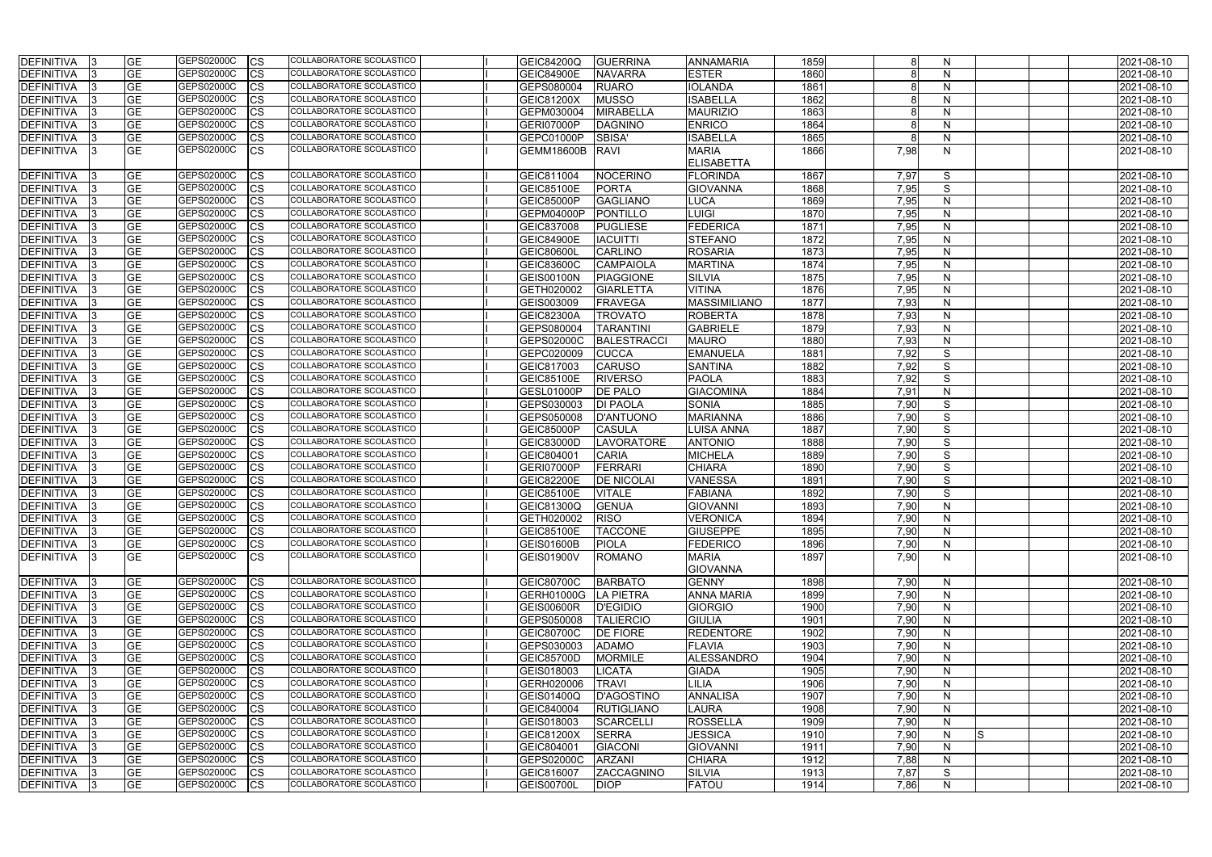| | | | | | | | | | | | | | | | | | | |
|---|---|---|---|---|---|---|---|---|---|---|---|---|---|---|---|---|---|---|
| DEFINITIVA | 3 | GE | GEPS02000C | CS | COLLABORATORE SCOLASTICO | | I | GEIC84200Q | GUERRINA | ANNAMARIA | 1859 | | 8 | N | | | | 2021-08-10 |
| DEFINITIVA | 3 | GE | GEPS02000C | CS | COLLABORATORE SCOLASTICO | | I | GEIC84900E | NAVARRA | ESTER | 1860 | | 8 | N | | | | 2021-08-10 |
| DEFINITIVA | 3 | GE | GEPS02000C | CS | COLLABORATORE SCOLASTICO | | I | GEPS080004 | RUARO | IOLANDA | 1861 | | 8 | N | | | | 2021-08-10 |
| DEFINITIVA | 3 | GE | GEPS02000C | CS | COLLABORATORE SCOLASTICO | | I | GEIC81200X | MUSSO | ISABELLA | 1862 | | 8 | N | | | | 2021-08-10 |
| DEFINITIVA | 3 | GE | GEPS02000C | CS | COLLABORATORE SCOLASTICO | | I | GEPM030004 | MIRABELLA | MAURIZIO | 1863 | | 8 | N | | | | 2021-08-10 |
| DEFINITIVA | 3 | GE | GEPS02000C | CS | COLLABORATORE SCOLASTICO | | I | GERI07000P | DAGNINO | ENRICO | 1864 | | 8 | N | | | | 2021-08-10 |
| DEFINITIVA | 3 | GE | GEPS02000C | CS | COLLABORATORE SCOLASTICO | | I | GEPC01000P | SBISA' | ISABELLA | 1865 | | 8 | N | | | | 2021-08-10 |
| DEFINITIVA | 3 | GE | GEPS02000C | CS | COLLABORATORE SCOLASTICO | | I | GEMM18600B | RAVI | MARIA ELISABETTA | 1866 | | 7,98 | N | | | | 2021-08-10 |
| DEFINITIVA | 3 | GE | GEPS02000C | CS | COLLABORATORE SCOLASTICO | | I | GEIC811004 | NOCERINO | FLORINDA | 1867 | | 7,97 | S | | | | 2021-08-10 |
| DEFINITIVA | 3 | GE | GEPS02000C | CS | COLLABORATORE SCOLASTICO | | I | GEIC85100E | PORTA | GIOVANNA | 1868 | | 7,95 | S | | | | 2021-08-10 |
| DEFINITIVA | 3 | GE | GEPS02000C | CS | COLLABORATORE SCOLASTICO | | I | GEIC85000P | GAGLIANO | LUCA | 1869 | | 7,95 | N | | | | 2021-08-10 |
| DEFINITIVA | 3 | GE | GEPS02000C | CS | COLLABORATORE SCOLASTICO | | I | GEPM04000P | PONTILLO | LUIGI | 1870 | | 7,95 | N | | | | 2021-08-10 |
| DEFINITIVA | 3 | GE | GEPS02000C | CS | COLLABORATORE SCOLASTICO | | I | GEIC837008 | PUGLIESE | FEDERICA | 1871 | | 7,95 | N | | | | 2021-08-10 |
| DEFINITIVA | 3 | GE | GEPS02000C | CS | COLLABORATORE SCOLASTICO | | I | GEIC84900E | IACUITTI | STEFANO | 1872 | | 7,95 | N | | | | 2021-08-10 |
| DEFINITIVA | 3 | GE | GEPS02000C | CS | COLLABORATORE SCOLASTICO | | I | GEIC80600L | CARLINO | ROSARIA | 1873 | | 7,95 | N | | | | 2021-08-10 |
| DEFINITIVA | 3 | GE | GEPS02000C | CS | COLLABORATORE SCOLASTICO | | I | GEIC83600C | CAMPAIOLA | MARTINA | 1874 | | 7,95 | N | | | | 2021-08-10 |
| DEFINITIVA | 3 | GE | GEPS02000C | CS | COLLABORATORE SCOLASTICO | | I | GEIS00100N | PIAGGIONE | SILVIA | 1875 | | 7,95 | N | | | | 2021-08-10 |
| DEFINITIVA | 3 | GE | GEPS02000C | CS | COLLABORATORE SCOLASTICO | | I | GETH020002 | GIARLETTA | VITINA | 1876 | | 7,95 | N | | | | 2021-08-10 |
| DEFINITIVA | 3 | GE | GEPS02000C | CS | COLLABORATORE SCOLASTICO | | I | GEIS003009 | FRAVEGA | MASSIMILIANO | 1877 | | 7,93 | N | | | | 2021-08-10 |
| DEFINITIVA | 3 | GE | GEPS02000C | CS | COLLABORATORE SCOLASTICO | | I | GEIC82300A | TROVATO | ROBERTA | 1878 | | 7,93 | N | | | | 2021-08-10 |
| DEFINITIVA | 3 | GE | GEPS02000C | CS | COLLABORATORE SCOLASTICO | | I | GEPS080004 | TARANTINI | GABRIELE | 1879 | | 7,93 | N | | | | 2021-08-10 |
| DEFINITIVA | 3 | GE | GEPS02000C | CS | COLLABORATORE SCOLASTICO | | I | GEPS02000C | BALESTRACCI | MAURO | 1880 | | 7,93 | N | | | | 2021-08-10 |
| DEFINITIVA | 3 | GE | GEPS02000C | CS | COLLABORATORE SCOLASTICO | | I | GEPC020009 | CUCCA | EMANUELA | 1881 | | 7,92 | S | | | | 2021-08-10 |
| DEFINITIVA | 3 | GE | GEPS02000C | CS | COLLABORATORE SCOLASTICO | | I | GEIC817003 | CARUSO | SANTINA | 1882 | | 7,92 | S | | | | 2021-08-10 |
| DEFINITIVA | 3 | GE | GEPS02000C | CS | COLLABORATORE SCOLASTICO | | I | GEIC85100E | RIVERSO | PAOLA | 1883 | | 7,92 | S | | | | 2021-08-10 |
| DEFINITIVA | 3 | GE | GEPS02000C | CS | COLLABORATORE SCOLASTICO | | I | GESL01000P | DE PALO | GIACOMINA | 1884 | | 7,91 | N | | | | 2021-08-10 |
| DEFINITIVA | 3 | GE | GEPS02000C | CS | COLLABORATORE SCOLASTICO | | I | GEPS030003 | DI PAOLA | SONIA | 1885 | | 7,90 | S | | | | 2021-08-10 |
| DEFINITIVA | 3 | GE | GEPS02000C | CS | COLLABORATORE SCOLASTICO | | I | GEPS050008 | D'ANTUONO | MARIANNA | 1886 | | 7,90 | S | | | | 2021-08-10 |
| DEFINITIVA | 3 | GE | GEPS02000C | CS | COLLABORATORE SCOLASTICO | | I | GEIC85000P | CASULA | LUISA ANNA | 1887 | | 7,90 | S | | | | 2021-08-10 |
| DEFINITIVA | 3 | GE | GEPS02000C | CS | COLLABORATORE SCOLASTICO | | I | GEIC83000D | LAVORATORE | ANTONIO | 1888 | | 7,90 | S | | | | 2021-08-10 |
| DEFINITIVA | 3 | GE | GEPS02000C | CS | COLLABORATORE SCOLASTICO | | I | GEIC804001 | CARIA | MICHELA | 1889 | | 7,90 | S | | | | 2021-08-10 |
| DEFINITIVA | 3 | GE | GEPS02000C | CS | COLLABORATORE SCOLASTICO | | I | GERI07000P | FERRARI | CHIARA | 1890 | | 7,90 | S | | | | 2021-08-10 |
| DEFINITIVA | 3 | GE | GEPS02000C | CS | COLLABORATORE SCOLASTICO | | I | GEIC82200E | DE NICOLAI | VANESSA | 1891 | | 7,90 | S | | | | 2021-08-10 |
| DEFINITIVA | 3 | GE | GEPS02000C | CS | COLLABORATORE SCOLASTICO | | I | GEIC85100E | VITALE | FABIANA | 1892 | | 7,90 | S | | | | 2021-08-10 |
| DEFINITIVA | 3 | GE | GEPS02000C | CS | COLLABORATORE SCOLASTICO | | I | GEIC81300Q | GENUA | GIOVANNI | 1893 | | 7,90 | N | | | | 2021-08-10 |
| DEFINITIVA | 3 | GE | GEPS02000C | CS | COLLABORATORE SCOLASTICO | | I | GETH020002 | RISO | VERONICA | 1894 | | 7,90 | N | | | | 2021-08-10 |
| DEFINITIVA | 3 | GE | GEPS02000C | CS | COLLABORATORE SCOLASTICO | | I | GEIC85100E | TACCONE | GIUSEPPE | 1895 | | 7,90 | N | | | | 2021-08-10 |
| DEFINITIVA | 3 | GE | GEPS02000C | CS | COLLABORATORE SCOLASTICO | | I | GEIS01600B | PIOLA | FEDERICO | 1896 | | 7,90 | N | | | | 2021-08-10 |
| DEFINITIVA | 3 | GE | GEPS02000C | CS | COLLABORATORE SCOLASTICO | | I | GEIS01900V | ROMANO | MARIA GIOVANNA | 1897 | | 7,90 | N | | | | 2021-08-10 |
| DEFINITIVA | 3 | GE | GEPS02000C | CS | COLLABORATORE SCOLASTICO | | I | GEIC80700C | BARBATO | GENNY | 1898 | | 7,90 | N | | | | 2021-08-10 |
| DEFINITIVA | 3 | GE | GEPS02000C | CS | COLLABORATORE SCOLASTICO | | I | GERH01000G | LA PIETRA | ANNA MARIA | 1899 | | 7,90 | N | | | | 2021-08-10 |
| DEFINITIVA | 3 | GE | GEPS02000C | CS | COLLABORATORE SCOLASTICO | | I | GEIS00600R | D'EGIDIO | GIORGIO | 1900 | | 7,90 | N | | | | 2021-08-10 |
| DEFINITIVA | 3 | GE | GEPS02000C | CS | COLLABORATORE SCOLASTICO | | I | GEPS050008 | TALIERCIO | GIULIA | 1901 | | 7,90 | N | | | | 2021-08-10 |
| DEFINITIVA | 3 | GE | GEPS02000C | CS | COLLABORATORE SCOLASTICO | | I | GEIC80700C | DE FIORE | REDENTORE | 1902 | | 7,90 | N | | | | 2021-08-10 |
| DEFINITIVA | 3 | GE | GEPS02000C | CS | COLLABORATORE SCOLASTICO | | I | GEPS030003 | ADAMO | FLAVIA | 1903 | | 7,90 | N | | | | 2021-08-10 |
| DEFINITIVA | 3 | GE | GEPS02000C | CS | COLLABORATORE SCOLASTICO | | I | GEIC85700D | MORMILE | ALESSANDRO | 1904 | | 7,90 | N | | | | 2021-08-10 |
| DEFINITIVA | 3 | GE | GEPS02000C | CS | COLLABORATORE SCOLASTICO | | I | GEIS018003 | LICATA | GIADA | 1905 | | 7,90 | N | | | | 2021-08-10 |
| DEFINITIVA | 3 | GE | GEPS02000C | CS | COLLABORATORE SCOLASTICO | | I | GERH020006 | TRAVI | LILIA | 1906 | | 7,90 | N | | | | 2021-08-10 |
| DEFINITIVA | 3 | GE | GEPS02000C | CS | COLLABORATORE SCOLASTICO | | I | GEIS01400Q | D'AGOSTINO | ANNALISA | 1907 | | 7,90 | N | | | | 2021-08-10 |
| DEFINITIVA | 3 | GE | GEPS02000C | CS | COLLABORATORE SCOLASTICO | | I | GEIC840004 | RUTIGLIANO | LAURA | 1908 | | 7,90 | N | | | | 2021-08-10 |
| DEFINITIVA | 3 | GE | GEPS02000C | CS | COLLABORATORE SCOLASTICO | | I | GEIS018003 | SCARCELLI | ROSSELLA | 1909 | | 7,90 | N | | | | 2021-08-10 |
| DEFINITIVA | 3 | GE | GEPS02000C | CS | COLLABORATORE SCOLASTICO | | I | GEIC81200X | SERRA | JESSICA | 1910 | | 7,90 | N | S | | | 2021-08-10 |
| DEFINITIVA | 3 | GE | GEPS02000C | CS | COLLABORATORE SCOLASTICO | | I | GEIC804001 | GIACONI | GIOVANNI | 1911 | | 7,90 | N | | | | 2021-08-10 |
| DEFINITIVA | 3 | GE | GEPS02000C | CS | COLLABORATORE SCOLASTICO | | I | GEPS02000C | ARZANI | CHIARA | 1912 | | 7,88 | N | | | | 2021-08-10 |
| DEFINITIVA | 3 | GE | GEPS02000C | CS | COLLABORATORE SCOLASTICO | | I | GEIC816007 | ZACCAGNINO | SILVIA | 1913 | | 7,87 | S | | | | 2021-08-10 |
| DEFINITIVA | 3 | GE | GEPS02000C | CS | COLLABORATORE SCOLASTICO | | I | GEIS00700L | DIOP | FATOU | 1914 | | 7,86 | N | | | | 2021-08-10 |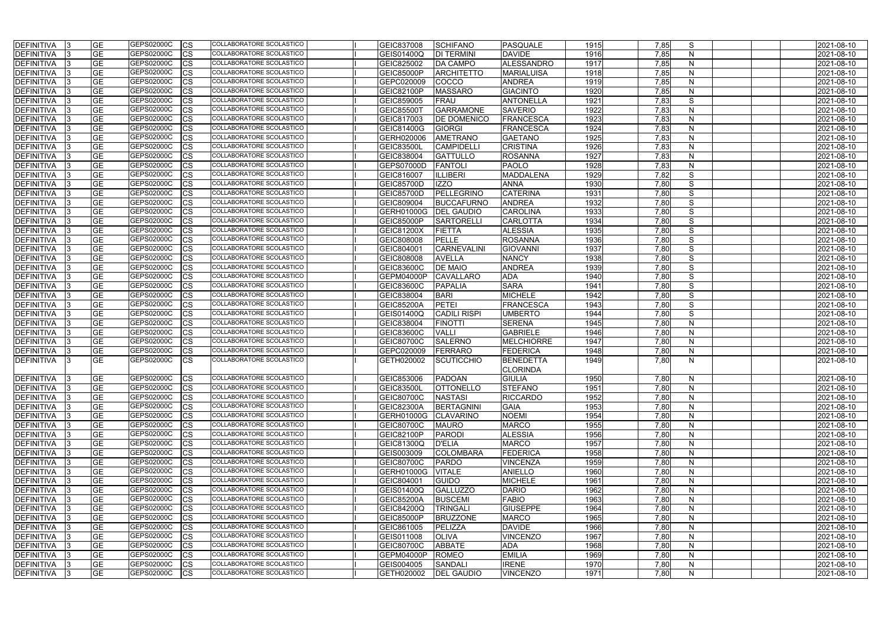| | | | | | | | | | | | | | | | | | |
|---|---|---|---|---|---|---|---|---|---|---|---|---|---|---|---|---|---|
| DEFINITIVA | 3 | GE | GEPS02000C | CS | COLLABORATORE SCOLASTICO | | I | GEIC837008 | SCHIFANO | PASQUALE | 1915 | 7,85 | S | | | | 2021-08-10 |
| DEFINITIVA | 3 | GE | GEPS02000C | CS | COLLABORATORE SCOLASTICO | | I | GEIS01400Q | DI TERMINI | DAVIDE | 1916 | 7,85 | N | | | | 2021-08-10 |
| DEFINITIVA | 3 | GE | GEPS02000C | CS | COLLABORATORE SCOLASTICO | | I | GEIC825002 | DA CAMPO | ALESSANDRO | 1917 | 7,85 | N | | | | 2021-08-10 |
| DEFINITIVA | 3 | GE | GEPS02000C | CS | COLLABORATORE SCOLASTICO | | I | GEIC85000P | ARCHITETTO | MARIALUISA | 1918 | 7,85 | N | | | | 2021-08-10 |
| DEFINITIVA | 3 | GE | GEPS02000C | CS | COLLABORATORE SCOLASTICO | | I | GEPC020009 | COCCO | ANDREA | 1919 | 7,85 | N | | | | 2021-08-10 |
| DEFINITIVA | 3 | GE | GEPS02000C | CS | COLLABORATORE SCOLASTICO | | I | GEIC82100P | MASSARO | GIACINTO | 1920 | 7,85 | N | | | | 2021-08-10 |
| DEFINITIVA | 3 | GE | GEPS02000C | CS | COLLABORATORE SCOLASTICO | | I | GEIC859005 | FRAU | ANTONELLA | 1921 | 7,83 | S | | | | 2021-08-10 |
| DEFINITIVA | 3 | GE | GEPS02000C | CS | COLLABORATORE SCOLASTICO | | I | GEIC85500T | GARRAMONE | SAVERIO | 1922 | 7,83 | N | | | | 2021-08-10 |
| DEFINITIVA | 3 | GE | GEPS02000C | CS | COLLABORATORE SCOLASTICO | | I | GEIC817003 | DE DOMENICO | FRANCESCA | 1923 | 7,83 | N | | | | 2021-08-10 |
| DEFINITIVA | 3 | GE | GEPS02000C | CS | COLLABORATORE SCOLASTICO | | I | GEIC81400G | GIORGI | FRANCESCA | 1924 | 7,83 | N | | | | 2021-08-10 |
| DEFINITIVA | 3 | GE | GEPS02000C | CS | COLLABORATORE SCOLASTICO | | I | GERH020006 | AMETRANO | GAETANO | 1925 | 7,83 | N | | | | 2021-08-10 |
| DEFINITIVA | 3 | GE | GEPS02000C | CS | COLLABORATORE SCOLASTICO | | I | GEIC83500L | CAMPIDELLI | CRISTINA | 1926 | 7,83 | N | | | | 2021-08-10 |
| DEFINITIVA | 3 | GE | GEPS02000C | CS | COLLABORATORE SCOLASTICO | | I | GEIC838004 | GATTULLO | ROSANNA | 1927 | 7,83 | N | | | | 2021-08-10 |
| DEFINITIVA | 3 | GE | GEPS02000C | CS | COLLABORATORE SCOLASTICO | | I | GEPS07000D | FANTOLI | PAOLO | 1928 | 7,83 | N | | | | 2021-08-10 |
| DEFINITIVA | 3 | GE | GEPS02000C | CS | COLLABORATORE SCOLASTICO | | I | GEIC816007 | ILLIBERI | MADDALENA | 1929 | 7,82 | S | | | | 2021-08-10 |
| DEFINITIVA | 3 | GE | GEPS02000C | CS | COLLABORATORE SCOLASTICO | | I | GEIC85700D | IZZO | ANNA | 1930 | 7,80 | S | | | | 2021-08-10 |
| DEFINITIVA | 3 | GE | GEPS02000C | CS | COLLABORATORE SCOLASTICO | | I | GEIC85700D | PELLEGRINO | CATERINA | 1931 | 7,80 | S | | | | 2021-08-10 |
| DEFINITIVA | 3 | GE | GEPS02000C | CS | COLLABORATORE SCOLASTICO | | I | GEIC809004 | BUCCAFURNO | ANDREA | 1932 | 7,80 | S | | | | 2021-08-10 |
| DEFINITIVA | 3 | GE | GEPS02000C | CS | COLLABORATORE SCOLASTICO | | I | GERH01000G | DEL GAUDIO | CAROLINA | 1933 | 7,80 | S | | | | 2021-08-10 |
| DEFINITIVA | 3 | GE | GEPS02000C | CS | COLLABORATORE SCOLASTICO | | I | GEIC85000P | SARTORELLI | CARLOTTA | 1934 | 7,80 | S | | | | 2021-08-10 |
| DEFINITIVA | 3 | GE | GEPS02000C | CS | COLLABORATORE SCOLASTICO | | I | GEIC81200X | FIETTA | ALESSIA | 1935 | 7,80 | S | | | | 2021-08-10 |
| DEFINITIVA | 3 | GE | GEPS02000C | CS | COLLABORATORE SCOLASTICO | | I | GEIC808008 | PELLE | ROSANNA | 1936 | 7,80 | S | | | | 2021-08-10 |
| DEFINITIVA | 3 | GE | GEPS02000C | CS | COLLABORATORE SCOLASTICO | | I | GEIC804001 | CARNEVALINI | GIOVANNI | 1937 | 7,80 | S | | | | 2021-08-10 |
| DEFINITIVA | 3 | GE | GEPS02000C | CS | COLLABORATORE SCOLASTICO | | I | GEIC808008 | AVELLA | NANCY | 1938 | 7,80 | S | | | | 2021-08-10 |
| DEFINITIVA | 3 | GE | GEPS02000C | CS | COLLABORATORE SCOLASTICO | | I | GEIC83600C | DE MAIO | ANDREA | 1939 | 7,80 | S | | | | 2021-08-10 |
| DEFINITIVA | 3 | GE | GEPS02000C | CS | COLLABORATORE SCOLASTICO | | I | GEPM04000P | CAVALLARO | ADA | 1940 | 7,80 | S | | | | 2021-08-10 |
| DEFINITIVA | 3 | GE | GEPS02000C | CS | COLLABORATORE SCOLASTICO | | I | GEIC83600C | PAPALIA | SARA | 1941 | 7,80 | S | | | | 2021-08-10 |
| DEFINITIVA | 3 | GE | GEPS02000C | CS | COLLABORATORE SCOLASTICO | | I | GEIC838004 | BARI | MICHELE | 1942 | 7,80 | S | | | | 2021-08-10 |
| DEFINITIVA | 3 | GE | GEPS02000C | CS | COLLABORATORE SCOLASTICO | | I | GEIC85200A | PETEI | FRANCESCA | 1943 | 7,80 | S | | | | 2021-08-10 |
| DEFINITIVA | 3 | GE | GEPS02000C | CS | COLLABORATORE SCOLASTICO | | I | GEIS01400Q | CADILI RISPI | UMBERTO | 1944 | 7,80 | S | | | | 2021-08-10 |
| DEFINITIVA | 3 | GE | GEPS02000C | CS | COLLABORATORE SCOLASTICO | | I | GEIC838004 | FINOTTI | SERENA | 1945 | 7,80 | N | | | | 2021-08-10 |
| DEFINITIVA | 3 | GE | GEPS02000C | CS | COLLABORATORE SCOLASTICO | | I | GEIC83600C | VALLI | GABRIELE | 1946 | 7,80 | N | | | | 2021-08-10 |
| DEFINITIVA | 3 | GE | GEPS02000C | CS | COLLABORATORE SCOLASTICO | | I | GEIC80700C | SALERNO | MELCHIORRE | 1947 | 7,80 | N | | | | 2021-08-10 |
| DEFINITIVA | 3 | GE | GEPS02000C | CS | COLLABORATORE SCOLASTICO | | I | GEPC020009 | FERRARO | FEDERICA | 1948 | 7,80 | N | | | | 2021-08-10 |
| DEFINITIVA | 3 | GE | GEPS02000C | CS | COLLABORATORE SCOLASTICO | | I | GETH020002 | SCUTICCHIO | BENEDETTA CLORINDA | 1949 | 7,80 | N | | | | 2021-08-10 |
| DEFINITIVA | 3 | GE | GEPS02000C | CS | COLLABORATORE SCOLASTICO | | I | GEIC853006 | PADOAN | GIULIA | 1950 | 7,80 | N | | | | 2021-08-10 |
| DEFINITIVA | 3 | GE | GEPS02000C | CS | COLLABORATORE SCOLASTICO | | I | GEIC83500L | OTTONELLO | STEFANO | 1951 | 7,80 | N | | | | 2021-08-10 |
| DEFINITIVA | 3 | GE | GEPS02000C | CS | COLLABORATORE SCOLASTICO | | I | GEIC80700C | NASTASI | RICCARDO | 1952 | 7,80 | N | | | | 2021-08-10 |
| DEFINITIVA | 3 | GE | GEPS02000C | CS | COLLABORATORE SCOLASTICO | | I | GEIC82300A | BERTAGNINI | GAIA | 1953 | 7,80 | N | | | | 2021-08-10 |
| DEFINITIVA | 3 | GE | GEPS02000C | CS | COLLABORATORE SCOLASTICO | | I | GERH01000G | CLAVARINO | NOEMI | 1954 | 7,80 | N | | | | 2021-08-10 |
| DEFINITIVA | 3 | GE | GEPS02000C | CS | COLLABORATORE SCOLASTICO | | I | GEIC80700C | MAURO | MARCO | 1955 | 7,80 | N | | | | 2021-08-10 |
| DEFINITIVA | 3 | GE | GEPS02000C | CS | COLLABORATORE SCOLASTICO | | I | GEIC82100P | PARODI | ALESSIA | 1956 | 7,80 | N | | | | 2021-08-10 |
| DEFINITIVA | 3 | GE | GEPS02000C | CS | COLLABORATORE SCOLASTICO | | I | GEIC81300Q | D'ELIA | MARCO | 1957 | 7,80 | N | | | | 2021-08-10 |
| DEFINITIVA | 3 | GE | GEPS02000C | CS | COLLABORATORE SCOLASTICO | | I | GEIS003009 | COLOMBARA | FEDERICA | 1958 | 7,80 | N | | | | 2021-08-10 |
| DEFINITIVA | 3 | GE | GEPS02000C | CS | COLLABORATORE SCOLASTICO | | I | GEIC80700C | PARDO | VINCENZA | 1959 | 7,80 | N | | | | 2021-08-10 |
| DEFINITIVA | 3 | GE | GEPS02000C | CS | COLLABORATORE SCOLASTICO | | I | GERH01000G | VITALE | ANIELLO | 1960 | 7,80 | N | | | | 2021-08-10 |
| DEFINITIVA | 3 | GE | GEPS02000C | CS | COLLABORATORE SCOLASTICO | | I | GEIC804001 | GUIDO | MICHELE | 1961 | 7,80 | N | | | | 2021-08-10 |
| DEFINITIVA | 3 | GE | GEPS02000C | CS | COLLABORATORE SCOLASTICO | | I | GEIS01400Q | GALLUZZO | DARIO | 1962 | 7,80 | N | | | | 2021-08-10 |
| DEFINITIVA | 3 | GE | GEPS02000C | CS | COLLABORATORE SCOLASTICO | | I | GEIC85200A | BUSCEMI | FABIO | 1963 | 7,80 | N | | | | 2021-08-10 |
| DEFINITIVA | 3 | GE | GEPS02000C | CS | COLLABORATORE SCOLASTICO | | I | GEIC84200Q | TRINGALI | GIUSEPPE | 1964 | 7,80 | N | | | | 2021-08-10 |
| DEFINITIVA | 3 | GE | GEPS02000C | CS | COLLABORATORE SCOLASTICO | | I | GEIC85000P | BRUZZONE | MARCO | 1965 | 7,80 | N | | | | 2021-08-10 |
| DEFINITIVA | 3 | GE | GEPS02000C | CS | COLLABORATORE SCOLASTICO | | I | GEIC861005 | PELIZZA | DAVIDE | 1966 | 7,80 | N | | | | 2021-08-10 |
| DEFINITIVA | 3 | GE | GEPS02000C | CS | COLLABORATORE SCOLASTICO | | I | GEIS011008 | OLIVA | VINCENZO | 1967 | 7,80 | N | | | | 2021-08-10 |
| DEFINITIVA | 3 | GE | GEPS02000C | CS | COLLABORATORE SCOLASTICO | | I | GEIC80700C | ABBATE | ADA | 1968 | 7,80 | N | | | | 2021-08-10 |
| DEFINITIVA | 3 | GE | GEPS02000C | CS | COLLABORATORE SCOLASTICO | | I | GEPM04000P | ROMEO | EMILIA | 1969 | 7,80 | N | | | | 2021-08-10 |
| DEFINITIVA | 3 | GE | GEPS02000C | CS | COLLABORATORE SCOLASTICO | | I | GEIS004005 | SANDALI | IRENE | 1970 | 7,80 | N | | | | 2021-08-10 |
| DEFINITIVA | 3 | GE | GEPS02000C | CS | COLLABORATORE SCOLASTICO | | I | GETH020002 | DEL GAUDIO | VINCENZO | 1971 | 7,80 | N | | | | 2021-08-10 |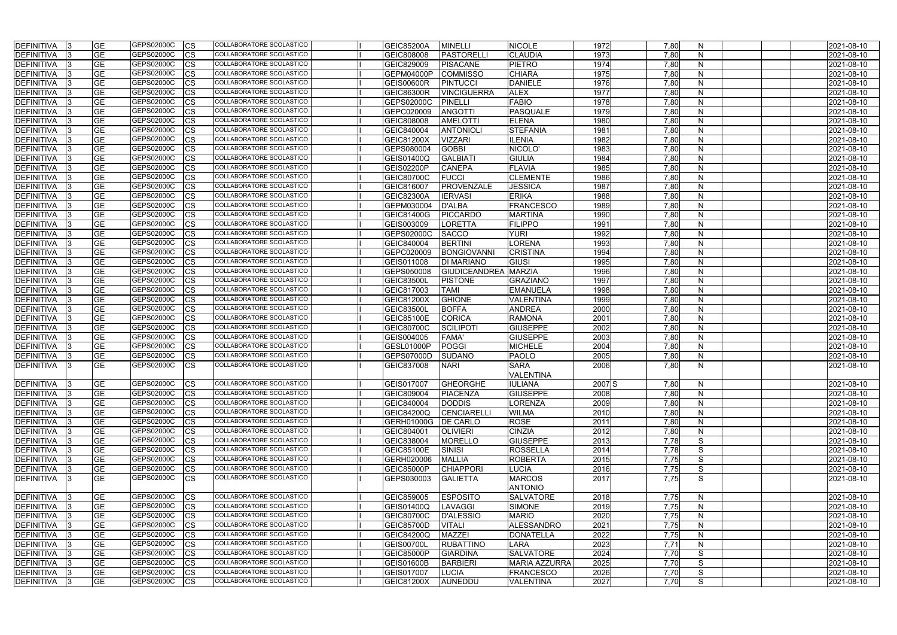| | | | | | | | | | | | | | | | | | | |
|---|---|---|---|---|---|---|---|---|---|---|---|---|---|---|---|---|---|---|
| DEFINITIVA | 3 | GE | GEPS02000C | CS | COLLABORATORE SCOLASTICO | | I | GEIC85200A | MINELLI | NICOLE | 1972 | | 7,80 | N | | | | 2021-08-10 |
| DEFINITIVA | 3 | GE | GEPS02000C | CS | COLLABORATORE SCOLASTICO | | I | GEIC808008 | PASTORELLI | CLAUDIA | 1973 | | 7,80 | N | | | | 2021-08-10 |
| DEFINITIVA | 3 | GE | GEPS02000C | CS | COLLABORATORE SCOLASTICO | | I | GEIC829009 | PISACANE | PIETRO | 1974 | | 7,80 | N | | | | 2021-08-10 |
| DEFINITIVA | 3 | GE | GEPS02000C | CS | COLLABORATORE SCOLASTICO | | I | GEPM04000P | COMMISSO | CHIARA | 1975 | | 7,80 | N | | | | 2021-08-10 |
| DEFINITIVA | 3 | GE | GEPS02000C | CS | COLLABORATORE SCOLASTICO | | I | GEIS00600R | PINTUCCI | DANIELE | 1976 | | 7,80 | N | | | | 2021-08-10 |
| DEFINITIVA | 3 | GE | GEPS02000C | CS | COLLABORATORE SCOLASTICO | | I | GEIC86300R | VINCIGUERRA | ALEX | 1977 | | 7,80 | N | | | | 2021-08-10 |
| DEFINITIVA | 3 | GE | GEPS02000C | CS | COLLABORATORE SCOLASTICO | | I | GEPS02000C | PINELLI | FABIO | 1978 | | 7,80 | N | | | | 2021-08-10 |
| DEFINITIVA | 3 | GE | GEPS02000C | CS | COLLABORATORE SCOLASTICO | | I | GEPC020009 | ANGOTTI | PASQUALE | 1979 | | 7,80 | N | | | | 2021-08-10 |
| DEFINITIVA | 3 | GE | GEPS02000C | CS | COLLABORATORE SCOLASTICO | | I | GEIC808008 | AMELOTTI | ELENA | 1980 | | 7,80 | N | | | | 2021-08-10 |
| DEFINITIVA | 3 | GE | GEPS02000C | CS | COLLABORATORE SCOLASTICO | | I | GEIC840004 | ANTONIOLI | STEFANIA | 1981 | | 7,80 | N | | | | 2021-08-10 |
| DEFINITIVA | 3 | GE | GEPS02000C | CS | COLLABORATORE SCOLASTICO | | I | GEIC81200X | VIZZARI | ILENIA | 1982 | | 7,80 | N | | | | 2021-08-10 |
| DEFINITIVA | 3 | GE | GEPS02000C | CS | COLLABORATORE SCOLASTICO | | I | GEPS080004 | GOBBI | NICOLO' | 1983 | | 7,80 | N | | | | 2021-08-10 |
| DEFINITIVA | 3 | GE | GEPS02000C | CS | COLLABORATORE SCOLASTICO | | I | GEIS01400Q | GALBIATI | GIULIA | 1984 | | 7,80 | N | | | | 2021-08-10 |
| DEFINITIVA | 3 | GE | GEPS02000C | CS | COLLABORATORE SCOLASTICO | | I | GEIS02200P | CANEPA | FLAVIA | 1985 | | 7,80 | N | | | | 2021-08-10 |
| DEFINITIVA | 3 | GE | GEPS02000C | CS | COLLABORATORE SCOLASTICO | | I | GEIC80700C | FUCCI | CLEMENTE | 1986 | | 7,80 | N | | | | 2021-08-10 |
| DEFINITIVA | 3 | GE | GEPS02000C | CS | COLLABORATORE SCOLASTICO | | I | GEIC816007 | PROVENZALE | JESSICA | 1987 | | 7,80 | N | | | | 2021-08-10 |
| DEFINITIVA | 3 | GE | GEPS02000C | CS | COLLABORATORE SCOLASTICO | | I | GEIC82300A | IERVASI | ERIKA | 1988 | | 7,80 | N | | | | 2021-08-10 |
| DEFINITIVA | 3 | GE | GEPS02000C | CS | COLLABORATORE SCOLASTICO | | I | GEPM030004 | D'ALBA | FRANCESCO | 1989 | | 7,80 | N | | | | 2021-08-10 |
| DEFINITIVA | 3 | GE | GEPS02000C | CS | COLLABORATORE SCOLASTICO | | I | GEIC81400G | PICCARDO | MARTINA | 1990 | | 7,80 | N | | | | 2021-08-10 |
| DEFINITIVA | 3 | GE | GEPS02000C | CS | COLLABORATORE SCOLASTICO | | I | GEIS003009 | LORETTA | FILIPPO | 1991 | | 7,80 | N | | | | 2021-08-10 |
| DEFINITIVA | 3 | GE | GEPS02000C | CS | COLLABORATORE SCOLASTICO | | I | GEPS02000C | SACCO | YURI | 1992 | | 7,80 | N | | | | 2021-08-10 |
| DEFINITIVA | 3 | GE | GEPS02000C | CS | COLLABORATORE SCOLASTICO | | I | GEIC840004 | BERTINI | LORENA | 1993 | | 7,80 | N | | | | 2021-08-10 |
| DEFINITIVA | 3 | GE | GEPS02000C | CS | COLLABORATORE SCOLASTICO | | I | GEPC020009 | BONGIOVANNI | CRISTINA | 1994 | | 7,80 | N | | | | 2021-08-10 |
| DEFINITIVA | 3 | GE | GEPS02000C | CS | COLLABORATORE SCOLASTICO | | I | GEIS011008 | DI MARIANO | GIUSI | 1995 | | 7,80 | N | | | | 2021-08-10 |
| DEFINITIVA | 3 | GE | GEPS02000C | CS | COLLABORATORE SCOLASTICO | | I | GEPS050008 | GIUDICEANDREA | MARZIA | 1996 | | 7,80 | N | | | | 2021-08-10 |
| DEFINITIVA | 3 | GE | GEPS02000C | CS | COLLABORATORE SCOLASTICO | | I | GEIC83500L | PISTONE | GRAZIANO | 1997 | | 7,80 | N | | | | 2021-08-10 |
| DEFINITIVA | 3 | GE | GEPS02000C | CS | COLLABORATORE SCOLASTICO | | I | GEIC817003 | TAMI | EMANUELA | 1998 | | 7,80 | N | | | | 2021-08-10 |
| DEFINITIVA | 3 | GE | GEPS02000C | CS | COLLABORATORE SCOLASTICO | | I | GEIC81200X | GHIONE | VALENTINA | 1999 | | 7,80 | N | | | | 2021-08-10 |
| DEFINITIVA | 3 | GE | GEPS02000C | CS | COLLABORATORE SCOLASTICO | | I | GEIC83500L | BOFFA | ANDREA | 2000 | | 7,80 | N | | | | 2021-08-10 |
| DEFINITIVA | 3 | GE | GEPS02000C | CS | COLLABORATORE SCOLASTICO | | I | GEIC85100E | CORICA | RAMONA | 2001 | | 7,80 | N | | | | 2021-08-10 |
| DEFINITIVA | 3 | GE | GEPS02000C | CS | COLLABORATORE SCOLASTICO | | I | GEIC80700C | SCILIPOTI | GIUSEPPE | 2002 | | 7,80 | N | | | | 2021-08-10 |
| DEFINITIVA | 3 | GE | GEPS02000C | CS | COLLABORATORE SCOLASTICO | | I | GEIS004005 | FAMA' | GIUSEPPE | 2003 | | 7,80 | N | | | | 2021-08-10 |
| DEFINITIVA | 3 | GE | GEPS02000C | CS | COLLABORATORE SCOLASTICO | | I | GESL01000P | POGGI | MICHELE | 2004 | | 7,80 | N | | | | 2021-08-10 |
| DEFINITIVA | 3 | GE | GEPS02000C | CS | COLLABORATORE SCOLASTICO | | I | GEPS07000D | SUDANO | PAOLO | 2005 | | 7,80 | N | | | | 2021-08-10 |
| DEFINITIVA | 3 | GE | GEPS02000C | CS | COLLABORATORE SCOLASTICO | | I | GEIC837008 | NARI | SARA VALENTINA | 2006 | | 7,80 | N | | | | 2021-08-10 |
| DEFINITIVA | 3 | GE | GEPS02000C | CS | COLLABORATORE SCOLASTICO | | I | GEIS017007 | GHEORGHE | IULIANA | 2007 | S | 7,80 | N | | | | 2021-08-10 |
| DEFINITIVA | 3 | GE | GEPS02000C | CS | COLLABORATORE SCOLASTICO | | I | GEIC809004 | PIACENZA | GIUSEPPE | 2008 | | 7,80 | N | | | | 2021-08-10 |
| DEFINITIVA | 3 | GE | GEPS02000C | CS | COLLABORATORE SCOLASTICO | | I | GEIC840004 | DODDIS | LORENZA | 2009 | | 7,80 | N | | | | 2021-08-10 |
| DEFINITIVA | 3 | GE | GEPS02000C | CS | COLLABORATORE SCOLASTICO | | I | GEIC84200Q | CENCIARELLI | WILMA | 2010 | | 7,80 | N | | | | 2021-08-10 |
| DEFINITIVA | 3 | GE | GEPS02000C | CS | COLLABORATORE SCOLASTICO | | I | GERH01000G | DE CARLO | ROSE | 2011 | | 7,80 | N | | | | 2021-08-10 |
| DEFINITIVA | 3 | GE | GEPS02000C | CS | COLLABORATORE SCOLASTICO | | I | GEIC804001 | OLIVIERI | CINZIA | 2012 | | 7,80 | N | | | | 2021-08-10 |
| DEFINITIVA | 3 | GE | GEPS02000C | CS | COLLABORATORE SCOLASTICO | | I | GEIC838004 | MORELLO | GIUSEPPE | 2013 | | 7,78 | S | | | | 2021-08-10 |
| DEFINITIVA | 3 | GE | GEPS02000C | CS | COLLABORATORE SCOLASTICO | | I | GEIC85100E | SINISI | ROSSELLA | 2014 | | 7,78 | S | | | | 2021-08-10 |
| DEFINITIVA | 3 | GE | GEPS02000C | CS | COLLABORATORE SCOLASTICO | | I | GERH020006 | MALLIA | ROBERTA | 2015 | | 7,75 | S | | | | 2021-08-10 |
| DEFINITIVA | 3 | GE | GEPS02000C | CS | COLLABORATORE SCOLASTICO | | I | GEIC85000P | CHIAPPORI | LUCIA | 2016 | | 7,75 | S | | | | 2021-08-10 |
| DEFINITIVA | 3 | GE | GEPS02000C | CS | COLLABORATORE SCOLASTICO | | I | GEPS030003 | GALIETTA | MARCOS ANTONIO | 2017 | | 7,75 | S | | | | 2021-08-10 |
| DEFINITIVA | 3 | GE | GEPS02000C | CS | COLLABORATORE SCOLASTICO | | I | GEIC859005 | ESPOSITO | SALVATORE | 2018 | | 7,75 | N | | | | 2021-08-10 |
| DEFINITIVA | 3 | GE | GEPS02000C | CS | COLLABORATORE SCOLASTICO | | I | GEIS01400Q | LAVAGGI | SIMONE | 2019 | | 7,75 | N | | | | 2021-08-10 |
| DEFINITIVA | 3 | GE | GEPS02000C | CS | COLLABORATORE SCOLASTICO | | I | GEIC80700C | D'ALESSIO | MARIO | 2020 | | 7,75 | N | | | | 2021-08-10 |
| DEFINITIVA | 3 | GE | GEPS02000C | CS | COLLABORATORE SCOLASTICO | | I | GEIC85700D | VITALI | ALESSANDRO | 2021 | | 7,75 | N | | | | 2021-08-10 |
| DEFINITIVA | 3 | GE | GEPS02000C | CS | COLLABORATORE SCOLASTICO | | I | GEIC84200Q | MAZZEI | DONATELLA | 2022 | | 7,75 | N | | | | 2021-08-10 |
| DEFINITIVA | 3 | GE | GEPS02000C | CS | COLLABORATORE SCOLASTICO | | I | GEIS00700L | RUBATTINO | LARA | 2023 | | 7,71 | N | | | | 2021-08-10 |
| DEFINITIVA | 3 | GE | GEPS02000C | CS | COLLABORATORE SCOLASTICO | | I | GEIC85000P | GIARDINA | SALVATORE | 2024 | | 7,70 | S | | | | 2021-08-10 |
| DEFINITIVA | 3 | GE | GEPS02000C | CS | COLLABORATORE SCOLASTICO | | I | GEIS01600B | BARBIERI | MARIA AZZURRA | 2025 | | 7,70 | S | | | | 2021-08-10 |
| DEFINITIVA | 3 | GE | GEPS02000C | CS | COLLABORATORE SCOLASTICO | | I | GEIS017007 | LUCIA | FRANCESCO | 2026 | | 7,70 | S | | | | 2021-08-10 |
| DEFINITIVA | 3 | GE | GEPS02000C | CS | COLLABORATORE SCOLASTICO | | I | GEIC81200X | AUNEDDU | VALENTINA | 2027 | | 7,70 | S | | | | 2021-08-10 |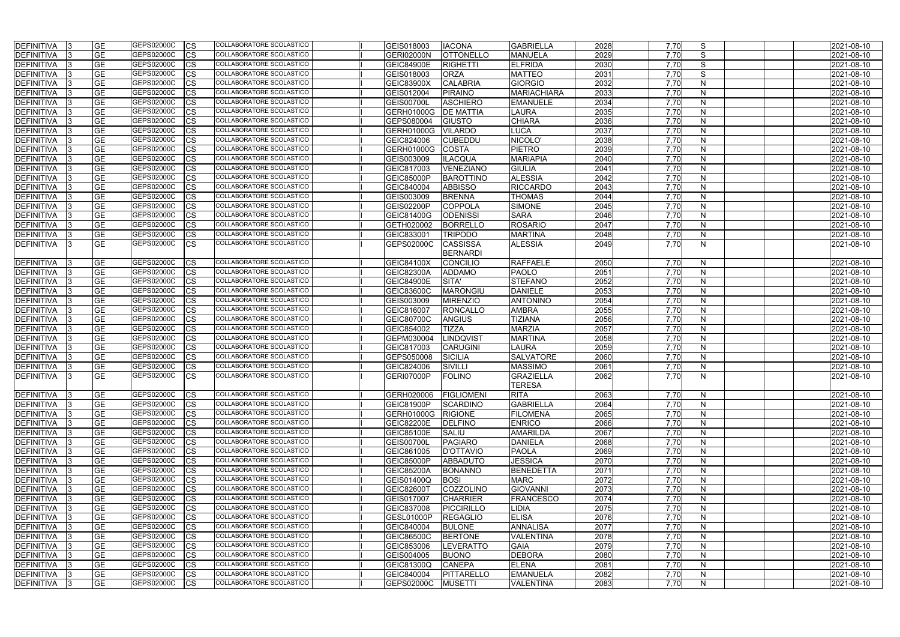| | | | | | | | | | | | | | | | | | | | |
|---|---|---|---|---|---|---|---|---|---|---|---|---|---|---|---|---|---|---|---|
| DEFINITIVA | 3 | GE | GEPS02000C | CS | COLLABORATORE SCOLASTICO | | I | GEIS018003 | IACONA | GABRIELLA | 2028 | | 7,70 | S | | | | 2021-08-10 |
| DEFINITIVA | 3 | GE | GEPS02000C | CS | COLLABORATORE SCOLASTICO | | I | GERI02000N | OTTONELLO | MANUELA | 2029 | | 7,70 | S | | | | 2021-08-10 |
| DEFINITIVA | 3 | GE | GEPS02000C | CS | COLLABORATORE SCOLASTICO | | I | GEIC84900E | RIGHETTI | ELFRIDA | 2030 | | 7,70 | S | | | | 2021-08-10 |
| DEFINITIVA | 3 | GE | GEPS02000C | CS | COLLABORATORE SCOLASTICO | | I | GEIS018003 | ORZA | MATTEO | 2031 | | 7,70 | S | | | | 2021-08-10 |
| DEFINITIVA | 3 | GE | GEPS02000C | CS | COLLABORATORE SCOLASTICO | | I | GEIC83900X | CALABRIA | GIORGIO | 2032 | | 7,70 | N | | | | 2021-08-10 |
| DEFINITIVA | 3 | GE | GEPS02000C | CS | COLLABORATORE SCOLASTICO | | I | GEIS012004 | PIRAINO | MARIACHIARA | 2033 | | 7,70 | N | | | | 2021-08-10 |
| DEFINITIVA | 3 | GE | GEPS02000C | CS | COLLABORATORE SCOLASTICO | | I | GEIS00700L | ASCHIERO | EMANUELE | 2034 | | 7,70 | N | | | | 2021-08-10 |
| DEFINITIVA | 3 | GE | GEPS02000C | CS | COLLABORATORE SCOLASTICO | | I | GERH01000G | DE MATTIA | LAURA | 2035 | | 7,70 | N | | | | 2021-08-10 |
| DEFINITIVA | 3 | GE | GEPS02000C | CS | COLLABORATORE SCOLASTICO | | I | GEPS080004 | GIUSTO | CHIARA | 2036 | | 7,70 | N | | | | 2021-08-10 |
| DEFINITIVA | 3 | GE | GEPS02000C | CS | COLLABORATORE SCOLASTICO | | I | GERH01000G | VILARDO | LUCA | 2037 | | 7,70 | N | | | | 2021-08-10 |
| DEFINITIVA | 3 | GE | GEPS02000C | CS | COLLABORATORE SCOLASTICO | | I | GEIC824006 | CUBEDDU | NICOLO' | 2038 | | 7,70 | N | | | | 2021-08-10 |
| DEFINITIVA | 3 | GE | GEPS02000C | CS | COLLABORATORE SCOLASTICO | | I | GERH01000G | COSTA | PIETRO | 2039 | | 7,70 | N | | | | 2021-08-10 |
| DEFINITIVA | 3 | GE | GEPS02000C | CS | COLLABORATORE SCOLASTICO | | I | GEIS003009 | ILACQUA | MARIAPIA | 2040 | | 7,70 | N | | | | 2021-08-10 |
| DEFINITIVA | 3 | GE | GEPS02000C | CS | COLLABORATORE SCOLASTICO | | I | GEIC817003 | VENEZIANO | GIULIA | 2041 | | 7,70 | N | | | | 2021-08-10 |
| DEFINITIVA | 3 | GE | GEPS02000C | CS | COLLABORATORE SCOLASTICO | | I | GEIC85000P | BAROTTINO | ALESSIA | 2042 | | 7,70 | N | | | | 2021-08-10 |
| DEFINITIVA | 3 | GE | GEPS02000C | CS | COLLABORATORE SCOLASTICO | | I | GEIC840004 | ABBISSO | RICCARDO | 2043 | | 7,70 | N | | | | 2021-08-10 |
| DEFINITIVA | 3 | GE | GEPS02000C | CS | COLLABORATORE SCOLASTICO | | I | GEIS003009 | BRENNA | THOMAS | 2044 | | 7,70 | N | | | | 2021-08-10 |
| DEFINITIVA | 3 | GE | GEPS02000C | CS | COLLABORATORE SCOLASTICO | | I | GEIS02200P | COPPOLA | SIMONE | 2045 | | 7,70 | N | | | | 2021-08-10 |
| DEFINITIVA | 3 | GE | GEPS02000C | CS | COLLABORATORE SCOLASTICO | | I | GEIC81400G | ODENISSI | SARA | 2046 | | 7,70 | N | | | | 2021-08-10 |
| DEFINITIVA | 3 | GE | GEPS02000C | CS | COLLABORATORE SCOLASTICO | | I | GETH020002 | BORRELLO | ROSARIO | 2047 | | 7,70 | N | | | | 2021-08-10 |
| DEFINITIVA | 3 | GE | GEPS02000C | CS | COLLABORATORE SCOLASTICO | | I | GEIC833001 | TRIPODO | MARTINA | 2048 | | 7,70 | N | | | | 2021-08-10 |
| DEFINITIVA | 3 | GE | GEPS02000C | CS | COLLABORATORE SCOLASTICO | | I | GEPS02000C | CASSISSA BERNARDI | ALESSIA | 2049 | | 7,70 | N | | | | 2021-08-10 |
| DEFINITIVA | 3 | GE | GEPS02000C | CS | COLLABORATORE SCOLASTICO | | I | GEIC84100X | CONCILIO | RAFFAELE | 2050 | | 7,70 | N | | | | 2021-08-10 |
| DEFINITIVA | 3 | GE | GEPS02000C | CS | COLLABORATORE SCOLASTICO | | I | GEIC82300A | ADDAMO | PAOLO | 2051 | | 7,70 | N | | | | 2021-08-10 |
| DEFINITIVA | 3 | GE | GEPS02000C | CS | COLLABORATORE SCOLASTICO | | I | GEIC84900E | SITA' | STEFANO | 2052 | | 7,70 | N | | | | 2021-08-10 |
| DEFINITIVA | 3 | GE | GEPS02000C | CS | COLLABORATORE SCOLASTICO | | I | GEIC83600C | MARONGIU | DANIELE | 2053 | | 7,70 | N | | | | 2021-08-10 |
| DEFINITIVA | 3 | GE | GEPS02000C | CS | COLLABORATORE SCOLASTICO | | I | GEIS003009 | MIRENZIO | ANTONINO | 2054 | | 7,70 | N | | | | 2021-08-10 |
| DEFINITIVA | 3 | GE | GEPS02000C | CS | COLLABORATORE SCOLASTICO | | I | GEIC816007 | RONCALLO | AMBRA | 2055 | | 7,70 | N | | | | 2021-08-10 |
| DEFINITIVA | 3 | GE | GEPS02000C | CS | COLLABORATORE SCOLASTICO | | I | GEIC80700C | ANGIUS | TIZIANA | 2056 | | 7,70 | N | | | | 2021-08-10 |
| DEFINITIVA | 3 | GE | GEPS02000C | CS | COLLABORATORE SCOLASTICO | | I | GEIC854002 | TIZZA | MARZIA | 2057 | | 7,70 | N | | | | 2021-08-10 |
| DEFINITIVA | 3 | GE | GEPS02000C | CS | COLLABORATORE SCOLASTICO | | I | GEPM030004 | LINDQVIST | MARTINA | 2058 | | 7,70 | N | | | | 2021-08-10 |
| DEFINITIVA | 3 | GE | GEPS02000C | CS | COLLABORATORE SCOLASTICO | | I | GEIC817003 | CARUGINI | LAURA | 2059 | | 7,70 | N | | | | 2021-08-10 |
| DEFINITIVA | 3 | GE | GEPS02000C | CS | COLLABORATORE SCOLASTICO | | I | GEPS050008 | SICILIA | SALVATORE | 2060 | | 7,70 | N | | | | 2021-08-10 |
| DEFINITIVA | 3 | GE | GEPS02000C | CS | COLLABORATORE SCOLASTICO | | I | GEIC824006 | SIVILLI | MASSIMO | 2061 | | 7,70 | N | | | | 2021-08-10 |
| DEFINITIVA | 3 | GE | GEPS02000C | CS | COLLABORATORE SCOLASTICO | | I | GERI07000P | FOLINO | GRAZIELLA TERESA | 2062 | | 7,70 | N | | | | 2021-08-10 |
| DEFINITIVA | 3 | GE | GEPS02000C | CS | COLLABORATORE SCOLASTICO | | I | GERH020006 | FIGLIOMENI | RITA | 2063 | | 7,70 | N | | | | 2021-08-10 |
| DEFINITIVA | 3 | GE | GEPS02000C | CS | COLLABORATORE SCOLASTICO | | I | GEIC81900P | SCARDINO | GABRIELLA | 2064 | | 7,70 | N | | | | 2021-08-10 |
| DEFINITIVA | 3 | GE | GEPS02000C | CS | COLLABORATORE SCOLASTICO | | I | GERH01000G | RIGIONE | FILOMENA | 2065 | | 7,70 | N | | | | 2021-08-10 |
| DEFINITIVA | 3 | GE | GEPS02000C | CS | COLLABORATORE SCOLASTICO | | I | GEIC82200E | DELFINO | ENRICO | 2066 | | 7,70 | N | | | | 2021-08-10 |
| DEFINITIVA | 3 | GE | GEPS02000C | CS | COLLABORATORE SCOLASTICO | | I | GEIC85100E | SALIU | AMARILDA | 2067 | | 7,70 | N | | | | 2021-08-10 |
| DEFINITIVA | 3 | GE | GEPS02000C | CS | COLLABORATORE SCOLASTICO | | I | GEIS00700L | PAGIARO | DANIELA | 2068 | | 7,70 | N | | | | 2021-08-10 |
| DEFINITIVA | 3 | GE | GEPS02000C | CS | COLLABORATORE SCOLASTICO | | I | GEIC861005 | D'OTTAVIO | PAOLA | 2069 | | 7,70 | N | | | | 2021-08-10 |
| DEFINITIVA | 3 | GE | GEPS02000C | CS | COLLABORATORE SCOLASTICO | | I | GEIC85000P | ABBADUTO | JESSICA | 2070 | | 7,70 | N | | | | 2021-08-10 |
| DEFINITIVA | 3 | GE | GEPS02000C | CS | COLLABORATORE SCOLASTICO | | I | GEIC85200A | BONANNO | BENEDETTA | 2071 | | 7,70 | N | | | | 2021-08-10 |
| DEFINITIVA | 3 | GE | GEPS02000C | CS | COLLABORATORE SCOLASTICO | | I | GEIS01400Q | BOSI | MARC | 2072 | | 7,70 | N | | | | 2021-08-10 |
| DEFINITIVA | 3 | GE | GEPS02000C | CS | COLLABORATORE SCOLASTICO | | I | GEIC82600T | COZZOLINO | GIOVANNI | 2073 | | 7,70 | N | | | | 2021-08-10 |
| DEFINITIVA | 3 | GE | GEPS02000C | CS | COLLABORATORE SCOLASTICO | | I | GEIS017007 | CHARRIER | FRANCESCO | 2074 | | 7,70 | N | | | | 2021-08-10 |
| DEFINITIVA | 3 | GE | GEPS02000C | CS | COLLABORATORE SCOLASTICO | | I | GEIC837008 | PICCIRILLO | LIDIA | 2075 | | 7,70 | N | | | | 2021-08-10 |
| DEFINITIVA | 3 | GE | GEPS02000C | CS | COLLABORATORE SCOLASTICO | | I | GESL01000P | REGAGLIO | ELISA | 2076 | | 7,70 | N | | | | 2021-08-10 |
| DEFINITIVA | 3 | GE | GEPS02000C | CS | COLLABORATORE SCOLASTICO | | I | GEIC840004 | BULONE | ANNALISA | 2077 | | 7,70 | N | | | | 2021-08-10 |
| DEFINITIVA | 3 | GE | GEPS02000C | CS | COLLABORATORE SCOLASTICO | | I | GEIC86500C | BERTONE | VALENTINA | 2078 | | 7,70 | N | | | | 2021-08-10 |
| DEFINITIVA | 3 | GE | GEPS02000C | CS | COLLABORATORE SCOLASTICO | | I | GEIC853006 | LEVERATTO | GAIA | 2079 | | 7,70 | N | | | | 2021-08-10 |
| DEFINITIVA | 3 | GE | GEPS02000C | CS | COLLABORATORE SCOLASTICO | | I | GEIS004005 | BUONO | DEBORA | 2080 | | 7,70 | N | | | | 2021-08-10 |
| DEFINITIVA | 3 | GE | GEPS02000C | CS | COLLABORATORE SCOLASTICO | | I | GEIC81300Q | CANEPA | ELENA | 2081 | | 7,70 | N | | | | 2021-08-10 |
| DEFINITIVA | 3 | GE | GEPS02000C | CS | COLLABORATORE SCOLASTICO | | I | GEIC840004 | PITTARELLO | EMANUELA | 2082 | | 7,70 | N | | | | 2021-08-10 |
| DEFINITIVA | 3 | GE | GEPS02000C | CS | COLLABORATORE SCOLASTICO | | I | GEPS02000C | MUSETTI | VALENTINA | 2083 | | 7,70 | N | | | | 2021-08-10 |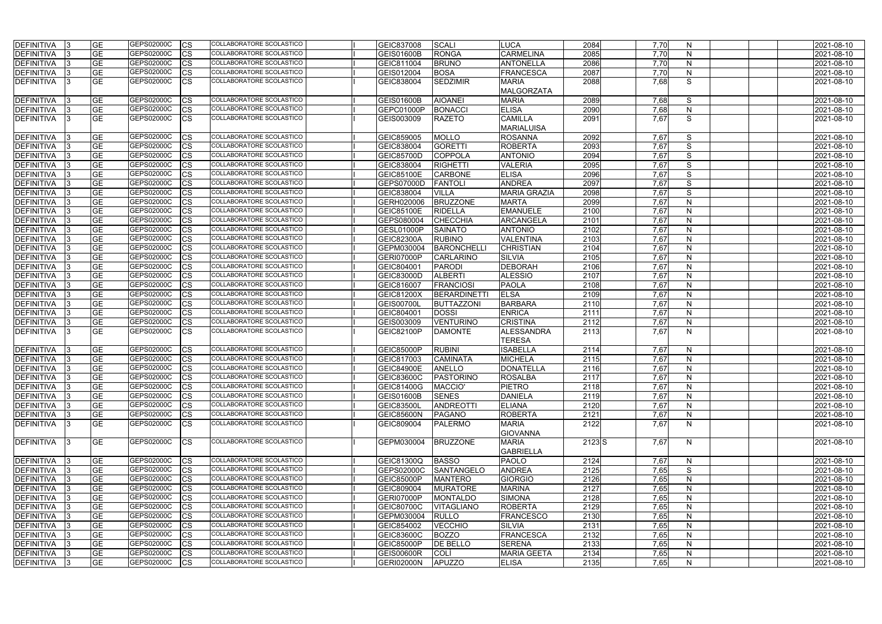| DEFINITIVA | 3 | GE | GEPS02000C | CS | COLLABORATORE SCOLASTICO | | I | GEIC837008 | SCALI | LUCA | 2084 | | 7,70 | N | | | | 2021-08-10 |
|---|---|---|---|---|---|---|---|---|---|---|---|---|---|---|---|---|---|---|
| DEFINITIVA | 3 | GE | GEPS02000C | CS | COLLABORATORE SCOLASTICO | | I | GEIS01600B | RONGA | CARMELINA | 2085 | | 7,70 | N | | | | 2021-08-10 |
| DEFINITIVA | 3 | GE | GEPS02000C | CS | COLLABORATORE SCOLASTICO | | I | GEIC811004 | BRUNO | ANTONELLA | 2086 | | 7,70 | N | | | | 2021-08-10 |
| DEFINITIVA | 3 | GE | GEPS02000C | CS | COLLABORATORE SCOLASTICO | | I | GEIS012004 | BOSA | FRANCESCA | 2087 | | 7,70 | N | | | | 2021-08-10 |
| DEFINITIVA | 3 | GE | GEPS02000C | CS | COLLABORATORE SCOLASTICO | | I | GEIC838004 | SEDZIMIR | MARIA MALGORZATA | 2088 | | 7,68 | S | | | | 2021-08-10 |
| DEFINITIVA | 3 | GE | GEPS02000C | CS | COLLABORATORE SCOLASTICO | | I | GEIS01600B | AIOANEI | MARIA | 2089 | | 7,68 | S | | | | 2021-08-10 |
| DEFINITIVA | 3 | GE | GEPS02000C | CS | COLLABORATORE SCOLASTICO | | I | GEPC01000P | BONACCI | ELISA | 2090 | | 7,68 | N | | | | 2021-08-10 |
| DEFINITIVA | 3 | GE | GEPS02000C | CS | COLLABORATORE SCOLASTICO | | I | GEIS003009 | RAZETO | CAMILLA MARIALUISA | 2091 | | 7,67 | S | | | | 2021-08-10 |
| DEFINITIVA | 3 | GE | GEPS02000C | CS | COLLABORATORE SCOLASTICO | | I | GEIC859005 | MOLLO | ROSANNA | 2092 | | 7,67 | S | | | | 2021-08-10 |
| DEFINITIVA | 3 | GE | GEPS02000C | CS | COLLABORATORE SCOLASTICO | | I | GEIC838004 | GORETTI | ROBERTA | 2093 | | 7,67 | S | | | | 2021-08-10 |
| DEFINITIVA | 3 | GE | GEPS02000C | CS | COLLABORATORE SCOLASTICO | | I | GEIC85700D | COPPOLA | ANTONIO | 2094 | | 7,67 | S | | | | 2021-08-10 |
| DEFINITIVA | 3 | GE | GEPS02000C | CS | COLLABORATORE SCOLASTICO | | I | GEIC838004 | RIGHETTI | VALERIA | 2095 | | 7,67 | S | | | | 2021-08-10 |
| DEFINITIVA | 3 | GE | GEPS02000C | CS | COLLABORATORE SCOLASTICO | | I | GEIC85100E | CARBONE | ELISA | 2096 | | 7,67 | S | | | | 2021-08-10 |
| DEFINITIVA | 3 | GE | GEPS02000C | CS | COLLABORATORE SCOLASTICO | | I | GEPS07000D | FANTOLI | ANDREA | 2097 | | 7,67 | S | | | | 2021-08-10 |
| DEFINITIVA | 3 | GE | GEPS02000C | CS | COLLABORATORE SCOLASTICO | | I | GEIC838004 | VILLA | MARIA GRAZIA | 2098 | | 7,67 | S | | | | 2021-08-10 |
| DEFINITIVA | 3 | GE | GEPS02000C | CS | COLLABORATORE SCOLASTICO | | I | GERH020006 | BRUZZONE | MARTA | 2099 | | 7,67 | N | | | | 2021-08-10 |
| DEFINITIVA | 3 | GE | GEPS02000C | CS | COLLABORATORE SCOLASTICO | | I | GEIC85100E | RIDELLA | EMANUELE | 2100 | | 7,67 | N | | | | 2021-08-10 |
| DEFINITIVA | 3 | GE | GEPS02000C | CS | COLLABORATORE SCOLASTICO | | I | GEPS080004 | CHECCHIA | ARCANGELA | 2101 | | 7,67 | N | | | | 2021-08-10 |
| DEFINITIVA | 3 | GE | GEPS02000C | CS | COLLABORATORE SCOLASTICO | | I | GESL01000P | SAINATO | ANTONIO | 2102 | | 7,67 | N | | | | 2021-08-10 |
| DEFINITIVA | 3 | GE | GEPS02000C | CS | COLLABORATORE SCOLASTICO | | I | GEIC82300A | RUBINO | VALENTINA | 2103 | | 7,67 | N | | | | 2021-08-10 |
| DEFINITIVA | 3 | GE | GEPS02000C | CS | COLLABORATORE SCOLASTICO | | I | GEPM030004 | BARONCHELLI | CHRISTIAN | 2104 | | 7,67 | N | | | | 2021-08-10 |
| DEFINITIVA | 3 | GE | GEPS02000C | CS | COLLABORATORE SCOLASTICO | | I | GERI07000P | CARLARINO | SILVIA | 2105 | | 7,67 | N | | | | 2021-08-10 |
| DEFINITIVA | 3 | GE | GEPS02000C | CS | COLLABORATORE SCOLASTICO | | I | GEIC804001 | PARODI | DEBORAH | 2106 | | 7,67 | N | | | | 2021-08-10 |
| DEFINITIVA | 3 | GE | GEPS02000C | CS | COLLABORATORE SCOLASTICO | | I | GEIC83000D | ALBERTI | ALESSIO | 2107 | | 7,67 | N | | | | 2021-08-10 |
| DEFINITIVA | 3 | GE | GEPS02000C | CS | COLLABORATORE SCOLASTICO | | I | GEIC816007 | FRANCIOSI | PAOLA | 2108 | | 7,67 | N | | | | 2021-08-10 |
| DEFINITIVA | 3 | GE | GEPS02000C | CS | COLLABORATORE SCOLASTICO | | I | GEIC81200X | BERARDINETTI | ELSA | 2109 | | 7,67 | N | | | | 2021-08-10 |
| DEFINITIVA | 3 | GE | GEPS02000C | CS | COLLABORATORE SCOLASTICO | | I | GEIS00700L | BUTTAZZONI | BARBARA | 2110 | | 7,67 | N | | | | 2021-08-10 |
| DEFINITIVA | 3 | GE | GEPS02000C | CS | COLLABORATORE SCOLASTICO | | I | GEIC804001 | DOSSI | ENRICA | 2111 | | 7,67 | N | | | | 2021-08-10 |
| DEFINITIVA | 3 | GE | GEPS02000C | CS | COLLABORATORE SCOLASTICO | | I | GEIS003009 | VENTURINO | CRISTINA | 2112 | | 7,67 | N | | | | 2021-08-10 |
| DEFINITIVA | 3 | GE | GEPS02000C | CS | COLLABORATORE SCOLASTICO | | I | GEIC82100P | DAMONTE | ALESSANDRA TERESA | 2113 | | 7,67 | N | | | | 2021-08-10 |
| DEFINITIVA | 3 | GE | GEPS02000C | CS | COLLABORATORE SCOLASTICO | | I | GEIC85000P | RUBINI | ISABELLA | 2114 | | 7,67 | N | | | | 2021-08-10 |
| DEFINITIVA | 3 | GE | GEPS02000C | CS | COLLABORATORE SCOLASTICO | | I | GEIC817003 | CAMINATA | MICHELA | 2115 | | 7,67 | N | | | | 2021-08-10 |
| DEFINITIVA | 3 | GE | GEPS02000C | CS | COLLABORATORE SCOLASTICO | | I | GEIC84900E | ANELLO | DONATELLA | 2116 | | 7,67 | N | | | | 2021-08-10 |
| DEFINITIVA | 3 | GE | GEPS02000C | CS | COLLABORATORE SCOLASTICO | | I | GEIC83600C | PASTORINO | ROSALBA | 2117 | | 7,67 | N | | | | 2021-08-10 |
| DEFINITIVA | 3 | GE | GEPS02000C | CS | COLLABORATORE SCOLASTICO | | I | GEIC81400G | MACCIO' | PIETRO | 2118 | | 7,67 | N | | | | 2021-08-10 |
| DEFINITIVA | 3 | GE | GEPS02000C | CS | COLLABORATORE SCOLASTICO | | I | GEIS01600B | SENES | DANIELA | 2119 | | 7,67 | N | | | | 2021-08-10 |
| DEFINITIVA | 3 | GE | GEPS02000C | CS | COLLABORATORE SCOLASTICO | | I | GEIC83500L | ANDREOTTI | ELIANA | 2120 | | 7,67 | N | | | | 2021-08-10 |
| DEFINITIVA | 3 | GE | GEPS02000C | CS | COLLABORATORE SCOLASTICO | | I | GEIC85600N | PAGANO | ROBERTA | 2121 | | 7,67 | N | | | | 2021-08-10 |
| DEFINITIVA | 3 | GE | GEPS02000C | CS | COLLABORATORE SCOLASTICO | | I | GEIC809004 | PALERMO | MARIA GIOVANNA | 2122 | | 7,67 | N | | | | 2021-08-10 |
| DEFINITIVA | 3 | GE | GEPS02000C | CS | COLLABORATORE SCOLASTICO | | I | GEPM030004 | BRUZZONE | MARIA GABRIELLA | 2123 | S | 7,67 | N | | | | 2021-08-10 |
| DEFINITIVA | 3 | GE | GEPS02000C | CS | COLLABORATORE SCOLASTICO | | I | GEIC81300Q | BASSO | PAOLO | 2124 | | 7,67 | N | | | | 2021-08-10 |
| DEFINITIVA | 3 | GE | GEPS02000C | CS | COLLABORATORE SCOLASTICO | | I | GEPS02000C | SANTANGELO | ANDREA | 2125 | | 7,65 | S | | | | 2021-08-10 |
| DEFINITIVA | 3 | GE | GEPS02000C | CS | COLLABORATORE SCOLASTICO | | I | GEIC85000P | MANTERO | GIORGIO | 2126 | | 7,65 | N | | | | 2021-08-10 |
| DEFINITIVA | 3 | GE | GEPS02000C | CS | COLLABORATORE SCOLASTICO | | I | GEIC809004 | MURATORE | MARINA | 2127 | | 7,65 | N | | | | 2021-08-10 |
| DEFINITIVA | 3 | GE | GEPS02000C | CS | COLLABORATORE SCOLASTICO | | I | GERI07000P | MONTALDO | SIMONA | 2128 | | 7,65 | N | | | | 2021-08-10 |
| DEFINITIVA | 3 | GE | GEPS02000C | CS | COLLABORATORE SCOLASTICO | | I | GEIC80700C | VITAGLIANO | ROBERTA | 2129 | | 7,65 | N | | | | 2021-08-10 |
| DEFINITIVA | 3 | GE | GEPS02000C | CS | COLLABORATORE SCOLASTICO | | I | GEPM030004 | RULLO | FRANCESCO | 2130 | | 7,65 | N | | | | 2021-08-10 |
| DEFINITIVA | 3 | GE | GEPS02000C | CS | COLLABORATORE SCOLASTICO | | I | GEIC854002 | VECCHIO | SILVIA | 2131 | | 7,65 | N | | | | 2021-08-10 |
| DEFINITIVA | 3 | GE | GEPS02000C | CS | COLLABORATORE SCOLASTICO | | I | GEIC83600C | BOZZO | FRANCESCA | 2132 | | 7,65 | N | | | | 2021-08-10 |
| DEFINITIVA | 3 | GE | GEPS02000C | CS | COLLABORATORE SCOLASTICO | | I | GEIC85000P | DE BELLO | SERENA | 2133 | | 7,65 | N | | | | 2021-08-10 |
| DEFINITIVA | 3 | GE | GEPS02000C | CS | COLLABORATORE SCOLASTICO | | I | GEIS00600R | COLÌ | MARIA GEETA | 2134 | | 7,65 | N | | | | 2021-08-10 |
| DEFINITIVA | 3 | GE | GEPS02000C | CS | COLLABORATORE SCOLASTICO | | I | GERI02000N | APUZZO | ELISA | 2135 | | 7,65 | N | | | | 2021-08-10 |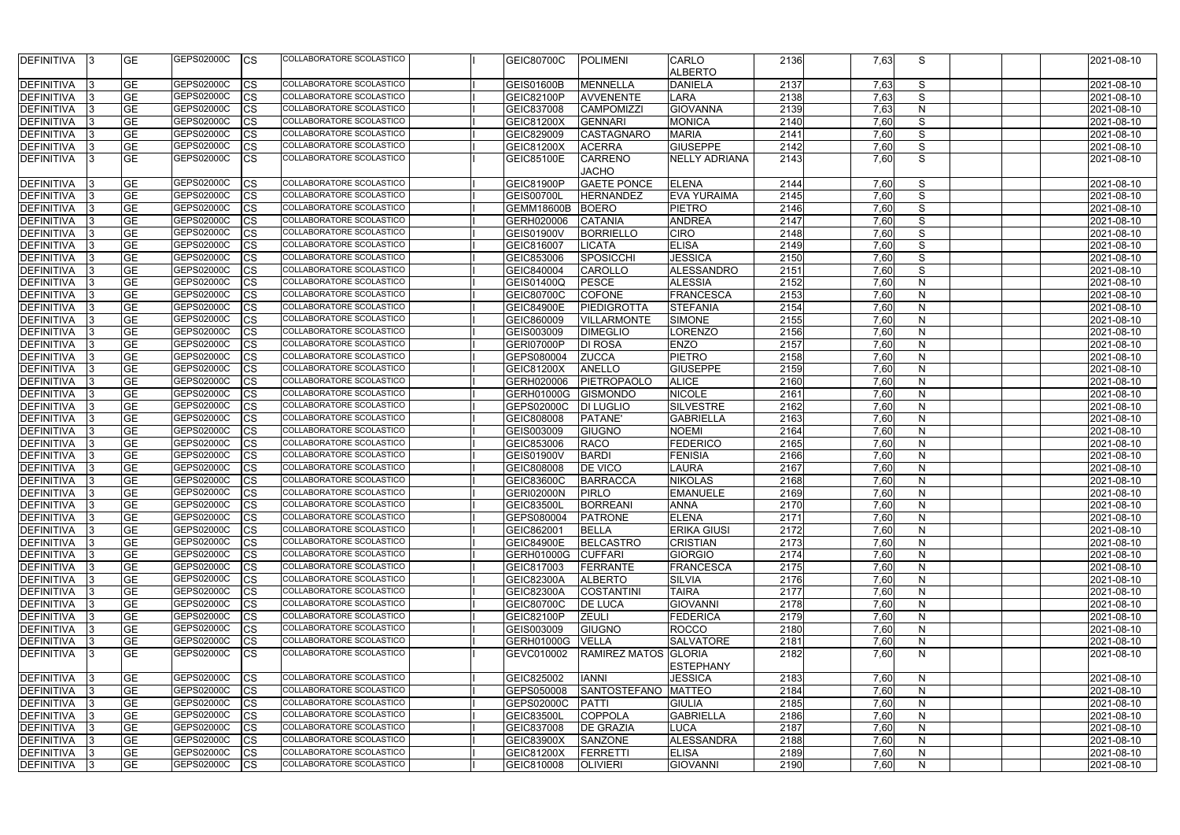| | | | | | | | | | | | | | | | | | | |
|---|---|---|---|---|---|---|---|---|---|---|---|---|---|---|---|---|---|---|
| DEFINITIVA | 3 | GE | GEPS02000C | CS | COLLABORATORE SCOLASTICO | | I | GEIC80700C | POLIMENI | CARLO ALBERTO | 2136 | | 7,63 | S | | | | 2021-08-10 |
| DEFINITIVA | 3 | GE | GEPS02000C | CS | COLLABORATORE SCOLASTICO | | I | GEIS01600B | MENNELLA | DANIELA | 2137 | | 7,63 | S | | | | 2021-08-10 |
| DEFINITIVA | 3 | GE | GEPS02000C | CS | COLLABORATORE SCOLASTICO | | I | GEIC82100P | AVVENENTE | LARA | 2138 | | 7,63 | S | | | | 2021-08-10 |
| DEFINITIVA | 3 | GE | GEPS02000C | CS | COLLABORATORE SCOLASTICO | | I | GEIC837008 | CAMPOMIZZI | GIOVANNA | 2139 | | 7,63 | N | | | | 2021-08-10 |
| DEFINITIVA | 3 | GE | GEPS02000C | CS | COLLABORATORE SCOLASTICO | | I | GEIC81200X | GENNARI | MONICA | 2140 | | 7,60 | S | | | | 2021-08-10 |
| DEFINITIVA | 3 | GE | GEPS02000C | CS | COLLABORATORE SCOLASTICO | | I | GEIC829009 | CASTAGNARO | MARIA | 2141 | | 7,60 | S | | | | 2021-08-10 |
| DEFINITIVA | 3 | GE | GEPS02000C | CS | COLLABORATORE SCOLASTICO | | I | GEIC81200X | ACERRA | GIUSEPPE | 2142 | | 7,60 | S | | | | 2021-08-10 |
| DEFINITIVA | 3 | GE | GEPS02000C | CS | COLLABORATORE SCOLASTICO | | I | GEIC85100E | CARRENO JACHO | NELLY ADRIANA | 2143 | | 7,60 | S | | | | 2021-08-10 |
| DEFINITIVA | 3 | GE | GEPS02000C | CS | COLLABORATORE SCOLASTICO | | I | GEIC81900P | GAETE PONCE | ELENA | 2144 | | 7,60 | S | | | | 2021-08-10 |
| DEFINITIVA | 3 | GE | GEPS02000C | CS | COLLABORATORE SCOLASTICO | | I | GEIS00700L | HERNANDEZ | EVA YURAIMA | 2145 | | 7,60 | S | | | | 2021-08-10 |
| DEFINITIVA | 3 | GE | GEPS02000C | CS | COLLABORATORE SCOLASTICO | | I | GEMM18600B | BOERO | PIETRO | 2146 | | 7,60 | S | | | | 2021-08-10 |
| DEFINITIVA | 3 | GE | GEPS02000C | CS | COLLABORATORE SCOLASTICO | | I | GERH020006 | CATANIA | ANDREA | 2147 | | 7,60 | S | | | | 2021-08-10 |
| DEFINITIVA | 3 | GE | GEPS02000C | CS | COLLABORATORE SCOLASTICO | | I | GEIS01900V | BORRIELLO | CIRO | 2148 | | 7,60 | S | | | | 2021-08-10 |
| DEFINITIVA | 3 | GE | GEPS02000C | CS | COLLABORATORE SCOLASTICO | | I | GEIC816007 | LICATA | ELISA | 2149 | | 7,60 | S | | | | 2021-08-10 |
| DEFINITIVA | 3 | GE | GEPS02000C | CS | COLLABORATORE SCOLASTICO | | I | GEIC853006 | SPOSICCHI | JESSICA | 2150 | | 7,60 | S | | | | 2021-08-10 |
| DEFINITIVA | 3 | GE | GEPS02000C | CS | COLLABORATORE SCOLASTICO | | I | GEIC840004 | CAROLLO | ALESSANDRO | 2151 | | 7,60 | S | | | | 2021-08-10 |
| DEFINITIVA | 3 | GE | GEPS02000C | CS | COLLABORATORE SCOLASTICO | | I | GEIS01400Q | PESCE | ALESSIA | 2152 | | 7,60 | N | | | | 2021-08-10 |
| DEFINITIVA | 3 | GE | GEPS02000C | CS | COLLABORATORE SCOLASTICO | | I | GEIC80700C | COFONE | FRANCESCA | 2153 | | 7,60 | N | | | | 2021-08-10 |
| DEFINITIVA | 3 | GE | GEPS02000C | CS | COLLABORATORE SCOLASTICO | | I | GEIC84900E | PIEDIGROTTA | STEFANIA | 2154 | | 7,60 | N | | | | 2021-08-10 |
| DEFINITIVA | 3 | GE | GEPS02000C | CS | COLLABORATORE SCOLASTICO | | I | GEIC860009 | VILLARMONTE | SIMONE | 2155 | | 7,60 | N | | | | 2021-08-10 |
| DEFINITIVA | 3 | GE | GEPS02000C | CS | COLLABORATORE SCOLASTICO | | I | GEIS003009 | DIMEGLIO | LORENZO | 2156 | | 7,60 | N | | | | 2021-08-10 |
| DEFINITIVA | 3 | GE | GEPS02000C | CS | COLLABORATORE SCOLASTICO | | I | GERI07000P | DI ROSA | ENZO | 2157 | | 7,60 | N | | | | 2021-08-10 |
| DEFINITIVA | 3 | GE | GEPS02000C | CS | COLLABORATORE SCOLASTICO | | I | GEPS080004 | ZUCCA | PIETRO | 2158 | | 7,60 | N | | | | 2021-08-10 |
| DEFINITIVA | 3 | GE | GEPS02000C | CS | COLLABORATORE SCOLASTICO | | I | GEIC81200X | ANELLO | GIUSEPPE | 2159 | | 7,60 | N | | | | 2021-08-10 |
| DEFINITIVA | 3 | GE | GEPS02000C | CS | COLLABORATORE SCOLASTICO | | I | GERH020006 | PIETROPAOLO | ALICE | 2160 | | 7,60 | N | | | | 2021-08-10 |
| DEFINITIVA | 3 | GE | GEPS02000C | CS | COLLABORATORE SCOLASTICO | | I | GERH01000G | GISMONDO | NICOLE | 2161 | | 7,60 | N | | | | 2021-08-10 |
| DEFINITIVA | 3 | GE | GEPS02000C | CS | COLLABORATORE SCOLASTICO | | I | GEPS02000C | DI LUGLIO | SILVESTRE | 2162 | | 7,60 | N | | | | 2021-08-10 |
| DEFINITIVA | 3 | GE | GEPS02000C | CS | COLLABORATORE SCOLASTICO | | I | GEIC808008 | PATANE' | GABRIELLA | 2163 | | 7,60 | N | | | | 2021-08-10 |
| DEFINITIVA | 3 | GE | GEPS02000C | CS | COLLABORATORE SCOLASTICO | | I | GEIS003009 | GIUGNO | NOEMI | 2164 | | 7,60 | N | | | | 2021-08-10 |
| DEFINITIVA | 3 | GE | GEPS02000C | CS | COLLABORATORE SCOLASTICO | | I | GEIC853006 | RACO | FEDERICO | 2165 | | 7,60 | N | | | | 2021-08-10 |
| DEFINITIVA | 3 | GE | GEPS02000C | CS | COLLABORATORE SCOLASTICO | | I | GEIS01900V | BARDI | FENISIA | 2166 | | 7,60 | N | | | | 2021-08-10 |
| DEFINITIVA | 3 | GE | GEPS02000C | CS | COLLABORATORE SCOLASTICO | | I | GEIC808008 | DE VICO | LAURA | 2167 | | 7,60 | N | | | | 2021-08-10 |
| DEFINITIVA | 3 | GE | GEPS02000C | CS | COLLABORATORE SCOLASTICO | | I | GEIC83600C | BARRACCA | NIKOLAS | 2168 | | 7,60 | N | | | | 2021-08-10 |
| DEFINITIVA | 3 | GE | GEPS02000C | CS | COLLABORATORE SCOLASTICO | | I | GERI02000N | PIRLO | EMANUELE | 2169 | | 7,60 | N | | | | 2021-08-10 |
| DEFINITIVA | 3 | GE | GEPS02000C | CS | COLLABORATORE SCOLASTICO | | I | GEIC83500L | BORREANI | ANNA | 2170 | | 7,60 | N | | | | 2021-08-10 |
| DEFINITIVA | 3 | GE | GEPS02000C | CS | COLLABORATORE SCOLASTICO | | I | GEPS080004 | PATRONE | ELENA | 2171 | | 7,60 | N | | | | 2021-08-10 |
| DEFINITIVA | 3 | GE | GEPS02000C | CS | COLLABORATORE SCOLASTICO | | I | GEIC862001 | BELLA | ERIKA GIUSI | 2172 | | 7,60 | N | | | | 2021-08-10 |
| DEFINITIVA | 3 | GE | GEPS02000C | CS | COLLABORATORE SCOLASTICO | | I | GEIC84900E | BELCASTRO | CRISTIAN | 2173 | | 7,60 | N | | | | 2021-08-10 |
| DEFINITIVA | 3 | GE | GEPS02000C | CS | COLLABORATORE SCOLASTICO | | I | GERH01000G | CUFFARI | GIORGIO | 2174 | | 7,60 | N | | | | 2021-08-10 |
| DEFINITIVA | 3 | GE | GEPS02000C | CS | COLLABORATORE SCOLASTICO | | I | GEIC817003 | FERRANTE | FRANCESCA | 2175 | | 7,60 | N | | | | 2021-08-10 |
| DEFINITIVA | 3 | GE | GEPS02000C | CS | COLLABORATORE SCOLASTICO | | I | GEIC82300A | ALBERTO | SILVIA | 2176 | | 7,60 | N | | | | 2021-08-10 |
| DEFINITIVA | 3 | GE | GEPS02000C | CS | COLLABORATORE SCOLASTICO | | I | GEIC82300A | COSTANTINI | TAIRA | 2177 | | 7,60 | N | | | | 2021-08-10 |
| DEFINITIVA | 3 | GE | GEPS02000C | CS | COLLABORATORE SCOLASTICO | | I | GEIC80700C | DE LUCA | GIOVANNI | 2178 | | 7,60 | N | | | | 2021-08-10 |
| DEFINITIVA | 3 | GE | GEPS02000C | CS | COLLABORATORE SCOLASTICO | | I | GEIC82100P | ZEULI | FEDERICA | 2179 | | 7,60 | N | | | | 2021-08-10 |
| DEFINITIVA | 3 | GE | GEPS02000C | CS | COLLABORATORE SCOLASTICO | | I | GEIS003009 | GIUGNO | ROCCO | 2180 | | 7,60 | N | | | | 2021-08-10 |
| DEFINITIVA | 3 | GE | GEPS02000C | CS | COLLABORATORE SCOLASTICO | | I | GERH01000G | VELLA | SALVATORE | 2181 | | 7,60 | N | | | | 2021-08-10 |
| DEFINITIVA | 3 | GE | GEPS02000C | CS | COLLABORATORE SCOLASTICO | | I | GEVC010002 | RAMIREZ MATOS | GLORIA ESTEPHANY | 2182 | | 7,60 | N | | | | 2021-08-10 |
| DEFINITIVA | 3 | GE | GEPS02000C | CS | COLLABORATORE SCOLASTICO | | I | GEIC825002 | IANNI | JESSICA | 2183 | | 7,60 | N | | | | 2021-08-10 |
| DEFINITIVA | 3 | GE | GEPS02000C | CS | COLLABORATORE SCOLASTICO | | I | GEPS050008 | SANTOSTEFANO | MATTEO | 2184 | | 7,60 | N | | | | 2021-08-10 |
| DEFINITIVA | 3 | GE | GEPS02000C | CS | COLLABORATORE SCOLASTICO | | I | GEPS02000C | PATTI | GIULIA | 2185 | | 7,60 | N | | | | 2021-08-10 |
| DEFINITIVA | 3 | GE | GEPS02000C | CS | COLLABORATORE SCOLASTICO | | I | GEIC83500L | COPPOLA | GABRIELLA | 2186 | | 7,60 | N | | | | 2021-08-10 |
| DEFINITIVA | 3 | GE | GEPS02000C | CS | COLLABORATORE SCOLASTICO | | I | GEIC837008 | DE GRAZIA | LUCA | 2187 | | 7,60 | N | | | | 2021-08-10 |
| DEFINITIVA | 3 | GE | GEPS02000C | CS | COLLABORATORE SCOLASTICO | | I | GEIC83900X | SANZONE | ALESSANDRA | 2188 | | 7,60 | N | | | | 2021-08-10 |
| DEFINITIVA | 3 | GE | GEPS02000C | CS | COLLABORATORE SCOLASTICO | | I | GEIC81200X | FERRETTI | ELISA | 2189 | | 7,60 | N | | | | 2021-08-10 |
| DEFINITIVA | 3 | GE | GEPS02000C | CS | COLLABORATORE SCOLASTICO | | I | GEIC810008 | OLIVIERI | GIOVANNI | 2190 | | 7,60 | N | | | | 2021-08-10 |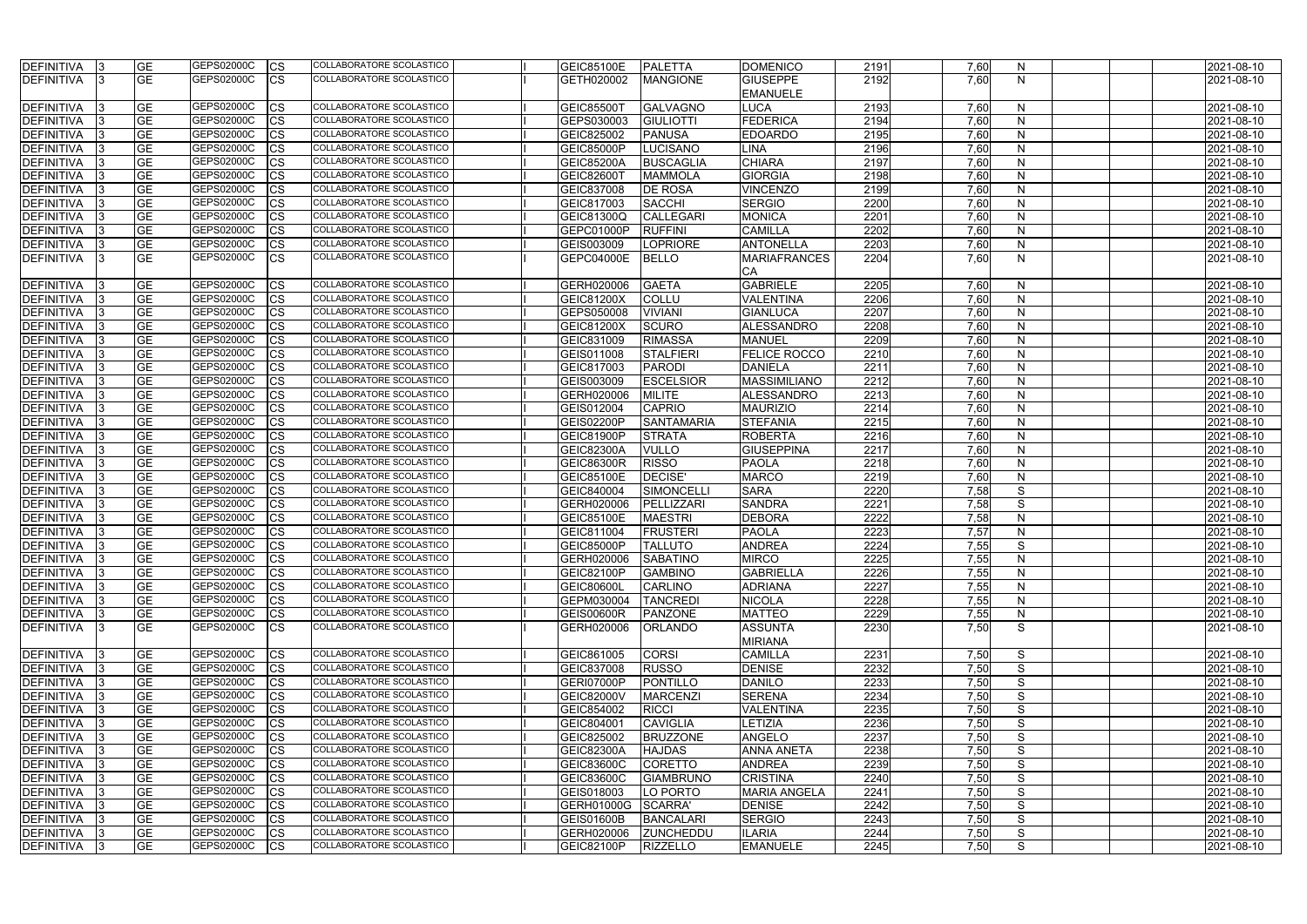| | | | | | | | | | | | | | | | | | |
|---|---|---|---|---|---|---|---|---|---|---|---|---|---|---|---|---|---|
| DEFINITIVA | 3 | GE | GEPS02000C | CS | COLLABORATORE SCOLASTICO | | I | GEIC85100E | PALETTA | DOMENICO | 2191 | 7,60 | N | | | | 2021-08-10 |
| DEFINITIVA | 3 | GE | GEPS02000C | CS | COLLABORATORE SCOLASTICO | | I | GETH020002 | MANGIONE | GIUSEPPE EMANUELE | 2192 | 7,60 | N | | | | 2021-08-10 |
| DEFINITIVA | 3 | GE | GEPS02000C | CS | COLLABORATORE SCOLASTICO | | I | GEIC85500T | GALVAGNO | LUCA | 2193 | 7,60 | N | | | | 2021-08-10 |
| DEFINITIVA | 3 | GE | GEPS02000C | CS | COLLABORATORE SCOLASTICO | | I | GEPS030003 | GIULIOTTI | FEDERICA | 2194 | 7,60 | N | | | | 2021-08-10 |
| DEFINITIVA | 3 | GE | GEPS02000C | CS | COLLABORATORE SCOLASTICO | | I | GEIC825002 | PANUSA | EDOARDO | 2195 | 7,60 | N | | | | 2021-08-10 |
| DEFINITIVA | 3 | GE | GEPS02000C | CS | COLLABORATORE SCOLASTICO | | I | GEIC85000P | LUCISANO | LINA | 2196 | 7,60 | N | | | | 2021-08-10 |
| DEFINITIVA | 3 | GE | GEPS02000C | CS | COLLABORATORE SCOLASTICO | | I | GEIC85200A | BUSCAGLIA | CHIARA | 2197 | 7,60 | N | | | | 2021-08-10 |
| DEFINITIVA | 3 | GE | GEPS02000C | CS | COLLABORATORE SCOLASTICO | | I | GEIC82600T | MAMMOLA | GIORGIA | 2198 | 7,60 | N | | | | 2021-08-10 |
| DEFINITIVA | 3 | GE | GEPS02000C | CS | COLLABORATORE SCOLASTICO | | I | GEIC837008 | DE ROSA | VINCENZO | 2199 | 7,60 | N | | | | 2021-08-10 |
| DEFINITIVA | 3 | GE | GEPS02000C | CS | COLLABORATORE SCOLASTICO | | I | GEIC817003 | SACCHI | SERGIO | 2200 | 7,60 | N | | | | 2021-08-10 |
| DEFINITIVA | 3 | GE | GEPS02000C | CS | COLLABORATORE SCOLASTICO | | I | GEIC81300Q | CALLEGARI | MONICA | 2201 | 7,60 | N | | | | 2021-08-10 |
| DEFINITIVA | 3 | GE | GEPS02000C | CS | COLLABORATORE SCOLASTICO | | I | GEPC01000P | RUFFINI | CAMILLA | 2202 | 7,60 | N | | | | 2021-08-10 |
| DEFINITIVA | 3 | GE | GEPS02000C | CS | COLLABORATORE SCOLASTICO | | I | GEIS003009 | LOPRIORE | ANTONELLA | 2203 | 7,60 | N | | | | 2021-08-10 |
| DEFINITIVA | 3 | GE | GEPS02000C | CS | COLLABORATORE SCOLASTICO | | I | GEPC04000E | BELLO | MARIAFRANCESCA | 2204 | 7,60 | N | | | | 2021-08-10 |
| DEFINITIVA | 3 | GE | GEPS02000C | CS | COLLABORATORE SCOLASTICO | | I | GERH020006 | GAETA | GABRIELE | 2205 | 7,60 | N | | | | 2021-08-10 |
| DEFINITIVA | 3 | GE | GEPS02000C | CS | COLLABORATORE SCOLASTICO | | I | GEIC81200X | COLLU | VALENTINA | 2206 | 7,60 | N | | | | 2021-08-10 |
| DEFINITIVA | 3 | GE | GEPS02000C | CS | COLLABORATORE SCOLASTICO | | I | GEPS050008 | VIVIANI | GIANLUCA | 2207 | 7,60 | N | | | | 2021-08-10 |
| DEFINITIVA | 3 | GE | GEPS02000C | CS | COLLABORATORE SCOLASTICO | | I | GEIC81200X | SCURO | ALESSANDRO | 2208 | 7,60 | N | | | | 2021-08-10 |
| DEFINITIVA | 3 | GE | GEPS02000C | CS | COLLABORATORE SCOLASTICO | | I | GEIC831009 | RIMASSA | MANUEL | 2209 | 7,60 | N | | | | 2021-08-10 |
| DEFINITIVA | 3 | GE | GEPS02000C | CS | COLLABORATORE SCOLASTICO | | I | GEIS011008 | STALFIERI | FELICE ROCCO | 2210 | 7,60 | N | | | | 2021-08-10 |
| DEFINITIVA | 3 | GE | GEPS02000C | CS | COLLABORATORE SCOLASTICO | | I | GEIC817003 | PARODI | DANIELA | 2211 | 7,60 | N | | | | 2021-08-10 |
| DEFINITIVA | 3 | GE | GEPS02000C | CS | COLLABORATORE SCOLASTICO | | I | GEIS003009 | ESCELSIOR | MASSIMILIANO | 2212 | 7,60 | N | | | | 2021-08-10 |
| DEFINITIVA | 3 | GE | GEPS02000C | CS | COLLABORATORE SCOLASTICO | | I | GERH020006 | MILITE | ALESSANDRO | 2213 | 7,60 | N | | | | 2021-08-10 |
| DEFINITIVA | 3 | GE | GEPS02000C | CS | COLLABORATORE SCOLASTICO | | I | GEIS012004 | CAPRIO | MAURIZIO | 2214 | 7,60 | N | | | | 2021-08-10 |
| DEFINITIVA | 3 | GE | GEPS02000C | CS | COLLABORATORE SCOLASTICO | | I | GEIS02200P | SANTAMARIA | STEFANIA | 2215 | 7,60 | N | | | | 2021-08-10 |
| DEFINITIVA | 3 | GE | GEPS02000C | CS | COLLABORATORE SCOLASTICO | | I | GEIC81900P | STRATA | ROBERTA | 2216 | 7,60 | N | | | | 2021-08-10 |
| DEFINITIVA | 3 | GE | GEPS02000C | CS | COLLABORATORE SCOLASTICO | | I | GEIC82300A | VULLO | GIUSEPPINA | 2217 | 7,60 | N | | | | 2021-08-10 |
| DEFINITIVA | 3 | GE | GEPS02000C | CS | COLLABORATORE SCOLASTICO | | I | GEIC86300R | RISSO | PAOLA | 2218 | 7,60 | N | | | | 2021-08-10 |
| DEFINITIVA | 3 | GE | GEPS02000C | CS | COLLABORATORE SCOLASTICO | | I | GEIC85100E | DECISE' | MARCO | 2219 | 7,60 | N | | | | 2021-08-10 |
| DEFINITIVA | 3 | GE | GEPS02000C | CS | COLLABORATORE SCOLASTICO | | I | GEIC840004 | SIMONCELLI | SARA | 2220 | 7,58 | S | | | | 2021-08-10 |
| DEFINITIVA | 3 | GE | GEPS02000C | CS | COLLABORATORE SCOLASTICO | | I | GERH020006 | PELLIZZARI | SANDRA | 2221 | 7,58 | S | | | | 2021-08-10 |
| DEFINITIVA | 3 | GE | GEPS02000C | CS | COLLABORATORE SCOLASTICO | | I | GEIC85100E | MAESTRI | DEBORA | 2222 | 7,58 | N | | | | 2021-08-10 |
| DEFINITIVA | 3 | GE | GEPS02000C | CS | COLLABORATORE SCOLASTICO | | I | GEIC811004 | FRUSTERI | PAOLA | 2223 | 7,57 | N | | | | 2021-08-10 |
| DEFINITIVA | 3 | GE | GEPS02000C | CS | COLLABORATORE SCOLASTICO | | I | GEIC85000P | TALLUTO | ANDREA | 2224 | 7,55 | S | | | | 2021-08-10 |
| DEFINITIVA | 3 | GE | GEPS02000C | CS | COLLABORATORE SCOLASTICO | | I | GERH020006 | SABATINO | MIRCO | 2225 | 7,55 | N | | | | 2021-08-10 |
| DEFINITIVA | 3 | GE | GEPS02000C | CS | COLLABORATORE SCOLASTICO | | I | GEIC82100P | GAMBINO | GABRIELLA | 2226 | 7,55 | N | | | | 2021-08-10 |
| DEFINITIVA | 3 | GE | GEPS02000C | CS | COLLABORATORE SCOLASTICO | | I | GEIC80600L | CARLINO | ADRIANA | 2227 | 7,55 | N | | | | 2021-08-10 |
| DEFINITIVA | 3 | GE | GEPS02000C | CS | COLLABORATORE SCOLASTICO | | I | GEPM030004 | TANCREDI | NICOLA | 2228 | 7,55 | N | | | | 2021-08-10 |
| DEFINITIVA | 3 | GE | GEPS02000C | CS | COLLABORATORE SCOLASTICO | | I | GEIS00600R | PANZONE | MATTEO | 2229 | 7,55 | N | | | | 2021-08-10 |
| DEFINITIVA | 3 | GE | GEPS02000C | CS | COLLABORATORE SCOLASTICO | | I | GERH020006 | ORLANDO | ASSUNTA MIRIANA | 2230 | 7,50 | S | | | | 2021-08-10 |
| DEFINITIVA | 3 | GE | GEPS02000C | CS | COLLABORATORE SCOLASTICO | | I | GEIC861005 | CORSI | CAMILLA | 2231 | 7,50 | S | | | | 2021-08-10 |
| DEFINITIVA | 3 | GE | GEPS02000C | CS | COLLABORATORE SCOLASTICO | | I | GEIC837008 | RUSSO | DENISE | 2232 | 7,50 | S | | | | 2021-08-10 |
| DEFINITIVA | 3 | GE | GEPS02000C | CS | COLLABORATORE SCOLASTICO | | I | GERI07000P | PONTILLO | DANILO | 2233 | 7,50 | S | | | | 2021-08-10 |
| DEFINITIVA | 3 | GE | GEPS02000C | CS | COLLABORATORE SCOLASTICO | | I | GEIC82000V | MARCENZI | SERENA | 2234 | 7,50 | S | | | | 2021-08-10 |
| DEFINITIVA | 3 | GE | GEPS02000C | CS | COLLABORATORE SCOLASTICO | | I | GEIC854002 | RICCI | VALENTINA | 2235 | 7,50 | S | | | | 2021-08-10 |
| DEFINITIVA | 3 | GE | GEPS02000C | CS | COLLABORATORE SCOLASTICO | | I | GEIC804001 | CAVIGLIA | LETIZIA | 2236 | 7,50 | S | | | | 2021-08-10 |
| DEFINITIVA | 3 | GE | GEPS02000C | CS | COLLABORATORE SCOLASTICO | | I | GEIC825002 | BRUZZONE | ANGELO | 2237 | 7,50 | S | | | | 2021-08-10 |
| DEFINITIVA | 3 | GE | GEPS02000C | CS | COLLABORATORE SCOLASTICO | | I | GEIC82300A | HAJDAS | ANNA ANETA | 2238 | 7,50 | S | | | | 2021-08-10 |
| DEFINITIVA | 3 | GE | GEPS02000C | CS | COLLABORATORE SCOLASTICO | | I | GEIC83600C | CORETTO | ANDREA | 2239 | 7,50 | S | | | | 2021-08-10 |
| DEFINITIVA | 3 | GE | GEPS02000C | CS | COLLABORATORE SCOLASTICO | | I | GEIC83600C | GIAMBRUNO | CRISTINA | 2240 | 7,50 | S | | | | 2021-08-10 |
| DEFINITIVA | 3 | GE | GEPS02000C | CS | COLLABORATORE SCOLASTICO | | I | GEIS018003 | LO PORTO | MARIA ANGELA | 2241 | 7,50 | S | | | | 2021-08-10 |
| DEFINITIVA | 3 | GE | GEPS02000C | CS | COLLABORATORE SCOLASTICO | | I | GERH01000G | SCARRA' | DENISE | 2242 | 7,50 | S | | | | 2021-08-10 |
| DEFINITIVA | 3 | GE | GEPS02000C | CS | COLLABORATORE SCOLASTICO | | I | GEIS01600B | BANCALARI | SERGIO | 2243 | 7,50 | S | | | | 2021-08-10 |
| DEFINITIVA | 3 | GE | GEPS02000C | CS | COLLABORATORE SCOLASTICO | | I | GERH020006 | ZUNCHEDDU | ILARIA | 2244 | 7,50 | S | | | | 2021-08-10 |
| DEFINITIVA | 3 | GE | GEPS02000C | CS | COLLABORATORE SCOLASTICO | | I | GEIC82100P | RIZZELLO | EMANUELE | 2245 | 7,50 | S | | | | 2021-08-10 |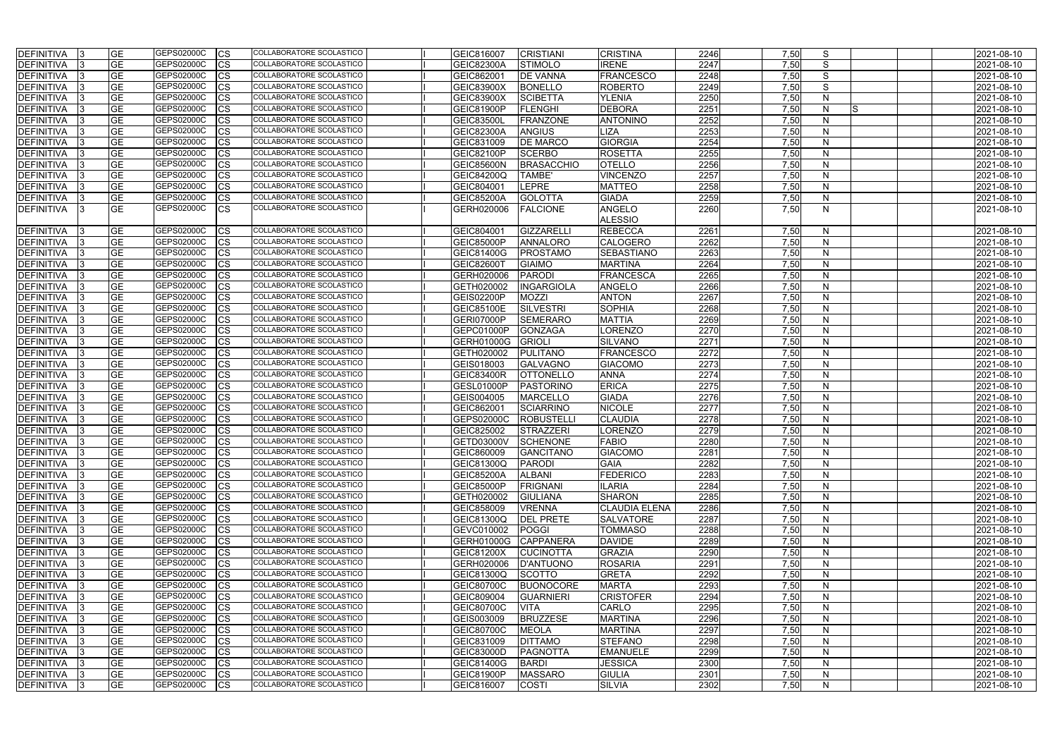| | | | | | | | | | | | | | | | | | | |
|---|---|---|---|---|---|---|---|---|---|---|---|---|---|---|---|---|---|---|
| DEFINITIVA | 3 | GE | GEPS02000C | CS | COLLABORATORE SCOLASTICO | | I | GEIC816007 | CRISTIANI | CRISTINA | 2246 | | 7,50 | S | | | | 2021-08-10 |
| DEFINITIVA | 3 | GE | GEPS02000C | CS | COLLABORATORE SCOLASTICO | | I | GEIC82300A | STIMOLO | IRENE | 2247 | | 7,50 | S | | | | 2021-08-10 |
| DEFINITIVA | 3 | GE | GEPS02000C | CS | COLLABORATORE SCOLASTICO | | I | GEIC862001 | DE VANNA | FRANCESCO | 2248 | | 7,50 | S | | | | 2021-08-10 |
| DEFINITIVA | 3 | GE | GEPS02000C | CS | COLLABORATORE SCOLASTICO | | I | GEIC83900X | BONELLO | ROBERTO | 2249 | | 7,50 | S | | | | 2021-08-10 |
| DEFINITIVA | 3 | GE | GEPS02000C | CS | COLLABORATORE SCOLASTICO | | I | GEIC83900X | SCIBETTA | YLENIA | 2250 | | 7,50 | N | | | | 2021-08-10 |
| DEFINITIVA | 3 | GE | GEPS02000C | CS | COLLABORATORE SCOLASTICO | | I | GEIC81900P | FLENGHI | DEBORA | 2251 | | 7,50 | N | S | | | 2021-08-10 |
| DEFINITIVA | 3 | GE | GEPS02000C | CS | COLLABORATORE SCOLASTICO | | I | GEIC83500L | FRANZONE | ANTONINO | 2252 | | 7,50 | N | | | | 2021-08-10 |
| DEFINITIVA | 3 | GE | GEPS02000C | CS | COLLABORATORE SCOLASTICO | | I | GEIC82300A | ANGIUS | LIZA | 2253 | | 7,50 | N | | | | 2021-08-10 |
| DEFINITIVA | 3 | GE | GEPS02000C | CS | COLLABORATORE SCOLASTICO | | I | GEIC831009 | DE MARCO | GIORGIA | 2254 | | 7,50 | N | | | | 2021-08-10 |
| DEFINITIVA | 3 | GE | GEPS02000C | CS | COLLABORATORE SCOLASTICO | | I | GEIC82100P | SCERBO | ROSETTA | 2255 | | 7,50 | N | | | | 2021-08-10 |
| DEFINITIVA | 3 | GE | GEPS02000C | CS | COLLABORATORE SCOLASTICO | | I | GEIC85600N | BRASACCHIO | OTELLO | 2256 | | 7,50 | N | | | | 2021-08-10 |
| DEFINITIVA | 3 | GE | GEPS02000C | CS | COLLABORATORE SCOLASTICO | | I | GEIC84200Q | TAMBE' | VINCENZO | 2257 | | 7,50 | N | | | | 2021-08-10 |
| DEFINITIVA | 3 | GE | GEPS02000C | CS | COLLABORATORE SCOLASTICO | | I | GEIC804001 | LEPRE | MATTEO | 2258 | | 7,50 | N | | | | 2021-08-10 |
| DEFINITIVA | 3 | GE | GEPS02000C | CS | COLLABORATORE SCOLASTICO | | I | GEIC85200A | GOLOTTA | GIADA | 2259 | | 7,50 | N | | | | 2021-08-10 |
| DEFINITIVA | 3 | GE | GEPS02000C | CS | COLLABORATORE SCOLASTICO | | I | GERH020006 | FALCIONE | ANGELO ALESSIO | 2260 | | 7,50 | N | | | | 2021-08-10 |
| DEFINITIVA | 3 | GE | GEPS02000C | CS | COLLABORATORE SCOLASTICO | | I | GEIC804001 | GIZZARELLI | REBECCA | 2261 | | 7,50 | N | | | | 2021-08-10 |
| DEFINITIVA | 3 | GE | GEPS02000C | CS | COLLABORATORE SCOLASTICO | | I | GEIC85000P | ANNALORO | CALOGERO | 2262 | | 7,50 | N | | | | 2021-08-10 |
| DEFINITIVA | 3 | GE | GEPS02000C | CS | COLLABORATORE SCOLASTICO | | I | GEIC81400G | PROSTAMO | SEBASTIANO | 2263 | | 7,50 | N | | | | 2021-08-10 |
| DEFINITIVA | 3 | GE | GEPS02000C | CS | COLLABORATORE SCOLASTICO | | I | GEIC82600T | GIAIMO | MARTINA | 2264 | | 7,50 | N | | | | 2021-08-10 |
| DEFINITIVA | 3 | GE | GEPS02000C | CS | COLLABORATORE SCOLASTICO | | I | GERH020006 | PARODI | FRANCESCA | 2265 | | 7,50 | N | | | | 2021-08-10 |
| DEFINITIVA | 3 | GE | GEPS02000C | CS | COLLABORATORE SCOLASTICO | | I | GETH020002 | INGARGIOLA | ANGELO | 2266 | | 7,50 | N | | | | 2021-08-10 |
| DEFINITIVA | 3 | GE | GEPS02000C | CS | COLLABORATORE SCOLASTICO | | I | GEIS02200P | MOZZI | ANTON | 2267 | | 7,50 | N | | | | 2021-08-10 |
| DEFINITIVA | 3 | GE | GEPS02000C | CS | COLLABORATORE SCOLASTICO | | I | GEIC85100E | SILVESTRI | SOPHIA | 2268 | | 7,50 | N | | | | 2021-08-10 |
| DEFINITIVA | 3 | GE | GEPS02000C | CS | COLLABORATORE SCOLASTICO | | I | GERI07000P | SEMERARO | MATTIA | 2269 | | 7,50 | N | | | | 2021-08-10 |
| DEFINITIVA | 3 | GE | GEPS02000C | CS | COLLABORATORE SCOLASTICO | | I | GEPC01000P | GONZAGA | LORENZO | 2270 | | 7,50 | N | | | | 2021-08-10 |
| DEFINITIVA | 3 | GE | GEPS02000C | CS | COLLABORATORE SCOLASTICO | | I | GERH01000G | GRIOLI | SILVANO | 2271 | | 7,50 | N | | | | 2021-08-10 |
| DEFINITIVA | 3 | GE | GEPS02000C | CS | COLLABORATORE SCOLASTICO | | I | GETH020002 | PULITANO | FRANCESCO | 2272 | | 7,50 | N | | | | 2021-08-10 |
| DEFINITIVA | 3 | GE | GEPS02000C | CS | COLLABORATORE SCOLASTICO | | I | GEIS018003 | GALVAGNO | GIACOMO | 2273 | | 7,50 | N | | | | 2021-08-10 |
| DEFINITIVA | 3 | GE | GEPS02000C | CS | COLLABORATORE SCOLASTICO | | I | GEIC83400R | OTTONELLO | ANNA | 2274 | | 7,50 | N | | | | 2021-08-10 |
| DEFINITIVA | 3 | GE | GEPS02000C | CS | COLLABORATORE SCOLASTICO | | I | GESL01000P | PASTORINO | ERICA | 2275 | | 7,50 | N | | | | 2021-08-10 |
| DEFINITIVA | 3 | GE | GEPS02000C | CS | COLLABORATORE SCOLASTICO | | I | GEIS004005 | MARCELLO | GIADA | 2276 | | 7,50 | N | | | | 2021-08-10 |
| DEFINITIVA | 3 | GE | GEPS02000C | CS | COLLABORATORE SCOLASTICO | | I | GEIC862001 | SCIARRINO | NICOLE | 2277 | | 7,50 | N | | | | 2021-08-10 |
| DEFINITIVA | 3 | GE | GEPS02000C | CS | COLLABORATORE SCOLASTICO | | I | GEPS02000C | ROBUSTELLI | CLAUDIA | 2278 | | 7,50 | N | | | | 2021-08-10 |
| DEFINITIVA | 3 | GE | GEPS02000C | CS | COLLABORATORE SCOLASTICO | | I | GEIC825002 | STRAZZERI | LORENZO | 2279 | | 7,50 | N | | | | 2021-08-10 |
| DEFINITIVA | 3 | GE | GEPS02000C | CS | COLLABORATORE SCOLASTICO | | I | GETD03000V | SCHENONE | FABIO | 2280 | | 7,50 | N | | | | 2021-08-10 |
| DEFINITIVA | 3 | GE | GEPS02000C | CS | COLLABORATORE SCOLASTICO | | I | GEIC860009 | GANCITANO | GIACOMO | 2281 | | 7,50 | N | | | | 2021-08-10 |
| DEFINITIVA | 3 | GE | GEPS02000C | CS | COLLABORATORE SCOLASTICO | | I | GEIC81300Q | PARODI | GAIA | 2282 | | 7,50 | N | | | | 2021-08-10 |
| DEFINITIVA | 3 | GE | GEPS02000C | CS | COLLABORATORE SCOLASTICO | | I | GEIC85200A | ALBANI | FEDERICO | 2283 | | 7,50 | N | | | | 2021-08-10 |
| DEFINITIVA | 3 | GE | GEPS02000C | CS | COLLABORATORE SCOLASTICO | | I | GEIC85000P | FRIGNANI | ILARIA | 2284 | | 7,50 | N | | | | 2021-08-10 |
| DEFINITIVA | 3 | GE | GEPS02000C | CS | COLLABORATORE SCOLASTICO | | I | GETH020002 | GIULIANA | SHARON | 2285 | | 7,50 | N | | | | 2021-08-10 |
| DEFINITIVA | 3 | GE | GEPS02000C | CS | COLLABORATORE SCOLASTICO | | I | GEIC858009 | VRENNA | CLAUDIA ELENA | 2286 | | 7,50 | N | | | | 2021-08-10 |
| DEFINITIVA | 3 | GE | GEPS02000C | CS | COLLABORATORE SCOLASTICO | | I | GEIC81300Q | DEL PRETE | SALVATORE | 2287 | | 7,50 | N | | | | 2021-08-10 |
| DEFINITIVA | 3 | GE | GEPS02000C | CS | COLLABORATORE SCOLASTICO | | I | GEVC010002 | POGGI | TOMMASO | 2288 | | 7,50 | N | | | | 2021-08-10 |
| DEFINITIVA | 3 | GE | GEPS02000C | CS | COLLABORATORE SCOLASTICO | | I | GERH01000G | CAPPANERA | DAVIDE | 2289 | | 7,50 | N | | | | 2021-08-10 |
| DEFINITIVA | 3 | GE | GEPS02000C | CS | COLLABORATORE SCOLASTICO | | I | GEIC81200X | CUCINOTTA | GRAZIA | 2290 | | 7,50 | N | | | | 2021-08-10 |
| DEFINITIVA | 3 | GE | GEPS02000C | CS | COLLABORATORE SCOLASTICO | | I | GERH020006 | D'ANTUONO | ROSARIA | 2291 | | 7,50 | N | | | | 2021-08-10 |
| DEFINITIVA | 3 | GE | GEPS02000C | CS | COLLABORATORE SCOLASTICO | | I | GEIC81300Q | SCOTTO | GRETA | 2292 | | 7,50 | N | | | | 2021-08-10 |
| DEFINITIVA | 3 | GE | GEPS02000C | CS | COLLABORATORE SCOLASTICO | | I | GEIC80700C | BUONOCORE | MARTA | 2293 | | 7,50 | N | | | | 2021-08-10 |
| DEFINITIVA | 3 | GE | GEPS02000C | CS | COLLABORATORE SCOLASTICO | | I | GEIC809004 | GUARNIERI | CRISTOFER | 2294 | | 7,50 | N | | | | 2021-08-10 |
| DEFINITIVA | 3 | GE | GEPS02000C | CS | COLLABORATORE SCOLASTICO | | I | GEIC80700C | VITA | CARLO | 2295 | | 7,50 | N | | | | 2021-08-10 |
| DEFINITIVA | 3 | GE | GEPS02000C | CS | COLLABORATORE SCOLASTICO | | I | GEIS003009 | BRUZZESE | MARTINA | 2296 | | 7,50 | N | | | | 2021-08-10 |
| DEFINITIVA | 3 | GE | GEPS02000C | CS | COLLABORATORE SCOLASTICO | | I | GEIC80700C | MEOLA | MARTINA | 2297 | | 7,50 | N | | | | 2021-08-10 |
| DEFINITIVA | 3 | GE | GEPS02000C | CS | COLLABORATORE SCOLASTICO | | I | GEIC831009 | DITTAMO | STEFANO | 2298 | | 7,50 | N | | | | 2021-08-10 |
| DEFINITIVA | 3 | GE | GEPS02000C | CS | COLLABORATORE SCOLASTICO | | I | GEIC83000D | PAGNOTTA | EMANUELE | 2299 | | 7,50 | N | | | | 2021-08-10 |
| DEFINITIVA | 3 | GE | GEPS02000C | CS | COLLABORATORE SCOLASTICO | | I | GEIC81400G | BARDI | JESSICA | 2300 | | 7,50 | N | | | | 2021-08-10 |
| DEFINITIVA | 3 | GE | GEPS02000C | CS | COLLABORATORE SCOLASTICO | | I | GEIC81900P | MASSARO | GIULIA | 2301 | | 7,50 | N | | | | 2021-08-10 |
| DEFINITIVA | 3 | GE | GEPS02000C | CS | COLLABORATORE SCOLASTICO | | I | GEIC816007 | COSTI | SILVIA | 2302 | | 7,50 | N | | | | 2021-08-10 |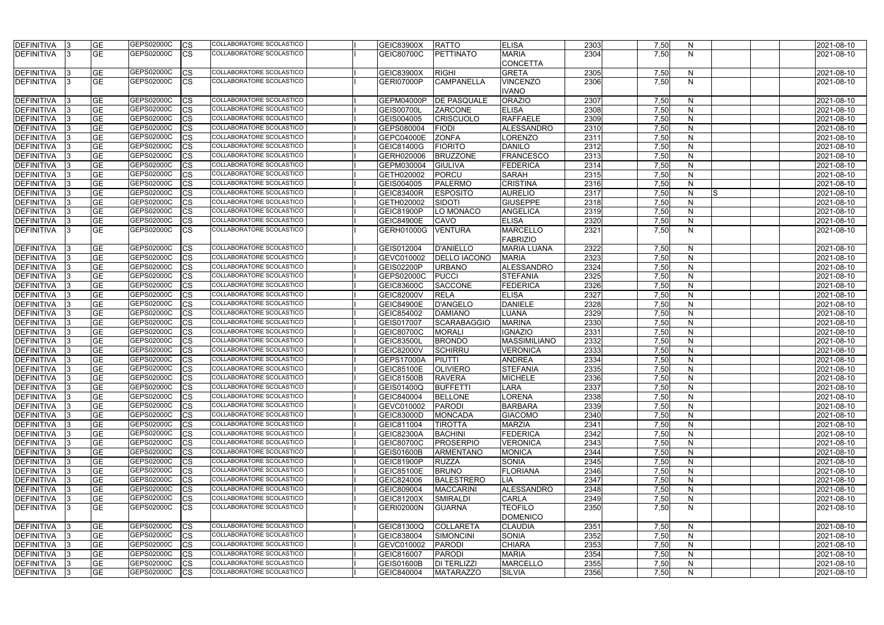| | | | | | | | | | | | | | | | | | | |
|---|---|---|---|---|---|---|---|---|---|---|---|---|---|---|---|---|---|---|
| DEFINITIVA | 3 | GE | GEPS02000C | CS | COLLABORATORE SCOLASTICO | | I | GEIC83900X | RATTO | ELISA | 2303 | 7,50 | N | | | | 2021-08-10 |
| DEFINITIVA | 3 | GE | GEPS02000C | CS | COLLABORATORE SCOLASTICO | | I | GEIC80700C | PETTINATO | MARIA CONCETTA | 2304 | 7,50 | N | | | | 2021-08-10 |
| DEFINITIVA | 3 | GE | GEPS02000C | CS | COLLABORATORE SCOLASTICO | | I | GEIC83900X | RIGHI | GRETA | 2305 | 7,50 | N | | | | 2021-08-10 |
| DEFINITIVA | 3 | GE | GEPS02000C | CS | COLLABORATORE SCOLASTICO | | I | GERI07000P | CAMPANELLA | VINCENZO IVANO | 2306 | 7,50 | N | | | | 2021-08-10 |
| DEFINITIVA | 3 | GE | GEPS02000C | CS | COLLABORATORE SCOLASTICO | | I | GEPM04000P | DE PASQUALE | ORAZIO | 2307 | 7,50 | N | | | | 2021-08-10 |
| DEFINITIVA | 3 | GE | GEPS02000C | CS | COLLABORATORE SCOLASTICO | | I | GEIS00700L | ZARCONE | ELISA | 2308 | 7,50 | N | | | | 2021-08-10 |
| DEFINITIVA | 3 | GE | GEPS02000C | CS | COLLABORATORE SCOLASTICO | | I | GEIS004005 | CRISCUOLO | RAFFAELE | 2309 | 7,50 | N | | | | 2021-08-10 |
| DEFINITIVA | 3 | GE | GEPS02000C | CS | COLLABORATORE SCOLASTICO | | I | GEPS080004 | FIODI | ALESSANDRO | 2310 | 7,50 | N | | | | 2021-08-10 |
| DEFINITIVA | 3 | GE | GEPS02000C | CS | COLLABORATORE SCOLASTICO | | I | GEPC04000E | ZONFA | LORENZO | 2311 | 7,50 | N | | | | 2021-08-10 |
| DEFINITIVA | 3 | GE | GEPS02000C | CS | COLLABORATORE SCOLASTICO | | I | GEIC81400G | FIORITO | DANILO | 2312 | 7,50 | N | | | | 2021-08-10 |
| DEFINITIVA | 3 | GE | GEPS02000C | CS | COLLABORATORE SCOLASTICO | | I | GERH020006 | BRUZZONE | FRANCESCO | 2313 | 7,50 | N | | | | 2021-08-10 |
| DEFINITIVA | 3 | GE | GEPS02000C | CS | COLLABORATORE SCOLASTICO | | I | GEPM030004 | GIULIVA | FEDERICA | 2314 | 7,50 | N | | | | 2021-08-10 |
| DEFINITIVA | 3 | GE | GEPS02000C | CS | COLLABORATORE SCOLASTICO | | I | GETH020002 | PORCU | SARAH | 2315 | 7,50 | N | | | | 2021-08-10 |
| DEFINITIVA | 3 | GE | GEPS02000C | CS | COLLABORATORE SCOLASTICO | | I | GEIS004005 | PALERMO | CRISTINA | 2316 | 7,50 | N | | | | 2021-08-10 |
| DEFINITIVA | 3 | GE | GEPS02000C | CS | COLLABORATORE SCOLASTICO | | I | GEIC83400R | ESPOSITO | AURELIO | 2317 | 7,50 | N | S | | | 2021-08-10 |
| DEFINITIVA | 3 | GE | GEPS02000C | CS | COLLABORATORE SCOLASTICO | | I | GETH020002 | SIDOTI | GIUSEPPE | 2318 | 7,50 | N | | | | 2021-08-10 |
| DEFINITIVA | 3 | GE | GEPS02000C | CS | COLLABORATORE SCOLASTICO | | I | GEIC81900P | LO MONACO | ANGELICA | 2319 | 7,50 | N | | | | 2021-08-10 |
| DEFINITIVA | 3 | GE | GEPS02000C | CS | COLLABORATORE SCOLASTICO | | I | GEIC84900E | CAVO | ELISA | 2320 | 7,50 | N | | | | 2021-08-10 |
| DEFINITIVA | 3 | GE | GEPS02000C | CS | COLLABORATORE SCOLASTICO | | I | GERH01000G | VENTURA | MARCELLO FABRIZIO | 2321 | 7,50 | N | | | | 2021-08-10 |
| DEFINITIVA | 3 | GE | GEPS02000C | CS | COLLABORATORE SCOLASTICO | | I | GEIS012004 | D'ANIELLO | MARIA LUANA | 2322 | 7,50 | N | | | | 2021-08-10 |
| DEFINITIVA | 3 | GE | GEPS02000C | CS | COLLABORATORE SCOLASTICO | | I | GEVC010002 | DELLO IACONO | MARIA | 2323 | 7,50 | N | | | | 2021-08-10 |
| DEFINITIVA | 3 | GE | GEPS02000C | CS | COLLABORATORE SCOLASTICO | | I | GEIS02200P | URBANO | ALESSANDRO | 2324 | 7,50 | N | | | | 2021-08-10 |
| DEFINITIVA | 3 | GE | GEPS02000C | CS | COLLABORATORE SCOLASTICO | | I | GEPS02000C | PUCCI | STEFANIA | 2325 | 7,50 | N | | | | 2021-08-10 |
| DEFINITIVA | 3 | GE | GEPS02000C | CS | COLLABORATORE SCOLASTICO | | I | GEIC83600C | SACCONE | FEDERICA | 2326 | 7,50 | N | | | | 2021-08-10 |
| DEFINITIVA | 3 | GE | GEPS02000C | CS | COLLABORATORE SCOLASTICO | | I | GEIC82000V | RELA | ELISA | 2327 | 7,50 | N | | | | 2021-08-10 |
| DEFINITIVA | 3 | GE | GEPS02000C | CS | COLLABORATORE SCOLASTICO | | I | GEIC84900E | D'ANGELO | DANIELE | 2328 | 7,50 | N | | | | 2021-08-10 |
| DEFINITIVA | 3 | GE | GEPS02000C | CS | COLLABORATORE SCOLASTICO | | I | GEIC854002 | DAMIANO | LUANA | 2329 | 7,50 | N | | | | 2021-08-10 |
| DEFINITIVA | 3 | GE | GEPS02000C | CS | COLLABORATORE SCOLASTICO | | I | GEIS017007 | SCARABAGGIO | MARINA | 2330 | 7,50 | N | | | | 2021-08-10 |
| DEFINITIVA | 3 | GE | GEPS02000C | CS | COLLABORATORE SCOLASTICO | | I | GEIC80700C | MORALI | IGNAZIO | 2331 | 7,50 | N | | | | 2021-08-10 |
| DEFINITIVA | 3 | GE | GEPS02000C | CS | COLLABORATORE SCOLASTICO | | I | GEIC83500L | BRONDO | MASSIMILIANO | 2332 | 7,50 | N | | | | 2021-08-10 |
| DEFINITIVA | 3 | GE | GEPS02000C | CS | COLLABORATORE SCOLASTICO | | I | GEIC82000V | SCHIRRU | VERONICA | 2333 | 7,50 | N | | | | 2021-08-10 |
| DEFINITIVA | 3 | GE | GEPS02000C | CS | COLLABORATORE SCOLASTICO | | I | GEPS17000A | PIUTTI | ANDREA | 2334 | 7,50 | N | | | | 2021-08-10 |
| DEFINITIVA | 3 | GE | GEPS02000C | CS | COLLABORATORE SCOLASTICO | | I | GEIC85100E | OLIVIERO | STEFANIA | 2335 | 7,50 | N | | | | 2021-08-10 |
| DEFINITIVA | 3 | GE | GEPS02000C | CS | COLLABORATORE SCOLASTICO | | I | GEIC81500B | RAVERA | MICHELE | 2336 | 7,50 | N | | | | 2021-08-10 |
| DEFINITIVA | 3 | GE | GEPS02000C | CS | COLLABORATORE SCOLASTICO | | I | GEIS01400Q | BUFFETTI | LARA | 2337 | 7,50 | N | | | | 2021-08-10 |
| DEFINITIVA | 3 | GE | GEPS02000C | CS | COLLABORATORE SCOLASTICO | | I | GEIC840004 | BELLONE | LORENA | 2338 | 7,50 | N | | | | 2021-08-10 |
| DEFINITIVA | 3 | GE | GEPS02000C | CS | COLLABORATORE SCOLASTICO | | I | GEVC010002 | PARODI | BARBARA | 2339 | 7,50 | N | | | | 2021-08-10 |
| DEFINITIVA | 3 | GE | GEPS02000C | CS | COLLABORATORE SCOLASTICO | | I | GEIC83000D | MONCADA | GIACOMO | 2340 | 7,50 | N | | | | 2021-08-10 |
| DEFINITIVA | 3 | GE | GEPS02000C | CS | COLLABORATORE SCOLASTICO | | I | GEIC811004 | TIROTTA | MARZIA | 2341 | 7,50 | N | | | | 2021-08-10 |
| DEFINITIVA | 3 | GE | GEPS02000C | CS | COLLABORATORE SCOLASTICO | | I | GEIC82300A | BACHINI | FEDERICA | 2342 | 7,50 | N | | | | 2021-08-10 |
| DEFINITIVA | 3 | GE | GEPS02000C | CS | COLLABORATORE SCOLASTICO | | I | GEIC80700C | PROSERPIO | VERONICA | 2343 | 7,50 | N | | | | 2021-08-10 |
| DEFINITIVA | 3 | GE | GEPS02000C | CS | COLLABORATORE SCOLASTICO | | I | GEIS01600B | ARMENTANO | MONICA | 2344 | 7,50 | N | | | | 2021-08-10 |
| DEFINITIVA | 3 | GE | GEPS02000C | CS | COLLABORATORE SCOLASTICO | | I | GEIC81900P | RUZZA | SONIA | 2345 | 7,50 | N | | | | 2021-08-10 |
| DEFINITIVA | 3 | GE | GEPS02000C | CS | COLLABORATORE SCOLASTICO | | I | GEIC85100E | BRUNO | FLORIANA | 2346 | 7,50 | N | | | | 2021-08-10 |
| DEFINITIVA | 3 | GE | GEPS02000C | CS | COLLABORATORE SCOLASTICO | | I | GEIC824006 | BALESTRERO | LIA | 2347 | 7,50 | N | | | | 2021-08-10 |
| DEFINITIVA | 3 | GE | GEPS02000C | CS | COLLABORATORE SCOLASTICO | | I | GEIC809004 | MACCARINI | ALESSANDRO | 2348 | 7,50 | N | | | | 2021-08-10 |
| DEFINITIVA | 3 | GE | GEPS02000C | CS | COLLABORATORE SCOLASTICO | | I | GEIC81200X | SMIRALDI | CARLA | 2349 | 7,50 | N | | | | 2021-08-10 |
| DEFINITIVA | 3 | GE | GEPS02000C | CS | COLLABORATORE SCOLASTICO | | I | GERI02000N | GUARNA | TEOFILO DOMENICO | 2350 | 7,50 | N | | | | 2021-08-10 |
| DEFINITIVA | 3 | GE | GEPS02000C | CS | COLLABORATORE SCOLASTICO | | I | GEIC81300Q | COLLARETA | CLAUDIA | 2351 | 7,50 | N | | | | 2021-08-10 |
| DEFINITIVA | 3 | GE | GEPS02000C | CS | COLLABORATORE SCOLASTICO | | I | GEIC838004 | SIMONCINI | SONIA | 2352 | 7,50 | N | | | | 2021-08-10 |
| DEFINITIVA | 3 | GE | GEPS02000C | CS | COLLABORATORE SCOLASTICO | | I | GEVC010002 | PARODI | CHIARA | 2353 | 7,50 | N | | | | 2021-08-10 |
| DEFINITIVA | 3 | GE | GEPS02000C | CS | COLLABORATORE SCOLASTICO | | I | GEIC816007 | PARODI | MARIA | 2354 | 7,50 | N | | | | 2021-08-10 |
| DEFINITIVA | 3 | GE | GEPS02000C | CS | COLLABORATORE SCOLASTICO | | I | GEIS01600B | DI TERLIZZI | MARCELLO | 2355 | 7,50 | N | | | | 2021-08-10 |
| DEFINITIVA | 3 | GE | GEPS02000C | CS | COLLABORATORE SCOLASTICO | | I | GEIC840004 | MATARAZZO | SILVIA | 2356 | 7,50 | N | | | | 2021-08-10 |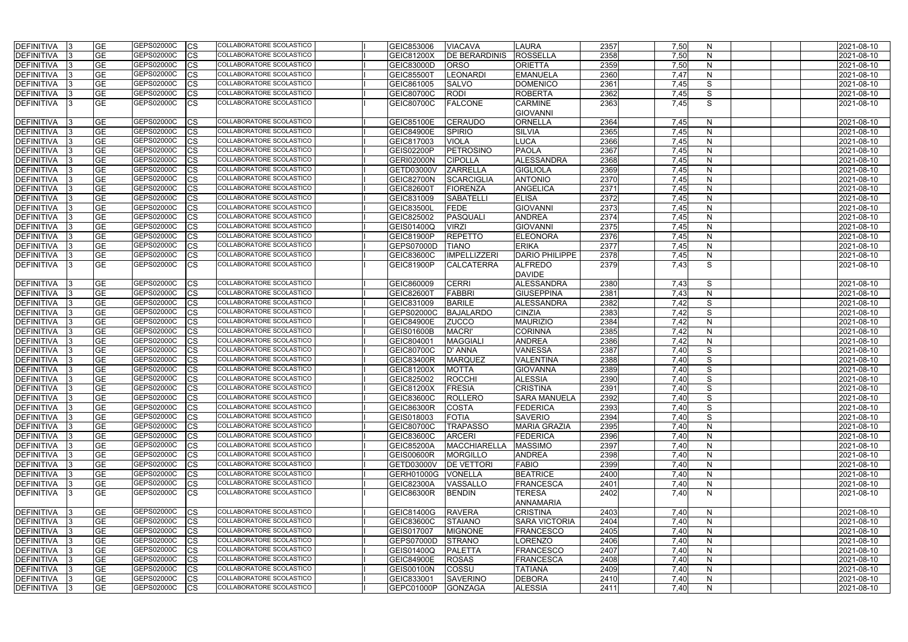| | | | | | | | | | | | | | | | | | | |
|---|---|---|---|---|---|---|---|---|---|---|---|---|---|---|---|---|---|---|
| DEFINITIVA | 3 | GE | GEPS02000C | CS | COLLABORATORE SCOLASTICO | | I | GEIC853006 | VIACAVA | LAURA | 2357 | | 7,50 | N | | | | 2021-08-10 |
| DEFINITIVA | 3 | GE | GEPS02000C | CS | COLLABORATORE SCOLASTICO | | I | GEIC81200X | DE BERARDINIS | ROSSELLA | 2358 | | 7,50 | N | | | | 2021-08-10 |
| DEFINITIVA | 3 | GE | GEPS02000C | CS | COLLABORATORE SCOLASTICO | | I | GEIC83000D | ORSO | ORIETTA | 2359 | | 7,50 | N | | | | 2021-08-10 |
| DEFINITIVA | 3 | GE | GEPS02000C | CS | COLLABORATORE SCOLASTICO | | I | GEIC85500T | LEONARDI | EMANUELA | 2360 | | 7,47 | N | | | | 2021-08-10 |
| DEFINITIVA | 3 | GE | GEPS02000C | CS | COLLABORATORE SCOLASTICO | | I | GEIC861005 | SALVO | DOMENICO | 2361 | | 7,45 | S | | | | 2021-08-10 |
| DEFINITIVA | 3 | GE | GEPS02000C | CS | COLLABORATORE SCOLASTICO | | I | GEIC80700C | RODI | ROBERTA | 2362 | | 7,45 | S | | | | 2021-08-10 |
| DEFINITIVA | 3 | GE | GEPS02000C | CS | COLLABORATORE SCOLASTICO | | I | GEIC80700C | FALCONE | CARMINE GIOVANNI | 2363 | | 7,45 | S | | | | 2021-08-10 |
| DEFINITIVA | 3 | GE | GEPS02000C | CS | COLLABORATORE SCOLASTICO | | I | GEIC85100E | CERAUDO | ORNELLA | 2364 | | 7,45 | N | | | | 2021-08-10 |
| DEFINITIVA | 3 | GE | GEPS02000C | CS | COLLABORATORE SCOLASTICO | | I | GEIC84900E | SPIRIO | SILVIA | 2365 | | 7,45 | N | | | | 2021-08-10 |
| DEFINITIVA | 3 | GE | GEPS02000C | CS | COLLABORATORE SCOLASTICO | | I | GEIC817003 | VIOLA | LUCA | 2366 | | 7,45 | N | | | | 2021-08-10 |
| DEFINITIVA | 3 | GE | GEPS02000C | CS | COLLABORATORE SCOLASTICO | | I | GEIS02200P | PETROSINO | PAOLA | 2367 | | 7,45 | N | | | | 2021-08-10 |
| DEFINITIVA | 3 | GE | GEPS02000C | CS | COLLABORATORE SCOLASTICO | | I | GERI02000N | CIPOLLA | ALESSANDRA | 2368 | | 7,45 | N | | | | 2021-08-10 |
| DEFINITIVA | 3 | GE | GEPS02000C | CS | COLLABORATORE SCOLASTICO | | I | GETD03000V | ZARRELLA | GIGLIOLA | 2369 | | 7,45 | N | | | | 2021-08-10 |
| DEFINITIVA | 3 | GE | GEPS02000C | CS | COLLABORATORE SCOLASTICO | | I | GEIC82700N | SCARCIGLIA | ANTONIO | 2370 | | 7,45 | N | | | | 2021-08-10 |
| DEFINITIVA | 3 | GE | GEPS02000C | CS | COLLABORATORE SCOLASTICO | | I | GEIC82600T | FIORENZA | ANGELICA | 2371 | | 7,45 | N | | | | 2021-08-10 |
| DEFINITIVA | 3 | GE | GEPS02000C | CS | COLLABORATORE SCOLASTICO | | I | GEIC831009 | SABATELLI | ELISA | 2372 | | 7,45 | N | | | | 2021-08-10 |
| DEFINITIVA | 3 | GE | GEPS02000C | CS | COLLABORATORE SCOLASTICO | | I | GEIC83500L | FEDE | GIOVANNI | 2373 | | 7,45 | N | | | | 2021-08-10 |
| DEFINITIVA | 3 | GE | GEPS02000C | CS | COLLABORATORE SCOLASTICO | | I | GEIC825002 | PASQUALI | ANDREA | 2374 | | 7,45 | N | | | | 2021-08-10 |
| DEFINITIVA | 3 | GE | GEPS02000C | CS | COLLABORATORE SCOLASTICO | | I | GEIS01400Q | VIRZI | GIOVANNI | 2375 | | 7,45 | N | | | | 2021-08-10 |
| DEFINITIVA | 3 | GE | GEPS02000C | CS | COLLABORATORE SCOLASTICO | | I | GEIC81900P | REPETTO | ELEONORA | 2376 | | 7,45 | N | | | | 2021-08-10 |
| DEFINITIVA | 3 | GE | GEPS02000C | CS | COLLABORATORE SCOLASTICO | | I | GEPS07000D | TIANO | ERIKA | 2377 | | 7,45 | N | | | | 2021-08-10 |
| DEFINITIVA | 3 | GE | GEPS02000C | CS | COLLABORATORE SCOLASTICO | | I | GEIC83600C | IMPELLIZZERI | DARIO PHILIPPE | 2378 | | 7,45 | N | | | | 2021-08-10 |
| DEFINITIVA | 3 | GE | GEPS02000C | CS | COLLABORATORE SCOLASTICO | | I | GEIC81900P | CALCATERRA | ALFREDO DAVIDE | 2379 | | 7,43 | S | | | | 2021-08-10 |
| DEFINITIVA | 3 | GE | GEPS02000C | CS | COLLABORATORE SCOLASTICO | | I | GEIC860009 | CERRI | ALESSANDRA | 2380 | | 7,43 | S | | | | 2021-08-10 |
| DEFINITIVA | 3 | GE | GEPS02000C | CS | COLLABORATORE SCOLASTICO | | I | GEIC82600T | FABBRI | GIUSEPPINA | 2381 | | 7,43 | N | | | | 2021-08-10 |
| DEFINITIVA | 3 | GE | GEPS02000C | CS | COLLABORATORE SCOLASTICO | | I | GEIC831009 | BARILE | ALESSANDRA | 2382 | | 7,42 | S | | | | 2021-08-10 |
| DEFINITIVA | 3 | GE | GEPS02000C | CS | COLLABORATORE SCOLASTICO | | I | GEPS02000C | BAJALARDO | CINZIA | 2383 | | 7,42 | S | | | | 2021-08-10 |
| DEFINITIVA | 3 | GE | GEPS02000C | CS | COLLABORATORE SCOLASTICO | | I | GEIC84900E | ZUCCO | MAURIZIO | 2384 | | 7,42 | N | | | | 2021-08-10 |
| DEFINITIVA | 3 | GE | GEPS02000C | CS | COLLABORATORE SCOLASTICO | | I | GEIS01600B | MACRI' | CORINNA | 2385 | | 7,42 | N | | | | 2021-08-10 |
| DEFINITIVA | 3 | GE | GEPS02000C | CS | COLLABORATORE SCOLASTICO | | I | GEIC804001 | MAGGIALI | ANDREA | 2386 | | 7,42 | N | | | | 2021-08-10 |
| DEFINITIVA | 3 | GE | GEPS02000C | CS | COLLABORATORE SCOLASTICO | | I | GEIC80700C | D' ANNA | VANESSA | 2387 | | 7,40 | S | | | | 2021-08-10 |
| DEFINITIVA | 3 | GE | GEPS02000C | CS | COLLABORATORE SCOLASTICO | | I | GEIC83400R | MARQUEZ | VALENTINA | 2388 | | 7,40 | S | | | | 2021-08-10 |
| DEFINITIVA | 3 | GE | GEPS02000C | CS | COLLABORATORE SCOLASTICO | | I | GEIC81200X | MOTTA | GIOVANNA | 2389 | | 7,40 | S | | | | 2021-08-10 |
| DEFINITIVA | 3 | GE | GEPS02000C | CS | COLLABORATORE SCOLASTICO | | I | GEIC825002 | ROCCHI | ALESSIA | 2390 | | 7,40 | S | | | | 2021-08-10 |
| DEFINITIVA | 3 | GE | GEPS02000C | CS | COLLABORATORE SCOLASTICO | | I | GEIC81200X | FRESIA | CRISTINA | 2391 | | 7,40 | S | | | | 2021-08-10 |
| DEFINITIVA | 3 | GE | GEPS02000C | CS | COLLABORATORE SCOLASTICO | | I | GEIC83600C | ROLLERO | SARA MANUELA | 2392 | | 7,40 | S | | | | 2021-08-10 |
| DEFINITIVA | 3 | GE | GEPS02000C | CS | COLLABORATORE SCOLASTICO | | I | GEIC86300R | COSTA | FEDERICA | 2393 | | 7,40 | S | | | | 2021-08-10 |
| DEFINITIVA | 3 | GE | GEPS02000C | CS | COLLABORATORE SCOLASTICO | | I | GEIS018003 | FOTIA | SAVERIO | 2394 | | 7,40 | S | | | | 2021-08-10 |
| DEFINITIVA | 3 | GE | GEPS02000C | CS | COLLABORATORE SCOLASTICO | | I | GEIC80700C | TRAPASSO | MARIA GRAZIA | 2395 | | 7,40 | N | | | | 2021-08-10 |
| DEFINITIVA | 3 | GE | GEPS02000C | CS | COLLABORATORE SCOLASTICO | | I | GEIC83600C | ARCERI | FEDERICA | 2396 | | 7,40 | N | | | | 2021-08-10 |
| DEFINITIVA | 3 | GE | GEPS02000C | CS | COLLABORATORE SCOLASTICO | | I | GEIC85200A | MACCHIARELLA | MASSIMO | 2397 | | 7,40 | N | | | | 2021-08-10 |
| DEFINITIVA | 3 | GE | GEPS02000C | CS | COLLABORATORE SCOLASTICO | | I | GEIS00600R | MORGILLO | ANDREA | 2398 | | 7,40 | N | | | | 2021-08-10 |
| DEFINITIVA | 3 | GE | GEPS02000C | CS | COLLABORATORE SCOLASTICO | | I | GETD03000V | DE VETTORI | FABIO | 2399 | | 7,40 | N | | | | 2021-08-10 |
| DEFINITIVA | 3 | GE | GEPS02000C | CS | COLLABORATORE SCOLASTICO | | I | GERH01000G | VONELLA | BEATRICE | 2400 | | 7,40 | N | | | | 2021-08-10 |
| DEFINITIVA | 3 | GE | GEPS02000C | CS | COLLABORATORE SCOLASTICO | | I | GEIC82300A | VASSALLO | FRANCESCA | 2401 | | 7,40 | N | | | | 2021-08-10 |
| DEFINITIVA | 3 | GE | GEPS02000C | CS | COLLABORATORE SCOLASTICO | | I | GEIC86300R | BENDIN | TERESA ANNAMARIA | 2402 | | 7,40 | N | | | | 2021-08-10 |
| DEFINITIVA | 3 | GE | GEPS02000C | CS | COLLABORATORE SCOLASTICO | | I | GEIC81400G | RAVERA | CRISTINA | 2403 | | 7,40 | N | | | | 2021-08-10 |
| DEFINITIVA | 3 | GE | GEPS02000C | CS | COLLABORATORE SCOLASTICO | | I | GEIC83600C | STAIANO | SARA VICTORIA | 2404 | | 7,40 | N | | | | 2021-08-10 |
| DEFINITIVA | 3 | GE | GEPS02000C | CS | COLLABORATORE SCOLASTICO | | I | GEIS017007 | MIGNONE | FRANCESCO | 2405 | | 7,40 | N | | | | 2021-08-10 |
| DEFINITIVA | 3 | GE | GEPS02000C | CS | COLLABORATORE SCOLASTICO | | I | GEPS07000D | STRANO | LORENZO | 2406 | | 7,40 | N | | | | 2021-08-10 |
| DEFINITIVA | 3 | GE | GEPS02000C | CS | COLLABORATORE SCOLASTICO | | I | GEIS01400Q | PALETTA | FRANCESCO | 2407 | | 7,40 | N | | | | 2021-08-10 |
| DEFINITIVA | 3 | GE | GEPS02000C | CS | COLLABORATORE SCOLASTICO | | I | GEIC84900E | ROSAS | FRANCESCA | 2408 | | 7,40 | N | | | | 2021-08-10 |
| DEFINITIVA | 3 | GE | GEPS02000C | CS | COLLABORATORE SCOLASTICO | | I | GEIS00100N | COSSU | TATIANA | 2409 | | 7,40 | N | | | | 2021-08-10 |
| DEFINITIVA | 3 | GE | GEPS02000C | CS | COLLABORATORE SCOLASTICO | | I | GEIC833001 | SAVERINO | DEBORA | 2410 | | 7,40 | N | | | | 2021-08-10 |
| DEFINITIVA | 3 | GE | GEPS02000C | CS | COLLABORATORE SCOLASTICO | | I | GEPC01000P | GONZAGA | ALESSIA | 2411 | | 7,40 | N | | | | 2021-08-10 |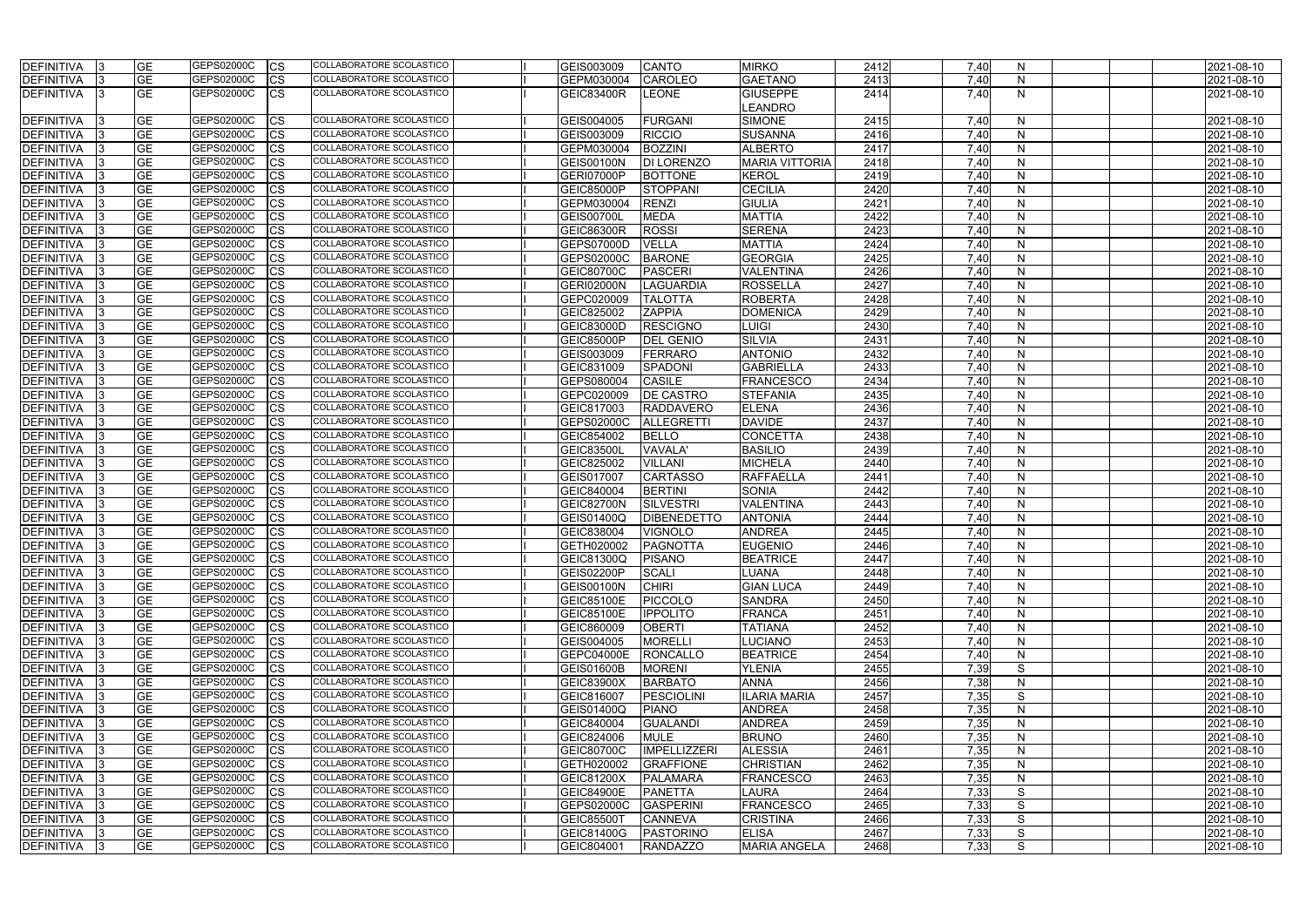| DEFINITIVA | 3 | GE | GEPS02000C | CS | COLLABORATORE SCOLASTICO | | I | GEIS003009 | CANTO | MIRKO | 2412 | 7,40 | N | | | | 2021-08-10 |
|---|---|---|---|---|---|---|---|---|---|---|---|---|---|---|---|---|---|
| DEFINITIVA | 3 | GE | GEPS02000C | CS | COLLABORATORE SCOLASTICO | | I | GEPM030004 | CAROLEO | GAETANO | 2413 | 7,40 | N | | | | 2021-08-10 |
| DEFINITIVA | 3 | GE | GEPS02000C | CS | COLLABORATORE SCOLASTICO | | I | GEIC83400R | LEONE | GIUSEPPE LEANDRO | 2414 | 7,40 | N | | | | 2021-08-10 |
| DEFINITIVA | 3 | GE | GEPS02000C | CS | COLLABORATORE SCOLASTICO | | I | GEIS004005 | FURGANI | SIMONE | 2415 | 7,40 | N | | | | 2021-08-10 |
| DEFINITIVA | 3 | GE | GEPS02000C | CS | COLLABORATORE SCOLASTICO | | I | GEIS003009 | RICCIO | SUSANNA | 2416 | 7,40 | N | | | | 2021-08-10 |
| DEFINITIVA | 3 | GE | GEPS02000C | CS | COLLABORATORE SCOLASTICO | | I | GEPM030004 | BOZZINI | ALBERTO | 2417 | 7,40 | N | | | | 2021-08-10 |
| DEFINITIVA | 3 | GE | GEPS02000C | CS | COLLABORATORE SCOLASTICO | | I | GEIS00100N | DI LORENZO | MARIA VITTORIA | 2418 | 7,40 | N | | | | 2021-08-10 |
| DEFINITIVA | 3 | GE | GEPS02000C | CS | COLLABORATORE SCOLASTICO | | I | GERI07000P | BOTTONE | KEROL | 2419 | 7,40 | N | | | | 2021-08-10 |
| DEFINITIVA | 3 | GE | GEPS02000C | CS | COLLABORATORE SCOLASTICO | | I | GEIC85000P | STOPPANI | CECILIA | 2420 | 7,40 | N | | | | 2021-08-10 |
| DEFINITIVA | 3 | GE | GEPS02000C | CS | COLLABORATORE SCOLASTICO | | I | GEPM030004 | RENZI | GIULIA | 2421 | 7,40 | N | | | | 2021-08-10 |
| DEFINITIVA | 3 | GE | GEPS02000C | CS | COLLABORATORE SCOLASTICO | | I | GEIS00700L | MEDA | MATTIA | 2422 | 7,40 | N | | | | 2021-08-10 |
| DEFINITIVA | 3 | GE | GEPS02000C | CS | COLLABORATORE SCOLASTICO | | I | GEIC86300R | ROSSI | SERENA | 2423 | 7,40 | N | | | | 2021-08-10 |
| DEFINITIVA | 3 | GE | GEPS02000C | CS | COLLABORATORE SCOLASTICO | | I | GEPS07000D | VELLA | MATTIA | 2424 | 7,40 | N | | | | 2021-08-10 |
| DEFINITIVA | 3 | GE | GEPS02000C | CS | COLLABORATORE SCOLASTICO | | I | GEPS02000C | BARONE | GEORGIA | 2425 | 7,40 | N | | | | 2021-08-10 |
| DEFINITIVA | 3 | GE | GEPS02000C | CS | COLLABORATORE SCOLASTICO | | I | GEIC80700C | PASCERI | VALENTINA | 2426 | 7,40 | N | | | | 2021-08-10 |
| DEFINITIVA | 3 | GE | GEPS02000C | CS | COLLABORATORE SCOLASTICO | | I | GERI02000N | LAGUARDIA | ROSSELLA | 2427 | 7,40 | N | | | | 2021-08-10 |
| DEFINITIVA | 3 | GE | GEPS02000C | CS | COLLABORATORE SCOLASTICO | | I | GEPC020009 | TALOTTA | ROBERTA | 2428 | 7,40 | N | | | | 2021-08-10 |
| DEFINITIVA | 3 | GE | GEPS02000C | CS | COLLABORATORE SCOLASTICO | | I | GEIC825002 | ZAPPIA | DOMENICA | 2429 | 7,40 | N | | | | 2021-08-10 |
| DEFINITIVA | 3 | GE | GEPS02000C | CS | COLLABORATORE SCOLASTICO | | I | GEIC83000D | RESCIGNO | LUIGI | 2430 | 7,40 | N | | | | 2021-08-10 |
| DEFINITIVA | 3 | GE | GEPS02000C | CS | COLLABORATORE SCOLASTICO | | I | GEIC85000P | DEL GENIO | SILVIA | 2431 | 7,40 | N | | | | 2021-08-10 |
| DEFINITIVA | 3 | GE | GEPS02000C | CS | COLLABORATORE SCOLASTICO | | I | GEIS003009 | FERRARO | ANTONIO | 2432 | 7,40 | N | | | | 2021-08-10 |
| DEFINITIVA | 3 | GE | GEPS02000C | CS | COLLABORATORE SCOLASTICO | | I | GEIC831009 | SPADONI | GABRIELLA | 2433 | 7,40 | N | | | | 2021-08-10 |
| DEFINITIVA | 3 | GE | GEPS02000C | CS | COLLABORATORE SCOLASTICO | | I | GEPS080004 | CASILE | FRANCESCO | 2434 | 7,40 | N | | | | 2021-08-10 |
| DEFINITIVA | 3 | GE | GEPS02000C | CS | COLLABORATORE SCOLASTICO | | I | GEPC020009 | DE CASTRO | STEFANIA | 2435 | 7,40 | N | | | | 2021-08-10 |
| DEFINITIVA | 3 | GE | GEPS02000C | CS | COLLABORATORE SCOLASTICO | | I | GEIC817003 | RADDAVERO | ELENA | 2436 | 7,40 | N | | | | 2021-08-10 |
| DEFINITIVA | 3 | GE | GEPS02000C | CS | COLLABORATORE SCOLASTICO | | I | GEPS02000C | ALLEGRETTI | DAVIDE | 2437 | 7,40 | N | | | | 2021-08-10 |
| DEFINITIVA | 3 | GE | GEPS02000C | CS | COLLABORATORE SCOLASTICO | | I | GEIC854002 | BELLO | CONCETTA | 2438 | 7,40 | N | | | | 2021-08-10 |
| DEFINITIVA | 3 | GE | GEPS02000C | CS | COLLABORATORE SCOLASTICO | | I | GEIC83500L | VAVALA' | BASILIO | 2439 | 7,40 | N | | | | 2021-08-10 |
| DEFINITIVA | 3 | GE | GEPS02000C | CS | COLLABORATORE SCOLASTICO | | I | GEIC825002 | VILLANI | MICHELA | 2440 | 7,40 | N | | | | 2021-08-10 |
| DEFINITIVA | 3 | GE | GEPS02000C | CS | COLLABORATORE SCOLASTICO | | I | GEIS017007 | CARTASSO | RAFFAELLA | 2441 | 7,40 | N | | | | 2021-08-10 |
| DEFINITIVA | 3 | GE | GEPS02000C | CS | COLLABORATORE SCOLASTICO | | I | GEIC840004 | BERTINI | SONIA | 2442 | 7,40 | N | | | | 2021-08-10 |
| DEFINITIVA | 3 | GE | GEPS02000C | CS | COLLABORATORE SCOLASTICO | | I | GEIC82700N | SILVESTRI | VALENTINA | 2443 | 7,40 | N | | | | 2021-08-10 |
| DEFINITIVA | 3 | GE | GEPS02000C | CS | COLLABORATORE SCOLASTICO | | I | GEIS01400Q | DIBENEDETTO | ANTONIA | 2444 | 7,40 | N | | | | 2021-08-10 |
| DEFINITIVA | 3 | GE | GEPS02000C | CS | COLLABORATORE SCOLASTICO | | I | GEIC838004 | VIGNOLO | ANDREA | 2445 | 7,40 | N | | | | 2021-08-10 |
| DEFINITIVA | 3 | GE | GEPS02000C | CS | COLLABORATORE SCOLASTICO | | I | GETH020002 | PAGNOTTA | EUGENIO | 2446 | 7,40 | N | | | | 2021-08-10 |
| DEFINITIVA | 3 | GE | GEPS02000C | CS | COLLABORATORE SCOLASTICO | | I | GEIC81300Q | PISANO | BEATRICE | 2447 | 7,40 | N | | | | 2021-08-10 |
| DEFINITIVA | 3 | GE | GEPS02000C | CS | COLLABORATORE SCOLASTICO | | I | GEIS02200P | SCALI | LUANA | 2448 | 7,40 | N | | | | 2021-08-10 |
| DEFINITIVA | 3 | GE | GEPS02000C | CS | COLLABORATORE SCOLASTICO | | I | GEIS00100N | CHIRI | GIAN LUCA | 2449 | 7,40 | N | | | | 2021-08-10 |
| DEFINITIVA | 3 | GE | GEPS02000C | CS | COLLABORATORE SCOLASTICO | | I | GEIC85100E | PICCOLO | SANDRA | 2450 | 7,40 | N | | | | 2021-08-10 |
| DEFINITIVA | 3 | GE | GEPS02000C | CS | COLLABORATORE SCOLASTICO | | I | GEIC85100E | IPPOLITO | FRANCA | 2451 | 7,40 | N | | | | 2021-08-10 |
| DEFINITIVA | 3 | GE | GEPS02000C | CS | COLLABORATORE SCOLASTICO | | I | GEIC860009 | OBERTI | TATIANA | 2452 | 7,40 | N | | | | 2021-08-10 |
| DEFINITIVA | 3 | GE | GEPS02000C | CS | COLLABORATORE SCOLASTICO | | I | GEIS004005 | MORELLI | LUCIANO | 2453 | 7,40 | N | | | | 2021-08-10 |
| DEFINITIVA | 3 | GE | GEPS02000C | CS | COLLABORATORE SCOLASTICO | | I | GEPC04000E | RONCALLO | BEATRICE | 2454 | 7,40 | N | | | | 2021-08-10 |
| DEFINITIVA | 3 | GE | GEPS02000C | CS | COLLABORATORE SCOLASTICO | | I | GEIS01600B | MORENI | YLENIA | 2455 | 7,39 | S | | | | 2021-08-10 |
| DEFINITIVA | 3 | GE | GEPS02000C | CS | COLLABORATORE SCOLASTICO | | I | GEIC83900X | BARBATO | ANNA | 2456 | 7,38 | N | | | | 2021-08-10 |
| DEFINITIVA | 3 | GE | GEPS02000C | CS | COLLABORATORE SCOLASTICO | | I | GEIC816007 | PESCIOLINI | ILARIA MARIA | 2457 | 7,35 | S | | | | 2021-08-10 |
| DEFINITIVA | 3 | GE | GEPS02000C | CS | COLLABORATORE SCOLASTICO | | I | GEIS01400Q | PIANO | ANDREA | 2458 | 7,35 | N | | | | 2021-08-10 |
| DEFINITIVA | 3 | GE | GEPS02000C | CS | COLLABORATORE SCOLASTICO | | I | GEIC840004 | GUALANDI | ANDREA | 2459 | 7,35 | N | | | | 2021-08-10 |
| DEFINITIVA | 3 | GE | GEPS02000C | CS | COLLABORATORE SCOLASTICO | | I | GEIC824006 | MULE | BRUNO | 2460 | 7,35 | N | | | | 2021-08-10 |
| DEFINITIVA | 3 | GE | GEPS02000C | CS | COLLABORATORE SCOLASTICO | | I | GEIC80700C | IMPELLIZZERI | ALESSIA | 2461 | 7,35 | N | | | | 2021-08-10 |
| DEFINITIVA | 3 | GE | GEPS02000C | CS | COLLABORATORE SCOLASTICO | | I | GETH020002 | GRAFFIONE | CHRISTIAN | 2462 | 7,35 | N | | | | 2021-08-10 |
| DEFINITIVA | 3 | GE | GEPS02000C | CS | COLLABORATORE SCOLASTICO | | I | GEIC81200X | PALAMARA | FRANCESCO | 2463 | 7,35 | N | | | | 2021-08-10 |
| DEFINITIVA | 3 | GE | GEPS02000C | CS | COLLABORATORE SCOLASTICO | | I | GEIC84900E | PANETTA | LAURA | 2464 | 7,33 | S | | | | 2021-08-10 |
| DEFINITIVA | 3 | GE | GEPS02000C | CS | COLLABORATORE SCOLASTICO | | I | GEPS02000C | GASPERINI | FRANCESCO | 2465 | 7,33 | S | | | | 2021-08-10 |
| DEFINITIVA | 3 | GE | GEPS02000C | CS | COLLABORATORE SCOLASTICO | | I | GEIC85500T | CANNEVA | CRISTINA | 2466 | 7,33 | S | | | | 2021-08-10 |
| DEFINITIVA | 3 | GE | GEPS02000C | CS | COLLABORATORE SCOLASTICO | | I | GEIC81400G | PASTORINO | ELISA | 2467 | 7,33 | S | | | | 2021-08-10 |
| DEFINITIVA | 3 | GE | GEPS02000C | CS | COLLABORATORE SCOLASTICO | | I | GEIC804001 | RANDAZZO | MARIA ANGELA | 2468 | 7,33 | S | | | | 2021-08-10 |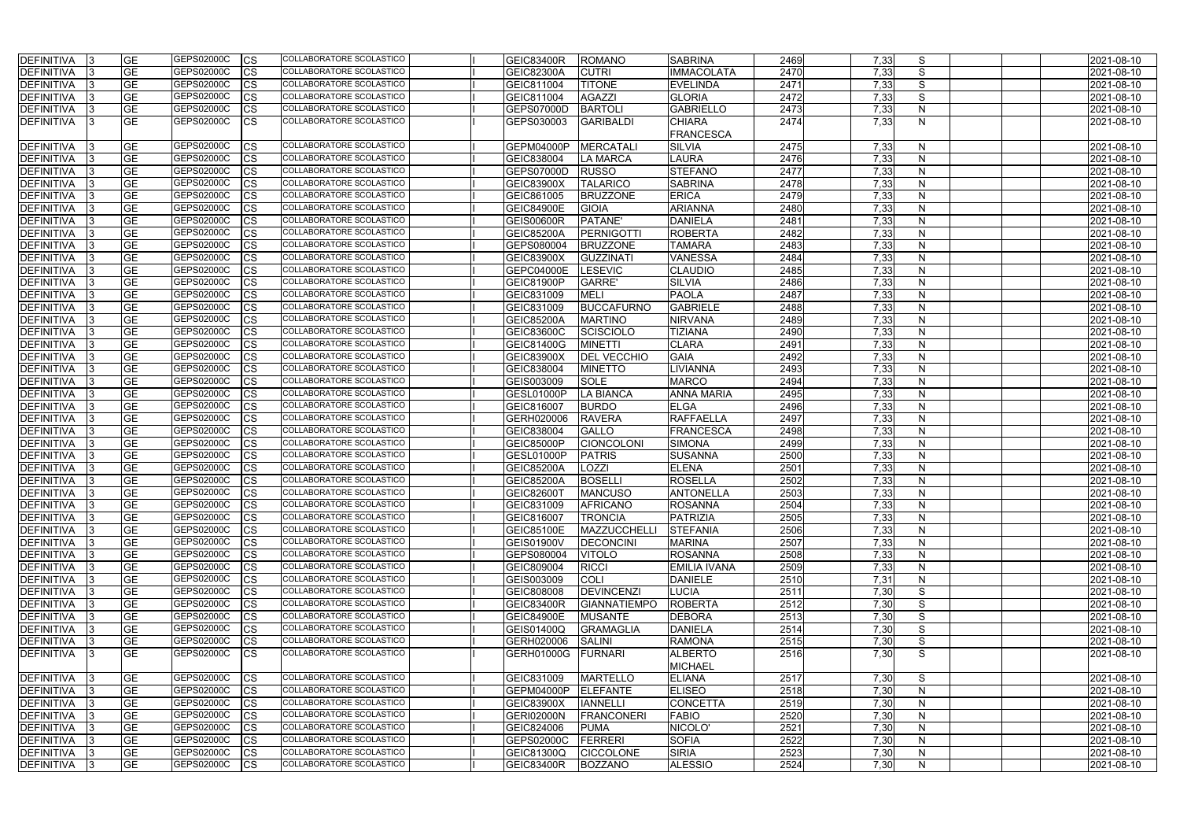| | | | | | | | | | | | | | | | | | | |
|---|---|---|---|---|---|---|---|---|---|---|---|---|---|---|---|---|---|---|
| DEFINITIVA | 3 | GE | GEPS02000C | CS | COLLABORATORE SCOLASTICO | | I | GEIC83400R | ROMANO | SABRINA | 2469 | | 7,33 | S | | | | 2021-08-10 |
| DEFINITIVA | 3 | GE | GEPS02000C | CS | COLLABORATORE SCOLASTICO | | I | GEIC82300A | CUTRI | IMMACOLATA | 2470 | | 7,33 | S | | | | 2021-08-10 |
| DEFINITIVA | 3 | GE | GEPS02000C | CS | COLLABORATORE SCOLASTICO | | I | GEIC811004 | TITONE | EVELINDA | 2471 | | 7,33 | S | | | | 2021-08-10 |
| DEFINITIVA | 3 | GE | GEPS02000C | CS | COLLABORATORE SCOLASTICO | | I | GEIC811004 | AGAZZI | GLORIA | 2472 | | 7,33 | S | | | | 2021-08-10 |
| DEFINITIVA | 3 | GE | GEPS02000C | CS | COLLABORATORE SCOLASTICO | | I | GEPS07000D | BARTOLI | GABRIELLO | 2473 | | 7,33 | N | | | | 2021-08-10 |
| DEFINITIVA | 3 | GE | GEPS02000C | CS | COLLABORATORE SCOLASTICO | | I | GEPS030003 | GARIBALDI | CHIARA FRANCESCA | 2474 | | 7,33 | N | | | | 2021-08-10 |
| DEFINITIVA | 3 | GE | GEPS02000C | CS | COLLABORATORE SCOLASTICO | | I | GEPM04000P | MERCATALI | SILVIA | 2475 | | 7,33 | N | | | | 2021-08-10 |
| DEFINITIVA | 3 | GE | GEPS02000C | CS | COLLABORATORE SCOLASTICO | | I | GEIC838004 | LA MARCA | LAURA | 2476 | | 7,33 | N | | | | 2021-08-10 |
| DEFINITIVA | 3 | GE | GEPS02000C | CS | COLLABORATORE SCOLASTICO | | I | GEPS07000D | RUSSO | STEFANO | 2477 | | 7,33 | N | | | | 2021-08-10 |
| DEFINITIVA | 3 | GE | GEPS02000C | CS | COLLABORATORE SCOLASTICO | | I | GEIC83900X | TALARICO | SABRINA | 2478 | | 7,33 | N | | | | 2021-08-10 |
| DEFINITIVA | 3 | GE | GEPS02000C | CS | COLLABORATORE SCOLASTICO | | I | GEIC861005 | BRUZZONE | ERICA | 2479 | | 7,33 | N | | | | 2021-08-10 |
| DEFINITIVA | 3 | GE | GEPS02000C | CS | COLLABORATORE SCOLASTICO | | I | GEIC84900E | GIOIA | ARIANNA | 2480 | | 7,33 | N | | | | 2021-08-10 |
| DEFINITIVA | 3 | GE | GEPS02000C | CS | COLLABORATORE SCOLASTICO | | I | GEIS00600R | PATANE' | DANIELA | 2481 | | 7,33 | N | | | | 2021-08-10 |
| DEFINITIVA | 3 | GE | GEPS02000C | CS | COLLABORATORE SCOLASTICO | | I | GEIC85200A | PERNIGOTTI | ROBERTA | 2482 | | 7,33 | N | | | | 2021-08-10 |
| DEFINITIVA | 3 | GE | GEPS02000C | CS | COLLABORATORE SCOLASTICO | | I | GEPS080004 | BRUZZONE | TAMARA | 2483 | | 7,33 | N | | | | 2021-08-10 |
| DEFINITIVA | 3 | GE | GEPS02000C | CS | COLLABORATORE SCOLASTICO | | I | GEIC83900X | GUZZINATI | VANESSA | 2484 | | 7,33 | N | | | | 2021-08-10 |
| DEFINITIVA | 3 | GE | GEPS02000C | CS | COLLABORATORE SCOLASTICO | | I | GEPC04000E | LESEVIC | CLAUDIO | 2485 | | 7,33 | N | | | | 2021-08-10 |
| DEFINITIVA | 3 | GE | GEPS02000C | CS | COLLABORATORE SCOLASTICO | | I | GEIC81900P | GARRE' | SILVIA | 2486 | | 7,33 | N | | | | 2021-08-10 |
| DEFINITIVA | 3 | GE | GEPS02000C | CS | COLLABORATORE SCOLASTICO | | I | GEIC831009 | MELI | PAOLA | 2487 | | 7,33 | N | | | | 2021-08-10 |
| DEFINITIVA | 3 | GE | GEPS02000C | CS | COLLABORATORE SCOLASTICO | | I | GEIC831009 | BUCCAFURNO | GABRIELE | 2488 | | 7,33 | N | | | | 2021-08-10 |
| DEFINITIVA | 3 | GE | GEPS02000C | CS | COLLABORATORE SCOLASTICO | | I | GEIC85200A | MARTINO | NIRVANA | 2489 | | 7,33 | N | | | | 2021-08-10 |
| DEFINITIVA | 3 | GE | GEPS02000C | CS | COLLABORATORE SCOLASTICO | | I | GEIC83600C | SCISCIOLO | TIZIANA | 2490 | | 7,33 | N | | | | 2021-08-10 |
| DEFINITIVA | 3 | GE | GEPS02000C | CS | COLLABORATORE SCOLASTICO | | I | GEIC81400G | MINETTI | CLARA | 2491 | | 7,33 | N | | | | 2021-08-10 |
| DEFINITIVA | 3 | GE | GEPS02000C | CS | COLLABORATORE SCOLASTICO | | I | GEIC83900X | DEL VECCHIO | GAIA | 2492 | | 7,33 | N | | | | 2021-08-10 |
| DEFINITIVA | 3 | GE | GEPS02000C | CS | COLLABORATORE SCOLASTICO | | I | GEIC838004 | MINETTO | LIVIANNA | 2493 | | 7,33 | N | | | | 2021-08-10 |
| DEFINITIVA | 3 | GE | GEPS02000C | CS | COLLABORATORE SCOLASTICO | | I | GEIS003009 | SOLE | MARCO | 2494 | | 7,33 | N | | | | 2021-08-10 |
| DEFINITIVA | 3 | GE | GEPS02000C | CS | COLLABORATORE SCOLASTICO | | I | GESL01000P | LA BIANCA | ANNA MARIA | 2495 | | 7,33 | N | | | | 2021-08-10 |
| DEFINITIVA | 3 | GE | GEPS02000C | CS | COLLABORATORE SCOLASTICO | | I | GEIC816007 | BURDO | ELGA | 2496 | | 7,33 | N | | | | 2021-08-10 |
| DEFINITIVA | 3 | GE | GEPS02000C | CS | COLLABORATORE SCOLASTICO | | I | GERH020006 | RAVERA | RAFFAELLA | 2497 | | 7,33 | N | | | | 2021-08-10 |
| DEFINITIVA | 3 | GE | GEPS02000C | CS | COLLABORATORE SCOLASTICO | | I | GEIC838004 | GALLO | FRANCESCA | 2498 | | 7,33 | N | | | | 2021-08-10 |
| DEFINITIVA | 3 | GE | GEPS02000C | CS | COLLABORATORE SCOLASTICO | | I | GEIC85000P | CIONCOLONI | SIMONA | 2499 | | 7,33 | N | | | | 2021-08-10 |
| DEFINITIVA | 3 | GE | GEPS02000C | CS | COLLABORATORE SCOLASTICO | | I | GESL01000P | PATRIS | SUSANNA | 2500 | | 7,33 | N | | | | 2021-08-10 |
| DEFINITIVA | 3 | GE | GEPS02000C | CS | COLLABORATORE SCOLASTICO | | I | GEIC85200A | LOZZI | ELENA | 2501 | | 7,33 | N | | | | 2021-08-10 |
| DEFINITIVA | 3 | GE | GEPS02000C | CS | COLLABORATORE SCOLASTICO | | I | GEIC85200A | BOSELLI | ROSELLA | 2502 | | 7,33 | N | | | | 2021-08-10 |
| DEFINITIVA | 3 | GE | GEPS02000C | CS | COLLABORATORE SCOLASTICO | | I | GEIC82600T | MANCUSO | ANTONELLA | 2503 | | 7,33 | N | | | | 2021-08-10 |
| DEFINITIVA | 3 | GE | GEPS02000C | CS | COLLABORATORE SCOLASTICO | | I | GEIC831009 | AFRICANO | ROSANNA | 2504 | | 7,33 | N | | | | 2021-08-10 |
| DEFINITIVA | 3 | GE | GEPS02000C | CS | COLLABORATORE SCOLASTICO | | I | GEIC816007 | TRONCIA | PATRIZIA | 2505 | | 7,33 | N | | | | 2021-08-10 |
| DEFINITIVA | 3 | GE | GEPS02000C | CS | COLLABORATORE SCOLASTICO | | I | GEIC85100E | MAZZUCCHELLI | STEFANIA | 2506 | | 7,33 | N | | | | 2021-08-10 |
| DEFINITIVA | 3 | GE | GEPS02000C | CS | COLLABORATORE SCOLASTICO | | I | GEIS01900V | DECONCINI | MARINA | 2507 | | 7,33 | N | | | | 2021-08-10 |
| DEFINITIVA | 3 | GE | GEPS02000C | CS | COLLABORATORE SCOLASTICO | | I | GEPS080004 | VITOLO | ROSANNA | 2508 | | 7,33 | N | | | | 2021-08-10 |
| DEFINITIVA | 3 | GE | GEPS02000C | CS | COLLABORATORE SCOLASTICO | | I | GEIC809004 | RICCI | EMILIA IVANA | 2509 | | 7,33 | N | | | | 2021-08-10 |
| DEFINITIVA | 3 | GE | GEPS02000C | CS | COLLABORATORE SCOLASTICO | | I | GEIS003009 | COLI | DANIELE | 2510 | | 7,31 | N | | | | 2021-08-10 |
| DEFINITIVA | 3 | GE | GEPS02000C | CS | COLLABORATORE SCOLASTICO | | I | GEIC808008 | DEVINCENZI | LUCIA | 2511 | | 7,30 | S | | | | 2021-08-10 |
| DEFINITIVA | 3 | GE | GEPS02000C | CS | COLLABORATORE SCOLASTICO | | I | GEIC83400R | GIANNATIEMPO | ROBERTA | 2512 | | 7,30 | S | | | | 2021-08-10 |
| DEFINITIVA | 3 | GE | GEPS02000C | CS | COLLABORATORE SCOLASTICO | | I | GEIC84900E | MUSANTE | DEBORA | 2513 | | 7,30 | S | | | | 2021-08-10 |
| DEFINITIVA | 3 | GE | GEPS02000C | CS | COLLABORATORE SCOLASTICO | | I | GEIS01400Q | GRAMAGLIA | DANIELA | 2514 | | 7,30 | S | | | | 2021-08-10 |
| DEFINITIVA | 3 | GE | GEPS02000C | CS | COLLABORATORE SCOLASTICO | | I | GERH020006 | SALINI | RAMONA | 2515 | | 7,30 | S | | | | 2021-08-10 |
| DEFINITIVA | 3 | GE | GEPS02000C | CS | COLLABORATORE SCOLASTICO | | I | GERH01000G | FURNARI | ALBERTO MICHAEL | 2516 | | 7,30 | S | | | | 2021-08-10 |
| DEFINITIVA | 3 | GE | GEPS02000C | CS | COLLABORATORE SCOLASTICO | | I | GEIC831009 | MARTELLO | ELIANA | 2517 | | 7,30 | S | | | | 2021-08-10 |
| DEFINITIVA | 3 | GE | GEPS02000C | CS | COLLABORATORE SCOLASTICO | | I | GEPM04000P | ELEFANTE | ELISEO | 2518 | | 7,30 | N | | | | 2021-08-10 |
| DEFINITIVA | 3 | GE | GEPS02000C | CS | COLLABORATORE SCOLASTICO | | I | GEIC83900X | IANNELLI | CONCETTA | 2519 | | 7,30 | N | | | | 2021-08-10 |
| DEFINITIVA | 3 | GE | GEPS02000C | CS | COLLABORATORE SCOLASTICO | | I | GERI02000N | FRANCONERI | FABIO | 2520 | | 7,30 | N | | | | 2021-08-10 |
| DEFINITIVA | 3 | GE | GEPS02000C | CS | COLLABORATORE SCOLASTICO | | I | GEIC824006 | PUMA | NICOLO' | 2521 | | 7,30 | N | | | | 2021-08-10 |
| DEFINITIVA | 3 | GE | GEPS02000C | CS | COLLABORATORE SCOLASTICO | | I | GEPS02000C | FERRERI | SOFIA | 2522 | | 7,30 | N | | | | 2021-08-10 |
| DEFINITIVA | 3 | GE | GEPS02000C | CS | COLLABORATORE SCOLASTICO | | I | GEIC81300Q | CICCOLONE | SIRIA | 2523 | | 7,30 | N | | | | 2021-08-10 |
| DEFINITIVA | 3 | GE | GEPS02000C | CS | COLLABORATORE SCOLASTICO | | I | GEIC83400R | BOZZANO | ALESSIO | 2524 | | 7,30 | N | | | | 2021-08-10 |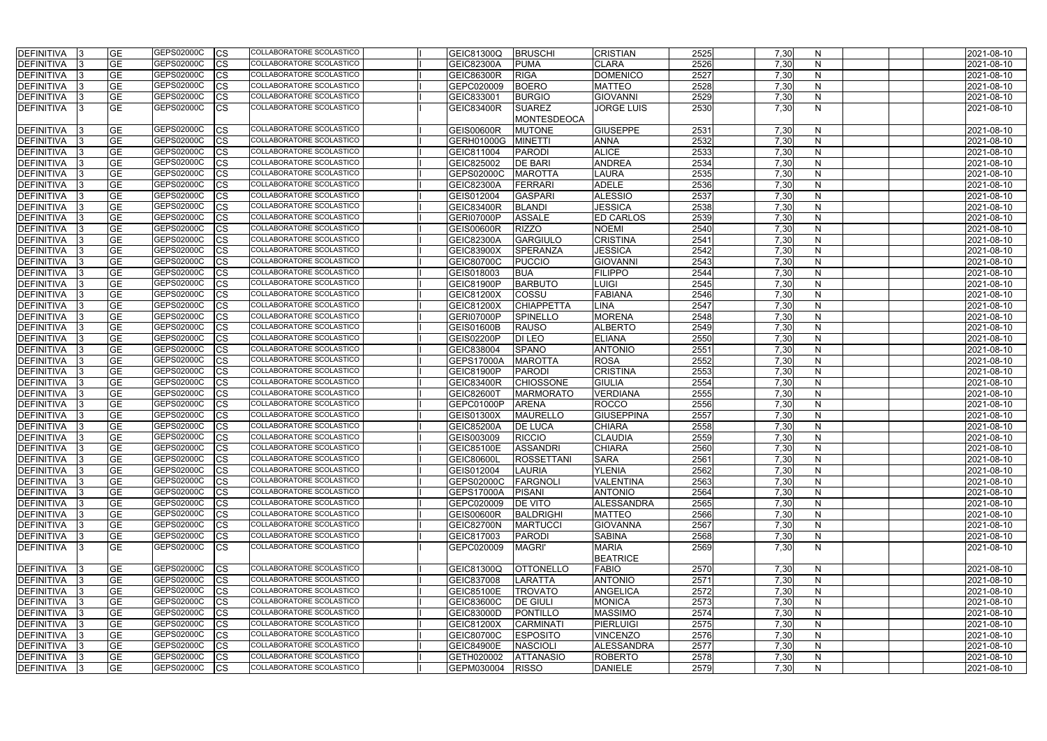| | | | | | | | | | | | | | | | | | |
|---|---|---|---|---|---|---|---|---|---|---|---|---|---|---|---|---|---|
| DEFINITIVA | 3 | GE | GEPS02000C | CS | COLLABORATORE SCOLASTICO | | I | GEIC81300Q | BRUSCHI | CRISTIAN | 2525 | 7,30 | N | | | | 2021-08-10 |
| DEFINITIVA | 3 | GE | GEPS02000C | CS | COLLABORATORE SCOLASTICO | | I | GEIC82300A | PUMA | CLARA | 2526 | 7,30 | N | | | | 2021-08-10 |
| DEFINITIVA | 3 | GE | GEPS02000C | CS | COLLABORATORE SCOLASTICO | | I | GEIC86300R | RIGA | DOMENICO | 2527 | 7,30 | N | | | | 2021-08-10 |
| DEFINITIVA | 3 | GE | GEPS02000C | CS | COLLABORATORE SCOLASTICO | | I | GEPC020009 | BOERO | MATTEO | 2528 | 7,30 | N | | | | 2021-08-10 |
| DEFINITIVA | 3 | GE | GEPS02000C | CS | COLLABORATORE SCOLASTICO | | I | GEIC833001 | BURGIO | GIOVANNI | 2529 | 7,30 | N | | | | 2021-08-10 |
| DEFINITIVA | 3 | GE | GEPS02000C | CS | COLLABORATORE SCOLASTICO | | I | GEIC83400R | SUAREZ MONTESDEOCA | JORGE LUIS | 2530 | 7,30 | N | | | | 2021-08-10 |
| DEFINITIVA | 3 | GE | GEPS02000C | CS | COLLABORATORE SCOLASTICO | | I | GEIS00600R | MUTONE | GIUSEPPE | 2531 | 7,30 | N | | | | 2021-08-10 |
| DEFINITIVA | 3 | GE | GEPS02000C | CS | COLLABORATORE SCOLASTICO | | I | GERH01000G | MINETTI | ANNA | 2532 | 7,30 | N | | | | 2021-08-10 |
| DEFINITIVA | 3 | GE | GEPS02000C | CS | COLLABORATORE SCOLASTICO | | I | GEIC811004 | PARODI | ALICE | 2533 | 7,30 | N | | | | 2021-08-10 |
| DEFINITIVA | 3 | GE | GEPS02000C | CS | COLLABORATORE SCOLASTICO | | I | GEIC825002 | DE BARI | ANDREA | 2534 | 7,30 | N | | | | 2021-08-10 |
| DEFINITIVA | 3 | GE | GEPS02000C | CS | COLLABORATORE SCOLASTICO | | I | GEPS02000C | MAROTTA | LAURA | 2535 | 7,30 | N | | | | 2021-08-10 |
| DEFINITIVA | 3 | GE | GEPS02000C | CS | COLLABORATORE SCOLASTICO | | I | GEIC82300A | FERRARI | ADELE | 2536 | 7,30 | N | | | | 2021-08-10 |
| DEFINITIVA | 3 | GE | GEPS02000C | CS | COLLABORATORE SCOLASTICO | | I | GEIS012004 | GASPARI | ALESSIO | 2537 | 7,30 | N | | | | 2021-08-10 |
| DEFINITIVA | 3 | GE | GEPS02000C | CS | COLLABORATORE SCOLASTICO | | I | GEIC83400R | BLANDI | JESSICA | 2538 | 7,30 | N | | | | 2021-08-10 |
| DEFINITIVA | 3 | GE | GEPS02000C | CS | COLLABORATORE SCOLASTICO | | I | GERI07000P | ASSALE | ED CARLOS | 2539 | 7,30 | N | | | | 2021-08-10 |
| DEFINITIVA | 3 | GE | GEPS02000C | CS | COLLABORATORE SCOLASTICO | | I | GEIS00600R | RIZZO | NOEMI | 2540 | 7,30 | N | | | | 2021-08-10 |
| DEFINITIVA | 3 | GE | GEPS02000C | CS | COLLABORATORE SCOLASTICO | | I | GEIC82300A | GARGIULO | CRISTINA | 2541 | 7,30 | N | | | | 2021-08-10 |
| DEFINITIVA | 3 | GE | GEPS02000C | CS | COLLABORATORE SCOLASTICO | | I | GEIC83900X | SPERANZA | JESSICA | 2542 | 7,30 | N | | | | 2021-08-10 |
| DEFINITIVA | 3 | GE | GEPS02000C | CS | COLLABORATORE SCOLASTICO | | I | GEIC80700C | PUCCIO | GIOVANNI | 2543 | 7,30 | N | | | | 2021-08-10 |
| DEFINITIVA | 3 | GE | GEPS02000C | CS | COLLABORATORE SCOLASTICO | | I | GEIS018003 | BUA | FILIPPO | 2544 | 7,30 | N | | | | 2021-08-10 |
| DEFINITIVA | 3 | GE | GEPS02000C | CS | COLLABORATORE SCOLASTICO | | I | GEIC81900P | BARBUTO | LUIGI | 2545 | 7,30 | N | | | | 2021-08-10 |
| DEFINITIVA | 3 | GE | GEPS02000C | CS | COLLABORATORE SCOLASTICO | | I | GEIC81200X | COSSU | FABIANA | 2546 | 7,30 | N | | | | 2021-08-10 |
| DEFINITIVA | 3 | GE | GEPS02000C | CS | COLLABORATORE SCOLASTICO | | I | GEIC81200X | CHIAPPETTA | LINA | 2547 | 7,30 | N | | | | 2021-08-10 |
| DEFINITIVA | 3 | GE | GEPS02000C | CS | COLLABORATORE SCOLASTICO | | I | GERI07000P | SPINELLO | MORENA | 2548 | 7,30 | N | | | | 2021-08-10 |
| DEFINITIVA | 3 | GE | GEPS02000C | CS | COLLABORATORE SCOLASTICO | | I | GEIS01600B | RAUSO | ALBERTO | 2549 | 7,30 | N | | | | 2021-08-10 |
| DEFINITIVA | 3 | GE | GEPS02000C | CS | COLLABORATORE SCOLASTICO | | I | GEIS02200P | DI LEO | ELIANA | 2550 | 7,30 | N | | | | 2021-08-10 |
| DEFINITIVA | 3 | GE | GEPS02000C | CS | COLLABORATORE SCOLASTICO | | I | GEIC838004 | SPANO | ANTONIO | 2551 | 7,30 | N | | | | 2021-08-10 |
| DEFINITIVA | 3 | GE | GEPS02000C | CS | COLLABORATORE SCOLASTICO | | I | GEPS17000A | MAROTTA | ROSA | 2552 | 7,30 | N | | | | 2021-08-10 |
| DEFINITIVA | 3 | GE | GEPS02000C | CS | COLLABORATORE SCOLASTICO | | I | GEIC81900P | PARODI | CRISTINA | 2553 | 7,30 | N | | | | 2021-08-10 |
| DEFINITIVA | 3 | GE | GEPS02000C | CS | COLLABORATORE SCOLASTICO | | I | GEIC83400R | CHIOSSONE | GIULIA | 2554 | 7,30 | N | | | | 2021-08-10 |
| DEFINITIVA | 3 | GE | GEPS02000C | CS | COLLABORATORE SCOLASTICO | | I | GEIC82600T | MARMORATO | VERDIANA | 2555 | 7,30 | N | | | | 2021-08-10 |
| DEFINITIVA | 3 | GE | GEPS02000C | CS | COLLABORATORE SCOLASTICO | | I | GEPC01000P | ARENA | ROCCO | 2556 | 7,30 | N | | | | 2021-08-10 |
| DEFINITIVA | 3 | GE | GEPS02000C | CS | COLLABORATORE SCOLASTICO | | I | GEIS01300X | MAURELLO | GIUSEPPINA | 2557 | 7,30 | N | | | | 2021-08-10 |
| DEFINITIVA | 3 | GE | GEPS02000C | CS | COLLABORATORE SCOLASTICO | | I | GEIC85200A | DE LUCA | CHIARA | 2558 | 7,30 | N | | | | 2021-08-10 |
| DEFINITIVA | 3 | GE | GEPS02000C | CS | COLLABORATORE SCOLASTICO | | I | GEIS003009 | RICCIO | CLAUDIA | 2559 | 7,30 | N | | | | 2021-08-10 |
| DEFINITIVA | 3 | GE | GEPS02000C | CS | COLLABORATORE SCOLASTICO | | I | GEIC85100E | ASSANDRI | CHIARA | 2560 | 7,30 | N | | | | 2021-08-10 |
| DEFINITIVA | 3 | GE | GEPS02000C | CS | COLLABORATORE SCOLASTICO | | I | GEIC80600L | ROSSETTANI | SARA | 2561 | 7,30 | N | | | | 2021-08-10 |
| DEFINITIVA | 3 | GE | GEPS02000C | CS | COLLABORATORE SCOLASTICO | | I | GEIS012004 | LAURIA | YLENIA | 2562 | 7,30 | N | | | | 2021-08-10 |
| DEFINITIVA | 3 | GE | GEPS02000C | CS | COLLABORATORE SCOLASTICO | | I | GEPS02000C | FARGNOLI | VALENTINA | 2563 | 7,30 | N | | | | 2021-08-10 |
| DEFINITIVA | 3 | GE | GEPS02000C | CS | COLLABORATORE SCOLASTICO | | I | GEPS17000A | PISANI | ANTONIO | 2564 | 7,30 | N | | | | 2021-08-10 |
| DEFINITIVA | 3 | GE | GEPS02000C | CS | COLLABORATORE SCOLASTICO | | I | GEPC020009 | DE VITO | ALESSANDRA | 2565 | 7,30 | N | | | | 2021-08-10 |
| DEFINITIVA | 3 | GE | GEPS02000C | CS | COLLABORATORE SCOLASTICO | | I | GEIS00600R | BALDRIGHI | MATTEO | 2566 | 7,30 | N | | | | 2021-08-10 |
| DEFINITIVA | 3 | GE | GEPS02000C | CS | COLLABORATORE SCOLASTICO | | I | GEIC82700N | MARTUCCI | GIOVANNA | 2567 | 7,30 | N | | | | 2021-08-10 |
| DEFINITIVA | 3 | GE | GEPS02000C | CS | COLLABORATORE SCOLASTICO | | I | GEIC817003 | PARODI | SABINA | 2568 | 7,30 | N | | | | 2021-08-10 |
| DEFINITIVA | 3 | GE | GEPS02000C | CS | COLLABORATORE SCOLASTICO | | I | GEPC020009 | MAGRI' | MARIA BEATRICE | 2569 | 7,30 | N | | | | 2021-08-10 |
| DEFINITIVA | 3 | GE | GEPS02000C | CS | COLLABORATORE SCOLASTICO | | I | GEIC81300Q | OTTONELLO | FABIO | 2570 | 7,30 | N | | | | 2021-08-10 |
| DEFINITIVA | 3 | GE | GEPS02000C | CS | COLLABORATORE SCOLASTICO | | I | GEIC837008 | LARATTA | ANTONIO | 2571 | 7,30 | N | | | | 2021-08-10 |
| DEFINITIVA | 3 | GE | GEPS02000C | CS | COLLABORATORE SCOLASTICO | | I | GEIC85100E | TROVATO | ANGELICA | 2572 | 7,30 | N | | | | 2021-08-10 |
| DEFINITIVA | 3 | GE | GEPS02000C | CS | COLLABORATORE SCOLASTICO | | I | GEIC83600C | DE GIULI | MONICA | 2573 | 7,30 | N | | | | 2021-08-10 |
| DEFINITIVA | 3 | GE | GEPS02000C | CS | COLLABORATORE SCOLASTICO | | I | GEIC83000D | PONTILLO | MASSIMO | 2574 | 7,30 | N | | | | 2021-08-10 |
| DEFINITIVA | 3 | GE | GEPS02000C | CS | COLLABORATORE SCOLASTICO | | I | GEIC81200X | CARMINATI | PIERLUIGI | 2575 | 7,30 | N | | | | 2021-08-10 |
| DEFINITIVA | 3 | GE | GEPS02000C | CS | COLLABORATORE SCOLASTICO | | I | GEIC80700C | ESPOSITO | VINCENZO | 2576 | 7,30 | N | | | | 2021-08-10 |
| DEFINITIVA | 3 | GE | GEPS02000C | CS | COLLABORATORE SCOLASTICO | | I | GEIC84900E | NASCIOLI | ALESSANDRA | 2577 | 7,30 | N | | | | 2021-08-10 |
| DEFINITIVA | 3 | GE | GEPS02000C | CS | COLLABORATORE SCOLASTICO | | I | GETH020002 | ATTANASIO | ROBERTO | 2578 | 7,30 | N | | | | 2021-08-10 |
| DEFINITIVA | 3 | GE | GEPS02000C | CS | COLLABORATORE SCOLASTICO | | I | GEPM030004 | RISSO | DANIELE | 2579 | 7,30 | N | | | | 2021-08-10 |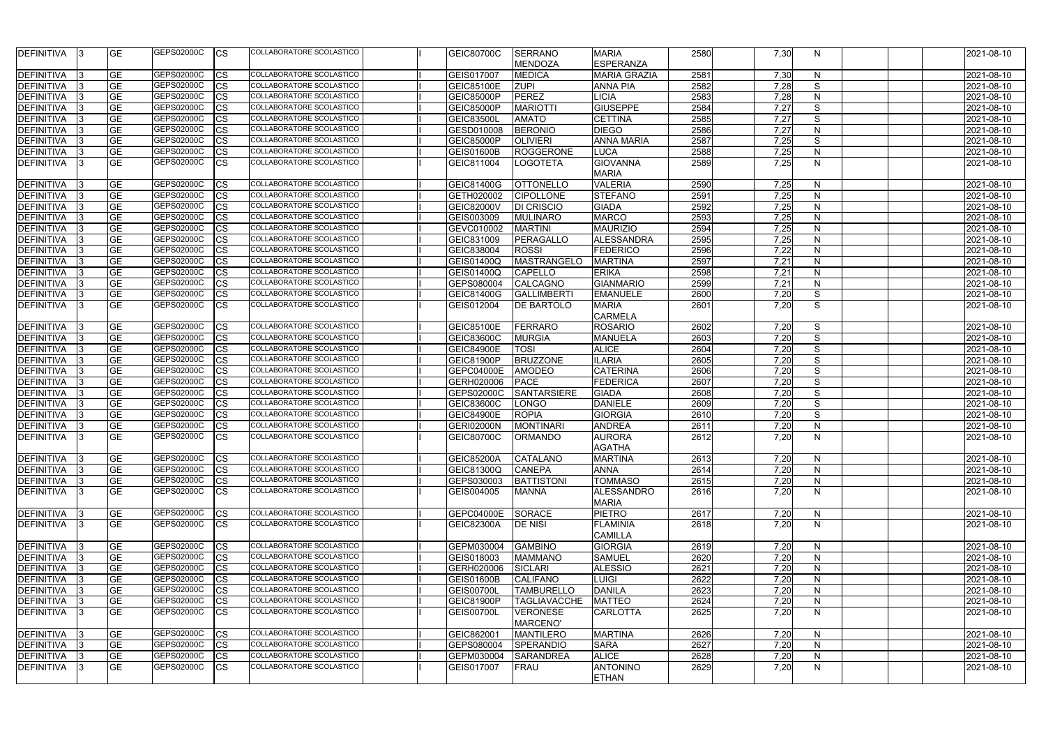| | | | | | | | | | | | | | | | | | | |
|---|---|---|---|---|---|---|---|---|---|---|---|---|---|---|---|---|---|---|
| DEFINITIVA | 3 | GE | GEPS02000C | CS | COLLABORATORE SCOLASTICO | | I | GEIC80700C | SERRANO MENDOZA | MARIA ESPERANZA | 2580 | | 7,30 | N | | | | 2021-08-10 |
| DEFINITIVA | 3 | GE | GEPS02000C | CS | COLLABORATORE SCOLASTICO | | I | GEIS017007 | MEDICA | MARIA GRAZIA | 2581 | | 7,30 | N | | | | 2021-08-10 |
| DEFINITIVA | 3 | GE | GEPS02000C | CS | COLLABORATORE SCOLASTICO | | I | GEIC85100E | ZUPI | ANNA PIA | 2582 | | 7,28 | S | | | | 2021-08-10 |
| DEFINITIVA | 3 | GE | GEPS02000C | CS | COLLABORATORE SCOLASTICO | | I | GEIC85000P | PEREZ | LICIA | 2583 | | 7,28 | N | | | | 2021-08-10 |
| DEFINITIVA | 3 | GE | GEPS02000C | CS | COLLABORATORE SCOLASTICO | | I | GEIC85000P | MARIOTTI | GIUSEPPE | 2584 | | 7,27 | S | | | | 2021-08-10 |
| DEFINITIVA | 3 | GE | GEPS02000C | CS | COLLABORATORE SCOLASTICO | | I | GEIC83500L | AMATO | CETTINA | 2585 | | 7,27 | S | | | | 2021-08-10 |
| DEFINITIVA | 3 | GE | GEPS02000C | CS | COLLABORATORE SCOLASTICO | | I | GESD010008 | BERONIO | DIEGO | 2586 | | 7,27 | N | | | | 2021-08-10 |
| DEFINITIVA | 3 | GE | GEPS02000C | CS | COLLABORATORE SCOLASTICO | | I | GEIC85000P | OLIVIERI | ANNA MARIA | 2587 | | 7,25 | S | | | | 2021-08-10 |
| DEFINITIVA | 3 | GE | GEPS02000C | CS | COLLABORATORE SCOLASTICO | | I | GEIS01600B | ROGGERONE | LUCA | 2588 | | 7,25 | N | | | | 2021-08-10 |
| DEFINITIVA | 3 | GE | GEPS02000C | CS | COLLABORATORE SCOLASTICO | | I | GEIC811004 | LOGOTETA | GIOVANNA MARIA | 2589 | | 7,25 | N | | | | 2021-08-10 |
| DEFINITIVA | 3 | GE | GEPS02000C | CS | COLLABORATORE SCOLASTICO | | I | GEIC81400G | OTTONELLO | VALERIA | 2590 | | 7,25 | N | | | | 2021-08-10 |
| DEFINITIVA | 3 | GE | GEPS02000C | CS | COLLABORATORE SCOLASTICO | | I | GETH020002 | CIPOLLONE | STEFANO | 2591 | | 7,25 | N | | | | 2021-08-10 |
| DEFINITIVA | 3 | GE | GEPS02000C | CS | COLLABORATORE SCOLASTICO | | I | GEIC82000V | DI CRISCIO | GIADA | 2592 | | 7,25 | N | | | | 2021-08-10 |
| DEFINITIVA | 3 | GE | GEPS02000C | CS | COLLABORATORE SCOLASTICO | | I | GEIS003009 | MULINARO | MARCO | 2593 | | 7,25 | N | | | | 2021-08-10 |
| DEFINITIVA | 3 | GE | GEPS02000C | CS | COLLABORATORE SCOLASTICO | | I | GEVC010002 | MARTINI | MAURIZIO | 2594 | | 7,25 | N | | | | 2021-08-10 |
| DEFINITIVA | 3 | GE | GEPS02000C | CS | COLLABORATORE SCOLASTICO | | I | GEIC831009 | PERAGALLO | ALESSANDRA | 2595 | | 7,25 | N | | | | 2021-08-10 |
| DEFINITIVA | 3 | GE | GEPS02000C | CS | COLLABORATORE SCOLASTICO | | I | GEIC838004 | ROSSI | FEDERICO | 2596 | | 7,22 | N | | | | 2021-08-10 |
| DEFINITIVA | 3 | GE | GEPS02000C | CS | COLLABORATORE SCOLASTICO | | I | GEIS01400Q | MASTRANGELO | MARTINA | 2597 | | 7,21 | N | | | | 2021-08-10 |
| DEFINITIVA | 3 | GE | GEPS02000C | CS | COLLABORATORE SCOLASTICO | | I | GEIS01400Q | CAPELLO | ERIKA | 2598 | | 7,21 | N | | | | 2021-08-10 |
| DEFINITIVA | 3 | GE | GEPS02000C | CS | COLLABORATORE SCOLASTICO | | I | GEPS080004 | CALCAGNO | GIANMARIO | 2599 | | 7,21 | N | | | | 2021-08-10 |
| DEFINITIVA | 3 | GE | GEPS02000C | CS | COLLABORATORE SCOLASTICO | | I | GEIC81400G | GALLIMBERTI | EMANUELE | 2600 | | 7,20 | S | | | | 2021-08-10 |
| DEFINITIVA | 3 | GE | GEPS02000C | CS | COLLABORATORE SCOLASTICO | | I | GEIS012004 | DE BARTOLO | MARIA CARMELA | 2601 | | 7,20 | S | | | | 2021-08-10 |
| DEFINITIVA | 3 | GE | GEPS02000C | CS | COLLABORATORE SCOLASTICO | | I | GEIC85100E | FERRARO | ROSARIO | 2602 | | 7,20 | S | | | | 2021-08-10 |
| DEFINITIVA | 3 | GE | GEPS02000C | CS | COLLABORATORE SCOLASTICO | | I | GEIC83600C | MURGIA | MANUELA | 2603 | | 7,20 | S | | | | 2021-08-10 |
| DEFINITIVA | 3 | GE | GEPS02000C | CS | COLLABORATORE SCOLASTICO | | I | GEIC84900E | TOSI | ALICE | 2604 | | 7,20 | S | | | | 2021-08-10 |
| DEFINITIVA | 3 | GE | GEPS02000C | CS | COLLABORATORE SCOLASTICO | | I | GEIC81900P | BRUZZONE | ILARIA | 2605 | | 7,20 | S | | | | 2021-08-10 |
| DEFINITIVA | 3 | GE | GEPS02000C | CS | COLLABORATORE SCOLASTICO | | I | GEPC04000E | AMODEO | CATERINA | 2606 | | 7,20 | S | | | | 2021-08-10 |
| DEFINITIVA | 3 | GE | GEPS02000C | CS | COLLABORATORE SCOLASTICO | | I | GERH020006 | PACE | FEDERICA | 2607 | | 7,20 | S | | | | 2021-08-10 |
| DEFINITIVA | 3 | GE | GEPS02000C | CS | COLLABORATORE SCOLASTICO | | I | GEPS02000C | SANTARSIERE | GIADA | 2608 | | 7,20 | S | | | | 2021-08-10 |
| DEFINITIVA | 3 | GE | GEPS02000C | CS | COLLABORATORE SCOLASTICO | | I | GEIC83600C | LONGO | DANIELE | 2609 | | 7,20 | S | | | | 2021-08-10 |
| DEFINITIVA | 3 | GE | GEPS02000C | CS | COLLABORATORE SCOLASTICO | | I | GEIC84900E | ROPIA | GIORGIA | 2610 | | 7,20 | S | | | | 2021-08-10 |
| DEFINITIVA | 3 | GE | GEPS02000C | CS | COLLABORATORE SCOLASTICO | | I | GERI02000N | MONTINARI | ANDREA | 2611 | | 7,20 | N | | | | 2021-08-10 |
| DEFINITIVA | 3 | GE | GEPS02000C | CS | COLLABORATORE SCOLASTICO | | I | GEIC80700C | ORMANDO | AURORA AGATHA | 2612 | | 7,20 | N | | | | 2021-08-10 |
| DEFINITIVA | 3 | GE | GEPS02000C | CS | COLLABORATORE SCOLASTICO | | I | GEIC85200A | CATALANO | MARTINA | 2613 | | 7,20 | N | | | | 2021-08-10 |
| DEFINITIVA | 3 | GE | GEPS02000C | CS | COLLABORATORE SCOLASTICO | | I | GEIC81300Q | CANEPA | ANNA | 2614 | | 7,20 | N | | | | 2021-08-10 |
| DEFINITIVA | 3 | GE | GEPS02000C | CS | COLLABORATORE SCOLASTICO | | I | GEPS030003 | BATTISTONI | TOMMASO | 2615 | | 7,20 | N | | | | 2021-08-10 |
| DEFINITIVA | 3 | GE | GEPS02000C | CS | COLLABORATORE SCOLASTICO | | I | GEIS004005 | MANNA | ALESSANDRO MARIA | 2616 | | 7,20 | N | | | | 2021-08-10 |
| DEFINITIVA | 3 | GE | GEPS02000C | CS | COLLABORATORE SCOLASTICO | | I | GEPC04000E | SORACE | PIETRO | 2617 | | 7,20 | N | | | | 2021-08-10 |
| DEFINITIVA | 3 | GE | GEPS02000C | CS | COLLABORATORE SCOLASTICO | | I | GEIC82300A | DE NISI | FLAMINIA CAMILLA | 2618 | | 7,20 | N | | | | 2021-08-10 |
| DEFINITIVA | 3 | GE | GEPS02000C | CS | COLLABORATORE SCOLASTICO | | I | GEPM030004 | GAMBINO | GIORGIA | 2619 | | 7,20 | N | | | | 2021-08-10 |
| DEFINITIVA | 3 | GE | GEPS02000C | CS | COLLABORATORE SCOLASTICO | | I | GEIS018003 | MAMMANO | SAMUEL | 2620 | | 7,20 | N | | | | 2021-08-10 |
| DEFINITIVA | 3 | GE | GEPS02000C | CS | COLLABORATORE SCOLASTICO | | I | GERH020006 | SICLARI | ALESSIO | 2621 | | 7,20 | N | | | | 2021-08-10 |
| DEFINITIVA | 3 | GE | GEPS02000C | CS | COLLABORATORE SCOLASTICO | | I | GEIS01600B | CALIFANO | LUIGI | 2622 | | 7,20 | N | | | | 2021-08-10 |
| DEFINITIVA | 3 | GE | GEPS02000C | CS | COLLABORATORE SCOLASTICO | | I | GEIS00700L | TAMBURELLO | DANILA | 2623 | | 7,20 | N | | | | 2021-08-10 |
| DEFINITIVA | 3 | GE | GEPS02000C | CS | COLLABORATORE SCOLASTICO | | I | GEIC81900P | TAGLIAVACCHE | MATTEO | 2624 | | 7,20 | N | | | | 2021-08-10 |
| DEFINITIVA | 3 | GE | GEPS02000C | CS | COLLABORATORE SCOLASTICO | | I | GEIS00700L | VERONESE MARCENO' | CARLOTTA | 2625 | | 7,20 | N | | | | 2021-08-10 |
| DEFINITIVA | 3 | GE | GEPS02000C | CS | COLLABORATORE SCOLASTICO | | I | GEIC862001 | MANTILERO | MARTINA | 2626 | | 7,20 | N | | | | 2021-08-10 |
| DEFINITIVA | 3 | GE | GEPS02000C | CS | COLLABORATORE SCOLASTICO | | I | GEPS080004 | SPERANDIO | SARA | 2627 | | 7,20 | N | | | | 2021-08-10 |
| DEFINITIVA | 3 | GE | GEPS02000C | CS | COLLABORATORE SCOLASTICO | | I | GEPM030004 | SARANDREA | ALICE | 2628 | | 7,20 | N | | | | 2021-08-10 |
| DEFINITIVA | 3 | GE | GEPS02000C | CS | COLLABORATORE SCOLASTICO | | I | GEIS017007 | FRAU | ANTONINO ETHAN | 2629 | | 7,20 | N | | | | 2021-08-10 |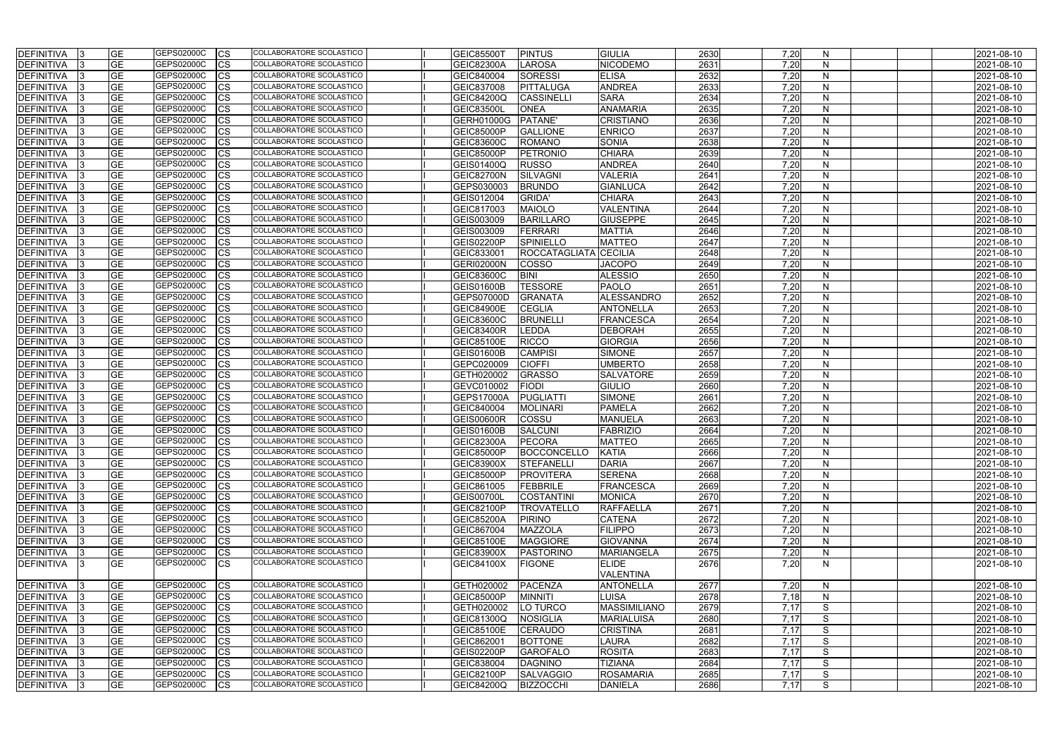| | | | | | | | | | | | | | | | | | |
|---|---|---|---|---|---|---|---|---|---|---|---|---|---|---|---|---|---|
| DEFINITIVA | 3 | GE | GEPS02000C | CS | COLLABORATORE SCOLASTICO | | I | GEIC85500T | PINTUS | GIULIA | 2630 | 7,20 | N | | | | 2021-08-10 |
| DEFINITIVA | 3 | GE | GEPS02000C | CS | COLLABORATORE SCOLASTICO | | I | GEIC82300A | LAROSA | NICODEMO | 2631 | 7,20 | N | | | | 2021-08-10 |
| DEFINITIVA | 3 | GE | GEPS02000C | CS | COLLABORATORE SCOLASTICO | | I | GEIC840004 | SORESSI | ELISA | 2632 | 7,20 | N | | | | 2021-08-10 |
| DEFINITIVA | 3 | GE | GEPS02000C | CS | COLLABORATORE SCOLASTICO | | I | GEIC837008 | PITTALUGA | ANDREA | 2633 | 7,20 | N | | | | 2021-08-10 |
| DEFINITIVA | 3 | GE | GEPS02000C | CS | COLLABORATORE SCOLASTICO | | I | GEIC84200Q | CASSINELLI | SARA | 2634 | 7,20 | N | | | | 2021-08-10 |
| DEFINITIVA | 3 | GE | GEPS02000C | CS | COLLABORATORE SCOLASTICO | | I | GEIC83500L | ONEA | ANAMARIA | 2635 | 7,20 | N | | | | 2021-08-10 |
| DEFINITIVA | 3 | GE | GEPS02000C | CS | COLLABORATORE SCOLASTICO | | I | GERH01000G | PATANE' | CRISTIANO | 2636 | 7,20 | N | | | | 2021-08-10 |
| DEFINITIVA | 3 | GE | GEPS02000C | CS | COLLABORATORE SCOLASTICO | | I | GEIC85000P | GALLIONE | ENRICO | 2637 | 7,20 | N | | | | 2021-08-10 |
| DEFINITIVA | 3 | GE | GEPS02000C | CS | COLLABORATORE SCOLASTICO | | I | GEIC83600C | ROMANO | SONIA | 2638 | 7,20 | N | | | | 2021-08-10 |
| DEFINITIVA | 3 | GE | GEPS02000C | CS | COLLABORATORE SCOLASTICO | | I | GEIC85000P | PETRONIO | CHIARA | 2639 | 7,20 | N | | | | 2021-08-10 |
| DEFINITIVA | 3 | GE | GEPS02000C | CS | COLLABORATORE SCOLASTICO | | I | GEIS01400Q | RUSSO | ANDREA | 2640 | 7,20 | N | | | | 2021-08-10 |
| DEFINITIVA | 3 | GE | GEPS02000C | CS | COLLABORATORE SCOLASTICO | | I | GEIC82700N | SILVAGNI | VALERIA | 2641 | 7,20 | N | | | | 2021-08-10 |
| DEFINITIVA | 3 | GE | GEPS02000C | CS | COLLABORATORE SCOLASTICO | | I | GEPS030003 | BRUNDO | GIANLUCA | 2642 | 7,20 | N | | | | 2021-08-10 |
| DEFINITIVA | 3 | GE | GEPS02000C | CS | COLLABORATORE SCOLASTICO | | I | GEIS012004 | GRIDA' | CHIARA | 2643 | 7,20 | N | | | | 2021-08-10 |
| DEFINITIVA | 3 | GE | GEPS02000C | CS | COLLABORATORE SCOLASTICO | | I | GEIC817003 | MAIOLO | VALENTINA | 2644 | 7,20 | N | | | | 2021-08-10 |
| DEFINITIVA | 3 | GE | GEPS02000C | CS | COLLABORATORE SCOLASTICO | | I | GEIS003009 | BARILLARO | GIUSEPPE | 2645 | 7,20 | N | | | | 2021-08-10 |
| DEFINITIVA | 3 | GE | GEPS02000C | CS | COLLABORATORE SCOLASTICO | | I | GEIS003009 | FERRARI | MATTIA | 2646 | 7,20 | N | | | | 2021-08-10 |
| DEFINITIVA | 3 | GE | GEPS02000C | CS | COLLABORATORE SCOLASTICO | | I | GEIS02200P | SPINIELLO | MATTEO | 2647 | 7,20 | N | | | | 2021-08-10 |
| DEFINITIVA | 3 | GE | GEPS02000C | CS | COLLABORATORE SCOLASTICO | | I | GEIC833001 | ROCCATAGLIATA | CECILIA | 2648 | 7,20 | N | | | | 2021-08-10 |
| DEFINITIVA | 3 | GE | GEPS02000C | CS | COLLABORATORE SCOLASTICO | | I | GERI02000N | COSSO | JACOPO | 2649 | 7,20 | N | | | | 2021-08-10 |
| DEFINITIVA | 3 | GE | GEPS02000C | CS | COLLABORATORE SCOLASTICO | | I | GEIC83600C | BINI | ALESSIO | 2650 | 7,20 | N | | | | 2021-08-10 |
| DEFINITIVA | 3 | GE | GEPS02000C | CS | COLLABORATORE SCOLASTICO | | I | GEIS01600B | TESSORE | PAOLO | 2651 | 7,20 | N | | | | 2021-08-10 |
| DEFINITIVA | 3 | GE | GEPS02000C | CS | COLLABORATORE SCOLASTICO | | I | GEPS07000D | GRANATA | ALESSANDRO | 2652 | 7,20 | N | | | | 2021-08-10 |
| DEFINITIVA | 3 | GE | GEPS02000C | CS | COLLABORATORE SCOLASTICO | | I | GEIC84900E | CEGLIA | ANTONELLA | 2653 | 7,20 | N | | | | 2021-08-10 |
| DEFINITIVA | 3 | GE | GEPS02000C | CS | COLLABORATORE SCOLASTICO | | I | GEIC83600C | BRUNELLI | FRANCESCA | 2654 | 7,20 | N | | | | 2021-08-10 |
| DEFINITIVA | 3 | GE | GEPS02000C | CS | COLLABORATORE SCOLASTICO | | I | GEIC83400R | LEDDA | DEBORAH | 2655 | 7,20 | N | | | | 2021-08-10 |
| DEFINITIVA | 3 | GE | GEPS02000C | CS | COLLABORATORE SCOLASTICO | | I | GEIC85100E | RICCO | GIORGIA | 2656 | 7,20 | N | | | | 2021-08-10 |
| DEFINITIVA | 3 | GE | GEPS02000C | CS | COLLABORATORE SCOLASTICO | | I | GEIS01600B | CAMPISI | SIMONE | 2657 | 7,20 | N | | | | 2021-08-10 |
| DEFINITIVA | 3 | GE | GEPS02000C | CS | COLLABORATORE SCOLASTICO | | I | GEPC020009 | CIOFFI | UMBERTO | 2658 | 7,20 | N | | | | 2021-08-10 |
| DEFINITIVA | 3 | GE | GEPS02000C | CS | COLLABORATORE SCOLASTICO | | I | GETH020002 | GRASSO | SALVATORE | 2659 | 7,20 | N | | | | 2021-08-10 |
| DEFINITIVA | 3 | GE | GEPS02000C | CS | COLLABORATORE SCOLASTICO | | I | GEVC010002 | FIODI | GIULIO | 2660 | 7,20 | N | | | | 2021-08-10 |
| DEFINITIVA | 3 | GE | GEPS02000C | CS | COLLABORATORE SCOLASTICO | | I | GEPS17000A | PUGLIATTI | SIMONE | 2661 | 7,20 | N | | | | 2021-08-10 |
| DEFINITIVA | 3 | GE | GEPS02000C | CS | COLLABORATORE SCOLASTICO | | I | GEIC840004 | MOLINARI | PAMELA | 2662 | 7,20 | N | | | | 2021-08-10 |
| DEFINITIVA | 3 | GE | GEPS02000C | CS | COLLABORATORE SCOLASTICO | | I | GEIS00600R | COSSU | MANUELA | 2663 | 7,20 | N | | | | 2021-08-10 |
| DEFINITIVA | 3 | GE | GEPS02000C | CS | COLLABORATORE SCOLASTICO | | I | GEIS01600B | SALCUNI | FABRIZIO | 2664 | 7,20 | N | | | | 2021-08-10 |
| DEFINITIVA | 3 | GE | GEPS02000C | CS | COLLABORATORE SCOLASTICO | | I | GEIC82300A | PECORA | MATTEO | 2665 | 7,20 | N | | | | 2021-08-10 |
| DEFINITIVA | 3 | GE | GEPS02000C | CS | COLLABORATORE SCOLASTICO | | I | GEIC85000P | BOCCONCELLO | KATIA | 2666 | 7,20 | N | | | | 2021-08-10 |
| DEFINITIVA | 3 | GE | GEPS02000C | CS | COLLABORATORE SCOLASTICO | | I | GEIC83900X | STEFANELLI | DARIA | 2667 | 7,20 | N | | | | 2021-08-10 |
| DEFINITIVA | 3 | GE | GEPS02000C | CS | COLLABORATORE SCOLASTICO | | I | GEIC85000P | PROVITERA | SERENA | 2668 | 7,20 | N | | | | 2021-08-10 |
| DEFINITIVA | 3 | GE | GEPS02000C | CS | COLLABORATORE SCOLASTICO | | I | GEIC861005 | FEBBRILE | FRANCESCA | 2669 | 7,20 | N | | | | 2021-08-10 |
| DEFINITIVA | 3 | GE | GEPS02000C | CS | COLLABORATORE SCOLASTICO | | I | GEIS00700L | COSTANTINI | MONICA | 2670 | 7,20 | N | | | | 2021-08-10 |
| DEFINITIVA | 3 | GE | GEPS02000C | CS | COLLABORATORE SCOLASTICO | | I | GEIC82100P | TROVATELLO | RAFFAELLA | 2671 | 7,20 | N | | | | 2021-08-10 |
| DEFINITIVA | 3 | GE | GEPS02000C | CS | COLLABORATORE SCOLASTICO | | I | GEIC85200A | PIRINO | CATENA | 2672 | 7,20 | N | | | | 2021-08-10 |
| DEFINITIVA | 3 | GE | GEPS02000C | CS | COLLABORATORE SCOLASTICO | | I | GEIC867004 | MAZZOLA | FILIPPO | 2673 | 7,20 | N | | | | 2021-08-10 |
| DEFINITIVA | 3 | GE | GEPS02000C | CS | COLLABORATORE SCOLASTICO | | I | GEIC85100E | MAGGIORE | GIOVANNA | 2674 | 7,20 | N | | | | 2021-08-10 |
| DEFINITIVA | 3 | GE | GEPS02000C | CS | COLLABORATORE SCOLASTICO | | I | GEIC83900X | PASTORINO | MARIANGELA | 2675 | 7,20 | N | | | | 2021-08-10 |
| DEFINITIVA | 3 | GE | GEPS02000C | CS | COLLABORATORE SCOLASTICO | | I | GEIC84100X | FIGONE | ELIDE VALENTINA | 2676 | 7,20 | N | | | | 2021-08-10 |
| DEFINITIVA | 3 | GE | GEPS02000C | CS | COLLABORATORE SCOLASTICO | | I | GETH020002 | PACENZA | ANTONELLA | 2677 | 7,20 | N | | | | 2021-08-10 |
| DEFINITIVA | 3 | GE | GEPS02000C | CS | COLLABORATORE SCOLASTICO | | I | GEIC85000P | MINNITI | LUISA | 2678 | 7,18 | N | | | | 2021-08-10 |
| DEFINITIVA | 3 | GE | GEPS02000C | CS | COLLABORATORE SCOLASTICO | | I | GETH020002 | LO TURCO | MASSIMILIANO | 2679 | 7,17 | S | | | | 2021-08-10 |
| DEFINITIVA | 3 | GE | GEPS02000C | CS | COLLABORATORE SCOLASTICO | | I | GEIC81300Q | NOSIGLIA | MARIALUISA | 2680 | 7,17 | S | | | | 2021-08-10 |
| DEFINITIVA | 3 | GE | GEPS02000C | CS | COLLABORATORE SCOLASTICO | | I | GEIC85100E | CERAUDO | CRISTINA | 2681 | 7,17 | S | | | | 2021-08-10 |
| DEFINITIVA | 3 | GE | GEPS02000C | CS | COLLABORATORE SCOLASTICO | | I | GEIC862001 | BOTTONE | LAURA | 2682 | 7,17 | S | | | | 2021-08-10 |
| DEFINITIVA | 3 | GE | GEPS02000C | CS | COLLABORATORE SCOLASTICO | | I | GEIS02200P | GAROFALO | ROSITA | 2683 | 7,17 | S | | | | 2021-08-10 |
| DEFINITIVA | 3 | GE | GEPS02000C | CS | COLLABORATORE SCOLASTICO | | I | GEIC838004 | DAGNINO | TIZIANA | 2684 | 7,17 | S | | | | 2021-08-10 |
| DEFINITIVA | 3 | GE | GEPS02000C | CS | COLLABORATORE SCOLASTICO | | I | GEIC82100P | SALVAGGIO | ROSAMARIA | 2685 | 7,17 | S | | | | 2021-08-10 |
| DEFINITIVA | 3 | GE | GEPS02000C | CS | COLLABORATORE SCOLASTICO | | I | GEIC84200Q | BIZZOCCHI | DANIELA | 2686 | 7,17 | S | | | | 2021-08-10 |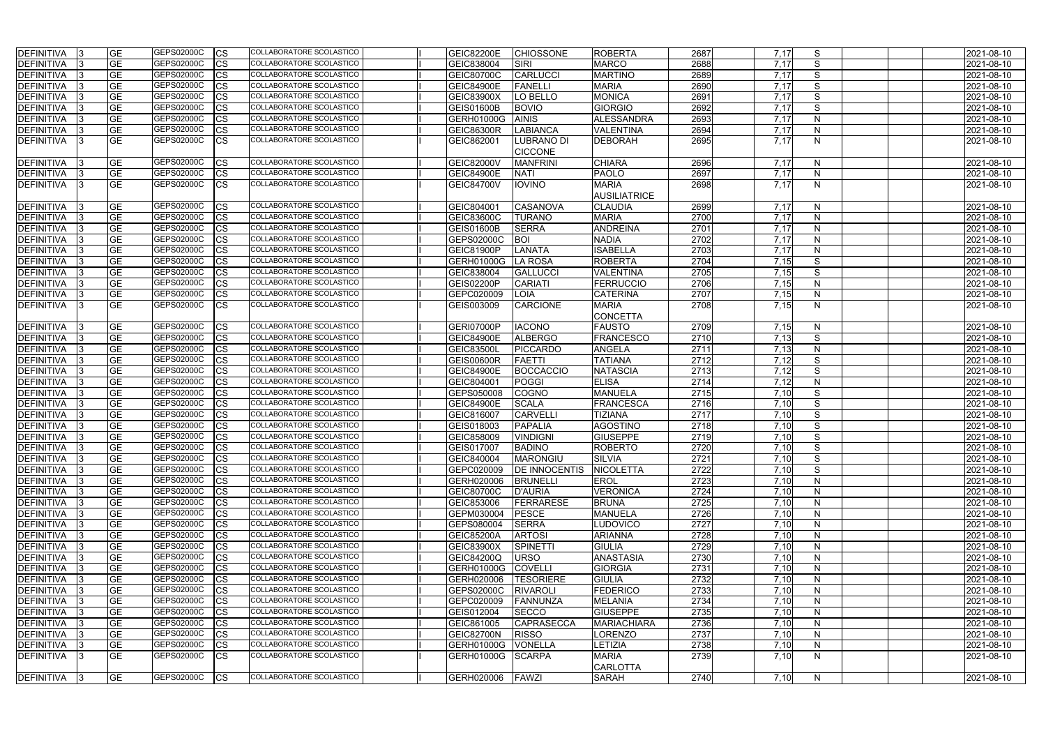| | | | | | | | | | | | | | | | | | | |
|---|---|---|---|---|---|---|---|---|---|---|---|---|---|---|---|---|---|---|
| DEFINITIVA | 3 | GE | GEPS02000C | CS | COLLABORATORE SCOLASTICO | | I | GEIC82200E | CHIOSSONE | ROBERTA | 2687 | | 7,17 | S | | | | 2021-08-10 |
| DEFINITIVA | 3 | GE | GEPS02000C | CS | COLLABORATORE SCOLASTICO | | I | GEIC838004 | SIRI | MARCO | 2688 | | 7,17 | S | | | | 2021-08-10 |
| DEFINITIVA | 3 | GE | GEPS02000C | CS | COLLABORATORE SCOLASTICO | | I | GEIC80700C | CARLUCCI | MARTINO | 2689 | | 7,17 | S | | | | 2021-08-10 |
| DEFINITIVA | 3 | GE | GEPS02000C | CS | COLLABORATORE SCOLASTICO | | I | GEIC84900E | FANELLI | MARIA | 2690 | | 7,17 | S | | | | 2021-08-10 |
| DEFINITIVA | 3 | GE | GEPS02000C | CS | COLLABORATORE SCOLASTICO | | I | GEIC83900X | LO BELLO | MONICA | 2691 | | 7,17 | S | | | | 2021-08-10 |
| DEFINITIVA | 3 | GE | GEPS02000C | CS | COLLABORATORE SCOLASTICO | | I | GEIS01600B | BOVIO | GIORGIO | 2692 | | 7,17 | S | | | | 2021-08-10 |
| DEFINITIVA | 3 | GE | GEPS02000C | CS | COLLABORATORE SCOLASTICO | | I | GERH01000G | AINIS | ALESSANDRA | 2693 | | 7,17 | N | | | | 2021-08-10 |
| DEFINITIVA | 3 | GE | GEPS02000C | CS | COLLABORATORE SCOLASTICO | | I | GEIC86300R | LABIANCA | VALENTINA | 2694 | | 7,17 | N | | | | 2021-08-10 |
| DEFINITIVA | 3 | GE | GEPS02000C | CS | COLLABORATORE SCOLASTICO | | I | GEIC862001 | LUBRANO DI CICCONE | DEBORAH | 2695 | | 7,17 | N | | | | 2021-08-10 |
| DEFINITIVA | 3 | GE | GEPS02000C | CS | COLLABORATORE SCOLASTICO | | I | GEIC82000V | MANFRINI | CHIARA | 2696 | | 7,17 | N | | | | 2021-08-10 |
| DEFINITIVA | 3 | GE | GEPS02000C | CS | COLLABORATORE SCOLASTICO | | I | GEIC84900E | NATI | PAOLO | 2697 | | 7,17 | N | | | | 2021-08-10 |
| DEFINITIVA | 3 | GE | GEPS02000C | CS | COLLABORATORE SCOLASTICO | | I | GEIC84700V | IOVINO | MARIA AUSILIATRICE | 2698 | | 7,17 | N | | | | 2021-08-10 |
| DEFINITIVA | 3 | GE | GEPS02000C | CS | COLLABORATORE SCOLASTICO | | I | GEIC804001 | CASANOVA | CLAUDIA | 2699 | | 7,17 | N | | | | 2021-08-10 |
| DEFINITIVA | 3 | GE | GEPS02000C | CS | COLLABORATORE SCOLASTICO | | I | GEIC83600C | TURANO | MARIA | 2700 | | 7,17 | N | | | | 2021-08-10 |
| DEFINITIVA | 3 | GE | GEPS02000C | CS | COLLABORATORE SCOLASTICO | | I | GEIS01600B | SERRA | ANDREINA | 2701 | | 7,17 | N | | | | 2021-08-10 |
| DEFINITIVA | 3 | GE | GEPS02000C | CS | COLLABORATORE SCOLASTICO | | I | GEPS02000C | BOI | NADIA | 2702 | | 7,17 | N | | | | 2021-08-10 |
| DEFINITIVA | 3 | GE | GEPS02000C | CS | COLLABORATORE SCOLASTICO | | I | GEIC81900P | LANATA | ISABELLA | 2703 | | 7,17 | N | | | | 2021-08-10 |
| DEFINITIVA | 3 | GE | GEPS02000C | CS | COLLABORATORE SCOLASTICO | | I | GERH01000G | LA ROSA | ROBERTA | 2704 | | 7,15 | S | | | | 2021-08-10 |
| DEFINITIVA | 3 | GE | GEPS02000C | CS | COLLABORATORE SCOLASTICO | | I | GEIC838004 | GALLUCCI | VALENTINA | 2705 | | 7,15 | S | | | | 2021-08-10 |
| DEFINITIVA | 3 | GE | GEPS02000C | CS | COLLABORATORE SCOLASTICO | | I | GEIS02200P | CARIATI | FERRUCCIO | 2706 | | 7,15 | N | | | | 2021-08-10 |
| DEFINITIVA | 3 | GE | GEPS02000C | CS | COLLABORATORE SCOLASTICO | | I | GEPC020009 | LOIA | CATERINA | 2707 | | 7,15 | N | | | | 2021-08-10 |
| DEFINITIVA | 3 | GE | GEPS02000C | CS | COLLABORATORE SCOLASTICO | | I | GEIS003009 | CARCIONE | MARIA CONCETTA | 2708 | | 7,15 | N | | | | 2021-08-10 |
| DEFINITIVA | 3 | GE | GEPS02000C | CS | COLLABORATORE SCOLASTICO | | I | GERI07000P | IACONO | FAUSTO | 2709 | | 7,15 | N | | | | 2021-08-10 |
| DEFINITIVA | 3 | GE | GEPS02000C | CS | COLLABORATORE SCOLASTICO | | I | GEIC84900E | ALBERGO | FRANCESCO | 2710 | | 7,13 | S | | | | 2021-08-10 |
| DEFINITIVA | 3 | GE | GEPS02000C | CS | COLLABORATORE SCOLASTICO | | I | GEIC83500L | PICCARDO | ANGELA | 2711 | | 7,13 | N | | | | 2021-08-10 |
| DEFINITIVA | 3 | GE | GEPS02000C | CS | COLLABORATORE SCOLASTICO | | I | GEIS00600R | FAETTI | TATIANA | 2712 | | 7,12 | S | | | | 2021-08-10 |
| DEFINITIVA | 3 | GE | GEPS02000C | CS | COLLABORATORE SCOLASTICO | | I | GEIC84900E | BOCCACCIO | NATASCIA | 2713 | | 7,12 | S | | | | 2021-08-10 |
| DEFINITIVA | 3 | GE | GEPS02000C | CS | COLLABORATORE SCOLASTICO | | I | GEIC804001 | POGGI | ELISA | 2714 | | 7,12 | N | | | | 2021-08-10 |
| DEFINITIVA | 3 | GE | GEPS02000C | CS | COLLABORATORE SCOLASTICO | | I | GEPS050008 | COGNO | MANUELA | 2715 | | 7,10 | S | | | | 2021-08-10 |
| DEFINITIVA | 3 | GE | GEPS02000C | CS | COLLABORATORE SCOLASTICO | | I | GEIC84900E | SCALA | FRANCESCA | 2716 | | 7,10 | S | | | | 2021-08-10 |
| DEFINITIVA | 3 | GE | GEPS02000C | CS | COLLABORATORE SCOLASTICO | | I | GEIC816007 | CARVELLI | TIZIANA | 2717 | | 7,10 | S | | | | 2021-08-10 |
| DEFINITIVA | 3 | GE | GEPS02000C | CS | COLLABORATORE SCOLASTICO | | I | GEIS018003 | PAPALIA | AGOSTINO | 2718 | | 7,10 | S | | | | 2021-08-10 |
| DEFINITIVA | 3 | GE | GEPS02000C | CS | COLLABORATORE SCOLASTICO | | I | GEIC858009 | VINDIGNI | GIUSEPPE | 2719 | | 7,10 | S | | | | 2021-08-10 |
| DEFINITIVA | 3 | GE | GEPS02000C | CS | COLLABORATORE SCOLASTICO | | I | GEIS017007 | BADINO | ROBERTO | 2720 | | 7,10 | S | | | | 2021-08-10 |
| DEFINITIVA | 3 | GE | GEPS02000C | CS | COLLABORATORE SCOLASTICO | | I | GEIC840004 | MARONGIU | SILVIA | 2721 | | 7,10 | S | | | | 2021-08-10 |
| DEFINITIVA | 3 | GE | GEPS02000C | CS | COLLABORATORE SCOLASTICO | | I | GEPC020009 | DE INNOCENTIS | NICOLETTA | 2722 | | 7,10 | S | | | | 2021-08-10 |
| DEFINITIVA | 3 | GE | GEPS02000C | CS | COLLABORATORE SCOLASTICO | | I | GERH020006 | BRUNELLI | EROL | 2723 | | 7,10 | N | | | | 2021-08-10 |
| DEFINITIVA | 3 | GE | GEPS02000C | CS | COLLABORATORE SCOLASTICO | | I | GEIC80700C | D'AURIA | VERONICA | 2724 | | 7,10 | N | | | | 2021-08-10 |
| DEFINITIVA | 3 | GE | GEPS02000C | CS | COLLABORATORE SCOLASTICO | | I | GEIC853006 | FERRARESE | BRUNA | 2725 | | 7,10 | N | | | | 2021-08-10 |
| DEFINITIVA | 3 | GE | GEPS02000C | CS | COLLABORATORE SCOLASTICO | | I | GEPM030004 | PESCE | MANUELA | 2726 | | 7,10 | N | | | | 2021-08-10 |
| DEFINITIVA | 3 | GE | GEPS02000C | CS | COLLABORATORE SCOLASTICO | | I | GEPS080004 | SERRA | LUDOVICO | 2727 | | 7,10 | N | | | | 2021-08-10 |
| DEFINITIVA | 3 | GE | GEPS02000C | CS | COLLABORATORE SCOLASTICO | | I | GEIC85200A | ARTOSI | ARIANNA | 2728 | | 7,10 | N | | | | 2021-08-10 |
| DEFINITIVA | 3 | GE | GEPS02000C | CS | COLLABORATORE SCOLASTICO | | I | GEIC83900X | SPINETTI | GIULIA | 2729 | | 7,10 | N | | | | 2021-08-10 |
| DEFINITIVA | 3 | GE | GEPS02000C | CS | COLLABORATORE SCOLASTICO | | I | GEIC84200Q | URSO | ANASTASIA | 2730 | | 7,10 | N | | | | 2021-08-10 |
| DEFINITIVA | 3 | GE | GEPS02000C | CS | COLLABORATORE SCOLASTICO | | I | GERH01000G | COVELLI | GIORGIA | 2731 | | 7,10 | N | | | | 2021-08-10 |
| DEFINITIVA | 3 | GE | GEPS02000C | CS | COLLABORATORE SCOLASTICO | | I | GERH020006 | TESORIERE | GIULIA | 2732 | | 7,10 | N | | | | 2021-08-10 |
| DEFINITIVA | 3 | GE | GEPS02000C | CS | COLLABORATORE SCOLASTICO | | I | GEPS02000C | RIVAROLI | FEDERICO | 2733 | | 7,10 | N | | | | 2021-08-10 |
| DEFINITIVA | 3 | GE | GEPS02000C | CS | COLLABORATORE SCOLASTICO | | I | GEPC020009 | FANNUNZA | MELANIA | 2734 | | 7,10 | N | | | | 2021-08-10 |
| DEFINITIVA | 3 | GE | GEPS02000C | CS | COLLABORATORE SCOLASTICO | | I | GEIS012004 | SECCO | GIUSEPPE | 2735 | | 7,10 | N | | | | 2021-08-10 |
| DEFINITIVA | 3 | GE | GEPS02000C | CS | COLLABORATORE SCOLASTICO | | I | GEIC861005 | CAPRASECCA | MARIACHIARA | 2736 | | 7,10 | N | | | | 2021-08-10 |
| DEFINITIVA | 3 | GE | GEPS02000C | CS | COLLABORATORE SCOLASTICO | | I | GEIC82700N | RISSO | LORENZO | 2737 | | 7,10 | N | | | | 2021-08-10 |
| DEFINITIVA | 3 | GE | GEPS02000C | CS | COLLABORATORE SCOLASTICO | | I | GERH01000G | VONELLA | LETIZIA | 2738 | | 7,10 | N | | | | 2021-08-10 |
| DEFINITIVA | 3 | GE | GEPS02000C | CS | COLLABORATORE SCOLASTICO | | I | GERH01000G | SCARPA | MARIA CARLOTTA | 2739 | | 7,10 | N | | | | 2021-08-10 |
| DEFINITIVA | 3 | GE | GEPS02000C | CS | COLLABORATORE SCOLASTICO | | I | GERH020006 | FAWZI | SARAH | 2740 | | 7,10 | N | | | | 2021-08-10 |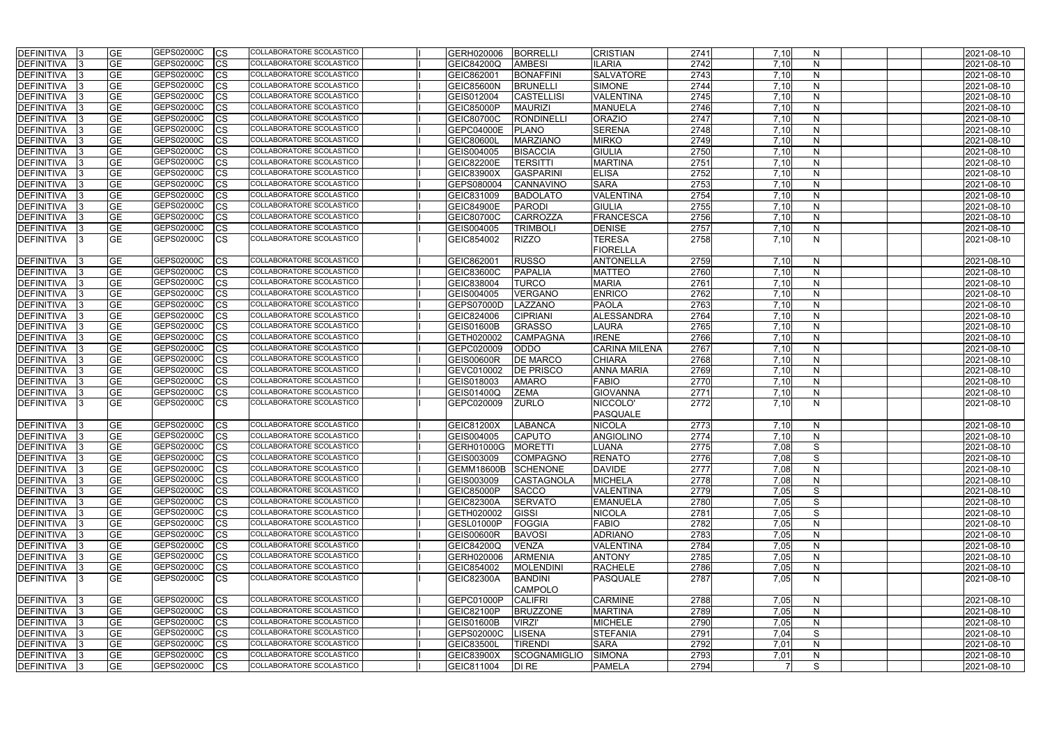| | | | | | | | | | | | | | | | | | | |
|---|---|---|---|---|---|---|---|---|---|---|---|---|---|---|---|---|---|---|
| DEFINITIVA | 3 | GE | GEPS02000C | CS | COLLABORATORE SCOLASTICO | | I | GERH020006 | BORRELLI | CRISTIAN | 2741 | 7,10 | N | | | | 2021-08-10 |
| DEFINITIVA | 3 | GE | GEPS02000C | CS | COLLABORATORE SCOLASTICO | | I | GEIC84200Q | AMBESI | ILARIA | 2742 | 7,10 | N | | | | 2021-08-10 |
| DEFINITIVA | 3 | GE | GEPS02000C | CS | COLLABORATORE SCOLASTICO | | I | GEIC862001 | BONAFFINI | SALVATORE | 2743 | 7,10 | N | | | | 2021-08-10 |
| DEFINITIVA | 3 | GE | GEPS02000C | CS | COLLABORATORE SCOLASTICO | | I | GEIC85600N | BRUNELLI | SIMONE | 2744 | 7,10 | N | | | | 2021-08-10 |
| DEFINITIVA | 3 | GE | GEPS02000C | CS | COLLABORATORE SCOLASTICO | | I | GEIS012004 | CASTELLISI | VALENTINA | 2745 | 7,10 | N | | | | 2021-08-10 |
| DEFINITIVA | 3 | GE | GEPS02000C | CS | COLLABORATORE SCOLASTICO | | I | GEIC85000P | MAURIZI | MANUELA | 2746 | 7,10 | N | | | | 2021-08-10 |
| DEFINITIVA | 3 | GE | GEPS02000C | CS | COLLABORATORE SCOLASTICO | | I | GEIC80700C | RONDINELLI | ORAZIO | 2747 | 7,10 | N | | | | 2021-08-10 |
| DEFINITIVA | 3 | GE | GEPS02000C | CS | COLLABORATORE SCOLASTICO | | I | GEPC04000E | PLANO | SERENA | 2748 | 7,10 | N | | | | 2021-08-10 |
| DEFINITIVA | 3 | GE | GEPS02000C | CS | COLLABORATORE SCOLASTICO | | I | GEIC80600L | MARZIANO | MIRKO | 2749 | 7,10 | N | | | | 2021-08-10 |
| DEFINITIVA | 3 | GE | GEPS02000C | CS | COLLABORATORE SCOLASTICO | | I | GEIS004005 | BISACCIA | GIULIA | 2750 | 7,10 | N | | | | 2021-08-10 |
| DEFINITIVA | 3 | GE | GEPS02000C | CS | COLLABORATORE SCOLASTICO | | I | GEIC82200E | TERSITTI | MARTINA | 2751 | 7,10 | N | | | | 2021-08-10 |
| DEFINITIVA | 3 | GE | GEPS02000C | CS | COLLABORATORE SCOLASTICO | | I | GEIC83900X | GASPARINI | ELISA | 2752 | 7,10 | N | | | | 2021-08-10 |
| DEFINITIVA | 3 | GE | GEPS02000C | CS | COLLABORATORE SCOLASTICO | | I | GEPS080004 | CANNAVINO | SARA | 2753 | 7,10 | N | | | | 2021-08-10 |
| DEFINITIVA | 3 | GE | GEPS02000C | CS | COLLABORATORE SCOLASTICO | | I | GEIC831009 | BADOLATO | VALENTINA | 2754 | 7,10 | N | | | | 2021-08-10 |
| DEFINITIVA | 3 | GE | GEPS02000C | CS | COLLABORATORE SCOLASTICO | | I | GEIC84900E | PARODI | GIULIA | 2755 | 7,10 | N | | | | 2021-08-10 |
| DEFINITIVA | 3 | GE | GEPS02000C | CS | COLLABORATORE SCOLASTICO | | I | GEIC80700C | CARROZZA | FRANCESCA | 2756 | 7,10 | N | | | | 2021-08-10 |
| DEFINITIVA | 3 | GE | GEPS02000C | CS | COLLABORATORE SCOLASTICO | | I | GEIS004005 | TRIMBOLI | DENISE | 2757 | 7,10 | N | | | | 2021-08-10 |
| DEFINITIVA | 3 | GE | GEPS02000C | CS | COLLABORATORE SCOLASTICO | | I | GEIC854002 | RIZZO | TERESA FIORELLA | 2758 | 7,10 | N | | | | 2021-08-10 |
| DEFINITIVA | 3 | GE | GEPS02000C | CS | COLLABORATORE SCOLASTICO | | I | GEIC862001 | RUSSO | ANTONELLA | 2759 | 7,10 | N | | | | 2021-08-10 |
| DEFINITIVA | 3 | GE | GEPS02000C | CS | COLLABORATORE SCOLASTICO | | I | GEIC83600C | PAPALIA | MATTEO | 2760 | 7,10 | N | | | | 2021-08-10 |
| DEFINITIVA | 3 | GE | GEPS02000C | CS | COLLABORATORE SCOLASTICO | | I | GEIC838004 | TURCO | MARIA | 2761 | 7,10 | N | | | | 2021-08-10 |
| DEFINITIVA | 3 | GE | GEPS02000C | CS | COLLABORATORE SCOLASTICO | | I | GEIS004005 | VERGANO | ENRICO | 2762 | 7,10 | N | | | | 2021-08-10 |
| DEFINITIVA | 3 | GE | GEPS02000C | CS | COLLABORATORE SCOLASTICO | | I | GEPS07000D | LAZZANO | PAOLA | 2763 | 7,10 | N | | | | 2021-08-10 |
| DEFINITIVA | 3 | GE | GEPS02000C | CS | COLLABORATORE SCOLASTICO | | I | GEIC824006 | CIPRIANI | ALESSANDRA | 2764 | 7,10 | N | | | | 2021-08-10 |
| DEFINITIVA | 3 | GE | GEPS02000C | CS | COLLABORATORE SCOLASTICO | | I | GEIS01600B | GRASSO | LAURA | 2765 | 7,10 | N | | | | 2021-08-10 |
| DEFINITIVA | 3 | GE | GEPS02000C | CS | COLLABORATORE SCOLASTICO | | I | GETH020002 | CAMPAGNA | IRENE | 2766 | 7,10 | N | | | | 2021-08-10 |
| DEFINITIVA | 3 | GE | GEPS02000C | CS | COLLABORATORE SCOLASTICO | | I | GEPC020009 | ODDO | CARINA MILENA | 2767 | 7,10 | N | | | | 2021-08-10 |
| DEFINITIVA | 3 | GE | GEPS02000C | CS | COLLABORATORE SCOLASTICO | | I | GEIS00600R | DE MARCO | CHIARA | 2768 | 7,10 | N | | | | 2021-08-10 |
| DEFINITIVA | 3 | GE | GEPS02000C | CS | COLLABORATORE SCOLASTICO | | I | GEVC010002 | DE PRISCO | ANNA MARIA | 2769 | 7,10 | N | | | | 2021-08-10 |
| DEFINITIVA | 3 | GE | GEPS02000C | CS | COLLABORATORE SCOLASTICO | | I | GEIS018003 | AMARO | FABIO | 2770 | 7,10 | N | | | | 2021-08-10 |
| DEFINITIVA | 3 | GE | GEPS02000C | CS | COLLABORATORE SCOLASTICO | | I | GEIS01400Q | ZEMA | GIOVANNA | 2771 | 7,10 | N | | | | 2021-08-10 |
| DEFINITIVA | 3 | GE | GEPS02000C | CS | COLLABORATORE SCOLASTICO | | I | GEPC020009 | ZURLO | NICCOLO' PASQUALE | 2772 | 7,10 | N | | | | 2021-08-10 |
| DEFINITIVA | 3 | GE | GEPS02000C | CS | COLLABORATORE SCOLASTICO | | I | GEIC81200X | LABANCA | NICOLA | 2773 | 7,10 | N | | | | 2021-08-10 |
| DEFINITIVA | 3 | GE | GEPS02000C | CS | COLLABORATORE SCOLASTICO | | I | GEIS004005 | CAPUTO | ANGIOLINO | 2774 | 7,10 | N | | | | 2021-08-10 |
| DEFINITIVA | 3 | GE | GEPS02000C | CS | COLLABORATORE SCOLASTICO | | I | GERH01000G | MORETTI | LUANA | 2775 | 7,08 | S | | | | 2021-08-10 |
| DEFINITIVA | 3 | GE | GEPS02000C | CS | COLLABORATORE SCOLASTICO | | I | GEIS003009 | COMPAGNO | RENATO | 2776 | 7,08 | S | | | | 2021-08-10 |
| DEFINITIVA | 3 | GE | GEPS02000C | CS | COLLABORATORE SCOLASTICO | | I | GEMM18600B | SCHENONE | DAVIDE | 2777 | 7,08 | N | | | | 2021-08-10 |
| DEFINITIVA | 3 | GE | GEPS02000C | CS | COLLABORATORE SCOLASTICO | | I | GEIS003009 | CASTAGNOLA | MICHELA | 2778 | 7,08 | N | | | | 2021-08-10 |
| DEFINITIVA | 3 | GE | GEPS02000C | CS | COLLABORATORE SCOLASTICO | | I | GEIC85000P | SACCO | VALENTINA | 2779 | 7,05 | S | | | | 2021-08-10 |
| DEFINITIVA | 3 | GE | GEPS02000C | CS | COLLABORATORE SCOLASTICO | | I | GEIC82300A | SERVATO | EMANUELA | 2780 | 7,05 | S | | | | 2021-08-10 |
| DEFINITIVA | 3 | GE | GEPS02000C | CS | COLLABORATORE SCOLASTICO | | I | GETH020002 | GISSI | NICOLA | 2781 | 7,05 | S | | | | 2021-08-10 |
| DEFINITIVA | 3 | GE | GEPS02000C | CS | COLLABORATORE SCOLASTICO | | I | GESL01000P | FOGGIA | FABIO | 2782 | 7,05 | N | | | | 2021-08-10 |
| DEFINITIVA | 3 | GE | GEPS02000C | CS | COLLABORATORE SCOLASTICO | | I | GEIS00600R | BAVOSI | ADRIANO | 2783 | 7,05 | N | | | | 2021-08-10 |
| DEFINITIVA | 3 | GE | GEPS02000C | CS | COLLABORATORE SCOLASTICO | | I | GEIC84200Q | VENZA | VALENTINA | 2784 | 7,05 | N | | | | 2021-08-10 |
| DEFINITIVA | 3 | GE | GEPS02000C | CS | COLLABORATORE SCOLASTICO | | I | GERH020006 | ARMENIA | ANTONY | 2785 | 7,05 | N | | | | 2021-08-10 |
| DEFINITIVA | 3 | GE | GEPS02000C | CS | COLLABORATORE SCOLASTICO | | I | GEIC854002 | MOLENDINI | RACHELE | 2786 | 7,05 | N | | | | 2021-08-10 |
| DEFINITIVA | 3 | GE | GEPS02000C | CS | COLLABORATORE SCOLASTICO | | I | GEIC82300A | BANDINI CAMPOLO | PASQUALE | 2787 | 7,05 | N | | | | 2021-08-10 |
| DEFINITIVA | 3 | GE | GEPS02000C | CS | COLLABORATORE SCOLASTICO | | I | GEPC01000P | CALIFRI | CARMINE | 2788 | 7,05 | N | | | | 2021-08-10 |
| DEFINITIVA | 3 | GE | GEPS02000C | CS | COLLABORATORE SCOLASTICO | | I | GEIC82100P | BRUZZONE | MARTINA | 2789 | 7,05 | N | | | | 2021-08-10 |
| DEFINITIVA | 3 | GE | GEPS02000C | CS | COLLABORATORE SCOLASTICO | | I | GEIS01600B | VIRZI' | MICHELE | 2790 | 7,05 | N | | | | 2021-08-10 |
| DEFINITIVA | 3 | GE | GEPS02000C | CS | COLLABORATORE SCOLASTICO | | I | GEPS02000C | LISENA | STEFANIA | 2791 | 7,04 | S | | | | 2021-08-10 |
| DEFINITIVA | 3 | GE | GEPS02000C | CS | COLLABORATORE SCOLASTICO | | I | GEIC83500L | TIRENDI | SARA | 2792 | 7,01 | N | | | | 2021-08-10 |
| DEFINITIVA | 3 | GE | GEPS02000C | CS | COLLABORATORE SCOLASTICO | | I | GEIC83900X | SCOGNAMIGLIO | SIMONA | 2793 | 7,01 | N | | | | 2021-08-10 |
| DEFINITIVA | 3 | GE | GEPS02000C | CS | COLLABORATORE SCOLASTICO | | I | GEIC811004 | DI RE | PAMELA | 2794 | 7 | S | | | | 2021-08-10 |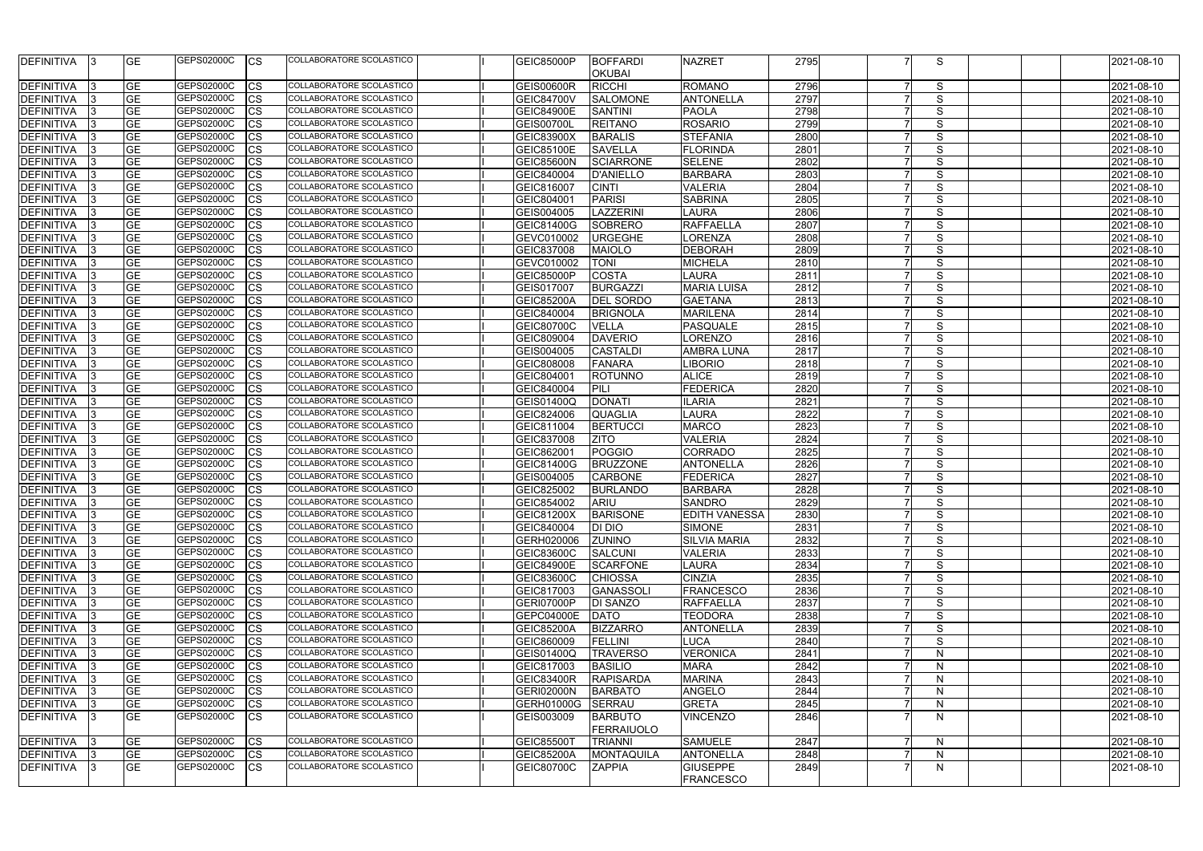| | | | | | | | | | | | | | | | | | |
|---|---|---|---|---|---|---|---|---|---|---|---|---|---|---|---|---|---|
| DEFINITIVA | 3 | GE | GEPS02000C | CS | COLLABORATORE SCOLASTICO | | I | GEIC85000P | BOFFARDI OKUBAI | NAZRET | 2795 | | 7 | S | | | 2021-08-10 |
| DEFINITIVA | 3 | GE | GEPS02000C | CS | COLLABORATORE SCOLASTICO | | I | GEIS00600R | RICCHI | ROMANO | 2796 | | 7 | S | | | 2021-08-10 |
| DEFINITIVA | 3 | GE | GEPS02000C | CS | COLLABORATORE SCOLASTICO | | I | GEIC84700V | SALOMONE | ANTONELLA | 2797 | | 7 | S | | | 2021-08-10 |
| DEFINITIVA | 3 | GE | GEPS02000C | CS | COLLABORATORE SCOLASTICO | | I | GEIC84900E | SANTINI | PAOLA | 2798 | | 7 | S | | | 2021-08-10 |
| DEFINITIVA | 3 | GE | GEPS02000C | CS | COLLABORATORE SCOLASTICO | | I | GEIS00700L | REITANO | ROSARIO | 2799 | | 7 | S | | | 2021-08-10 |
| DEFINITIVA | 3 | GE | GEPS02000C | CS | COLLABORATORE SCOLASTICO | | I | GEIC83900X | BARALIS | STEFANIA | 2800 | | 7 | S | | | 2021-08-10 |
| DEFINITIVA | 3 | GE | GEPS02000C | CS | COLLABORATORE SCOLASTICO | | I | GEIC85100E | SAVELLA | FLORINDA | 2801 | | 7 | S | | | 2021-08-10 |
| DEFINITIVA | 3 | GE | GEPS02000C | CS | COLLABORATORE SCOLASTICO | | I | GEIC85600N | SCIARRONE | SELENE | 2802 | | 7 | S | | | 2021-08-10 |
| DEFINITIVA | 3 | GE | GEPS02000C | CS | COLLABORATORE SCOLASTICO | | I | GEIC840004 | D'ANIELLO | BARBARA | 2803 | | 7 | S | | | 2021-08-10 |
| DEFINITIVA | 3 | GE | GEPS02000C | CS | COLLABORATORE SCOLASTICO | | I | GEIC816007 | CINTI | VALERIA | 2804 | | 7 | S | | | 2021-08-10 |
| DEFINITIVA | 3 | GE | GEPS02000C | CS | COLLABORATORE SCOLASTICO | | I | GEIC804001 | PARISI | SABRINA | 2805 | | 7 | S | | | 2021-08-10 |
| DEFINITIVA | 3 | GE | GEPS02000C | CS | COLLABORATORE SCOLASTICO | | I | GEIS004005 | LAZZERINI | LAURA | 2806 | | 7 | S | | | 2021-08-10 |
| DEFINITIVA | 3 | GE | GEPS02000C | CS | COLLABORATORE SCOLASTICO | | I | GEIC81400G | SOBRERO | RAFFAELLA | 2807 | | 7 | S | | | 2021-08-10 |
| DEFINITIVA | 3 | GE | GEPS02000C | CS | COLLABORATORE SCOLASTICO | | I | GEVC010002 | URGEGHE | LORENZA | 2808 | | 7 | S | | | 2021-08-10 |
| DEFINITIVA | 3 | GE | GEPS02000C | CS | COLLABORATORE SCOLASTICO | | I | GEIC837008 | MAIOLO | DEBORAH | 2809 | | 7 | S | | | 2021-08-10 |
| DEFINITIVA | 3 | GE | GEPS02000C | CS | COLLABORATORE SCOLASTICO | | I | GEVC010002 | TONI | MICHELA | 2810 | | 7 | S | | | 2021-08-10 |
| DEFINITIVA | 3 | GE | GEPS02000C | CS | COLLABORATORE SCOLASTICO | | I | GEIC85000P | COSTA | LAURA | 2811 | | 7 | S | | | 2021-08-10 |
| DEFINITIVA | 3 | GE | GEPS02000C | CS | COLLABORATORE SCOLASTICO | | I | GEIS017007 | BURGAZZI | MARIA LUISA | 2812 | | 7 | S | | | 2021-08-10 |
| DEFINITIVA | 3 | GE | GEPS02000C | CS | COLLABORATORE SCOLASTICO | | I | GEIC85200A | DEL SORDO | GAETANA | 2813 | | 7 | S | | | 2021-08-10 |
| DEFINITIVA | 3 | GE | GEPS02000C | CS | COLLABORATORE SCOLASTICO | | I | GEIC840004 | BRIGNOLA | MARILENA | 2814 | | 7 | S | | | 2021-08-10 |
| DEFINITIVA | 3 | GE | GEPS02000C | CS | COLLABORATORE SCOLASTICO | | I | GEIC80700C | VELLA | PASQUALE | 2815 | | 7 | S | | | 2021-08-10 |
| DEFINITIVA | 3 | GE | GEPS02000C | CS | COLLABORATORE SCOLASTICO | | I | GEIC809004 | DAVERIO | LORENZO | 2816 | | 7 | S | | | 2021-08-10 |
| DEFINITIVA | 3 | GE | GEPS02000C | CS | COLLABORATORE SCOLASTICO | | I | GEIS004005 | CASTALDI | AMBRA LUNA | 2817 | | 7 | S | | | 2021-08-10 |
| DEFINITIVA | 3 | GE | GEPS02000C | CS | COLLABORATORE SCOLASTICO | | I | GEIC808008 | FANARA | LIBORIO | 2818 | | 7 | S | | | 2021-08-10 |
| DEFINITIVA | 3 | GE | GEPS02000C | CS | COLLABORATORE SCOLASTICO | | I | GEIC804001 | ROTUNNO | ALICE | 2819 | | 7 | S | | | 2021-08-10 |
| DEFINITIVA | 3 | GE | GEPS02000C | CS | COLLABORATORE SCOLASTICO | | I | GEIC840004 | PILI | FEDERICA | 2820 | | 7 | S | | | 2021-08-10 |
| DEFINITIVA | 3 | GE | GEPS02000C | CS | COLLABORATORE SCOLASTICO | | I | GEIS01400Q | DONATI | ILARIA | 2821 | | 7 | S | | | 2021-08-10 |
| DEFINITIVA | 3 | GE | GEPS02000C | CS | COLLABORATORE SCOLASTICO | | I | GEIC824006 | QUAGLIA | LAURA | 2822 | | 7 | S | | | 2021-08-10 |
| DEFINITIVA | 3 | GE | GEPS02000C | CS | COLLABORATORE SCOLASTICO | | I | GEIC811004 | BERTUCCI | MARCO | 2823 | | 7 | S | | | 2021-08-10 |
| DEFINITIVA | 3 | GE | GEPS02000C | CS | COLLABORATORE SCOLASTICO | | I | GEIC837008 | ZITO | VALERIA | 2824 | | 7 | S | | | 2021-08-10 |
| DEFINITIVA | 3 | GE | GEPS02000C | CS | COLLABORATORE SCOLASTICO | | I | GEIC862001 | POGGIO | CORRADO | 2825 | | 7 | S | | | 2021-08-10 |
| DEFINITIVA | 3 | GE | GEPS02000C | CS | COLLABORATORE SCOLASTICO | | I | GEIC81400G | BRUZZONE | ANTONELLA | 2826 | | 7 | S | | | 2021-08-10 |
| DEFINITIVA | 3 | GE | GEPS02000C | CS | COLLABORATORE SCOLASTICO | | I | GEIS004005 | CARBONE | FEDERICA | 2827 | | 7 | S | | | 2021-08-10 |
| DEFINITIVA | 3 | GE | GEPS02000C | CS | COLLABORATORE SCOLASTICO | | I | GEIC825002 | BURLANDO | BARBARA | 2828 | | 7 | S | | | 2021-08-10 |
| DEFINITIVA | 3 | GE | GEPS02000C | CS | COLLABORATORE SCOLASTICO | | I | GEIC854002 | ARIU | SANDRO | 2829 | | 7 | S | | | 2021-08-10 |
| DEFINITIVA | 3 | GE | GEPS02000C | CS | COLLABORATORE SCOLASTICO | | I | GEIC81200X | BARISONE | EDITH VANESSA | 2830 | | 7 | S | | | 2021-08-10 |
| DEFINITIVA | 3 | GE | GEPS02000C | CS | COLLABORATORE SCOLASTICO | | I | GEIC840004 | DI DIO | SIMONE | 2831 | | 7 | S | | | 2021-08-10 |
| DEFINITIVA | 3 | GE | GEPS02000C | CS | COLLABORATORE SCOLASTICO | | I | GERH020006 | ZUNINO | SILVIA MARIA | 2832 | | 7 | S | | | 2021-08-10 |
| DEFINITIVA | 3 | GE | GEPS02000C | CS | COLLABORATORE SCOLASTICO | | I | GEIC83600C | SALCUNI | VALERIA | 2833 | | 7 | S | | | 2021-08-10 |
| DEFINITIVA | 3 | GE | GEPS02000C | CS | COLLABORATORE SCOLASTICO | | I | GEIC84900E | SCARFONE | LAURA | 2834 | | 7 | S | | | 2021-08-10 |
| DEFINITIVA | 3 | GE | GEPS02000C | CS | COLLABORATORE SCOLASTICO | | I | GEIC83600C | CHIOSSA | CINZIA | 2835 | | 7 | S | | | 2021-08-10 |
| DEFINITIVA | 3 | GE | GEPS02000C | CS | COLLABORATORE SCOLASTICO | | I | GEIC817003 | GANASSOLI | FRANCESCO | 2836 | | 7 | S | | | 2021-08-10 |
| DEFINITIVA | 3 | GE | GEPS02000C | CS | COLLABORATORE SCOLASTICO | | I | GERI07000P | DI SANZO | RAFFAELLA | 2837 | | 7 | S | | | 2021-08-10 |
| DEFINITIVA | 3 | GE | GEPS02000C | CS | COLLABORATORE SCOLASTICO | | I | GEPC04000E | DATO | TEODORA | 2838 | | 7 | S | | | 2021-08-10 |
| DEFINITIVA | 3 | GE | GEPS02000C | CS | COLLABORATORE SCOLASTICO | | I | GEIC85200A | BIZZARRO | ANTONELLA | 2839 | | 7 | S | | | 2021-08-10 |
| DEFINITIVA | 3 | GE | GEPS02000C | CS | COLLABORATORE SCOLASTICO | | I | GEIC860009 | FELLINI | LUCA | 2840 | | 7 | S | | | 2021-08-10 |
| DEFINITIVA | 3 | GE | GEPS02000C | CS | COLLABORATORE SCOLASTICO | | I | GEIS01400Q | TRAVERSO | VERONICA | 2841 | | 7 | N | | | 2021-08-10 |
| DEFINITIVA | 3 | GE | GEPS02000C | CS | COLLABORATORE SCOLASTICO | | I | GEIC817003 | BASILIO | MARA | 2842 | | 7 | N | | | 2021-08-10 |
| DEFINITIVA | 3 | GE | GEPS02000C | CS | COLLABORATORE SCOLASTICO | | I | GEIC83400R | RAPISARDA | MARINA | 2843 | | 7 | N | | | 2021-08-10 |
| DEFINITIVA | 3 | GE | GEPS02000C | CS | COLLABORATORE SCOLASTICO | | I | GERI02000N | BARBATO | ANGELO | 2844 | | 7 | N | | | 2021-08-10 |
| DEFINITIVA | 3 | GE | GEPS02000C | CS | COLLABORATORE SCOLASTICO | | I | GERH01000G | SERRAU | GRETA | 2845 | | 7 | N | | | 2021-08-10 |
| DEFINITIVA | 3 | GE | GEPS02000C | CS | COLLABORATORE SCOLASTICO | | I | GEIS003009 | BARBUTO FERRAIUOLO | VINCENZO | 2846 | | 7 | N | | | 2021-08-10 |
| DEFINITIVA | 3 | GE | GEPS02000C | CS | COLLABORATORE SCOLASTICO | | I | GEIC85500T | TRIANNI | SAMUELE | 2847 | | 7 | N | | | 2021-08-10 |
| DEFINITIVA | 3 | GE | GEPS02000C | CS | COLLABORATORE SCOLASTICO | | I | GEIC85200A | MONTAQUILA | ANTONELLA | 2848 | | 7 | N | | | 2021-08-10 |
| DEFINITIVA | 3 | GE | GEPS02000C | CS | COLLABORATORE SCOLASTICO | | I | GEIC80700C | ZAPPIA | GIUSEPPE FRANCESCO | 2849 | | 7 | N | | | 2021-08-10 |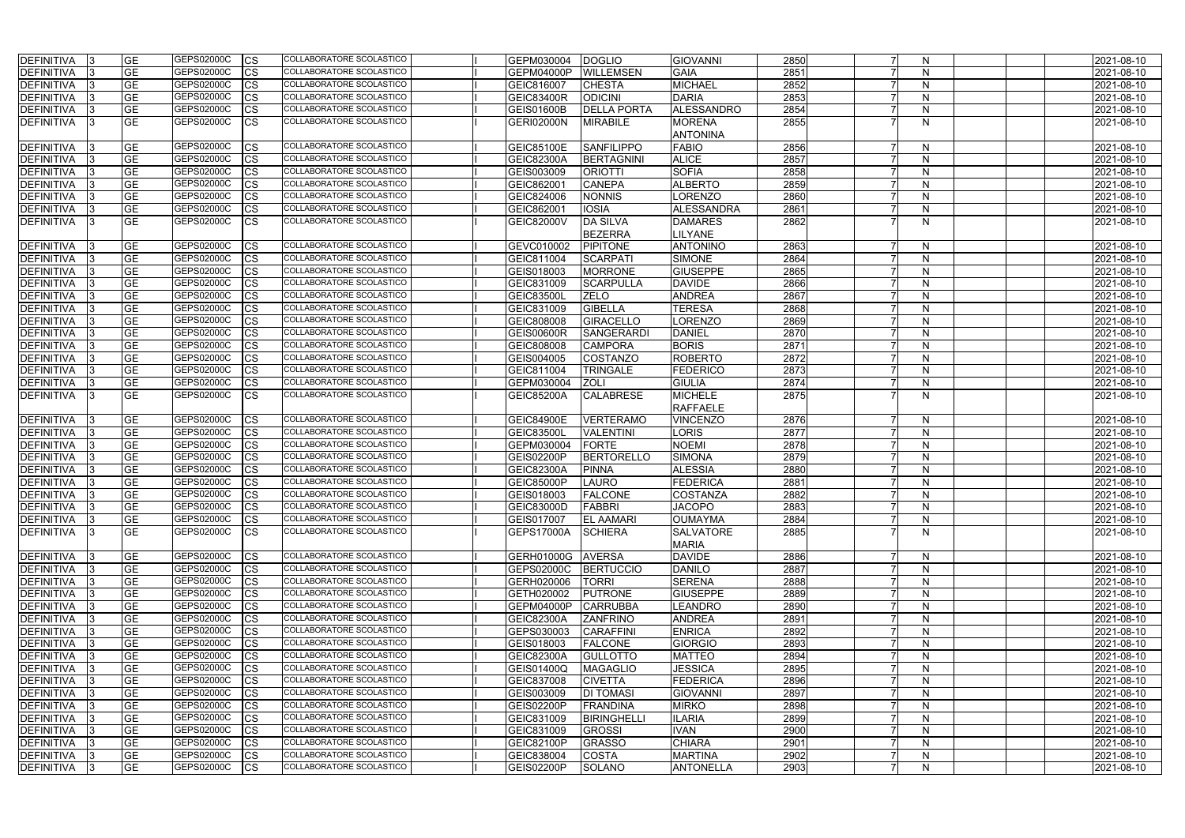| | | | | | | | | | | | | | | | | | |
|---|---|---|---|---|---|---|---|---|---|---|---|---|---|---|---|---|---|
| DEFINITIVA | 3 | GE | GEPS02000C | CS | COLLABORATORE SCOLASTICO | | I | GEPM030004 | DOGLIO | GIOVANNI | 2850 | | 7 | N | | | 2021-08-10 |
| DEFINITIVA | 3 | GE | GEPS02000C | CS | COLLABORATORE SCOLASTICO | | I | GEPM04000P | WILLEMSEN | GAIA | 2851 | | 7 | N | | | 2021-08-10 |
| DEFINITIVA | 3 | GE | GEPS02000C | CS | COLLABORATORE SCOLASTICO | | I | GEIC816007 | CHESTA | MICHAEL | 2852 | | 7 | N | | | 2021-08-10 |
| DEFINITIVA | 3 | GE | GEPS02000C | CS | COLLABORATORE SCOLASTICO | | I | GEIC83400R | ODICINI | DARIA | 2853 | | 7 | N | | | 2021-08-10 |
| DEFINITIVA | 3 | GE | GEPS02000C | CS | COLLABORATORE SCOLASTICO | | I | GEIS01600B | DELLA PORTA | ALESSANDRO | 2854 | | 7 | N | | | 2021-08-10 |
| DEFINITIVA | 3 | GE | GEPS02000C | CS | COLLABORATORE SCOLASTICO | | I | GERI02000N | MIRABILE | MORENA ANTONINA | 2855 | | 7 | N | | | 2021-08-10 |
| DEFINITIVA | 3 | GE | GEPS02000C | CS | COLLABORATORE SCOLASTICO | | I | GEIC85100E | SANFILIPPO | FABIO | 2856 | | 7 | N | | | 2021-08-10 |
| DEFINITIVA | 3 | GE | GEPS02000C | CS | COLLABORATORE SCOLASTICO | | I | GEIC82300A | BERTAGNINI | ALICE | 2857 | | 7 | N | | | 2021-08-10 |
| DEFINITIVA | 3 | GE | GEPS02000C | CS | COLLABORATORE SCOLASTICO | | I | GEIS003009 | ORIOTTI | SOFIA | 2858 | | 7 | N | | | 2021-08-10 |
| DEFINITIVA | 3 | GE | GEPS02000C | CS | COLLABORATORE SCOLASTICO | | I | GEIC862001 | CANEPA | ALBERTO | 2859 | | 7 | N | | | 2021-08-10 |
| DEFINITIVA | 3 | GE | GEPS02000C | CS | COLLABORATORE SCOLASTICO | | I | GEIC824006 | NONNIS | LORENZO | 2860 | | 7 | N | | | 2021-08-10 |
| DEFINITIVA | 3 | GE | GEPS02000C | CS | COLLABORATORE SCOLASTICO | | I | GEIC862001 | IOSIA | ALESSANDRA | 2861 | | 7 | N | | | 2021-08-10 |
| DEFINITIVA | 3 | GE | GEPS02000C | CS | COLLABORATORE SCOLASTICO | | I | GEIC82000V | DA SILVA BEZERRA | DAMARES LILYANE | 2862 | | 7 | N | | | 2021-08-10 |
| DEFINITIVA | 3 | GE | GEPS02000C | CS | COLLABORATORE SCOLASTICO | | I | GEVC010002 | PIPITONE | ANTONINO | 2863 | | 7 | N | | | 2021-08-10 |
| DEFINITIVA | 3 | GE | GEPS02000C | CS | COLLABORATORE SCOLASTICO | | I | GEIC811004 | SCARPATI | SIMONE | 2864 | | 7 | N | | | 2021-08-10 |
| DEFINITIVA | 3 | GE | GEPS02000C | CS | COLLABORATORE SCOLASTICO | | I | GEIS018003 | MORRONE | GIUSEPPE | 2865 | | 7 | N | | | 2021-08-10 |
| DEFINITIVA | 3 | GE | GEPS02000C | CS | COLLABORATORE SCOLASTICO | | I | GEIC831009 | SCARPULLA | DAVIDE | 2866 | | 7 | N | | | 2021-08-10 |
| DEFINITIVA | 3 | GE | GEPS02000C | CS | COLLABORATORE SCOLASTICO | | I | GEIC83500L | ZELO | ANDREA | 2867 | | 7 | N | | | 2021-08-10 |
| DEFINITIVA | 3 | GE | GEPS02000C | CS | COLLABORATORE SCOLASTICO | | I | GEIC831009 | GIBELLA | TERESA | 2868 | | 7 | N | | | 2021-08-10 |
| DEFINITIVA | 3 | GE | GEPS02000C | CS | COLLABORATORE SCOLASTICO | | I | GEIC808008 | GIRACELLO | LORENZO | 2869 | | 7 | N | | | 2021-08-10 |
| DEFINITIVA | 3 | GE | GEPS02000C | CS | COLLABORATORE SCOLASTICO | | I | GEIS00600R | SANGERARDI | DANIEL | 2870 | | 7 | N | | | 2021-08-10 |
| DEFINITIVA | 3 | GE | GEPS02000C | CS | COLLABORATORE SCOLASTICO | | I | GEIC808008 | CAMPORA | BORIS | 2871 | | 7 | N | | | 2021-08-10 |
| DEFINITIVA | 3 | GE | GEPS02000C | CS | COLLABORATORE SCOLASTICO | | I | GEIS004005 | COSTANZO | ROBERTO | 2872 | | 7 | N | | | 2021-08-10 |
| DEFINITIVA | 3 | GE | GEPS02000C | CS | COLLABORATORE SCOLASTICO | | I | GEIC811004 | TRINGALE | FEDERICO | 2873 | | 7 | N | | | 2021-08-10 |
| DEFINITIVA | 3 | GE | GEPS02000C | CS | COLLABORATORE SCOLASTICO | | I | GEPM030004 | ZOLI | GIULIA | 2874 | | 7 | N | | | 2021-08-10 |
| DEFINITIVA | 3 | GE | GEPS02000C | CS | COLLABORATORE SCOLASTICO | | I | GEIC85200A | CALABRESE | MICHELE RAFFAELE | 2875 | | 7 | N | | | 2021-08-10 |
| DEFINITIVA | 3 | GE | GEPS02000C | CS | COLLABORATORE SCOLASTICO | | I | GEIC84900E | VERTERAMO | VINCENZO | 2876 | | 7 | N | | | 2021-08-10 |
| DEFINITIVA | 3 | GE | GEPS02000C | CS | COLLABORATORE SCOLASTICO | | I | GEIC83500L | VALENTINI | LORIS | 2877 | | 7 | N | | | 2021-08-10 |
| DEFINITIVA | 3 | GE | GEPS02000C | CS | COLLABORATORE SCOLASTICO | | I | GEPM030004 | FORTE | NOEMI | 2878 | | 7 | N | | | 2021-08-10 |
| DEFINITIVA | 3 | GE | GEPS02000C | CS | COLLABORATORE SCOLASTICO | | I | GEIS02200P | BERTORELLO | SIMONA | 2879 | | 7 | N | | | 2021-08-10 |
| DEFINITIVA | 3 | GE | GEPS02000C | CS | COLLABORATORE SCOLASTICO | | I | GEIC82300A | PINNA | ALESSIA | 2880 | | 7 | N | | | 2021-08-10 |
| DEFINITIVA | 3 | GE | GEPS02000C | CS | COLLABORATORE SCOLASTICO | | I | GEIC85000P | LAURO | FEDERICA | 2881 | | 7 | N | | | 2021-08-10 |
| DEFINITIVA | 3 | GE | GEPS02000C | CS | COLLABORATORE SCOLASTICO | | I | GEIS018003 | FALCONE | COSTANZA | 2882 | | 7 | N | | | 2021-08-10 |
| DEFINITIVA | 3 | GE | GEPS02000C | CS | COLLABORATORE SCOLASTICO | | I | GEIC83000D | FABBRI | JACOPO | 2883 | | 7 | N | | | 2021-08-10 |
| DEFINITIVA | 3 | GE | GEPS02000C | CS | COLLABORATORE SCOLASTICO | | I | GEIS017007 | EL AAMARI | OUMAYMA | 2884 | | 7 | N | | | 2021-08-10 |
| DEFINITIVA | 3 | GE | GEPS02000C | CS | COLLABORATORE SCOLASTICO | | I | GEPS17000A | SCHIERA | SALVATORE MARIA | 2885 | | 7 | N | | | 2021-08-10 |
| DEFINITIVA | 3 | GE | GEPS02000C | CS | COLLABORATORE SCOLASTICO | | I | GERH01000G | AVERSA | DAVIDE | 2886 | | 7 | N | | | 2021-08-10 |
| DEFINITIVA | 3 | GE | GEPS02000C | CS | COLLABORATORE SCOLASTICO | | I | GEPS02000C | BERTUCCIO | DANILO | 2887 | | 7 | N | | | 2021-08-10 |
| DEFINITIVA | 3 | GE | GEPS02000C | CS | COLLABORATORE SCOLASTICO | | I | GERH020006 | TORRI | SERENA | 2888 | | 7 | N | | | 2021-08-10 |
| DEFINITIVA | 3 | GE | GEPS02000C | CS | COLLABORATORE SCOLASTICO | | I | GETH020002 | PUTRONE | GIUSEPPE | 2889 | | 7 | N | | | 2021-08-10 |
| DEFINITIVA | 3 | GE | GEPS02000C | CS | COLLABORATORE SCOLASTICO | | I | GEPM04000P | CARRUBBA | LEANDRO | 2890 | | 7 | N | | | 2021-08-10 |
| DEFINITIVA | 3 | GE | GEPS02000C | CS | COLLABORATORE SCOLASTICO | | I | GEIC82300A | ZANFRINO | ANDREA | 2891 | | 7 | N | | | 2021-08-10 |
| DEFINITIVA | 3 | GE | GEPS02000C | CS | COLLABORATORE SCOLASTICO | | I | GEPS030003 | CARAFFINI | ENRICA | 2892 | | 7 | N | | | 2021-08-10 |
| DEFINITIVA | 3 | GE | GEPS02000C | CS | COLLABORATORE SCOLASTICO | | I | GEIS018003 | FALCONE | GIORGIO | 2893 | | 7 | N | | | 2021-08-10 |
| DEFINITIVA | 3 | GE | GEPS02000C | CS | COLLABORATORE SCOLASTICO | | I | GEIC82300A | GULLOTTO | MATTEO | 2894 | | 7 | N | | | 2021-08-10 |
| DEFINITIVA | 3 | GE | GEPS02000C | CS | COLLABORATORE SCOLASTICO | | I | GEIS01400Q | MAGAGLIO | JESSICA | 2895 | | 7 | N | | | 2021-08-10 |
| DEFINITIVA | 3 | GE | GEPS02000C | CS | COLLABORATORE SCOLASTICO | | I | GEIC837008 | CIVETTA | FEDERICA | 2896 | | 7 | N | | | 2021-08-10 |
| DEFINITIVA | 3 | GE | GEPS02000C | CS | COLLABORATORE SCOLASTICO | | I | GEIS003009 | DI TOMASI | GIOVANNI | 2897 | | 7 | N | | | 2021-08-10 |
| DEFINITIVA | 3 | GE | GEPS02000C | CS | COLLABORATORE SCOLASTICO | | I | GEIS02200P | FRANDINA | MIRKO | 2898 | | 7 | N | | | 2021-08-10 |
| DEFINITIVA | 3 | GE | GEPS02000C | CS | COLLABORATORE SCOLASTICO | | I | GEIC831009 | BIRINGHELLI | ILARIA | 2899 | | 7 | N | | | 2021-08-10 |
| DEFINITIVA | 3 | GE | GEPS02000C | CS | COLLABORATORE SCOLASTICO | | I | GEIC831009 | GROSSI | IVAN | 2900 | | 7 | N | | | 2021-08-10 |
| DEFINITIVA | 3 | GE | GEPS02000C | CS | COLLABORATORE SCOLASTICO | | I | GEIC82100P | GRASSO | CHIARA | 2901 | | 7 | N | | | 2021-08-10 |
| DEFINITIVA | 3 | GE | GEPS02000C | CS | COLLABORATORE SCOLASTICO | | I | GEIC838004 | COSTA | MARTINA | 2902 | | 7 | N | | | 2021-08-10 |
| DEFINITIVA | 3 | GE | GEPS02000C | CS | COLLABORATORE SCOLASTICO | | I | GEIS02200P | SOLANO | ANTONELLA | 2903 | | 7 | N | | | 2021-08-10 |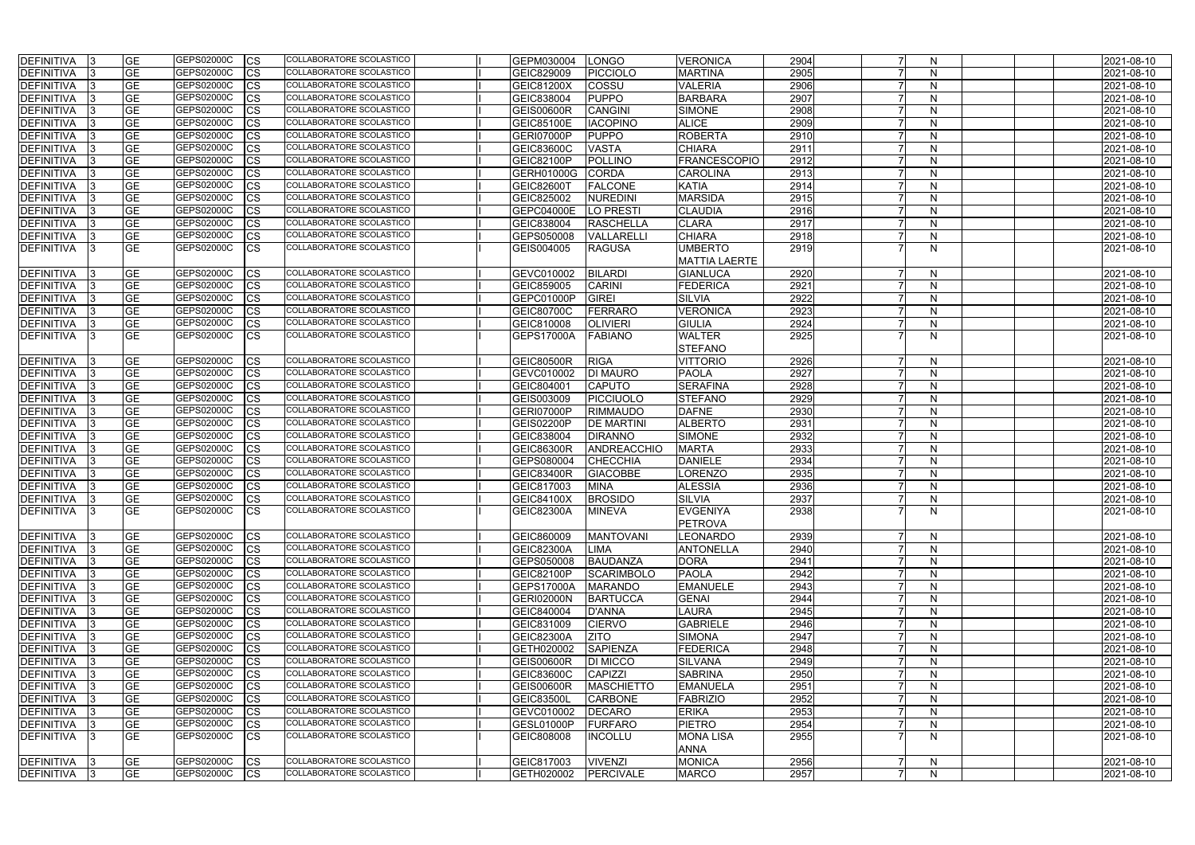| | | | | | | | | | | | | | | | | | | | |
|---|---|---|---|---|---|---|---|---|---|---|---|---|---|---|---|---|---|---|---|
| DEFINITIVA | 3 | GE | GEPS02000C | CS | COLLABORATORE SCOLASTICO | | I | GEPM030004 | LONGO | VERONICA | 2904 | | 7 | N | | | | 2021-08-10 |
| DEFINITIVA | 3 | GE | GEPS02000C | CS | COLLABORATORE SCOLASTICO | | I | GEIC829009 | PICCIOLO | MARTINA | 2905 | | 7 | N | | | | 2021-08-10 |
| DEFINITIVA | 3 | GE | GEPS02000C | CS | COLLABORATORE SCOLASTICO | | I | GEIC81200X | COSSU | VALERIA | 2906 | | 7 | N | | | | 2021-08-10 |
| DEFINITIVA | 3 | GE | GEPS02000C | CS | COLLABORATORE SCOLASTICO | | I | GEIC838004 | PUPPO | BARBARA | 2907 | | 7 | N | | | | 2021-08-10 |
| DEFINITIVA | 3 | GE | GEPS02000C | CS | COLLABORATORE SCOLASTICO | | I | GEIS00600R | CANGINI | SIMONE | 2908 | | 7 | N | | | | 2021-08-10 |
| DEFINITIVA | 3 | GE | GEPS02000C | CS | COLLABORATORE SCOLASTICO | | I | GEIC85100E | IACOPINO | ALICE | 2909 | | 7 | N | | | | 2021-08-10 |
| DEFINITIVA | 3 | GE | GEPS02000C | CS | COLLABORATORE SCOLASTICO | | I | GERI07000P | PUPPO | ROBERTA | 2910 | | 7 | N | | | | 2021-08-10 |
| DEFINITIVA | 3 | GE | GEPS02000C | CS | COLLABORATORE SCOLASTICO | | I | GEIC83600C | VASTA | CHIARA | 2911 | | 7 | N | | | | 2021-08-10 |
| DEFINITIVA | 3 | GE | GEPS02000C | CS | COLLABORATORE SCOLASTICO | | I | GEIC82100P | POLLINO | FRANCESCOPIO | 2912 | | 7 | N | | | | 2021-08-10 |
| DEFINITIVA | 3 | GE | GEPS02000C | CS | COLLABORATORE SCOLASTICO | | I | GERH01000G | CORDA | CAROLINA | 2913 | | 7 | N | | | | 2021-08-10 |
| DEFINITIVA | 3 | GE | GEPS02000C | CS | COLLABORATORE SCOLASTICO | | I | GEIC82600T | FALCONE | KATIA | 2914 | | 7 | N | | | | 2021-08-10 |
| DEFINITIVA | 3 | GE | GEPS02000C | CS | COLLABORATORE SCOLASTICO | | I | GEIC825002 | NUREDINI | MARSIDA | 2915 | | 7 | N | | | | 2021-08-10 |
| DEFINITIVA | 3 | GE | GEPS02000C | CS | COLLABORATORE SCOLASTICO | | I | GEPC04000E | LO PRESTI | CLAUDIA | 2916 | | 7 | N | | | | 2021-08-10 |
| DEFINITIVA | 3 | GE | GEPS02000C | CS | COLLABORATORE SCOLASTICO | | I | GEIC838004 | RASCHELLA | CLARA | 2917 | | 7 | N | | | | 2021-08-10 |
| DEFINITIVA | 3 | GE | GEPS02000C | CS | COLLABORATORE SCOLASTICO | | I | GEPS050008 | VALLARELLI | CHIARA | 2918 | | 7 | N | | | | 2021-08-10 |
| DEFINITIVA | 3 | GE | GEPS02000C | CS | COLLABORATORE SCOLASTICO | | I | GEIS004005 | RAGUSA | UMBERTO MATTIA LAERTE | 2919 | | 7 | N | | | | 2021-08-10 |
| DEFINITIVA | 3 | GE | GEPS02000C | CS | COLLABORATORE SCOLASTICO | | I | GEVC010002 | BILARDI | GIANLUCA | 2920 | | 7 | N | | | | 2021-08-10 |
| DEFINITIVA | 3 | GE | GEPS02000C | CS | COLLABORATORE SCOLASTICO | | I | GEIC859005 | CARINI | FEDERICA | 2921 | | 7 | N | | | | 2021-08-10 |
| DEFINITIVA | 3 | GE | GEPS02000C | CS | COLLABORATORE SCOLASTICO | | I | GEPC01000P | GIREI | SILVIA | 2922 | | 7 | N | | | | 2021-08-10 |
| DEFINITIVA | 3 | GE | GEPS02000C | CS | COLLABORATORE SCOLASTICO | | I | GEIC80700C | FERRARO | VERONICA | 2923 | | 7 | N | | | | 2021-08-10 |
| DEFINITIVA | 3 | GE | GEPS02000C | CS | COLLABORATORE SCOLASTICO | | I | GEIC810008 | OLIVIERI | GIULIA | 2924 | | 7 | N | | | | 2021-08-10 |
| DEFINITIVA | 3 | GE | GEPS02000C | CS | COLLABORATORE SCOLASTICO | | I | GEPS17000A | FABIANO | WALTER STEFANO | 2925 | | 7 | N | | | | 2021-08-10 |
| DEFINITIVA | 3 | GE | GEPS02000C | CS | COLLABORATORE SCOLASTICO | | I | GEIC80500R | RIGA | VITTORIO | 2926 | | 7 | N | | | | 2021-08-10 |
| DEFINITIVA | 3 | GE | GEPS02000C | CS | COLLABORATORE SCOLASTICO | | I | GEVC010002 | DI MAURO | PAOLA | 2927 | | 7 | N | | | | 2021-08-10 |
| DEFINITIVA | 3 | GE | GEPS02000C | CS | COLLABORATORE SCOLASTICO | | I | GEIC804001 | CAPUTO | SERAFINA | 2928 | | 7 | N | | | | 2021-08-10 |
| DEFINITIVA | 3 | GE | GEPS02000C | CS | COLLABORATORE SCOLASTICO | | I | GEIS003009 | PICCIUOLO | STEFANO | 2929 | | 7 | N | | | | 2021-08-10 |
| DEFINITIVA | 3 | GE | GEPS02000C | CS | COLLABORATORE SCOLASTICO | | I | GERI07000P | RIMMAUDO | DAFNE | 2930 | | 7 | N | | | | 2021-08-10 |
| DEFINITIVA | 3 | GE | GEPS02000C | CS | COLLABORATORE SCOLASTICO | | I | GEIS02200P | DE MARTINI | ALBERTO | 2931 | | 7 | N | | | | 2021-08-10 |
| DEFINITIVA | 3 | GE | GEPS02000C | CS | COLLABORATORE SCOLASTICO | | I | GEIC838004 | DIRANNO | SIMONE | 2932 | | 7 | N | | | | 2021-08-10 |
| DEFINITIVA | 3 | GE | GEPS02000C | CS | COLLABORATORE SCOLASTICO | | I | GEIC86300R | ANDREACCHIO | MARTA | 2933 | | 7 | N | | | | 2021-08-10 |
| DEFINITIVA | 3 | GE | GEPS02000C | CS | COLLABORATORE SCOLASTICO | | I | GEPS080004 | CHECCHIA | DANIELE | 2934 | | 7 | N | | | | 2021-08-10 |
| DEFINITIVA | 3 | GE | GEPS02000C | CS | COLLABORATORE SCOLASTICO | | I | GEIC83400R | GIACOBBE | LORENZO | 2935 | | 7 | N | | | | 2021-08-10 |
| DEFINITIVA | 3 | GE | GEPS02000C | CS | COLLABORATORE SCOLASTICO | | I | GEIC817003 | MINA | ALESSIA | 2936 | | 7 | N | | | | 2021-08-10 |
| DEFINITIVA | 3 | GE | GEPS02000C | CS | COLLABORATORE SCOLASTICO | | I | GEIC84100X | BROSIDO | SILVIA | 2937 | | 7 | N | | | | 2021-08-10 |
| DEFINITIVA | 3 | GE | GEPS02000C | CS | COLLABORATORE SCOLASTICO | | I | GEIC82300A | MINEVA | EVGENIYA PETROVA | 2938 | | 7 | N | | | | 2021-08-10 |
| DEFINITIVA | 3 | GE | GEPS02000C | CS | COLLABORATORE SCOLASTICO | | I | GEIC860009 | MANTOVANI | LEONARDO | 2939 | | 7 | N | | | | 2021-08-10 |
| DEFINITIVA | 3 | GE | GEPS02000C | CS | COLLABORATORE SCOLASTICO | | I | GEIC82300A | LIMA | ANTONELLA | 2940 | | 7 | N | | | | 2021-08-10 |
| DEFINITIVA | 3 | GE | GEPS02000C | CS | COLLABORATORE SCOLASTICO | | I | GEPS050008 | BAUDANZA | DORA | 2941 | | 7 | N | | | | 2021-08-10 |
| DEFINITIVA | 3 | GE | GEPS02000C | CS | COLLABORATORE SCOLASTICO | | I | GEIC82100P | SCARIMBOLO | PAOLA | 2942 | | 7 | N | | | | 2021-08-10 |
| DEFINITIVA | 3 | GE | GEPS02000C | CS | COLLABORATORE SCOLASTICO | | I | GEPS17000A | MARANDO | EMANUELE | 2943 | | 7 | N | | | | 2021-08-10 |
| DEFINITIVA | 3 | GE | GEPS02000C | CS | COLLABORATORE SCOLASTICO | | I | GERI02000N | BARTUCCA | GENAI | 2944 | | 7 | N | | | | 2021-08-10 |
| DEFINITIVA | 3 | GE | GEPS02000C | CS | COLLABORATORE SCOLASTICO | | I | GEIC840004 | D'ANNA | LAURA | 2945 | | 7 | N | | | | 2021-08-10 |
| DEFINITIVA | 3 | GE | GEPS02000C | CS | COLLABORATORE SCOLASTICO | | I | GEIC831009 | CIERVO | GABRIELE | 2946 | | 7 | N | | | | 2021-08-10 |
| DEFINITIVA | 3 | GE | GEPS02000C | CS | COLLABORATORE SCOLASTICO | | I | GEIC82300A | ZITO | SIMONA | 2947 | | 7 | N | | | | 2021-08-10 |
| DEFINITIVA | 3 | GE | GEPS02000C | CS | COLLABORATORE SCOLASTICO | | I | GETH020002 | SAPIENZA | FEDERICA | 2948 | | 7 | N | | | | 2021-08-10 |
| DEFINITIVA | 3 | GE | GEPS02000C | CS | COLLABORATORE SCOLASTICO | | I | GEIS00600R | DI MICCO | SILVANA | 2949 | | 7 | N | | | | 2021-08-10 |
| DEFINITIVA | 3 | GE | GEPS02000C | CS | COLLABORATORE SCOLASTICO | | I | GEIC83600C | CAPIZZI | SABRINA | 2950 | | 7 | N | | | | 2021-08-10 |
| DEFINITIVA | 3 | GE | GEPS02000C | CS | COLLABORATORE SCOLASTICO | | I | GEIS00600R | MASCHIETTO | EMANUELA | 2951 | | 7 | N | | | | 2021-08-10 |
| DEFINITIVA | 3 | GE | GEPS02000C | CS | COLLABORATORE SCOLASTICO | | I | GEIC83500L | CARBONE | FABRIZIO | 2952 | | 7 | N | | | | 2021-08-10 |
| DEFINITIVA | 3 | GE | GEPS02000C | CS | COLLABORATORE SCOLASTICO | | I | GEVC010002 | DECARO | ERIKA | 2953 | | 7 | N | | | | 2021-08-10 |
| DEFINITIVA | 3 | GE | GEPS02000C | CS | COLLABORATORE SCOLASTICO | | I | GESL01000P | FURFARO | PIETRO | 2954 | | 7 | N | | | | 2021-08-10 |
| DEFINITIVA | 3 | GE | GEPS02000C | CS | COLLABORATORE SCOLASTICO | | I | GEIC808008 | INCOLLU | MONA LISA ANNA | 2955 | | 7 | N | | | | 2021-08-10 |
| DEFINITIVA | 3 | GE | GEPS02000C | CS | COLLABORATORE SCOLASTICO | | I | GEIC817003 | VIVENZI | MONICA | 2956 | | 7 | N | | | | 2021-08-10 |
| DEFINITIVA | 3 | GE | GEPS02000C | CS | COLLABORATORE SCOLASTICO | | I | GETH020002 | PERCIVALE | MARCO | 2957 | | 7 | N | | | | 2021-08-10 |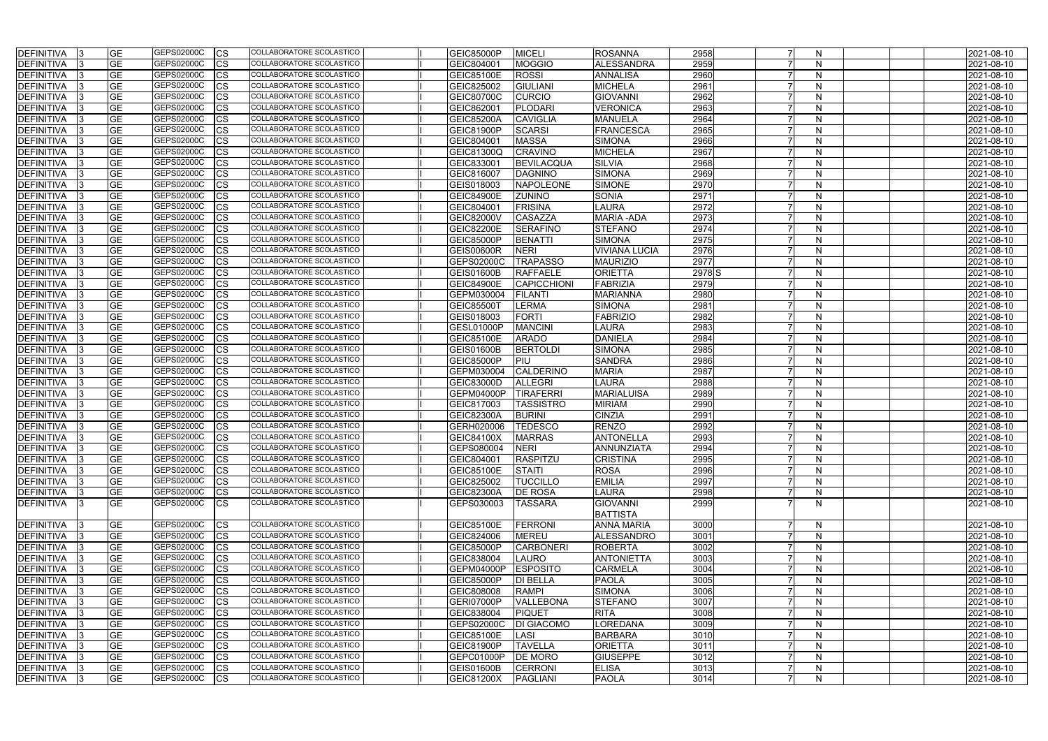| | | | | | | | | | | | | | | | | | | |
|---|---|---|---|---|---|---|---|---|---|---|---|---|---|---|---|---|---|---|
| DEFINITIVA | 3 | GE | GEPS02000C | CS | COLLABORATORE SCOLASTICO | | I | GEIC85000P | MICELI | ROSANNA | 2958 | | 7 | N | | | | 2021-08-10 |
| DEFINITIVA | 3 | GE | GEPS02000C | CS | COLLABORATORE SCOLASTICO | | I | GEIC804001 | MOGGIO | ALESSANDRA | 2959 | | 7 | N | | | | 2021-08-10 |
| DEFINITIVA | 3 | GE | GEPS02000C | CS | COLLABORATORE SCOLASTICO | | I | GEIC85100E | ROSSI | ANNALISA | 2960 | | 7 | N | | | | 2021-08-10 |
| DEFINITIVA | 3 | GE | GEPS02000C | CS | COLLABORATORE SCOLASTICO | | I | GEIC825002 | GIULIANI | MICHELA | 2961 | | 7 | N | | | | 2021-08-10 |
| DEFINITIVA | 3 | GE | GEPS02000C | CS | COLLABORATORE SCOLASTICO | | I | GEIC80700C | CURCIO | GIOVANNI | 2962 | | 7 | N | | | | 2021-08-10 |
| DEFINITIVA | 3 | GE | GEPS02000C | CS | COLLABORATORE SCOLASTICO | | I | GEIC862001 | PLODARI | VERONICA | 2963 | | 7 | N | | | | 2021-08-10 |
| DEFINITIVA | 3 | GE | GEPS02000C | CS | COLLABORATORE SCOLASTICO | | I | GEIC85200A | CAVIGLIA | MANUELA | 2964 | | 7 | N | | | | 2021-08-10 |
| DEFINITIVA | 3 | GE | GEPS02000C | CS | COLLABORATORE SCOLASTICO | | I | GEIC81900P | SCARSI | FRANCESCA | 2965 | | 7 | N | | | | 2021-08-10 |
| DEFINITIVA | 3 | GE | GEPS02000C | CS | COLLABORATORE SCOLASTICO | | I | GEIC804001 | MASSA | SIMONA | 2966 | | 7 | N | | | | 2021-08-10 |
| DEFINITIVA | 3 | GE | GEPS02000C | CS | COLLABORATORE SCOLASTICO | | I | GEIC81300Q | CRAVINO | MICHELA | 2967 | | 7 | N | | | | 2021-08-10 |
| DEFINITIVA | 3 | GE | GEPS02000C | CS | COLLABORATORE SCOLASTICO | | I | GEIC833001 | BEVILACQUA | SILVIA | 2968 | | 7 | N | | | | 2021-08-10 |
| DEFINITIVA | 3 | GE | GEPS02000C | CS | COLLABORATORE SCOLASTICO | | I | GEIC816007 | DAGNINO | SIMONA | 2969 | | 7 | N | | | | 2021-08-10 |
| DEFINITIVA | 3 | GE | GEPS02000C | CS | COLLABORATORE SCOLASTICO | | I | GEIS018003 | NAPOLEONE | SIMONE | 2970 | | 7 | N | | | | 2021-08-10 |
| DEFINITIVA | 3 | GE | GEPS02000C | CS | COLLABORATORE SCOLASTICO | | I | GEIC84900E | ZUNINO | SONIA | 2971 | | 7 | N | | | | 2021-08-10 |
| DEFINITIVA | 3 | GE | GEPS02000C | CS | COLLABORATORE SCOLASTICO | | I | GEIC804001 | FRISINA | LAURA | 2972 | | 7 | N | | | | 2021-08-10 |
| DEFINITIVA | 3 | GE | GEPS02000C | CS | COLLABORATORE SCOLASTICO | | I | GEIC82000V | CASAZZA | MARIA -ADA | 2973 | | 7 | N | | | | 2021-08-10 |
| DEFINITIVA | 3 | GE | GEPS02000C | CS | COLLABORATORE SCOLASTICO | | I | GEIC82200E | SERAFINO | STEFANO | 2974 | | 7 | N | | | | 2021-08-10 |
| DEFINITIVA | 3 | GE | GEPS02000C | CS | COLLABORATORE SCOLASTICO | | I | GEIC85000P | BENATTI | SIMONA | 2975 | | 7 | N | | | | 2021-08-10 |
| DEFINITIVA | 3 | GE | GEPS02000C | CS | COLLABORATORE SCOLASTICO | | I | GEIS00600R | NERI | VIVIANA LUCIA | 2976 | | 7 | N | | | | 2021-08-10 |
| DEFINITIVA | 3 | GE | GEPS02000C | CS | COLLABORATORE SCOLASTICO | | I | GEPS02000C | TRAPASSO | MAURIZIO | 2977 | | 7 | N | | | | 2021-08-10 |
| DEFINITIVA | 3 | GE | GEPS02000C | CS | COLLABORATORE SCOLASTICO | | I | GEIS01600B | RAFFAELE | ORIETTA | 2978 | S | 7 | N | | | | 2021-08-10 |
| DEFINITIVA | 3 | GE | GEPS02000C | CS | COLLABORATORE SCOLASTICO | | I | GEIC84900E | CAPICCHIONI | FABRIZIA | 2979 | | 7 | N | | | | 2021-08-10 |
| DEFINITIVA | 3 | GE | GEPS02000C | CS | COLLABORATORE SCOLASTICO | | I | GEPM030004 | FILANTI | MARIANNA | 2980 | | 7 | N | | | | 2021-08-10 |
| DEFINITIVA | 3 | GE | GEPS02000C | CS | COLLABORATORE SCOLASTICO | | I | GEIC85500T | LERMA | SIMONA | 2981 | | 7 | N | | | | 2021-08-10 |
| DEFINITIVA | 3 | GE | GEPS02000C | CS | COLLABORATORE SCOLASTICO | | I | GEIS018003 | FORTI | FABRIZIO | 2982 | | 7 | N | | | | 2021-08-10 |
| DEFINITIVA | 3 | GE | GEPS02000C | CS | COLLABORATORE SCOLASTICO | | I | GESL01000P | MANCINI | LAURA | 2983 | | 7 | N | | | | 2021-08-10 |
| DEFINITIVA | 3 | GE | GEPS02000C | CS | COLLABORATORE SCOLASTICO | | I | GEIC85100E | ARADO | DANIELA | 2984 | | 7 | N | | | | 2021-08-10 |
| DEFINITIVA | 3 | GE | GEPS02000C | CS | COLLABORATORE SCOLASTICO | | I | GEIS01600B | BERTOLDI | SIMONA | 2985 | | 7 | N | | | | 2021-08-10 |
| DEFINITIVA | 3 | GE | GEPS02000C | CS | COLLABORATORE SCOLASTICO | | I | GEIC85000P | PIU | SANDRA | 2986 | | 7 | N | | | | 2021-08-10 |
| DEFINITIVA | 3 | GE | GEPS02000C | CS | COLLABORATORE SCOLASTICO | | I | GEPM030004 | CALDERINO | MARIA | 2987 | | 7 | N | | | | 2021-08-10 |
| DEFINITIVA | 3 | GE | GEPS02000C | CS | COLLABORATORE SCOLASTICO | | I | GEIC83000D | ALLEGRI | LAURA | 2988 | | 7 | N | | | | 2021-08-10 |
| DEFINITIVA | 3 | GE | GEPS02000C | CS | COLLABORATORE SCOLASTICO | | I | GEPM04000P | TIRAFERRI | MARIALUISA | 2989 | | 7 | N | | | | 2021-08-10 |
| DEFINITIVA | 3 | GE | GEPS02000C | CS | COLLABORATORE SCOLASTICO | | I | GEIC817003 | TASSISTRO | MIRIAM | 2990 | | 7 | N | | | | 2021-08-10 |
| DEFINITIVA | 3 | GE | GEPS02000C | CS | COLLABORATORE SCOLASTICO | | I | GEIC82300A | BURINI | CINZIA | 2991 | | 7 | N | | | | 2021-08-10 |
| DEFINITIVA | 3 | GE | GEPS02000C | CS | COLLABORATORE SCOLASTICO | | I | GERH020006 | TEDESCO | RENZO | 2992 | | 7 | N | | | | 2021-08-10 |
| DEFINITIVA | 3 | GE | GEPS02000C | CS | COLLABORATORE SCOLASTICO | | I | GEIC84100X | MARRAS | ANTONELLA | 2993 | | 7 | N | | | | 2021-08-10 |
| DEFINITIVA | 3 | GE | GEPS02000C | CS | COLLABORATORE SCOLASTICO | | I | GEPS080004 | NERI | ANNUNZIATA | 2994 | | 7 | N | | | | 2021-08-10 |
| DEFINITIVA | 3 | GE | GEPS02000C | CS | COLLABORATORE SCOLASTICO | | I | GEIC804001 | RASPITZU | CRISTINA | 2995 | | 7 | N | | | | 2021-08-10 |
| DEFINITIVA | 3 | GE | GEPS02000C | CS | COLLABORATORE SCOLASTICO | | I | GEIC85100E | STAITI | ROSA | 2996 | | 7 | N | | | | 2021-08-10 |
| DEFINITIVA | 3 | GE | GEPS02000C | CS | COLLABORATORE SCOLASTICO | | I | GEIC825002 | TUCCILLO | EMILIA | 2997 | | 7 | N | | | | 2021-08-10 |
| DEFINITIVA | 3 | GE | GEPS02000C | CS | COLLABORATORE SCOLASTICO | | I | GEIC82300A | DE ROSA | LAURA | 2998 | | 7 | N | | | | 2021-08-10 |
| DEFINITIVA | 3 | GE | GEPS02000C | CS | COLLABORATORE SCOLASTICO | | I | GEPS030003 | TASSARA | GIOVANNI BATTISTA | 2999 | | 7 | N | | | | 2021-08-10 |
| DEFINITIVA | 3 | GE | GEPS02000C | CS | COLLABORATORE SCOLASTICO | | I | GEIC85100E | FERRONI | ANNA MARIA | 3000 | | 7 | N | | | | 2021-08-10 |
| DEFINITIVA | 3 | GE | GEPS02000C | CS | COLLABORATORE SCOLASTICO | | I | GEIC824006 | MEREU | ALESSANDRO | 3001 | | 7 | N | | | | 2021-08-10 |
| DEFINITIVA | 3 | GE | GEPS02000C | CS | COLLABORATORE SCOLASTICO | | I | GEIC85000P | CARBONERI | ROBERTA | 3002 | | 7 | N | | | | 2021-08-10 |
| DEFINITIVA | 3 | GE | GEPS02000C | CS | COLLABORATORE SCOLASTICO | | I | GEIC838004 | LAURO | ANTONIETTA | 3003 | | 7 | N | | | | 2021-08-10 |
| DEFINITIVA | 3 | GE | GEPS02000C | CS | COLLABORATORE SCOLASTICO | | I | GEPM04000P | ESPOSITO | CARMELA | 3004 | | 7 | N | | | | 2021-08-10 |
| DEFINITIVA | 3 | GE | GEPS02000C | CS | COLLABORATORE SCOLASTICO | | I | GEIC85000P | DI BELLA | PAOLA | 3005 | | 7 | N | | | | 2021-08-10 |
| DEFINITIVA | 3 | GE | GEPS02000C | CS | COLLABORATORE SCOLASTICO | | I | GEIC808008 | RAMPI | SIMONA | 3006 | | 7 | N | | | | 2021-08-10 |
| DEFINITIVA | 3 | GE | GEPS02000C | CS | COLLABORATORE SCOLASTICO | | I | GERI07000P | VALLEBONA | STEFANO | 3007 | | 7 | N | | | | 2021-08-10 |
| DEFINITIVA | 3 | GE | GEPS02000C | CS | COLLABORATORE SCOLASTICO | | I | GEIC838004 | PIQUET | RITA | 3008 | | 7 | N | | | | 2021-08-10 |
| DEFINITIVA | 3 | GE | GEPS02000C | CS | COLLABORATORE SCOLASTICO | | I | GEPS02000C | DI GIACOMO | LOREDANA | 3009 | | 7 | N | | | | 2021-08-10 |
| DEFINITIVA | 3 | GE | GEPS02000C | CS | COLLABORATORE SCOLASTICO | | I | GEIC85100E | LASI | BARBARA | 3010 | | 7 | N | | | | 2021-08-10 |
| DEFINITIVA | 3 | GE | GEPS02000C | CS | COLLABORATORE SCOLASTICO | | I | GEIC81900P | TAVELLA | ORIETTA | 3011 | | 7 | N | | | | 2021-08-10 |
| DEFINITIVA | 3 | GE | GEPS02000C | CS | COLLABORATORE SCOLASTICO | | I | GEPC01000P | DE MORO | GIUSEPPE | 3012 | | 7 | N | | | | 2021-08-10 |
| DEFINITIVA | 3 | GE | GEPS02000C | CS | COLLABORATORE SCOLASTICO | | I | GEIS01600B | CERRONI | ELISA | 3013 | | 7 | N | | | | 2021-08-10 |
| DEFINITIVA | 3 | GE | GEPS02000C | CS | COLLABORATORE SCOLASTICO | | I | GEIC81200X | PAGLIANI | PAOLA | 3014 | | 7 | N | | | | 2021-08-10 |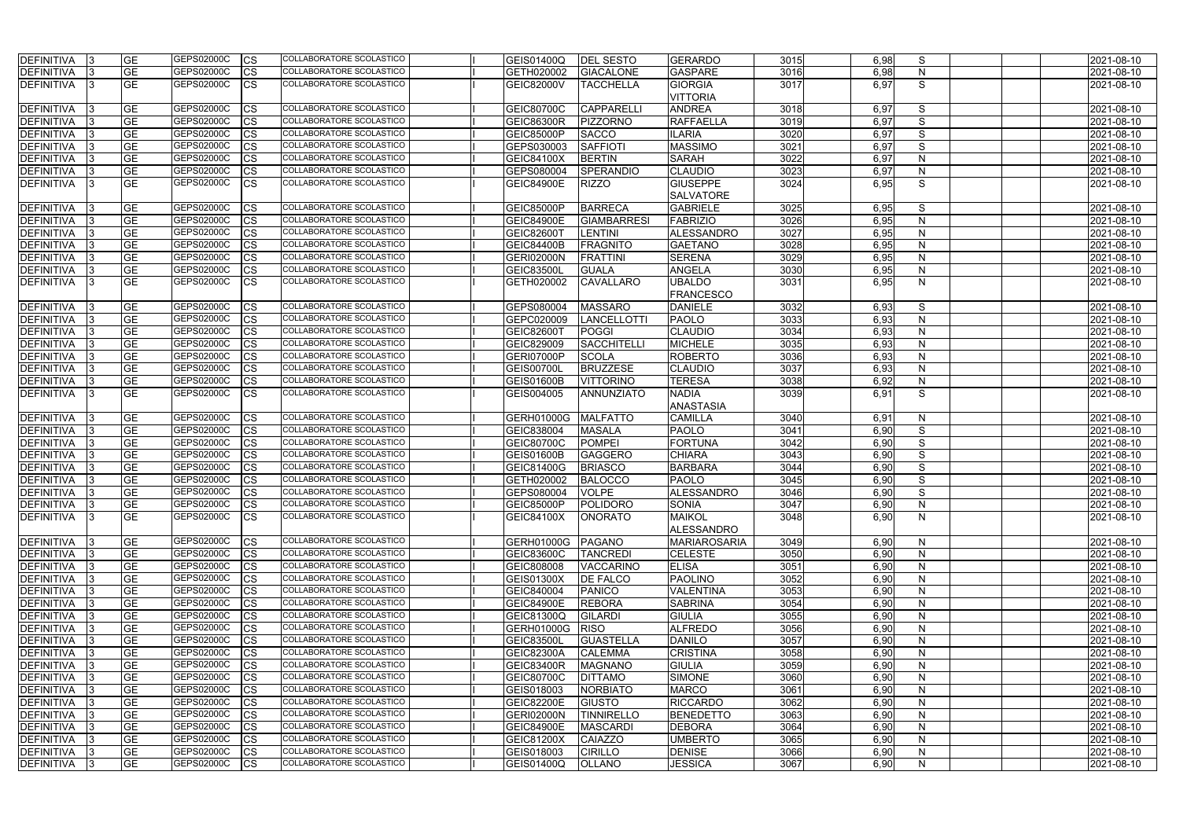| | | | | | | | | | | | | | | | | | | |
|---|---|---|---|---|---|---|---|---|---|---|---|---|---|---|---|---|---|---|
| DEFINITIVA | 3 | GE | GEPS02000C | CS | COLLABORATORE SCOLASTICO | | I | GEIS01400Q | DEL SESTO | GERARDO | 3015 | | 6,98 | S | | | | 2021-08-10 |
| DEFINITIVA | 3 | GE | GEPS02000C | CS | COLLABORATORE SCOLASTICO | | I | GETH020002 | GIACALONE | GASPARE | 3016 | | 6,98 | N | | | | 2021-08-10 |
| DEFINITIVA | 3 | GE | GEPS02000C | CS | COLLABORATORE SCOLASTICO | | I | GEIC82000V | TACCHELLA | GIORGIA VITTORIA | 3017 | | 6,97 | S | | | | 2021-08-10 |
| DEFINITIVA | 3 | GE | GEPS02000C | CS | COLLABORATORE SCOLASTICO | | I | GEIC80700C | CAPPARELLI | ANDREA | 3018 | | 6,97 | S | | | | 2021-08-10 |
| DEFINITIVA | 3 | GE | GEPS02000C | CS | COLLABORATORE SCOLASTICO | | I | GEIC86300R | PIZZORNO | RAFFAELLA | 3019 | | 6,97 | S | | | | 2021-08-10 |
| DEFINITIVA | 3 | GE | GEPS02000C | CS | COLLABORATORE SCOLASTICO | | I | GEIC85000P | SACCO | ILARIA | 3020 | | 6,97 | S | | | | 2021-08-10 |
| DEFINITIVA | 3 | GE | GEPS02000C | CS | COLLABORATORE SCOLASTICO | | I | GEPS030003 | SAFFIOTI | MASSIMO | 3021 | | 6,97 | S | | | | 2021-08-10 |
| DEFINITIVA | 3 | GE | GEPS02000C | CS | COLLABORATORE SCOLASTICO | | I | GEIC84100X | BERTIN | SARAH | 3022 | | 6,97 | N | | | | 2021-08-10 |
| DEFINITIVA | 3 | GE | GEPS02000C | CS | COLLABORATORE SCOLASTICO | | I | GEPS080004 | SPERANDIO | CLAUDIO | 3023 | | 6,97 | N | | | | 2021-08-10 |
| DEFINITIVA | 3 | GE | GEPS02000C | CS | COLLABORATORE SCOLASTICO | | I | GEIC84900E | RIZZO | GIUSEPPE SALVATORE | 3024 | | 6,95 | S | | | | 2021-08-10 |
| DEFINITIVA | 3 | GE | GEPS02000C | CS | COLLABORATORE SCOLASTICO | | I | GEIC85000P | BARRECA | GABRIELE | 3025 | | 6,95 | S | | | | 2021-08-10 |
| DEFINITIVA | 3 | GE | GEPS02000C | CS | COLLABORATORE SCOLASTICO | | I | GEIC84900E | GIAMBARRESI | FABRIZIO | 3026 | | 6,95 | N | | | | 2021-08-10 |
| DEFINITIVA | 3 | GE | GEPS02000C | CS | COLLABORATORE SCOLASTICO | | I | GEIC82600T | LENTINI | ALESSANDRO | 3027 | | 6,95 | N | | | | 2021-08-10 |
| DEFINITIVA | 3 | GE | GEPS02000C | CS | COLLABORATORE SCOLASTICO | | I | GEIC84400B | FRAGNITO | GAETANO | 3028 | | 6,95 | N | | | | 2021-08-10 |
| DEFINITIVA | 3 | GE | GEPS02000C | CS | COLLABORATORE SCOLASTICO | | I | GERI02000N | FRATTINI | SERENA | 3029 | | 6,95 | N | | | | 2021-08-10 |
| DEFINITIVA | 3 | GE | GEPS02000C | CS | COLLABORATORE SCOLASTICO | | I | GEIC83500L | GUALA | ANGELA | 3030 | | 6,95 | N | | | | 2021-08-10 |
| DEFINITIVA | 3 | GE | GEPS02000C | CS | COLLABORATORE SCOLASTICO | | I | GETH020002 | CAVALLARO | UBALDO FRANCESCO | 3031 | | 6,95 | N | | | | 2021-08-10 |
| DEFINITIVA | 3 | GE | GEPS02000C | CS | COLLABORATORE SCOLASTICO | | I | GEPS080004 | MASSARO | DANIELE | 3032 | | 6,93 | S | | | | 2021-08-10 |
| DEFINITIVA | 3 | GE | GEPS02000C | CS | COLLABORATORE SCOLASTICO | | I | GEPC020009 | LANCELLOTTI | PAOLO | 3033 | | 6,93 | N | | | | 2021-08-10 |
| DEFINITIVA | 3 | GE | GEPS02000C | CS | COLLABORATORE SCOLASTICO | | I | GEIC82600T | POGGI | CLAUDIO | 3034 | | 6,93 | N | | | | 2021-08-10 |
| DEFINITIVA | 3 | GE | GEPS02000C | CS | COLLABORATORE SCOLASTICO | | I | GEIC829009 | SACCHITELLI | MICHELE | 3035 | | 6,93 | N | | | | 2021-08-10 |
| DEFINITIVA | 3 | GE | GEPS02000C | CS | COLLABORATORE SCOLASTICO | | I | GERI07000P | SCOLA | ROBERTO | 3036 | | 6,93 | N | | | | 2021-08-10 |
| DEFINITIVA | 3 | GE | GEPS02000C | CS | COLLABORATORE SCOLASTICO | | I | GEIS00700L | BRUZZESE | CLAUDIO | 3037 | | 6,93 | N | | | | 2021-08-10 |
| DEFINITIVA | 3 | GE | GEPS02000C | CS | COLLABORATORE SCOLASTICO | | I | GEIS01600B | VITTORINO | TERESA | 3038 | | 6,92 | N | | | | 2021-08-10 |
| DEFINITIVA | 3 | GE | GEPS02000C | CS | COLLABORATORE SCOLASTICO | | I | GEIS004005 | ANNUNZIATO | NADIA ANASTASIA | 3039 | | 6,91 | S | | | | 2021-08-10 |
| DEFINITIVA | 3 | GE | GEPS02000C | CS | COLLABORATORE SCOLASTICO | | I | GERH01000G | MALFATTO | CAMILLA | 3040 | | 6,91 | N | | | | 2021-08-10 |
| DEFINITIVA | 3 | GE | GEPS02000C | CS | COLLABORATORE SCOLASTICO | | I | GEIC838004 | MASALA | PAOLO | 3041 | | 6,90 | S | | | | 2021-08-10 |
| DEFINITIVA | 3 | GE | GEPS02000C | CS | COLLABORATORE SCOLASTICO | | I | GEIC80700C | POMPEI | FORTUNA | 3042 | | 6,90 | S | | | | 2021-08-10 |
| DEFINITIVA | 3 | GE | GEPS02000C | CS | COLLABORATORE SCOLASTICO | | I | GEIS01600B | GAGGERO | CHIARA | 3043 | | 6,90 | S | | | | 2021-08-10 |
| DEFINITIVA | 3 | GE | GEPS02000C | CS | COLLABORATORE SCOLASTICO | | I | GEIC81400G | BRIASCO | BARBARA | 3044 | | 6,90 | S | | | | 2021-08-10 |
| DEFINITIVA | 3 | GE | GEPS02000C | CS | COLLABORATORE SCOLASTICO | | I | GETH020002 | BALOCCO | PAOLO | 3045 | | 6,90 | S | | | | 2021-08-10 |
| DEFINITIVA | 3 | GE | GEPS02000C | CS | COLLABORATORE SCOLASTICO | | I | GEPS080004 | VOLPE | ALESSANDRO | 3046 | | 6,90 | S | | | | 2021-08-10 |
| DEFINITIVA | 3 | GE | GEPS02000C | CS | COLLABORATORE SCOLASTICO | | I | GEIC85000P | POLIDORO | SONIA | 3047 | | 6,90 | N | | | | 2021-08-10 |
| DEFINITIVA | 3 | GE | GEPS02000C | CS | COLLABORATORE SCOLASTICO | | I | GEIC84100X | ONORATO | MAIKOL ALESSANDRO | 3048 | | 6,90 | N | | | | 2021-08-10 |
| DEFINITIVA | 3 | GE | GEPS02000C | CS | COLLABORATORE SCOLASTICO | | I | GERH01000G | PAGANO | MARIAROSARIA | 3049 | | 6,90 | N | | | | 2021-08-10 |
| DEFINITIVA | 3 | GE | GEPS02000C | CS | COLLABORATORE SCOLASTICO | | I | GEIC83600C | TANCREDI | CELESTE | 3050 | | 6,90 | N | | | | 2021-08-10 |
| DEFINITIVA | 3 | GE | GEPS02000C | CS | COLLABORATORE SCOLASTICO | | I | GEIC808008 | VACCARINO | ELISA | 3051 | | 6,90 | N | | | | 2021-08-10 |
| DEFINITIVA | 3 | GE | GEPS02000C | CS | COLLABORATORE SCOLASTICO | | I | GEIS01300X | DE FALCO | PAOLINO | 3052 | | 6,90 | N | | | | 2021-08-10 |
| DEFINITIVA | 3 | GE | GEPS02000C | CS | COLLABORATORE SCOLASTICO | | I | GEIC840004 | PANICO | VALENTINA | 3053 | | 6,90 | N | | | | 2021-08-10 |
| DEFINITIVA | 3 | GE | GEPS02000C | CS | COLLABORATORE SCOLASTICO | | I | GEIC84900E | REBORA | SABRINA | 3054 | | 6,90 | N | | | | 2021-08-10 |
| DEFINITIVA | 3 | GE | GEPS02000C | CS | COLLABORATORE SCOLASTICO | | I | GEIC81300Q | GILARDI | GIULIA | 3055 | | 6,90 | N | | | | 2021-08-10 |
| DEFINITIVA | 3 | GE | GEPS02000C | CS | COLLABORATORE SCOLASTICO | | I | GERH01000G | RISO | ALFREDO | 3056 | | 6,90 | N | | | | 2021-08-10 |
| DEFINITIVA | 3 | GE | GEPS02000C | CS | COLLABORATORE SCOLASTICO | | I | GEIC83500L | GUASTELLA | DANILO | 3057 | | 6,90 | N | | | | 2021-08-10 |
| DEFINITIVA | 3 | GE | GEPS02000C | CS | COLLABORATORE SCOLASTICO | | I | GEIC82300A | CALEMMA | CRISTINA | 3058 | | 6,90 | N | | | | 2021-08-10 |
| DEFINITIVA | 3 | GE | GEPS02000C | CS | COLLABORATORE SCOLASTICO | | I | GEIC83400R | MAGNANO | GIULIA | 3059 | | 6,90 | N | | | | 2021-08-10 |
| DEFINITIVA | 3 | GE | GEPS02000C | CS | COLLABORATORE SCOLASTICO | | I | GEIC80700C | DITTAMO | SIMONE | 3060 | | 6,90 | N | | | | 2021-08-10 |
| DEFINITIVA | 3 | GE | GEPS02000C | CS | COLLABORATORE SCOLASTICO | | I | GEIS018003 | NORBIATO | MARCO | 3061 | | 6,90 | N | | | | 2021-08-10 |
| DEFINITIVA | 3 | GE | GEPS02000C | CS | COLLABORATORE SCOLASTICO | | I | GEIC82200E | GIUSTO | RICCARDO | 3062 | | 6,90 | N | | | | 2021-08-10 |
| DEFINITIVA | 3 | GE | GEPS02000C | CS | COLLABORATORE SCOLASTICO | | I | GERI02000N | TINNIRELLO | BENEDETTO | 3063 | | 6,90 | N | | | | 2021-08-10 |
| DEFINITIVA | 3 | GE | GEPS02000C | CS | COLLABORATORE SCOLASTICO | | I | GEIC84900E | MASCARDI | DEBORA | 3064 | | 6,90 | N | | | | 2021-08-10 |
| DEFINITIVA | 3 | GE | GEPS02000C | CS | COLLABORATORE SCOLASTICO | | I | GEIC81200X | CAIAZZO | UMBERTO | 3065 | | 6,90 | N | | | | 2021-08-10 |
| DEFINITIVA | 3 | GE | GEPS02000C | CS | COLLABORATORE SCOLASTICO | | I | GEIS018003 | CIRILLO | DENISE | 3066 | | 6,90 | N | | | | 2021-08-10 |
| DEFINITIVA | 3 | GE | GEPS02000C | CS | COLLABORATORE SCOLASTICO | | I | GEIS01400Q | OLLANO | JESSICA | 3067 | | 6,90 | N | | | | 2021-08-10 |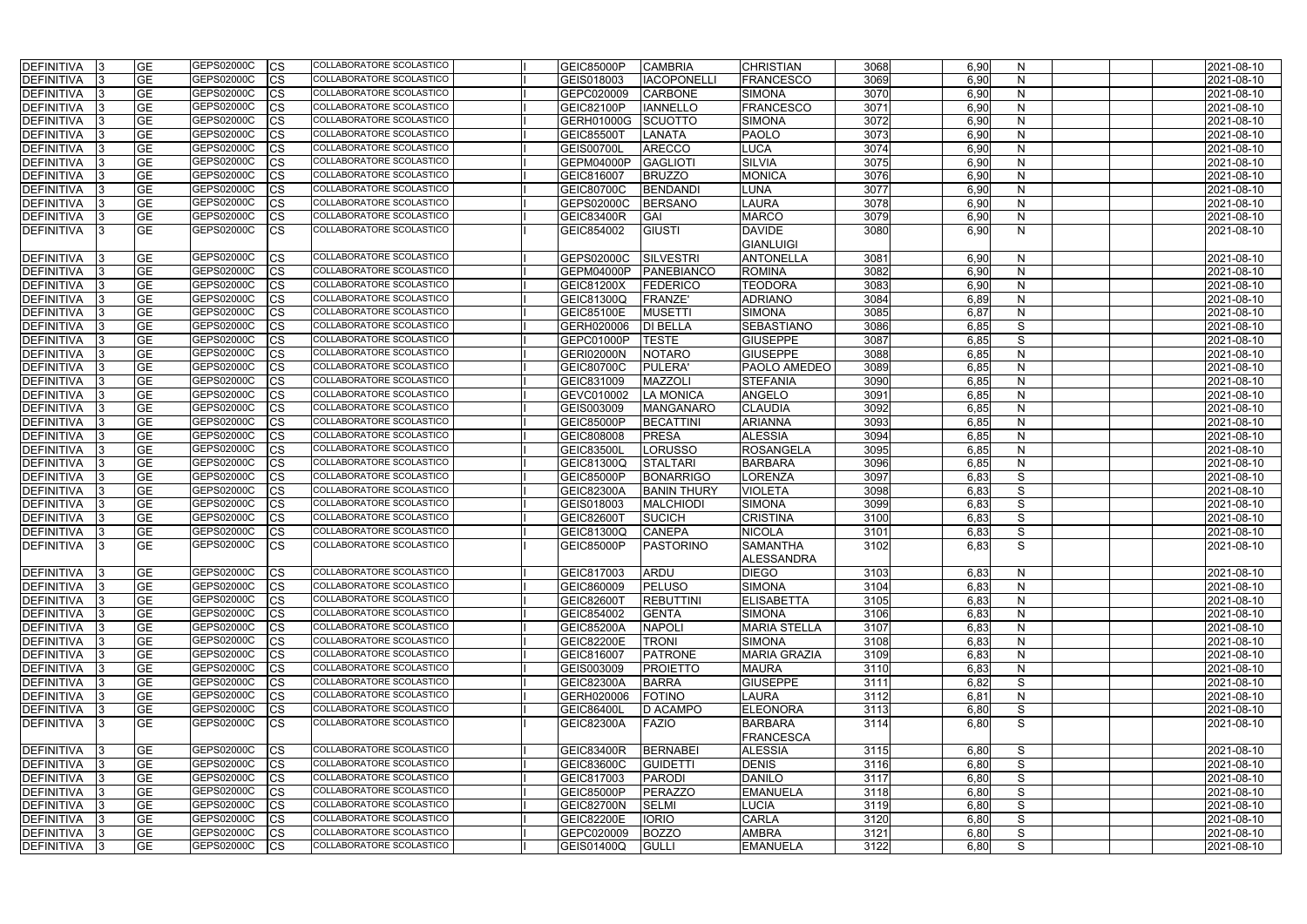| | | | | | | | | | | | | | | | | | | |
|---|---|---|---|---|---|---|---|---|---|---|---|---|---|---|---|---|---|---|
| DEFINITIVA | 3 | GE | GEPS02000C | CS | COLLABORATORE SCOLASTICO | | I | GEIC85000P | CAMBRIA | CHRISTIAN | 3068 | | 6,90 | N | | | | 2021-08-10 |
| DEFINITIVA | 3 | GE | GEPS02000C | CS | COLLABORATORE SCOLASTICO | | I | GEIS018003 | IACOPONELLI | FRANCESCO | 3069 | | 6,90 | N | | | | 2021-08-10 |
| DEFINITIVA | 3 | GE | GEPS02000C | CS | COLLABORATORE SCOLASTICO | | I | GEPC020009 | CARBONE | SIMONA | 3070 | | 6,90 | N | | | | 2021-08-10 |
| DEFINITIVA | 3 | GE | GEPS02000C | CS | COLLABORATORE SCOLASTICO | | I | GEIC82100P | IANNELLO | FRANCESCO | 3071 | | 6,90 | N | | | | 2021-08-10 |
| DEFINITIVA | 3 | GE | GEPS02000C | CS | COLLABORATORE SCOLASTICO | | I | GERH01000G | SCUOTTO | SIMONA | 3072 | | 6,90 | N | | | | 2021-08-10 |
| DEFINITIVA | 3 | GE | GEPS02000C | CS | COLLABORATORE SCOLASTICO | | I | GEIC85500T | LANATA | PAOLO | 3073 | | 6,90 | N | | | | 2021-08-10 |
| DEFINITIVA | 3 | GE | GEPS02000C | CS | COLLABORATORE SCOLASTICO | | I | GEIS00700L | ARECCO | LUCA | 3074 | | 6,90 | N | | | | 2021-08-10 |
| DEFINITIVA | 3 | GE | GEPS02000C | CS | COLLABORATORE SCOLASTICO | | I | GEPM04000P | GAGLIOTI | SILVIA | 3075 | | 6,90 | N | | | | 2021-08-10 |
| DEFINITIVA | 3 | GE | GEPS02000C | CS | COLLABORATORE SCOLASTICO | | I | GEIC816007 | BRUZZO | MONICA | 3076 | | 6,90 | N | | | | 2021-08-10 |
| DEFINITIVA | 3 | GE | GEPS02000C | CS | COLLABORATORE SCOLASTICO | | I | GEIC80700C | BENDANDI | LUNA | 3077 | | 6,90 | N | | | | 2021-08-10 |
| DEFINITIVA | 3 | GE | GEPS02000C | CS | COLLABORATORE SCOLASTICO | | I | GEPS02000C | BERSANO | LAURA | 3078 | | 6,90 | N | | | | 2021-08-10 |
| DEFINITIVA | 3 | GE | GEPS02000C | CS | COLLABORATORE SCOLASTICO | | I | GEIC83400R | GAI | MARCO | 3079 | | 6,90 | N | | | | 2021-08-10 |
| DEFINITIVA | 3 | GE | GEPS02000C | CS | COLLABORATORE SCOLASTICO | | I | GEIC854002 | GIUSTI | DAVIDE GIANLUIGI | 3080 | | 6,90 | N | | | | 2021-08-10 |
| DEFINITIVA | 3 | GE | GEPS02000C | CS | COLLABORATORE SCOLASTICO | | I | GEPS02000C | SILVESTRI | ANTONELLA | 3081 | | 6,90 | N | | | | 2021-08-10 |
| DEFINITIVA | 3 | GE | GEPS02000C | CS | COLLABORATORE SCOLASTICO | | I | GEPM04000P | PANEBIANCO | ROMINA | 3082 | | 6,90 | N | | | | 2021-08-10 |
| DEFINITIVA | 3 | GE | GEPS02000C | CS | COLLABORATORE SCOLASTICO | | I | GEIC81200X | FEDERICO | TEODORA | 3083 | | 6,90 | N | | | | 2021-08-10 |
| DEFINITIVA | 3 | GE | GEPS02000C | CS | COLLABORATORE SCOLASTICO | | I | GEIC81300Q | FRANZE' | ADRIANO | 3084 | | 6,89 | N | | | | 2021-08-10 |
| DEFINITIVA | 3 | GE | GEPS02000C | CS | COLLABORATORE SCOLASTICO | | I | GEIC85100E | MUSETTI | SIMONA | 3085 | | 6,87 | N | | | | 2021-08-10 |
| DEFINITIVA | 3 | GE | GEPS02000C | CS | COLLABORATORE SCOLASTICO | | I | GERH020006 | DI BELLA | SEBASTIANO | 3086 | | 6,85 | S | | | | 2021-08-10 |
| DEFINITIVA | 3 | GE | GEPS02000C | CS | COLLABORATORE SCOLASTICO | | I | GEPC01000P | TESTE | GIUSEPPE | 3087 | | 6,85 | S | | | | 2021-08-10 |
| DEFINITIVA | 3 | GE | GEPS02000C | CS | COLLABORATORE SCOLASTICO | | I | GERI02000N | NOTARO | GIUSEPPE | 3088 | | 6,85 | N | | | | 2021-08-10 |
| DEFINITIVA | 3 | GE | GEPS02000C | CS | COLLABORATORE SCOLASTICO | | I | GEIC80700C | PULERA' | PAOLO AMEDEO | 3089 | | 6,85 | N | | | | 2021-08-10 |
| DEFINITIVA | 3 | GE | GEPS02000C | CS | COLLABORATORE SCOLASTICO | | I | GEIC831009 | MAZZOLI | STEFANIA | 3090 | | 6,85 | N | | | | 2021-08-10 |
| DEFINITIVA | 3 | GE | GEPS02000C | CS | COLLABORATORE SCOLASTICO | | I | GEVC010002 | LA MONICA | ANGELO | 3091 | | 6,85 | N | | | | 2021-08-10 |
| DEFINITIVA | 3 | GE | GEPS02000C | CS | COLLABORATORE SCOLASTICO | | I | GEIS003009 | MANGANARO | CLAUDIA | 3092 | | 6,85 | N | | | | 2021-08-10 |
| DEFINITIVA | 3 | GE | GEPS02000C | CS | COLLABORATORE SCOLASTICO | | I | GEIC85000P | BECATTINI | ARIANNA | 3093 | | 6,85 | N | | | | 2021-08-10 |
| DEFINITIVA | 3 | GE | GEPS02000C | CS | COLLABORATORE SCOLASTICO | | I | GEIC808008 | PRESA | ALESSIA | 3094 | | 6,85 | N | | | | 2021-08-10 |
| DEFINITIVA | 3 | GE | GEPS02000C | CS | COLLABORATORE SCOLASTICO | | I | GEIC83500L | LORUSSO | ROSANGELA | 3095 | | 6,85 | N | | | | 2021-08-10 |
| DEFINITIVA | 3 | GE | GEPS02000C | CS | COLLABORATORE SCOLASTICO | | I | GEIC81300Q | STALTARI | BARBARA | 3096 | | 6,85 | N | | | | 2021-08-10 |
| DEFINITIVA | 3 | GE | GEPS02000C | CS | COLLABORATORE SCOLASTICO | | I | GEIC85000P | BONARRIGO | LORENZA | 3097 | | 6,83 | S | | | | 2021-08-10 |
| DEFINITIVA | 3 | GE | GEPS02000C | CS | COLLABORATORE SCOLASTICO | | I | GEIC82300A | BANIN THURY | VIOLETA | 3098 | | 6,83 | S | | | | 2021-08-10 |
| DEFINITIVA | 3 | GE | GEPS02000C | CS | COLLABORATORE SCOLASTICO | | I | GEIS018003 | MALCHIODI | SIMONA | 3099 | | 6,83 | S | | | | 2021-08-10 |
| DEFINITIVA | 3 | GE | GEPS02000C | CS | COLLABORATORE SCOLASTICO | | I | GEIC82600T | SUCICH | CRISTINA | 3100 | | 6,83 | S | | | | 2021-08-10 |
| DEFINITIVA | 3 | GE | GEPS02000C | CS | COLLABORATORE SCOLASTICO | | I | GEIC81300Q | CANEPA | NICOLA | 3101 | | 6,83 | S | | | | 2021-08-10 |
| DEFINITIVA | 3 | GE | GEPS02000C | CS | COLLABORATORE SCOLASTICO | | I | GEIC85000P | PASTORINO | SAMANTHA ALESSANDRA | 3102 | | 6,83 | S | | | | 2021-08-10 |
| DEFINITIVA | 3 | GE | GEPS02000C | CS | COLLABORATORE SCOLASTICO | | I | GEIC817003 | ARDU | DIEGO | 3103 | | 6,83 | N | | | | 2021-08-10 |
| DEFINITIVA | 3 | GE | GEPS02000C | CS | COLLABORATORE SCOLASTICO | | I | GEIC860009 | PELUSO | SIMONA | 3104 | | 6,83 | N | | | | 2021-08-10 |
| DEFINITIVA | 3 | GE | GEPS02000C | CS | COLLABORATORE SCOLASTICO | | I | GEIC82600T | REBUTTINI | ELISABETTA | 3105 | | 6,83 | N | | | | 2021-08-10 |
| DEFINITIVA | 3 | GE | GEPS02000C | CS | COLLABORATORE SCOLASTICO | | I | GEIC854002 | GENTA | SIMONA | 3106 | | 6,83 | N | | | | 2021-08-10 |
| DEFINITIVA | 3 | GE | GEPS02000C | CS | COLLABORATORE SCOLASTICO | | I | GEIC85200A | NAPOLI | MARIA STELLA | 3107 | | 6,83 | N | | | | 2021-08-10 |
| DEFINITIVA | 3 | GE | GEPS02000C | CS | COLLABORATORE SCOLASTICO | | I | GEIC82200E | TRONI | SIMONA | 3108 | | 6,83 | N | | | | 2021-08-10 |
| DEFINITIVA | 3 | GE | GEPS02000C | CS | COLLABORATORE SCOLASTICO | | I | GEIC816007 | PATRONE | MARIA GRAZIA | 3109 | | 6,83 | N | | | | 2021-08-10 |
| DEFINITIVA | 3 | GE | GEPS02000C | CS | COLLABORATORE SCOLASTICO | | I | GEIS003009 | PROIETTO | MAURA | 3110 | | 6,83 | N | | | | 2021-08-10 |
| DEFINITIVA | 3 | GE | GEPS02000C | CS | COLLABORATORE SCOLASTICO | | I | GEIC82300A | BARRA | GIUSEPPE | 3111 | | 6,82 | S | | | | 2021-08-10 |
| DEFINITIVA | 3 | GE | GEPS02000C | CS | COLLABORATORE SCOLASTICO | | I | GERH020006 | FOTINO | LAURA | 3112 | | 6,81 | N | | | | 2021-08-10 |
| DEFINITIVA | 3 | GE | GEPS02000C | CS | COLLABORATORE SCOLASTICO | | I | GEIC86400L | D ACAMPO | ELEONORA | 3113 | | 6,80 | S | | | | 2021-08-10 |
| DEFINITIVA | 3 | GE | GEPS02000C | CS | COLLABORATORE SCOLASTICO | | I | GEIC82300A | FAZIO | BARBARA FRANCESCA | 3114 | | 6,80 | S | | | | 2021-08-10 |
| DEFINITIVA | 3 | GE | GEPS02000C | CS | COLLABORATORE SCOLASTICO | | I | GEIC83400R | BERNABEI | ALESSIA | 3115 | | 6,80 | S | | | | 2021-08-10 |
| DEFINITIVA | 3 | GE | GEPS02000C | CS | COLLABORATORE SCOLASTICO | | I | GEIC83600C | GUIDETTI | DENIS | 3116 | | 6,80 | S | | | | 2021-08-10 |
| DEFINITIVA | 3 | GE | GEPS02000C | CS | COLLABORATORE SCOLASTICO | | I | GEIC817003 | PARODI | DANILO | 3117 | | 6,80 | S | | | | 2021-08-10 |
| DEFINITIVA | 3 | GE | GEPS02000C | CS | COLLABORATORE SCOLASTICO | | I | GEIC85000P | PERAZZO | EMANUELA | 3118 | | 6,80 | S | | | | 2021-08-10 |
| DEFINITIVA | 3 | GE | GEPS02000C | CS | COLLABORATORE SCOLASTICO | | I | GEIC82700N | SELMI | LUCIA | 3119 | | 6,80 | S | | | | 2021-08-10 |
| DEFINITIVA | 3 | GE | GEPS02000C | CS | COLLABORATORE SCOLASTICO | | I | GEIC82200E | IORIO | CARLA | 3120 | | 6,80 | S | | | | 2021-08-10 |
| DEFINITIVA | 3 | GE | GEPS02000C | CS | COLLABORATORE SCOLASTICO | | I | GEPC020009 | BOZZO | AMBRA | 3121 | | 6,80 | S | | | | 2021-08-10 |
| DEFINITIVA | 3 | GE | GEPS02000C | CS | COLLABORATORE SCOLASTICO | | I | GEIS01400Q | GULLI | EMANUELA | 3122 | | 6,80 | S | | | | 2021-08-10 |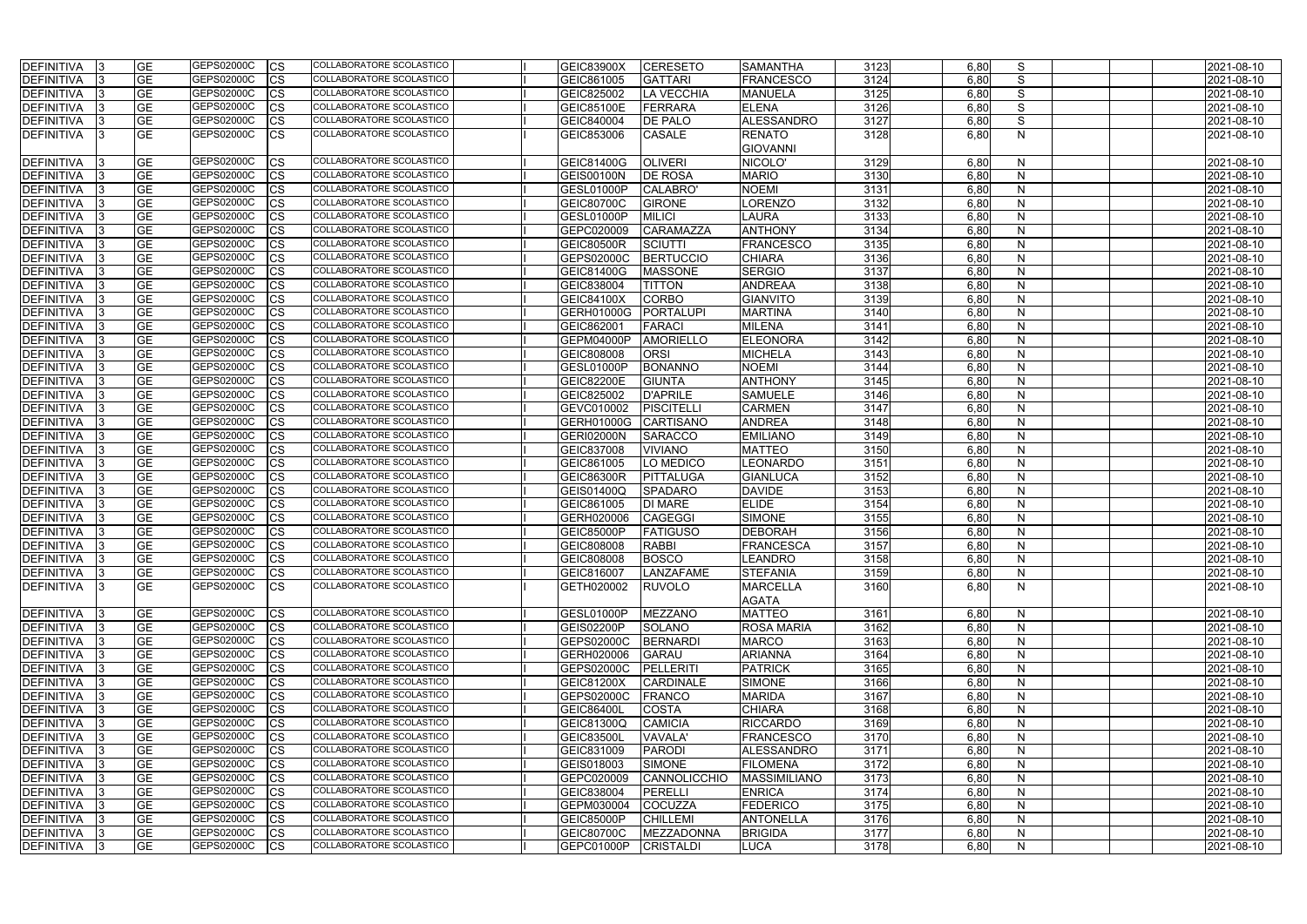| | | | | | | | | | | | | | | | | | | |
|---|---|---|---|---|---|---|---|---|---|---|---|---|---|---|---|---|---|---|
| DEFINITIVA | 3 | GE | GEPS02000C | CS | COLLABORATORE SCOLASTICO | | I | GEIC83900X | CERESETO | SAMANTHA | 3123 | | 6,80 | S | | | | 2021-08-10 |
| DEFINITIVA | 3 | GE | GEPS02000C | CS | COLLABORATORE SCOLASTICO | | I | GEIC861005 | GATTARI | FRANCESCO | 3124 | | 6,80 | S | | | | 2021-08-10 |
| DEFINITIVA | 3 | GE | GEPS02000C | CS | COLLABORATORE SCOLASTICO | | I | GEIC825002 | LA VECCHIA | MANUELA | 3125 | | 6,80 | S | | | | 2021-08-10 |
| DEFINITIVA | 3 | GE | GEPS02000C | CS | COLLABORATORE SCOLASTICO | | I | GEIC85100E | FERRARA | ELENA | 3126 | | 6,80 | S | | | | 2021-08-10 |
| DEFINITIVA | 3 | GE | GEPS02000C | CS | COLLABORATORE SCOLASTICO | | I | GEIC840004 | DE PALO | ALESSANDRO | 3127 | | 6,80 | S | | | | 2021-08-10 |
| DEFINITIVA | 3 | GE | GEPS02000C | CS | COLLABORATORE SCOLASTICO | | I | GEIC853006 | CASALE | RENATO GIOVANNI | 3128 | | 6,80 | N | | | | 2021-08-10 |
| DEFINITIVA | 3 | GE | GEPS02000C | CS | COLLABORATORE SCOLASTICO | | I | GEIC81400G | OLIVERI | NICOLO' | 3129 | | 6,80 | N | | | | 2021-08-10 |
| DEFINITIVA | 3 | GE | GEPS02000C | CS | COLLABORATORE SCOLASTICO | | I | GEIS00100N | DE ROSA | MARIO | 3130 | | 6,80 | N | | | | 2021-08-10 |
| DEFINITIVA | 3 | GE | GEPS02000C | CS | COLLABORATORE SCOLASTICO | | I | GESL01000P | CALABRO' | NOEMI | 3131 | | 6,80 | N | | | | 2021-08-10 |
| DEFINITIVA | 3 | GE | GEPS02000C | CS | COLLABORATORE SCOLASTICO | | I | GEIC80700C | GIRONE | LORENZO | 3132 | | 6,80 | N | | | | 2021-08-10 |
| DEFINITIVA | 3 | GE | GEPS02000C | CS | COLLABORATORE SCOLASTICO | | I | GESL01000P | MILICI | LAURA | 3133 | | 6,80 | N | | | | 2021-08-10 |
| DEFINITIVA | 3 | GE | GEPS02000C | CS | COLLABORATORE SCOLASTICO | | I | GEPC020009 | CARAMAZZA | ANTHONY | 3134 | | 6,80 | N | | | | 2021-08-10 |
| DEFINITIVA | 3 | GE | GEPS02000C | CS | COLLABORATORE SCOLASTICO | | I | GEIC80500R | SCIUTTI | FRANCESCO | 3135 | | 6,80 | N | | | | 2021-08-10 |
| DEFINITIVA | 3 | GE | GEPS02000C | CS | COLLABORATORE SCOLASTICO | | I | GEPS02000C | BERTUCCIO | CHIARA | 3136 | | 6,80 | N | | | | 2021-08-10 |
| DEFINITIVA | 3 | GE | GEPS02000C | CS | COLLABORATORE SCOLASTICO | | I | GEIC81400G | MASSONE | SERGIO | 3137 | | 6,80 | N | | | | 2021-08-10 |
| DEFINITIVA | 3 | GE | GEPS02000C | CS | COLLABORATORE SCOLASTICO | | I | GEIC838004 | TITTON | ANDREAA | 3138 | | 6,80 | N | | | | 2021-08-10 |
| DEFINITIVA | 3 | GE | GEPS02000C | CS | COLLABORATORE SCOLASTICO | | I | GEIC84100X | CORBO | GIANVITO | 3139 | | 6,80 | N | | | | 2021-08-10 |
| DEFINITIVA | 3 | GE | GEPS02000C | CS | COLLABORATORE SCOLASTICO | | I | GERH01000G | PORTALUPI | MARTINA | 3140 | | 6,80 | N | | | | 2021-08-10 |
| DEFINITIVA | 3 | GE | GEPS02000C | CS | COLLABORATORE SCOLASTICO | | I | GEIC862001 | FARACI | MILENA | 3141 | | 6,80 | N | | | | 2021-08-10 |
| DEFINITIVA | 3 | GE | GEPS02000C | CS | COLLABORATORE SCOLASTICO | | I | GEPM04000P | AMORIELLO | ELEONORA | 3142 | | 6,80 | N | | | | 2021-08-10 |
| DEFINITIVA | 3 | GE | GEPS02000C | CS | COLLABORATORE SCOLASTICO | | I | GEIC808008 | ORSI | MICHELA | 3143 | | 6,80 | N | | | | 2021-08-10 |
| DEFINITIVA | 3 | GE | GEPS02000C | CS | COLLABORATORE SCOLASTICO | | I | GESL01000P | BONANNO | NOEMI | 3144 | | 6,80 | N | | | | 2021-08-10 |
| DEFINITIVA | 3 | GE | GEPS02000C | CS | COLLABORATORE SCOLASTICO | | I | GEIC82200E | GIUNTA | ANTHONY | 3145 | | 6,80 | N | | | | 2021-08-10 |
| DEFINITIVA | 3 | GE | GEPS02000C | CS | COLLABORATORE SCOLASTICO | | I | GEIC825002 | D'APRILE | SAMUELE | 3146 | | 6,80 | N | | | | 2021-08-10 |
| DEFINITIVA | 3 | GE | GEPS02000C | CS | COLLABORATORE SCOLASTICO | | I | GEVC010002 | PISCITELLI | CARMEN | 3147 | | 6,80 | N | | | | 2021-08-10 |
| DEFINITIVA | 3 | GE | GEPS02000C | CS | COLLABORATORE SCOLASTICO | | I | GERH01000G | CARTISANO | ANDREA | 3148 | | 6,80 | N | | | | 2021-08-10 |
| DEFINITIVA | 3 | GE | GEPS02000C | CS | COLLABORATORE SCOLASTICO | | I | GERI02000N | SARACCO | EMILIANO | 3149 | | 6,80 | N | | | | 2021-08-10 |
| DEFINITIVA | 3 | GE | GEPS02000C | CS | COLLABORATORE SCOLASTICO | | I | GEIC837008 | VIVIANO | MATTEO | 3150 | | 6,80 | N | | | | 2021-08-10 |
| DEFINITIVA | 3 | GE | GEPS02000C | CS | COLLABORATORE SCOLASTICO | | I | GEIC861005 | LO MEDICO | LEONARDO | 3151 | | 6,80 | N | | | | 2021-08-10 |
| DEFINITIVA | 3 | GE | GEPS02000C | CS | COLLABORATORE SCOLASTICO | | I | GEIC86300R | PITTALUGA | GIANLUCA | 3152 | | 6,80 | N | | | | 2021-08-10 |
| DEFINITIVA | 3 | GE | GEPS02000C | CS | COLLABORATORE SCOLASTICO | | I | GEIS01400Q | SPADARO | DAVIDE | 3153 | | 6,80 | N | | | | 2021-08-10 |
| DEFINITIVA | 3 | GE | GEPS02000C | CS | COLLABORATORE SCOLASTICO | | I | GEIC861005 | DI MARE | ELIDE | 3154 | | 6,80 | N | | | | 2021-08-10 |
| DEFINITIVA | 3 | GE | GEPS02000C | CS | COLLABORATORE SCOLASTICO | | I | GERH020006 | CAGEGGI | SIMONE | 3155 | | 6,80 | N | | | | 2021-08-10 |
| DEFINITIVA | 3 | GE | GEPS02000C | CS | COLLABORATORE SCOLASTICO | | I | GEIC85000P | FATIGUSO | DEBORAH | 3156 | | 6,80 | N | | | | 2021-08-10 |
| DEFINITIVA | 3 | GE | GEPS02000C | CS | COLLABORATORE SCOLASTICO | | I | GEIC808008 | RABBI | FRANCESCA | 3157 | | 6,80 | N | | | | 2021-08-10 |
| DEFINITIVA | 3 | GE | GEPS02000C | CS | COLLABORATORE SCOLASTICO | | I | GEIC808008 | BOSCO | LEANDRO | 3158 | | 6,80 | N | | | | 2021-08-10 |
| DEFINITIVA | 3 | GE | GEPS02000C | CS | COLLABORATORE SCOLASTICO | | I | GEIC816007 | LANZAFAME | STEFANIA | 3159 | | 6,80 | N | | | | 2021-08-10 |
| DEFINITIVA | 3 | GE | GEPS02000C | CS | COLLABORATORE SCOLASTICO | | I | GETH020002 | RUVOLO | MARCELLA AGATA | 3160 | | 6,80 | N | | | | 2021-08-10 |
| DEFINITIVA | 3 | GE | GEPS02000C | CS | COLLABORATORE SCOLASTICO | | I | GESL01000P | MEZZANO | MATTEO | 3161 | | 6,80 | N | | | | 2021-08-10 |
| DEFINITIVA | 3 | GE | GEPS02000C | CS | COLLABORATORE SCOLASTICO | | I | GEIS02200P | SOLANO | ROSA MARIA | 3162 | | 6,80 | N | | | | 2021-08-10 |
| DEFINITIVA | 3 | GE | GEPS02000C | CS | COLLABORATORE SCOLASTICO | | I | GEPS02000C | BERNARDI | MARCO | 3163 | | 6,80 | N | | | | 2021-08-10 |
| DEFINITIVA | 3 | GE | GEPS02000C | CS | COLLABORATORE SCOLASTICO | | I | GERH020006 | GARAU | ARIANNA | 3164 | | 6,80 | N | | | | 2021-08-10 |
| DEFINITIVA | 3 | GE | GEPS02000C | CS | COLLABORATORE SCOLASTICO | | I | GEPS02000C | PELLERITI | PATRICK | 3165 | | 6,80 | N | | | | 2021-08-10 |
| DEFINITIVA | 3 | GE | GEPS02000C | CS | COLLABORATORE SCOLASTICO | | I | GEIC81200X | CARDINALE | SIMONE | 3166 | | 6,80 | N | | | | 2021-08-10 |
| DEFINITIVA | 3 | GE | GEPS02000C | CS | COLLABORATORE SCOLASTICO | | I | GEPS02000C | FRANCO | MARIDA | 3167 | | 6,80 | N | | | | 2021-08-10 |
| DEFINITIVA | 3 | GE | GEPS02000C | CS | COLLABORATORE SCOLASTICO | | I | GEIC86400L | COSTA | CHIARA | 3168 | | 6,80 | N | | | | 2021-08-10 |
| DEFINITIVA | 3 | GE | GEPS02000C | CS | COLLABORATORE SCOLASTICO | | I | GEIC81300Q | CAMICIA | RICCARDO | 3169 | | 6,80 | N | | | | 2021-08-10 |
| DEFINITIVA | 3 | GE | GEPS02000C | CS | COLLABORATORE SCOLASTICO | | I | GEIC83500L | VAVALA' | FRANCESCO | 3170 | | 6,80 | N | | | | 2021-08-10 |
| DEFINITIVA | 3 | GE | GEPS02000C | CS | COLLABORATORE SCOLASTICO | | I | GEIC831009 | PARODI | ALESSANDRO | 3171 | | 6,80 | N | | | | 2021-08-10 |
| DEFINITIVA | 3 | GE | GEPS02000C | CS | COLLABORATORE SCOLASTICO | | I | GEIS018003 | SIMONE | FILOMENA | 3172 | | 6,80 | N | | | | 2021-08-10 |
| DEFINITIVA | 3 | GE | GEPS02000C | CS | COLLABORATORE SCOLASTICO | | I | GEPC020009 | CANNOLICCHIO | MASSIMILIANO | 3173 | | 6,80 | N | | | | 2021-08-10 |
| DEFINITIVA | 3 | GE | GEPS02000C | CS | COLLABORATORE SCOLASTICO | | I | GEIC838004 | PERELLI | ENRICA | 3174 | | 6,80 | N | | | | 2021-08-10 |
| DEFINITIVA | 3 | GE | GEPS02000C | CS | COLLABORATORE SCOLASTICO | | I | GEPM030004 | COCUZZA | FEDERICO | 3175 | | 6,80 | N | | | | 2021-08-10 |
| DEFINITIVA | 3 | GE | GEPS02000C | CS | COLLABORATORE SCOLASTICO | | I | GEIC85000P | CHILLEMI | ANTONELLA | 3176 | | 6,80 | N | | | | 2021-08-10 |
| DEFINITIVA | 3 | GE | GEPS02000C | CS | COLLABORATORE SCOLASTICO | | I | GEIC80700C | MEZZADONNA | BRIGIDA | 3177 | | 6,80 | N | | | | 2021-08-10 |
| DEFINITIVA | 3 | GE | GEPS02000C | CS | COLLABORATORE SCOLASTICO | | I | GEPC01000P | CRISTALDI | LUCA | 3178 | | 6,80 | N | | | | 2021-08-10 |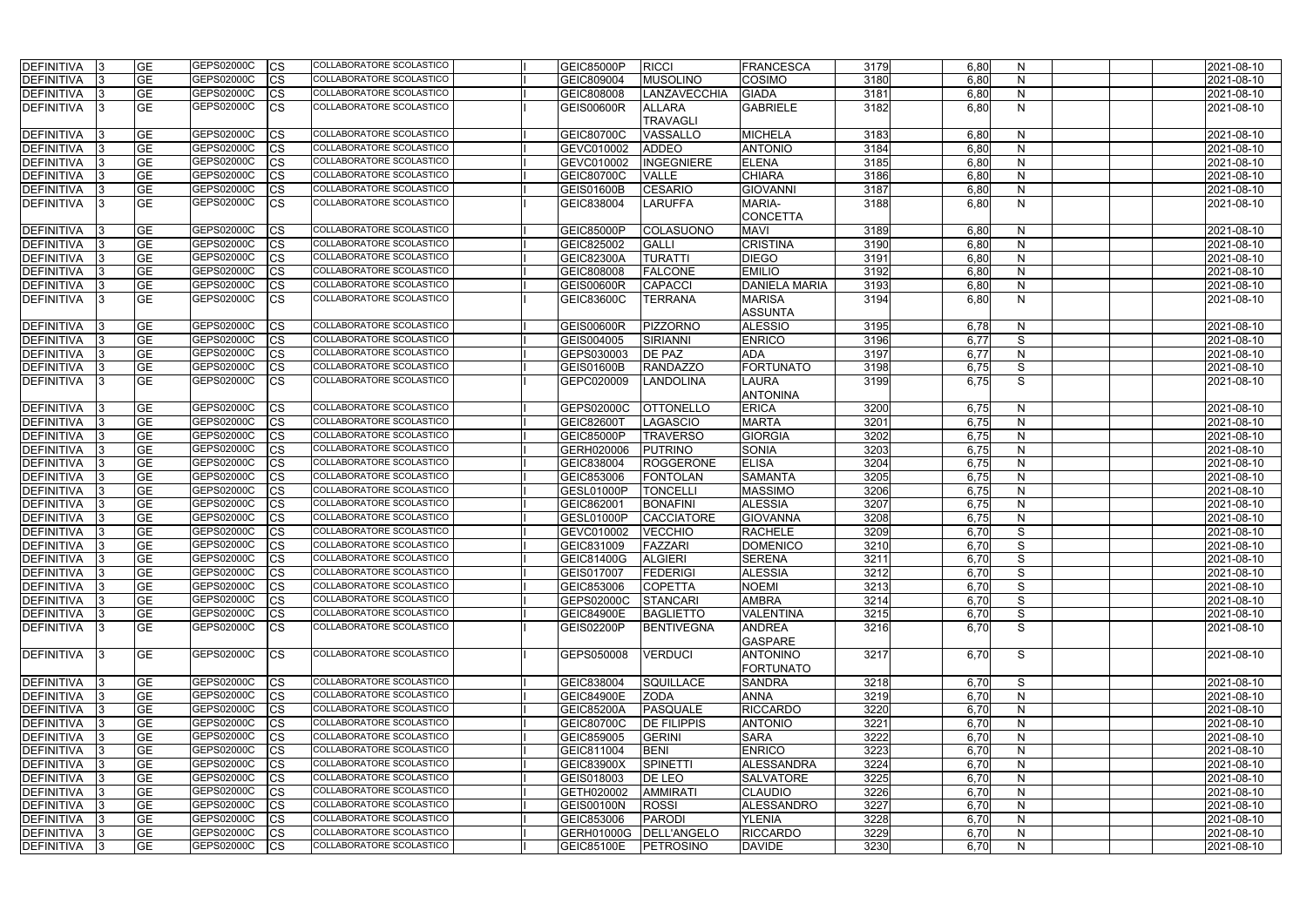| | | | | | | | | | | | | | | | | | | |
|---|---|---|---|---|---|---|---|---|---|---|---|---|---|---|---|---|---|---|
| DEFINITIVA | 3 | GE | GEPS02000C | CS | COLLABORATORE SCOLASTICO | | I | GEIC85000P | RICCI | FRANCESCA | 3179 | | 6,80 | N | | | | 2021-08-10 |
| DEFINITIVA | 3 | GE | GEPS02000C | CS | COLLABORATORE SCOLASTICO | | I | GEIC809004 | MUSOLINO | COSIMO | 3180 | | 6,80 | N | | | | 2021-08-10 |
| DEFINITIVA | 3 | GE | GEPS02000C | CS | COLLABORATORE SCOLASTICO | | I | GEIC808008 | LANZAVECCHIA | GIADA | 3181 | | 6,80 | N | | | | 2021-08-10 |
| DEFINITIVA | 3 | GE | GEPS02000C | CS | COLLABORATORE SCOLASTICO | | I | GEIS00600R | ALLARA TRAVAGLI | GABRIELE | 3182 | | 6,80 | N | | | | 2021-08-10 |
| DEFINITIVA | 3 | GE | GEPS02000C | CS | COLLABORATORE SCOLASTICO | | I | GEIC80700C | VASSALLO | MICHELA | 3183 | | 6,80 | N | | | | 2021-08-10 |
| DEFINITIVA | 3 | GE | GEPS02000C | CS | COLLABORATORE SCOLASTICO | | I | GEVC010002 | ADDEO | ANTONIO | 3184 | | 6,80 | N | | | | 2021-08-10 |
| DEFINITIVA | 3 | GE | GEPS02000C | CS | COLLABORATORE SCOLASTICO | | I | GEVC010002 | INGEGNIERE | ELENA | 3185 | | 6,80 | N | | | | 2021-08-10 |
| DEFINITIVA | 3 | GE | GEPS02000C | CS | COLLABORATORE SCOLASTICO | | I | GEIC80700C | VALLE | CHIARA | 3186 | | 6,80 | N | | | | 2021-08-10 |
| DEFINITIVA | 3 | GE | GEPS02000C | CS | COLLABORATORE SCOLASTICO | | I | GEIS01600B | CESARIO | GIOVANNI | 3187 | | 6,80 | N | | | | 2021-08-10 |
| DEFINITIVA | 3 | GE | GEPS02000C | CS | COLLABORATORE SCOLASTICO | | I | GEIC838004 | LARUFFA | MARIA-CONCETTA | 3188 | | 6,80 | N | | | | 2021-08-10 |
| DEFINITIVA | 3 | GE | GEPS02000C | CS | COLLABORATORE SCOLASTICO | | I | GEIC85000P | COLASUONO | MAVI | 3189 | | 6,80 | N | | | | 2021-08-10 |
| DEFINITIVA | 3 | GE | GEPS02000C | CS | COLLABORATORE SCOLASTICO | | I | GEIC825002 | GALLI | CRISTINA | 3190 | | 6,80 | N | | | | 2021-08-10 |
| DEFINITIVA | 3 | GE | GEPS02000C | CS | COLLABORATORE SCOLASTICO | | I | GEIC82300A | TURATTI | DIEGO | 3191 | | 6,80 | N | | | | 2021-08-10 |
| DEFINITIVA | 3 | GE | GEPS02000C | CS | COLLABORATORE SCOLASTICO | | I | GEIC808008 | FALCONE | EMILIO | 3192 | | 6,80 | N | | | | 2021-08-10 |
| DEFINITIVA | 3 | GE | GEPS02000C | CS | COLLABORATORE SCOLASTICO | | I | GEIS00600R | CAPACCI | DANIELA MARIA | 3193 | | 6,80 | N | | | | 2021-08-10 |
| DEFINITIVA | 3 | GE | GEPS02000C | CS | COLLABORATORE SCOLASTICO | | I | GEIC83600C | TERRANA | MARISA ASSUNTA | 3194 | | 6,80 | N | | | | 2021-08-10 |
| DEFINITIVA | 3 | GE | GEPS02000C | CS | COLLABORATORE SCOLASTICO | | I | GEIS00600R | PIZZORNO | ALESSIO | 3195 | | 6,78 | N | | | | 2021-08-10 |
| DEFINITIVA | 3 | GE | GEPS02000C | CS | COLLABORATORE SCOLASTICO | | I | GEIS004005 | SIRIANNI | ENRICO | 3196 | | 6,77 | S | | | | 2021-08-10 |
| DEFINITIVA | 3 | GE | GEPS02000C | CS | COLLABORATORE SCOLASTICO | | I | GEPS030003 | DE PAZ | ADA | 3197 | | 6,77 | N | | | | 2021-08-10 |
| DEFINITIVA | 3 | GE | GEPS02000C | CS | COLLABORATORE SCOLASTICO | | I | GEIS01600B | RANDAZZO | FORTUNATO | 3198 | | 6,75 | S | | | | 2021-08-10 |
| DEFINITIVA | 3 | GE | GEPS02000C | CS | COLLABORATORE SCOLASTICO | | I | GEPC020009 | LANDOLINA | LAURA ANTONINA | 3199 | | 6,75 | S | | | | 2021-08-10 |
| DEFINITIVA | 3 | GE | GEPS02000C | CS | COLLABORATORE SCOLASTICO | | I | GEPS02000C | OTTONELLO | ERICA | 3200 | | 6,75 | N | | | | 2021-08-10 |
| DEFINITIVA | 3 | GE | GEPS02000C | CS | COLLABORATORE SCOLASTICO | | I | GEIC82600T | LAGASCIO | MARTA | 3201 | | 6,75 | N | | | | 2021-08-10 |
| DEFINITIVA | 3 | GE | GEPS02000C | CS | COLLABORATORE SCOLASTICO | | I | GEIC85000P | TRAVERSO | GIORGIA | 3202 | | 6,75 | N | | | | 2021-08-10 |
| DEFINITIVA | 3 | GE | GEPS02000C | CS | COLLABORATORE SCOLASTICO | | I | GERH020006 | PUTRINO | SONIA | 3203 | | 6,75 | N | | | | 2021-08-10 |
| DEFINITIVA | 3 | GE | GEPS02000C | CS | COLLABORATORE SCOLASTICO | | I | GEIC838004 | ROGGERONE | ELISA | 3204 | | 6,75 | N | | | | 2021-08-10 |
| DEFINITIVA | 3 | GE | GEPS02000C | CS | COLLABORATORE SCOLASTICO | | I | GEIC853006 | FONTOLAN | SAMANTA | 3205 | | 6,75 | N | | | | 2021-08-10 |
| DEFINITIVA | 3 | GE | GEPS02000C | CS | COLLABORATORE SCOLASTICO | | I | GESL01000P | TONCELLI | MASSIMO | 3206 | | 6,75 | N | | | | 2021-08-10 |
| DEFINITIVA | 3 | GE | GEPS02000C | CS | COLLABORATORE SCOLASTICO | | I | GEIC862001 | BONAFINI | ALESSIA | 3207 | | 6,75 | N | | | | 2021-08-10 |
| DEFINITIVA | 3 | GE | GEPS02000C | CS | COLLABORATORE SCOLASTICO | | I | GESL01000P | CACCIATORE | GIOVANNA | 3208 | | 6,75 | N | | | | 2021-08-10 |
| DEFINITIVA | 3 | GE | GEPS02000C | CS | COLLABORATORE SCOLASTICO | | I | GEVC010002 | VECCHIO | RACHELE | 3209 | | 6,70 | S | | | | 2021-08-10 |
| DEFINITIVA | 3 | GE | GEPS02000C | CS | COLLABORATORE SCOLASTICO | | I | GEIC831009 | FAZZARI | DOMENICO | 3210 | | 6,70 | S | | | | 2021-08-10 |
| DEFINITIVA | 3 | GE | GEPS02000C | CS | COLLABORATORE SCOLASTICO | | I | GEIC81400G | ALGIERI | SERENA | 3211 | | 6,70 | S | | | | 2021-08-10 |
| DEFINITIVA | 3 | GE | GEPS02000C | CS | COLLABORATORE SCOLASTICO | | I | GEIS017007 | FEDERIGI | ALESSIA | 3212 | | 6,70 | S | | | | 2021-08-10 |
| DEFINITIVA | 3 | GE | GEPS02000C | CS | COLLABORATORE SCOLASTICO | | I | GEIC853006 | COPETTA | NOEMI | 3213 | | 6,70 | S | | | | 2021-08-10 |
| DEFINITIVA | 3 | GE | GEPS02000C | CS | COLLABORATORE SCOLASTICO | | I | GEPS02000C | STANCARI | AMBRA | 3214 | | 6,70 | S | | | | 2021-08-10 |
| DEFINITIVA | 3 | GE | GEPS02000C | CS | COLLABORATORE SCOLASTICO | | I | GEIC84900E | BAGLIETTO | VALENTINA | 3215 | | 6,70 | S | | | | 2021-08-10 |
| DEFINITIVA | 3 | GE | GEPS02000C | CS | COLLABORATORE SCOLASTICO | | I | GEIS02200P | BENTIVEGNA | ANDREA GASPARE | 3216 | | 6,70 | S | | | | 2021-08-10 |
| DEFINITIVA | 3 | GE | GEPS02000C | CS | COLLABORATORE SCOLASTICO | | I | GEPS050008 | VERDUCI | ANTONINO FORTUNATO | 3217 | | 6,70 | S | | | | 2021-08-10 |
| DEFINITIVA | 3 | GE | GEPS02000C | CS | COLLABORATORE SCOLASTICO | | I | GEIC838004 | SQUILLACE | SANDRA | 3218 | | 6,70 | S | | | | 2021-08-10 |
| DEFINITIVA | 3 | GE | GEPS02000C | CS | COLLABORATORE SCOLASTICO | | I | GEIC84900E | ZODA | ANNA | 3219 | | 6,70 | N | | | | 2021-08-10 |
| DEFINITIVA | 3 | GE | GEPS02000C | CS | COLLABORATORE SCOLASTICO | | I | GEIC85200A | PASQUALE | RICCARDO | 3220 | | 6,70 | N | | | | 2021-08-10 |
| DEFINITIVA | 3 | GE | GEPS02000C | CS | COLLABORATORE SCOLASTICO | | I | GEIC80700C | DE FILIPPIS | ANTONIO | 3221 | | 6,70 | N | | | | 2021-08-10 |
| DEFINITIVA | 3 | GE | GEPS02000C | CS | COLLABORATORE SCOLASTICO | | I | GEIC859005 | GERINI | SARA | 3222 | | 6,70 | N | | | | 2021-08-10 |
| DEFINITIVA | 3 | GE | GEPS02000C | CS | COLLABORATORE SCOLASTICO | | I | GEIC811004 | BENI | ENRICO | 3223 | | 6,70 | N | | | | 2021-08-10 |
| DEFINITIVA | 3 | GE | GEPS02000C | CS | COLLABORATORE SCOLASTICO | | I | GEIC83900X | SPINETTI | ALESSANDRA | 3224 | | 6,70 | N | | | | 2021-08-10 |
| DEFINITIVA | 3 | GE | GEPS02000C | CS | COLLABORATORE SCOLASTICO | | I | GEIS018003 | DE LEO | SALVATORE | 3225 | | 6,70 | N | | | | 2021-08-10 |
| DEFINITIVA | 3 | GE | GEPS02000C | CS | COLLABORATORE SCOLASTICO | | I | GETH020002 | AMMIRATI | CLAUDIO | 3226 | | 6,70 | N | | | | 2021-08-10 |
| DEFINITIVA | 3 | GE | GEPS02000C | CS | COLLABORATORE SCOLASTICO | | I | GEIS00100N | ROSSI | ALESSANDRO | 3227 | | 6,70 | N | | | | 2021-08-10 |
| DEFINITIVA | 3 | GE | GEPS02000C | CS | COLLABORATORE SCOLASTICO | | I | GEIC853006 | PARODI | YLENIA | 3228 | | 6,70 | N | | | | 2021-08-10 |
| DEFINITIVA | 3 | GE | GEPS02000C | CS | COLLABORATORE SCOLASTICO | | I | GERH01000G | DELL'ANGELO | RICCARDO | 3229 | | 6,70 | N | | | | 2021-08-10 |
| DEFINITIVA | 3 | GE | GEPS02000C | CS | COLLABORATORE SCOLASTICO | | I | GEIC85100E | PETROSINO | DAVIDE | 3230 | | 6,70 | N | | | | 2021-08-10 |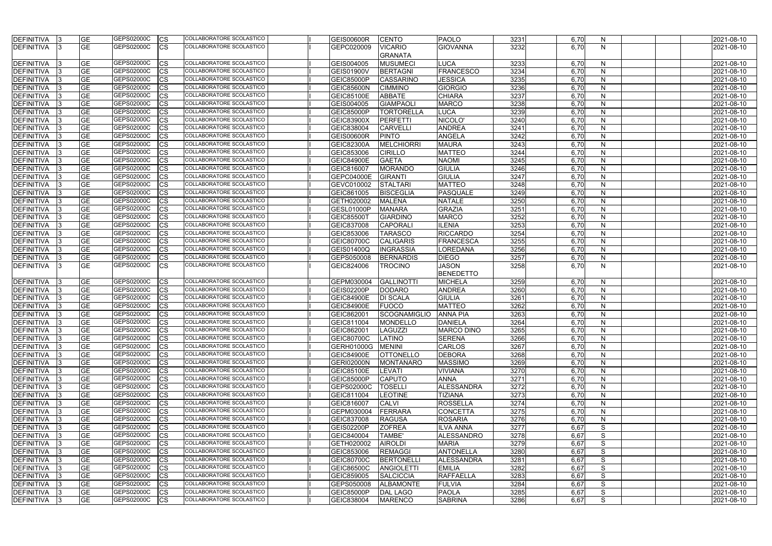| | | | | | | | | | | | | | | | | | | |
|---|---|---|---|---|---|---|---|---|---|---|---|---|---|---|---|---|---|---|
| DEFINITIVA | 3 | GE | GEPS02000C | CS | COLLABORATORE SCOLASTICO | | I | GEIS00600R | CENTO | PAOLO | 3231 | | 6,70 | N | | | | 2021-08-10 |
| DEFINITIVA | 3 | GE | GEPS02000C | CS | COLLABORATORE SCOLASTICO | | I | GEPC020009 | VICARIO GRANATA | GIOVANNA | 3232 | | 6,70 | N | | | | 2021-08-10 |
| DEFINITIVA | 3 | GE | GEPS02000C | CS | COLLABORATORE SCOLASTICO | | I | GEIS004005 | MUSUMECI | LUCA | 3233 | | 6,70 | N | | | | 2021-08-10 |
| DEFINITIVA | 3 | GE | GEPS02000C | CS | COLLABORATORE SCOLASTICO | | I | GEIS01900V | BERTAGNI | FRANCESCO | 3234 | | 6,70 | N | | | | 2021-08-10 |
| DEFINITIVA | 3 | GE | GEPS02000C | CS | COLLABORATORE SCOLASTICO | | I | GEIC85000P | CASSARINO | JESSICA | 3235 | | 6,70 | N | | | | 2021-08-10 |
| DEFINITIVA | 3 | GE | GEPS02000C | CS | COLLABORATORE SCOLASTICO | | I | GEIC85600N | CIMMINO | GIORGIO | 3236 | | 6,70 | N | | | | 2021-08-10 |
| DEFINITIVA | 3 | GE | GEPS02000C | CS | COLLABORATORE SCOLASTICO | | I | GEIC85100E | ABBATE | CHIARA | 3237 | | 6,70 | N | | | | 2021-08-10 |
| DEFINITIVA | 3 | GE | GEPS02000C | CS | COLLABORATORE SCOLASTICO | | I | GEIS004005 | GIAMPAOLI | MARCO | 3238 | | 6,70 | N | | | | 2021-08-10 |
| DEFINITIVA | 3 | GE | GEPS02000C | CS | COLLABORATORE SCOLASTICO | | I | GEIC85000P | TORTORELLA | LUCA | 3239 | | 6,70 | N | | | | 2021-08-10 |
| DEFINITIVA | 3 | GE | GEPS02000C | CS | COLLABORATORE SCOLASTICO | | I | GEIC83900X | PERFETTI | NICOLO' | 3240 | | 6,70 | N | | | | 2021-08-10 |
| DEFINITIVA | 3 | GE | GEPS02000C | CS | COLLABORATORE SCOLASTICO | | I | GEIC838004 | CARVELLI | ANDREA | 3241 | | 6,70 | N | | | | 2021-08-10 |
| DEFINITIVA | 3 | GE | GEPS02000C | CS | COLLABORATORE SCOLASTICO | | I | GEIS00600R | PINTO | ANGELA | 3242 | | 6,70 | N | | | | 2021-08-10 |
| DEFINITIVA | 3 | GE | GEPS02000C | CS | COLLABORATORE SCOLASTICO | | I | GEIC82300A | MELCHIORRI | MAURA | 3243 | | 6,70 | N | | | | 2021-08-10 |
| DEFINITIVA | 3 | GE | GEPS02000C | CS | COLLABORATORE SCOLASTICO | | I | GEIC853006 | CIRILLO | MATTEO | 3244 | | 6,70 | N | | | | 2021-08-10 |
| DEFINITIVA | 3 | GE | GEPS02000C | CS | COLLABORATORE SCOLASTICO | | I | GEIC84900E | GAETA | NAOMI | 3245 | | 6,70 | N | | | | 2021-08-10 |
| DEFINITIVA | 3 | GE | GEPS02000C | CS | COLLABORATORE SCOLASTICO | | I | GEIC816007 | MORANDO | GIULIA | 3246 | | 6,70 | N | | | | 2021-08-10 |
| DEFINITIVA | 3 | GE | GEPS02000C | CS | COLLABORATORE SCOLASTICO | | I | GEPC04000E | GIRANTI | GIULIA | 3247 | | 6,70 | N | | | | 2021-08-10 |
| DEFINITIVA | 3 | GE | GEPS02000C | CS | COLLABORATORE SCOLASTICO | | I | GEVC010002 | STALTARI | MATTEO | 3248 | | 6,70 | N | | | | 2021-08-10 |
| DEFINITIVA | 3 | GE | GEPS02000C | CS | COLLABORATORE SCOLASTICO | | I | GEIC861005 | BISCEGLIA | PASQUALE | 3249 | | 6,70 | N | | | | 2021-08-10 |
| DEFINITIVA | 3 | GE | GEPS02000C | CS | COLLABORATORE SCOLASTICO | | I | GETH020002 | MALENA | NATALE | 3250 | | 6,70 | N | | | | 2021-08-10 |
| DEFINITIVA | 3 | GE | GEPS02000C | CS | COLLABORATORE SCOLASTICO | | I | GESL01000P | MANARA | GRAZIA | 3251 | | 6,70 | N | | | | 2021-08-10 |
| DEFINITIVA | 3 | GE | GEPS02000C | CS | COLLABORATORE SCOLASTICO | | I | GEIC85500T | GIARDINO | MARCO | 3252 | | 6,70 | N | | | | 2021-08-10 |
| DEFINITIVA | 3 | GE | GEPS02000C | CS | COLLABORATORE SCOLASTICO | | I | GEIC837008 | CAPORALI | ILENIA | 3253 | | 6,70 | N | | | | 2021-08-10 |
| DEFINITIVA | 3 | GE | GEPS02000C | CS | COLLABORATORE SCOLASTICO | | I | GEIC853006 | TARASCO | RICCARDO | 3254 | | 6,70 | N | | | | 2021-08-10 |
| DEFINITIVA | 3 | GE | GEPS02000C | CS | COLLABORATORE SCOLASTICO | | I | GEIC80700C | CALIGARIS | FRANCESCA | 3255 | | 6,70 | N | | | | 2021-08-10 |
| DEFINITIVA | 3 | GE | GEPS02000C | CS | COLLABORATORE SCOLASTICO | | I | GEIS01400Q | INGRASSIA | LOREDANA | 3256 | | 6,70 | N | | | | 2021-08-10 |
| DEFINITIVA | 3 | GE | GEPS02000C | CS | COLLABORATORE SCOLASTICO | | I | GEPS050008 | BERNARDIS | DIEGO | 3257 | | 6,70 | N | | | | 2021-08-10 |
| DEFINITIVA | 3 | GE | GEPS02000C | CS | COLLABORATORE SCOLASTICO | | I | GEIC824006 | TROCINO | JASON BENEDETTO | 3258 | | 6,70 | N | | | | 2021-08-10 |
| DEFINITIVA | 3 | GE | GEPS02000C | CS | COLLABORATORE SCOLASTICO | | I | GEPM030004 | GALLINOTTI | MICHELA | 3259 | | 6,70 | N | | | | 2021-08-10 |
| DEFINITIVA | 3 | GE | GEPS02000C | CS | COLLABORATORE SCOLASTICO | | I | GEIS02200P | DODARO | ANDREA | 3260 | | 6,70 | N | | | | 2021-08-10 |
| DEFINITIVA | 3 | GE | GEPS02000C | CS | COLLABORATORE SCOLASTICO | | I | GEIC84900E | DI SCALA | GIULIA | 3261 | | 6,70 | N | | | | 2021-08-10 |
| DEFINITIVA | 3 | GE | GEPS02000C | CS | COLLABORATORE SCOLASTICO | | I | GEIC84900E | FUOCO | MATTEO | 3262 | | 6,70 | N | | | | 2021-08-10 |
| DEFINITIVA | 3 | GE | GEPS02000C | CS | COLLABORATORE SCOLASTICO | | I | GEIC862001 | SCOGNAMIGLIO | ANNA PIA | 3263 | | 6,70 | N | | | | 2021-08-10 |
| DEFINITIVA | 3 | GE | GEPS02000C | CS | COLLABORATORE SCOLASTICO | | I | GEIC811004 | MONDELLO | DANIELA | 3264 | | 6,70 | N | | | | 2021-08-10 |
| DEFINITIVA | 3 | GE | GEPS02000C | CS | COLLABORATORE SCOLASTICO | | I | GEIC862001 | LAGUZZI | MARCO DINO | 3265 | | 6,70 | N | | | | 2021-08-10 |
| DEFINITIVA | 3 | GE | GEPS02000C | CS | COLLABORATORE SCOLASTICO | | I | GEIC80700C | LATINO | SERENA | 3266 | | 6,70 | N | | | | 2021-08-10 |
| DEFINITIVA | 3 | GE | GEPS02000C | CS | COLLABORATORE SCOLASTICO | | I | GERH01000G | MENINI | CARLOS | 3267 | | 6,70 | N | | | | 2021-08-10 |
| DEFINITIVA | 3 | GE | GEPS02000C | CS | COLLABORATORE SCOLASTICO | | I | GEIC84900E | OTTONELLO | DEBORA | 3268 | | 6,70 | N | | | | 2021-08-10 |
| DEFINITIVA | 3 | GE | GEPS02000C | CS | COLLABORATORE SCOLASTICO | | I | GERI02000N | MONTANARO | MASSIMO | 3269 | | 6,70 | N | | | | 2021-08-10 |
| DEFINITIVA | 3 | GE | GEPS02000C | CS | COLLABORATORE SCOLASTICO | | I | GEIC85100E | LEVATI | VIVIANA | 3270 | | 6,70 | N | | | | 2021-08-10 |
| DEFINITIVA | 3 | GE | GEPS02000C | CS | COLLABORATORE SCOLASTICO | | I | GEIC85000P | CAPUTO | ANNA | 3271 | | 6,70 | N | | | | 2021-08-10 |
| DEFINITIVA | 3 | GE | GEPS02000C | CS | COLLABORATORE SCOLASTICO | | I | GEPS02000C | TOSELLI | ALESSANDRA | 3272 | | 6,70 | N | | | | 2021-08-10 |
| DEFINITIVA | 3 | GE | GEPS02000C | CS | COLLABORATORE SCOLASTICO | | I | GEIC811004 | LEOTINE | TIZIANA | 3273 | | 6,70 | N | | | | 2021-08-10 |
| DEFINITIVA | 3 | GE | GEPS02000C | CS | COLLABORATORE SCOLASTICO | | I | GEIC816007 | CALVI | ROSSELLA | 3274 | | 6,70 | N | | | | 2021-08-10 |
| DEFINITIVA | 3 | GE | GEPS02000C | CS | COLLABORATORE SCOLASTICO | | I | GEPM030004 | FERRARA | CONCETTA | 3275 | | 6,70 | N | | | | 2021-08-10 |
| DEFINITIVA | 3 | GE | GEPS02000C | CS | COLLABORATORE SCOLASTICO | | I | GEIC837008 | RAGUSA | ROSARIA | 3276 | | 6,70 | N | | | | 2021-08-10 |
| DEFINITIVA | 3 | GE | GEPS02000C | CS | COLLABORATORE SCOLASTICO | | I | GEIS02200P | ZOFREA | ILVA ANNA | 3277 | | 6,67 | S | | | | 2021-08-10 |
| DEFINITIVA | 3 | GE | GEPS02000C | CS | COLLABORATORE SCOLASTICO | | I | GEIC840004 | TAMBE' | ALESSANDRO | 3278 | | 6,67 | S | | | | 2021-08-10 |
| DEFINITIVA | 3 | GE | GEPS02000C | CS | COLLABORATORE SCOLASTICO | | I | GETH020002 | AIROLDI | MARIA | 3279 | | 6,67 | S | | | | 2021-08-10 |
| DEFINITIVA | 3 | GE | GEPS02000C | CS | COLLABORATORE SCOLASTICO | | I | GEIC853006 | REMAGGI | ANTONELLA | 3280 | | 6,67 | S | | | | 2021-08-10 |
| DEFINITIVA | 3 | GE | GEPS02000C | CS | COLLABORATORE SCOLASTICO | | I | GEIC80700C | BERTONELLI | ALESSANDRA | 3281 | | 6,67 | S | | | | 2021-08-10 |
| DEFINITIVA | 3 | GE | GEPS02000C | CS | COLLABORATORE SCOLASTICO | | I | GEIC86500C | ANGIOLETTI | EMILIA | 3282 | | 6,67 | S | | | | 2021-08-10 |
| DEFINITIVA | 3 | GE | GEPS02000C | CS | COLLABORATORE SCOLASTICO | | I | GEIC859005 | SALCICCIA | RAFFAELLA | 3283 | | 6,67 | S | | | | 2021-08-10 |
| DEFINITIVA | 3 | GE | GEPS02000C | CS | COLLABORATORE SCOLASTICO | | I | GEPS050008 | ALBAMONTE | FULVIA | 3284 | | 6,67 | S | | | | 2021-08-10 |
| DEFINITIVA | 3 | GE | GEPS02000C | CS | COLLABORATORE SCOLASTICO | | I | GEIC85000P | DAL LAGO | PAOLA | 3285 | | 6,67 | S | | | | 2021-08-10 |
| DEFINITIVA | 3 | GE | GEPS02000C | CS | COLLABORATORE SCOLASTICO | | I | GEIC838004 | MARENCO | SABRINA | 3286 | | 6,67 | S | | | | 2021-08-10 |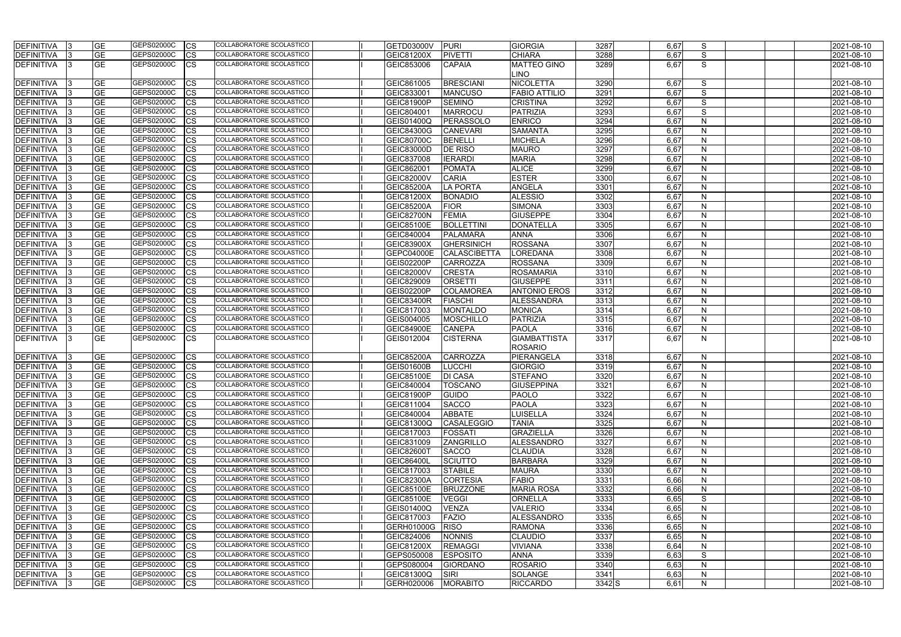| | | | | | | | | | | | | | | | | | |
|---|---|---|---|---|---|---|---|---|---|---|---|---|---|---|---|---|---|
| DEFINITIVA | 3 | GE | GEPS02000C | CS | COLLABORATORE SCOLASTICO | | I | GETD03000V | PURI | GIORGIA | 3287 | 6,67 | S | | | | 2021-08-10 |
| DEFINITIVA | 3 | GE | GEPS02000C | CS | COLLABORATORE SCOLASTICO | | I | GEIC81200X | PIVETTI | CHIARA | 3288 | 6,67 | S | | | | 2021-08-10 |
| DEFINITIVA | 3 | GE | GEPS02000C | CS | COLLABORATORE SCOLASTICO | | I | GEIC853006 | CAPAIA | MATTEO GINO LINO | 3289 | 6,67 | S | | | | 2021-08-10 |
| DEFINITIVA | 3 | GE | GEPS02000C | CS | COLLABORATORE SCOLASTICO | | I | GEIC861005 | BRESCIANI | NICOLETTA | 3290 | 6,67 | S | | | | 2021-08-10 |
| DEFINITIVA | 3 | GE | GEPS02000C | CS | COLLABORATORE SCOLASTICO | | I | GEIC833001 | MANCUSO | FABIO ATTILIO | 3291 | 6,67 | S | | | | 2021-08-10 |
| DEFINITIVA | 3 | GE | GEPS02000C | CS | COLLABORATORE SCOLASTICO | | I | GEIC81900P | SEMINO | CRISTINA | 3292 | 6,67 | S | | | | 2021-08-10 |
| DEFINITIVA | 3 | GE | GEPS02000C | CS | COLLABORATORE SCOLASTICO | | I | GEIC804001 | MARROCU | PATRIZIA | 3293 | 6,67 | S | | | | 2021-08-10 |
| DEFINITIVA | 3 | GE | GEPS02000C | CS | COLLABORATORE SCOLASTICO | | I | GEIS01400Q | PERASSOLO | ENRICO | 3294 | 6,67 | N | | | | 2021-08-10 |
| DEFINITIVA | 3 | GE | GEPS02000C | CS | COLLABORATORE SCOLASTICO | | I | GEIC84300G | CANEVARI | SAMANTA | 3295 | 6,67 | N | | | | 2021-08-10 |
| DEFINITIVA | 3 | GE | GEPS02000C | CS | COLLABORATORE SCOLASTICO | | I | GEIC80700C | BENELLI | MICHELA | 3296 | 6,67 | N | | | | 2021-08-10 |
| DEFINITIVA | 3 | GE | GEPS02000C | CS | COLLABORATORE SCOLASTICO | | I | GEIC83000D | DE RISO | MAURO | 3297 | 6,67 | N | | | | 2021-08-10 |
| DEFINITIVA | 3 | GE | GEPS02000C | CS | COLLABORATORE SCOLASTICO | | I | GEIC837008 | IERARDI | MARIA | 3298 | 6,67 | N | | | | 2021-08-10 |
| DEFINITIVA | 3 | GE | GEPS02000C | CS | COLLABORATORE SCOLASTICO | | I | GEIC862001 | POMATA | ALICE | 3299 | 6,67 | N | | | | 2021-08-10 |
| DEFINITIVA | 3 | GE | GEPS02000C | CS | COLLABORATORE SCOLASTICO | | I | GEIC82000V | CARIA | ESTER | 3300 | 6,67 | N | | | | 2021-08-10 |
| DEFINITIVA | 3 | GE | GEPS02000C | CS | COLLABORATORE SCOLASTICO | | I | GEIC85200A | LA PORTA | ANGELA | 3301 | 6,67 | N | | | | 2021-08-10 |
| DEFINITIVA | 3 | GE | GEPS02000C | CS | COLLABORATORE SCOLASTICO | | I | GEIC81200X | BONADIO | ALESSIO | 3302 | 6,67 | N | | | | 2021-08-10 |
| DEFINITIVA | 3 | GE | GEPS02000C | CS | COLLABORATORE SCOLASTICO | | I | GEIC85200A | FIOR | SIMONA | 3303 | 6,67 | N | | | | 2021-08-10 |
| DEFINITIVA | 3 | GE | GEPS02000C | CS | COLLABORATORE SCOLASTICO | | I | GEIC82700N | FEMIA | GIUSEPPE | 3304 | 6,67 | N | | | | 2021-08-10 |
| DEFINITIVA | 3 | GE | GEPS02000C | CS | COLLABORATORE SCOLASTICO | | I | GEIC85100E | BOLLETTINI | DONATELLA | 3305 | 6,67 | N | | | | 2021-08-10 |
| DEFINITIVA | 3 | GE | GEPS02000C | CS | COLLABORATORE SCOLASTICO | | I | GEIC840004 | PALAMARA | ANNA | 3306 | 6,67 | N | | | | 2021-08-10 |
| DEFINITIVA | 3 | GE | GEPS02000C | CS | COLLABORATORE SCOLASTICO | | I | GEIC83900X | GHERSINICH | ROSSANA | 3307 | 6,67 | N | | | | 2021-08-10 |
| DEFINITIVA | 3 | GE | GEPS02000C | CS | COLLABORATORE SCOLASTICO | | I | GEPC04000E | CALASCIBETTA | LOREDANA | 3308 | 6,67 | N | | | | 2021-08-10 |
| DEFINITIVA | 3 | GE | GEPS02000C | CS | COLLABORATORE SCOLASTICO | | I | GEIS02200P | CARROZZA | ROSSANA | 3309 | 6,67 | N | | | | 2021-08-10 |
| DEFINITIVA | 3 | GE | GEPS02000C | CS | COLLABORATORE SCOLASTICO | | I | GEIC82000V | CRESTA | ROSAMARIA | 3310 | 6,67 | N | | | | 2021-08-10 |
| DEFINITIVA | 3 | GE | GEPS02000C | CS | COLLABORATORE SCOLASTICO | | I | GEIC829009 | ORSETTI | GIUSEPPE | 3311 | 6,67 | N | | | | 2021-08-10 |
| DEFINITIVA | 3 | GE | GEPS02000C | CS | COLLABORATORE SCOLASTICO | | I | GEIS02200P | COLAMOREA | ANTONIO EROS | 3312 | 6,67 | N | | | | 2021-08-10 |
| DEFINITIVA | 3 | GE | GEPS02000C | CS | COLLABORATORE SCOLASTICO | | I | GEIC83400R | FIASCHI | ALESSANDRA | 3313 | 6,67 | N | | | | 2021-08-10 |
| DEFINITIVA | 3 | GE | GEPS02000C | CS | COLLABORATORE SCOLASTICO | | I | GEIC817003 | MONTALDO | MONICA | 3314 | 6,67 | N | | | | 2021-08-10 |
| DEFINITIVA | 3 | GE | GEPS02000C | CS | COLLABORATORE SCOLASTICO | | I | GEIS004005 | MOSCHILLO | PATRIZIA | 3315 | 6,67 | N | | | | 2021-08-10 |
| DEFINITIVA | 3 | GE | GEPS02000C | CS | COLLABORATORE SCOLASTICO | | I | GEIC84900E | CANEPA | PAOLA | 3316 | 6,67 | N | | | | 2021-08-10 |
| DEFINITIVA | 3 | GE | GEPS02000C | CS | COLLABORATORE SCOLASTICO | | I | GEIS012004 | CISTERNA | GIAMBATTISTA ROSARIO | 3317 | 6,67 | N | | | | 2021-08-10 |
| DEFINITIVA | 3 | GE | GEPS02000C | CS | COLLABORATORE SCOLASTICO | | I | GEIC85200A | CARROZZA | PIERANGELA | 3318 | 6,67 | N | | | | 2021-08-10 |
| DEFINITIVA | 3 | GE | GEPS02000C | CS | COLLABORATORE SCOLASTICO | | I | GEIS01600B | LUCCHI | GIORGIO | 3319 | 6,67 | N | | | | 2021-08-10 |
| DEFINITIVA | 3 | GE | GEPS02000C | CS | COLLABORATORE SCOLASTICO | | I | GEIC85100E | DI CASA | STEFANO | 3320 | 6,67 | N | | | | 2021-08-10 |
| DEFINITIVA | 3 | GE | GEPS02000C | CS | COLLABORATORE SCOLASTICO | | I | GEIC840004 | TOSCANO | GIUSEPPINA | 3321 | 6,67 | N | | | | 2021-08-10 |
| DEFINITIVA | 3 | GE | GEPS02000C | CS | COLLABORATORE SCOLASTICO | | I | GEIC81900P | GUIDO | PAOLO | 3322 | 6,67 | N | | | | 2021-08-10 |
| DEFINITIVA | 3 | GE | GEPS02000C | CS | COLLABORATORE SCOLASTICO | | I | GEIC811004 | SACCO | PAOLA | 3323 | 6,67 | N | | | | 2021-08-10 |
| DEFINITIVA | 3 | GE | GEPS02000C | CS | COLLABORATORE SCOLASTICO | | I | GEIC840004 | ABBATE | LUISELLA | 3324 | 6,67 | N | | | | 2021-08-10 |
| DEFINITIVA | 3 | GE | GEPS02000C | CS | COLLABORATORE SCOLASTICO | | I | GEIC81300Q | CASALEGGIO | TANIA | 3325 | 6,67 | N | | | | 2021-08-10 |
| DEFINITIVA | 3 | GE | GEPS02000C | CS | COLLABORATORE SCOLASTICO | | I | GEIC817003 | FOSSATI | GRAZIELLA | 3326 | 6,67 | N | | | | 2021-08-10 |
| DEFINITIVA | 3 | GE | GEPS02000C | CS | COLLABORATORE SCOLASTICO | | I | GEIC831009 | ZANGRILLO | ALESSANDRO | 3327 | 6,67 | N | | | | 2021-08-10 |
| DEFINITIVA | 3 | GE | GEPS02000C | CS | COLLABORATORE SCOLASTICO | | I | GEIC82600T | SACCO | CLAUDIA | 3328 | 6,67 | N | | | | 2021-08-10 |
| DEFINITIVA | 3 | GE | GEPS02000C | CS | COLLABORATORE SCOLASTICO | | I | GEIC86400L | SCIUTTO | BARBARA | 3329 | 6,67 | N | | | | 2021-08-10 |
| DEFINITIVA | 3 | GE | GEPS02000C | CS | COLLABORATORE SCOLASTICO | | I | GEIC817003 | STABILE | MAURA | 3330 | 6,67 | N | | | | 2021-08-10 |
| DEFINITIVA | 3 | GE | GEPS02000C | CS | COLLABORATORE SCOLASTICO | | I | GEIC82300A | CORTESIA | FABIO | 3331 | 6,66 | N | | | | 2021-08-10 |
| DEFINITIVA | 3 | GE | GEPS02000C | CS | COLLABORATORE SCOLASTICO | | I | GEIC85100E | BRUZZONE | MARIA ROSA | 3332 | 6,66 | N | | | | 2021-08-10 |
| DEFINITIVA | 3 | GE | GEPS02000C | CS | COLLABORATORE SCOLASTICO | | I | GEIC85100E | VEGGI | ORNELLA | 3333 | 6,65 | S | | | | 2021-08-10 |
| DEFINITIVA | 3 | GE | GEPS02000C | CS | COLLABORATORE SCOLASTICO | | I | GEIS01400Q | VENZA | VALERIO | 3334 | 6,65 | N | | | | 2021-08-10 |
| DEFINITIVA | 3 | GE | GEPS02000C | CS | COLLABORATORE SCOLASTICO | | I | GEIC817003 | FAZIO | ALESSANDRO | 3335 | 6,65 | N | | | | 2021-08-10 |
| DEFINITIVA | 3 | GE | GEPS02000C | CS | COLLABORATORE SCOLASTICO | | I | GERH01000G | RISO | RAMONA | 3336 | 6,65 | N | | | | 2021-08-10 |
| DEFINITIVA | 3 | GE | GEPS02000C | CS | COLLABORATORE SCOLASTICO | | I | GEIC824006 | NONNIS | CLAUDIO | 3337 | 6,65 | N | | | | 2021-08-10 |
| DEFINITIVA | 3 | GE | GEPS02000C | CS | COLLABORATORE SCOLASTICO | | I | GEIC81200X | REMAGGI | VIVIANA | 3338 | 6,64 | N | | | | 2021-08-10 |
| DEFINITIVA | 3 | GE | GEPS02000C | CS | COLLABORATORE SCOLASTICO | | I | GEPS050008 | ESPOSITO | ANNA | 3339 | 6,63 | S | | | | 2021-08-10 |
| DEFINITIVA | 3 | GE | GEPS02000C | CS | COLLABORATORE SCOLASTICO | | I | GEPS080004 | GIORDANO | ROSARIO | 3340 | 6,63 | N | | | | 2021-08-10 |
| DEFINITIVA | 3 | GE | GEPS02000C | CS | COLLABORATORE SCOLASTICO | | I | GEIC81300Q | SIRI | SOLANGE | 3341 | 6,63 | N | | | | 2021-08-10 |
| DEFINITIVA | 3 | GE | GEPS02000C | CS | COLLABORATORE SCOLASTICO | | I | GERH020006 | MORABITO | RICCARDO | 3342 S | 6,61 | N | | | | 2021-08-10 |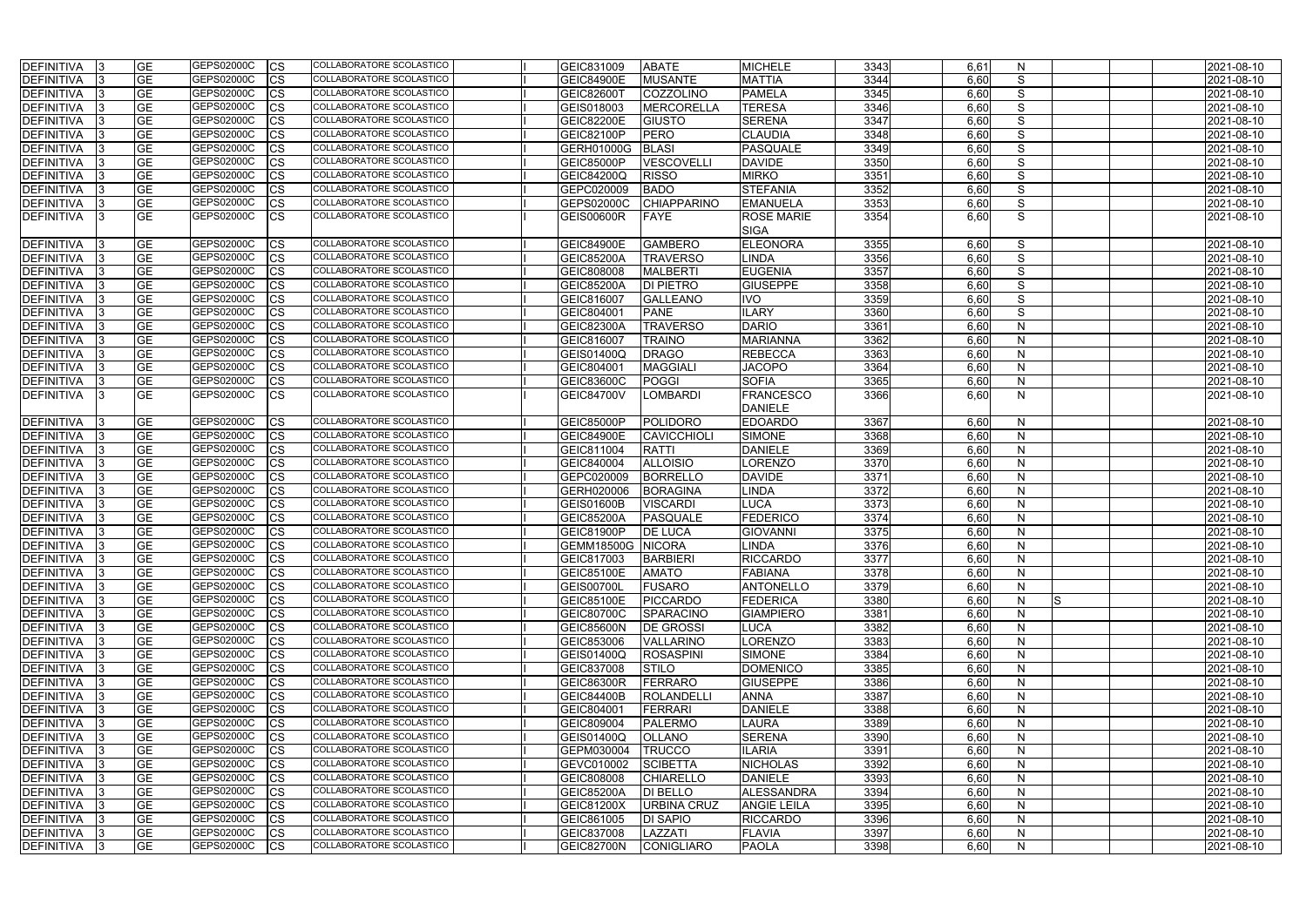| | | | | | | | | | | | | | | | | | | |
|---|---|---|---|---|---|---|---|---|---|---|---|---|---|---|---|---|---|---|
| DEFINITIVA | 3 | GE | GEPS02000C | CS | COLLABORATORE SCOLASTICO | | I | GEIC831009 | ABATE | MICHELE | 3343 | | 6,61 | N | | | | 2021-08-10 |
| DEFINITIVA | 3 | GE | GEPS02000C | CS | COLLABORATORE SCOLASTICO | | I | GEIC84900E | MUSANTE | MATTIA | 3344 | | 6,60 | S | | | | 2021-08-10 |
| DEFINITIVA | 3 | GE | GEPS02000C | CS | COLLABORATORE SCOLASTICO | | I | GEIC82600T | COZZOLINO | PAMELA | 3345 | | 6,60 | S | | | | 2021-08-10 |
| DEFINITIVA | 3 | GE | GEPS02000C | CS | COLLABORATORE SCOLASTICO | | I | GEIS018003 | MERCORELLA | TERESA | 3346 | | 6,60 | S | | | | 2021-08-10 |
| DEFINITIVA | 3 | GE | GEPS02000C | CS | COLLABORATORE SCOLASTICO | | I | GEIC82200E | GIUSTO | SERENA | 3347 | | 6,60 | S | | | | 2021-08-10 |
| DEFINITIVA | 3 | GE | GEPS02000C | CS | COLLABORATORE SCOLASTICO | | I | GEIC82100P | PERO | CLAUDIA | 3348 | | 6,60 | S | | | | 2021-08-10 |
| DEFINITIVA | 3 | GE | GEPS02000C | CS | COLLABORATORE SCOLASTICO | | I | GERH01000G | BLASI | PASQUALE | 3349 | | 6,60 | S | | | | 2021-08-10 |
| DEFINITIVA | 3 | GE | GEPS02000C | CS | COLLABORATORE SCOLASTICO | | I | GEIC85000P | VESCOVELLI | DAVIDE | 3350 | | 6,60 | S | | | | 2021-08-10 |
| DEFINITIVA | 3 | GE | GEPS02000C | CS | COLLABORATORE SCOLASTICO | | I | GEIC84200Q | RISSO | MIRKO | 3351 | | 6,60 | S | | | | 2021-08-10 |
| DEFINITIVA | 3 | GE | GEPS02000C | CS | COLLABORATORE SCOLASTICO | | I | GEPC020009 | BADO | STEFANIA | 3352 | | 6,60 | S | | | | 2021-08-10 |
| DEFINITIVA | 3 | GE | GEPS02000C | CS | COLLABORATORE SCOLASTICO | | I | GEPS02000C | CHIAPPARINO | EMANUELA | 3353 | | 6,60 | S | | | | 2021-08-10 |
| DEFINITIVA | 3 | GE | GEPS02000C | CS | COLLABORATORE SCOLASTICO | | I | GEIS00600R | FAYE | ROSE MARIE SIGA | 3354 | | 6,60 | S | | | | 2021-08-10 |
| DEFINITIVA | 3 | GE | GEPS02000C | CS | COLLABORATORE SCOLASTICO | | I | GEIC84900E | GAMBERO | ELEONORA | 3355 | | 6,60 | S | | | | 2021-08-10 |
| DEFINITIVA | 3 | GE | GEPS02000C | CS | COLLABORATORE SCOLASTICO | | I | GEIC85200A | TRAVERSO | LINDA | 3356 | | 6,60 | S | | | | 2021-08-10 |
| DEFINITIVA | 3 | GE | GEPS02000C | CS | COLLABORATORE SCOLASTICO | | I | GEIC808008 | MALBERTI | EUGENIA | 3357 | | 6,60 | S | | | | 2021-08-10 |
| DEFINITIVA | 3 | GE | GEPS02000C | CS | COLLABORATORE SCOLASTICO | | I | GEIC85200A | DI PIETRO | GIUSEPPE | 3358 | | 6,60 | S | | | | 2021-08-10 |
| DEFINITIVA | 3 | GE | GEPS02000C | CS | COLLABORATORE SCOLASTICO | | I | GEIC816007 | GALLEANO | IVO | 3359 | | 6,60 | S | | | | 2021-08-10 |
| DEFINITIVA | 3 | GE | GEPS02000C | CS | COLLABORATORE SCOLASTICO | | I | GEIC804001 | PANE | ILARY | 3360 | | 6,60 | S | | | | 2021-08-10 |
| DEFINITIVA | 3 | GE | GEPS02000C | CS | COLLABORATORE SCOLASTICO | | I | GEIC82300A | TRAVERSO | DARIO | 3361 | | 6,60 | N | | | | 2021-08-10 |
| DEFINITIVA | 3 | GE | GEPS02000C | CS | COLLABORATORE SCOLASTICO | | I | GEIC816007 | TRAINO | MARIANNA | 3362 | | 6,60 | N | | | | 2021-08-10 |
| DEFINITIVA | 3 | GE | GEPS02000C | CS | COLLABORATORE SCOLASTICO | | I | GEIS01400Q | DRAGO | REBECCA | 3363 | | 6,60 | N | | | | 2021-08-10 |
| DEFINITIVA | 3 | GE | GEPS02000C | CS | COLLABORATORE SCOLASTICO | | I | GEIC804001 | MAGGIALI | JACOPO | 3364 | | 6,60 | N | | | | 2021-08-10 |
| DEFINITIVA | 3 | GE | GEPS02000C | CS | COLLABORATORE SCOLASTICO | | I | GEIC83600C | POGGI | SOFIA | 3365 | | 6,60 | N | | | | 2021-08-10 |
| DEFINITIVA | 3 | GE | GEPS02000C | CS | COLLABORATORE SCOLASTICO | | I | GEIC84700V | LOMBARDI | FRANCESCO DANIELE | 3366 | | 6,60 | N | | | | 2021-08-10 |
| DEFINITIVA | 3 | GE | GEPS02000C | CS | COLLABORATORE SCOLASTICO | | I | GEIC85000P | POLIDORO | EDOARDO | 3367 | | 6,60 | N | | | | 2021-08-10 |
| DEFINITIVA | 3 | GE | GEPS02000C | CS | COLLABORATORE SCOLASTICO | | I | GEIC84900E | CAVICCHIOLI | SIMONE | 3368 | | 6,60 | N | | | | 2021-08-10 |
| DEFINITIVA | 3 | GE | GEPS02000C | CS | COLLABORATORE SCOLASTICO | | I | GEIC811004 | RATTI | DANIELE | 3369 | | 6,60 | N | | | | 2021-08-10 |
| DEFINITIVA | 3 | GE | GEPS02000C | CS | COLLABORATORE SCOLASTICO | | I | GEIC840004 | ALLOISIO | LORENZO | 3370 | | 6,60 | N | | | | 2021-08-10 |
| DEFINITIVA | 3 | GE | GEPS02000C | CS | COLLABORATORE SCOLASTICO | | I | GEPC020009 | BORRELLO | DAVIDE | 3371 | | 6,60 | N | | | | 2021-08-10 |
| DEFINITIVA | 3 | GE | GEPS02000C | CS | COLLABORATORE SCOLASTICO | | I | GERH020006 | BORAGINA | LINDA | 3372 | | 6,60 | N | | | | 2021-08-10 |
| DEFINITIVA | 3 | GE | GEPS02000C | CS | COLLABORATORE SCOLASTICO | | I | GEIS01600B | VISCARDI | LUCA | 3373 | | 6,60 | N | | | | 2021-08-10 |
| DEFINITIVA | 3 | GE | GEPS02000C | CS | COLLABORATORE SCOLASTICO | | I | GEIC85200A | PASQUALE | FEDERICO | 3374 | | 6,60 | N | | | | 2021-08-10 |
| DEFINITIVA | 3 | GE | GEPS02000C | CS | COLLABORATORE SCOLASTICO | | I | GEIC81900P | DE LUCA | GIOVANNI | 3375 | | 6,60 | N | | | | 2021-08-10 |
| DEFINITIVA | 3 | GE | GEPS02000C | CS | COLLABORATORE SCOLASTICO | | I | GEMM18500G | NICORA | LINDA | 3376 | | 6,60 | N | | | | 2021-08-10 |
| DEFINITIVA | 3 | GE | GEPS02000C | CS | COLLABORATORE SCOLASTICO | | I | GEIC817003 | BARBIERI | RICCARDO | 3377 | | 6,60 | N | | | | 2021-08-10 |
| DEFINITIVA | 3 | GE | GEPS02000C | CS | COLLABORATORE SCOLASTICO | | I | GEIC85100E | AMATO | FABIANA | 3378 | | 6,60 | N | | | | 2021-08-10 |
| DEFINITIVA | 3 | GE | GEPS02000C | CS | COLLABORATORE SCOLASTICO | | I | GEIS00700L | FUSARO | ANTONELLO | 3379 | | 6,60 | N | | | | 2021-08-10 |
| DEFINITIVA | 3 | GE | GEPS02000C | CS | COLLABORATORE SCOLASTICO | | I | GEIC85100E | PICCARDO | FEDERICA | 3380 | | 6,60 | N | S | | | 2021-08-10 |
| DEFINITIVA | 3 | GE | GEPS02000C | CS | COLLABORATORE SCOLASTICO | | I | GEIC80700C | SPARACINO | GIAMPIERO | 3381 | | 6,60 | N | | | | 2021-08-10 |
| DEFINITIVA | 3 | GE | GEPS02000C | CS | COLLABORATORE SCOLASTICO | | I | GEIC85600N | DE GROSSI | LUCA | 3382 | | 6,60 | N | | | | 2021-08-10 |
| DEFINITIVA | 3 | GE | GEPS02000C | CS | COLLABORATORE SCOLASTICO | | I | GEIC853006 | VALLARINO | LORENZO | 3383 | | 6,60 | N | | | | 2021-08-10 |
| DEFINITIVA | 3 | GE | GEPS02000C | CS | COLLABORATORE SCOLASTICO | | I | GEIS01400Q | ROSASPINI | SIMONE | 3384 | | 6,60 | N | | | | 2021-08-10 |
| DEFINITIVA | 3 | GE | GEPS02000C | CS | COLLABORATORE SCOLASTICO | | I | GEIC837008 | STILO | DOMENICO | 3385 | | 6,60 | N | | | | 2021-08-10 |
| DEFINITIVA | 3 | GE | GEPS02000C | CS | COLLABORATORE SCOLASTICO | | I | GEIC86300R | FERRARO | GIUSEPPE | 3386 | | 6,60 | N | | | | 2021-08-10 |
| DEFINITIVA | 3 | GE | GEPS02000C | CS | COLLABORATORE SCOLASTICO | | I | GEIC84400B | ROLANDELLI | ANNA | 3387 | | 6,60 | N | | | | 2021-08-10 |
| DEFINITIVA | 3 | GE | GEPS02000C | CS | COLLABORATORE SCOLASTICO | | I | GEIC804001 | FERRARI | DANIELE | 3388 | | 6,60 | N | | | | 2021-08-10 |
| DEFINITIVA | 3 | GE | GEPS02000C | CS | COLLABORATORE SCOLASTICO | | I | GEIC809004 | PALERMO | LAURA | 3389 | | 6,60 | N | | | | 2021-08-10 |
| DEFINITIVA | 3 | GE | GEPS02000C | CS | COLLABORATORE SCOLASTICO | | I | GEIS01400Q | OLLANO | SERENA | 3390 | | 6,60 | N | | | | 2021-08-10 |
| DEFINITIVA | 3 | GE | GEPS02000C | CS | COLLABORATORE SCOLASTICO | | I | GEPM030004 | TRUCCO | ILARIA | 3391 | | 6,60 | N | | | | 2021-08-10 |
| DEFINITIVA | 3 | GE | GEPS02000C | CS | COLLABORATORE SCOLASTICO | | I | GEVC010002 | SCIBETTA | NICHOLAS | 3392 | | 6,60 | N | | | | 2021-08-10 |
| DEFINITIVA | 3 | GE | GEPS02000C | CS | COLLABORATORE SCOLASTICO | | I | GEIC808008 | CHIARELLO | DANIELE | 3393 | | 6,60 | N | | | | 2021-08-10 |
| DEFINITIVA | 3 | GE | GEPS02000C | CS | COLLABORATORE SCOLASTICO | | I | GEIC85200A | DI BELLO | ALESSANDRA | 3394 | | 6,60 | N | | | | 2021-08-10 |
| DEFINITIVA | 3 | GE | GEPS02000C | CS | COLLABORATORE SCOLASTICO | | I | GEIC81200X | URBINA CRUZ | ANGIE LEILA | 3395 | | 6,60 | N | | | | 2021-08-10 |
| DEFINITIVA | 3 | GE | GEPS02000C | CS | COLLABORATORE SCOLASTICO | | I | GEIC861005 | DI SAPIO | RICCARDO | 3396 | | 6,60 | N | | | | 2021-08-10 |
| DEFINITIVA | 3 | GE | GEPS02000C | CS | COLLABORATORE SCOLASTICO | | I | GEIC837008 | LAZZATI | FLAVIA | 3397 | | 6,60 | N | | | | 2021-08-10 |
| DEFINITIVA | 3 | GE | GEPS02000C | CS | COLLABORATORE SCOLASTICO | | I | GEIC82700N | CONIGLIARO | PAOLA | 3398 | | 6,60 | N | | | | 2021-08-10 |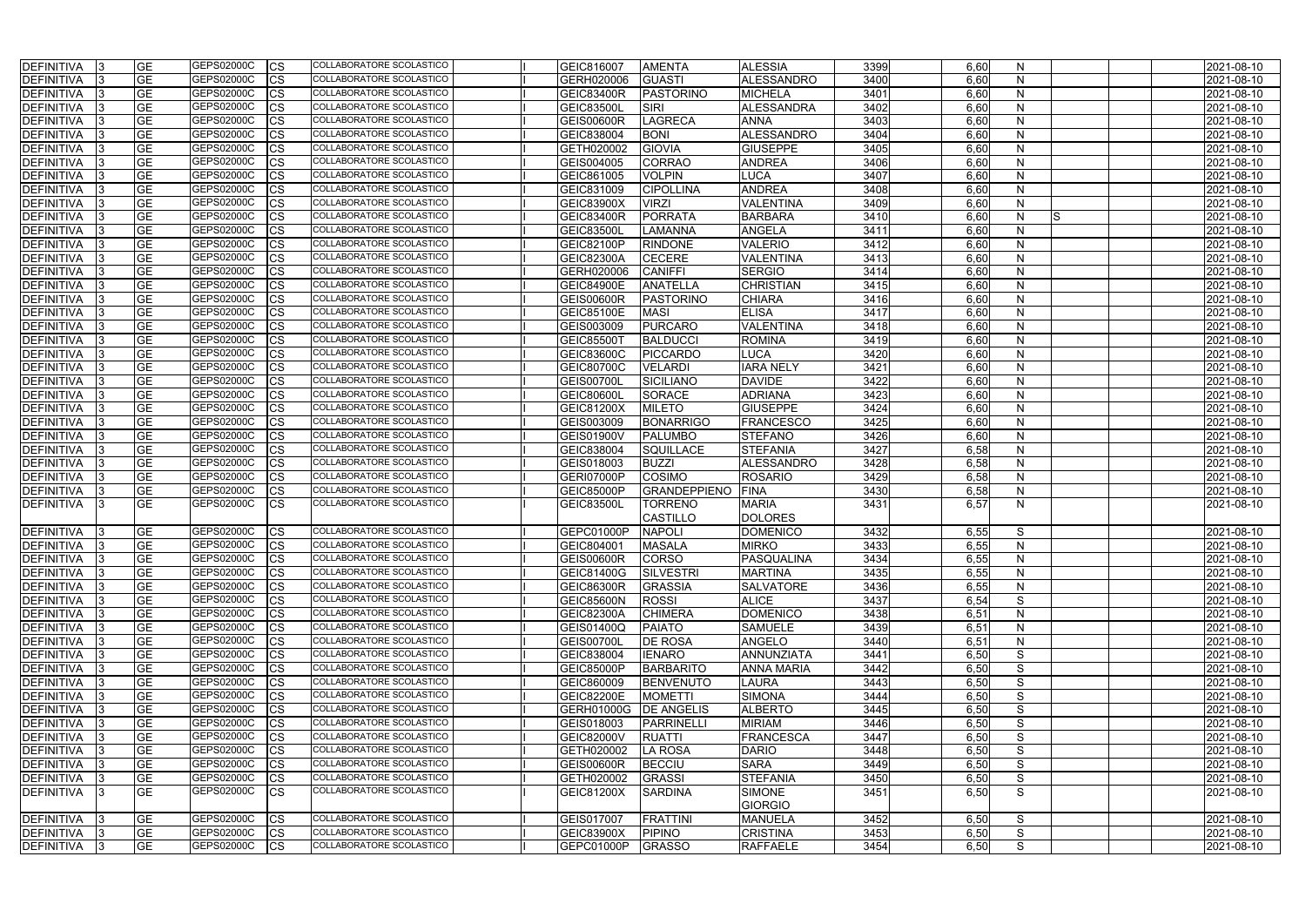| | | | | | | | | | | | | | | | | | | | |
|---|---|---|---|---|---|---|---|---|---|---|---|---|---|---|---|---|---|---|---|
| DEFINITIVA | 3 | GE | GEPS02000C | CS | COLLABORATORE SCOLASTICO | | I | GEIC816007 | AMENTA | ALESSIA | 3399 | | 6,60 | N | | | | 2021-08-10 |
| DEFINITIVA | 3 | GE | GEPS02000C | CS | COLLABORATORE SCOLASTICO | | I | GERH020006 | GUASTI | ALESSANDRO | 3400 | | 6,60 | N | | | | 2021-08-10 |
| DEFINITIVA | 3 | GE | GEPS02000C | CS | COLLABORATORE SCOLASTICO | | I | GEIC83400R | PASTORINO | MICHELA | 3401 | | 6,60 | N | | | | 2021-08-10 |
| DEFINITIVA | 3 | GE | GEPS02000C | CS | COLLABORATORE SCOLASTICO | | I | GEIC83500L | SIRI | ALESSANDRA | 3402 | | 6,60 | N | | | | 2021-08-10 |
| DEFINITIVA | 3 | GE | GEPS02000C | CS | COLLABORATORE SCOLASTICO | | I | GEIS00600R | LAGRECA | ANNA | 3403 | | 6,60 | N | | | | 2021-08-10 |
| DEFINITIVA | 3 | GE | GEPS02000C | CS | COLLABORATORE SCOLASTICO | | I | GEIC838004 | BONI | ALESSANDRO | 3404 | | 6,60 | N | | | | 2021-08-10 |
| DEFINITIVA | 3 | GE | GEPS02000C | CS | COLLABORATORE SCOLASTICO | | I | GETH020002 | GIOVIA | GIUSEPPE | 3405 | | 6,60 | N | | | | 2021-08-10 |
| DEFINITIVA | 3 | GE | GEPS02000C | CS | COLLABORATORE SCOLASTICO | | I | GEIS004005 | CORRAO | ANDREA | 3406 | | 6,60 | N | | | | 2021-08-10 |
| DEFINITIVA | 3 | GE | GEPS02000C | CS | COLLABORATORE SCOLASTICO | | I | GEIC861005 | VOLPIN | LUCA | 3407 | | 6,60 | N | | | | 2021-08-10 |
| DEFINITIVA | 3 | GE | GEPS02000C | CS | COLLABORATORE SCOLASTICO | | I | GEIC831009 | CIPOLLINA | ANDREA | 3408 | | 6,60 | N | | | | 2021-08-10 |
| DEFINITIVA | 3 | GE | GEPS02000C | CS | COLLABORATORE SCOLASTICO | | I | GEIC83900X | VIRZI | VALENTINA | 3409 | | 6,60 | N | | | | 2021-08-10 |
| DEFINITIVA | 3 | GE | GEPS02000C | CS | COLLABORATORE SCOLASTICO | | I | GEIC83400R | PORRATA | BARBARA | 3410 | | 6,60 | N | S | | | 2021-08-10 |
| DEFINITIVA | 3 | GE | GEPS02000C | CS | COLLABORATORE SCOLASTICO | | I | GEIC83500L | LAMANNA | ANGELA | 3411 | | 6,60 | N | | | | 2021-08-10 |
| DEFINITIVA | 3 | GE | GEPS02000C | CS | COLLABORATORE SCOLASTICO | | I | GEIC82100P | RINDONE | VALERIO | 3412 | | 6,60 | N | | | | 2021-08-10 |
| DEFINITIVA | 3 | GE | GEPS02000C | CS | COLLABORATORE SCOLASTICO | | I | GEIC82300A | CECERE | VALENTINA | 3413 | | 6,60 | N | | | | 2021-08-10 |
| DEFINITIVA | 3 | GE | GEPS02000C | CS | COLLABORATORE SCOLASTICO | | I | GERH020006 | CANIFFI | SERGIO | 3414 | | 6,60 | N | | | | 2021-08-10 |
| DEFINITIVA | 3 | GE | GEPS02000C | CS | COLLABORATORE SCOLASTICO | | I | GEIC84900E | ANATELLA | CHRISTIAN | 3415 | | 6,60 | N | | | | 2021-08-10 |
| DEFINITIVA | 3 | GE | GEPS02000C | CS | COLLABORATORE SCOLASTICO | | I | GEIS00600R | PASTORINO | CHIARA | 3416 | | 6,60 | N | | | | 2021-08-10 |
| DEFINITIVA | 3 | GE | GEPS02000C | CS | COLLABORATORE SCOLASTICO | | I | GEIC85100E | MASI | ELISA | 3417 | | 6,60 | N | | | | 2021-08-10 |
| DEFINITIVA | 3 | GE | GEPS02000C | CS | COLLABORATORE SCOLASTICO | | I | GEIS003009 | PURCARO | VALENTINA | 3418 | | 6,60 | N | | | | 2021-08-10 |
| DEFINITIVA | 3 | GE | GEPS02000C | CS | COLLABORATORE SCOLASTICO | | I | GEIC85500T | BALDUCCI | ROMINA | 3419 | | 6,60 | N | | | | 2021-08-10 |
| DEFINITIVA | 3 | GE | GEPS02000C | CS | COLLABORATORE SCOLASTICO | | I | GEIC83600C | PICCARDO | LUCA | 3420 | | 6,60 | N | | | | 2021-08-10 |
| DEFINITIVA | 3 | GE | GEPS02000C | CS | COLLABORATORE SCOLASTICO | | I | GEIC80700C | VELARDI | IARA NELY | 3421 | | 6,60 | N | | | | 2021-08-10 |
| DEFINITIVA | 3 | GE | GEPS02000C | CS | COLLABORATORE SCOLASTICO | | I | GEIS00700L | SICILIANO | DAVIDE | 3422 | | 6,60 | N | | | | 2021-08-10 |
| DEFINITIVA | 3 | GE | GEPS02000C | CS | COLLABORATORE SCOLASTICO | | I | GEIC80600L | SORACE | ADRIANA | 3423 | | 6,60 | N | | | | 2021-08-10 |
| DEFINITIVA | 3 | GE | GEPS02000C | CS | COLLABORATORE SCOLASTICO | | I | GEIC81200X | MILETO | GIUSEPPE | 3424 | | 6,60 | N | | | | 2021-08-10 |
| DEFINITIVA | 3 | GE | GEPS02000C | CS | COLLABORATORE SCOLASTICO | | I | GEIS003009 | BONARRIGO | FRANCESCO | 3425 | | 6,60 | N | | | | 2021-08-10 |
| DEFINITIVA | 3 | GE | GEPS02000C | CS | COLLABORATORE SCOLASTICO | | I | GEIS01900V | PALUMBO | STEFANO | 3426 | | 6,60 | N | | | | 2021-08-10 |
| DEFINITIVA | 3 | GE | GEPS02000C | CS | COLLABORATORE SCOLASTICO | | I | GEIC838004 | SQUILLACE | STEFANIA | 3427 | | 6,58 | N | | | | 2021-08-10 |
| DEFINITIVA | 3 | GE | GEPS02000C | CS | COLLABORATORE SCOLASTICO | | I | GEIS018003 | BUZZI | ALESSANDRO | 3428 | | 6,58 | N | | | | 2021-08-10 |
| DEFINITIVA | 3 | GE | GEPS02000C | CS | COLLABORATORE SCOLASTICO | | I | GERI07000P | COSIMO | ROSARIO | 3429 | | 6,58 | N | | | | 2021-08-10 |
| DEFINITIVA | 3 | GE | GEPS02000C | CS | COLLABORATORE SCOLASTICO | | I | GEIC85000P | GRANDEPPIENO | FINA | 3430 | | 6,58 | N | | | | 2021-08-10 |
| DEFINITIVA | 3 | GE | GEPS02000C | CS | COLLABORATORE SCOLASTICO | | I | GEIC83500L | TORRENO CASTILLO | MARIA DOLORES | 3431 | | 6,57 | N | | | | 2021-08-10 |
| DEFINITIVA | 3 | GE | GEPS02000C | CS | COLLABORATORE SCOLASTICO | | I | GEPC01000P | NAPOLI | DOMENICO | 3432 | | 6,55 | S | | | | 2021-08-10 |
| DEFINITIVA | 3 | GE | GEPS02000C | CS | COLLABORATORE SCOLASTICO | | I | GEIC804001 | MASALA | MIRKO | 3433 | | 6,55 | N | | | | 2021-08-10 |
| DEFINITIVA | 3 | GE | GEPS02000C | CS | COLLABORATORE SCOLASTICO | | I | GEIS00600R | CORSO | PASQUALINA | 3434 | | 6,55 | N | | | | 2021-08-10 |
| DEFINITIVA | 3 | GE | GEPS02000C | CS | COLLABORATORE SCOLASTICO | | I | GEIC81400G | SILVESTRI | MARTINA | 3435 | | 6,55 | N | | | | 2021-08-10 |
| DEFINITIVA | 3 | GE | GEPS02000C | CS | COLLABORATORE SCOLASTICO | | I | GEIC86300R | GRASSIA | SALVATORE | 3436 | | 6,55 | N | | | | 2021-08-10 |
| DEFINITIVA | 3 | GE | GEPS02000C | CS | COLLABORATORE SCOLASTICO | | I | GEIC85600N | ROSSI | ALICE | 3437 | | 6,54 | S | | | | 2021-08-10 |
| DEFINITIVA | 3 | GE | GEPS02000C | CS | COLLABORATORE SCOLASTICO | | I | GEIC82300A | CHIMERA | DOMENICO | 3438 | | 6,51 | N | | | | 2021-08-10 |
| DEFINITIVA | 3 | GE | GEPS02000C | CS | COLLABORATORE SCOLASTICO | | I | GEIS01400Q | PAIATO | SAMUELE | 3439 | | 6,51 | N | | | | 2021-08-10 |
| DEFINITIVA | 3 | GE | GEPS02000C | CS | COLLABORATORE SCOLASTICO | | I | GEIS00700L | DE ROSA | ANGELO | 3440 | | 6,51 | N | | | | 2021-08-10 |
| DEFINITIVA | 3 | GE | GEPS02000C | CS | COLLABORATORE SCOLASTICO | | I | GEIC838004 | IENARO | ANNUNZIATA | 3441 | | 6,50 | S | | | | 2021-08-10 |
| DEFINITIVA | 3 | GE | GEPS02000C | CS | COLLABORATORE SCOLASTICO | | I | GEIC85000P | BARBARITO | ANNA MARIA | 3442 | | 6,50 | S | | | | 2021-08-10 |
| DEFINITIVA | 3 | GE | GEPS02000C | CS | COLLABORATORE SCOLASTICO | | I | GEIC860009 | BENVENUTO | LAURA | 3443 | | 6,50 | S | | | | 2021-08-10 |
| DEFINITIVA | 3 | GE | GEPS02000C | CS | COLLABORATORE SCOLASTICO | | I | GEIC82200E | MOMETTI | SIMONA | 3444 | | 6,50 | S | | | | 2021-08-10 |
| DEFINITIVA | 3 | GE | GEPS02000C | CS | COLLABORATORE SCOLASTICO | | I | GERH01000G | DE ANGELIS | ALBERTO | 3445 | | 6,50 | S | | | | 2021-08-10 |
| DEFINITIVA | 3 | GE | GEPS02000C | CS | COLLABORATORE SCOLASTICO | | I | GEIS018003 | PARRINELLI | MIRIAM | 3446 | | 6,50 | S | | | | 2021-08-10 |
| DEFINITIVA | 3 | GE | GEPS02000C | CS | COLLABORATORE SCOLASTICO | | I | GEIC82000V | RUATTI | FRANCESCA | 3447 | | 6,50 | S | | | | 2021-08-10 |
| DEFINITIVA | 3 | GE | GEPS02000C | CS | COLLABORATORE SCOLASTICO | | I | GETH020002 | LA ROSA | DARIO | 3448 | | 6,50 | S | | | | 2021-08-10 |
| DEFINITIVA | 3 | GE | GEPS02000C | CS | COLLABORATORE SCOLASTICO | | I | GEIS00600R | BECCIU | SARA | 3449 | | 6,50 | S | | | | 2021-08-10 |
| DEFINITIVA | 3 | GE | GEPS02000C | CS | COLLABORATORE SCOLASTICO | | I | GETH020002 | GRASSI | STEFANIA | 3450 | | 6,50 | S | | | | 2021-08-10 |
| DEFINITIVA | 3 | GE | GEPS02000C | CS | COLLABORATORE SCOLASTICO | | I | GEIC81200X | SARDINA | SIMONE GIORGIO | 3451 | | 6,50 | S | | | | 2021-08-10 |
| DEFINITIVA | 3 | GE | GEPS02000C | CS | COLLABORATORE SCOLASTICO | | I | GEIS017007 | FRATTINI | MANUELA | 3452 | | 6,50 | S | | | | 2021-08-10 |
| DEFINITIVA | 3 | GE | GEPS02000C | CS | COLLABORATORE SCOLASTICO | | I | GEIC83900X | PIPINO | CRISTINA | 3453 | | 6,50 | S | | | | 2021-08-10 |
| DEFINITIVA | 3 | GE | GEPS02000C | CS | COLLABORATORE SCOLASTICO | | I | GEPC01000P | GRASSO | RAFFAELE | 3454 | | 6,50 | S | | | | 2021-08-10 |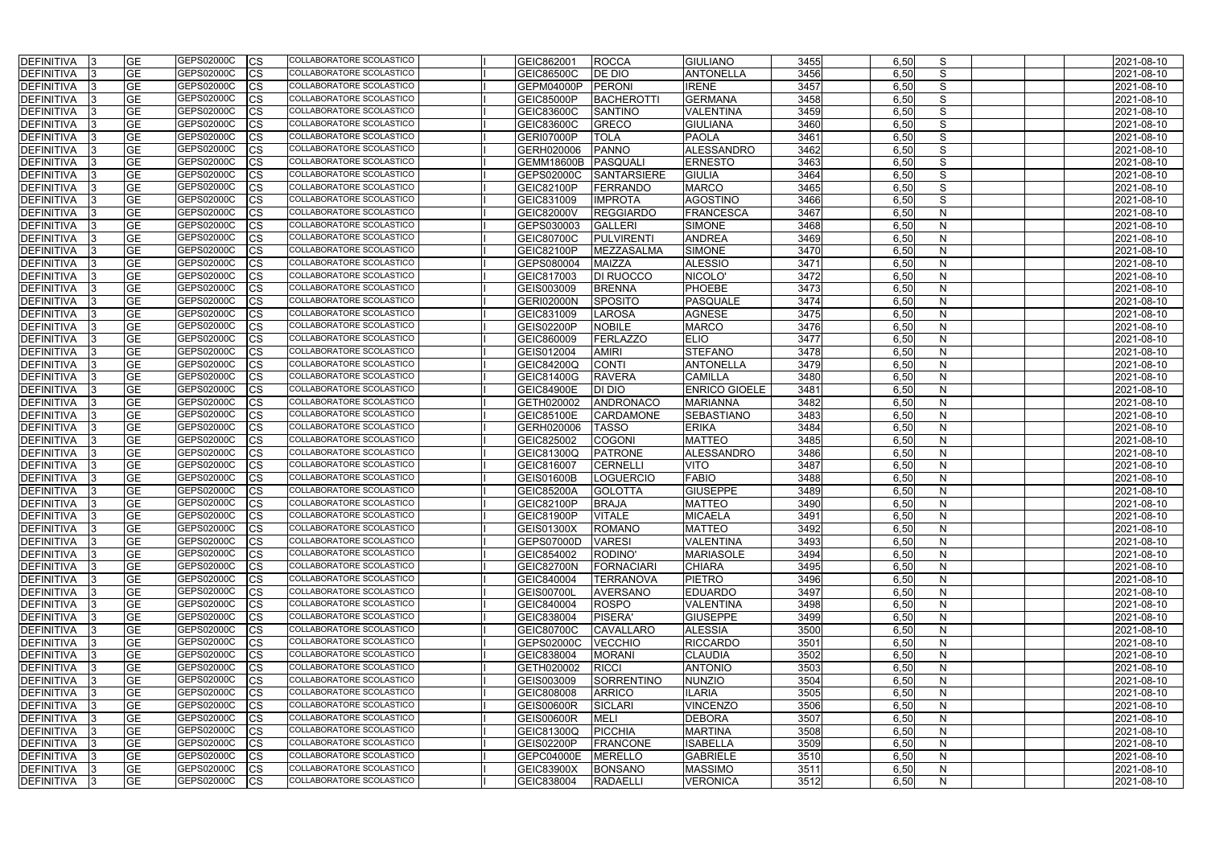| | | | | | | | | | | | | | | | | | |
|---|---|---|---|---|---|---|---|---|---|---|---|---|---|---|---|---|---|
| DEFINITIVA | 3 | GE | GEPS02000C | CS | COLLABORATORE SCOLASTICO | | I | GEIC862001 | ROCCA | GIULIANO | 3455 | 6,50 | S | | | | 2021-08-10 |
| DEFINITIVA | 3 | GE | GEPS02000C | CS | COLLABORATORE SCOLASTICO | | I | GEIC86500C | DE DIO | ANTONELLA | 3456 | 6,50 | S | | | | 2021-08-10 |
| DEFINITIVA | 3 | GE | GEPS02000C | CS | COLLABORATORE SCOLASTICO | | I | GEPM04000P | PERONI | IRENE | 3457 | 6,50 | S | | | | 2021-08-10 |
| DEFINITIVA | 3 | GE | GEPS02000C | CS | COLLABORATORE SCOLASTICO | | I | GEIC85000P | BACHEROTTI | GERMANA | 3458 | 6,50 | S | | | | 2021-08-10 |
| DEFINITIVA | 3 | GE | GEPS02000C | CS | COLLABORATORE SCOLASTICO | | I | GEIC83600C | SANTINO | VALENTINA | 3459 | 6,50 | S | | | | 2021-08-10 |
| DEFINITIVA | 3 | GE | GEPS02000C | CS | COLLABORATORE SCOLASTICO | | I | GEIC83600C | GRECO | GIULIANA | 3460 | 6,50 | S | | | | 2021-08-10 |
| DEFINITIVA | 3 | GE | GEPS02000C | CS | COLLABORATORE SCOLASTICO | | I | GERI07000P | TOLA | PAOLA | 3461 | 6,50 | S | | | | 2021-08-10 |
| DEFINITIVA | 3 | GE | GEPS02000C | CS | COLLABORATORE SCOLASTICO | | I | GERH020006 | PANNO | ALESSANDRO | 3462 | 6,50 | S | | | | 2021-08-10 |
| DEFINITIVA | 3 | GE | GEPS02000C | CS | COLLABORATORE SCOLASTICO | | I | GEMM18600B | PASQUALI | ERNESTO | 3463 | 6,50 | S | | | | 2021-08-10 |
| DEFINITIVA | 3 | GE | GEPS02000C | CS | COLLABORATORE SCOLASTICO | | I | GEPS02000C | SANTARSIERE | GIULIA | 3464 | 6,50 | S | | | | 2021-08-10 |
| DEFINITIVA | 3 | GE | GEPS02000C | CS | COLLABORATORE SCOLASTICO | | I | GEIC82100P | FERRANDO | MARCO | 3465 | 6,50 | S | | | | 2021-08-10 |
| DEFINITIVA | 3 | GE | GEPS02000C | CS | COLLABORATORE SCOLASTICO | | I | GEIC831009 | IMPROTA | AGOSTINO | 3466 | 6,50 | S | | | | 2021-08-10 |
| DEFINITIVA | 3 | GE | GEPS02000C | CS | COLLABORATORE SCOLASTICO | | I | GEIC82000V | REGGIARDO | FRANCESCA | 3467 | 6,50 | N | | | | 2021-08-10 |
| DEFINITIVA | 3 | GE | GEPS02000C | CS | COLLABORATORE SCOLASTICO | | I | GEPS030003 | GALLERI | SIMONE | 3468 | 6,50 | N | | | | 2021-08-10 |
| DEFINITIVA | 3 | GE | GEPS02000C | CS | COLLABORATORE SCOLASTICO | | I | GEIC80700C | PULVIRENTI | ANDREA | 3469 | 6,50 | N | | | | 2021-08-10 |
| DEFINITIVA | 3 | GE | GEPS02000C | CS | COLLABORATORE SCOLASTICO | | I | GEIC82100P | MEZZASALMA | SIMONE | 3470 | 6,50 | N | | | | 2021-08-10 |
| DEFINITIVA | 3 | GE | GEPS02000C | CS | COLLABORATORE SCOLASTICO | | I | GEPS080004 | MAIZZA | ALESSIO | 3471 | 6,50 | N | | | | 2021-08-10 |
| DEFINITIVA | 3 | GE | GEPS02000C | CS | COLLABORATORE SCOLASTICO | | I | GEIC817003 | DI RUOCCO | NICOLO' | 3472 | 6,50 | N | | | | 2021-08-10 |
| DEFINITIVA | 3 | GE | GEPS02000C | CS | COLLABORATORE SCOLASTICO | | I | GEIS003009 | BRENNA | PHOEBE | 3473 | 6,50 | N | | | | 2021-08-10 |
| DEFINITIVA | 3 | GE | GEPS02000C | CS | COLLABORATORE SCOLASTICO | | I | GERI02000N | SPOSITO | PASQUALE | 3474 | 6,50 | N | | | | 2021-08-10 |
| DEFINITIVA | 3 | GE | GEPS02000C | CS | COLLABORATORE SCOLASTICO | | I | GEIC831009 | LAROSA | AGNESE | 3475 | 6,50 | N | | | | 2021-08-10 |
| DEFINITIVA | 3 | GE | GEPS02000C | CS | COLLABORATORE SCOLASTICO | | I | GEIS02200P | NOBILE | MARCO | 3476 | 6,50 | N | | | | 2021-08-10 |
| DEFINITIVA | 3 | GE | GEPS02000C | CS | COLLABORATORE SCOLASTICO | | I | GEIC860009 | FERLAZZO | ELIO | 3477 | 6,50 | N | | | | 2021-08-10 |
| DEFINITIVA | 3 | GE | GEPS02000C | CS | COLLABORATORE SCOLASTICO | | I | GEIS012004 | AMIRI | STEFANO | 3478 | 6,50 | N | | | | 2021-08-10 |
| DEFINITIVA | 3 | GE | GEPS02000C | CS | COLLABORATORE SCOLASTICO | | I | GEIC84200Q | CONTI | ANTONELLA | 3479 | 6,50 | N | | | | 2021-08-10 |
| DEFINITIVA | 3 | GE | GEPS02000C | CS | COLLABORATORE SCOLASTICO | | I | GEIC81400G | RAVERA | CAMILLA | 3480 | 6,50 | N | | | | 2021-08-10 |
| DEFINITIVA | 3 | GE | GEPS02000C | CS | COLLABORATORE SCOLASTICO | | I | GEIC84900E | DI DIO | ENRICO GIOELE | 3481 | 6,50 | N | | | | 2021-08-10 |
| DEFINITIVA | 3 | GE | GEPS02000C | CS | COLLABORATORE SCOLASTICO | | I | GETH020002 | ANDRONACO | MARIANNA | 3482 | 6,50 | N | | | | 2021-08-10 |
| DEFINITIVA | 3 | GE | GEPS02000C | CS | COLLABORATORE SCOLASTICO | | I | GEIC85100E | CARDAMONE | SEBASTIANO | 3483 | 6,50 | N | | | | 2021-08-10 |
| DEFINITIVA | 3 | GE | GEPS02000C | CS | COLLABORATORE SCOLASTICO | | I | GERH020006 | TASSO | ERIKA | 3484 | 6,50 | N | | | | 2021-08-10 |
| DEFINITIVA | 3 | GE | GEPS02000C | CS | COLLABORATORE SCOLASTICO | | I | GEIC825002 | COGONI | MATTEO | 3485 | 6,50 | N | | | | 2021-08-10 |
| DEFINITIVA | 3 | GE | GEPS02000C | CS | COLLABORATORE SCOLASTICO | | I | GEIC81300Q | PATRONE | ALESSANDRO | 3486 | 6,50 | N | | | | 2021-08-10 |
| DEFINITIVA | 3 | GE | GEPS02000C | CS | COLLABORATORE SCOLASTICO | | I | GEIC816007 | CERNELLI | VITO | 3487 | 6,50 | N | | | | 2021-08-10 |
| DEFINITIVA | 3 | GE | GEPS02000C | CS | COLLABORATORE SCOLASTICO | | I | GEIS01600B | LOGUERCIO | FABIO | 3488 | 6,50 | N | | | | 2021-08-10 |
| DEFINITIVA | 3 | GE | GEPS02000C | CS | COLLABORATORE SCOLASTICO | | I | GEIC85200A | GOLOTTA | GIUSEPPE | 3489 | 6,50 | N | | | | 2021-08-10 |
| DEFINITIVA | 3 | GE | GEPS02000C | CS | COLLABORATORE SCOLASTICO | | I | GEIC82100P | BRAJA | MATTEO | 3490 | 6,50 | N | | | | 2021-08-10 |
| DEFINITIVA | 3 | GE | GEPS02000C | CS | COLLABORATORE SCOLASTICO | | I | GEIC81900P | VITALE | MICAELA | 3491 | 6,50 | N | | | | 2021-08-10 |
| DEFINITIVA | 3 | GE | GEPS02000C | CS | COLLABORATORE SCOLASTICO | | I | GEIS01300X | ROMANO | MATTEO | 3492 | 6,50 | N | | | | 2021-08-10 |
| DEFINITIVA | 3 | GE | GEPS02000C | CS | COLLABORATORE SCOLASTICO | | I | GEPS07000D | VARESI | VALENTINA | 3493 | 6,50 | N | | | | 2021-08-10 |
| DEFINITIVA | 3 | GE | GEPS02000C | CS | COLLABORATORE SCOLASTICO | | I | GEIC854002 | RODINO' | MARIASOLE | 3494 | 6,50 | N | | | | 2021-08-10 |
| DEFINITIVA | 3 | GE | GEPS02000C | CS | COLLABORATORE SCOLASTICO | | I | GEIC82700N | FORNACIARI | CHIARA | 3495 | 6,50 | N | | | | 2021-08-10 |
| DEFINITIVA | 3 | GE | GEPS02000C | CS | COLLABORATORE SCOLASTICO | | I | GEIC840004 | TERRANOVA | PIETRO | 3496 | 6,50 | N | | | | 2021-08-10 |
| DEFINITIVA | 3 | GE | GEPS02000C | CS | COLLABORATORE SCOLASTICO | | I | GEIS00700L | AVERSANO | EDUARDO | 3497 | 6,50 | N | | | | 2021-08-10 |
| DEFINITIVA | 3 | GE | GEPS02000C | CS | COLLABORATORE SCOLASTICO | | I | GEIC840004 | ROSPO | VALENTINA | 3498 | 6,50 | N | | | | 2021-08-10 |
| DEFINITIVA | 3 | GE | GEPS02000C | CS | COLLABORATORE SCOLASTICO | | I | GEIC838004 | PISERA' | GIUSEPPE | 3499 | 6,50 | N | | | | 2021-08-10 |
| DEFINITIVA | 3 | GE | GEPS02000C | CS | COLLABORATORE SCOLASTICO | | I | GEIC80700C | CAVALLARO | ALESSIA | 3500 | 6,50 | N | | | | 2021-08-10 |
| DEFINITIVA | 3 | GE | GEPS02000C | CS | COLLABORATORE SCOLASTICO | | I | GEPS02000C | VECCHIO | RICCARDO | 3501 | 6,50 | N | | | | 2021-08-10 |
| DEFINITIVA | 3 | GE | GEPS02000C | CS | COLLABORATORE SCOLASTICO | | I | GEIC838004 | MORANI | CLAUDIA | 3502 | 6,50 | N | | | | 2021-08-10 |
| DEFINITIVA | 3 | GE | GEPS02000C | CS | COLLABORATORE SCOLASTICO | | I | GETH020002 | RICCI | ANTONIO | 3503 | 6,50 | N | | | | 2021-08-10 |
| DEFINITIVA | 3 | GE | GEPS02000C | CS | COLLABORATORE SCOLASTICO | | I | GEIS003009 | SORRENTINO | NUNZIO | 3504 | 6,50 | N | | | | 2021-08-10 |
| DEFINITIVA | 3 | GE | GEPS02000C | CS | COLLABORATORE SCOLASTICO | | I | GEIC808008 | ARRICO | ILARIA | 3505 | 6,50 | N | | | | 2021-08-10 |
| DEFINITIVA | 3 | GE | GEPS02000C | CS | COLLABORATORE SCOLASTICO | | I | GEIS00600R | SICLARI | VINCENZO | 3506 | 6,50 | N | | | | 2021-08-10 |
| DEFINITIVA | 3 | GE | GEPS02000C | CS | COLLABORATORE SCOLASTICO | | I | GEIS00600R | MELI | DEBORA | 3507 | 6,50 | N | | | | 2021-08-10 |
| DEFINITIVA | 3 | GE | GEPS02000C | CS | COLLABORATORE SCOLASTICO | | I | GEIC81300Q | PICCHIA | MARTINA | 3508 | 6,50 | N | | | | 2021-08-10 |
| DEFINITIVA | 3 | GE | GEPS02000C | CS | COLLABORATORE SCOLASTICO | | I | GEIS02200P | FRANCONE | ISABELLA | 3509 | 6,50 | N | | | | 2021-08-10 |
| DEFINITIVA | 3 | GE | GEPS02000C | CS | COLLABORATORE SCOLASTICO | | I | GEPC04000E | MERELLO | GABRIELE | 3510 | 6,50 | N | | | | 2021-08-10 |
| DEFINITIVA | 3 | GE | GEPS02000C | CS | COLLABORATORE SCOLASTICO | | I | GEIC83900X | BONSANO | MASSIMO | 3511 | 6,50 | N | | | | 2021-08-10 |
| DEFINITIVA | 3 | GE | GEPS02000C | CS | COLLABORATORE SCOLASTICO | | I | GEIC838004 | RADAELLI | VERONICA | 3512 | 6,50 | N | | | | 2021-08-10 |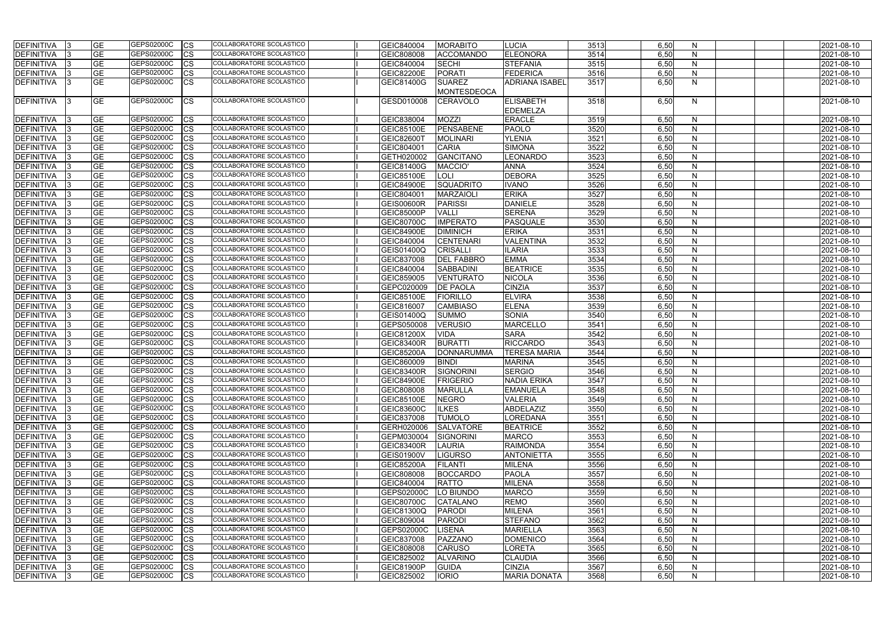| | | | | | | | | | | | | | | | | | |
|---|---|---|---|---|---|---|---|---|---|---|---|---|---|---|---|---|---|
| DEFINITIVA | 3 | GE | GEPS02000C | CS | COLLABORATORE SCOLASTICO | | I | GEIC840004 | MORABITO | LUCIA | 3513 | 6,50 | N | | | | 2021-08-10 |
| DEFINITIVA | 3 | GE | GEPS02000C | CS | COLLABORATORE SCOLASTICO | | I | GEIC808008 | ACCOMANDO | ELEONORA | 3514 | 6,50 | N | | | | 2021-08-10 |
| DEFINITIVA | 3 | GE | GEPS02000C | CS | COLLABORATORE SCOLASTICO | | I | GEIC840004 | SECHI | STEFANIA | 3515 | 6,50 | N | | | | 2021-08-10 |
| DEFINITIVA | 3 | GE | GEPS02000C | CS | COLLABORATORE SCOLASTICO | | I | GEIC82200E | PORATI | FEDERICA | 3516 | 6,50 | N | | | | 2021-08-10 |
| DEFINITIVA | 3 | GE | GEPS02000C | CS | COLLABORATORE SCOLASTICO | | I | GEIC81400G | SUAREZ MONTESDEOCA | ADRIANA ISABEL | 3517 | 6,50 | N | | | | 2021-08-10 |
| DEFINITIVA | 3 | GE | GEPS02000C | CS | COLLABORATORE SCOLASTICO | | I | GESD010008 | CERAVOLO | ELISABETH EDEMELZA | 3518 | 6,50 | N | | | | 2021-08-10 |
| DEFINITIVA | 3 | GE | GEPS02000C | CS | COLLABORATORE SCOLASTICO | | I | GEIC838004 | MOZZI | ERACLE | 3519 | 6,50 | N | | | | 2021-08-10 |
| DEFINITIVA | 3 | GE | GEPS02000C | CS | COLLABORATORE SCOLASTICO | | I | GEIC85100E | PENSABENE | PAOLO | 3520 | 6,50 | N | | | | 2021-08-10 |
| DEFINITIVA | 3 | GE | GEPS02000C | CS | COLLABORATORE SCOLASTICO | | I | GEIC82600T | MOLINARI | YLENIA | 3521 | 6,50 | N | | | | 2021-08-10 |
| DEFINITIVA | 3 | GE | GEPS02000C | CS | COLLABORATORE SCOLASTICO | | I | GEIC804001 | CARIA | SIMONA | 3522 | 6,50 | N | | | | 2021-08-10 |
| DEFINITIVA | 3 | GE | GEPS02000C | CS | COLLABORATORE SCOLASTICO | | I | GETH020002 | GANCITANO | LEONARDO | 3523 | 6,50 | N | | | | 2021-08-10 |
| DEFINITIVA | 3 | GE | GEPS02000C | CS | COLLABORATORE SCOLASTICO | | I | GEIC81400G | MACCIO' | ANNA | 3524 | 6,50 | N | | | | 2021-08-10 |
| DEFINITIVA | 3 | GE | GEPS02000C | CS | COLLABORATORE SCOLASTICO | | I | GEIC85100E | LOLI | DEBORA | 3525 | 6,50 | N | | | | 2021-08-10 |
| DEFINITIVA | 3 | GE | GEPS02000C | CS | COLLABORATORE SCOLASTICO | | I | GEIC84900E | SQUADRITO | IVANO | 3526 | 6,50 | N | | | | 2021-08-10 |
| DEFINITIVA | 3 | GE | GEPS02000C | CS | COLLABORATORE SCOLASTICO | | I | GEIC804001 | MARZAIOLI | ERIKA | 3527 | 6,50 | N | | | | 2021-08-10 |
| DEFINITIVA | 3 | GE | GEPS02000C | CS | COLLABORATORE SCOLASTICO | | I | GEIS00600R | PARISSI | DANIELE | 3528 | 6,50 | N | | | | 2021-08-10 |
| DEFINITIVA | 3 | GE | GEPS02000C | CS | COLLABORATORE SCOLASTICO | | I | GEIC85000P | VALLI | SERENA | 3529 | 6,50 | N | | | | 2021-08-10 |
| DEFINITIVA | 3 | GE | GEPS02000C | CS | COLLABORATORE SCOLASTICO | | I | GEIC80700C | IMPERATO | PASQUALE | 3530 | 6,50 | N | | | | 2021-08-10 |
| DEFINITIVA | 3 | GE | GEPS02000C | CS | COLLABORATORE SCOLASTICO | | I | GEIC84900E | DIMINICH | ERIKA | 3531 | 6,50 | N | | | | 2021-08-10 |
| DEFINITIVA | 3 | GE | GEPS02000C | CS | COLLABORATORE SCOLASTICO | | I | GEIC840004 | CENTENARI | VALENTINA | 3532 | 6,50 | N | | | | 2021-08-10 |
| DEFINITIVA | 3 | GE | GEPS02000C | CS | COLLABORATORE SCOLASTICO | | I | GEIS01400Q | CRISALLI | ILARIA | 3533 | 6,50 | N | | | | 2021-08-10 |
| DEFINITIVA | 3 | GE | GEPS02000C | CS | COLLABORATORE SCOLASTICO | | I | GEIC837008 | DEL FABBRO | EMMA | 3534 | 6,50 | N | | | | 2021-08-10 |
| DEFINITIVA | 3 | GE | GEPS02000C | CS | COLLABORATORE SCOLASTICO | | I | GEIC840004 | SABBADINI | BEATRICE | 3535 | 6,50 | N | | | | 2021-08-10 |
| DEFINITIVA | 3 | GE | GEPS02000C | CS | COLLABORATORE SCOLASTICO | | I | GEIC859005 | VENTURATO | NICOLA | 3536 | 6,50 | N | | | | 2021-08-10 |
| DEFINITIVA | 3 | GE | GEPS02000C | CS | COLLABORATORE SCOLASTICO | | I | GEPC020009 | DE PAOLA | CINZIA | 3537 | 6,50 | N | | | | 2021-08-10 |
| DEFINITIVA | 3 | GE | GEPS02000C | CS | COLLABORATORE SCOLASTICO | | I | GEIC85100E | FIORILLO | ELVIRA | 3538 | 6,50 | N | | | | 2021-08-10 |
| DEFINITIVA | 3 | GE | GEPS02000C | CS | COLLABORATORE SCOLASTICO | | I | GEIC816007 | CAMBIASO | ELENA | 3539 | 6,50 | N | | | | 2021-08-10 |
| DEFINITIVA | 3 | GE | GEPS02000C | CS | COLLABORATORE SCOLASTICO | | I | GEIS01400Q | SUMMO | SONIA | 3540 | 6,50 | N | | | | 2021-08-10 |
| DEFINITIVA | 3 | GE | GEPS02000C | CS | COLLABORATORE SCOLASTICO | | I | GEPS050008 | VERUSIO | MARCELLO | 3541 | 6,50 | N | | | | 2021-08-10 |
| DEFINITIVA | 3 | GE | GEPS02000C | CS | COLLABORATORE SCOLASTICO | | I | GEIC81200X | VIDA | SARA | 3542 | 6,50 | N | | | | 2021-08-10 |
| DEFINITIVA | 3 | GE | GEPS02000C | CS | COLLABORATORE SCOLASTICO | | I | GEIC83400R | BURATTI | RICCARDO | 3543 | 6,50 | N | | | | 2021-08-10 |
| DEFINITIVA | 3 | GE | GEPS02000C | CS | COLLABORATORE SCOLASTICO | | I | GEIC85200A | DONNARUMMA | TERESA MARIA | 3544 | 6,50 | N | | | | 2021-08-10 |
| DEFINITIVA | 3 | GE | GEPS02000C | CS | COLLABORATORE SCOLASTICO | | I | GEIC860009 | BINDI | MARINA | 3545 | 6,50 | N | | | | 2021-08-10 |
| DEFINITIVA | 3 | GE | GEPS02000C | CS | COLLABORATORE SCOLASTICO | | I | GEIC83400R | SIGNORINI | SERGIO | 3546 | 6,50 | N | | | | 2021-08-10 |
| DEFINITIVA | 3 | GE | GEPS02000C | CS | COLLABORATORE SCOLASTICO | | I | GEIC84900E | FRIGERIO | NADIA ERIKA | 3547 | 6,50 | N | | | | 2021-08-10 |
| DEFINITIVA | 3 | GE | GEPS02000C | CS | COLLABORATORE SCOLASTICO | | I | GEIC808008 | MARULLA | EMANUELA | 3548 | 6,50 | N | | | | 2021-08-10 |
| DEFINITIVA | 3 | GE | GEPS02000C | CS | COLLABORATORE SCOLASTICO | | I | GEIC85100E | NEGRO | VALERIA | 3549 | 6,50 | N | | | | 2021-08-10 |
| DEFINITIVA | 3 | GE | GEPS02000C | CS | COLLABORATORE SCOLASTICO | | I | GEIC83600C | ILKES | ABDELAZIZ | 3550 | 6,50 | N | | | | 2021-08-10 |
| DEFINITIVA | 3 | GE | GEPS02000C | CS | COLLABORATORE SCOLASTICO | | I | GEIC837008 | TUMOLO | LOREDANA | 3551 | 6,50 | N | | | | 2021-08-10 |
| DEFINITIVA | 3 | GE | GEPS02000C | CS | COLLABORATORE SCOLASTICO | | I | GERH020006 | SALVATORE | BEATRICE | 3552 | 6,50 | N | | | | 2021-08-10 |
| DEFINITIVA | 3 | GE | GEPS02000C | CS | COLLABORATORE SCOLASTICO | | I | GEPM030004 | SIGNORINI | MARCO | 3553 | 6,50 | N | | | | 2021-08-10 |
| DEFINITIVA | 3 | GE | GEPS02000C | CS | COLLABORATORE SCOLASTICO | | I | GEIC83400R | LAURIA | RAIMONDA | 3554 | 6,50 | N | | | | 2021-08-10 |
| DEFINITIVA | 3 | GE | GEPS02000C | CS | COLLABORATORE SCOLASTICO | | I | GEIS01900V | LIGURSO | ANTONIETTA | 3555 | 6,50 | N | | | | 2021-08-10 |
| DEFINITIVA | 3 | GE | GEPS02000C | CS | COLLABORATORE SCOLASTICO | | I | GEIC85200A | FILANTI | MILENA | 3556 | 6,50 | N | | | | 2021-08-10 |
| DEFINITIVA | 3 | GE | GEPS02000C | CS | COLLABORATORE SCOLASTICO | | I | GEIC808008 | BOCCARDO | PAOLA | 3557 | 6,50 | N | | | | 2021-08-10 |
| DEFINITIVA | 3 | GE | GEPS02000C | CS | COLLABORATORE SCOLASTICO | | I | GEIC840004 | RATTO | MILENA | 3558 | 6,50 | N | | | | 2021-08-10 |
| DEFINITIVA | 3 | GE | GEPS02000C | CS | COLLABORATORE SCOLASTICO | | I | GEPS02000C | LO BIUNDO | MARCO | 3559 | 6,50 | N | | | | 2021-08-10 |
| DEFINITIVA | 3 | GE | GEPS02000C | CS | COLLABORATORE SCOLASTICO | | I | GEIC80700C | CATALANO | REMO | 3560 | 6,50 | N | | | | 2021-08-10 |
| DEFINITIVA | 3 | GE | GEPS02000C | CS | COLLABORATORE SCOLASTICO | | I | GEIC81300Q | PARODI | MILENA | 3561 | 6,50 | N | | | | 2021-08-10 |
| DEFINITIVA | 3 | GE | GEPS02000C | CS | COLLABORATORE SCOLASTICO | | I | GEIC809004 | PARODI | STEFANO | 3562 | 6,50 | N | | | | 2021-08-10 |
| DEFINITIVA | 3 | GE | GEPS02000C | CS | COLLABORATORE SCOLASTICO | | I | GEPS02000C | LISENA | MARIELLA | 3563 | 6,50 | N | | | | 2021-08-10 |
| DEFINITIVA | 3 | GE | GEPS02000C | CS | COLLABORATORE SCOLASTICO | | I | GEIC837008 | PAZZANO | DOMENICO | 3564 | 6,50 | N | | | | 2021-08-10 |
| DEFINITIVA | 3 | GE | GEPS02000C | CS | COLLABORATORE SCOLASTICO | | I | GEIC808008 | CARUSO | LORETA | 3565 | 6,50 | N | | | | 2021-08-10 |
| DEFINITIVA | 3 | GE | GEPS02000C | CS | COLLABORATORE SCOLASTICO | | I | GEIC825002 | ALVARINO | CLAUDIA | 3566 | 6,50 | N | | | | 2021-08-10 |
| DEFINITIVA | 3 | GE | GEPS02000C | CS | COLLABORATORE SCOLASTICO | | I | GEIC81900P | GUIDA | CINZIA | 3567 | 6,50 | N | | | | 2021-08-10 |
| DEFINITIVA | 3 | GE | GEPS02000C | CS | COLLABORATORE SCOLASTICO | | I | GEIC825002 | IORIO | MARIA DONATA | 3568 | 6,50 | N | | | | 2021-08-10 |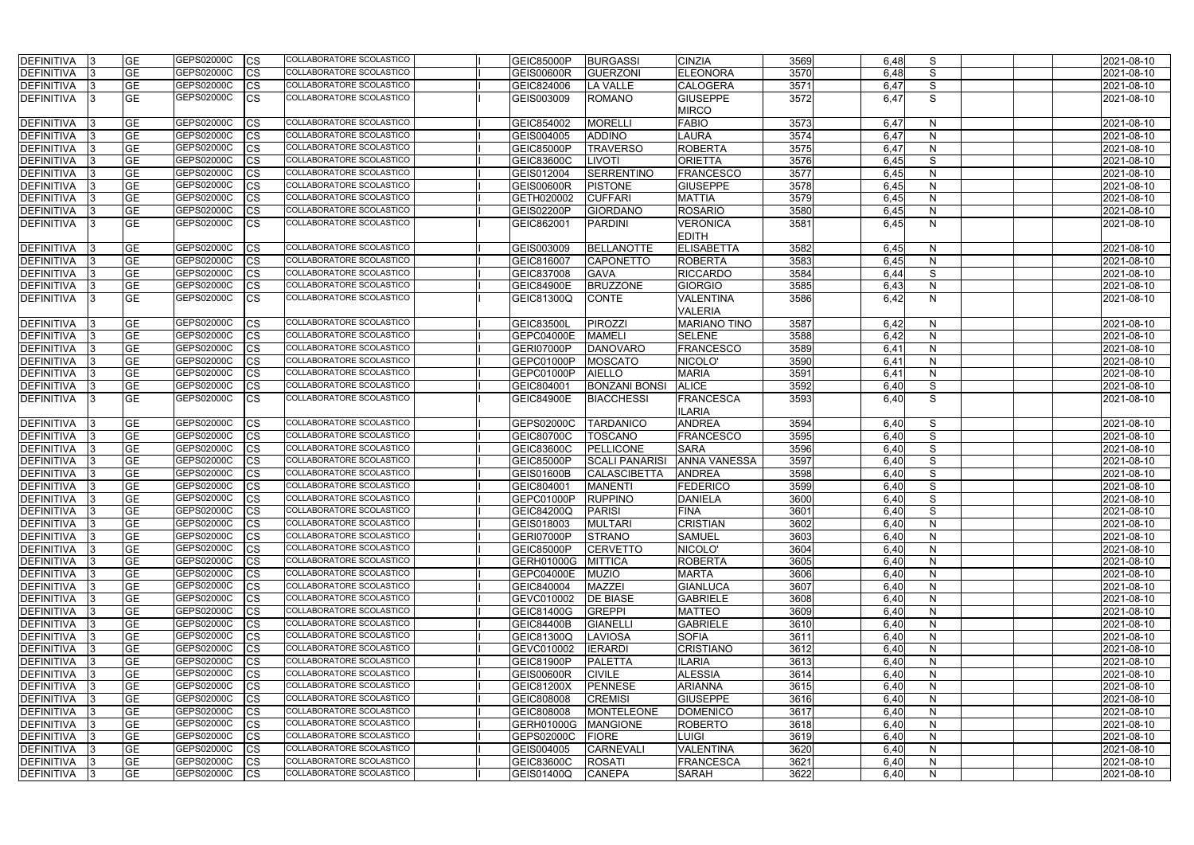| | | | | | | | | | | | | | | | | | | |
|---|---|---|---|---|---|---|---|---|---|---|---|---|---|---|---|---|---|---|
| DEFINITIVA | 3 | GE | GEPS02000C | CS | COLLABORATORE SCOLASTICO | | I | GEIC85000P | BURGASSI | CINZIA | 3569 | | 6,48 | S | | | | 2021-08-10 |
| DEFINITIVA | 3 | GE | GEPS02000C | CS | COLLABORATORE SCOLASTICO | | I | GEIS00600R | GUERZONI | ELEONORA | 3570 | | 6,48 | S | | | | 2021-08-10 |
| DEFINITIVA | 3 | GE | GEPS02000C | CS | COLLABORATORE SCOLASTICO | | I | GEIC824006 | LA VALLE | CALOGERA | 3571 | | 6,47 | S | | | | 2021-08-10 |
| DEFINITIVA | 3 | GE | GEPS02000C | CS | COLLABORATORE SCOLASTICO | | I | GEIS003009 | ROMANO | GIUSEPPE MIRCO | 3572 | | 6,47 | S | | | | 2021-08-10 |
| DEFINITIVA | 3 | GE | GEPS02000C | CS | COLLABORATORE SCOLASTICO | | I | GEIC854002 | MORELLI | FABIO | 3573 | | 6,47 | N | | | | 2021-08-10 |
| DEFINITIVA | 3 | GE | GEPS02000C | CS | COLLABORATORE SCOLASTICO | | I | GEIS004005 | ADDINO | LAURA | 3574 | | 6,47 | N | | | | 2021-08-10 |
| DEFINITIVA | 3 | GE | GEPS02000C | CS | COLLABORATORE SCOLASTICO | | I | GEIC85000P | TRAVERSO | ROBERTA | 3575 | | 6,47 | N | | | | 2021-08-10 |
| DEFINITIVA | 3 | GE | GEPS02000C | CS | COLLABORATORE SCOLASTICO | | I | GEIC83600C | LIVOTI | ORIETTA | 3576 | | 6,45 | S | | | | 2021-08-10 |
| DEFINITIVA | 3 | GE | GEPS02000C | CS | COLLABORATORE SCOLASTICO | | I | GEIS012004 | SERRENTINO | FRANCESCO | 3577 | | 6,45 | N | | | | 2021-08-10 |
| DEFINITIVA | 3 | GE | GEPS02000C | CS | COLLABORATORE SCOLASTICO | | I | GEIS00600R | PISTONE | GIUSEPPE | 3578 | | 6,45 | N | | | | 2021-08-10 |
| DEFINITIVA | 3 | GE | GEPS02000C | CS | COLLABORATORE SCOLASTICO | | I | GETH020002 | CUFFARI | MATTIA | 3579 | | 6,45 | N | | | | 2021-08-10 |
| DEFINITIVA | 3 | GE | GEPS02000C | CS | COLLABORATORE SCOLASTICO | | I | GEIS02200P | GIORDANO | ROSARIO | 3580 | | 6,45 | N | | | | 2021-08-10 |
| DEFINITIVA | 3 | GE | GEPS02000C | CS | COLLABORATORE SCOLASTICO | | I | GEIC862001 | PARDINI | VERONICA EDITH | 3581 | | 6,45 | N | | | | 2021-08-10 |
| DEFINITIVA | 3 | GE | GEPS02000C | CS | COLLABORATORE SCOLASTICO | | I | GEIS003009 | BELLANOTTE | ELISABETTA | 3582 | | 6,45 | N | | | | 2021-08-10 |
| DEFINITIVA | 3 | GE | GEPS02000C | CS | COLLABORATORE SCOLASTICO | | I | GEIC816007 | CAPONETTO | ROBERTA | 3583 | | 6,45 | N | | | | 2021-08-10 |
| DEFINITIVA | 3 | GE | GEPS02000C | CS | COLLABORATORE SCOLASTICO | | I | GEIC837008 | GAVA | RICCARDO | 3584 | | 6,44 | S | | | | 2021-08-10 |
| DEFINITIVA | 3 | GE | GEPS02000C | CS | COLLABORATORE SCOLASTICO | | I | GEIC84900E | BRUZZONE | GIORGIO | 3585 | | 6,43 | N | | | | 2021-08-10 |
| DEFINITIVA | 3 | GE | GEPS02000C | CS | COLLABORATORE SCOLASTICO | | I | GEIC81300Q | CONTE | VALENTINA VALERIA | 3586 | | 6,42 | N | | | | 2021-08-10 |
| DEFINITIVA | 3 | GE | GEPS02000C | CS | COLLABORATORE SCOLASTICO | | I | GEIC83500L | PIROZZI | MARIANO TINO | 3587 | | 6,42 | N | | | | 2021-08-10 |
| DEFINITIVA | 3 | GE | GEPS02000C | CS | COLLABORATORE SCOLASTICO | | I | GEPC04000E | MAMELI | SELENE | 3588 | | 6,42 | N | | | | 2021-08-10 |
| DEFINITIVA | 3 | GE | GEPS02000C | CS | COLLABORATORE SCOLASTICO | | I | GERI07000P | DANOVARO | FRANCESCO | 3589 | | 6,41 | N | | | | 2021-08-10 |
| DEFINITIVA | 3 | GE | GEPS02000C | CS | COLLABORATORE SCOLASTICO | | I | GEPC01000P | MOSCATO | NICOLO' | 3590 | | 6,41 | N | | | | 2021-08-10 |
| DEFINITIVA | 3 | GE | GEPS02000C | CS | COLLABORATORE SCOLASTICO | | I | GEPC01000P | AIELLO | MARIA | 3591 | | 6,41 | N | | | | 2021-08-10 |
| DEFINITIVA | 3 | GE | GEPS02000C | CS | COLLABORATORE SCOLASTICO | | I | GEIC804001 | BONZANI BONSI | ALICE | 3592 | | 6,40 | S | | | | 2021-08-10 |
| DEFINITIVA | 3 | GE | GEPS02000C | CS | COLLABORATORE SCOLASTICO | | I | GEIC84900E | BIACCHESSI | FRANCESCA ILARIA | 3593 | | 6,40 | S | | | | 2021-08-10 |
| DEFINITIVA | 3 | GE | GEPS02000C | CS | COLLABORATORE SCOLASTICO | | I | GEPS02000C | TARDANICO | ANDREA | 3594 | | 6,40 | S | | | | 2021-08-10 |
| DEFINITIVA | 3 | GE | GEPS02000C | CS | COLLABORATORE SCOLASTICO | | I | GEIC80700C | TOSCANO | FRANCESCO | 3595 | | 6,40 | S | | | | 2021-08-10 |
| DEFINITIVA | 3 | GE | GEPS02000C | CS | COLLABORATORE SCOLASTICO | | I | GEIC83600C | PELLICONE | SARA | 3596 | | 6,40 | S | | | | 2021-08-10 |
| DEFINITIVA | 3 | GE | GEPS02000C | CS | COLLABORATORE SCOLASTICO | | I | GEIC85000P | SCALI PANARISI | ANNA VANESSA | 3597 | | 6,40 | S | | | | 2021-08-10 |
| DEFINITIVA | 3 | GE | GEPS02000C | CS | COLLABORATORE SCOLASTICO | | I | GEIS01600B | CALASCIBETTA | ANDREA | 3598 | | 6,40 | S | | | | 2021-08-10 |
| DEFINITIVA | 3 | GE | GEPS02000C | CS | COLLABORATORE SCOLASTICO | | I | GEIC804001 | MANENTI | FEDERICO | 3599 | | 6,40 | S | | | | 2021-08-10 |
| DEFINITIVA | 3 | GE | GEPS02000C | CS | COLLABORATORE SCOLASTICO | | I | GEPC01000P | RUPPINO | DANIELA | 3600 | | 6,40 | S | | | | 2021-08-10 |
| DEFINITIVA | 3 | GE | GEPS02000C | CS | COLLABORATORE SCOLASTICO | | I | GEIC84200Q | PARISI | FINA | 3601 | | 6,40 | S | | | | 2021-08-10 |
| DEFINITIVA | 3 | GE | GEPS02000C | CS | COLLABORATORE SCOLASTICO | | I | GEIS018003 | MULTARI | CRISTIAN | 3602 | | 6,40 | N | | | | 2021-08-10 |
| DEFINITIVA | 3 | GE | GEPS02000C | CS | COLLABORATORE SCOLASTICO | | I | GERI07000P | STRANO | SAMUEL | 3603 | | 6,40 | N | | | | 2021-08-10 |
| DEFINITIVA | 3 | GE | GEPS02000C | CS | COLLABORATORE SCOLASTICO | | I | GEIC85000P | CERVETTO | NICOLO' | 3604 | | 6,40 | N | | | | 2021-08-10 |
| DEFINITIVA | 3 | GE | GEPS02000C | CS | COLLABORATORE SCOLASTICO | | I | GERH01000G | MITTICA | ROBERTA | 3605 | | 6,40 | N | | | | 2021-08-10 |
| DEFINITIVA | 3 | GE | GEPS02000C | CS | COLLABORATORE SCOLASTICO | | I | GEPC04000E | MUZIO | MARTA | 3606 | | 6,40 | N | | | | 2021-08-10 |
| DEFINITIVA | 3 | GE | GEPS02000C | CS | COLLABORATORE SCOLASTICO | | I | GEIC840004 | MAZZEI | GIANLUCA | 3607 | | 6,40 | N | | | | 2021-08-10 |
| DEFINITIVA | 3 | GE | GEPS02000C | CS | COLLABORATORE SCOLASTICO | | I | GEVC010002 | DE BIASE | GABRIELE | 3608 | | 6,40 | N | | | | 2021-08-10 |
| DEFINITIVA | 3 | GE | GEPS02000C | CS | COLLABORATORE SCOLASTICO | | I | GEIC81400G | GREPPI | MATTEO | 3609 | | 6,40 | N | | | | 2021-08-10 |
| DEFINITIVA | 3 | GE | GEPS02000C | CS | COLLABORATORE SCOLASTICO | | I | GEIC84400B | GIANELLI | GABRIELE | 3610 | | 6,40 | N | | | | 2021-08-10 |
| DEFINITIVA | 3 | GE | GEPS02000C | CS | COLLABORATORE SCOLASTICO | | I | GEIC81300Q | LAVIOSA | SOFIA | 3611 | | 6,40 | N | | | | 2021-08-10 |
| DEFINITIVA | 3 | GE | GEPS02000C | CS | COLLABORATORE SCOLASTICO | | I | GEVC010002 | IERARDI | CRISTIANO | 3612 | | 6,40 | N | | | | 2021-08-10 |
| DEFINITIVA | 3 | GE | GEPS02000C | CS | COLLABORATORE SCOLASTICO | | I | GEIC81900P | PALETTA | ILARIA | 3613 | | 6,40 | N | | | | 2021-08-10 |
| DEFINITIVA | 3 | GE | GEPS02000C | CS | COLLABORATORE SCOLASTICO | | I | GEIS00600R | CIVILE | ALESSIA | 3614 | | 6,40 | N | | | | 2021-08-10 |
| DEFINITIVA | 3 | GE | GEPS02000C | CS | COLLABORATORE SCOLASTICO | | I | GEIC81200X | PENNESE | ARIANNA | 3615 | | 6,40 | N | | | | 2021-08-10 |
| DEFINITIVA | 3 | GE | GEPS02000C | CS | COLLABORATORE SCOLASTICO | | I | GEIC808008 | CREMISI | GIUSEPPE | 3616 | | 6,40 | N | | | | 2021-08-10 |
| DEFINITIVA | 3 | GE | GEPS02000C | CS | COLLABORATORE SCOLASTICO | | I | GEIC808008 | MONTELEONE | DOMENICO | 3617 | | 6,40 | N | | | | 2021-08-10 |
| DEFINITIVA | 3 | GE | GEPS02000C | CS | COLLABORATORE SCOLASTICO | | I | GERH01000G | MANGIONE | ROBERTO | 3618 | | 6,40 | N | | | | 2021-08-10 |
| DEFINITIVA | 3 | GE | GEPS02000C | CS | COLLABORATORE SCOLASTICO | | I | GEPS02000C | FIORE | LUIGI | 3619 | | 6,40 | N | | | | 2021-08-10 |
| DEFINITIVA | 3 | GE | GEPS02000C | CS | COLLABORATORE SCOLASTICO | | I | GEIS004005 | CARNEVALI | VALENTINA | 3620 | | 6,40 | N | | | | 2021-08-10 |
| DEFINITIVA | 3 | GE | GEPS02000C | CS | COLLABORATORE SCOLASTICO | | I | GEIC83600C | ROSATI | FRANCESCA | 3621 | | 6,40 | N | | | | 2021-08-10 |
| DEFINITIVA | 3 | GE | GEPS02000C | CS | COLLABORATORE SCOLASTICO | | I | GEIS01400Q | CANEPA | SARAH | 3622 | | 6,40 | N | | | | 2021-08-10 |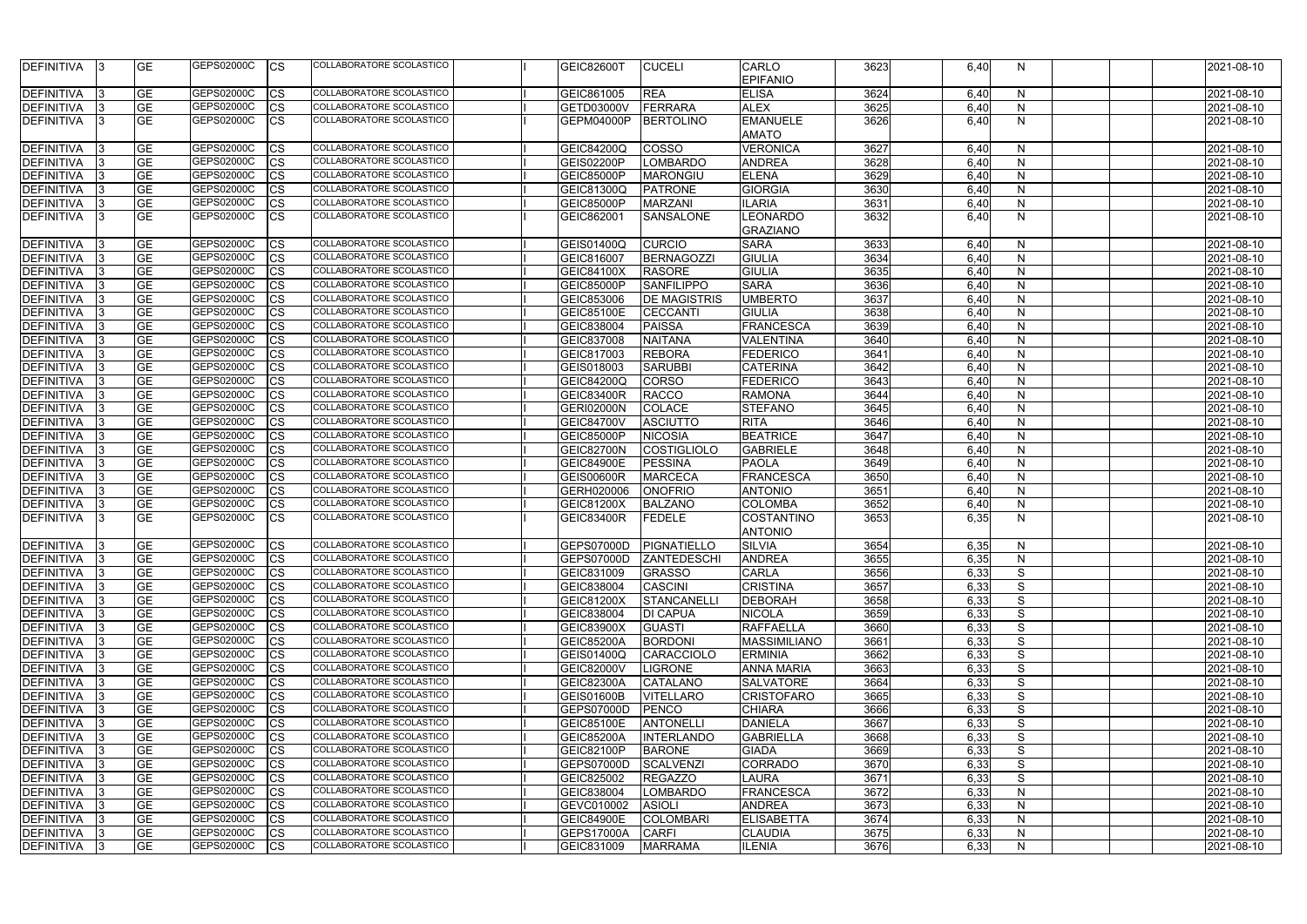| | | | | | | | | | | | | | | | | | | |
|---|---|---|---|---|---|---|---|---|---|---|---|---|---|---|---|---|---|---|
| DEFINITIVA | 3 | GE | GEPS02000C | CS | COLLABORATORE SCOLASTICO | | I | GEIC82600T | CUCELI | CARLO EPIFANIO | 3623 | 6,40 | N | | | | 2021-08-10 |
| DEFINITIVA | 3 | GE | GEPS02000C | CS | COLLABORATORE SCOLASTICO | | I | GEIC861005 | REA | ELISA | 3624 | 6,40 | N | | | | 2021-08-10 |
| DEFINITIVA | 3 | GE | GEPS02000C | CS | COLLABORATORE SCOLASTICO | | I | GETD03000V | FERRARA | ALEX | 3625 | 6,40 | N | | | | 2021-08-10 |
| DEFINITIVA | 3 | GE | GEPS02000C | CS | COLLABORATORE SCOLASTICO | | I | GEPM04000P | BERTOLINO | EMANUELE AMATO | 3626 | 6,40 | N | | | | 2021-08-10 |
| DEFINITIVA | 3 | GE | GEPS02000C | CS | COLLABORATORE SCOLASTICO | | I | GEIC84200Q | COSSO | VERONICA | 3627 | 6,40 | N | | | | 2021-08-10 |
| DEFINITIVA | 3 | GE | GEPS02000C | CS | COLLABORATORE SCOLASTICO | | I | GEIS02200P | LOMBARDO | ANDREA | 3628 | 6,40 | N | | | | 2021-08-10 |
| DEFINITIVA | 3 | GE | GEPS02000C | CS | COLLABORATORE SCOLASTICO | | I | GEIC85000P | MARONGIU | ELENA | 3629 | 6,40 | N | | | | 2021-08-10 |
| DEFINITIVA | 3 | GE | GEPS02000C | CS | COLLABORATORE SCOLASTICO | | I | GEIC81300Q | PATRONE | GIORGIA | 3630 | 6,40 | N | | | | 2021-08-10 |
| DEFINITIVA | 3 | GE | GEPS02000C | CS | COLLABORATORE SCOLASTICO | | I | GEIC85000P | MARZANI | ILARIA | 3631 | 6,40 | N | | | | 2021-08-10 |
| DEFINITIVA | 3 | GE | GEPS02000C | CS | COLLABORATORE SCOLASTICO | | I | GEIC862001 | SANSALONE | LEONARDO GRAZIANO | 3632 | 6,40 | N | | | | 2021-08-10 |
| DEFINITIVA | 3 | GE | GEPS02000C | CS | COLLABORATORE SCOLASTICO | | I | GEIS01400Q | CURCIO | SARA | 3633 | 6,40 | N | | | | 2021-08-10 |
| DEFINITIVA | 3 | GE | GEPS02000C | CS | COLLABORATORE SCOLASTICO | | I | GEIC816007 | BERNAGOZZI | GIULIA | 3634 | 6,40 | N | | | | 2021-08-10 |
| DEFINITIVA | 3 | GE | GEPS02000C | CS | COLLABORATORE SCOLASTICO | | I | GEIC84100X | RASORE | GIULIA | 3635 | 6,40 | N | | | | 2021-08-10 |
| DEFINITIVA | 3 | GE | GEPS02000C | CS | COLLABORATORE SCOLASTICO | | I | GEIC85000P | SANFILIPPO | SARA | 3636 | 6,40 | N | | | | 2021-08-10 |
| DEFINITIVA | 3 | GE | GEPS02000C | CS | COLLABORATORE SCOLASTICO | | I | GEIC853006 | DE MAGISTRIS | UMBERTO | 3637 | 6,40 | N | | | | 2021-08-10 |
| DEFINITIVA | 3 | GE | GEPS02000C | CS | COLLABORATORE SCOLASTICO | | I | GEIC85100E | CECCANTI | GIULIA | 3638 | 6,40 | N | | | | 2021-08-10 |
| DEFINITIVA | 3 | GE | GEPS02000C | CS | COLLABORATORE SCOLASTICO | | I | GEIC838004 | PAISSA | FRANCESCA | 3639 | 6,40 | N | | | | 2021-08-10 |
| DEFINITIVA | 3 | GE | GEPS02000C | CS | COLLABORATORE SCOLASTICO | | I | GEIC837008 | NAITANA | VALENTINA | 3640 | 6,40 | N | | | | 2021-08-10 |
| DEFINITIVA | 3 | GE | GEPS02000C | CS | COLLABORATORE SCOLASTICO | | I | GEIC817003 | REBORA | FEDERICO | 3641 | 6,40 | N | | | | 2021-08-10 |
| DEFINITIVA | 3 | GE | GEPS02000C | CS | COLLABORATORE SCOLASTICO | | I | GEIS018003 | SARUBBI | CATERINA | 3642 | 6,40 | N | | | | 2021-08-10 |
| DEFINITIVA | 3 | GE | GEPS02000C | CS | COLLABORATORE SCOLASTICO | | I | GEIC84200Q | CORSO | FEDERICO | 3643 | 6,40 | N | | | | 2021-08-10 |
| DEFINITIVA | 3 | GE | GEPS02000C | CS | COLLABORATORE SCOLASTICO | | I | GEIC83400R | RACCO | RAMONA | 3644 | 6,40 | N | | | | 2021-08-10 |
| DEFINITIVA | 3 | GE | GEPS02000C | CS | COLLABORATORE SCOLASTICO | | I | GERI02000N | COLACE | STEFANO | 3645 | 6,40 | N | | | | 2021-08-10 |
| DEFINITIVA | 3 | GE | GEPS02000C | CS | COLLABORATORE SCOLASTICO | | I | GEIC84700V | ASCIUTTO | RITA | 3646 | 6,40 | N | | | | 2021-08-10 |
| DEFINITIVA | 3 | GE | GEPS02000C | CS | COLLABORATORE SCOLASTICO | | I | GEIC85000P | NICOSIA | BEATRICE | 3647 | 6,40 | N | | | | 2021-08-10 |
| DEFINITIVA | 3 | GE | GEPS02000C | CS | COLLABORATORE SCOLASTICO | | I | GEIC82700N | COSTIGLIOLO | GABRIELE | 3648 | 6,40 | N | | | | 2021-08-10 |
| DEFINITIVA | 3 | GE | GEPS02000C | CS | COLLABORATORE SCOLASTICO | | I | GEIC84900E | PESSINA | PAOLA | 3649 | 6,40 | N | | | | 2021-08-10 |
| DEFINITIVA | 3 | GE | GEPS02000C | CS | COLLABORATORE SCOLASTICO | | I | GEIS00600R | MARCECA | FRANCESCA | 3650 | 6,40 | N | | | | 2021-08-10 |
| DEFINITIVA | 3 | GE | GEPS02000C | CS | COLLABORATORE SCOLASTICO | | I | GERH020006 | ONOFRIO | ANTONIO | 3651 | 6,40 | N | | | | 2021-08-10 |
| DEFINITIVA | 3 | GE | GEPS02000C | CS | COLLABORATORE SCOLASTICO | | I | GEIC81200X | BALZANO | COLOMBA | 3652 | 6,40 | N | | | | 2021-08-10 |
| DEFINITIVA | 3 | GE | GEPS02000C | CS | COLLABORATORE SCOLASTICO | | I | GEIC83400R | FEDELE | COSTANTINO ANTONIO | 3653 | 6,35 | N | | | | 2021-08-10 |
| DEFINITIVA | 3 | GE | GEPS02000C | CS | COLLABORATORE SCOLASTICO | | I | GEPS07000D | PIGNATIELLO | SILVIA | 3654 | 6,35 | N | | | | 2021-08-10 |
| DEFINITIVA | 3 | GE | GEPS02000C | CS | COLLABORATORE SCOLASTICO | | I | GEPS07000D | ZANTEDESCHI | ANDREA | 3655 | 6,35 | N | | | | 2021-08-10 |
| DEFINITIVA | 3 | GE | GEPS02000C | CS | COLLABORATORE SCOLASTICO | | I | GEIC831009 | GRASSO | CARLA | 3656 | 6,33 | S | | | | 2021-08-10 |
| DEFINITIVA | 3 | GE | GEPS02000C | CS | COLLABORATORE SCOLASTICO | | I | GEIC838004 | CASCINI | CRISTINA | 3657 | 6,33 | S | | | | 2021-08-10 |
| DEFINITIVA | 3 | GE | GEPS02000C | CS | COLLABORATORE SCOLASTICO | | I | GEIC81200X | STANCANELLI | DEBORAH | 3658 | 6,33 | S | | | | 2021-08-10 |
| DEFINITIVA | 3 | GE | GEPS02000C | CS | COLLABORATORE SCOLASTICO | | I | GEIC838004 | DI CAPUA | NICOLA | 3659 | 6,33 | S | | | | 2021-08-10 |
| DEFINITIVA | 3 | GE | GEPS02000C | CS | COLLABORATORE SCOLASTICO | | I | GEIC83900X | GUASTI | RAFFAELLA | 3660 | 6,33 | S | | | | 2021-08-10 |
| DEFINITIVA | 3 | GE | GEPS02000C | CS | COLLABORATORE SCOLASTICO | | I | GEIC85200A | BORDONI | MASSIMILIANO | 3661 | 6,33 | S | | | | 2021-08-10 |
| DEFINITIVA | 3 | GE | GEPS02000C | CS | COLLABORATORE SCOLASTICO | | I | GEIS01400Q | CARACCIOLO | ERMINIA | 3662 | 6,33 | S | | | | 2021-08-10 |
| DEFINITIVA | 3 | GE | GEPS02000C | CS | COLLABORATORE SCOLASTICO | | I | GEIC82000V | LIGRONE | ANNA MARIA | 3663 | 6,33 | S | | | | 2021-08-10 |
| DEFINITIVA | 3 | GE | GEPS02000C | CS | COLLABORATORE SCOLASTICO | | I | GEIC82300A | CATALANO | SALVATORE | 3664 | 6,33 | S | | | | 2021-08-10 |
| DEFINITIVA | 3 | GE | GEPS02000C | CS | COLLABORATORE SCOLASTICO | | I | GEIS01600B | VITELLARO | CRISTOFARO | 3665 | 6,33 | S | | | | 2021-08-10 |
| DEFINITIVA | 3 | GE | GEPS02000C | CS | COLLABORATORE SCOLASTICO | | I | GEPS07000D | PENCO | CHIARA | 3666 | 6,33 | S | | | | 2021-08-10 |
| DEFINITIVA | 3 | GE | GEPS02000C | CS | COLLABORATORE SCOLASTICO | | I | GEIC85100E | ANTONELLI | DANIELA | 3667 | 6,33 | S | | | | 2021-08-10 |
| DEFINITIVA | 3 | GE | GEPS02000C | CS | COLLABORATORE SCOLASTICO | | I | GEIC85200A | INTERLANDO | GABRIELLA | 3668 | 6,33 | S | | | | 2021-08-10 |
| DEFINITIVA | 3 | GE | GEPS02000C | CS | COLLABORATORE SCOLASTICO | | I | GEIC82100P | BARONE | GIADA | 3669 | 6,33 | S | | | | 2021-08-10 |
| DEFINITIVA | 3 | GE | GEPS02000C | CS | COLLABORATORE SCOLASTICO | | I | GEPS07000D | SCALVENZI | CORRADO | 3670 | 6,33 | S | | | | 2021-08-10 |
| DEFINITIVA | 3 | GE | GEPS02000C | CS | COLLABORATORE SCOLASTICO | | I | GEIC825002 | REGAZZO | LAURA | 3671 | 6,33 | S | | | | 2021-08-10 |
| DEFINITIVA | 3 | GE | GEPS02000C | CS | COLLABORATORE SCOLASTICO | | I | GEIC838004 | LOMBARDO | FRANCESCA | 3672 | 6,33 | N | | | | 2021-08-10 |
| DEFINITIVA | 3 | GE | GEPS02000C | CS | COLLABORATORE SCOLASTICO | | I | GEVC010002 | ASIOLI | ANDREA | 3673 | 6,33 | N | | | | 2021-08-10 |
| DEFINITIVA | 3 | GE | GEPS02000C | CS | COLLABORATORE SCOLASTICO | | I | GEIC84900E | COLOMBARI | ELISABETTA | 3674 | 6,33 | N | | | | 2021-08-10 |
| DEFINITIVA | 3 | GE | GEPS02000C | CS | COLLABORATORE SCOLASTICO | | I | GEPS17000A | CARFI | CLAUDIA | 3675 | 6,33 | N | | | | 2021-08-10 |
| DEFINITIVA | 3 | GE | GEPS02000C | CS | COLLABORATORE SCOLASTICO | | I | GEIC831009 | MARRAMA | ILENIA | 3676 | 6,33 | N | | | | 2021-08-10 |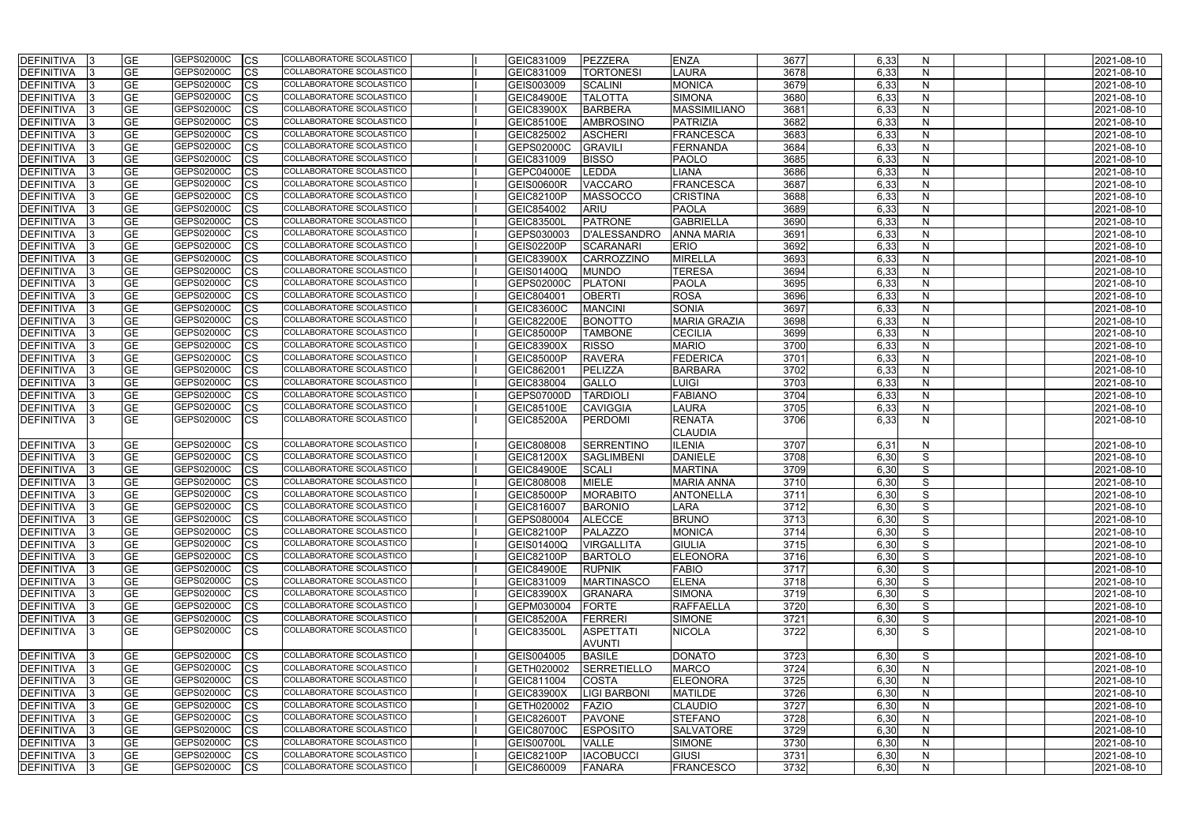| | | | | | | | | | | | | | | | | | |
|---|---|---|---|---|---|---|---|---|---|---|---|---|---|---|---|---|---|
| DEFINITIVA | 3 | GE | GEPS02000C | CS | COLLABORATORE SCOLASTICO | | I | GEIC831009 | PEZZERA | ENZA | 3677 | 6,33 | N | | | | 2021-08-10 |
| DEFINITIVA | 3 | GE | GEPS02000C | CS | COLLABORATORE SCOLASTICO | | I | GEIC831009 | TORTONESI | LAURA | 3678 | 6,33 | N | | | | 2021-08-10 |
| DEFINITIVA | 3 | GE | GEPS02000C | CS | COLLABORATORE SCOLASTICO | | I | GEIS003009 | SCALINI | MONICA | 3679 | 6,33 | N | | | | 2021-08-10 |
| DEFINITIVA | 3 | GE | GEPS02000C | CS | COLLABORATORE SCOLASTICO | | I | GEIC84900E | TALOTTA | SIMONA | 3680 | 6,33 | N | | | | 2021-08-10 |
| DEFINITIVA | 3 | GE | GEPS02000C | CS | COLLABORATORE SCOLASTICO | | I | GEIC83900X | BARBERA | MASSIMILIANO | 3681 | 6,33 | N | | | | 2021-08-10 |
| DEFINITIVA | 3 | GE | GEPS02000C | CS | COLLABORATORE SCOLASTICO | | I | GEIC85100E | AMBROSINO | PATRIZIA | 3682 | 6,33 | N | | | | 2021-08-10 |
| DEFINITIVA | 3 | GE | GEPS02000C | CS | COLLABORATORE SCOLASTICO | | I | GEIC825002 | ASCHERI | FRANCESCA | 3683 | 6,33 | N | | | | 2021-08-10 |
| DEFINITIVA | 3 | GE | GEPS02000C | CS | COLLABORATORE SCOLASTICO | | I | GEPS02000C | GRAVILI | FERNANDA | 3684 | 6,33 | N | | | | 2021-08-10 |
| DEFINITIVA | 3 | GE | GEPS02000C | CS | COLLABORATORE SCOLASTICO | | I | GEIC831009 | BISSO | PAOLO | 3685 | 6,33 | N | | | | 2021-08-10 |
| DEFINITIVA | 3 | GE | GEPS02000C | CS | COLLABORATORE SCOLASTICO | | I | GEPC04000E | LEDDA | LIANA | 3686 | 6,33 | N | | | | 2021-08-10 |
| DEFINITIVA | 3 | GE | GEPS02000C | CS | COLLABORATORE SCOLASTICO | | I | GEIS00600R | VACCARO | FRANCESCA | 3687 | 6,33 | N | | | | 2021-08-10 |
| DEFINITIVA | 3 | GE | GEPS02000C | CS | COLLABORATORE SCOLASTICO | | I | GEIC82100P | MASSOCCO | CRISTINA | 3688 | 6,33 | N | | | | 2021-08-10 |
| DEFINITIVA | 3 | GE | GEPS02000C | CS | COLLABORATORE SCOLASTICO | | I | GEIC854002 | ARIU | PAOLA | 3689 | 6,33 | N | | | | 2021-08-10 |
| DEFINITIVA | 3 | GE | GEPS02000C | CS | COLLABORATORE SCOLASTICO | | I | GEIC83500L | PATRONE | GABRIELLA | 3690 | 6,33 | N | | | | 2021-08-10 |
| DEFINITIVA | 3 | GE | GEPS02000C | CS | COLLABORATORE SCOLASTICO | | I | GEPS030003 | D'ALESSANDRO | ANNA MARIA | 3691 | 6,33 | N | | | | 2021-08-10 |
| DEFINITIVA | 3 | GE | GEPS02000C | CS | COLLABORATORE SCOLASTICO | | I | GEIS02200P | SCARANARI | ERIO | 3692 | 6,33 | N | | | | 2021-08-10 |
| DEFINITIVA | 3 | GE | GEPS02000C | CS | COLLABORATORE SCOLASTICO | | I | GEIC83900X | CARROZZINO | MIRELLA | 3693 | 6,33 | N | | | | 2021-08-10 |
| DEFINITIVA | 3 | GE | GEPS02000C | CS | COLLABORATORE SCOLASTICO | | I | GEIS01400Q | MUNDO | TERESA | 3694 | 6,33 | N | | | | 2021-08-10 |
| DEFINITIVA | 3 | GE | GEPS02000C | CS | COLLABORATORE SCOLASTICO | | I | GEPS02000C | PLATONI | PAOLA | 3695 | 6,33 | N | | | | 2021-08-10 |
| DEFINITIVA | 3 | GE | GEPS02000C | CS | COLLABORATORE SCOLASTICO | | I | GEIC804001 | OBERTI | ROSA | 3696 | 6,33 | N | | | | 2021-08-10 |
| DEFINITIVA | 3 | GE | GEPS02000C | CS | COLLABORATORE SCOLASTICO | | I | GEIC83600C | MANCINI | SONIA | 3697 | 6,33 | N | | | | 2021-08-10 |
| DEFINITIVA | 3 | GE | GEPS02000C | CS | COLLABORATORE SCOLASTICO | | I | GEIC82200E | BONOTTO | MARIA GRAZIA | 3698 | 6,33 | N | | | | 2021-08-10 |
| DEFINITIVA | 3 | GE | GEPS02000C | CS | COLLABORATORE SCOLASTICO | | I | GEIC85000P | TAMBONE | CECILIA | 3699 | 6,33 | N | | | | 2021-08-10 |
| DEFINITIVA | 3 | GE | GEPS02000C | CS | COLLABORATORE SCOLASTICO | | I | GEIC83900X | RISSO | MARIO | 3700 | 6,33 | N | | | | 2021-08-10 |
| DEFINITIVA | 3 | GE | GEPS02000C | CS | COLLABORATORE SCOLASTICO | | I | GEIC85000P | RAVERA | FEDERICA | 3701 | 6,33 | N | | | | 2021-08-10 |
| DEFINITIVA | 3 | GE | GEPS02000C | CS | COLLABORATORE SCOLASTICO | | I | GEIC862001 | PELIZZA | BARBARA | 3702 | 6,33 | N | | | | 2021-08-10 |
| DEFINITIVA | 3 | GE | GEPS02000C | CS | COLLABORATORE SCOLASTICO | | I | GEIC838004 | GALLO | LUIGI | 3703 | 6,33 | N | | | | 2021-08-10 |
| DEFINITIVA | 3 | GE | GEPS02000C | CS | COLLABORATORE SCOLASTICO | | I | GEPS07000D | TARDIOLI | FABIANO | 3704 | 6,33 | N | | | | 2021-08-10 |
| DEFINITIVA | 3 | GE | GEPS02000C | CS | COLLABORATORE SCOLASTICO | | I | GEIC85100E | CAVIGGIA | LAURA | 3705 | 6,33 | N | | | | 2021-08-10 |
| DEFINITIVA | 3 | GE | GEPS02000C | CS | COLLABORATORE SCOLASTICO | | I | GEIC85200A | PERDOMI | RENATA CLAUDIA | 3706 | 6,33 | N | | | | 2021-08-10 |
| DEFINITIVA | 3 | GE | GEPS02000C | CS | COLLABORATORE SCOLASTICO | | I | GEIC808008 | SERRENTINO | ILENIA | 3707 | 6,31 | N | | | | 2021-08-10 |
| DEFINITIVA | 3 | GE | GEPS02000C | CS | COLLABORATORE SCOLASTICO | | I | GEIC81200X | SAGLIMBENI | DANIELE | 3708 | 6,30 | S | | | | 2021-08-10 |
| DEFINITIVA | 3 | GE | GEPS02000C | CS | COLLABORATORE SCOLASTICO | | I | GEIC84900E | SCALI | MARTINA | 3709 | 6,30 | S | | | | 2021-08-10 |
| DEFINITIVA | 3 | GE | GEPS02000C | CS | COLLABORATORE SCOLASTICO | | I | GEIC808008 | MIELE | MARIA ANNA | 3710 | 6,30 | S | | | | 2021-08-10 |
| DEFINITIVA | 3 | GE | GEPS02000C | CS | COLLABORATORE SCOLASTICO | | I | GEIC85000P | MORABITO | ANTONELLA | 3711 | 6,30 | S | | | | 2021-08-10 |
| DEFINITIVA | 3 | GE | GEPS02000C | CS | COLLABORATORE SCOLASTICO | | I | GEIC816007 | BARONIO | LARA | 3712 | 6,30 | S | | | | 2021-08-10 |
| DEFINITIVA | 3 | GE | GEPS02000C | CS | COLLABORATORE SCOLASTICO | | I | GEPS080004 | ALECCE | BRUNO | 3713 | 6,30 | S | | | | 2021-08-10 |
| DEFINITIVA | 3 | GE | GEPS02000C | CS | COLLABORATORE SCOLASTICO | | I | GEIC82100P | PALAZZO | MONICA | 3714 | 6,30 | S | | | | 2021-08-10 |
| DEFINITIVA | 3 | GE | GEPS02000C | CS | COLLABORATORE SCOLASTICO | | I | GEIS01400Q | VIRGALLITA | GIULIA | 3715 | 6,30 | S | | | | 2021-08-10 |
| DEFINITIVA | 3 | GE | GEPS02000C | CS | COLLABORATORE SCOLASTICO | | I | GEIC82100P | BARTOLO | ELEONORA | 3716 | 6,30 | S | | | | 2021-08-10 |
| DEFINITIVA | 3 | GE | GEPS02000C | CS | COLLABORATORE SCOLASTICO | | I | GEIC84900E | RUPNIK | FABIO | 3717 | 6,30 | S | | | | 2021-08-10 |
| DEFINITIVA | 3 | GE | GEPS02000C | CS | COLLABORATORE SCOLASTICO | | I | GEIC831009 | MARTINASCO | ELENA | 3718 | 6,30 | S | | | | 2021-08-10 |
| DEFINITIVA | 3 | GE | GEPS02000C | CS | COLLABORATORE SCOLASTICO | | I | GEIC83900X | GRANARA | SIMONA | 3719 | 6,30 | S | | | | 2021-08-10 |
| DEFINITIVA | 3 | GE | GEPS02000C | CS | COLLABORATORE SCOLASTICO | | I | GEPM030004 | FORTE | RAFFAELLA | 3720 | 6,30 | S | | | | 2021-08-10 |
| DEFINITIVA | 3 | GE | GEPS02000C | CS | COLLABORATORE SCOLASTICO | | I | GEIC85200A | FERRERI | SIMONE | 3721 | 6,30 | S | | | | 2021-08-10 |
| DEFINITIVA | 3 | GE | GEPS02000C | CS | COLLABORATORE SCOLASTICO | | I | GEIC83500L | ASPETTATI AVUNTI | NICOLA | 3722 | 6,30 | S | | | | 2021-08-10 |
| DEFINITIVA | 3 | GE | GEPS02000C | CS | COLLABORATORE SCOLASTICO | | I | GEIS004005 | BASILE | DONATO | 3723 | 6,30 | S | | | | 2021-08-10 |
| DEFINITIVA | 3 | GE | GEPS02000C | CS | COLLABORATORE SCOLASTICO | | I | GETH020002 | SERRETIELLO | MARCO | 3724 | 6,30 | N | | | | 2021-08-10 |
| DEFINITIVA | 3 | GE | GEPS02000C | CS | COLLABORATORE SCOLASTICO | | I | GEIC811004 | COSTA | ELEONORA | 3725 | 6,30 | N | | | | 2021-08-10 |
| DEFINITIVA | 3 | GE | GEPS02000C | CS | COLLABORATORE SCOLASTICO | | I | GEIC83900X | LIGI BARBONI | MATILDE | 3726 | 6,30 | N | | | | 2021-08-10 |
| DEFINITIVA | 3 | GE | GEPS02000C | CS | COLLABORATORE SCOLASTICO | | I | GETH020002 | FAZIO | CLAUDIO | 3727 | 6,30 | N | | | | 2021-08-10 |
| DEFINITIVA | 3 | GE | GEPS02000C | CS | COLLABORATORE SCOLASTICO | | I | GEIC82600T | PAVONE | STEFANO | 3728 | 6,30 | N | | | | 2021-08-10 |
| DEFINITIVA | 3 | GE | GEPS02000C | CS | COLLABORATORE SCOLASTICO | | I | GEIC80700C | ESPOSITO | SALVATORE | 3729 | 6,30 | N | | | | 2021-08-10 |
| DEFINITIVA | 3 | GE | GEPS02000C | CS | COLLABORATORE SCOLASTICO | | I | GEIS00700L | VALLE | SIMONE | 3730 | 6,30 | N | | | | 2021-08-10 |
| DEFINITIVA | 3 | GE | GEPS02000C | CS | COLLABORATORE SCOLASTICO | | I | GEIC82100P | IACOBUCCI | GIUSI | 3731 | 6,30 | N | | | | 2021-08-10 |
| DEFINITIVA | 3 | GE | GEPS02000C | CS | COLLABORATORE SCOLASTICO | | I | GEIC860009 | FANARA | FRANCESCO | 3732 | 6,30 | N | | | | 2021-08-10 |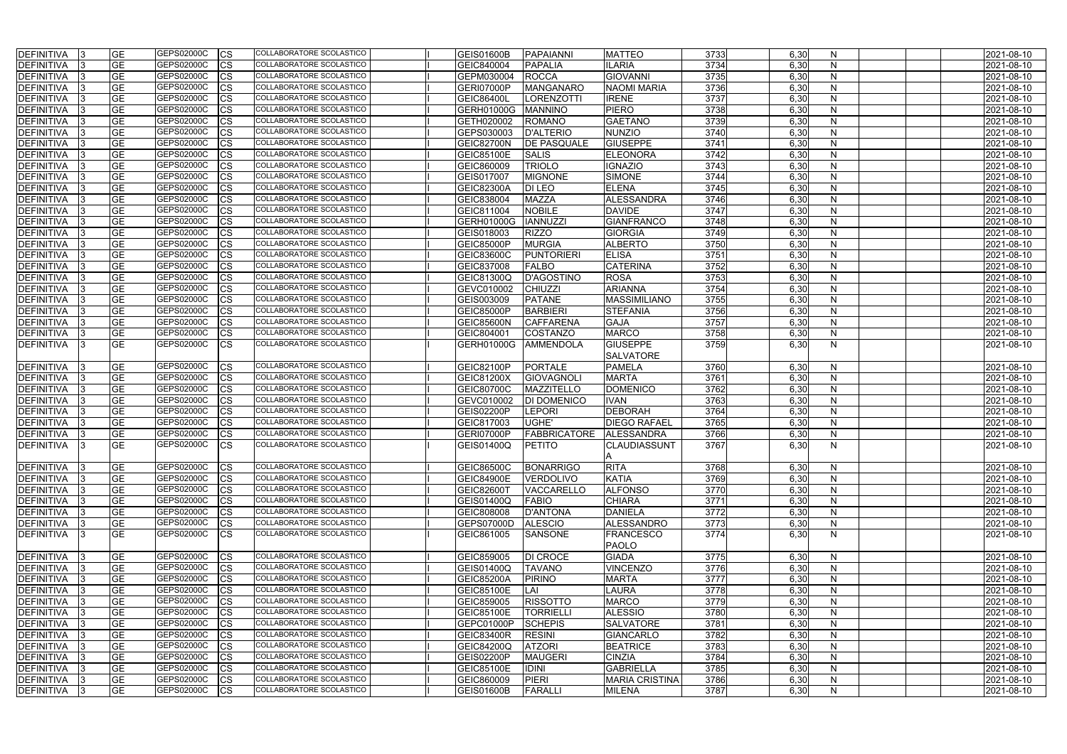| | | | | | | | | | | | | | | | | | | |
|---|---|---|---|---|---|---|---|---|---|---|---|---|---|---|---|---|---|---|
| DEFINITIVA | 3 | GE | GEPS02000C | CS | COLLABORATORE SCOLASTICO | | I | GEIS01600B | PAPAIANNI | MATTEO | 3733 | | 6,30 | N | | | | 2021-08-10 |
| DEFINITIVA | 3 | GE | GEPS02000C | CS | COLLABORATORE SCOLASTICO | | I | GEIC840004 | PAPALIA | ILARIA | 3734 | | 6,30 | N | | | | 2021-08-10 |
| DEFINITIVA | 3 | GE | GEPS02000C | CS | COLLABORATORE SCOLASTICO | | I | GEPM030004 | ROCCA | GIOVANNI | 3735 | | 6,30 | N | | | | 2021-08-10 |
| DEFINITIVA | 3 | GE | GEPS02000C | CS | COLLABORATORE SCOLASTICO | | I | GERI07000P | MANGANARO | NAOMI MARIA | 3736 | | 6,30 | N | | | | 2021-08-10 |
| DEFINITIVA | 3 | GE | GEPS02000C | CS | COLLABORATORE SCOLASTICO | | I | GEIC86400L | LORENZOTTI | IRENE | 3737 | | 6,30 | N | | | | 2021-08-10 |
| DEFINITIVA | 3 | GE | GEPS02000C | CS | COLLABORATORE SCOLASTICO | | I | GERH01000G | MANNINO | PIERO | 3738 | | 6,30 | N | | | | 2021-08-10 |
| DEFINITIVA | 3 | GE | GEPS02000C | CS | COLLABORATORE SCOLASTICO | | I | GETH020002 | ROMANO | GAETANO | 3739 | | 6,30 | N | | | | 2021-08-10 |
| DEFINITIVA | 3 | GE | GEPS02000C | CS | COLLABORATORE SCOLASTICO | | I | GEPS030003 | D'ALTERIO | NUNZIO | 3740 | | 6,30 | N | | | | 2021-08-10 |
| DEFINITIVA | 3 | GE | GEPS02000C | CS | COLLABORATORE SCOLASTICO | | I | GEIC82700N | DE PASQUALE | GIUSEPPE | 3741 | | 6,30 | N | | | | 2021-08-10 |
| DEFINITIVA | 3 | GE | GEPS02000C | CS | COLLABORATORE SCOLASTICO | | I | GEIC85100E | SALIS | ELEONORA | 3742 | | 6,30 | N | | | | 2021-08-10 |
| DEFINITIVA | 3 | GE | GEPS02000C | CS | COLLABORATORE SCOLASTICO | | I | GEIC860009 | TRIOLO | IGNAZIO | 3743 | | 6,30 | N | | | | 2021-08-10 |
| DEFINITIVA | 3 | GE | GEPS02000C | CS | COLLABORATORE SCOLASTICO | | I | GEIS017007 | MIGNONE | SIMONE | 3744 | | 6,30 | N | | | | 2021-08-10 |
| DEFINITIVA | 3 | GE | GEPS02000C | CS | COLLABORATORE SCOLASTICO | | I | GEIC82300A | DI LEO | ELENA | 3745 | | 6,30 | N | | | | 2021-08-10 |
| DEFINITIVA | 3 | GE | GEPS02000C | CS | COLLABORATORE SCOLASTICO | | I | GEIC838004 | MAZZA | ALESSANDRA | 3746 | | 6,30 | N | | | | 2021-08-10 |
| DEFINITIVA | 3 | GE | GEPS02000C | CS | COLLABORATORE SCOLASTICO | | I | GEIC811004 | NOBILE | DAVIDE | 3747 | | 6,30 | N | | | | 2021-08-10 |
| DEFINITIVA | 3 | GE | GEPS02000C | CS | COLLABORATORE SCOLASTICO | | I | GERH01000G | IANNUZZI | GIANFRANCO | 3748 | | 6,30 | N | | | | 2021-08-10 |
| DEFINITIVA | 3 | GE | GEPS02000C | CS | COLLABORATORE SCOLASTICO | | I | GEIS018003 | RIZZO | GIORGIA | 3749 | | 6,30 | N | | | | 2021-08-10 |
| DEFINITIVA | 3 | GE | GEPS02000C | CS | COLLABORATORE SCOLASTICO | | I | GEIC85000P | MURGIA | ALBERTO | 3750 | | 6,30 | N | | | | 2021-08-10 |
| DEFINITIVA | 3 | GE | GEPS02000C | CS | COLLABORATORE SCOLASTICO | | I | GEIC83600C | PUNTORIERI | ELISA | 3751 | | 6,30 | N | | | | 2021-08-10 |
| DEFINITIVA | 3 | GE | GEPS02000C | CS | COLLABORATORE SCOLASTICO | | I | GEIC837008 | FALBO | CATERINA | 3752 | | 6,30 | N | | | | 2021-08-10 |
| DEFINITIVA | 3 | GE | GEPS02000C | CS | COLLABORATORE SCOLASTICO | | I | GEIC81300Q | D'AGOSTINO | ROSA | 3753 | | 6,30 | N | | | | 2021-08-10 |
| DEFINITIVA | 3 | GE | GEPS02000C | CS | COLLABORATORE SCOLASTICO | | I | GEVC010002 | CHIUZZI | ARIANNA | 3754 | | 6,30 | N | | | | 2021-08-10 |
| DEFINITIVA | 3 | GE | GEPS02000C | CS | COLLABORATORE SCOLASTICO | | I | GEIS003009 | PATANE | MASSIMILIANO | 3755 | | 6,30 | N | | | | 2021-08-10 |
| DEFINITIVA | 3 | GE | GEPS02000C | CS | COLLABORATORE SCOLASTICO | | I | GEIC85000P | BARBIERI | STEFANIA | 3756 | | 6,30 | N | | | | 2021-08-10 |
| DEFINITIVA | 3 | GE | GEPS02000C | CS | COLLABORATORE SCOLASTICO | | I | GEIC85600N | CAFFARENA | GAJA | 3757 | | 6,30 | N | | | | 2021-08-10 |
| DEFINITIVA | 3 | GE | GEPS02000C | CS | COLLABORATORE SCOLASTICO | | I | GEIC804001 | COSTANZO | MARCO | 3758 | | 6,30 | N | | | | 2021-08-10 |
| DEFINITIVA | 3 | GE | GEPS02000C | CS | COLLABORATORE SCOLASTICO | | I | GERH01000G | AMMENDOLA | GIUSEPPE SALVATORE | 3759 | | 6,30 | N | | | | 2021-08-10 |
| DEFINITIVA | 3 | GE | GEPS02000C | CS | COLLABORATORE SCOLASTICO | | I | GEIC82100P | PORTALE | PAMELA | 3760 | | 6,30 | N | | | | 2021-08-10 |
| DEFINITIVA | 3 | GE | GEPS02000C | CS | COLLABORATORE SCOLASTICO | | I | GEIC81200X | GIOVAGNOLI | MARTA | 3761 | | 6,30 | N | | | | 2021-08-10 |
| DEFINITIVA | 3 | GE | GEPS02000C | CS | COLLABORATORE SCOLASTICO | | I | GEIC80700C | MAZZITELLO | DOMENICO | 3762 | | 6,30 | N | | | | 2021-08-10 |
| DEFINITIVA | 3 | GE | GEPS02000C | CS | COLLABORATORE SCOLASTICO | | I | GEVC010002 | DI DOMENICO | IVAN | 3763 | | 6,30 | N | | | | 2021-08-10 |
| DEFINITIVA | 3 | GE | GEPS02000C | CS | COLLABORATORE SCOLASTICO | | I | GEIS02200P | LEPORI | DEBORAH | 3764 | | 6,30 | N | | | | 2021-08-10 |
| DEFINITIVA | 3 | GE | GEPS02000C | CS | COLLABORATORE SCOLASTICO | | I | GEIC817003 | UGHE' | DIEGO RAFAEL | 3765 | | 6,30 | N | | | | 2021-08-10 |
| DEFINITIVA | 3 | GE | GEPS02000C | CS | COLLABORATORE SCOLASTICO | | I | GERI07000P | FABBRICATORE | ALESSANDRA | 3766 | | 6,30 | N | | | | 2021-08-10 |
| DEFINITIVA | 3 | GE | GEPS02000C | CS | COLLABORATORE SCOLASTICO | | I | GEIS01400Q | PETITO | CLAUDIASSUNTA | 3767 | | 6,30 | N | | | | 2021-08-10 |
| DEFINITIVA | 3 | GE | GEPS02000C | CS | COLLABORATORE SCOLASTICO | | I | GEIC86500C | BONARRIGO | RITA | 3768 | | 6,30 | N | | | | 2021-08-10 |
| DEFINITIVA | 3 | GE | GEPS02000C | CS | COLLABORATORE SCOLASTICO | | I | GEIC84900E | VERDOLIVO | KATIA | 3769 | | 6,30 | N | | | | 2021-08-10 |
| DEFINITIVA | 3 | GE | GEPS02000C | CS | COLLABORATORE SCOLASTICO | | I | GEIC82600T | VACCARELLO | ALFONSO | 3770 | | 6,30 | N | | | | 2021-08-10 |
| DEFINITIVA | 3 | GE | GEPS02000C | CS | COLLABORATORE SCOLASTICO | | I | GEIS01400Q | FABIO | CHIARA | 3771 | | 6,30 | N | | | | 2021-08-10 |
| DEFINITIVA | 3 | GE | GEPS02000C | CS | COLLABORATORE SCOLASTICO | | I | GEIC808008 | D'ANTONA | DANIELA | 3772 | | 6,30 | N | | | | 2021-08-10 |
| DEFINITIVA | 3 | GE | GEPS02000C | CS | COLLABORATORE SCOLASTICO | | I | GEPS07000D | ALESCIO | ALESSANDRO | 3773 | | 6,30 | N | | | | 2021-08-10 |
| DEFINITIVA | 3 | GE | GEPS02000C | CS | COLLABORATORE SCOLASTICO | | I | GEIC861005 | SANSONE | FRANCESCO PAOLO | 3774 | | 6,30 | N | | | | 2021-08-10 |
| DEFINITIVA | 3 | GE | GEPS02000C | CS | COLLABORATORE SCOLASTICO | | I | GEIC859005 | DI CROCE | GIADA | 3775 | | 6,30 | N | | | | 2021-08-10 |
| DEFINITIVA | 3 | GE | GEPS02000C | CS | COLLABORATORE SCOLASTICO | | I | GEIS01400Q | TAVANO | VINCENZO | 3776 | | 6,30 | N | | | | 2021-08-10 |
| DEFINITIVA | 3 | GE | GEPS02000C | CS | COLLABORATORE SCOLASTICO | | I | GEIC85200A | PIRINO | MARTA | 3777 | | 6,30 | N | | | | 2021-08-10 |
| DEFINITIVA | 3 | GE | GEPS02000C | CS | COLLABORATORE SCOLASTICO | | I | GEIC85100E | LAI | LAURA | 3778 | | 6,30 | N | | | | 2021-08-10 |
| DEFINITIVA | 3 | GE | GEPS02000C | CS | COLLABORATORE SCOLASTICO | | I | GEIC859005 | RISSOTTO | MARCO | 3779 | | 6,30 | N | | | | 2021-08-10 |
| DEFINITIVA | 3 | GE | GEPS02000C | CS | COLLABORATORE SCOLASTICO | | I | GEIC85100E | TORRIELLI | ALESSIO | 3780 | | 6,30 | N | | | | 2021-08-10 |
| DEFINITIVA | 3 | GE | GEPS02000C | CS | COLLABORATORE SCOLASTICO | | I | GEPC01000P | SCHEPIS | SALVATORE | 3781 | | 6,30 | N | | | | 2021-08-10 |
| DEFINITIVA | 3 | GE | GEPS02000C | CS | COLLABORATORE SCOLASTICO | | I | GEIC83400R | RESINI | GIANCARLO | 3782 | | 6,30 | N | | | | 2021-08-10 |
| DEFINITIVA | 3 | GE | GEPS02000C | CS | COLLABORATORE SCOLASTICO | | I | GEIC84200Q | ATZORI | BEATRICE | 3783 | | 6,30 | N | | | | 2021-08-10 |
| DEFINITIVA | 3 | GE | GEPS02000C | CS | COLLABORATORE SCOLASTICO | | I | GEIS02200P | MAUGERI | CINZIA | 3784 | | 6,30 | N | | | | 2021-08-10 |
| DEFINITIVA | 3 | GE | GEPS02000C | CS | COLLABORATORE SCOLASTICO | | I | GEIC85100E | IDINI | GABRIELLA | 3785 | | 6,30 | N | | | | 2021-08-10 |
| DEFINITIVA | 3 | GE | GEPS02000C | CS | COLLABORATORE SCOLASTICO | | I | GEIC860009 | PIERI | MARIA CRISTINA | 3786 | | 6,30 | N | | | | 2021-08-10 |
| DEFINITIVA | 3 | GE | GEPS02000C | CS | COLLABORATORE SCOLASTICO | | I | GEIS01600B | FARALLI | MILENA | 3787 | | 6,30 | N | | | | 2021-08-10 |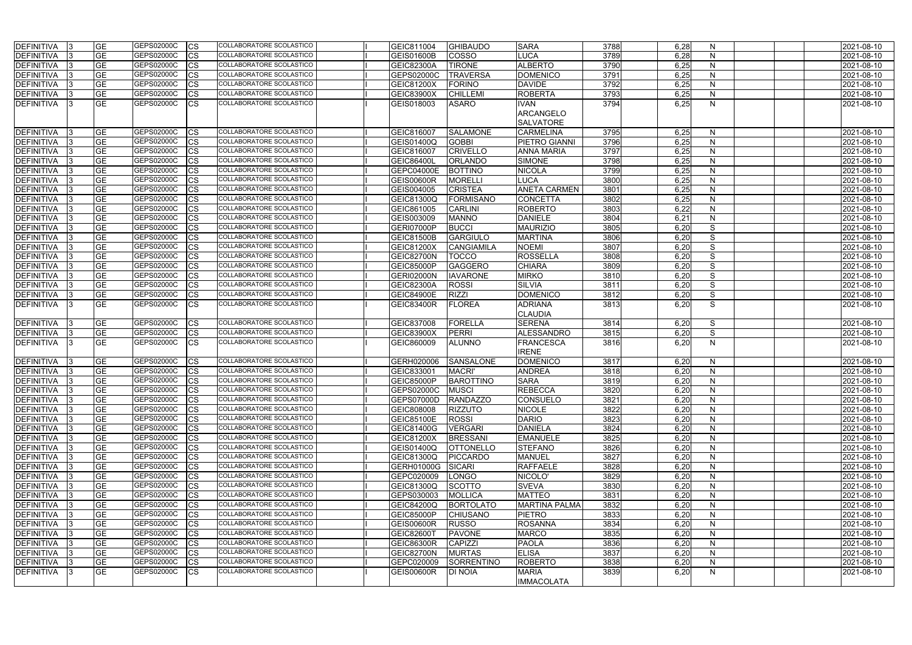| | | | | | | | | | | | | | | | | | | | | |
|---|---|---|---|---|---|---|---|---|---|---|---|---|---|---|---|---|---|---|---|---|
| DEFINITIVA | 3 | GE | GEPS02000C | CS | COLLABORATORE SCOLASTICO | | I | GEIC811004 | GHIBAUDO | SARA | 3788 | | 6,28 | N | | | | | 2021-08-10 |
| DEFINITIVA | 3 | GE | GEPS02000C | CS | COLLABORATORE SCOLASTICO | | I | GEIS01600B | COSSO | LUCA | 3789 | | 6,28 | N | | | | | 2021-08-10 |
| DEFINITIVA | 3 | GE | GEPS02000C | CS | COLLABORATORE SCOLASTICO | | I | GEIC82300A | TIRONE | ALBERTO | 3790 | | 6,25 | N | | | | | 2021-08-10 |
| DEFINITIVA | 3 | GE | GEPS02000C | CS | COLLABORATORE SCOLASTICO | | I | GEPS02000C | TRAVERSA | DOMENICO | 3791 | | 6,25 | N | | | | | 2021-08-10 |
| DEFINITIVA | 3 | GE | GEPS02000C | CS | COLLABORATORE SCOLASTICO | | I | GEIC81200X | FORINO | DAVIDE | 3792 | | 6,25 | N | | | | | 2021-08-10 |
| DEFINITIVA | 3 | GE | GEPS02000C | CS | COLLABORATORE SCOLASTICO | | I | GEIC83900X | CHILLEMI | ROBERTA | 3793 | | 6,25 | N | | | | | 2021-08-10 |
| DEFINITIVA | 3 | GE | GEPS02000C | CS | COLLABORATORE SCOLASTICO | | I | GEIS018003 | ASARO | IVAN ARCANGELO SALVATORE | 3794 | | 6,25 | N | | | | | 2021-08-10 |
| DEFINITIVA | 3 | GE | GEPS02000C | CS | COLLABORATORE SCOLASTICO | | I | GEIC816007 | SALAMONE | CARMELINA | 3795 | | 6,25 | N | | | | | 2021-08-10 |
| DEFINITIVA | 3 | GE | GEPS02000C | CS | COLLABORATORE SCOLASTICO | | I | GEIS01400Q | GOBBI | PIETRO GIANNI | 3796 | | 6,25 | N | | | | | 2021-08-10 |
| DEFINITIVA | 3 | GE | GEPS02000C | CS | COLLABORATORE SCOLASTICO | | I | GEIC816007 | CRIVELLO | ANNA MARIA | 3797 | | 6,25 | N | | | | | 2021-08-10 |
| DEFINITIVA | 3 | GE | GEPS02000C | CS | COLLABORATORE SCOLASTICO | | I | GEIC86400L | ORLANDO | SIMONE | 3798 | | 6,25 | N | | | | | 2021-08-10 |
| DEFINITIVA | 3 | GE | GEPS02000C | CS | COLLABORATORE SCOLASTICO | | I | GEPC04000E | BOTTINO | NICOLA | 3799 | | 6,25 | N | | | | | 2021-08-10 |
| DEFINITIVA | 3 | GE | GEPS02000C | CS | COLLABORATORE SCOLASTICO | | I | GEIS00600R | MORELLI | LUCA | 3800 | | 6,25 | N | | | | | 2021-08-10 |
| DEFINITIVA | 3 | GE | GEPS02000C | CS | COLLABORATORE SCOLASTICO | | I | GEIS004005 | CRISTEA | ANETA CARMEN | 3801 | | 6,25 | N | | | | | 2021-08-10 |
| DEFINITIVA | 3 | GE | GEPS02000C | CS | COLLABORATORE SCOLASTICO | | I | GEIC81300Q | FORMISANO | CONCETTA | 3802 | | 6,25 | N | | | | | 2021-08-10 |
| DEFINITIVA | 3 | GE | GEPS02000C | CS | COLLABORATORE SCOLASTICO | | I | GEIC861005 | CARLINI | ROBERTO | 3803 | | 6,22 | N | | | | | 2021-08-10 |
| DEFINITIVA | 3 | GE | GEPS02000C | CS | COLLABORATORE SCOLASTICO | | I | GEIS003009 | MANNO | DANIELE | 3804 | | 6,21 | N | | | | | 2021-08-10 |
| DEFINITIVA | 3 | GE | GEPS02000C | CS | COLLABORATORE SCOLASTICO | | I | GERI07000P | BUCCI | MAURIZIO | 3805 | | 6,20 | S | | | | | 2021-08-10 |
| DEFINITIVA | 3 | GE | GEPS02000C | CS | COLLABORATORE SCOLASTICO | | I | GEIC81500B | GARGIULO | MARTINA | 3806 | | 6,20 | S | | | | | 2021-08-10 |
| DEFINITIVA | 3 | GE | GEPS02000C | CS | COLLABORATORE SCOLASTICO | | I | GEIC81200X | CANGIAMILA | NOEMI | 3807 | | 6,20 | S | | | | | 2021-08-10 |
| DEFINITIVA | 3 | GE | GEPS02000C | CS | COLLABORATORE SCOLASTICO | | I | GEIC82700N | TOCCO | ROSSELLA | 3808 | | 6,20 | S | | | | | 2021-08-10 |
| DEFINITIVA | 3 | GE | GEPS02000C | CS | COLLABORATORE SCOLASTICO | | I | GEIC85000P | GAGGERO | CHIARA | 3809 | | 6,20 | S | | | | | 2021-08-10 |
| DEFINITIVA | 3 | GE | GEPS02000C | CS | COLLABORATORE SCOLASTICO | | I | GERI02000N | IAVARONE | MIRKO | 3810 | | 6,20 | S | | | | | 2021-08-10 |
| DEFINITIVA | 3 | GE | GEPS02000C | CS | COLLABORATORE SCOLASTICO | | I | GEIC82300A | ROSSI | SILVIA | 3811 | | 6,20 | S | | | | | 2021-08-10 |
| DEFINITIVA | 3 | GE | GEPS02000C | CS | COLLABORATORE SCOLASTICO | | I | GEIC84900E | RIZZI | DOMENICO | 3812 | | 6,20 | S | | | | | 2021-08-10 |
| DEFINITIVA | 3 | GE | GEPS02000C | CS | COLLABORATORE SCOLASTICO | | I | GEIC83400R | FLOREA | ADRIANA CLAUDIA | 3813 | | 6,20 | S | | | | | 2021-08-10 |
| DEFINITIVA | 3 | GE | GEPS02000C | CS | COLLABORATORE SCOLASTICO | | I | GEIC837008 | FORELLA | SERENA | 3814 | | 6,20 | S | | | | | 2021-08-10 |
| DEFINITIVA | 3 | GE | GEPS02000C | CS | COLLABORATORE SCOLASTICO | | I | GEIC83900X | PERRI | ALESSANDRO | 3815 | | 6,20 | S | | | | | 2021-08-10 |
| DEFINITIVA | 3 | GE | GEPS02000C | CS | COLLABORATORE SCOLASTICO | | I | GEIC860009 | ALUNNO | FRANCESCA IRENE | 3816 | | 6,20 | N | | | | | 2021-08-10 |
| DEFINITIVA | 3 | GE | GEPS02000C | CS | COLLABORATORE SCOLASTICO | | I | GERH020006 | SANSALONE | DOMENICO | 3817 | | 6,20 | N | | | | | 2021-08-10 |
| DEFINITIVA | 3 | GE | GEPS02000C | CS | COLLABORATORE SCOLASTICO | | I | GEIC833001 | MACRI' | ANDREA | 3818 | | 6,20 | N | | | | | 2021-08-10 |
| DEFINITIVA | 3 | GE | GEPS02000C | CS | COLLABORATORE SCOLASTICO | | I | GEIC85000P | BAROTTINO | SARA | 3819 | | 6,20 | N | | | | | 2021-08-10 |
| DEFINITIVA | 3 | GE | GEPS02000C | CS | COLLABORATORE SCOLASTICO | | I | GEPS02000C | MUSCI | REBECCA | 3820 | | 6,20 | N | | | | | 2021-08-10 |
| DEFINITIVA | 3 | GE | GEPS02000C | CS | COLLABORATORE SCOLASTICO | | I | GEPS07000D | RANDAZZO | CONSUELO | 3821 | | 6,20 | N | | | | | 2021-08-10 |
| DEFINITIVA | 3 | GE | GEPS02000C | CS | COLLABORATORE SCOLASTICO | | I | GEIC808008 | RIZZUTO | NICOLE | 3822 | | 6,20 | N | | | | | 2021-08-10 |
| DEFINITIVA | 3 | GE | GEPS02000C | CS | COLLABORATORE SCOLASTICO | | I | GEIC85100E | ROSSI | DARIO | 3823 | | 6,20 | N | | | | | 2021-08-10 |
| DEFINITIVA | 3 | GE | GEPS02000C | CS | COLLABORATORE SCOLASTICO | | I | GEIC81400G | VERGARI | DANIELA | 3824 | | 6,20 | N | | | | | 2021-08-10 |
| DEFINITIVA | 3 | GE | GEPS02000C | CS | COLLABORATORE SCOLASTICO | | I | GEIC81200X | BRESSANI | EMANUELE | 3825 | | 6,20 | N | | | | | 2021-08-10 |
| DEFINITIVA | 3 | GE | GEPS02000C | CS | COLLABORATORE SCOLASTICO | | I | GEIS01400Q | OTTONELLO | STEFANO | 3826 | | 6,20 | N | | | | | 2021-08-10 |
| DEFINITIVA | 3 | GE | GEPS02000C | CS | COLLABORATORE SCOLASTICO | | I | GEIC81300Q | PICCARDO | MANUEL | 3827 | | 6,20 | N | | | | | 2021-08-10 |
| DEFINITIVA | 3 | GE | GEPS02000C | CS | COLLABORATORE SCOLASTICO | | I | GERH01000G | SICARI | RAFFAELE | 3828 | | 6,20 | N | | | | | 2021-08-10 |
| DEFINITIVA | 3 | GE | GEPS02000C | CS | COLLABORATORE SCOLASTICO | | I | GEPC020009 | LONGO | NICOLO' | 3829 | | 6,20 | N | | | | | 2021-08-10 |
| DEFINITIVA | 3 | GE | GEPS02000C | CS | COLLABORATORE SCOLASTICO | | I | GEIC81300Q | SCOTTO | SVEVA | 3830 | | 6,20 | N | | | | | 2021-08-10 |
| DEFINITIVA | 3 | GE | GEPS02000C | CS | COLLABORATORE SCOLASTICO | | I | GEPS030003 | MOLLICA | MATTEO | 3831 | | 6,20 | N | | | | | 2021-08-10 |
| DEFINITIVA | 3 | GE | GEPS02000C | CS | COLLABORATORE SCOLASTICO | | I | GEIC84200Q | BORTOLATO | MARTINA PALMA | 3832 | | 6,20 | N | | | | | 2021-08-10 |
| DEFINITIVA | 3 | GE | GEPS02000C | CS | COLLABORATORE SCOLASTICO | | I | GEIC85000P | CHIUSANO | PIETRO | 3833 | | 6,20 | N | | | | | 2021-08-10 |
| DEFINITIVA | 3 | GE | GEPS02000C | CS | COLLABORATORE SCOLASTICO | | I | GEIS00600R | RUSSO | ROSANNA | 3834 | | 6,20 | N | | | | | 2021-08-10 |
| DEFINITIVA | 3 | GE | GEPS02000C | CS | COLLABORATORE SCOLASTICO | | I | GEIC82600T | PAVONE | MARCO | 3835 | | 6,20 | N | | | | | 2021-08-10 |
| DEFINITIVA | 3 | GE | GEPS02000C | CS | COLLABORATORE SCOLASTICO | | I | GEIC86300R | CAPIZZI | PAOLA | 3836 | | 6,20 | N | | | | | 2021-08-10 |
| DEFINITIVA | 3 | GE | GEPS02000C | CS | COLLABORATORE SCOLASTICO | | I | GEIC82700N | MURTAS | ELISA | 3837 | | 6,20 | N | | | | | 2021-08-10 |
| DEFINITIVA | 3 | GE | GEPS02000C | CS | COLLABORATORE SCOLASTICO | | I | GEPC020009 | SORRENTINO | ROBERTO | 3838 | | 6,20 | N | | | | | 2021-08-10 |
| DEFINITIVA | 3 | GE | GEPS02000C | CS | COLLABORATORE SCOLASTICO | | I | GEIS00600R | DI NOIA | MARIA IMMACOLATA | 3839 | | 6,20 | N | | | | | 2021-08-10 |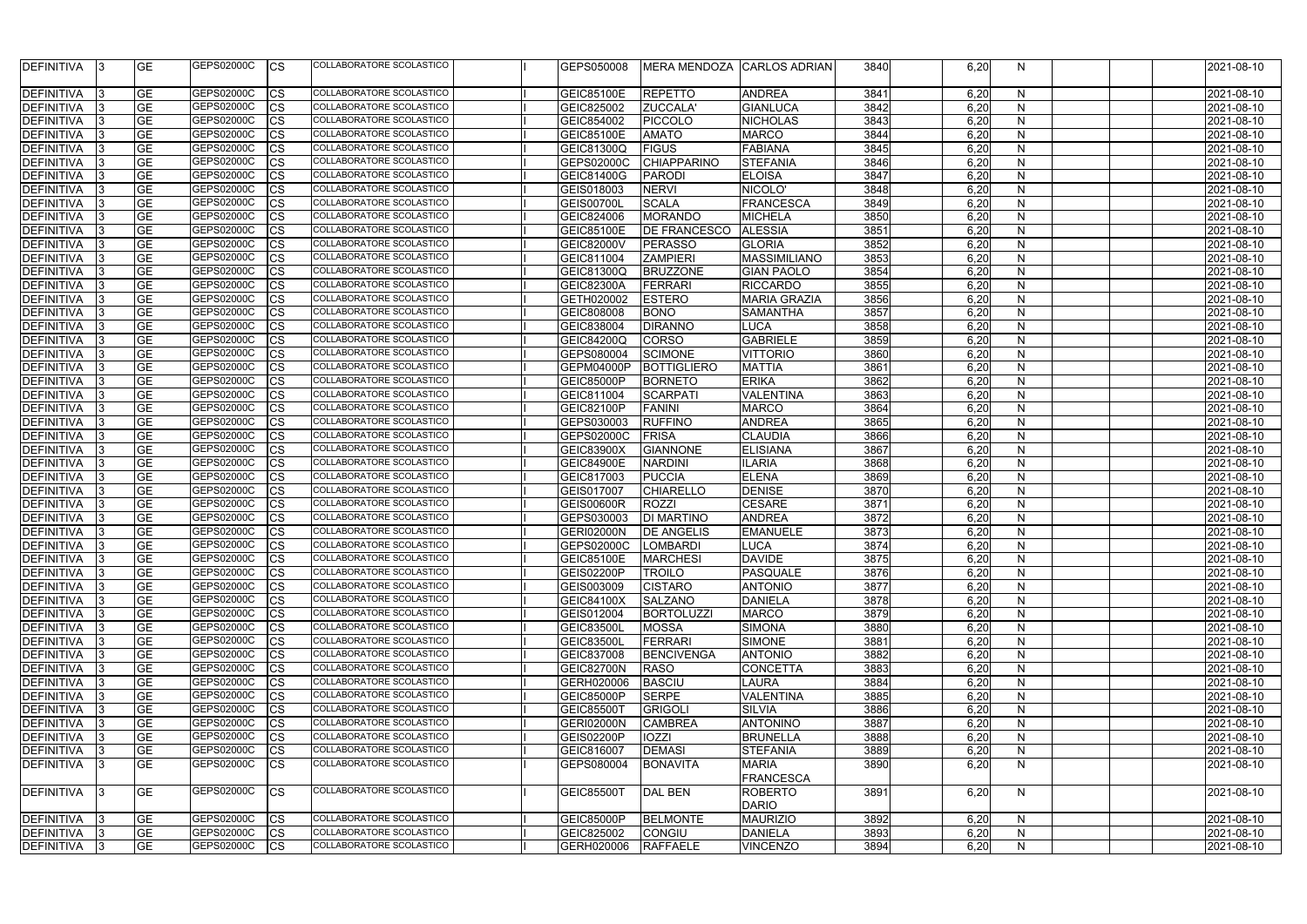| | | | | | | | | | | | | | | | | | |
|---|---|---|---|---|---|---|---|---|---|---|---|---|---|---|---|---|---|
| DEFINITIVA | 3 | GE | GEPS02000C | CS | COLLABORATORE SCOLASTICO | | I | GEPS050008 | MERA MENDOZA | CARLOS ADRIAN | 3840 | 6,20 | N | | | | 2021-08-10 |
| DEFINITIVA | 3 | GE | GEPS02000C | CS | COLLABORATORE SCOLASTICO | | I | GEIC85100E | REPETTO | ANDREA | 3841 | 6,20 | N | | | | 2021-08-10 |
| DEFINITIVA | 3 | GE | GEPS02000C | CS | COLLABORATORE SCOLASTICO | | I | GEIC825002 | ZUCCALA' | GIANLUCA | 3842 | 6,20 | N | | | | 2021-08-10 |
| DEFINITIVA | 3 | GE | GEPS02000C | CS | COLLABORATORE SCOLASTICO | | I | GEIC854002 | PICCOLO | NICHOLAS | 3843 | 6,20 | N | | | | 2021-08-10 |
| DEFINITIVA | 3 | GE | GEPS02000C | CS | COLLABORATORE SCOLASTICO | | I | GEIC85100E | AMATO | MARCO | 3844 | 6,20 | N | | | | 2021-08-10 |
| DEFINITIVA | 3 | GE | GEPS02000C | CS | COLLABORATORE SCOLASTICO | | I | GEIC81300Q | FIGUS | FABIANA | 3845 | 6,20 | N | | | | 2021-08-10 |
| DEFINITIVA | 3 | GE | GEPS02000C | CS | COLLABORATORE SCOLASTICO | | I | GEPS02000C | CHIAPPARINO | STEFANIA | 3846 | 6,20 | N | | | | 2021-08-10 |
| DEFINITIVA | 3 | GE | GEPS02000C | CS | COLLABORATORE SCOLASTICO | | I | GEIC81400G | PARODI | ELOISA | 3847 | 6,20 | N | | | | 2021-08-10 |
| DEFINITIVA | 3 | GE | GEPS02000C | CS | COLLABORATORE SCOLASTICO | | I | GEIS018003 | NERVI | NICOLO' | 3848 | 6,20 | N | | | | 2021-08-10 |
| DEFINITIVA | 3 | GE | GEPS02000C | CS | COLLABORATORE SCOLASTICO | | I | GEIS00700L | SCALA | FRANCESCA | 3849 | 6,20 | N | | | | 2021-08-10 |
| DEFINITIVA | 3 | GE | GEPS02000C | CS | COLLABORATORE SCOLASTICO | | I | GEIC824006 | MORANDO | MICHELA | 3850 | 6,20 | N | | | | 2021-08-10 |
| DEFINITIVA | 3 | GE | GEPS02000C | CS | COLLABORATORE SCOLASTICO | | I | GEIC85100E | DE FRANCESCO | ALESSIA | 3851 | 6,20 | N | | | | 2021-08-10 |
| DEFINITIVA | 3 | GE | GEPS02000C | CS | COLLABORATORE SCOLASTICO | | I | GEIC82000V | PERASSO | GLORIA | 3852 | 6,20 | N | | | | 2021-08-10 |
| DEFINITIVA | 3 | GE | GEPS02000C | CS | COLLABORATORE SCOLASTICO | | I | GEIC811004 | ZAMPIERI | MASSIMILIANO | 3853 | 6,20 | N | | | | 2021-08-10 |
| DEFINITIVA | 3 | GE | GEPS02000C | CS | COLLABORATORE SCOLASTICO | | I | GEIC81300Q | BRUZZONE | GIAN PAOLO | 3854 | 6,20 | N | | | | 2021-08-10 |
| DEFINITIVA | 3 | GE | GEPS02000C | CS | COLLABORATORE SCOLASTICO | | I | GEIC82300A | FERRARI | RICCARDO | 3855 | 6,20 | N | | | | 2021-08-10 |
| DEFINITIVA | 3 | GE | GEPS02000C | CS | COLLABORATORE SCOLASTICO | | I | GETH020002 | ESTERO | MARIA GRAZIA | 3856 | 6,20 | N | | | | 2021-08-10 |
| DEFINITIVA | 3 | GE | GEPS02000C | CS | COLLABORATORE SCOLASTICO | | I | GEIC808008 | BONO | SAMANTHA | 3857 | 6,20 | N | | | | 2021-08-10 |
| DEFINITIVA | 3 | GE | GEPS02000C | CS | COLLABORATORE SCOLASTICO | | I | GEIC838004 | DIRANNO | LUCA | 3858 | 6,20 | N | | | | 2021-08-10 |
| DEFINITIVA | 3 | GE | GEPS02000C | CS | COLLABORATORE SCOLASTICO | | I | GEIC84200Q | CORSO | GABRIELE | 3859 | 6,20 | N | | | | 2021-08-10 |
| DEFINITIVA | 3 | GE | GEPS02000C | CS | COLLABORATORE SCOLASTICO | | I | GEPS080004 | SCIMONE | VITTORIO | 3860 | 6,20 | N | | | | 2021-08-10 |
| DEFINITIVA | 3 | GE | GEPS02000C | CS | COLLABORATORE SCOLASTICO | | I | GEPM04000P | BOTTIGLIERO | MATTIA | 3861 | 6,20 | N | | | | 2021-08-10 |
| DEFINITIVA | 3 | GE | GEPS02000C | CS | COLLABORATORE SCOLASTICO | | I | GEIC85000P | BORNETO | ERIKA | 3862 | 6,20 | N | | | | 2021-08-10 |
| DEFINITIVA | 3 | GE | GEPS02000C | CS | COLLABORATORE SCOLASTICO | | I | GEIC811004 | SCARPATI | VALENTINA | 3863 | 6,20 | N | | | | 2021-08-10 |
| DEFINITIVA | 3 | GE | GEPS02000C | CS | COLLABORATORE SCOLASTICO | | I | GEIC82100P | FANINI | MARCO | 3864 | 6,20 | N | | | | 2021-08-10 |
| DEFINITIVA | 3 | GE | GEPS02000C | CS | COLLABORATORE SCOLASTICO | | I | GEPS030003 | RUFFINO | ANDREA | 3865 | 6,20 | N | | | | 2021-08-10 |
| DEFINITIVA | 3 | GE | GEPS02000C | CS | COLLABORATORE SCOLASTICO | | I | GEPS02000C | FRISA | CLAUDIA | 3866 | 6,20 | N | | | | 2021-08-10 |
| DEFINITIVA | 3 | GE | GEPS02000C | CS | COLLABORATORE SCOLASTICO | | I | GEIC83900X | GIANNONE | ELISIANA | 3867 | 6,20 | N | | | | 2021-08-10 |
| DEFINITIVA | 3 | GE | GEPS02000C | CS | COLLABORATORE SCOLASTICO | | I | GEIC84900E | NARDINI | ILARIA | 3868 | 6,20 | N | | | | 2021-08-10 |
| DEFINITIVA | 3 | GE | GEPS02000C | CS | COLLABORATORE SCOLASTICO | | I | GEIC817003 | PUCCIA | ELENA | 3869 | 6,20 | N | | | | 2021-08-10 |
| DEFINITIVA | 3 | GE | GEPS02000C | CS | COLLABORATORE SCOLASTICO | | I | GEIS017007 | CHIARELLO | DENISE | 3870 | 6,20 | N | | | | 2021-08-10 |
| DEFINITIVA | 3 | GE | GEPS02000C | CS | COLLABORATORE SCOLASTICO | | I | GEIS00600R | ROZZI | CESARE | 3871 | 6,20 | N | | | | 2021-08-10 |
| DEFINITIVA | 3 | GE | GEPS02000C | CS | COLLABORATORE SCOLASTICO | | I | GEPS030003 | DI MARTINO | ANDREA | 3872 | 6,20 | N | | | | 2021-08-10 |
| DEFINITIVA | 3 | GE | GEPS02000C | CS | COLLABORATORE SCOLASTICO | | I | GERI02000N | DE ANGELIS | EMANUELE | 3873 | 6,20 | N | | | | 2021-08-10 |
| DEFINITIVA | 3 | GE | GEPS02000C | CS | COLLABORATORE SCOLASTICO | | I | GEPS02000C | LOMBARDI | LUCA | 3874 | 6,20 | N | | | | 2021-08-10 |
| DEFINITIVA | 3 | GE | GEPS02000C | CS | COLLABORATORE SCOLASTICO | | I | GEIC85100E | MARCHESI | DAVIDE | 3875 | 6,20 | N | | | | 2021-08-10 |
| DEFINITIVA | 3 | GE | GEPS02000C | CS | COLLABORATORE SCOLASTICO | | I | GEIS02200P | TROILO | PASQUALE | 3876 | 6,20 | N | | | | 2021-08-10 |
| DEFINITIVA | 3 | GE | GEPS02000C | CS | COLLABORATORE SCOLASTICO | | I | GEIS003009 | CISTARO | ANTONIO | 3877 | 6,20 | N | | | | 2021-08-10 |
| DEFINITIVA | 3 | GE | GEPS02000C | CS | COLLABORATORE SCOLASTICO | | I | GEIC84100X | SALZANO | DANIELA | 3878 | 6,20 | N | | | | 2021-08-10 |
| DEFINITIVA | 3 | GE | GEPS02000C | CS | COLLABORATORE SCOLASTICO | | I | GEIS012004 | BORTOLUZZI | MARCO | 3879 | 6,20 | N | | | | 2021-08-10 |
| DEFINITIVA | 3 | GE | GEPS02000C | CS | COLLABORATORE SCOLASTICO | | I | GEIC83500L | MOSSA | SIMONA | 3880 | 6,20 | N | | | | 2021-08-10 |
| DEFINITIVA | 3 | GE | GEPS02000C | CS | COLLABORATORE SCOLASTICO | | I | GEIC83500L | FERRARI | SIMONE | 3881 | 6,20 | N | | | | 2021-08-10 |
| DEFINITIVA | 3 | GE | GEPS02000C | CS | COLLABORATORE SCOLASTICO | | I | GEIC837008 | BENCIVENGA | ANTONIO | 3882 | 6,20 | N | | | | 2021-08-10 |
| DEFINITIVA | 3 | GE | GEPS02000C | CS | COLLABORATORE SCOLASTICO | | I | GEIC82700N | RASO | CONCETTA | 3883 | 6,20 | N | | | | 2021-08-10 |
| DEFINITIVA | 3 | GE | GEPS02000C | CS | COLLABORATORE SCOLASTICO | | I | GERH020006 | BASCIU | LAURA | 3884 | 6,20 | N | | | | 2021-08-10 |
| DEFINITIVA | 3 | GE | GEPS02000C | CS | COLLABORATORE SCOLASTICO | | I | GEIC85000P | SERPE | VALENTINA | 3885 | 6,20 | N | | | | 2021-08-10 |
| DEFINITIVA | 3 | GE | GEPS02000C | CS | COLLABORATORE SCOLASTICO | | I | GEIC85500T | GRIGOLI | SILVIA | 3886 | 6,20 | N | | | | 2021-08-10 |
| DEFINITIVA | 3 | GE | GEPS02000C | CS | COLLABORATORE SCOLASTICO | | I | GERI02000N | CAMBREA | ANTONINO | 3887 | 6,20 | N | | | | 2021-08-10 |
| DEFINITIVA | 3 | GE | GEPS02000C | CS | COLLABORATORE SCOLASTICO | | I | GEIS02200P | IOZZI | BRUNELLA | 3888 | 6,20 | N | | | | 2021-08-10 |
| DEFINITIVA | 3 | GE | GEPS02000C | CS | COLLABORATORE SCOLASTICO | | I | GEIC816007 | DEMASI | STEFANIA | 3889 | 6,20 | N | | | | 2021-08-10 |
| DEFINITIVA | 3 | GE | GEPS02000C | CS | COLLABORATORE SCOLASTICO | | I | GEPS080004 | BONAVITA | MARIA FRANCESCA | 3890 | 6,20 | N | | | | 2021-08-10 |
| DEFINITIVA | 3 | GE | GEPS02000C | CS | COLLABORATORE SCOLASTICO | | I | GEIC85500T | DAL BEN | ROBERTO DARIO | 3891 | 6,20 | N | | | | 2021-08-10 |
| DEFINITIVA | 3 | GE | GEPS02000C | CS | COLLABORATORE SCOLASTICO | | I | GEIC85000P | BELMONTE | MAURIZIO | 3892 | 6,20 | N | | | | 2021-08-10 |
| DEFINITIVA | 3 | GE | GEPS02000C | CS | COLLABORATORE SCOLASTICO | | I | GEIC825002 | CONGIU | DANIELA | 3893 | 6,20 | N | | | | 2021-08-10 |
| DEFINITIVA | 3 | GE | GEPS02000C | CS | COLLABORATORE SCOLASTICO | | I | GERH020006 | RAFFAELE | VINCENZO | 3894 | 6,20 | N | | | | 2021-08-10 |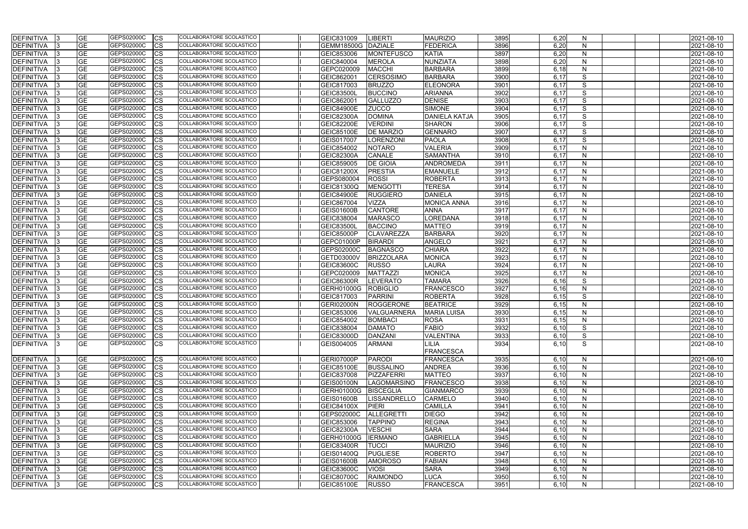| | | | | | | | | | | | | | | | | | |
|---|---|---|---|---|---|---|---|---|---|---|---|---|---|---|---|---|---|
| DEFINITIVA | 3 | GE | GEPS02000C | CS | COLLABORATORE SCOLASTICO | | I | GEIC831009 | LIBERTI | MAURIZIO | 3895 | 6,20 | N | | | | 2021-08-10 |
| DEFINITIVA | 3 | GE | GEPS02000C | CS | COLLABORATORE SCOLASTICO | | I | GEMM18500G | DAZIALE | FEDERICA | 3896 | 6,20 | N | | | | 2021-08-10 |
| DEFINITIVA | 3 | GE | GEPS02000C | CS | COLLABORATORE SCOLASTICO | | I | GEIC853006 | MONTEFUSCO | KATIA | 3897 | 6,20 | N | | | | 2021-08-10 |
| DEFINITIVA | 3 | GE | GEPS02000C | CS | COLLABORATORE SCOLASTICO | | I | GEIC840004 | MEROLA | NUNZIATA | 3898 | 6,20 | N | | | | 2021-08-10 |
| DEFINITIVA | 3 | GE | GEPS02000C | CS | COLLABORATORE SCOLASTICO | | I | GEPC020009 | MACCHI | BARBARA | 3899 | 6,18 | N | | | | 2021-08-10 |
| DEFINITIVA | 3 | GE | GEPS02000C | CS | COLLABORATORE SCOLASTICO | | I | GEIC862001 | CERSOSIMO | BARBARA | 3900 | 6,17 | S | | | | 2021-08-10 |
| DEFINITIVA | 3 | GE | GEPS02000C | CS | COLLABORATORE SCOLASTICO | | I | GEIC817003 | BRUZZO | ELEONORA | 3901 | 6,17 | S | | | | 2021-08-10 |
| DEFINITIVA | 3 | GE | GEPS02000C | CS | COLLABORATORE SCOLASTICO | | I | GEIC83500L | BUCCINO | ARIANNA | 3902 | 6,17 | S | | | | 2021-08-10 |
| DEFINITIVA | 3 | GE | GEPS02000C | CS | COLLABORATORE SCOLASTICO | | I | GEIC862001 | GALLUZZO | DENISE | 3903 | 6,17 | S | | | | 2021-08-10 |
| DEFINITIVA | 3 | GE | GEPS02000C | CS | COLLABORATORE SCOLASTICO | | I | GEIC84900E | ZUCCO | SIMONE | 3904 | 6,17 | S | | | | 2021-08-10 |
| DEFINITIVA | 3 | GE | GEPS02000C | CS | COLLABORATORE SCOLASTICO | | I | GEIC82300A | DOMINA | DANIELA KATJA | 3905 | 6,17 | S | | | | 2021-08-10 |
| DEFINITIVA | 3 | GE | GEPS02000C | CS | COLLABORATORE SCOLASTICO | | I | GEIC82200E | VERDINI | SHARON | 3906 | 6,17 | S | | | | 2021-08-10 |
| DEFINITIVA | 3 | GE | GEPS02000C | CS | COLLABORATORE SCOLASTICO | | I | GEIC85100E | DE MARZIO | GENNARO | 3907 | 6,17 | S | | | | 2021-08-10 |
| DEFINITIVA | 3 | GE | GEPS02000C | CS | COLLABORATORE SCOLASTICO | | I | GEIS017007 | LORENZONI | PAOLA | 3908 | 6,17 | S | | | | 2021-08-10 |
| DEFINITIVA | 3 | GE | GEPS02000C | CS | COLLABORATORE SCOLASTICO | | I | GEIC854002 | NOTARO | VALERIA | 3909 | 6,17 | N | | | | 2021-08-10 |
| DEFINITIVA | 3 | GE | GEPS02000C | CS | COLLABORATORE SCOLASTICO | | I | GEIC82300A | CANALE | SAMANTHA | 3910 | 6,17 | N | | | | 2021-08-10 |
| DEFINITIVA | 3 | GE | GEPS02000C | CS | COLLABORATORE SCOLASTICO | | I | GEIC859005 | DE GIOIA | ANDROMEDA | 3911 | 6,17 | N | | | | 2021-08-10 |
| DEFINITIVA | 3 | GE | GEPS02000C | CS | COLLABORATORE SCOLASTICO | | I | GEIC81200X | PRESTIA | EMANUELE | 3912 | 6,17 | N | | | | 2021-08-10 |
| DEFINITIVA | 3 | GE | GEPS02000C | CS | COLLABORATORE SCOLASTICO | | I | GEPS080004 | ROSSI | ROBERTA | 3913 | 6,17 | N | | | | 2021-08-10 |
| DEFINITIVA | 3 | GE | GEPS02000C | CS | COLLABORATORE SCOLASTICO | | I | GEIC81300Q | MENGOTTI | TERESA | 3914 | 6,17 | N | | | | 2021-08-10 |
| DEFINITIVA | 3 | GE | GEPS02000C | CS | COLLABORATORE SCOLASTICO | | I | GEIC84900E | RUGGIERO | DANIELA | 3915 | 6,17 | N | | | | 2021-08-10 |
| DEFINITIVA | 3 | GE | GEPS02000C | CS | COLLABORATORE SCOLASTICO | | I | GEIC867004 | VIZZA | MONICA ANNA | 3916 | 6,17 | N | | | | 2021-08-10 |
| DEFINITIVA | 3 | GE | GEPS02000C | CS | COLLABORATORE SCOLASTICO | | I | GEIS01600B | CANTORE | ANNA | 3917 | 6,17 | N | | | | 2021-08-10 |
| DEFINITIVA | 3 | GE | GEPS02000C | CS | COLLABORATORE SCOLASTICO | | I | GEIC838004 | MARASCO | LOREDANA | 3918 | 6,17 | N | | | | 2021-08-10 |
| DEFINITIVA | 3 | GE | GEPS02000C | CS | COLLABORATORE SCOLASTICO | | I | GEIC83500L | BACCINO | MATTEO | 3919 | 6,17 | N | | | | 2021-08-10 |
| DEFINITIVA | 3 | GE | GEPS02000C | CS | COLLABORATORE SCOLASTICO | | I | GEIC85000P | CLAVAREZZA | BARBARA | 3920 | 6,17 | N | | | | 2021-08-10 |
| DEFINITIVA | 3 | GE | GEPS02000C | CS | COLLABORATORE SCOLASTICO | | I | GEPC01000P | BIRARDI | ANGELO | 3921 | 6,17 | N | | | | 2021-08-10 |
| DEFINITIVA | 3 | GE | GEPS02000C | CS | COLLABORATORE SCOLASTICO | | I | GEPS02000C | BAGNASCO | CHIARA | 3922 | 6,17 | N | | | | 2021-08-10 |
| DEFINITIVA | 3 | GE | GEPS02000C | CS | COLLABORATORE SCOLASTICO | | I | GETD03000V | BRIZZOLARA | MONICA | 3923 | 6,17 | N | | | | 2021-08-10 |
| DEFINITIVA | 3 | GE | GEPS02000C | CS | COLLABORATORE SCOLASTICO | | I | GEIC83600C | RUSSO | LAURA | 3924 | 6,17 | N | | | | 2021-08-10 |
| DEFINITIVA | 3 | GE | GEPS02000C | CS | COLLABORATORE SCOLASTICO | | I | GEPC020009 | MATTAZZI | MONICA | 3925 | 6,17 | N | | | | 2021-08-10 |
| DEFINITIVA | 3 | GE | GEPS02000C | CS | COLLABORATORE SCOLASTICO | | I | GEIC86300R | LEVERATO | TAMARA | 3926 | 6,16 | S | | | | 2021-08-10 |
| DEFINITIVA | 3 | GE | GEPS02000C | CS | COLLABORATORE SCOLASTICO | | I | GERH01000G | ROBIGLIO | FRANCESCO | 3927 | 6,16 | N | | | | 2021-08-10 |
| DEFINITIVA | 3 | GE | GEPS02000C | CS | COLLABORATORE SCOLASTICO | | I | GEIC817003 | PARRINI | ROBERTA | 3928 | 6,15 | S | | | | 2021-08-10 |
| DEFINITIVA | 3 | GE | GEPS02000C | CS | COLLABORATORE SCOLASTICO | | I | GERI02000N | ROGGERONE | BEATRICE | 3929 | 6,15 | N | | | | 2021-08-10 |
| DEFINITIVA | 3 | GE | GEPS02000C | CS | COLLABORATORE SCOLASTICO | | I | GEIC853006 | VALGUARNERA | MARIA LUISA | 3930 | 6,15 | N | | | | 2021-08-10 |
| DEFINITIVA | 3 | GE | GEPS02000C | CS | COLLABORATORE SCOLASTICO | | I | GEIC854002 | BOMBACI | ROSA | 3931 | 6,15 | N | | | | 2021-08-10 |
| DEFINITIVA | 3 | GE | GEPS02000C | CS | COLLABORATORE SCOLASTICO | | I | GEIC838004 | DAMATO | FABIO | 3932 | 6,10 | S | | | | 2021-08-10 |
| DEFINITIVA | 3 | GE | GEPS02000C | CS | COLLABORATORE SCOLASTICO | | I | GEIC83000D | DANZANI | VALENTINA | 3933 | 6,10 | S | | | | 2021-08-10 |
| DEFINITIVA | 3 | GE | GEPS02000C | CS | COLLABORATORE SCOLASTICO | | I | GEIS004005 | ARMANI | LILIA FRANCESCA | 3934 | 6,10 | S | | | | 2021-08-10 |
| DEFINITIVA | 3 | GE | GEPS02000C | CS | COLLABORATORE SCOLASTICO | | I | GERI07000P | PARODI | FRANCESCA | 3935 | 6,10 | N | | | | 2021-08-10 |
| DEFINITIVA | 3 | GE | GEPS02000C | CS | COLLABORATORE SCOLASTICO | | I | GEIC85100E | BUSSALINO | ANDREA | 3936 | 6,10 | N | | | | 2021-08-10 |
| DEFINITIVA | 3 | GE | GEPS02000C | CS | COLLABORATORE SCOLASTICO | | I | GEIC837008 | PIZZAFERRI | MATTEO | 3937 | 6,10 | N | | | | 2021-08-10 |
| DEFINITIVA | 3 | GE | GEPS02000C | CS | COLLABORATORE SCOLASTICO | | I | GEIS00100N | LAGOMARSINO | FRANCESCO | 3938 | 6,10 | N | | | | 2021-08-10 |
| DEFINITIVA | 3 | GE | GEPS02000C | CS | COLLABORATORE SCOLASTICO | | I | GERH01000G | BISCEGLIA | GIANMARCO | 3939 | 6,10 | N | | | | 2021-08-10 |
| DEFINITIVA | 3 | GE | GEPS02000C | CS | COLLABORATORE SCOLASTICO | | I | GEIS01600B | LISSANDRELLO | CARMELO | 3940 | 6,10 | N | | | | 2021-08-10 |
| DEFINITIVA | 3 | GE | GEPS02000C | CS | COLLABORATORE SCOLASTICO | | I | GEIC84100X | PIERI | CAMILLA | 3941 | 6,10 | N | | | | 2021-08-10 |
| DEFINITIVA | 3 | GE | GEPS02000C | CS | COLLABORATORE SCOLASTICO | | I | GEPS02000C | ALLEGRETTI | DIEGO | 3942 | 6,10 | N | | | | 2021-08-10 |
| DEFINITIVA | 3 | GE | GEPS02000C | CS | COLLABORATORE SCOLASTICO | | I | GEIC853006 | TAPPINO | REGINA | 3943 | 6,10 | N | | | | 2021-08-10 |
| DEFINITIVA | 3 | GE | GEPS02000C | CS | COLLABORATORE SCOLASTICO | | I | GEIC82300A | VESCHI | SARA | 3944 | 6,10 | N | | | | 2021-08-10 |
| DEFINITIVA | 3 | GE | GEPS02000C | CS | COLLABORATORE SCOLASTICO | | I | GERH01000G | IERMANO | GABRIELLA | 3945 | 6,10 | N | | | | 2021-08-10 |
| DEFINITIVA | 3 | GE | GEPS02000C | CS | COLLABORATORE SCOLASTICO | | I | GEIC83400R | TUCCI | MAURIZIO | 3946 | 6,10 | N | | | | 2021-08-10 |
| DEFINITIVA | 3 | GE | GEPS02000C | CS | COLLABORATORE SCOLASTICO | | I | GEIS01400Q | PUGLIESE | ROBERTO | 3947 | 6,10 | N | | | | 2021-08-10 |
| DEFINITIVA | 3 | GE | GEPS02000C | CS | COLLABORATORE SCOLASTICO | | I | GEIS01600B | AMOROSO | FABIAN | 3948 | 6,10 | N | | | | 2021-08-10 |
| DEFINITIVA | 3 | GE | GEPS02000C | CS | COLLABORATORE SCOLASTICO | | I | GEIC83600C | VIOSI | SARA | 3949 | 6,10 | N | | | | 2021-08-10 |
| DEFINITIVA | 3 | GE | GEPS02000C | CS | COLLABORATORE SCOLASTICO | | I | GEIC80700C | RAIMONDO | LUCA | 3950 | 6,10 | N | | | | 2021-08-10 |
| DEFINITIVA | 3 | GE | GEPS02000C | CS | COLLABORATORE SCOLASTICO | | I | GEIC85100E | RUSSO | FRANCESCA | 3951 | 6,10 | N | | | | 2021-08-10 |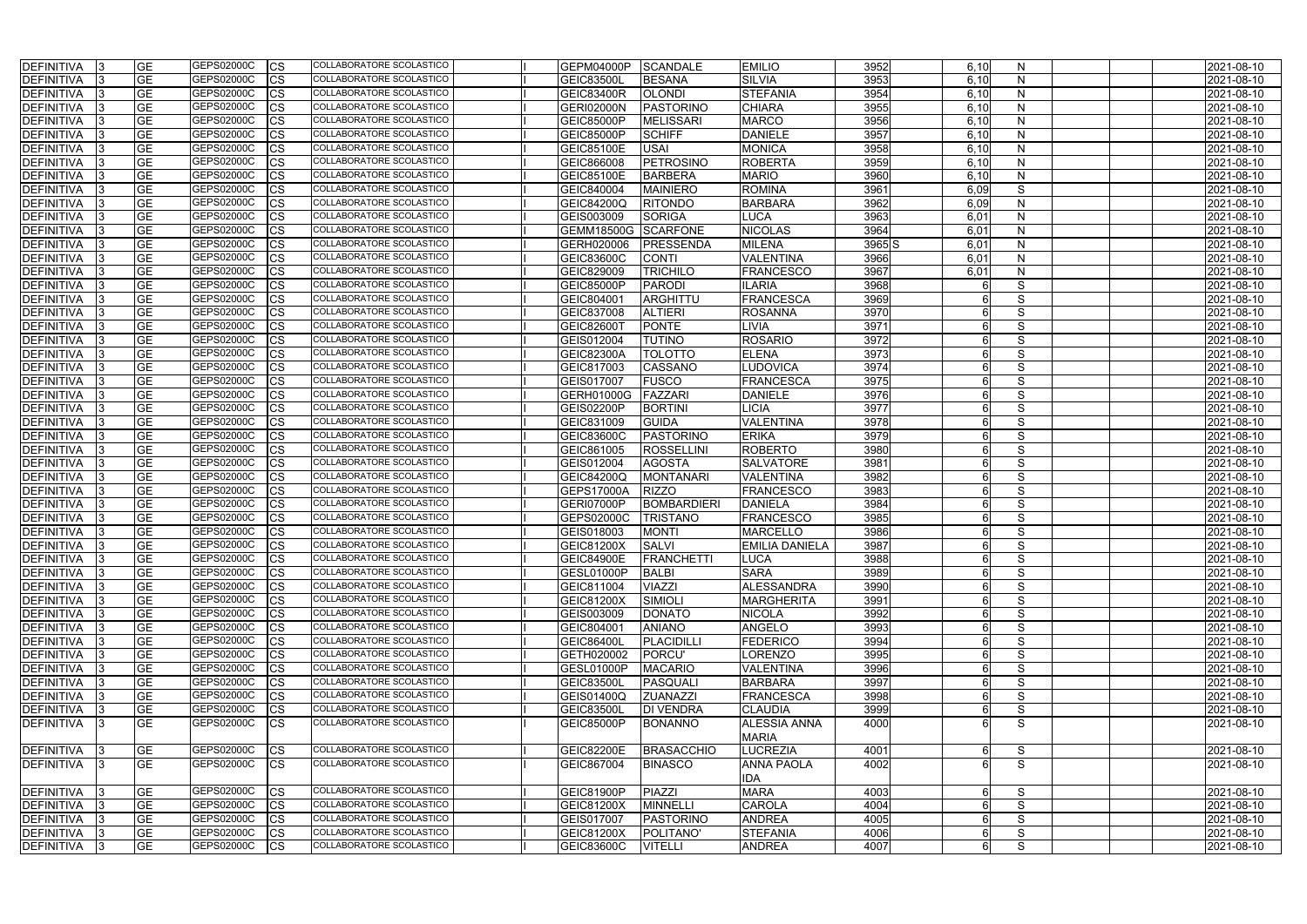| DEFINITIVA | 3 | GE | GEPS02000C | CS | COLLABORATORE SCOLASTICO | | I | GEPM04000P | SCANDALE | EMILIO | 3952 | | 6,10 | N | | | | 2021-08-10 |
|---|---|---|---|---|---|---|---|---|---|---|---|---|---|---|---|---|---|---|
| DEFINITIVA | 3 | GE | GEPS02000C | CS | COLLABORATORE SCOLASTICO | | I | GEIC83500L | BESANA | SILVIA | 3953 | | 6,10 | N | | | | 2021-08-10 |
| DEFINITIVA | 3 | GE | GEPS02000C | CS | COLLABORATORE SCOLASTICO | | I | GEIC83400R | OLONDI | STEFANIA | 3954 | | 6,10 | N | | | | 2021-08-10 |
| DEFINITIVA | 3 | GE | GEPS02000C | CS | COLLABORATORE SCOLASTICO | | I | GERI02000N | PASTORINO | CHIARA | 3955 | | 6,10 | N | | | | 2021-08-10 |
| DEFINITIVA | 3 | GE | GEPS02000C | CS | COLLABORATORE SCOLASTICO | | I | GEIC85000P | MELISSARI | MARCO | 3956 | | 6,10 | N | | | | 2021-08-10 |
| DEFINITIVA | 3 | GE | GEPS02000C | CS | COLLABORATORE SCOLASTICO | | I | GEIC85000P | SCHIFF | DANIELE | 3957 | | 6,10 | N | | | | 2021-08-10 |
| DEFINITIVA | 3 | GE | GEPS02000C | CS | COLLABORATORE SCOLASTICO | | I | GEIC85100E | USAI | MONICA | 3958 | | 6,10 | N | | | | 2021-08-10 |
| DEFINITIVA | 3 | GE | GEPS02000C | CS | COLLABORATORE SCOLASTICO | | I | GEIC866008 | PETROSINO | ROBERTA | 3959 | | 6,10 | N | | | | 2021-08-10 |
| DEFINITIVA | 3 | GE | GEPS02000C | CS | COLLABORATORE SCOLASTICO | | I | GEIC85100E | BARBERA | MARIO | 3960 | | 6,10 | N | | | | 2021-08-10 |
| DEFINITIVA | 3 | GE | GEPS02000C | CS | COLLABORATORE SCOLASTICO | | I | GEIC840004 | MAINIERO | ROMINA | 3961 | | 6,09 | S | | | | 2021-08-10 |
| DEFINITIVA | 3 | GE | GEPS02000C | CS | COLLABORATORE SCOLASTICO | | I | GEIC84200Q | RITONDO | BARBARA | 3962 | | 6,09 | N | | | | 2021-08-10 |
| DEFINITIVA | 3 | GE | GEPS02000C | CS | COLLABORATORE SCOLASTICO | | I | GEIS003009 | SORIGA | LUCA | 3963 | | 6,01 | N | | | | 2021-08-10 |
| DEFINITIVA | 3 | GE | GEPS02000C | CS | COLLABORATORE SCOLASTICO | | I | GEMM18500G | SCARFONE | NICOLAS | 3964 | | 6,01 | N | | | | 2021-08-10 |
| DEFINITIVA | 3 | GE | GEPS02000C | CS | COLLABORATORE SCOLASTICO | | I | GERH020006 | PRESSENDA | MILENA | 3965 | S | 6,01 | N | | | | 2021-08-10 |
| DEFINITIVA | 3 | GE | GEPS02000C | CS | COLLABORATORE SCOLASTICO | | I | GEIC83600C | CONTI | VALENTINA | 3966 | | 6,01 | N | | | | 2021-08-10 |
| DEFINITIVA | 3 | GE | GEPS02000C | CS | COLLABORATORE SCOLASTICO | | I | GEIC829009 | TRICHILO | FRANCESCO | 3967 | | 6,01 | N | | | | 2021-08-10 |
| DEFINITIVA | 3 | GE | GEPS02000C | CS | COLLABORATORE SCOLASTICO | | I | GEIC85000P | PARODI | ILARIA | 3968 | | 6 | S | | | | 2021-08-10 |
| DEFINITIVA | 3 | GE | GEPS02000C | CS | COLLABORATORE SCOLASTICO | | I | GEIC804001 | ARGHITTU | FRANCESCA | 3969 | | 6 | S | | | | 2021-08-10 |
| DEFINITIVA | 3 | GE | GEPS02000C | CS | COLLABORATORE SCOLASTICO | | I | GEIC837008 | ALTIERI | ROSANNA | 3970 | | 6 | S | | | | 2021-08-10 |
| DEFINITIVA | 3 | GE | GEPS02000C | CS | COLLABORATORE SCOLASTICO | | I | GEIC82600T | PONTE | LIVIA | 3971 | | 6 | S | | | | 2021-08-10 |
| DEFINITIVA | 3 | GE | GEPS02000C | CS | COLLABORATORE SCOLASTICO | | I | GEIS012004 | TUTINO | ROSARIO | 3972 | | 6 | S | | | | 2021-08-10 |
| DEFINITIVA | 3 | GE | GEPS02000C | CS | COLLABORATORE SCOLASTICO | | I | GEIC82300A | TOLOTTO | ELENA | 3973 | | 6 | S | | | | 2021-08-10 |
| DEFINITIVA | 3 | GE | GEPS02000C | CS | COLLABORATORE SCOLASTICO | | I | GEIC817003 | CASSANO | LUDOVICA | 3974 | | 6 | S | | | | 2021-08-10 |
| DEFINITIVA | 3 | GE | GEPS02000C | CS | COLLABORATORE SCOLASTICO | | I | GEIS017007 | FUSCO | FRANCESCA | 3975 | | 6 | S | | | | 2021-08-10 |
| DEFINITIVA | 3 | GE | GEPS02000C | CS | COLLABORATORE SCOLASTICO | | I | GERH01000G | FAZZARI | DANIELE | 3976 | | 6 | S | | | | 2021-08-10 |
| DEFINITIVA | 3 | GE | GEPS02000C | CS | COLLABORATORE SCOLASTICO | | I | GEIS02200P | BORTINI | LICIA | 3977 | | 6 | S | | | | 2021-08-10 |
| DEFINITIVA | 3 | GE | GEPS02000C | CS | COLLABORATORE SCOLASTICO | | I | GEIC831009 | GUIDA | VALENTINA | 3978 | | 6 | S | | | | 2021-08-10 |
| DEFINITIVA | 3 | GE | GEPS02000C | CS | COLLABORATORE SCOLASTICO | | I | GEIC83600C | PASTORINO | ERIKA | 3979 | | 6 | S | | | | 2021-08-10 |
| DEFINITIVA | 3 | GE | GEPS02000C | CS | COLLABORATORE SCOLASTICO | | I | GEIC861005 | ROSSELLINI | ROBERTO | 3980 | | 6 | S | | | | 2021-08-10 |
| DEFINITIVA | 3 | GE | GEPS02000C | CS | COLLABORATORE SCOLASTICO | | I | GEIS012004 | AGOSTA | SALVATORE | 3981 | | 6 | S | | | | 2021-08-10 |
| DEFINITIVA | 3 | GE | GEPS02000C | CS | COLLABORATORE SCOLASTICO | | I | GEIC84200Q | MONTANARI | VALENTINA | 3982 | | 6 | S | | | | 2021-08-10 |
| DEFINITIVA | 3 | GE | GEPS02000C | CS | COLLABORATORE SCOLASTICO | | I | GEPS17000A | RIZZO | FRANCESCO | 3983 | | 6 | S | | | | 2021-08-10 |
| DEFINITIVA | 3 | GE | GEPS02000C | CS | COLLABORATORE SCOLASTICO | | I | GERI07000P | BOMBARDIERI | DANIELA | 3984 | | 6 | S | | | | 2021-08-10 |
| DEFINITIVA | 3 | GE | GEPS02000C | CS | COLLABORATORE SCOLASTICO | | I | GEPS02000C | TRISTANO | FRANCESCO | 3985 | | 6 | S | | | | 2021-08-10 |
| DEFINITIVA | 3 | GE | GEPS02000C | CS | COLLABORATORE SCOLASTICO | | I | GEIS018003 | MONTI | MARCELLO | 3986 | | 6 | S | | | | 2021-08-10 |
| DEFINITIVA | 3 | GE | GEPS02000C | CS | COLLABORATORE SCOLASTICO | | I | GEIC81200X | SALVI | EMILIA DANIELA | 3987 | | 6 | S | | | | 2021-08-10 |
| DEFINITIVA | 3 | GE | GEPS02000C | CS | COLLABORATORE SCOLASTICO | | I | GEIC84900E | FRANCHETTI | LUCA | 3988 | | 6 | S | | | | 2021-08-10 |
| DEFINITIVA | 3 | GE | GEPS02000C | CS | COLLABORATORE SCOLASTICO | | I | GESL01000P | BALBI | SARA | 3989 | | 6 | S | | | | 2021-08-10 |
| DEFINITIVA | 3 | GE | GEPS02000C | CS | COLLABORATORE SCOLASTICO | | I | GEIC811004 | VIAZZI | ALESSANDRA | 3990 | | 6 | S | | | | 2021-08-10 |
| DEFINITIVA | 3 | GE | GEPS02000C | CS | COLLABORATORE SCOLASTICO | | I | GEIC81200X | SIMIOLI | MARGHERITA | 3991 | | 6 | S | | | | 2021-08-10 |
| DEFINITIVA | 3 | GE | GEPS02000C | CS | COLLABORATORE SCOLASTICO | | I | GEIS003009 | DONATO | NICOLA | 3992 | | 6 | S | | | | 2021-08-10 |
| DEFINITIVA | 3 | GE | GEPS02000C | CS | COLLABORATORE SCOLASTICO | | I | GEIC804001 | ANIANO | ANGELO | 3993 | | 6 | S | | | | 2021-08-10 |
| DEFINITIVA | 3 | GE | GEPS02000C | CS | COLLABORATORE SCOLASTICO | | I | GEIC86400L | PLACIDILLI | FEDERICO | 3994 | | 6 | S | | | | 2021-08-10 |
| DEFINITIVA | 3 | GE | GEPS02000C | CS | COLLABORATORE SCOLASTICO | | I | GETH020002 | PORCU' | LORENZO | 3995 | | 6 | S | | | | 2021-08-10 |
| DEFINITIVA | 3 | GE | GEPS02000C | CS | COLLABORATORE SCOLASTICO | | I | GESL01000P | MACARIO | VALENTINA | 3996 | | 6 | S | | | | 2021-08-10 |
| DEFINITIVA | 3 | GE | GEPS02000C | CS | COLLABORATORE SCOLASTICO | | I | GEIC83500L | PASQUALI | BARBARA | 3997 | | 6 | S | | | | 2021-08-10 |
| DEFINITIVA | 3 | GE | GEPS02000C | CS | COLLABORATORE SCOLASTICO | | I | GEIS01400Q | ZUANAZZI | FRANCESCA | 3998 | | 6 | S | | | | 2021-08-10 |
| DEFINITIVA | 3 | GE | GEPS02000C | CS | COLLABORATORE SCOLASTICO | | I | GEIC83500L | DI VENDRA | CLAUDIA | 3999 | | 6 | S | | | | 2021-08-10 |
| DEFINITIVA | 3 | GE | GEPS02000C | CS | COLLABORATORE SCOLASTICO | | I | GEIC85000P | BONANNO | ALESSIA ANNA MARIA | 4000 | | 6 | S | | | | 2021-08-10 |
| DEFINITIVA | 3 | GE | GEPS02000C | CS | COLLABORATORE SCOLASTICO | | I | GEIC82200E | BRASACCHIO | LUCREZIA | 4001 | | 6 | S | | | | 2021-08-10 |
| DEFINITIVA | 3 | GE | GEPS02000C | CS | COLLABORATORE SCOLASTICO | | I | GEIC867004 | BINASCO | ANNA PAOLA IDA | 4002 | | 6 | S | | | | 2021-08-10 |
| DEFINITIVA | 3 | GE | GEPS02000C | CS | COLLABORATORE SCOLASTICO | | I | GEIC81900P | PIAZZI | MARA | 4003 | | 6 | S | | | | 2021-08-10 |
| DEFINITIVA | 3 | GE | GEPS02000C | CS | COLLABORATORE SCOLASTICO | | I | GEIC81200X | MINNELLI | CAROLA | 4004 | | 6 | S | | | | 2021-08-10 |
| DEFINITIVA | 3 | GE | GEPS02000C | CS | COLLABORATORE SCOLASTICO | | I | GEIS017007 | PASTORINO | ANDREA | 4005 | | 6 | S | | | | 2021-08-10 |
| DEFINITIVA | 3 | GE | GEPS02000C | CS | COLLABORATORE SCOLASTICO | | I | GEIC81200X | POLITANO' | STEFANIA | 4006 | | 6 | S | | | | 2021-08-10 |
| DEFINITIVA | 3 | GE | GEPS02000C | CS | COLLABORATORE SCOLASTICO | | I | GEIC83600C | VITELLI | ANDREA | 4007 | | 6 | S | | | | 2021-08-10 |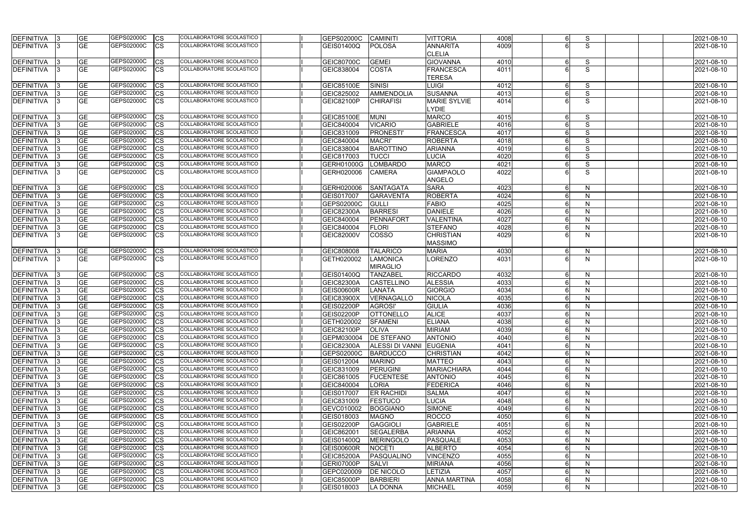| | | | | | | | | | | | | | | | | | |
|---|---|---|---|---|---|---|---|---|---|---|---|---|---|---|---|---|---|
| DEFINITIVA | 3 | GE | GEPS02000C | CS | COLLABORATORE SCOLASTICO | | I | GEPS02000C | CAMINITI | VITTORIA | 4008 | | 6 | S | | | 2021-08-10 |
| DEFINITIVA | 3 | GE | GEPS02000C | CS | COLLABORATORE SCOLASTICO | | I | GEIS01400Q | POLOSA | ANNARITA CLELIA | 4009 | | 6 | S | | | 2021-08-10 |
| DEFINITIVA | 3 | GE | GEPS02000C | CS | COLLABORATORE SCOLASTICO | | I | GEIC80700C | GEMEI | GIOVANNA | 4010 | | 6 | S | | | 2021-08-10 |
| DEFINITIVA | 3 | GE | GEPS02000C | CS | COLLABORATORE SCOLASTICO | | I | GEIC838004 | COSTA | FRANCESCA TERESA | 4011 | | 6 | S | | | 2021-08-10 |
| DEFINITIVA | 3 | GE | GEPS02000C | CS | COLLABORATORE SCOLASTICO | | I | GEIC85100E | SINISI | LUIGI | 4012 | | 6 | S | | | 2021-08-10 |
| DEFINITIVA | 3 | GE | GEPS02000C | CS | COLLABORATORE SCOLASTICO | | I | GEIC825002 | AMMENDOLIA | SUSANNA | 4013 | | 6 | S | | | 2021-08-10 |
| DEFINITIVA | 3 | GE | GEPS02000C | CS | COLLABORATORE SCOLASTICO | | I | GEIC82100P | CHIRAFISI | MARIE SYLVIE LYDIE | 4014 | | 6 | S | | | 2021-08-10 |
| DEFINITIVA | 3 | GE | GEPS02000C | CS | COLLABORATORE SCOLASTICO | | I | GEIC85100E | MUNI | MARCO | 4015 | | 6 | S | | | 2021-08-10 |
| DEFINITIVA | 3 | GE | GEPS02000C | CS | COLLABORATORE SCOLASTICO | | I | GEIC840004 | VICARIO | GABRIELE | 4016 | | 6 | S | | | 2021-08-10 |
| DEFINITIVA | 3 | GE | GEPS02000C | CS | COLLABORATORE SCOLASTICO | | I | GEIC831009 | PRONESTI' | FRANCESCA | 4017 | | 6 | S | | | 2021-08-10 |
| DEFINITIVA | 3 | GE | GEPS02000C | CS | COLLABORATORE SCOLASTICO | | I | GEIC840004 | MACRI' | ROBERTA | 4018 | | 6 | S | | | 2021-08-10 |
| DEFINITIVA | 3 | GE | GEPS02000C | CS | COLLABORATORE SCOLASTICO | | I | GEIC838004 | BAROTTINO | ARIANNA | 4019 | | 6 | S | | | 2021-08-10 |
| DEFINITIVA | 3 | GE | GEPS02000C | CS | COLLABORATORE SCOLASTICO | | I | GEIC817003 | TUCCI | LUCIA | 4020 | | 6 | S | | | 2021-08-10 |
| DEFINITIVA | 3 | GE | GEPS02000C | CS | COLLABORATORE SCOLASTICO | | I | GERH01000G | LOMBARDO | MARCO | 4021 | | 6 | S | | | 2021-08-10 |
| DEFINITIVA | 3 | GE | GEPS02000C | CS | COLLABORATORE SCOLASTICO | | I | GERH020006 | CAMERA | GIAMPAOLO ANGELO | 4022 | | 6 | S | | | 2021-08-10 |
| DEFINITIVA | 3 | GE | GEPS02000C | CS | COLLABORATORE SCOLASTICO | | I | GERH020006 | SANTAGATA | SARA | 4023 | | 6 | N | | | 2021-08-10 |
| DEFINITIVA | 3 | GE | GEPS02000C | CS | COLLABORATORE SCOLASTICO | | I | GEIS017007 | GARAVENTA | ROBERTA | 4024 | | 6 | N | | | 2021-08-10 |
| DEFINITIVA | 3 | GE | GEPS02000C | CS | COLLABORATORE SCOLASTICO | | I | GEPS02000C | GULLI | FABIO | 4025 | | 6 | N | | | 2021-08-10 |
| DEFINITIVA | 3 | GE | GEPS02000C | CS | COLLABORATORE SCOLASTICO | | I | GEIC82300A | BARRESI | DANIELE | 4026 | | 6 | N | | | 2021-08-10 |
| DEFINITIVA | 3 | GE | GEPS02000C | CS | COLLABORATORE SCOLASTICO | | I | GEIC840004 | PENNAFORT | VALENTINA | 4027 | | 6 | N | | | 2021-08-10 |
| DEFINITIVA | 3 | GE | GEPS02000C | CS | COLLABORATORE SCOLASTICO | | I | GEIC840004 | FLORI | STEFANO | 4028 | | 6 | N | | | 2021-08-10 |
| DEFINITIVA | 3 | GE | GEPS02000C | CS | COLLABORATORE SCOLASTICO | | I | GEIC82000V | COSSO | CHRISTIAN MASSIMO | 4029 | | 6 | N | | | 2021-08-10 |
| DEFINITIVA | 3 | GE | GEPS02000C | CS | COLLABORATORE SCOLASTICO | | I | GEIC808008 | TALARICO | MARIA | 4030 | | 6 | N | | | 2021-08-10 |
| DEFINITIVA | 3 | GE | GEPS02000C | CS | COLLABORATORE SCOLASTICO | | I | GETH020002 | LAMONICA MIRAGLIO | LORENZO | 4031 | | 6 | N | | | 2021-08-10 |
| DEFINITIVA | 3 | GE | GEPS02000C | CS | COLLABORATORE SCOLASTICO | | I | GEIS01400Q | TANZABEL | RICCARDO | 4032 | | 6 | N | | | 2021-08-10 |
| DEFINITIVA | 3 | GE | GEPS02000C | CS | COLLABORATORE SCOLASTICO | | I | GEIC82300A | CASTELLINO | ALESSIA | 4033 | | 6 | N | | | 2021-08-10 |
| DEFINITIVA | 3 | GE | GEPS02000C | CS | COLLABORATORE SCOLASTICO | | I | GEIS00600R | LANATA | GIORGIO | 4034 | | 6 | N | | | 2021-08-10 |
| DEFINITIVA | 3 | GE | GEPS02000C | CS | COLLABORATORE SCOLASTICO | | I | GEIC83900X | VERNAGALLO | NICOLA | 4035 | | 6 | N | | | 2021-08-10 |
| DEFINITIVA | 3 | GE | GEPS02000C | CS | COLLABORATORE SCOLASTICO | | I | GEIS02200P | AGROSI' | GIULIA | 4036 | | 6 | N | | | 2021-08-10 |
| DEFINITIVA | 3 | GE | GEPS02000C | CS | COLLABORATORE SCOLASTICO | | I | GEIS02200P | OTTONELLO | ALICE | 4037 | | 6 | N | | | 2021-08-10 |
| DEFINITIVA | 3 | GE | GEPS02000C | CS | COLLABORATORE SCOLASTICO | | I | GETH020002 | SFAMENI | ELIANA | 4038 | | 6 | N | | | 2021-08-10 |
| DEFINITIVA | 3 | GE | GEPS02000C | CS | COLLABORATORE SCOLASTICO | | I | GEIC82100P | OLIVA | MIRIAM | 4039 | | 6 | N | | | 2021-08-10 |
| DEFINITIVA | 3 | GE | GEPS02000C | CS | COLLABORATORE SCOLASTICO | | I | GEPM030004 | DE STEFANO | ANTONIO | 4040 | | 6 | N | | | 2021-08-10 |
| DEFINITIVA | 3 | GE | GEPS02000C | CS | COLLABORATORE SCOLASTICO | | I | GEIC82300A | ALESSI DI VANNI | EUGENIA | 4041 | | 6 | N | | | 2021-08-10 |
| DEFINITIVA | 3 | GE | GEPS02000C | CS | COLLABORATORE SCOLASTICO | | I | GEPS02000C | BARDUCCO | CHRISTIAN | 4042 | | 6 | N | | | 2021-08-10 |
| DEFINITIVA | 3 | GE | GEPS02000C | CS | COLLABORATORE SCOLASTICO | | I | GEIS012004 | MARINO | MATTEO | 4043 | | 6 | N | | | 2021-08-10 |
| DEFINITIVA | 3 | GE | GEPS02000C | CS | COLLABORATORE SCOLASTICO | | I | GEIC831009 | PERUGINI | MARIACHIARA | 4044 | | 6 | N | | | 2021-08-10 |
| DEFINITIVA | 3 | GE | GEPS02000C | CS | COLLABORATORE SCOLASTICO | | I | GEIC861005 | FUCENTESE | ANTONIO | 4045 | | 6 | N | | | 2021-08-10 |
| DEFINITIVA | 3 | GE | GEPS02000C | CS | COLLABORATORE SCOLASTICO | | I | GEIC840004 | LORIA | FEDERICA | 4046 | | 6 | N | | | 2021-08-10 |
| DEFINITIVA | 3 | GE | GEPS02000C | CS | COLLABORATORE SCOLASTICO | | I | GEIS017007 | ER RACHIDI | SALMA | 4047 | | 6 | N | | | 2021-08-10 |
| DEFINITIVA | 3 | GE | GEPS02000C | CS | COLLABORATORE SCOLASTICO | | I | GEIC831009 | FESTUCO | LUCIA | 4048 | | 6 | N | | | 2021-08-10 |
| DEFINITIVA | 3 | GE | GEPS02000C | CS | COLLABORATORE SCOLASTICO | | I | GEVC010002 | BOGGIANO | SIMONE | 4049 | | 6 | N | | | 2021-08-10 |
| DEFINITIVA | 3 | GE | GEPS02000C | CS | COLLABORATORE SCOLASTICO | | I | GEIS018003 | MAGNO | ROCCO | 4050 | | 6 | N | | | 2021-08-10 |
| DEFINITIVA | 3 | GE | GEPS02000C | CS | COLLABORATORE SCOLASTICO | | I | GEIS02200P | GAGGIOLI | GABRIELE | 4051 | | 6 | N | | | 2021-08-10 |
| DEFINITIVA | 3 | GE | GEPS02000C | CS | COLLABORATORE SCOLASTICO | | I | GEIC862001 | SEGALERBA | ARIANNA | 4052 | | 6 | N | | | 2021-08-10 |
| DEFINITIVA | 3 | GE | GEPS02000C | CS | COLLABORATORE SCOLASTICO | | I | GEIS01400Q | MERINGOLO | PASQUALE | 4053 | | 6 | N | | | 2021-08-10 |
| DEFINITIVA | 3 | GE | GEPS02000C | CS | COLLABORATORE SCOLASTICO | | I | GEIS00600R | NOCETI | ALBERTO | 4054 | | 6 | N | | | 2021-08-10 |
| DEFINITIVA | 3 | GE | GEPS02000C | CS | COLLABORATORE SCOLASTICO | | I | GEIC85200A | PASQUALINO | VINCENZO | 4055 | | 6 | N | | | 2021-08-10 |
| DEFINITIVA | 3 | GE | GEPS02000C | CS | COLLABORATORE SCOLASTICO | | I | GERI07000P | SALVI | MIRIANA | 4056 | | 6 | N | | | 2021-08-10 |
| DEFINITIVA | 3 | GE | GEPS02000C | CS | COLLABORATORE SCOLASTICO | | I | GEPC020009 | DE NICOLO | LETIZIA | 4057 | | 6 | N | | | 2021-08-10 |
| DEFINITIVA | 3 | GE | GEPS02000C | CS | COLLABORATORE SCOLASTICO | | I | GEIC85000P | BARBIERI | ANNA MARTINA | 4058 | | 6 | N | | | 2021-08-10 |
| DEFINITIVA | 3 | GE | GEPS02000C | CS | COLLABORATORE SCOLASTICO | | I | GEIS018003 | LA DONNA | MICHAEL | 4059 | | 6 | N | | | 2021-08-10 |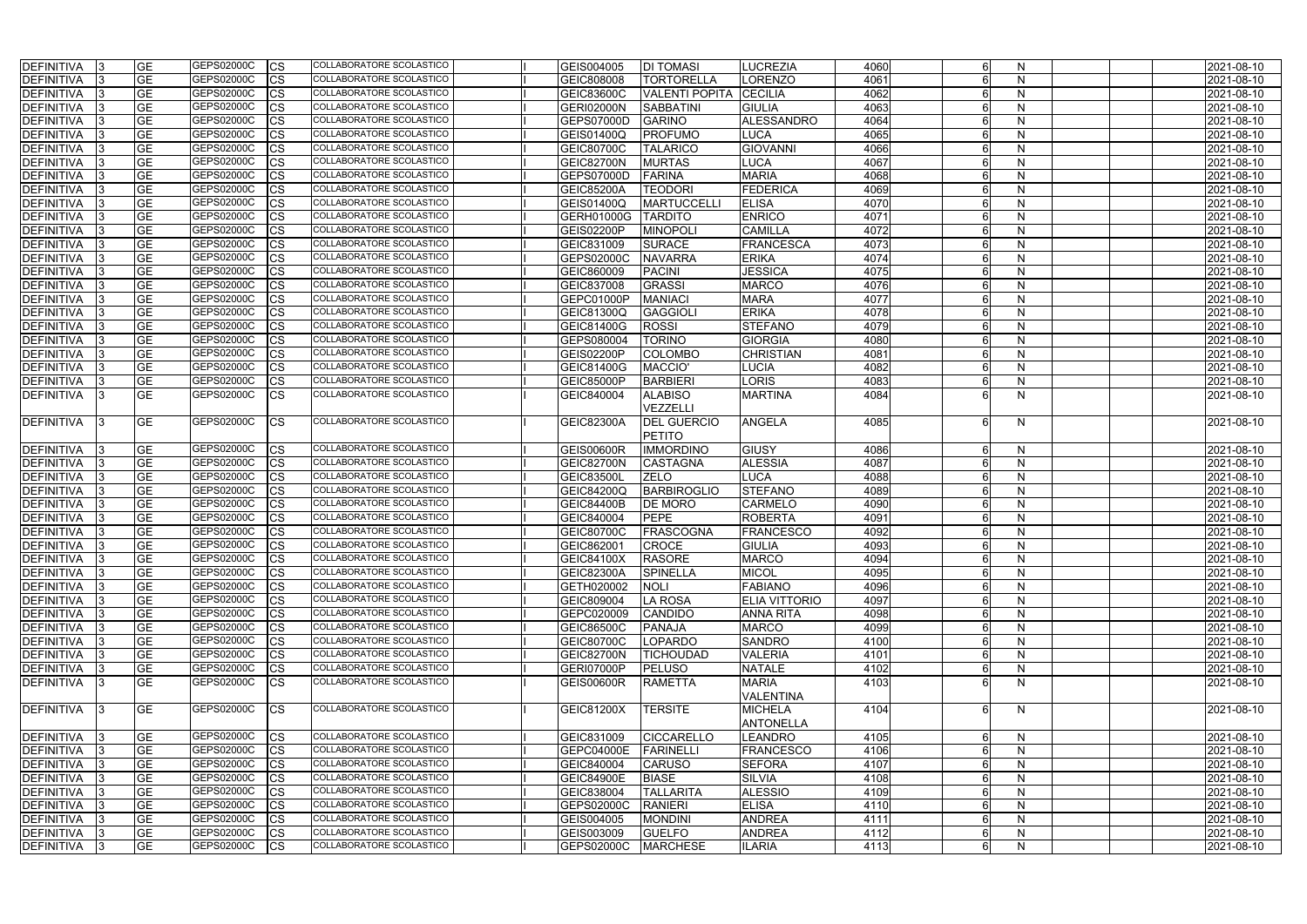| | | | | | | | | | | | | | | | | | | |
|---|---|---|---|---|---|---|---|---|---|---|---|---|---|---|---|---|---|---|
| DEFINITIVA | 3 | GE | GEPS02000C | CS | COLLABORATORE SCOLASTICO | | I | GEIS004005 | DI TOMASI | LUCREZIA | 4060 | | 6 | N | | | | 2021-08-10 |
| DEFINITIVA | 3 | GE | GEPS02000C | CS | COLLABORATORE SCOLASTICO | | I | GEIC808008 | TORTORELLA | LORENZO | 4061 | | 6 | N | | | | 2021-08-10 |
| DEFINITIVA | 3 | GE | GEPS02000C | CS | COLLABORATORE SCOLASTICO | | I | GEIC83600C | VALENTI POPITA | CECILIA | 4062 | | 6 | N | | | | 2021-08-10 |
| DEFINITIVA | 3 | GE | GEPS02000C | CS | COLLABORATORE SCOLASTICO | | I | GERI02000N | SABBATINI | GIULIA | 4063 | | 6 | N | | | | 2021-08-10 |
| DEFINITIVA | 3 | GE | GEPS02000C | CS | COLLABORATORE SCOLASTICO | | I | GEPS07000D | GARINO | ALESSANDRO | 4064 | | 6 | N | | | | 2021-08-10 |
| DEFINITIVA | 3 | GE | GEPS02000C | CS | COLLABORATORE SCOLASTICO | | I | GEIS01400Q | PROFUMO | LUCA | 4065 | | 6 | N | | | | 2021-08-10 |
| DEFINITIVA | 3 | GE | GEPS02000C | CS | COLLABORATORE SCOLASTICO | | I | GEIC80700C | TALARICO | GIOVANNI | 4066 | | 6 | N | | | | 2021-08-10 |
| DEFINITIVA | 3 | GE | GEPS02000C | CS | COLLABORATORE SCOLASTICO | | I | GEIC82700N | MURTAS | LUCA | 4067 | | 6 | N | | | | 2021-08-10 |
| DEFINITIVA | 3 | GE | GEPS02000C | CS | COLLABORATORE SCOLASTICO | | I | GEPS07000D | FARINA | MARIA | 4068 | | 6 | N | | | | 2021-08-10 |
| DEFINITIVA | 3 | GE | GEPS02000C | CS | COLLABORATORE SCOLASTICO | | I | GEIC85200A | TEODORI | FEDERICA | 4069 | | 6 | N | | | | 2021-08-10 |
| DEFINITIVA | 3 | GE | GEPS02000C | CS | COLLABORATORE SCOLASTICO | | I | GEIS01400Q | MARTUCCELLI | ELISA | 4070 | | 6 | N | | | | 2021-08-10 |
| DEFINITIVA | 3 | GE | GEPS02000C | CS | COLLABORATORE SCOLASTICO | | I | GERH01000G | TARDITO | ENRICO | 4071 | | 6 | N | | | | 2021-08-10 |
| DEFINITIVA | 3 | GE | GEPS02000C | CS | COLLABORATORE SCOLASTICO | | I | GEIS02200P | MINOPOLI | CAMILLA | 4072 | | 6 | N | | | | 2021-08-10 |
| DEFINITIVA | 3 | GE | GEPS02000C | CS | COLLABORATORE SCOLASTICO | | I | GEIC831009 | SURACE | FRANCESCA | 4073 | | 6 | N | | | | 2021-08-10 |
| DEFINITIVA | 3 | GE | GEPS02000C | CS | COLLABORATORE SCOLASTICO | | I | GEPS02000C | NAVARRA | ERIKA | 4074 | | 6 | N | | | | 2021-08-10 |
| DEFINITIVA | 3 | GE | GEPS02000C | CS | COLLABORATORE SCOLASTICO | | I | GEIC860009 | PACINI | JESSICA | 4075 | | 6 | N | | | | 2021-08-10 |
| DEFINITIVA | 3 | GE | GEPS02000C | CS | COLLABORATORE SCOLASTICO | | I | GEIC837008 | GRASSI | MARCO | 4076 | | 6 | N | | | | 2021-08-10 |
| DEFINITIVA | 3 | GE | GEPS02000C | CS | COLLABORATORE SCOLASTICO | | I | GEPC01000P | MANIACI | MARA | 4077 | | 6 | N | | | | 2021-08-10 |
| DEFINITIVA | 3 | GE | GEPS02000C | CS | COLLABORATORE SCOLASTICO | | I | GEIC81300Q | GAGGIOLI | ERIKA | 4078 | | 6 | N | | | | 2021-08-10 |
| DEFINITIVA | 3 | GE | GEPS02000C | CS | COLLABORATORE SCOLASTICO | | I | GEIC81400G | ROSSI | STEFANO | 4079 | | 6 | N | | | | 2021-08-10 |
| DEFINITIVA | 3 | GE | GEPS02000C | CS | COLLABORATORE SCOLASTICO | | I | GEPS080004 | TORINO | GIORGIA | 4080 | | 6 | N | | | | 2021-08-10 |
| DEFINITIVA | 3 | GE | GEPS02000C | CS | COLLABORATORE SCOLASTICO | | I | GEIS02200P | COLOMBO | CHRISTIAN | 4081 | | 6 | N | | | | 2021-08-10 |
| DEFINITIVA | 3 | GE | GEPS02000C | CS | COLLABORATORE SCOLASTICO | | I | GEIC81400G | MACCIO' | LUCIA | 4082 | | 6 | N | | | | 2021-08-10 |
| DEFINITIVA | 3 | GE | GEPS02000C | CS | COLLABORATORE SCOLASTICO | | I | GEIC85000P | BARBIERI | LORIS | 4083 | | 6 | N | | | | 2021-08-10 |
| DEFINITIVA | 3 | GE | GEPS02000C | CS | COLLABORATORE SCOLASTICO | | I | GEIC840004 | ALABISO VEZZELLI | MARTINA | 4084 | | 6 | N | | | | 2021-08-10 |
| DEFINITIVA | 3 | GE | GEPS02000C | CS | COLLABORATORE SCOLASTICO | | I | GEIC82300A | DEL GUERCIO PETITO | ANGELA | 4085 | | 6 | N | | | | 2021-08-10 |
| DEFINITIVA | 3 | GE | GEPS02000C | CS | COLLABORATORE SCOLASTICO | | I | GEIS00600R | IMMORDINO | GIUSY | 4086 | | 6 | N | | | | 2021-08-10 |
| DEFINITIVA | 3 | GE | GEPS02000C | CS | COLLABORATORE SCOLASTICO | | I | GEIC82700N | CASTAGNA | ALESSIA | 4087 | | 6 | N | | | | 2021-08-10 |
| DEFINITIVA | 3 | GE | GEPS02000C | CS | COLLABORATORE SCOLASTICO | | I | GEIC83500L | ZELO | LUCA | 4088 | | 6 | N | | | | 2021-08-10 |
| DEFINITIVA | 3 | GE | GEPS02000C | CS | COLLABORATORE SCOLASTICO | | I | GEIC84200Q | BARBIROGLIO | STEFANO | 4089 | | 6 | N | | | | 2021-08-10 |
| DEFINITIVA | 3 | GE | GEPS02000C | CS | COLLABORATORE SCOLASTICO | | I | GEIC84400B | DE MORO | CARMELO | 4090 | | 6 | N | | | | 2021-08-10 |
| DEFINITIVA | 3 | GE | GEPS02000C | CS | COLLABORATORE SCOLASTICO | | I | GEIC840004 | PEPE | ROBERTA | 4091 | | 6 | N | | | | 2021-08-10 |
| DEFINITIVA | 3 | GE | GEPS02000C | CS | COLLABORATORE SCOLASTICO | | I | GEIC80700C | FRASCOGNA | FRANCESCO | 4092 | | 6 | N | | | | 2021-08-10 |
| DEFINITIVA | 3 | GE | GEPS02000C | CS | COLLABORATORE SCOLASTICO | | I | GEIC862001 | CROCE | GIULIA | 4093 | | 6 | N | | | | 2021-08-10 |
| DEFINITIVA | 3 | GE | GEPS02000C | CS | COLLABORATORE SCOLASTICO | | I | GEIC84100X | RASORE | MARCO | 4094 | | 6 | N | | | | 2021-08-10 |
| DEFINITIVA | 3 | GE | GEPS02000C | CS | COLLABORATORE SCOLASTICO | | I | GEIC82300A | SPINELLA | MICOL | 4095 | | 6 | N | | | | 2021-08-10 |
| DEFINITIVA | 3 | GE | GEPS02000C | CS | COLLABORATORE SCOLASTICO | | I | GETH020002 | NOLI | FABIANO | 4096 | | 6 | N | | | | 2021-08-10 |
| DEFINITIVA | 3 | GE | GEPS02000C | CS | COLLABORATORE SCOLASTICO | | I | GEIC809004 | LA ROSA | ELIA VITTORIO | 4097 | | 6 | N | | | | 2021-08-10 |
| DEFINITIVA | 3 | GE | GEPS02000C | CS | COLLABORATORE SCOLASTICO | | I | GEPC020009 | CANDIDO | ANNA RITA | 4098 | | 6 | N | | | | 2021-08-10 |
| DEFINITIVA | 3 | GE | GEPS02000C | CS | COLLABORATORE SCOLASTICO | | I | GEIC86500C | PANAJA | MARCO | 4099 | | 6 | N | | | | 2021-08-10 |
| DEFINITIVA | 3 | GE | GEPS02000C | CS | COLLABORATORE SCOLASTICO | | I | GEIC80700C | LOPARDO | SANDRO | 4100 | | 6 | N | | | | 2021-08-10 |
| DEFINITIVA | 3 | GE | GEPS02000C | CS | COLLABORATORE SCOLASTICO | | I | GEIC82700N | TICHOUDAD | VALERIA | 4101 | | 6 | N | | | | 2021-08-10 |
| DEFINITIVA | 3 | GE | GEPS02000C | CS | COLLABORATORE SCOLASTICO | | I | GERI07000P | PELUSO | NATALE | 4102 | | 6 | N | | | | 2021-08-10 |
| DEFINITIVA | 3 | GE | GEPS02000C | CS | COLLABORATORE SCOLASTICO | | I | GEIS00600R | RAMETTA | MARIA VALENTINA | 4103 | | 6 | N | | | | 2021-08-10 |
| DEFINITIVA | 3 | GE | GEPS02000C | CS | COLLABORATORE SCOLASTICO | | I | GEIC81200X | TERSITE | MICHELA ANTONELLA | 4104 | | 6 | N | | | | 2021-08-10 |
| DEFINITIVA | 3 | GE | GEPS02000C | CS | COLLABORATORE SCOLASTICO | | I | GEIC831009 | CICCARELLO | LEANDRO | 4105 | | 6 | N | | | | 2021-08-10 |
| DEFINITIVA | 3 | GE | GEPS02000C | CS | COLLABORATORE SCOLASTICO | | I | GEPC04000E | FARINELLI | FRANCESCO | 4106 | | 6 | N | | | | 2021-08-10 |
| DEFINITIVA | 3 | GE | GEPS02000C | CS | COLLABORATORE SCOLASTICO | | I | GEIC840004 | CARUSO | SEFORA | 4107 | | 6 | N | | | | 2021-08-10 |
| DEFINITIVA | 3 | GE | GEPS02000C | CS | COLLABORATORE SCOLASTICO | | I | GEIC84900E | BIASE | SILVIA | 4108 | | 6 | N | | | | 2021-08-10 |
| DEFINITIVA | 3 | GE | GEPS02000C | CS | COLLABORATORE SCOLASTICO | | I | GEIC838004 | TALLARITA | ALESSIO | 4109 | | 6 | N | | | | 2021-08-10 |
| DEFINITIVA | 3 | GE | GEPS02000C | CS | COLLABORATORE SCOLASTICO | | I | GEPS02000C | RANIERI | ELISA | 4110 | | 6 | N | | | | 2021-08-10 |
| DEFINITIVA | 3 | GE | GEPS02000C | CS | COLLABORATORE SCOLASTICO | | I | GEIS004005 | MONDINI | ANDREA | 4111 | | 6 | N | | | | 2021-08-10 |
| DEFINITIVA | 3 | GE | GEPS02000C | CS | COLLABORATORE SCOLASTICO | | I | GEIS003009 | GUELFO | ANDREA | 4112 | | 6 | N | | | | 2021-08-10 |
| DEFINITIVA | 3 | GE | GEPS02000C | CS | COLLABORATORE SCOLASTICO | | I | GEPS02000C | MARCHESE | ILARIA | 4113 | | 6 | N | | | | 2021-08-10 |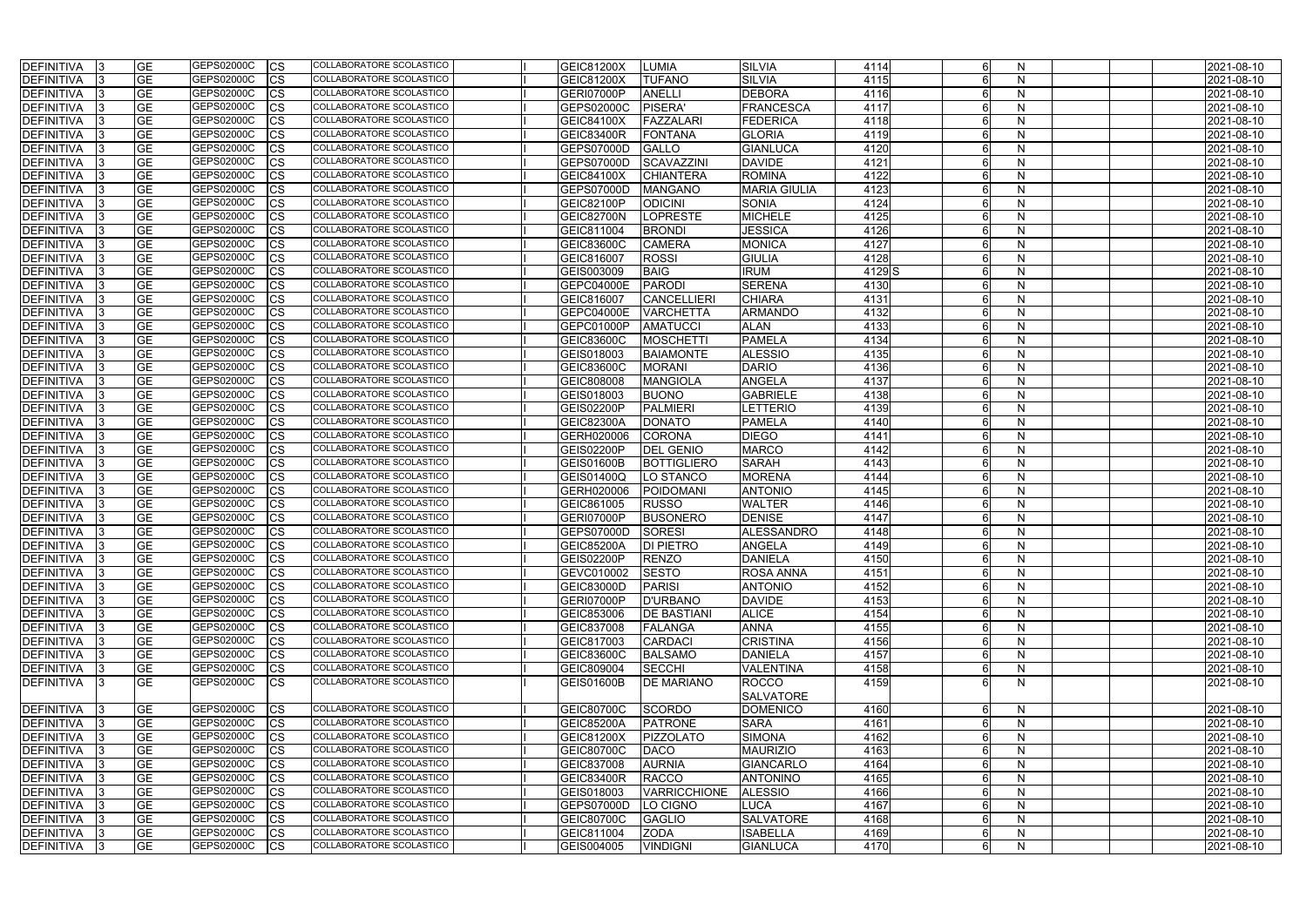| | | | | | | | | | | | | | | | | | | |
|---|---|---|---|---|---|---|---|---|---|---|---|---|---|---|---|---|---|---|
| DEFINITIVA | 3 | GE | GEPS02000C | CS | COLLABORATORE SCOLASTICO | | I | GEIC81200X | LUMIA | SILVIA | 4114 | | 6 | N | | | | 2021-08-10 |
| DEFINITIVA | 3 | GE | GEPS02000C | CS | COLLABORATORE SCOLASTICO | | I | GEIC81200X | TUFANO | SILVIA | 4115 | | 6 | N | | | | 2021-08-10 |
| DEFINITIVA | 3 | GE | GEPS02000C | CS | COLLABORATORE SCOLASTICO | | I | GERI07000P | ANELLI | DEBORA | 4116 | | 6 | N | | | | 2021-08-10 |
| DEFINITIVA | 3 | GE | GEPS02000C | CS | COLLABORATORE SCOLASTICO | | I | GEPS02000C | PISERA' | FRANCESCA | 4117 | | 6 | N | | | | 2021-08-10 |
| DEFINITIVA | 3 | GE | GEPS02000C | CS | COLLABORATORE SCOLASTICO | | I | GEIC84100X | FAZZALARI | FEDERICA | 4118 | | 6 | N | | | | 2021-08-10 |
| DEFINITIVA | 3 | GE | GEPS02000C | CS | COLLABORATORE SCOLASTICO | | I | GEIC83400R | FONTANA | GLORIA | 4119 | | 6 | N | | | | 2021-08-10 |
| DEFINITIVA | 3 | GE | GEPS02000C | CS | COLLABORATORE SCOLASTICO | | I | GEPS07000D | GALLO | GIANLUCA | 4120 | | 6 | N | | | | 2021-08-10 |
| DEFINITIVA | 3 | GE | GEPS02000C | CS | COLLABORATORE SCOLASTICO | | I | GEPS07000D | SCAVAZZINI | DAVIDE | 4121 | | 6 | N | | | | 2021-08-10 |
| DEFINITIVA | 3 | GE | GEPS02000C | CS | COLLABORATORE SCOLASTICO | | I | GEIC84100X | CHIANTERA | ROMINA | 4122 | | 6 | N | | | | 2021-08-10 |
| DEFINITIVA | 3 | GE | GEPS02000C | CS | COLLABORATORE SCOLASTICO | | I | GEPS07000D | MANGANO | MARIA GIULIA | 4123 | | 6 | N | | | | 2021-08-10 |
| DEFINITIVA | 3 | GE | GEPS02000C | CS | COLLABORATORE SCOLASTICO | | I | GEIC82100P | ODICINI | SONIA | 4124 | | 6 | N | | | | 2021-08-10 |
| DEFINITIVA | 3 | GE | GEPS02000C | CS | COLLABORATORE SCOLASTICO | | I | GEIC82700N | LOPRESTE | MICHELE | 4125 | | 6 | N | | | | 2021-08-10 |
| DEFINITIVA | 3 | GE | GEPS02000C | CS | COLLABORATORE SCOLASTICO | | I | GEIC811004 | BRONDI | JESSICA | 4126 | | 6 | N | | | | 2021-08-10 |
| DEFINITIVA | 3 | GE | GEPS02000C | CS | COLLABORATORE SCOLASTICO | | I | GEIC83600C | CAMERA | MONICA | 4127 | | 6 | N | | | | 2021-08-10 |
| DEFINITIVA | 3 | GE | GEPS02000C | CS | COLLABORATORE SCOLASTICO | | I | GEIC816007 | ROSSI | GIULIA | 4128 | | 6 | N | | | | 2021-08-10 |
| DEFINITIVA | 3 | GE | GEPS02000C | CS | COLLABORATORE SCOLASTICO | | I | GEIS003009 | BAIG | IRUM | 4129 | S | 6 | N | | | | 2021-08-10 |
| DEFINITIVA | 3 | GE | GEPS02000C | CS | COLLABORATORE SCOLASTICO | | I | GEPC04000E | PARODI | SERENA | 4130 | | 6 | N | | | | 2021-08-10 |
| DEFINITIVA | 3 | GE | GEPS02000C | CS | COLLABORATORE SCOLASTICO | | I | GEIC816007 | CANCELLIERI | CHIARA | 4131 | | 6 | N | | | | 2021-08-10 |
| DEFINITIVA | 3 | GE | GEPS02000C | CS | COLLABORATORE SCOLASTICO | | I | GEPC04000E | VARCHETTA | ARMANDO | 4132 | | 6 | N | | | | 2021-08-10 |
| DEFINITIVA | 3 | GE | GEPS02000C | CS | COLLABORATORE SCOLASTICO | | I | GEPC01000P | AMATUCCI | ALAN | 4133 | | 6 | N | | | | 2021-08-10 |
| DEFINITIVA | 3 | GE | GEPS02000C | CS | COLLABORATORE SCOLASTICO | | I | GEIC83600C | MOSCHETTI | PAMELA | 4134 | | 6 | N | | | | 2021-08-10 |
| DEFINITIVA | 3 | GE | GEPS02000C | CS | COLLABORATORE SCOLASTICO | | I | GEIS018003 | BAIAMONTE | ALESSIO | 4135 | | 6 | N | | | | 2021-08-10 |
| DEFINITIVA | 3 | GE | GEPS02000C | CS | COLLABORATORE SCOLASTICO | | I | GEIC83600C | MORANI | DARIO | 4136 | | 6 | N | | | | 2021-08-10 |
| DEFINITIVA | 3 | GE | GEPS02000C | CS | COLLABORATORE SCOLASTICO | | I | GEIC808008 | MANGIOLA | ANGELA | 4137 | | 6 | N | | | | 2021-08-10 |
| DEFINITIVA | 3 | GE | GEPS02000C | CS | COLLABORATORE SCOLASTICO | | I | GEIS018003 | BUONO | GABRIELE | 4138 | | 6 | N | | | | 2021-08-10 |
| DEFINITIVA | 3 | GE | GEPS02000C | CS | COLLABORATORE SCOLASTICO | | I | GEIS02200P | PALMIERI | LETTERIO | 4139 | | 6 | N | | | | 2021-08-10 |
| DEFINITIVA | 3 | GE | GEPS02000C | CS | COLLABORATORE SCOLASTICO | | I | GEIC82300A | DONATO | PAMELA | 4140 | | 6 | N | | | | 2021-08-10 |
| DEFINITIVA | 3 | GE | GEPS02000C | CS | COLLABORATORE SCOLASTICO | | I | GERH020006 | CORONA | DIEGO | 4141 | | 6 | N | | | | 2021-08-10 |
| DEFINITIVA | 3 | GE | GEPS02000C | CS | COLLABORATORE SCOLASTICO | | I | GEIS02200P | DEL GENIO | MARCO | 4142 | | 6 | N | | | | 2021-08-10 |
| DEFINITIVA | 3 | GE | GEPS02000C | CS | COLLABORATORE SCOLASTICO | | I | GEIS01600B | BOTTIGLIERO | SARAH | 4143 | | 6 | N | | | | 2021-08-10 |
| DEFINITIVA | 3 | GE | GEPS02000C | CS | COLLABORATORE SCOLASTICO | | I | GEIS01400Q | LO STANCO | MORENA | 4144 | | 6 | N | | | | 2021-08-10 |
| DEFINITIVA | 3 | GE | GEPS02000C | CS | COLLABORATORE SCOLASTICO | | I | GERH020006 | POIDOMANI | ANTONIO | 4145 | | 6 | N | | | | 2021-08-10 |
| DEFINITIVA | 3 | GE | GEPS02000C | CS | COLLABORATORE SCOLASTICO | | I | GEIC861005 | RUSSO | WALTER | 4146 | | 6 | N | | | | 2021-08-10 |
| DEFINITIVA | 3 | GE | GEPS02000C | CS | COLLABORATORE SCOLASTICO | | I | GERI07000P | BUSONERO | DENISE | 4147 | | 6 | N | | | | 2021-08-10 |
| DEFINITIVA | 3 | GE | GEPS02000C | CS | COLLABORATORE SCOLASTICO | | I | GEPS07000D | SORESI | ALESSANDRO | 4148 | | 6 | N | | | | 2021-08-10 |
| DEFINITIVA | 3 | GE | GEPS02000C | CS | COLLABORATORE SCOLASTICO | | I | GEIC85200A | DI PIETRO | ANGELA | 4149 | | 6 | N | | | | 2021-08-10 |
| DEFINITIVA | 3 | GE | GEPS02000C | CS | COLLABORATORE SCOLASTICO | | I | GEIS02200P | RENZO | DANIELA | 4150 | | 6 | N | | | | 2021-08-10 |
| DEFINITIVA | 3 | GE | GEPS02000C | CS | COLLABORATORE SCOLASTICO | | I | GEVC010002 | SESTO | ROSA ANNA | 4151 | | 6 | N | | | | 2021-08-10 |
| DEFINITIVA | 3 | GE | GEPS02000C | CS | COLLABORATORE SCOLASTICO | | I | GEIC83000D | PARISI | ANTONIO | 4152 | | 6 | N | | | | 2021-08-10 |
| DEFINITIVA | 3 | GE | GEPS02000C | CS | COLLABORATORE SCOLASTICO | | I | GERI07000P | D'URBANO | DAVIDE | 4153 | | 6 | N | | | | 2021-08-10 |
| DEFINITIVA | 3 | GE | GEPS02000C | CS | COLLABORATORE SCOLASTICO | | I | GEIC853006 | DE BASTIANI | ALICE | 4154 | | 6 | N | | | | 2021-08-10 |
| DEFINITIVA | 3 | GE | GEPS02000C | CS | COLLABORATORE SCOLASTICO | | I | GEIC837008 | FALANGA | ANNA | 4155 | | 6 | N | | | | 2021-08-10 |
| DEFINITIVA | 3 | GE | GEPS02000C | CS | COLLABORATORE SCOLASTICO | | I | GEIC817003 | CARDACI | CRISTINA | 4156 | | 6 | N | | | | 2021-08-10 |
| DEFINITIVA | 3 | GE | GEPS02000C | CS | COLLABORATORE SCOLASTICO | | I | GEIC83600C | BALSAMO | DANIELA | 4157 | | 6 | N | | | | 2021-08-10 |
| DEFINITIVA | 3 | GE | GEPS02000C | CS | COLLABORATORE SCOLASTICO | | I | GEIC809004 | SECCHI | VALENTINA | 4158 | | 6 | N | | | | 2021-08-10 |
| DEFINITIVA | 3 | GE | GEPS02000C | CS | COLLABORATORE SCOLASTICO | | I | GEIS01600B | DE MARIANO | ROCCO SALVATORE | 4159 | | 6 | N | | | | 2021-08-10 |
| DEFINITIVA | 3 | GE | GEPS02000C | CS | COLLABORATORE SCOLASTICO | | I | GEIC80700C | SCORDO | DOMENICO | 4160 | | 6 | N | | | | 2021-08-10 |
| DEFINITIVA | 3 | GE | GEPS02000C | CS | COLLABORATORE SCOLASTICO | | I | GEIC85200A | PATRONE | SARA | 4161 | | 6 | N | | | | 2021-08-10 |
| DEFINITIVA | 3 | GE | GEPS02000C | CS | COLLABORATORE SCOLASTICO | | I | GEIC81200X | PIZZOLATO | SIMONA | 4162 | | 6 | N | | | | 2021-08-10 |
| DEFINITIVA | 3 | GE | GEPS02000C | CS | COLLABORATORE SCOLASTICO | | I | GEIC80700C | DACO | MAURIZIO | 4163 | | 6 | N | | | | 2021-08-10 |
| DEFINITIVA | 3 | GE | GEPS02000C | CS | COLLABORATORE SCOLASTICO | | I | GEIC837008 | AURNIA | GIANCARLO | 4164 | | 6 | N | | | | 2021-08-10 |
| DEFINITIVA | 3 | GE | GEPS02000C | CS | COLLABORATORE SCOLASTICO | | I | GEIC83400R | RACCO | ANTONINO | 4165 | | 6 | N | | | | 2021-08-10 |
| DEFINITIVA | 3 | GE | GEPS02000C | CS | COLLABORATORE SCOLASTICO | | I | GEIS018003 | VARRICCHIONE | ALESSIO | 4166 | | 6 | N | | | | 2021-08-10 |
| DEFINITIVA | 3 | GE | GEPS02000C | CS | COLLABORATORE SCOLASTICO | | I | GEPS07000D | LO CIGNO | LUCA | 4167 | | 6 | N | | | | 2021-08-10 |
| DEFINITIVA | 3 | GE | GEPS02000C | CS | COLLABORATORE SCOLASTICO | | I | GEIC80700C | GAGLIO | SALVATORE | 4168 | | 6 | N | | | | 2021-08-10 |
| DEFINITIVA | 3 | GE | GEPS02000C | CS | COLLABORATORE SCOLASTICO | | I | GEIC811004 | ZODA | ISABELLA | 4169 | | 6 | N | | | | 2021-08-10 |
| DEFINITIVA | 3 | GE | GEPS02000C | CS | COLLABORATORE SCOLASTICO | | I | GEIS004005 | VINDIGNI | GIANLUCA | 4170 | | 6 | N | | | | 2021-08-10 |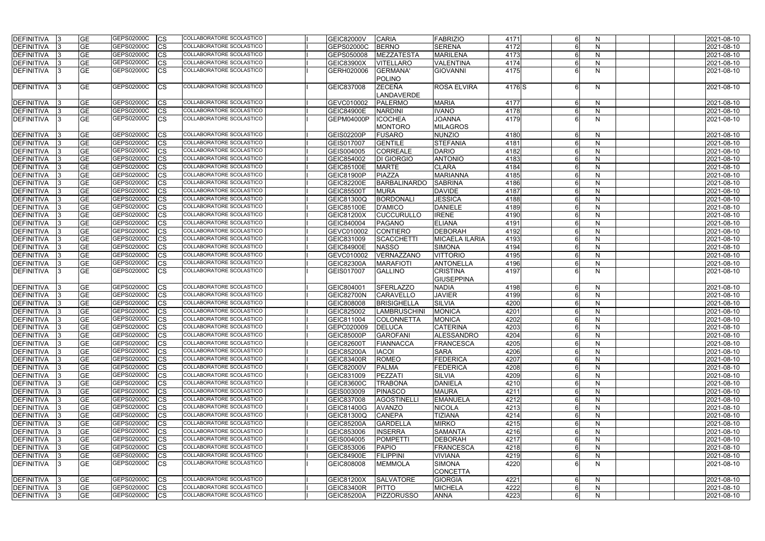| | | | | | | | | | | | | | | | | | | |
|---|---|---|---|---|---|---|---|---|---|---|---|---|---|---|---|---|---|---|
| DEFINITIVA | 3 | GE | GEPS02000C | CS | COLLABORATORE SCOLASTICO | | I | GEIC82000V | CARIA | FABRIZIO | 4171 | | 6 | N | | | | 2021-08-10 |
| DEFINITIVA | 3 | GE | GEPS02000C | CS | COLLABORATORE SCOLASTICO | | I | GEPS02000C | BERNO | SERENA | 4172 | | 6 | N | | | | 2021-08-10 |
| DEFINITIVA | 3 | GE | GEPS02000C | CS | COLLABORATORE SCOLASTICO | | I | GEPS050008 | MEZZATESTA | MARILENA | 4173 | | 6 | N | | | | 2021-08-10 |
| DEFINITIVA | 3 | GE | GEPS02000C | CS | COLLABORATORE SCOLASTICO | | I | GEIC83900X | VITELLARO | VALENTINA | 4174 | | 6 | N | | | | 2021-08-10 |
| DEFINITIVA | 3 | GE | GEPS02000C | CS | COLLABORATORE SCOLASTICO | | I | GERH020006 | GERMANA' POLINO | GIOVANNI | 4175 | | 6 | N | | | | 2021-08-10 |
| DEFINITIVA | 3 | GE | GEPS02000C | CS | COLLABORATORE SCOLASTICO | | I | GEIC837008 | ZECEÑA LANDAVERDE | ROSA ELVIRA | 4176 | S | 6 | N | | | | 2021-08-10 |
| DEFINITIVA | 3 | GE | GEPS02000C | CS | COLLABORATORE SCOLASTICO | | I | GEVC010002 | PALERMO | MARIA | 4177 | | 6 | N | | | | 2021-08-10 |
| DEFINITIVA | 3 | GE | GEPS02000C | CS | COLLABORATORE SCOLASTICO | | I | GEIC84900E | NARDINI | IVANO | 4178 | | 6 | N | | | | 2021-08-10 |
| DEFINITIVA | 3 | GE | GEPS02000C | CS | COLLABORATORE SCOLASTICO | | I | GEPM04000P | ICOCHEA MONTORO | JOANNA MILAGROS | 4179 | | 6 | N | | | | 2021-08-10 |
| DEFINITIVA | 3 | GE | GEPS02000C | CS | COLLABORATORE SCOLASTICO | | I | GEIS02200P | FUSARO | NUNZIO | 4180 | | 6 | N | | | | 2021-08-10 |
| DEFINITIVA | 3 | GE | GEPS02000C | CS | COLLABORATORE SCOLASTICO | | I | GEIS017007 | GENTILE | STEFANIA | 4181 | | 6 | N | | | | 2021-08-10 |
| DEFINITIVA | 3 | GE | GEPS02000C | CS | COLLABORATORE SCOLASTICO | | I | GEIS004005 | CORREALE | DARIO | 4182 | | 6 | N | | | | 2021-08-10 |
| DEFINITIVA | 3 | GE | GEPS02000C | CS | COLLABORATORE SCOLASTICO | | I | GEIC854002 | DI GIORGIO | ANTONIO | 4183 | | 6 | N | | | | 2021-08-10 |
| DEFINITIVA | 3 | GE | GEPS02000C | CS | COLLABORATORE SCOLASTICO | | I | GEIC85100E | MARTE | CLARA | 4184 | | 6 | N | | | | 2021-08-10 |
| DEFINITIVA | 3 | GE | GEPS02000C | CS | COLLABORATORE SCOLASTICO | | I | GEIC81900P | PIAZZA | MARIANNA | 4185 | | 6 | N | | | | 2021-08-10 |
| DEFINITIVA | 3 | GE | GEPS02000C | CS | COLLABORATORE SCOLASTICO | | I | GEIC82200E | BARBALINARDO | SABRINA | 4186 | | 6 | N | | | | 2021-08-10 |
| DEFINITIVA | 3 | GE | GEPS02000C | CS | COLLABORATORE SCOLASTICO | | I | GEIC85500T | MURA | DAVIDE | 4187 | | 6 | N | | | | 2021-08-10 |
| DEFINITIVA | 3 | GE | GEPS02000C | CS | COLLABORATORE SCOLASTICO | | I | GEIC81300Q | BORDONALI | JESSICA | 4188 | | 6 | N | | | | 2021-08-10 |
| DEFINITIVA | 3 | GE | GEPS02000C | CS | COLLABORATORE SCOLASTICO | | I | GEIC85100E | D'AMICO | DANIELE | 4189 | | 6 | N | | | | 2021-08-10 |
| DEFINITIVA | 3 | GE | GEPS02000C | CS | COLLABORATORE SCOLASTICO | | I | GEIC81200X | CUCCURULLO | IRENE | 4190 | | 6 | N | | | | 2021-08-10 |
| DEFINITIVA | 3 | GE | GEPS02000C | CS | COLLABORATORE SCOLASTICO | | I | GEIC840004 | PAGANO | ELIANA | 4191 | | 6 | N | | | | 2021-08-10 |
| DEFINITIVA | 3 | GE | GEPS02000C | CS | COLLABORATORE SCOLASTICO | | I | GEVC010002 | CONTIERO | DEBORAH | 4192 | | 6 | N | | | | 2021-08-10 |
| DEFINITIVA | 3 | GE | GEPS02000C | CS | COLLABORATORE SCOLASTICO | | I | GEIC831009 | SCACCHETTI | MICAELA ILARIA | 4193 | | 6 | N | | | | 2021-08-10 |
| DEFINITIVA | 3 | GE | GEPS02000C | CS | COLLABORATORE SCOLASTICO | | I | GEIC84900E | NASSO | SIMONA | 4194 | | 6 | N | | | | 2021-08-10 |
| DEFINITIVA | 3 | GE | GEPS02000C | CS | COLLABORATORE SCOLASTICO | | I | GEVC010002 | VERNAZZANO | VITTORIO | 4195 | | 6 | N | | | | 2021-08-10 |
| DEFINITIVA | 3 | GE | GEPS02000C | CS | COLLABORATORE SCOLASTICO | | I | GEIC82300A | MARAFIOTI | ANTONELLA | 4196 | | 6 | N | | | | 2021-08-10 |
| DEFINITIVA | 3 | GE | GEPS02000C | CS | COLLABORATORE SCOLASTICO | | I | GEIS017007 | GALLINO | CRISTINA GIUSEPPINA | 4197 | | 6 | N | | | | 2021-08-10 |
| DEFINITIVA | 3 | GE | GEPS02000C | CS | COLLABORATORE SCOLASTICO | | I | GEIC804001 | SFERLAZZO | NADIA | 4198 | | 6 | N | | | | 2021-08-10 |
| DEFINITIVA | 3 | GE | GEPS02000C | CS | COLLABORATORE SCOLASTICO | | I | GEIC82700N | CARAVELLO | JAVIER | 4199 | | 6 | N | | | | 2021-08-10 |
| DEFINITIVA | 3 | GE | GEPS02000C | CS | COLLABORATORE SCOLASTICO | | I | GEIC808008 | BRISIGHELLA | SILVIA | 4200 | | 6 | N | | | | 2021-08-10 |
| DEFINITIVA | 3 | GE | GEPS02000C | CS | COLLABORATORE SCOLASTICO | | I | GEIC825002 | LAMBRUSCHINI | MONICA | 4201 | | 6 | N | | | | 2021-08-10 |
| DEFINITIVA | 3 | GE | GEPS02000C | CS | COLLABORATORE SCOLASTICO | | I | GEIC811004 | COLONNETTA | MONICA | 4202 | | 6 | N | | | | 2021-08-10 |
| DEFINITIVA | 3 | GE | GEPS02000C | CS | COLLABORATORE SCOLASTICO | | I | GEPC020009 | DELUCA | CATERINA | 4203 | | 6 | N | | | | 2021-08-10 |
| DEFINITIVA | 3 | GE | GEPS02000C | CS | COLLABORATORE SCOLASTICO | | I | GEIC85000P | GAROFANI | ALESSANDRO | 4204 | | 6 | N | | | | 2021-08-10 |
| DEFINITIVA | 3 | GE | GEPS02000C | CS | COLLABORATORE SCOLASTICO | | I | GEIC82600T | FIANNACCA | FRANCESCA | 4205 | | 6 | N | | | | 2021-08-10 |
| DEFINITIVA | 3 | GE | GEPS02000C | CS | COLLABORATORE SCOLASTICO | | I | GEIC85200A | IACOI | SARA | 4206 | | 6 | N | | | | 2021-08-10 |
| DEFINITIVA | 3 | GE | GEPS02000C | CS | COLLABORATORE SCOLASTICO | | I | GEIC83400R | ROMEO | FEDERICA | 4207 | | 6 | N | | | | 2021-08-10 |
| DEFINITIVA | 3 | GE | GEPS02000C | CS | COLLABORATORE SCOLASTICO | | I | GEIC82000V | PALMA | FEDERICA | 4208 | | 6 | N | | | | 2021-08-10 |
| DEFINITIVA | 3 | GE | GEPS02000C | CS | COLLABORATORE SCOLASTICO | | I | GEIC831009 | PEZZATI | SILVIA | 4209 | | 6 | N | | | | 2021-08-10 |
| DEFINITIVA | 3 | GE | GEPS02000C | CS | COLLABORATORE SCOLASTICO | | I | GEIC83600C | TRABONA | DANIELA | 4210 | | 6 | N | | | | 2021-08-10 |
| DEFINITIVA | 3 | GE | GEPS02000C | CS | COLLABORATORE SCOLASTICO | | I | GEIS003009 | PINASCO | MAURA | 4211 | | 6 | N | | | | 2021-08-10 |
| DEFINITIVA | 3 | GE | GEPS02000C | CS | COLLABORATORE SCOLASTICO | | I | GEIC837008 | AGOSTINELLI | EMANUELA | 4212 | | 6 | N | | | | 2021-08-10 |
| DEFINITIVA | 3 | GE | GEPS02000C | CS | COLLABORATORE SCOLASTICO | | I | GEIC81400G | AVANZO | NICOLA | 4213 | | 6 | N | | | | 2021-08-10 |
| DEFINITIVA | 3 | GE | GEPS02000C | CS | COLLABORATORE SCOLASTICO | | I | GEIC81300Q | CANEPA | TIZIANA | 4214 | | 6 | N | | | | 2021-08-10 |
| DEFINITIVA | 3 | GE | GEPS02000C | CS | COLLABORATORE SCOLASTICO | | I | GEIC85200A | GARDELLA | MIRKO | 4215 | | 6 | N | | | | 2021-08-10 |
| DEFINITIVA | 3 | GE | GEPS02000C | CS | COLLABORATORE SCOLASTICO | | I | GEIC853006 | INSERRA | SAMANTA | 4216 | | 6 | N | | | | 2021-08-10 |
| DEFINITIVA | 3 | GE | GEPS02000C | CS | COLLABORATORE SCOLASTICO | | I | GEIS004005 | POMPETTI | DEBORAH | 4217 | | 6 | N | | | | 2021-08-10 |
| DEFINITIVA | 3 | GE | GEPS02000C | CS | COLLABORATORE SCOLASTICO | | I | GEIC853006 | PAPIO | FRANCESCA | 4218 | | 6 | N | | | | 2021-08-10 |
| DEFINITIVA | 3 | GE | GEPS02000C | CS | COLLABORATORE SCOLASTICO | | I | GEIC84900E | FILIPPINI | VIVIANA | 4219 | | 6 | N | | | | 2021-08-10 |
| DEFINITIVA | 3 | GE | GEPS02000C | CS | COLLABORATORE SCOLASTICO | | I | GEIC808008 | MEMMOLA | SIMONA CONCETTA | 4220 | | 6 | N | | | | 2021-08-10 |
| DEFINITIVA | 3 | GE | GEPS02000C | CS | COLLABORATORE SCOLASTICO | | I | GEIC81200X | SALVATORE | GIORGIA | 4221 | | 6 | N | | | | 2021-08-10 |
| DEFINITIVA | 3 | GE | GEPS02000C | CS | COLLABORATORE SCOLASTICO | | I | GEIC83400R | PITTO | MICHELA | 4222 | | 6 | N | | | | 2021-08-10 |
| DEFINITIVA | 3 | GE | GEPS02000C | CS | COLLABORATORE SCOLASTICO | | I | GEIC85200A | PIZZORUSSO | ANNA | 4223 | | 6 | N | | | | 2021-08-10 |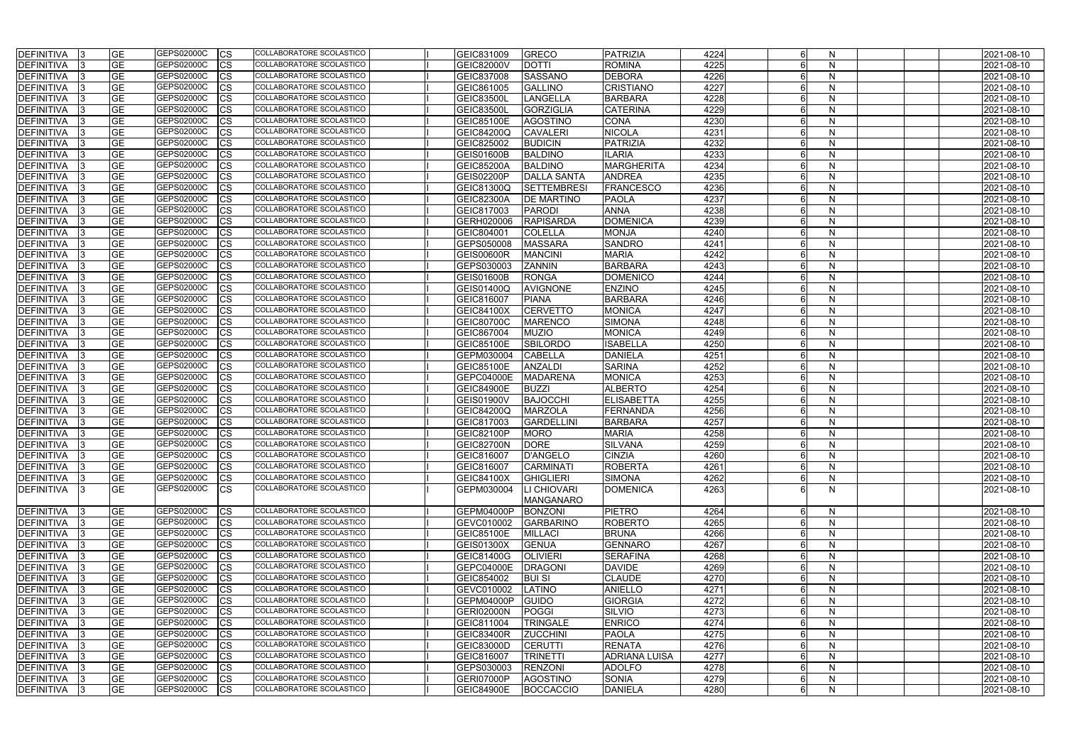| | | | | | | | | | | | | | | | | | |
|---|---|---|---|---|---|---|---|---|---|---|---|---|---|---|---|---|---|
| DEFINITIVA | 3 | GE | GEPS02000C | CS | COLLABORATORE SCOLASTICO | | I | GEIC831009 | GRECO | PATRIZIA | 4224 | | 6 | N | | | 2021-08-10 |
| DEFINITIVA | 3 | GE | GEPS02000C | CS | COLLABORATORE SCOLASTICO | | I | GEIC82000V | DOTTI | ROMINA | 4225 | | 6 | N | | | 2021-08-10 |
| DEFINITIVA | 3 | GE | GEPS02000C | CS | COLLABORATORE SCOLASTICO | | I | GEIC837008 | SASSANO | DEBORA | 4226 | | 6 | N | | | 2021-08-10 |
| DEFINITIVA | 3 | GE | GEPS02000C | CS | COLLABORATORE SCOLASTICO | | I | GEIC861005 | GALLINO | CRISTIANO | 4227 | | 6 | N | | | 2021-08-10 |
| DEFINITIVA | 3 | GE | GEPS02000C | CS | COLLABORATORE SCOLASTICO | | I | GEIC83500L | LANGELLA | BARBARA | 4228 | | 6 | N | | | 2021-08-10 |
| DEFINITIVA | 3 | GE | GEPS02000C | CS | COLLABORATORE SCOLASTICO | | I | GEIC83500L | GORZIGLIA | CATERINA | 4229 | | 6 | N | | | 2021-08-10 |
| DEFINITIVA | 3 | GE | GEPS02000C | CS | COLLABORATORE SCOLASTICO | | I | GEIC85100E | AGOSTINO | CONA | 4230 | | 6 | N | | | 2021-08-10 |
| DEFINITIVA | 3 | GE | GEPS02000C | CS | COLLABORATORE SCOLASTICO | | I | GEIC84200Q | CAVALERI | NICOLA | 4231 | | 6 | N | | | 2021-08-10 |
| DEFINITIVA | 3 | GE | GEPS02000C | CS | COLLABORATORE SCOLASTICO | | I | GEIC825002 | BUDICIN | PATRIZIA | 4232 | | 6 | N | | | 2021-08-10 |
| DEFINITIVA | 3 | GE | GEPS02000C | CS | COLLABORATORE SCOLASTICO | | I | GEIS01600B | BALDINO | ILARIA | 4233 | | 6 | N | | | 2021-08-10 |
| DEFINITIVA | 3 | GE | GEPS02000C | CS | COLLABORATORE SCOLASTICO | | I | GEIC85200A | BALDINO | MARGHERITA | 4234 | | 6 | N | | | 2021-08-10 |
| DEFINITIVA | 3 | GE | GEPS02000C | CS | COLLABORATORE SCOLASTICO | | I | GEIS02200P | DALLA SANTA | ANDREA | 4235 | | 6 | N | | | 2021-08-10 |
| DEFINITIVA | 3 | GE | GEPS02000C | CS | COLLABORATORE SCOLASTICO | | I | GEIC81300Q | SETTEMBRESI | FRANCESCO | 4236 | | 6 | N | | | 2021-08-10 |
| DEFINITIVA | 3 | GE | GEPS02000C | CS | COLLABORATORE SCOLASTICO | | I | GEIC82300A | DE MARTINO | PAOLA | 4237 | | 6 | N | | | 2021-08-10 |
| DEFINITIVA | 3 | GE | GEPS02000C | CS | COLLABORATORE SCOLASTICO | | I | GEIC817003 | PARODI | ANNA | 4238 | | 6 | N | | | 2021-08-10 |
| DEFINITIVA | 3 | GE | GEPS02000C | CS | COLLABORATORE SCOLASTICO | | I | GERH020006 | RAPISARDA | DOMENICA | 4239 | | 6 | N | | | 2021-08-10 |
| DEFINITIVA | 3 | GE | GEPS02000C | CS | COLLABORATORE SCOLASTICO | | I | GEIC804001 | COLELLA | MONJA | 4240 | | 6 | N | | | 2021-08-10 |
| DEFINITIVA | 3 | GE | GEPS02000C | CS | COLLABORATORE SCOLASTICO | | I | GEPS050008 | MASSARA | SANDRO | 4241 | | 6 | N | | | 2021-08-10 |
| DEFINITIVA | 3 | GE | GEPS02000C | CS | COLLABORATORE SCOLASTICO | | I | GEIS00600R | MANCINI | MARIA | 4242 | | 6 | N | | | 2021-08-10 |
| DEFINITIVA | 3 | GE | GEPS02000C | CS | COLLABORATORE SCOLASTICO | | I | GEPS030003 | ZANNIN | BARBARA | 4243 | | 6 | N | | | 2021-08-10 |
| DEFINITIVA | 3 | GE | GEPS02000C | CS | COLLABORATORE SCOLASTICO | | I | GEIS01600B | RONGA | DOMENICO | 4244 | | 6 | N | | | 2021-08-10 |
| DEFINITIVA | 3 | GE | GEPS02000C | CS | COLLABORATORE SCOLASTICO | | I | GEIS01400Q | AVIGNONE | ENZINO | 4245 | | 6 | N | | | 2021-08-10 |
| DEFINITIVA | 3 | GE | GEPS02000C | CS | COLLABORATORE SCOLASTICO | | I | GEIC816007 | PIANA | BARBARA | 4246 | | 6 | N | | | 2021-08-10 |
| DEFINITIVA | 3 | GE | GEPS02000C | CS | COLLABORATORE SCOLASTICO | | I | GEIC84100X | CERVETTO | MONICA | 4247 | | 6 | N | | | 2021-08-10 |
| DEFINITIVA | 3 | GE | GEPS02000C | CS | COLLABORATORE SCOLASTICO | | I | GEIC80700C | MARENCO | SIMONA | 4248 | | 6 | N | | | 2021-08-10 |
| DEFINITIVA | 3 | GE | GEPS02000C | CS | COLLABORATORE SCOLASTICO | | I | GEIC867004 | MUZIO | MONICA | 4249 | | 6 | N | | | 2021-08-10 |
| DEFINITIVA | 3 | GE | GEPS02000C | CS | COLLABORATORE SCOLASTICO | | I | GEIC85100E | SBILORDO | ISABELLA | 4250 | | 6 | N | | | 2021-08-10 |
| DEFINITIVA | 3 | GE | GEPS02000C | CS | COLLABORATORE SCOLASTICO | | I | GEPM030004 | CABELLA | DANIELA | 4251 | | 6 | N | | | 2021-08-10 |
| DEFINITIVA | 3 | GE | GEPS02000C | CS | COLLABORATORE SCOLASTICO | | I | GEIC85100E | ANZALDI | SARINA | 4252 | | 6 | N | | | 2021-08-10 |
| DEFINITIVA | 3 | GE | GEPS02000C | CS | COLLABORATORE SCOLASTICO | | I | GEPC04000E | MADARENA | MONICA | 4253 | | 6 | N | | | 2021-08-10 |
| DEFINITIVA | 3 | GE | GEPS02000C | CS | COLLABORATORE SCOLASTICO | | I | GEIC84900E | BUZZI | ALBERTO | 4254 | | 6 | N | | | 2021-08-10 |
| DEFINITIVA | 3 | GE | GEPS02000C | CS | COLLABORATORE SCOLASTICO | | I | GEIS01900V | BAJOCCHI | ELISABETTA | 4255 | | 6 | N | | | 2021-08-10 |
| DEFINITIVA | 3 | GE | GEPS02000C | CS | COLLABORATORE SCOLASTICO | | I | GEIC84200Q | MARZOLA | FERNANDA | 4256 | | 6 | N | | | 2021-08-10 |
| DEFINITIVA | 3 | GE | GEPS02000C | CS | COLLABORATORE SCOLASTICO | | I | GEIC817003 | GARDELLINI | BARBARA | 4257 | | 6 | N | | | 2021-08-10 |
| DEFINITIVA | 3 | GE | GEPS02000C | CS | COLLABORATORE SCOLASTICO | | I | GEIC82100P | MORO | MARIA | 4258 | | 6 | N | | | 2021-08-10 |
| DEFINITIVA | 3 | GE | GEPS02000C | CS | COLLABORATORE SCOLASTICO | | I | GEIC82700N | DORE | SILVANA | 4259 | | 6 | N | | | 2021-08-10 |
| DEFINITIVA | 3 | GE | GEPS02000C | CS | COLLABORATORE SCOLASTICO | | I | GEIC816007 | D'ANGELO | CINZIA | 4260 | | 6 | N | | | 2021-08-10 |
| DEFINITIVA | 3 | GE | GEPS02000C | CS | COLLABORATORE SCOLASTICO | | I | GEIC816007 | CARMINATI | ROBERTA | 4261 | | 6 | N | | | 2021-08-10 |
| DEFINITIVA | 3 | GE | GEPS02000C | CS | COLLABORATORE SCOLASTICO | | I | GEIC84100X | GHIGLIERI | SIMONA | 4262 | | 6 | N | | | 2021-08-10 |
| DEFINITIVA | 3 | GE | GEPS02000C | CS | COLLABORATORE SCOLASTICO | | I | GEPM030004 | LI CHIOVARI MANGANARO | DOMENICA | 4263 | | 6 | N | | | 2021-08-10 |
| DEFINITIVA | 3 | GE | GEPS02000C | CS | COLLABORATORE SCOLASTICO | | I | GEPM04000P | BONZONI | PIETRO | 4264 | | 6 | N | | | 2021-08-10 |
| DEFINITIVA | 3 | GE | GEPS02000C | CS | COLLABORATORE SCOLASTICO | | I | GEVC010002 | GARBARINO | ROBERTO | 4265 | | 6 | N | | | 2021-08-10 |
| DEFINITIVA | 3 | GE | GEPS02000C | CS | COLLABORATORE SCOLASTICO | | I | GEIC85100E | MILLACI | BRUNA | 4266 | | 6 | N | | | 2021-08-10 |
| DEFINITIVA | 3 | GE | GEPS02000C | CS | COLLABORATORE SCOLASTICO | | I | GEIS01300X | GENUA | GENNARO | 4267 | | 6 | N | | | 2021-08-10 |
| DEFINITIVA | 3 | GE | GEPS02000C | CS | COLLABORATORE SCOLASTICO | | I | GEIC81400G | OLIVIERI | SERAFINA | 4268 | | 6 | N | | | 2021-08-10 |
| DEFINITIVA | 3 | GE | GEPS02000C | CS | COLLABORATORE SCOLASTICO | | I | GEPC04000E | DRAGONI | DAVIDE | 4269 | | 6 | N | | | 2021-08-10 |
| DEFINITIVA | 3 | GE | GEPS02000C | CS | COLLABORATORE SCOLASTICO | | I | GEIC854002 | BUI SI | CLAUDE | 4270 | | 6 | N | | | 2021-08-10 |
| DEFINITIVA | 3 | GE | GEPS02000C | CS | COLLABORATORE SCOLASTICO | | I | GEVC010002 | LATINO | ANIELLO | 4271 | | 6 | N | | | 2021-08-10 |
| DEFINITIVA | 3 | GE | GEPS02000C | CS | COLLABORATORE SCOLASTICO | | I | GEPM04000P | GUIDO | GIORGIA | 4272 | | 6 | N | | | 2021-08-10 |
| DEFINITIVA | 3 | GE | GEPS02000C | CS | COLLABORATORE SCOLASTICO | | I | GERI02000N | POGGI | SILVIO | 4273 | | 6 | N | | | 2021-08-10 |
| DEFINITIVA | 3 | GE | GEPS02000C | CS | COLLABORATORE SCOLASTICO | | I | GEIC811004 | TRINGALE | ENRICO | 4274 | | 6 | N | | | 2021-08-10 |
| DEFINITIVA | 3 | GE | GEPS02000C | CS | COLLABORATORE SCOLASTICO | | I | GEIC83400R | ZUCCHINI | PAOLA | 4275 | | 6 | N | | | 2021-08-10 |
| DEFINITIVA | 3 | GE | GEPS02000C | CS | COLLABORATORE SCOLASTICO | | I | GEIC83000D | CERUTTI | RENATA | 4276 | | 6 | N | | | 2021-08-10 |
| DEFINITIVA | 3 | GE | GEPS02000C | CS | COLLABORATORE SCOLASTICO | | I | GEIC816007 | TRINETTI | ADRIANA LUISA | 4277 | | 6 | N | | | 2021-08-10 |
| DEFINITIVA | 3 | GE | GEPS02000C | CS | COLLABORATORE SCOLASTICO | | I | GEPS030003 | RENZONI | ADOLFO | 4278 | | 6 | N | | | 2021-08-10 |
| DEFINITIVA | 3 | GE | GEPS02000C | CS | COLLABORATORE SCOLASTICO | | I | GERI07000P | AGOSTINO | SONIA | 4279 | | 6 | N | | | 2021-08-10 |
| DEFINITIVA | 3 | GE | GEPS02000C | CS | COLLABORATORE SCOLASTICO | | I | GEIC84900E | BOCCACCIO | DANIELA | 4280 | | 6 | N | | | 2021-08-10 |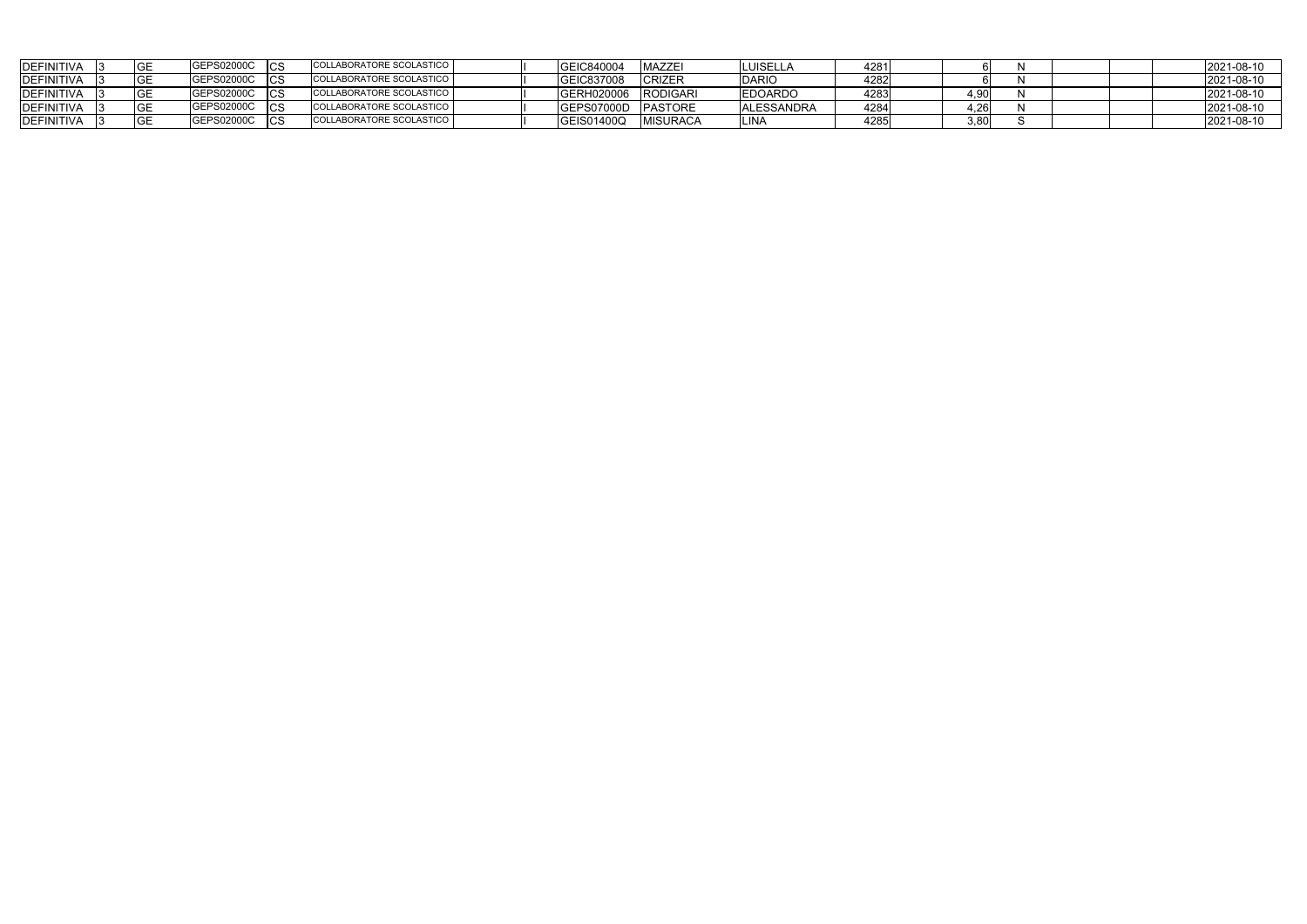| | | | | | | | | | | | | | | | | | | |
|---|---|---|---|---|---|---|---|---|---|---|---|---|---|---|---|---|---|---|
| DEFINITIVA | 3 | GE | GEPS02000C | CS | COLLABORATORE SCOLASTICO | | I | GEIC840004 | MAZZEI | LUISELLA | 4281 | | 6 | N | | | | 2021-08-10 |
| DEFINITIVA | 3 | GE | GEPS02000C | CS | COLLABORATORE SCOLASTICO | | I | GEIC837008 | CRIZER | DARIO | 4282 | | 6 | N | | | | 2021-08-10 |
| DEFINITIVA | 3 | GE | GEPS02000C | CS | COLLABORATORE SCOLASTICO | | I | GERH020006 | RODIGARI | EDOARDO | 4283 | | 4,90 | N | | | | 2021-08-10 |
| DEFINITIVA | 3 | GE | GEPS02000C | CS | COLLABORATORE SCOLASTICO | | I | GEPS07000D | PASTORE | ALESSANDRA | 4284 | | 4,26 | N | | | | 2021-08-10 |
| DEFINITIVA | 3 | GE | GEPS02000C | CS | COLLABORATORE SCOLASTICO | | I | GEIS01400Q | MISURACA | LINA | 4285 | | 3,80 | S | | | | 2021-08-10 |